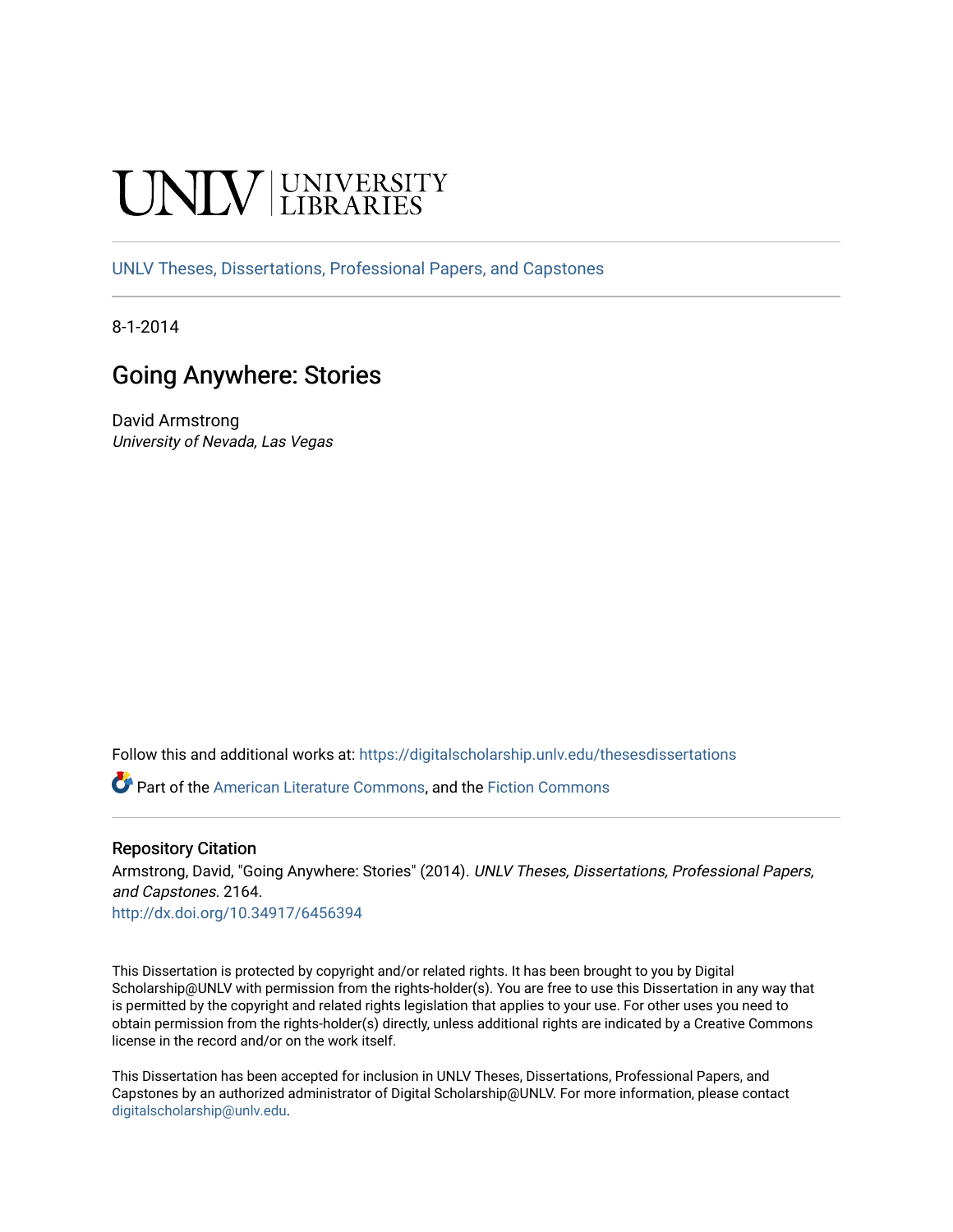UNLV | UNIVERSITY LIBRARIES

UNLV Theses, Dissertations, Professional Papers, and Capstones

8-1-2014

# Going Anywhere: Stories

David Armstrong

*University of Nevada, Las Vegas*

Follow this and additional works at: https://digitalscholarship.unlv.edu/thesesdissertations

Part of the American Literature Commons, and the Fiction Commons

## Repository Citation

Armstrong, David, "Going Anywhere: Stories" (2014). *UNLV Theses, Dissertations, Professional Papers, and Capstones*. 2164.
http://dx.doi.org/10.34917/6456394

This Dissertation is protected by copyright and/or related rights. It has been brought to you by Digital Scholarship@UNLV with permission from the rights-holder(s). You are free to use this Dissertation in any way that is permitted by the copyright and related rights legislation that applies to your use. For other uses you need to obtain permission from the rights-holder(s) directly, unless additional rights are indicated by a Creative Commons license in the record and/or on the work itself.

This Dissertation has been accepted for inclusion in UNLV Theses, Dissertations, Professional Papers, and Capstones by an authorized administrator of Digital Scholarship@UNLV. For more information, please contact digitalscholarship@unlv.edu.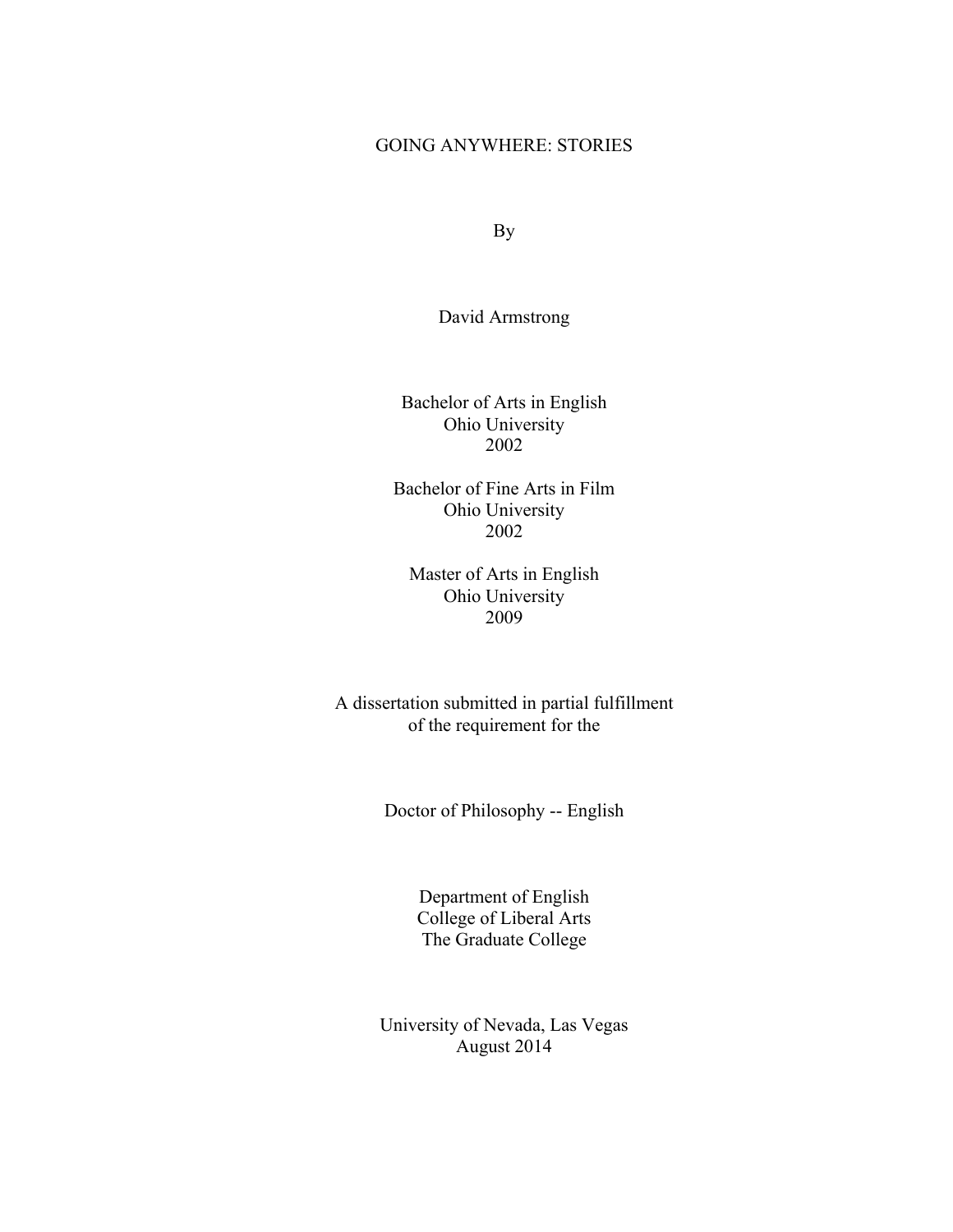# GOING ANYWHERE: STORIES

By

David Armstrong

Bachelor of Arts in English
Ohio University
2002

Bachelor of Fine Arts in Film
Ohio University
2002

Master of Arts in English
Ohio University
2009

A dissertation submitted in partial fulfillment
of the requirement for the

Doctor of Philosophy -- English

Department of English
College of Liberal Arts
The Graduate College

University of Nevada, Las Vegas
August 2014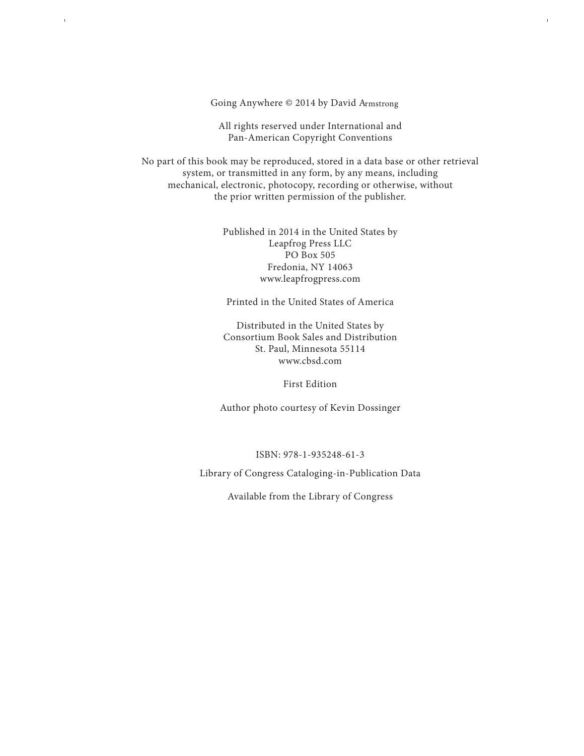Going Anywhere © 2014 by David Armstrong

All rights reserved under International and
Pan-American Copyright Conventions

No part of this book may be reproduced, stored in a data base or other retrieval
system, or transmitted in any form, by any means, including
mechanical, electronic, photocopy, recording or otherwise, without
the prior written permission of the publisher.

Published in 2014 in the United States by
Leapfrog Press LLC
PO Box 505
Fredonia, NY 14063
www.leapfrogpress.com

Printed in the United States of America

Distributed in the United States by
Consortium Book Sales and Distribution
St. Paul, Minnesota 55114
www.cbsd.com

First Edition

Author photo courtesy of Kevin Dossinger

ISBN: 978-1-935248-61-3

Library of Congress Cataloging-in-Publication Data

Available from the Library of Congress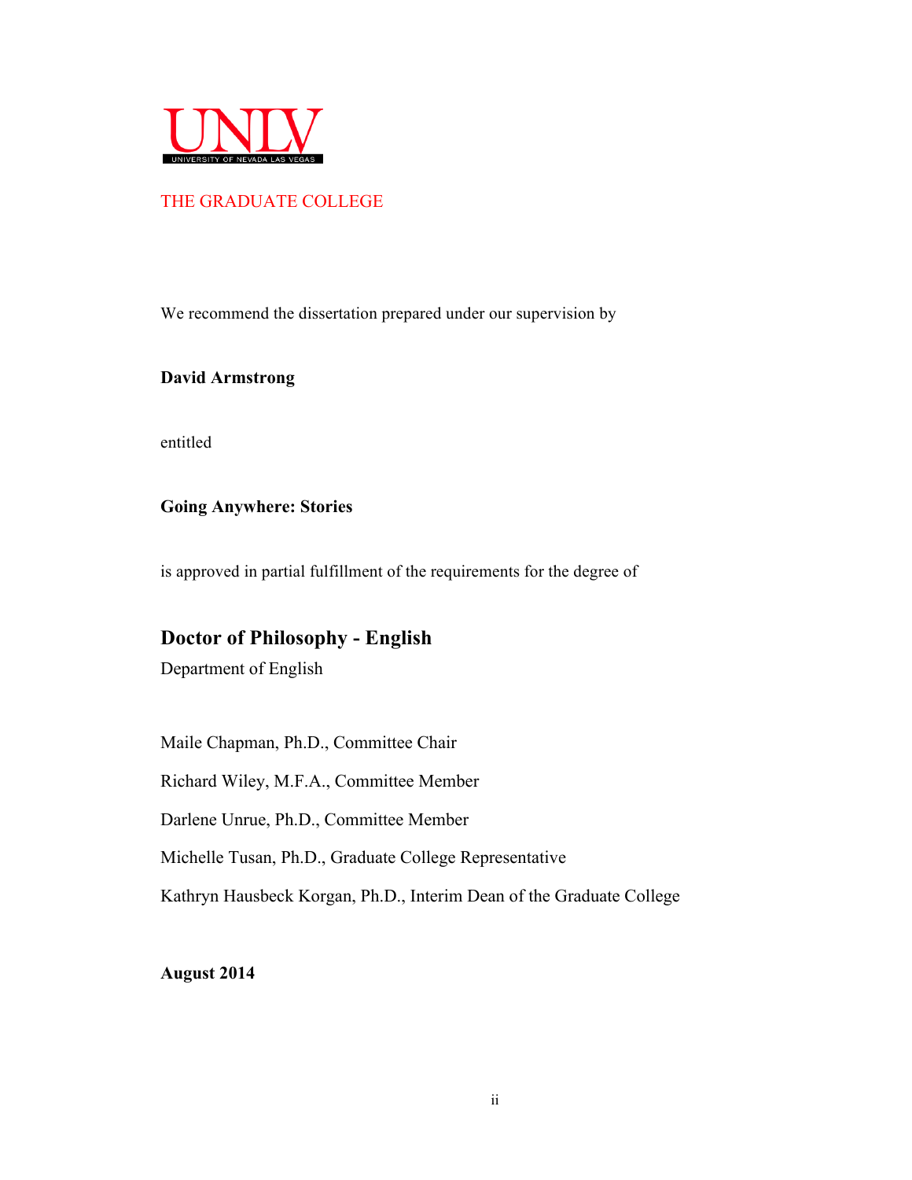UNLV
UNIVERSITY OF NEVADA LAS VEGAS

THE GRADUATE COLLEGE

We recommend the dissertation prepared under our supervision by

**David Armstrong**

entitled

**Going Anywhere: Stories**

is approved in partial fulfillment of the requirements for the degree of

## Doctor of Philosophy - English

Department of English

Maile Chapman, Ph.D., Committee Chair

Richard Wiley, M.F.A., Committee Member

Darlene Unrue, Ph.D., Committee Member

Michelle Tusan, Ph.D., Graduate College Representative

Kathryn Hausbeck Korgan, Ph.D., Interim Dean of the Graduate College

**August 2014**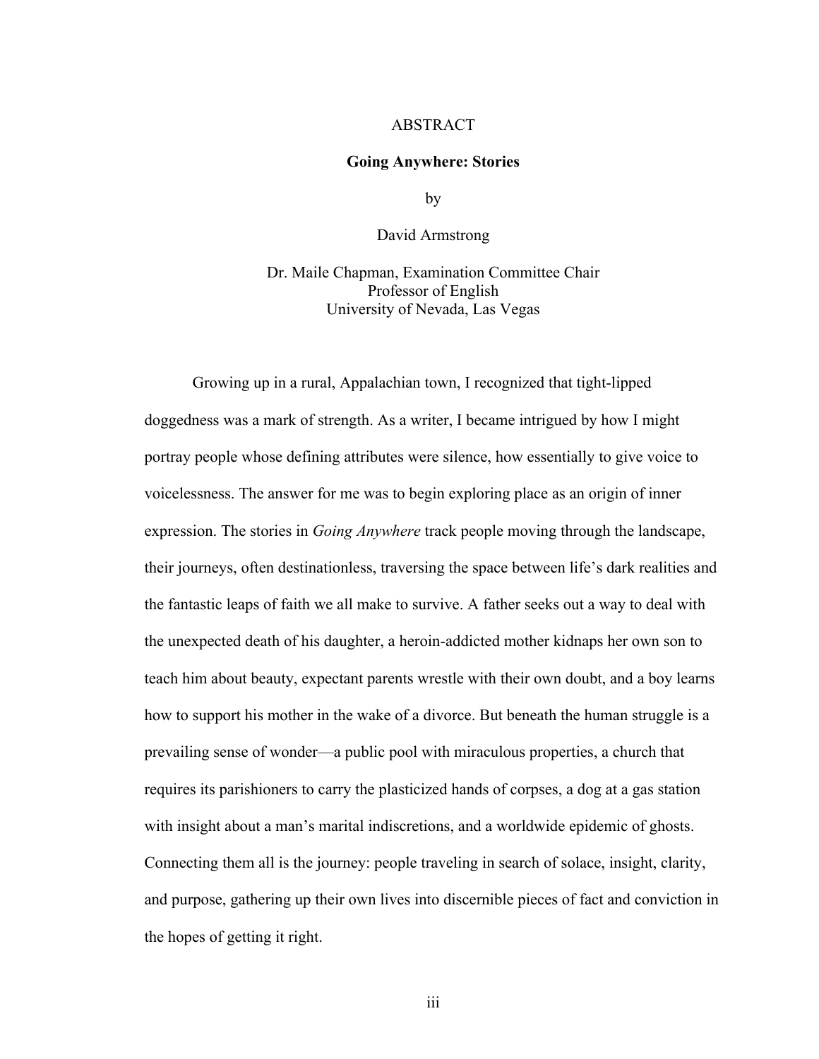# ABSTRACT

## Going Anywhere: Stories

by

David Armstrong

Dr. Maile Chapman, Examination Committee Chair
Professor of English
University of Nevada, Las Vegas

Growing up in a rural, Appalachian town, I recognized that tight-lipped doggedness was a mark of strength. As a writer, I became intrigued by how I might portray people whose defining attributes were silence, how essentially to give voice to voicelessness. The answer for me was to begin exploring place as an origin of inner expression. The stories in *Going Anywhere* track people moving through the landscape, their journeys, often destinationless, traversing the space between life's dark realities and the fantastic leaps of faith we all make to survive. A father seeks out a way to deal with the unexpected death of his daughter, a heroin-addicted mother kidnaps her own son to teach him about beauty, expectant parents wrestle with their own doubt, and a boy learns how to support his mother in the wake of a divorce. But beneath the human struggle is a prevailing sense of wonder—a public pool with miraculous properties, a church that requires its parishioners to carry the plasticized hands of corpses, a dog at a gas station with insight about a man's marital indiscretions, and a worldwide epidemic of ghosts. Connecting them all is the journey: people traveling in search of solace, insight, clarity, and purpose, gathering up their own lives into discernible pieces of fact and conviction in the hopes of getting it right.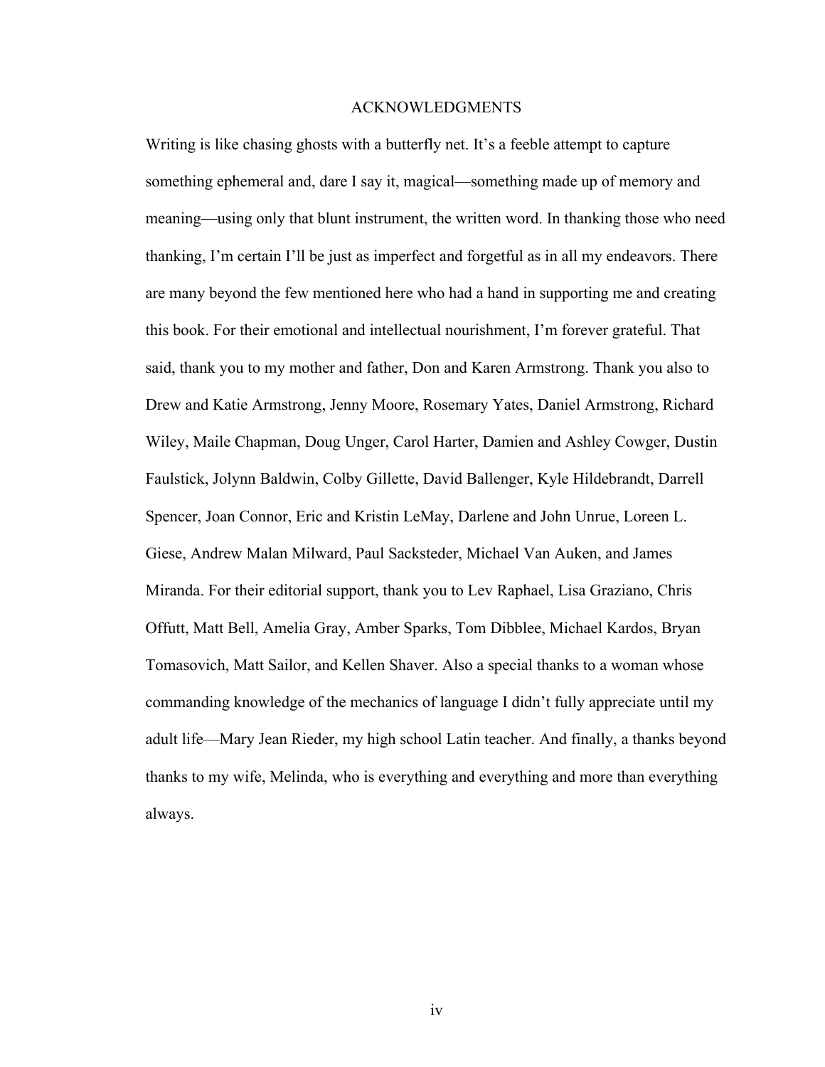# ACKNOWLEDGMENTS

Writing is like chasing ghosts with a butterfly net. It's a feeble attempt to capture something ephemeral and, dare I say it, magical—something made up of memory and meaning—using only that blunt instrument, the written word. In thanking those who need thanking, I'm certain I'll be just as imperfect and forgetful as in all my endeavors. There are many beyond the few mentioned here who had a hand in supporting me and creating this book. For their emotional and intellectual nourishment, I'm forever grateful. That said, thank you to my mother and father, Don and Karen Armstrong. Thank you also to Drew and Katie Armstrong, Jenny Moore, Rosemary Yates, Daniel Armstrong, Richard Wiley, Maile Chapman, Doug Unger, Carol Harter, Damien and Ashley Cowger, Dustin Faulstick, Jolynn Baldwin, Colby Gillette, David Ballenger, Kyle Hildebrandt, Darrell Spencer, Joan Connor, Eric and Kristin LeMay, Darlene and John Unrue, Loreen L. Giese, Andrew Malan Milward, Paul Sacksteder, Michael Van Auken, and James Miranda. For their editorial support, thank you to Lev Raphael, Lisa Graziano, Chris Offutt, Matt Bell, Amelia Gray, Amber Sparks, Tom Dibblee, Michael Kardos, Bryan Tomasovich, Matt Sailor, and Kellen Shaver. Also a special thanks to a woman whose commanding knowledge of the mechanics of language I didn't fully appreciate until my adult life—Mary Jean Rieder, my high school Latin teacher. And finally, a thanks beyond thanks to my wife, Melinda, who is everything and everything and more than everything always.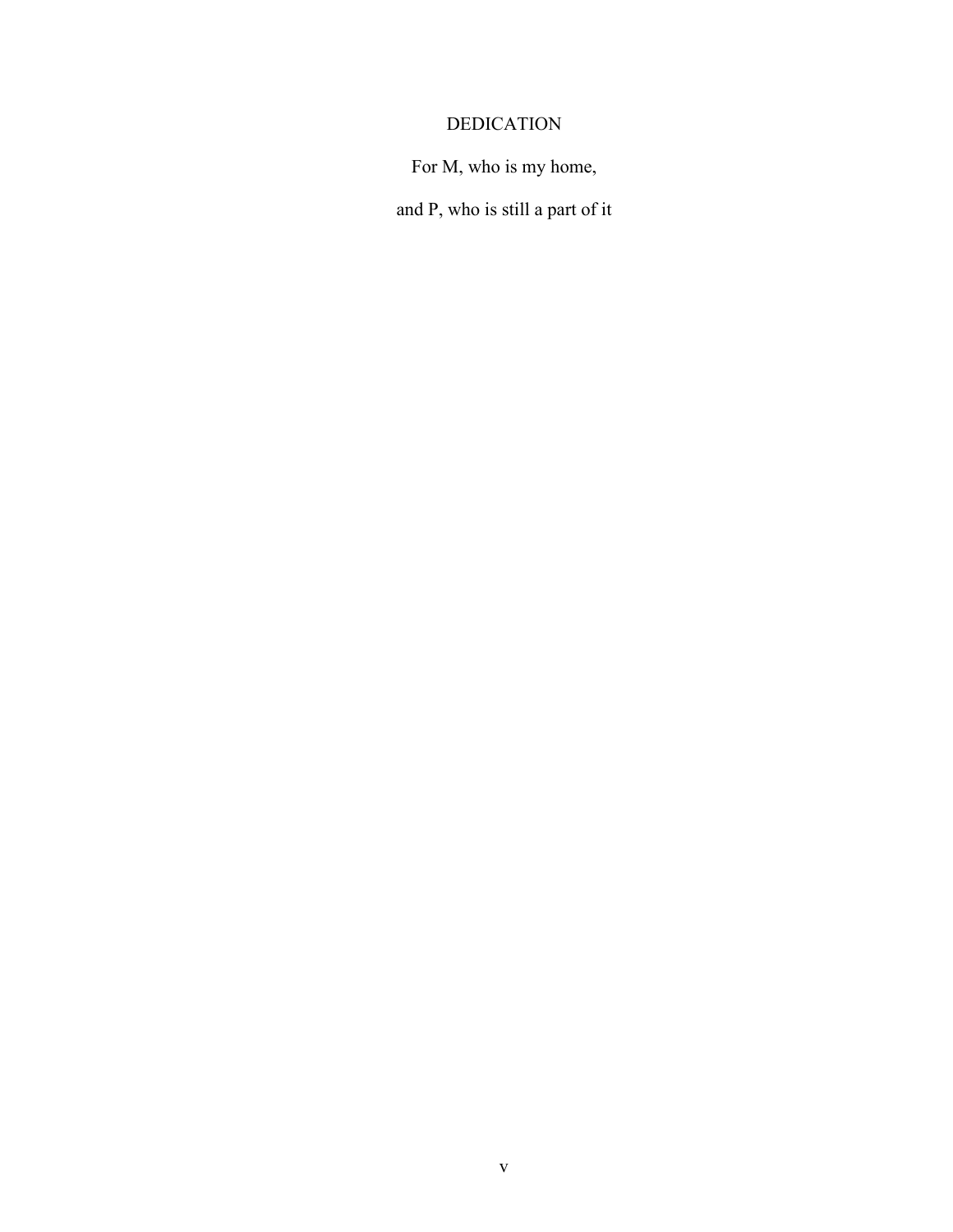# DEDICATION

For M, who is my home,

and P, who is still a part of it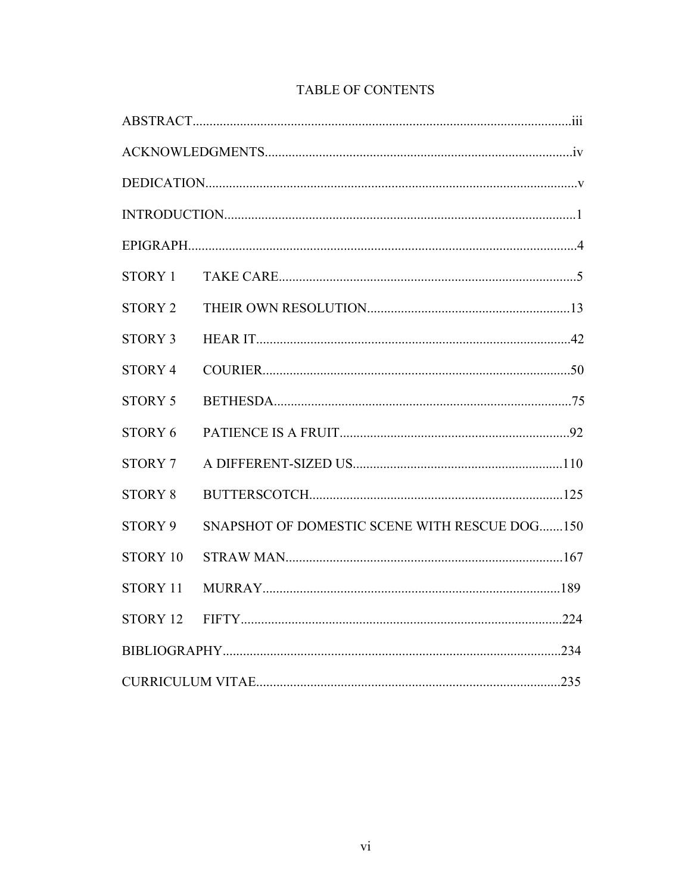# TABLE OF CONTENTS

| | | |
|---|---|---|
| ABSTRACT | | iii |
| ACKNOWLEDGMENTS | | iv |
| DEDICATION | | v |
| INTRODUCTION | | 1 |
| EPIGRAPH | | 4 |
| STORY 1 | TAKE CARE | 5 |
| STORY 2 | THEIR OWN RESOLUTION | 13 |
| STORY 3 | HEAR IT | 42 |
| STORY 4 | COURIER | 50 |
| STORY 5 | BETHESDA | 75 |
| STORY 6 | PATIENCE IS A FRUIT | 92 |
| STORY 7 | A DIFFERENT-SIZED US | 110 |
| STORY 8 | BUTTERSCOTCH | 125 |
| STORY 9 | SNAPSHOT OF DOMESTIC SCENE WITH RESCUE DOG | 150 |
| STORY 10 | STRAW MAN | 167 |
| STORY 11 | MURRAY | 189 |
| STORY 12 | FIFTY | 224 |
| BIBLIOGRAPHY | | 234 |
| CURRICULUM VITAE | | 235 |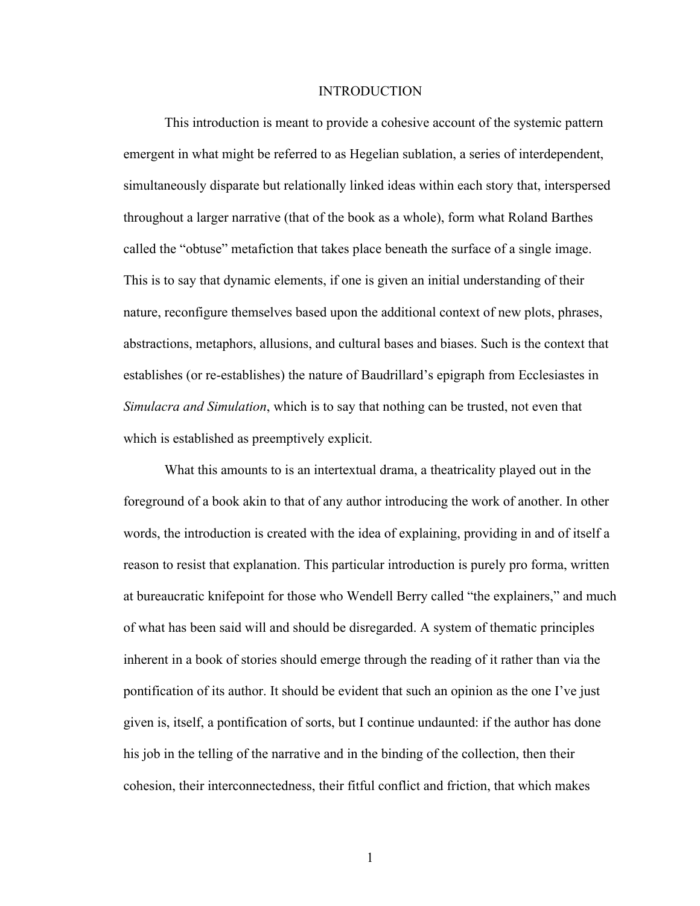# INTRODUCTION

This introduction is meant to provide a cohesive account of the systemic pattern emergent in what might be referred to as Hegelian sublation, a series of interdependent, simultaneously disparate but relationally linked ideas within each story that, interspersed throughout a larger narrative (that of the book as a whole), form what Roland Barthes called the "obtuse" metafiction that takes place beneath the surface of a single image. This is to say that dynamic elements, if one is given an initial understanding of their nature, reconfigure themselves based upon the additional context of new plots, phrases, abstractions, metaphors, allusions, and cultural bases and biases. Such is the context that establishes (or re-establishes) the nature of Baudrillard's epigraph from Ecclesiastes in *Simulacra and Simulation*, which is to say that nothing can be trusted, not even that which is established as preemptively explicit.

What this amounts to is an intertextual drama, a theatricality played out in the foreground of a book akin to that of any author introducing the work of another. In other words, the introduction is created with the idea of explaining, providing in and of itself a reason to resist that explanation. This particular introduction is purely pro forma, written at bureaucratic knifepoint for those who Wendell Berry called "the explainers," and much of what has been said will and should be disregarded. A system of thematic principles inherent in a book of stories should emerge through the reading of it rather than via the pontification of its author. It should be evident that such an opinion as the one I've just given is, itself, a pontification of sorts, but I continue undaunted: if the author has done his job in the telling of the narrative and in the binding of the collection, then their cohesion, their interconnectedness, their fitful conflict and friction, that which makes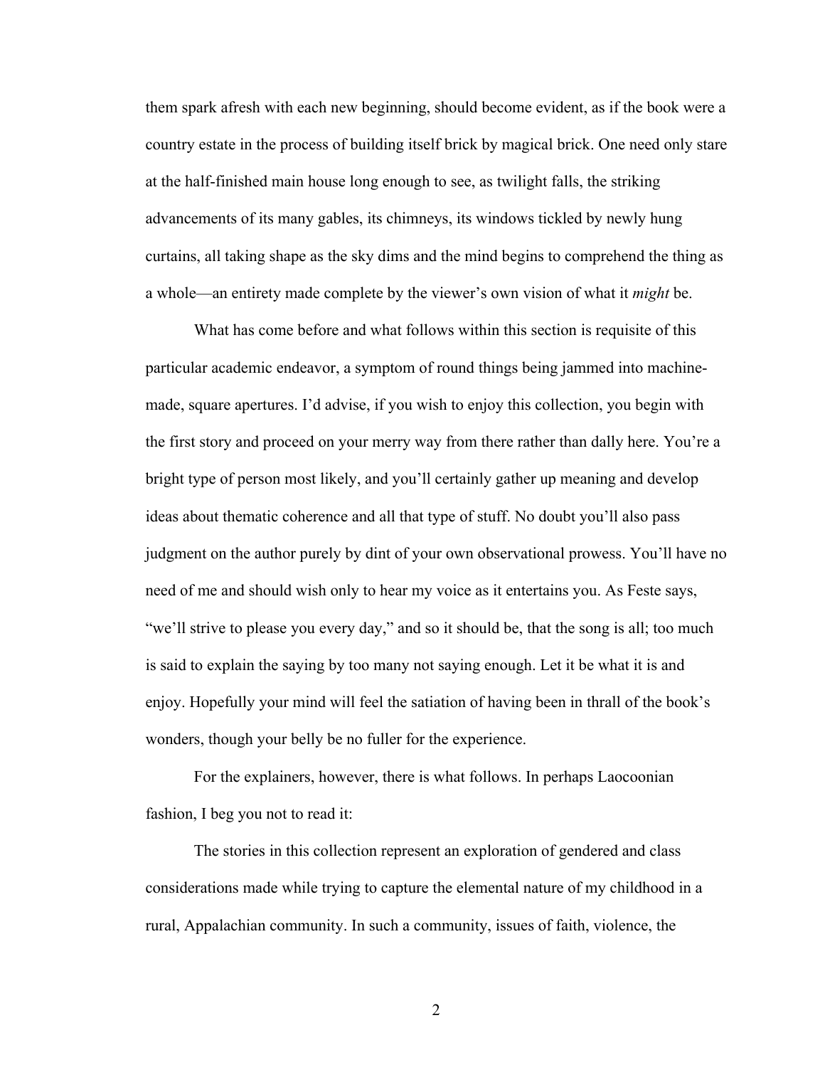them spark afresh with each new beginning, should become evident, as if the book were a country estate in the process of building itself brick by magical brick. One need only stare at the half-finished main house long enough to see, as twilight falls, the striking advancements of its many gables, its chimneys, its windows tickled by newly hung curtains, all taking shape as the sky dims and the mind begins to comprehend the thing as a whole—an entirety made complete by the viewer's own vision of what it *might* be.

What has come before and what follows within this section is requisite of this particular academic endeavor, a symptom of round things being jammed into machine-made, square apertures. I'd advise, if you wish to enjoy this collection, you begin with the first story and proceed on your merry way from there rather than dally here. You're a bright type of person most likely, and you'll certainly gather up meaning and develop ideas about thematic coherence and all that type of stuff. No doubt you'll also pass judgment on the author purely by dint of your own observational prowess. You'll have no need of me and should wish only to hear my voice as it entertains you. As Feste says, "we'll strive to please you every day," and so it should be, that the song is all; too much is said to explain the saying by too many not saying enough. Let it be what it is and enjoy. Hopefully your mind will feel the satiation of having been in thrall of the book's wonders, though your belly be no fuller for the experience.

For the explainers, however, there is what follows. In perhaps Laocoonian fashion, I beg you not to read it:

The stories in this collection represent an exploration of gendered and class considerations made while trying to capture the elemental nature of my childhood in a rural, Appalachian community. In such a community, issues of faith, violence, the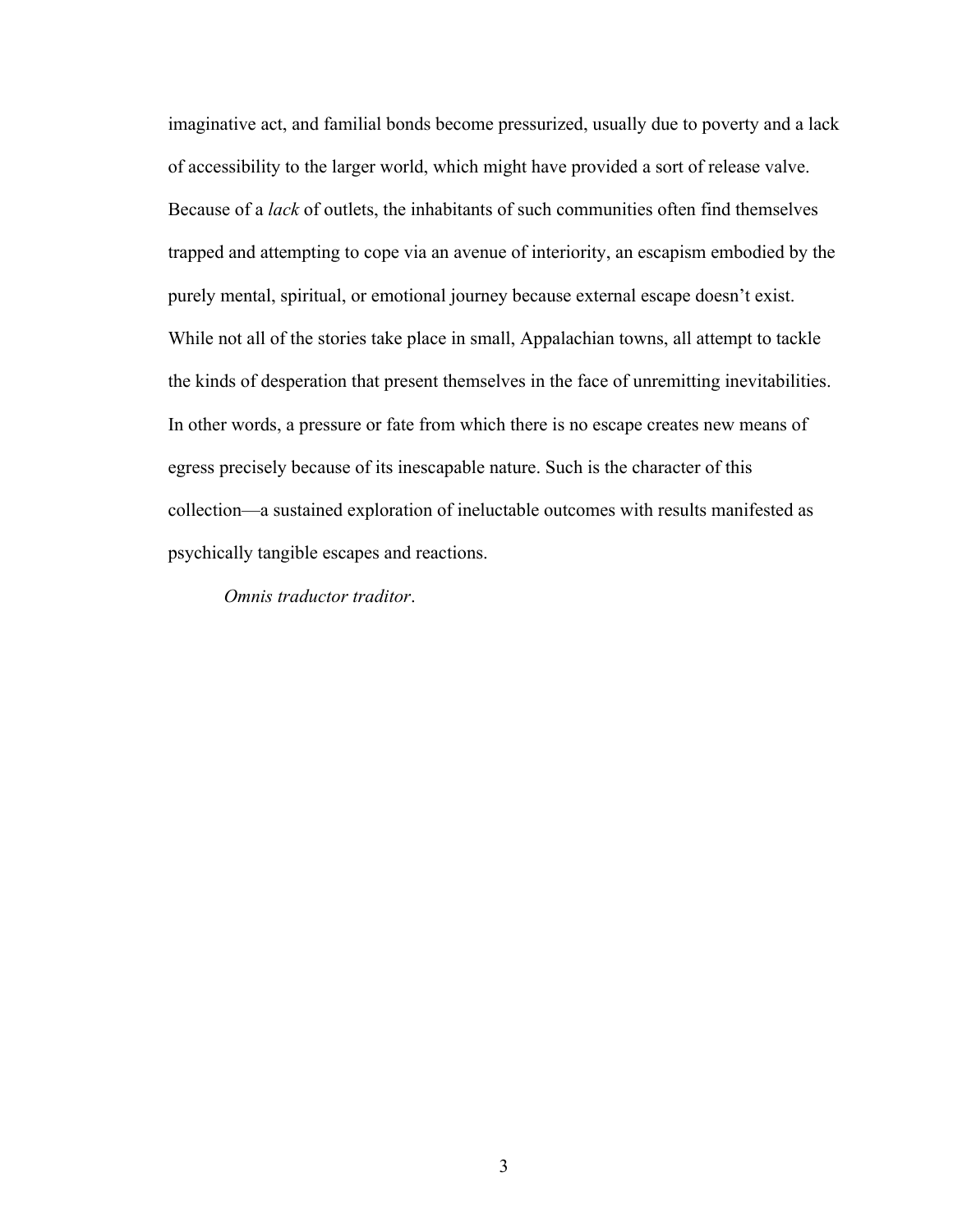imaginative act, and familial bonds become pressurized, usually due to poverty and a lack of accessibility to the larger world, which might have provided a sort of release valve. Because of a *lack* of outlets, the inhabitants of such communities often find themselves trapped and attempting to cope via an avenue of interiority, an escapism embodied by the purely mental, spiritual, or emotional journey because external escape doesn't exist. While not all of the stories take place in small, Appalachian towns, all attempt to tackle the kinds of desperation that present themselves in the face of unremitting inevitabilities. In other words, a pressure or fate from which there is no escape creates new means of egress precisely because of its inescapable nature. Such is the character of this collection—a sustained exploration of ineluctable outcomes with results manifested as psychically tangible escapes and reactions.

*Omnis traductor traditor*.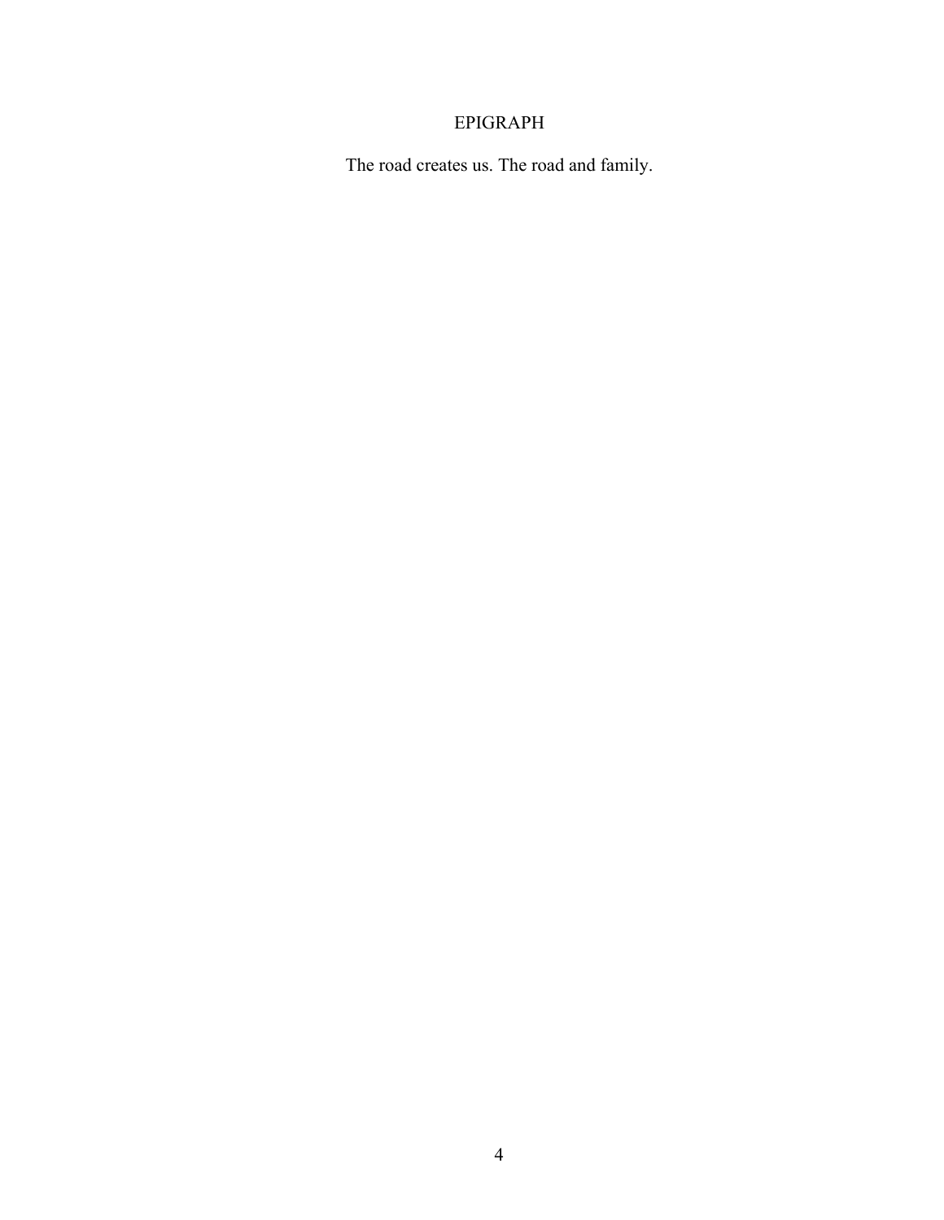# EPIGRAPH

The road creates us. The road and family.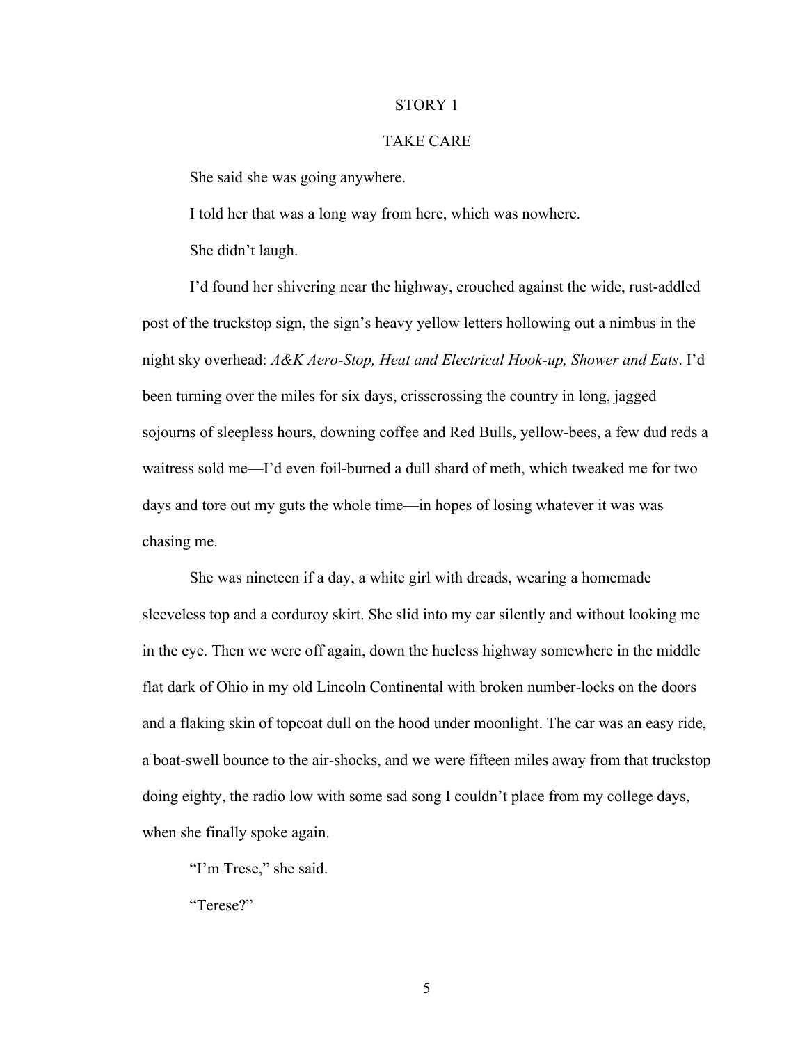# STORY 1

## TAKE CARE

She said she was going anywhere.

I told her that was a long way from here, which was nowhere.

She didn't laugh.

I'd found her shivering near the highway, crouched against the wide, rust-addled post of the truckstop sign, the sign's heavy yellow letters hollowing out a nimbus in the night sky overhead: *A&K Aero-Stop, Heat and Electrical Hook-up, Shower and Eats*. I'd been turning over the miles for six days, crisscrossing the country in long, jagged sojourns of sleepless hours, downing coffee and Red Bulls, yellow-bees, a few dud reds a waitress sold me—I'd even foil-burned a dull shard of meth, which tweaked me for two days and tore out my guts the whole time—in hopes of losing whatever it was was chasing me.

She was nineteen if a day, a white girl with dreads, wearing a homemade sleeveless top and a corduroy skirt. She slid into my car silently and without looking me in the eye. Then we were off again, down the hueless highway somewhere in the middle flat dark of Ohio in my old Lincoln Continental with broken number-locks on the doors and a flaking skin of topcoat dull on the hood under moonlight. The car was an easy ride, a boat-swell bounce to the air-shocks, and we were fifteen miles away from that truckstop doing eighty, the radio low with some sad song I couldn't place from my college days, when she finally spoke again.

"I'm Trese," she said.

"Terese?"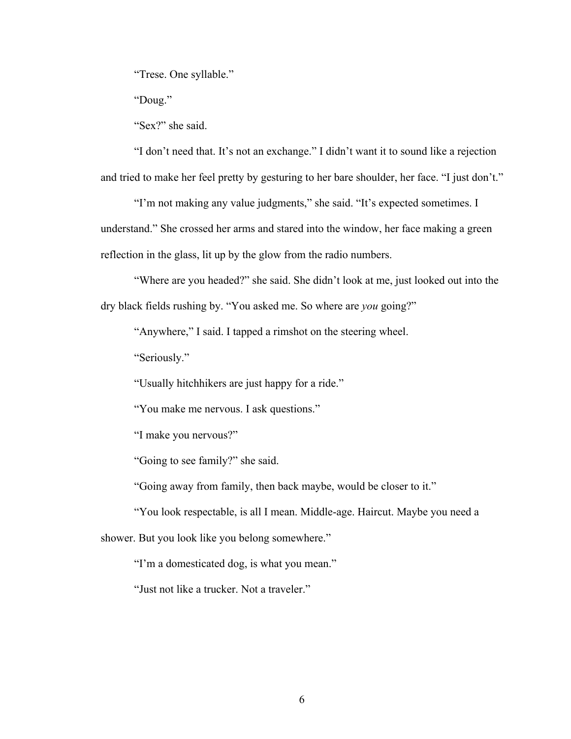"Trese. One syllable."

"Doug."

"Sex?" she said.

"I don't need that. It's not an exchange." I didn't want it to sound like a rejection and tried to make her feel pretty by gesturing to her bare shoulder, her face. "I just don't."

"I'm not making any value judgments," she said. "It's expected sometimes. I understand." She crossed her arms and stared into the window, her face making a green reflection in the glass, lit up by the glow from the radio numbers.

"Where are you headed?" she said. She didn't look at me, just looked out into the dry black fields rushing by. "You asked me. So where are *you* going?"

"Anywhere," I said. I tapped a rimshot on the steering wheel.

"Seriously."

"Usually hitchhikers are just happy for a ride."

"You make me nervous. I ask questions."

"I make you nervous?"

"Going to see family?" she said.

"Going away from family, then back maybe, would be closer to it."

"You look respectable, is all I mean. Middle-age. Haircut. Maybe you need a shower. But you look like you belong somewhere."

"I'm a domesticated dog, is what you mean."

"Just not like a trucker. Not a traveler."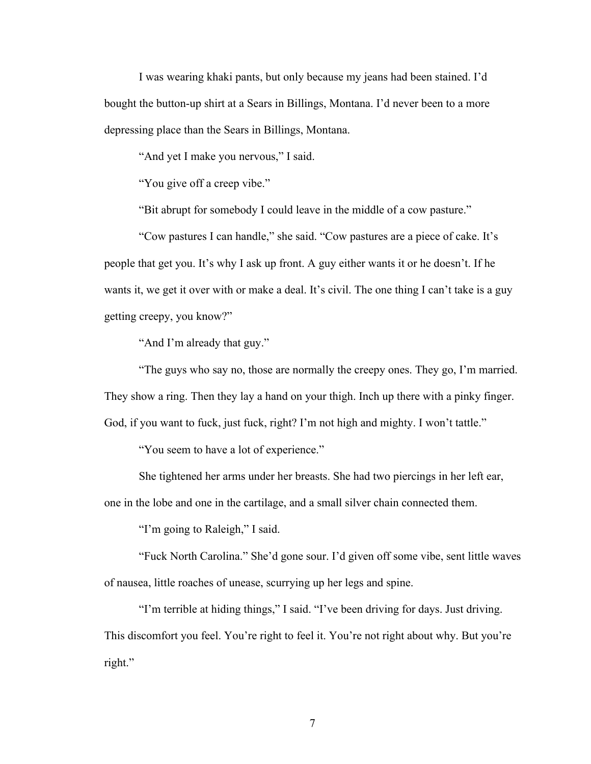I was wearing khaki pants, but only because my jeans had been stained. I'd bought the button-up shirt at a Sears in Billings, Montana. I'd never been to a more depressing place than the Sears in Billings, Montana.

"And yet I make you nervous," I said.

"You give off a creep vibe."

"Bit abrupt for somebody I could leave in the middle of a cow pasture."

"Cow pastures I can handle," she said. "Cow pastures are a piece of cake. It's people that get you. It's why I ask up front. A guy either wants it or he doesn't. If he wants it, we get it over with or make a deal. It's civil. The one thing I can't take is a guy getting creepy, you know?"

"And I'm already that guy."

"The guys who say no, those are normally the creepy ones. They go, I'm married. They show a ring. Then they lay a hand on your thigh. Inch up there with a pinky finger. God, if you want to fuck, just fuck, right? I'm not high and mighty. I won't tattle."

"You seem to have a lot of experience."

She tightened her arms under her breasts. She had two piercings in her left ear, one in the lobe and one in the cartilage, and a small silver chain connected them.

"I'm going to Raleigh," I said.

"Fuck North Carolina." She'd gone sour. I'd given off some vibe, sent little waves of nausea, little roaches of unease, scurrying up her legs and spine.

"I'm terrible at hiding things," I said. "I've been driving for days. Just driving. This discomfort you feel. You're right to feel it. You're not right about why. But you're right."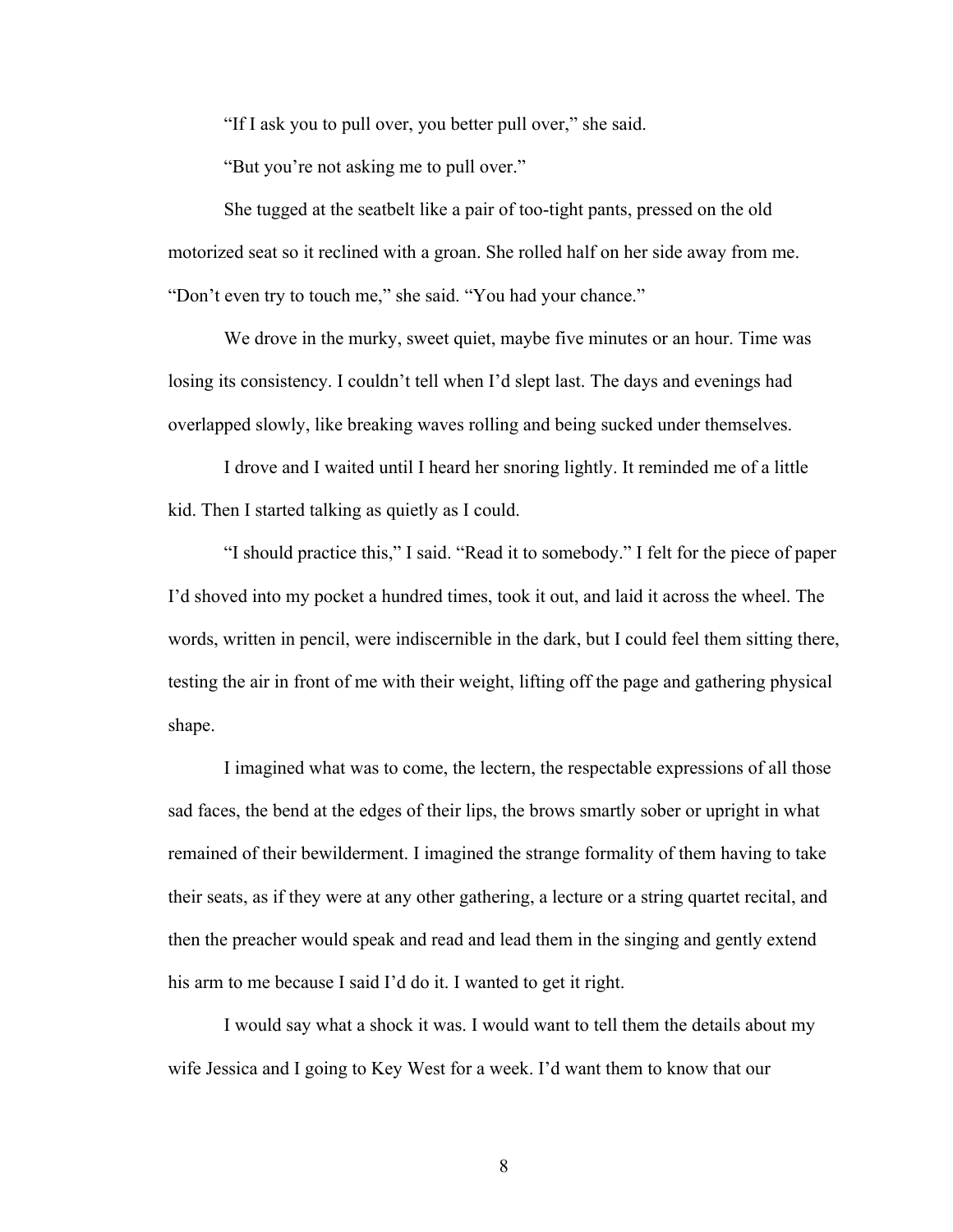"If I ask you to pull over, you better pull over," she said.

"But you're not asking me to pull over."

She tugged at the seatbelt like a pair of too-tight pants, pressed on the old motorized seat so it reclined with a groan. She rolled half on her side away from me. "Don't even try to touch me," she said. "You had your chance."

We drove in the murky, sweet quiet, maybe five minutes or an hour. Time was losing its consistency. I couldn't tell when I'd slept last. The days and evenings had overlapped slowly, like breaking waves rolling and being sucked under themselves.

I drove and I waited until I heard her snoring lightly. It reminded me of a little kid. Then I started talking as quietly as I could.

"I should practice this," I said. "Read it to somebody." I felt for the piece of paper I'd shoved into my pocket a hundred times, took it out, and laid it across the wheel. The words, written in pencil, were indiscernible in the dark, but I could feel them sitting there, testing the air in front of me with their weight, lifting off the page and gathering physical shape.

I imagined what was to come, the lectern, the respectable expressions of all those sad faces, the bend at the edges of their lips, the brows smartly sober or upright in what remained of their bewilderment. I imagined the strange formality of them having to take their seats, as if they were at any other gathering, a lecture or a string quartet recital, and then the preacher would speak and read and lead them in the singing and gently extend his arm to me because I said I'd do it. I wanted to get it right.

I would say what a shock it was. I would want to tell them the details about my wife Jessica and I going to Key West for a week. I'd want them to know that our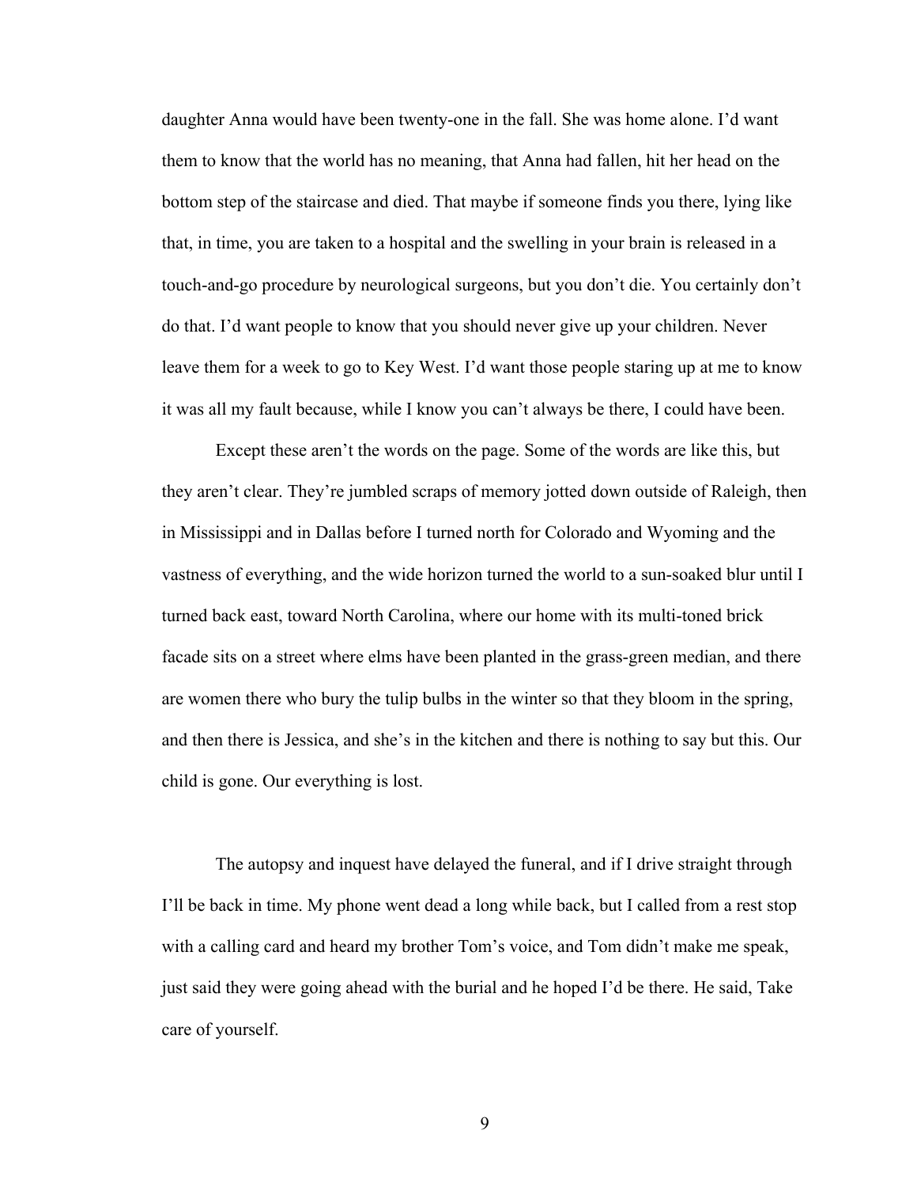daughter Anna would have been twenty-one in the fall. She was home alone. I'd want them to know that the world has no meaning, that Anna had fallen, hit her head on the bottom step of the staircase and died. That maybe if someone finds you there, lying like that, in time, you are taken to a hospital and the swelling in your brain is released in a touch-and-go procedure by neurological surgeons, but you don't die. You certainly don't do that. I'd want people to know that you should never give up your children. Never leave them for a week to go to Key West. I'd want those people staring up at me to know it was all my fault because, while I know you can't always be there, I could have been.

Except these aren't the words on the page. Some of the words are like this, but they aren't clear. They're jumbled scraps of memory jotted down outside of Raleigh, then in Mississippi and in Dallas before I turned north for Colorado and Wyoming and the vastness of everything, and the wide horizon turned the world to a sun-soaked blur until I turned back east, toward North Carolina, where our home with its multi-toned brick facade sits on a street where elms have been planted in the grass-green median, and there are women there who bury the tulip bulbs in the winter so that they bloom in the spring, and then there is Jessica, and she's in the kitchen and there is nothing to say but this. Our child is gone. Our everything is lost.

The autopsy and inquest have delayed the funeral, and if I drive straight through I'll be back in time. My phone went dead a long while back, but I called from a rest stop with a calling card and heard my brother Tom's voice, and Tom didn't make me speak, just said they were going ahead with the burial and he hoped I'd be there. He said, Take care of yourself.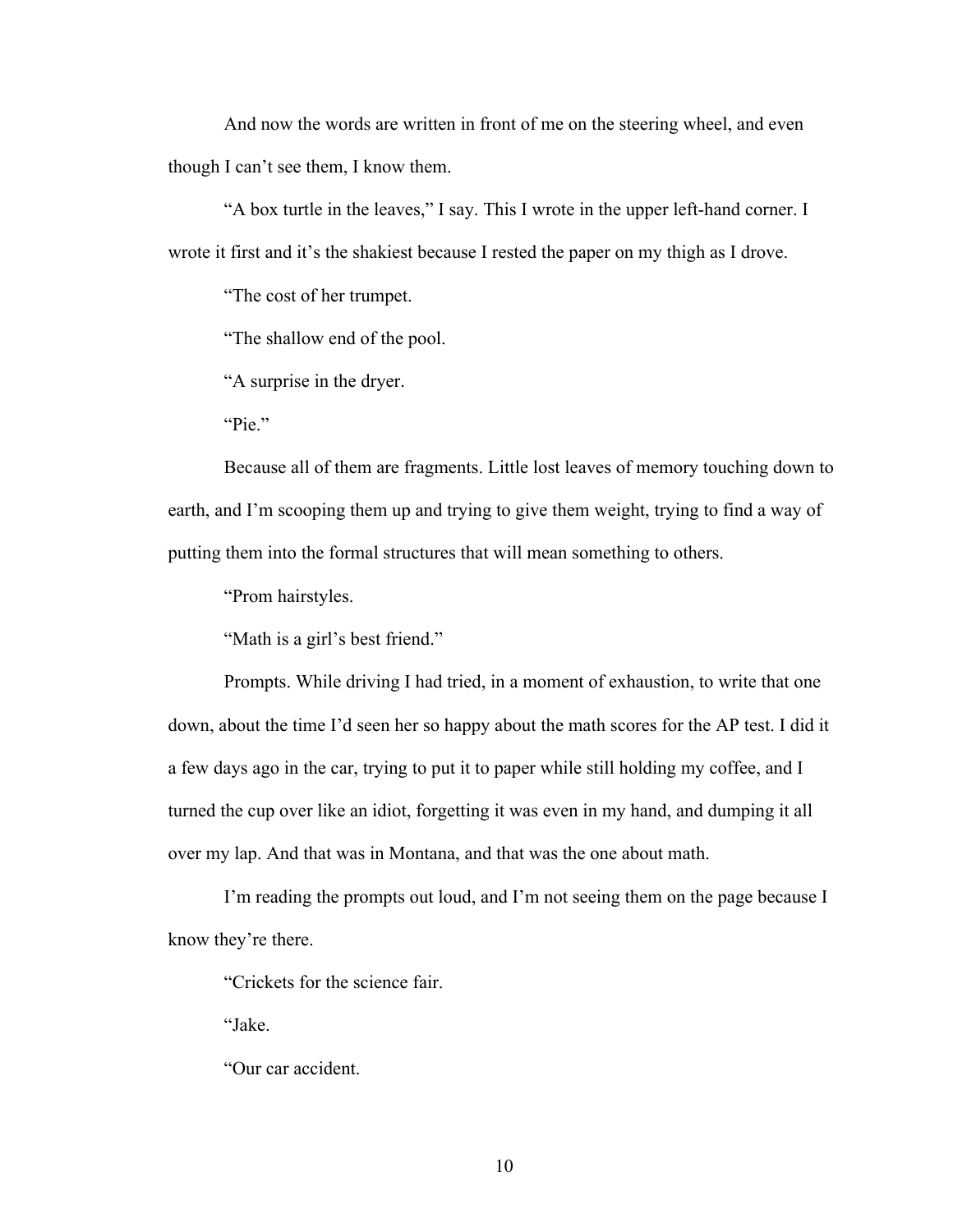And now the words are written in front of me on the steering wheel, and even though I can't see them, I know them.

"A box turtle in the leaves," I say. This I wrote in the upper left-hand corner. I wrote it first and it's the shakiest because I rested the paper on my thigh as I drove.

"The cost of her trumpet.

"The shallow end of the pool.

"A surprise in the dryer.

"Pie."

Because all of them are fragments. Little lost leaves of memory touching down to earth, and I'm scooping them up and trying to give them weight, trying to find a way of putting them into the formal structures that will mean something to others.

"Prom hairstyles.

"Math is a girl's best friend."

Prompts. While driving I had tried, in a moment of exhaustion, to write that one down, about the time I'd seen her so happy about the math scores for the AP test. I did it a few days ago in the car, trying to put it to paper while still holding my coffee, and I turned the cup over like an idiot, forgetting it was even in my hand, and dumping it all over my lap. And that was in Montana, and that was the one about math.

I'm reading the prompts out loud, and I'm not seeing them on the page because I know they're there.

"Crickets for the science fair.

"Jake.

"Our car accident.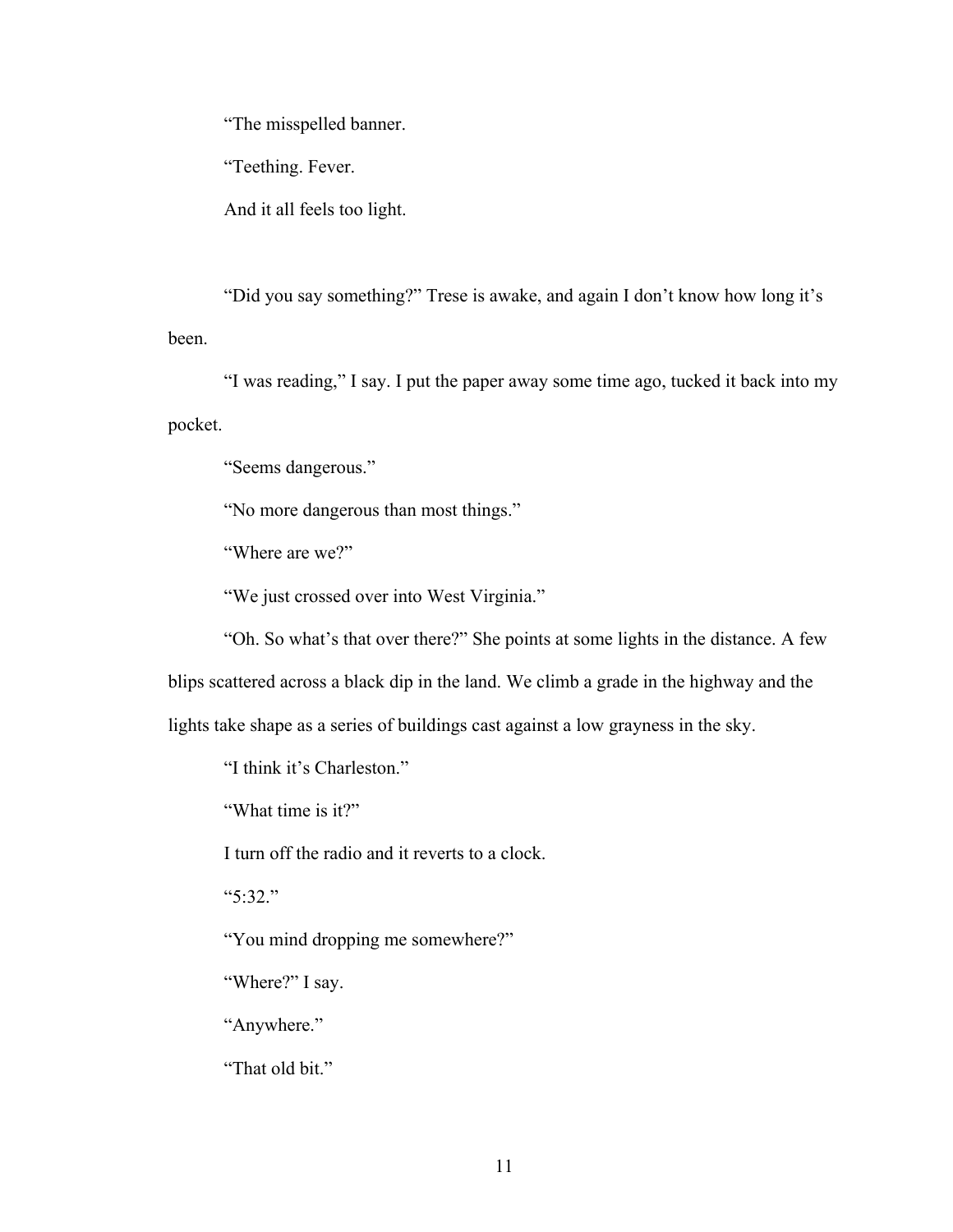"The misspelled banner.

"Teething. Fever.

And it all feels too light.

"Did you say something?" Trese is awake, and again I don't know how long it's been.

"I was reading," I say. I put the paper away some time ago, tucked it back into my pocket.

"Seems dangerous."

"No more dangerous than most things."

"Where are we?"

"We just crossed over into West Virginia."

"Oh. So what's that over there?" She points at some lights in the distance. A few blips scattered across a black dip in the land. We climb a grade in the highway and the lights take shape as a series of buildings cast against a low grayness in the sky.

"I think it's Charleston."

"What time is it?"

I turn off the radio and it reverts to a clock.

"5:32."

"You mind dropping me somewhere?"

"Where?" I say.

"Anywhere."

"That old bit."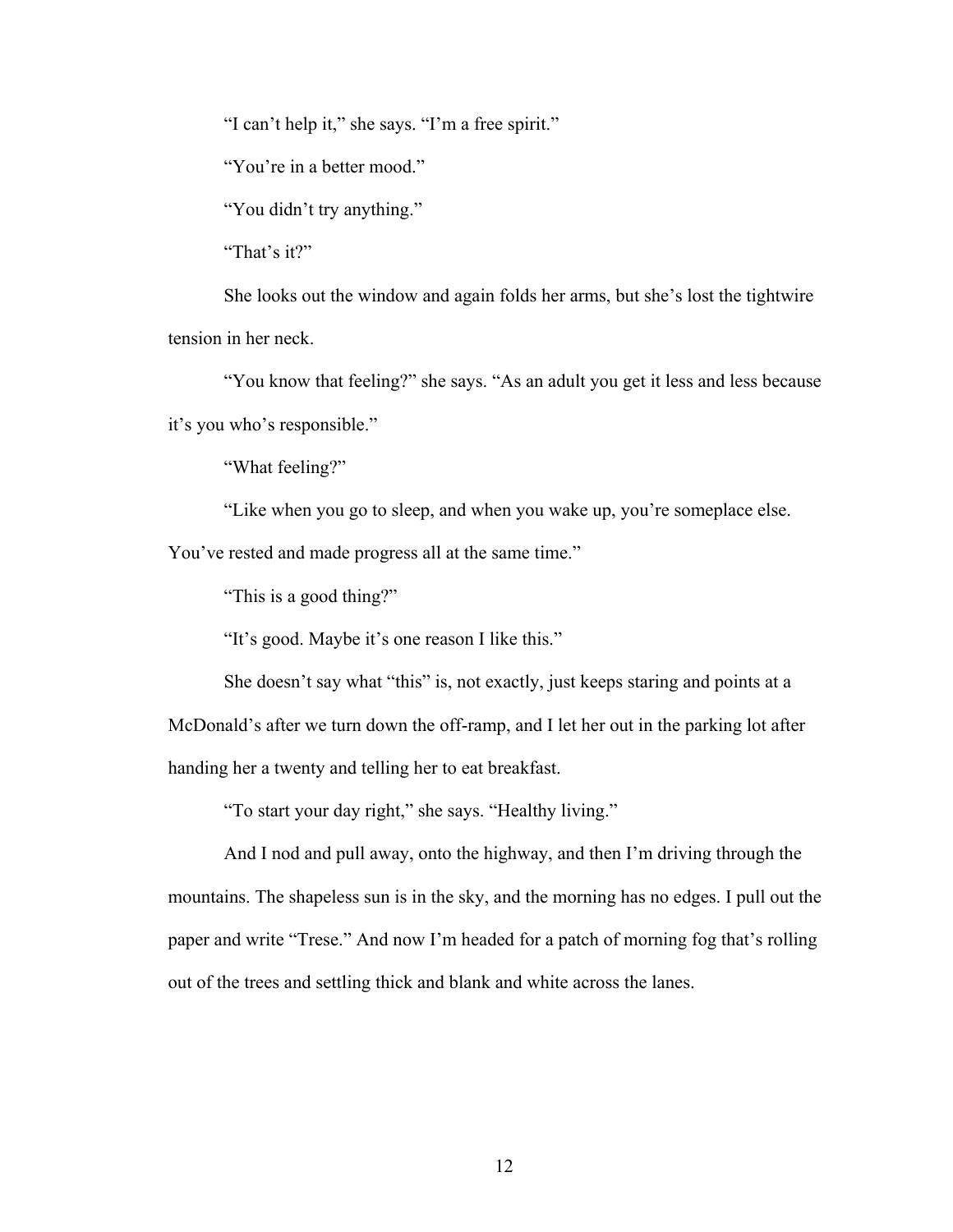"I can't help it," she says. "I'm a free spirit."

"You're in a better mood."

"You didn't try anything."

"That's it?"

She looks out the window and again folds her arms, but she's lost the tightwire tension in her neck.

"You know that feeling?" she says. "As an adult you get it less and less because it's you who's responsible."

"What feeling?"

"Like when you go to sleep, and when you wake up, you're someplace else. You've rested and made progress all at the same time."

"This is a good thing?"

"It's good. Maybe it's one reason I like this."

She doesn't say what "this" is, not exactly, just keeps staring and points at a McDonald's after we turn down the off-ramp, and I let her out in the parking lot after handing her a twenty and telling her to eat breakfast.

"To start your day right," she says. "Healthy living."

And I nod and pull away, onto the highway, and then I'm driving through the mountains. The shapeless sun is in the sky, and the morning has no edges. I pull out the paper and write "Trese." And now I'm headed for a patch of morning fog that's rolling out of the trees and settling thick and blank and white across the lanes.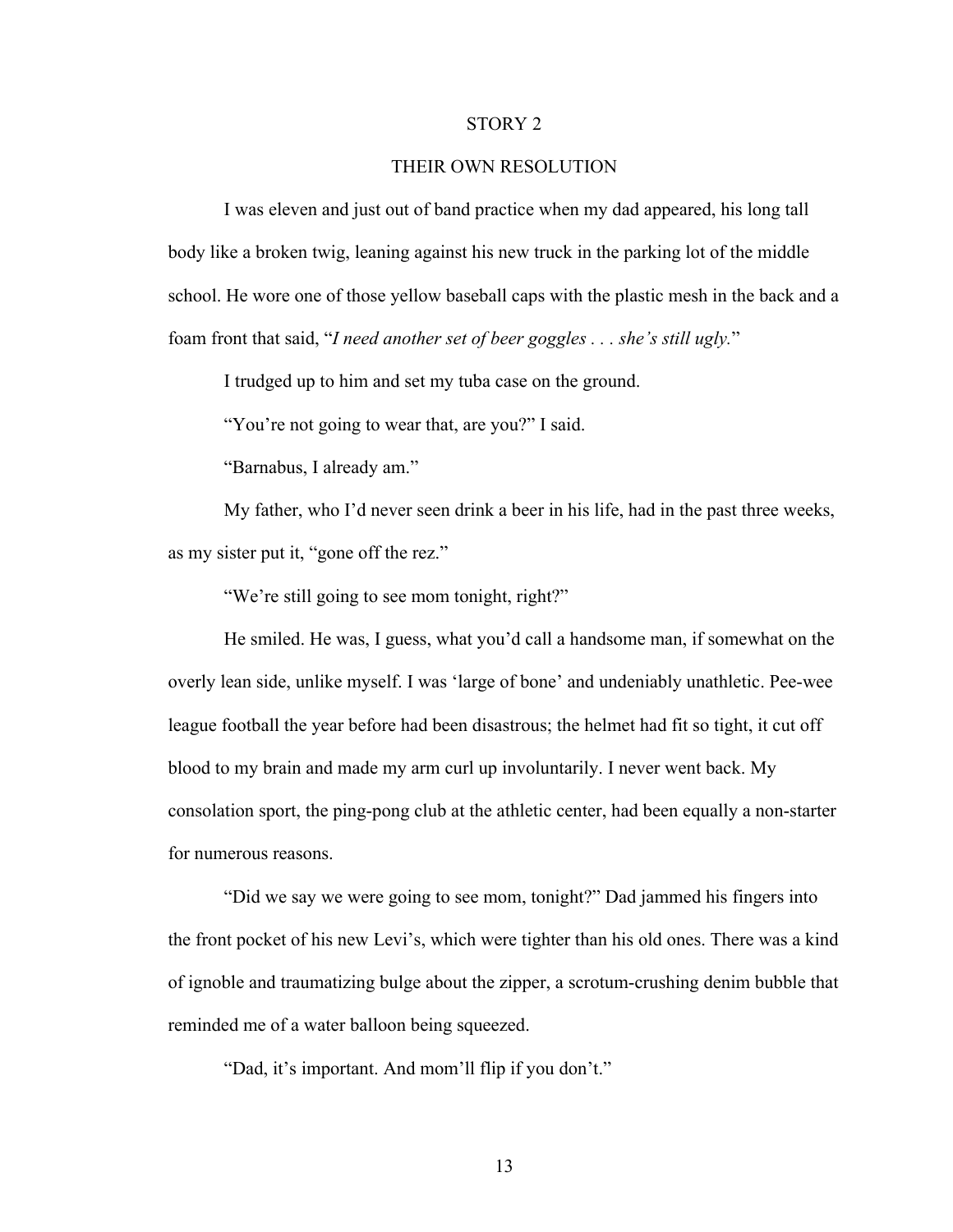# STORY 2

## THEIR OWN RESOLUTION

I was eleven and just out of band practice when my dad appeared, his long tall body like a broken twig, leaning against his new truck in the parking lot of the middle school. He wore one of those yellow baseball caps with the plastic mesh in the back and a foam front that said, "*I need another set of beer goggles . . . she's still ugly.*"

I trudged up to him and set my tuba case on the ground.

"You're not going to wear that, are you?" I said.

"Barnabus, I already am."

My father, who I'd never seen drink a beer in his life, had in the past three weeks, as my sister put it, "gone off the rez."

"We're still going to see mom tonight, right?"

He smiled. He was, I guess, what you'd call a handsome man, if somewhat on the overly lean side, unlike myself. I was 'large of bone' and undeniably unathletic. Pee-wee league football the year before had been disastrous; the helmet had fit so tight, it cut off blood to my brain and made my arm curl up involuntarily. I never went back. My consolation sport, the ping-pong club at the athletic center, had been equally a non-starter for numerous reasons.

"Did we say we were going to see mom, tonight?" Dad jammed his fingers into the front pocket of his new Levi's, which were tighter than his old ones. There was a kind of ignoble and traumatizing bulge about the zipper, a scrotum-crushing denim bubble that reminded me of a water balloon being squeezed.

"Dad, it's important. And mom'll flip if you don't."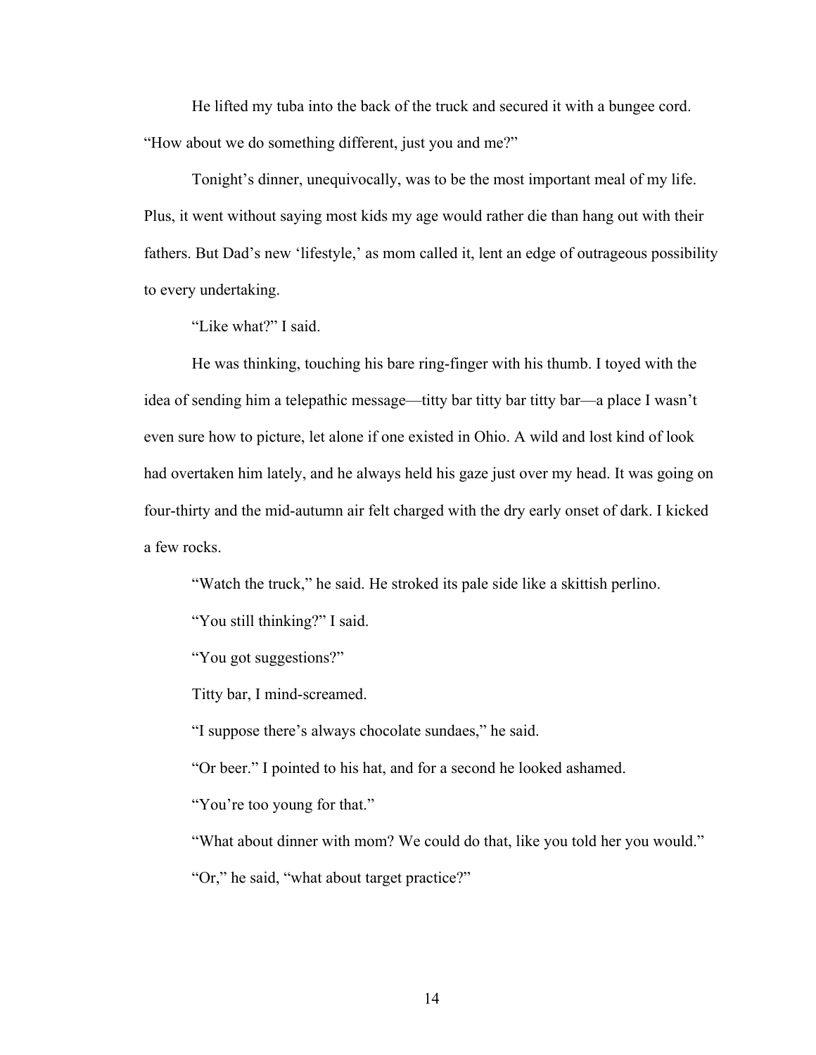He lifted my tuba into the back of the truck and secured it with a bungee cord. "How about we do something different, just you and me?"

Tonight's dinner, unequivocally, was to be the most important meal of my life. Plus, it went without saying most kids my age would rather die than hang out with their fathers. But Dad's new 'lifestyle,' as mom called it, lent an edge of outrageous possibility to every undertaking.

"Like what?" I said.

He was thinking, touching his bare ring-finger with his thumb. I toyed with the idea of sending him a telepathic message—titty bar titty bar titty bar—a place I wasn't even sure how to picture, let alone if one existed in Ohio. A wild and lost kind of look had overtaken him lately, and he always held his gaze just over my head. It was going on four-thirty and the mid-autumn air felt charged with the dry early onset of dark. I kicked a few rocks.

"Watch the truck," he said. He stroked its pale side like a skittish perlino.

"You still thinking?" I said.

"You got suggestions?"

Titty bar, I mind-screamed.

"I suppose there's always chocolate sundaes," he said.

"Or beer." I pointed to his hat, and for a second he looked ashamed.

"You're too young for that."

"What about dinner with mom? We could do that, like you told her you would."

"Or," he said, "what about target practice?"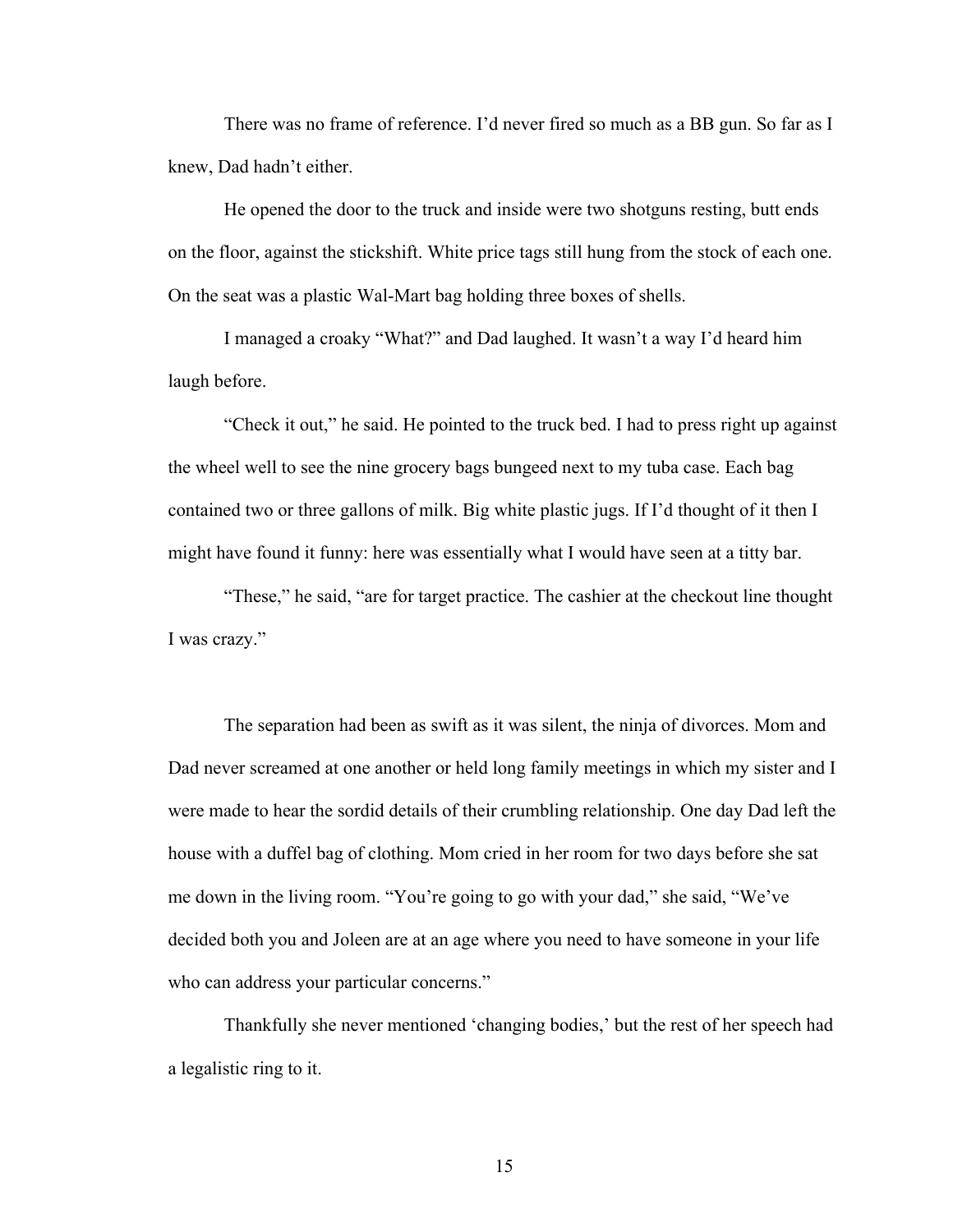There was no frame of reference. I'd never fired so much as a BB gun. So far as I knew, Dad hadn't either.

He opened the door to the truck and inside were two shotguns resting, butt ends on the floor, against the stickshift. White price tags still hung from the stock of each one. On the seat was a plastic Wal-Mart bag holding three boxes of shells.

I managed a croaky "What?" and Dad laughed. It wasn't a way I'd heard him laugh before.

"Check it out," he said. He pointed to the truck bed. I had to press right up against the wheel well to see the nine grocery bags bungeed next to my tuba case. Each bag contained two or three gallons of milk. Big white plastic jugs. If I'd thought of it then I might have found it funny: here was essentially what I would have seen at a titty bar.

"These," he said, "are for target practice. The cashier at the checkout line thought I was crazy."

The separation had been as swift as it was silent, the ninja of divorces. Mom and Dad never screamed at one another or held long family meetings in which my sister and I were made to hear the sordid details of their crumbling relationship. One day Dad left the house with a duffel bag of clothing. Mom cried in her room for two days before she sat me down in the living room. "You're going to go with your dad," she said, "We've decided both you and Joleen are at an age where you need to have someone in your life who can address your particular concerns."

Thankfully she never mentioned 'changing bodies,' but the rest of her speech had a legalistic ring to it.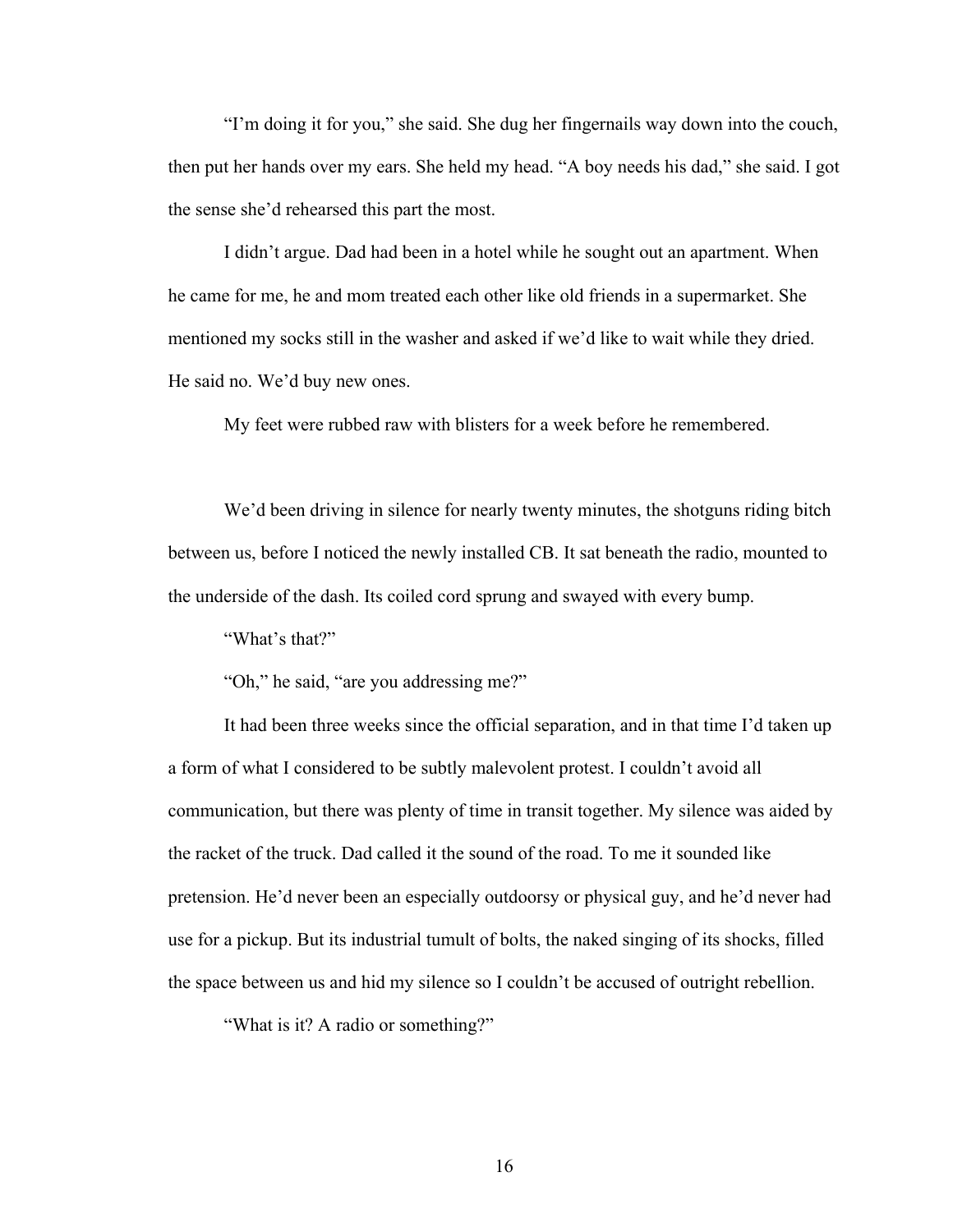"I'm doing it for you," she said. She dug her fingernails way down into the couch, then put her hands over my ears. She held my head. "A boy needs his dad," she said. I got the sense she'd rehearsed this part the most.

I didn't argue. Dad had been in a hotel while he sought out an apartment. When he came for me, he and mom treated each other like old friends in a supermarket. She mentioned my socks still in the washer and asked if we'd like to wait while they dried. He said no. We'd buy new ones.

My feet were rubbed raw with blisters for a week before he remembered.

We'd been driving in silence for nearly twenty minutes, the shotguns riding bitch between us, before I noticed the newly installed CB. It sat beneath the radio, mounted to the underside of the dash. Its coiled cord sprung and swayed with every bump.

"What's that?"

"Oh," he said, "are you addressing me?"

It had been three weeks since the official separation, and in that time I'd taken up a form of what I considered to be subtly malevolent protest. I couldn't avoid all communication, but there was plenty of time in transit together. My silence was aided by the racket of the truck. Dad called it the sound of the road. To me it sounded like pretension. He'd never been an especially outdoorsy or physical guy, and he'd never had use for a pickup. But its industrial tumult of bolts, the naked singing of its shocks, filled the space between us and hid my silence so I couldn't be accused of outright rebellion.

"What is it? A radio or something?"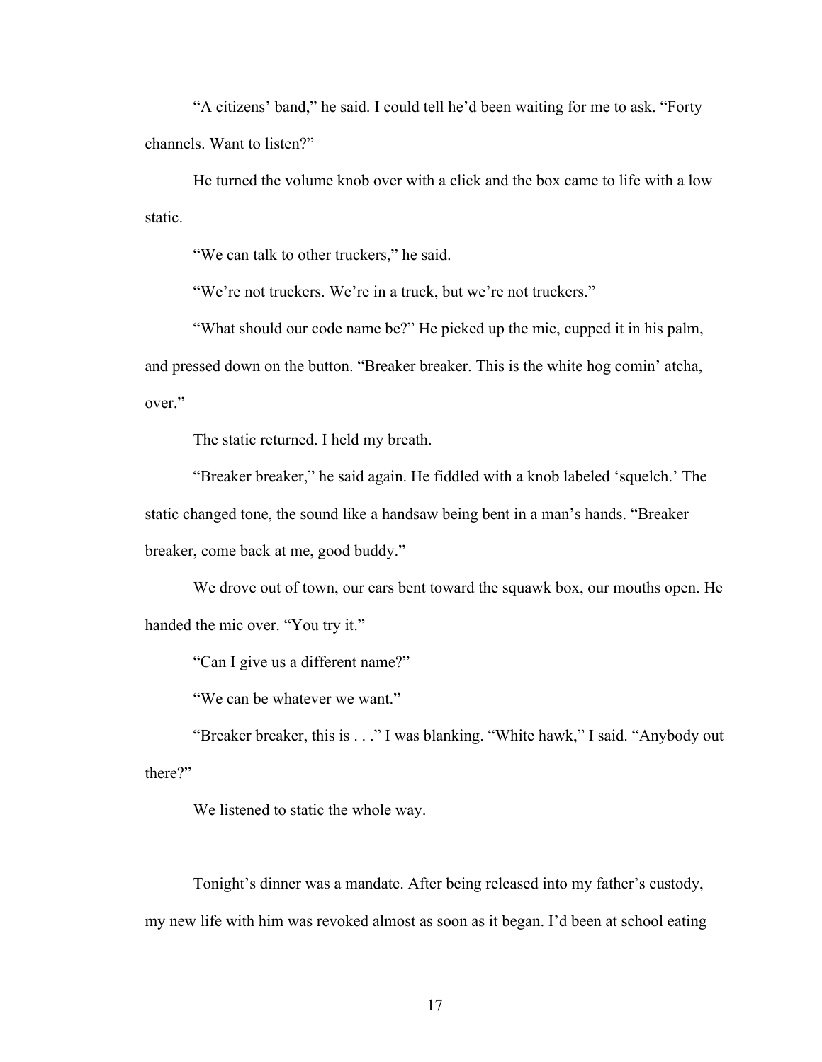"A citizens' band," he said. I could tell he'd been waiting for me to ask. "Forty channels. Want to listen?"

He turned the volume knob over with a click and the box came to life with a low static.

"We can talk to other truckers," he said.

"We're not truckers. We're in a truck, but we're not truckers."

"What should our code name be?" He picked up the mic, cupped it in his palm, and pressed down on the button. "Breaker breaker. This is the white hog comin' atcha, over."

The static returned. I held my breath.

"Breaker breaker," he said again. He fiddled with a knob labeled 'squelch.' The static changed tone, the sound like a handsaw being bent in a man's hands. "Breaker breaker, come back at me, good buddy."

We drove out of town, our ears bent toward the squawk box, our mouths open. He handed the mic over. "You try it."

"Can I give us a different name?"

"We can be whatever we want."

"Breaker breaker, this is . . ." I was blanking. "White hawk," I said. "Anybody out there?"

We listened to static the whole way.

Tonight's dinner was a mandate. After being released into my father's custody, my new life with him was revoked almost as soon as it began. I'd been at school eating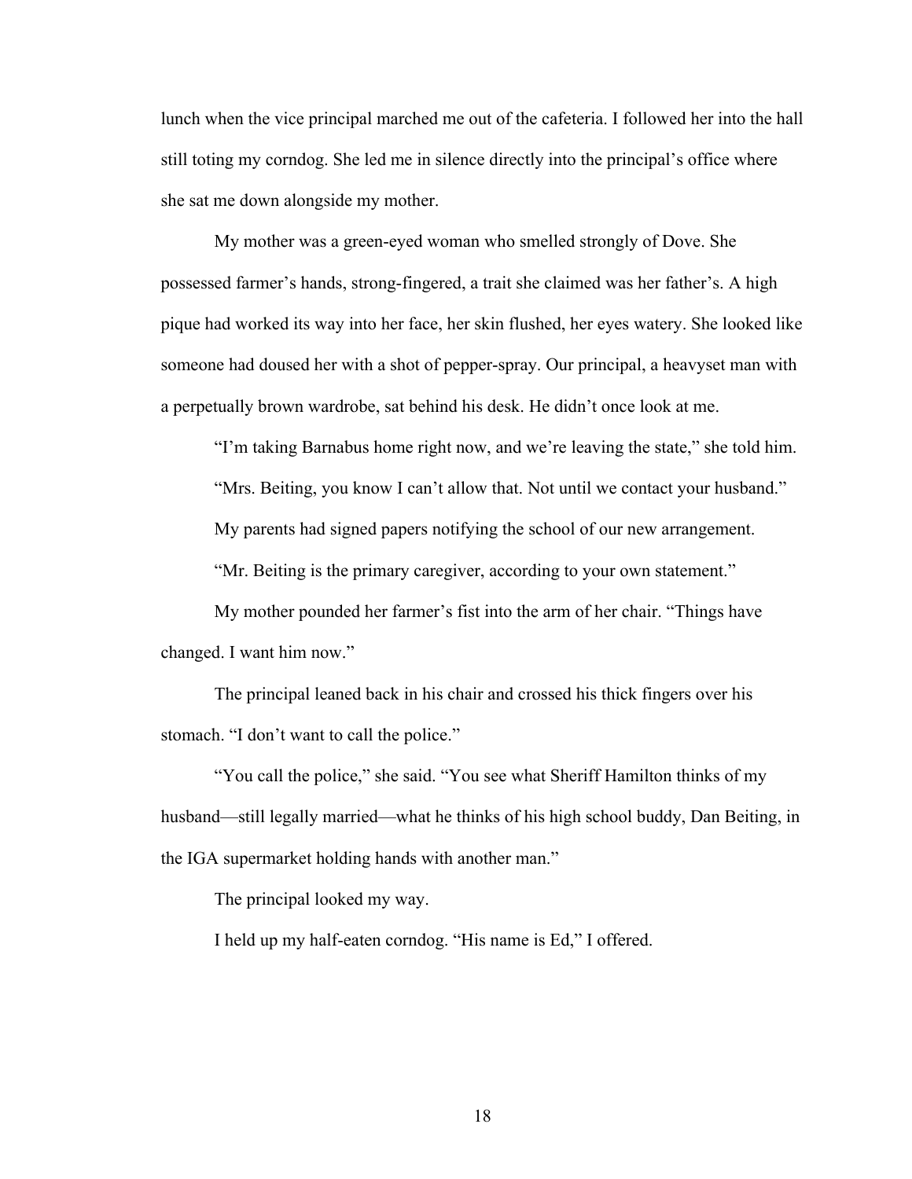lunch when the vice principal marched me out of the cafeteria. I followed her into the hall still toting my corndog. She led me in silence directly into the principal's office where she sat me down alongside my mother.

My mother was a green-eyed woman who smelled strongly of Dove. She possessed farmer's hands, strong-fingered, a trait she claimed was her father's. A high pique had worked its way into her face, her skin flushed, her eyes watery. She looked like someone had doused her with a shot of pepper-spray. Our principal, a heavyset man with a perpetually brown wardrobe, sat behind his desk. He didn't once look at me.

"I'm taking Barnabus home right now, and we're leaving the state," she told him.

"Mrs. Beiting, you know I can't allow that. Not until we contact your husband."

My parents had signed papers notifying the school of our new arrangement.

"Mr. Beiting is the primary caregiver, according to your own statement."

My mother pounded her farmer's fist into the arm of her chair. "Things have changed. I want him now."

The principal leaned back in his chair and crossed his thick fingers over his stomach. "I don't want to call the police."

"You call the police," she said. "You see what Sheriff Hamilton thinks of my husband—still legally married—what he thinks of his high school buddy, Dan Beiting, in the IGA supermarket holding hands with another man."

The principal looked my way.

I held up my half-eaten corndog. "His name is Ed," I offered.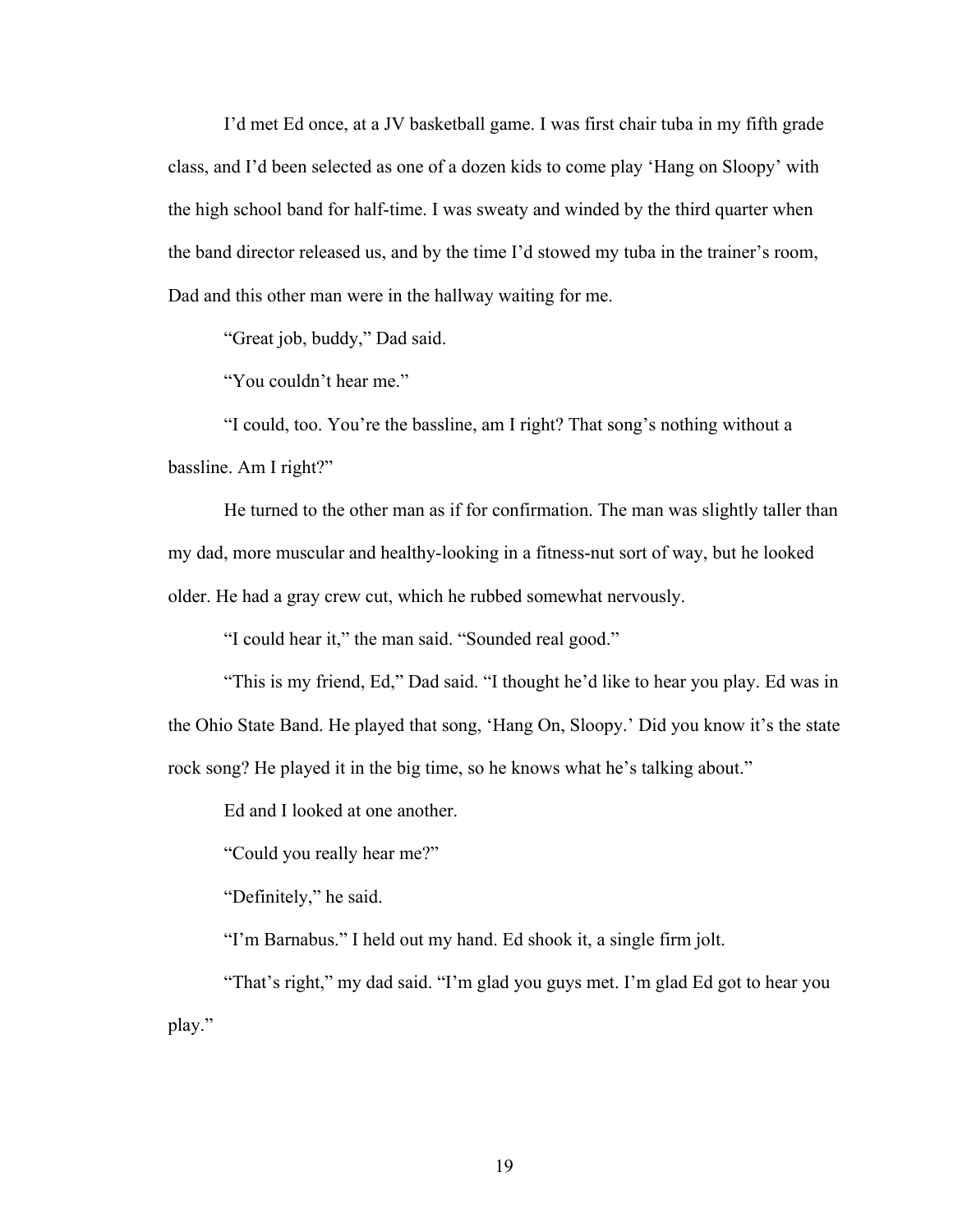I'd met Ed once, at a JV basketball game. I was first chair tuba in my fifth grade class, and I'd been selected as one of a dozen kids to come play 'Hang on Sloopy' with the high school band for half-time. I was sweaty and winded by the third quarter when the band director released us, and by the time I'd stowed my tuba in the trainer's room, Dad and this other man were in the hallway waiting for me.

"Great job, buddy," Dad said.

"You couldn't hear me."

"I could, too. You're the bassline, am I right? That song's nothing without a bassline. Am I right?"

He turned to the other man as if for confirmation. The man was slightly taller than my dad, more muscular and healthy-looking in a fitness-nut sort of way, but he looked older. He had a gray crew cut, which he rubbed somewhat nervously.

"I could hear it," the man said. "Sounded real good."

"This is my friend, Ed," Dad said. "I thought he'd like to hear you play. Ed was in the Ohio State Band. He played that song, 'Hang On, Sloopy.' Did you know it's the state rock song? He played it in the big time, so he knows what he's talking about."

Ed and I looked at one another.

"Could you really hear me?"

"Definitely," he said.

"I'm Barnabus." I held out my hand. Ed shook it, a single firm jolt.

"That's right," my dad said. "I'm glad you guys met. I'm glad Ed got to hear you play."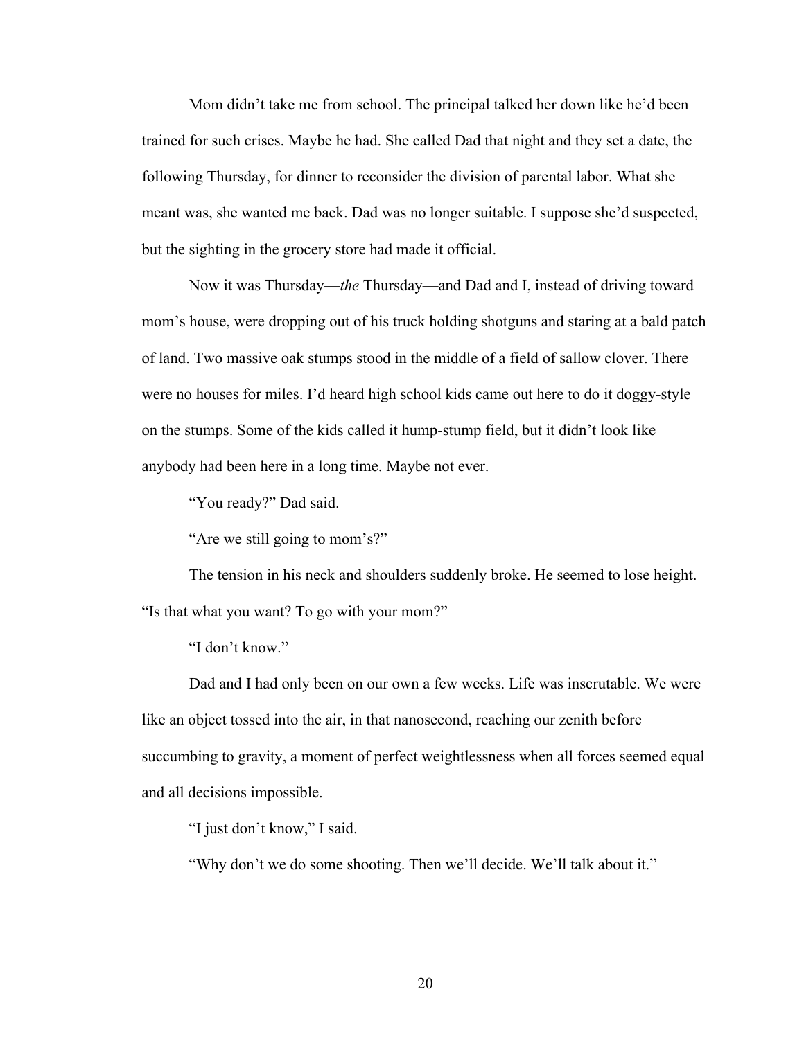Mom didn't take me from school. The principal talked her down like he'd been trained for such crises. Maybe he had. She called Dad that night and they set a date, the following Thursday, for dinner to reconsider the division of parental labor. What she meant was, she wanted me back. Dad was no longer suitable. I suppose she'd suspected, but the sighting in the grocery store had made it official.

Now it was Thursday—*the* Thursday—and Dad and I, instead of driving toward mom's house, were dropping out of his truck holding shotguns and staring at a bald patch of land. Two massive oak stumps stood in the middle of a field of sallow clover. There were no houses for miles. I'd heard high school kids came out here to do it doggy-style on the stumps. Some of the kids called it hump-stump field, but it didn't look like anybody had been here in a long time. Maybe not ever.

"You ready?" Dad said.

"Are we still going to mom's?"

The tension in his neck and shoulders suddenly broke. He seemed to lose height. "Is that what you want? To go with your mom?"

"I don't know."

Dad and I had only been on our own a few weeks. Life was inscrutable. We were like an object tossed into the air, in that nanosecond, reaching our zenith before succumbing to gravity, a moment of perfect weightlessness when all forces seemed equal and all decisions impossible.

"I just don't know," I said.

"Why don't we do some shooting. Then we'll decide. We'll talk about it."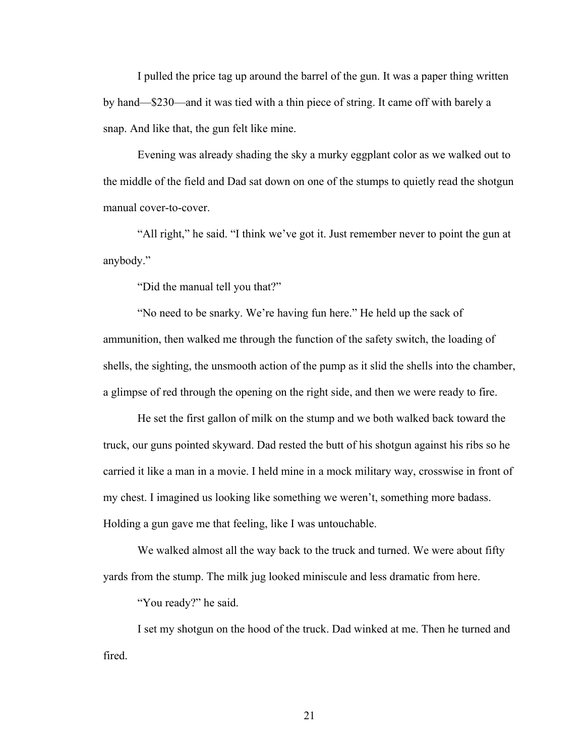I pulled the price tag up around the barrel of the gun. It was a paper thing written by hand—$230—and it was tied with a thin piece of string. It came off with barely a snap. And like that, the gun felt like mine.

Evening was already shading the sky a murky eggplant color as we walked out to the middle of the field and Dad sat down on one of the stumps to quietly read the shotgun manual cover-to-cover.

"All right," he said. "I think we've got it. Just remember never to point the gun at anybody."

"Did the manual tell you that?"

"No need to be snarky. We're having fun here." He held up the sack of ammunition, then walked me through the function of the safety switch, the loading of shells, the sighting, the unsmooth action of the pump as it slid the shells into the chamber, a glimpse of red through the opening on the right side, and then we were ready to fire.

He set the first gallon of milk on the stump and we both walked back toward the truck, our guns pointed skyward. Dad rested the butt of his shotgun against his ribs so he carried it like a man in a movie. I held mine in a mock military way, crosswise in front of my chest. I imagined us looking like something we weren't, something more badass. Holding a gun gave me that feeling, like I was untouchable.

We walked almost all the way back to the truck and turned. We were about fifty yards from the stump. The milk jug looked miniscule and less dramatic from here.

"You ready?" he said.

I set my shotgun on the hood of the truck. Dad winked at me. Then he turned and fired.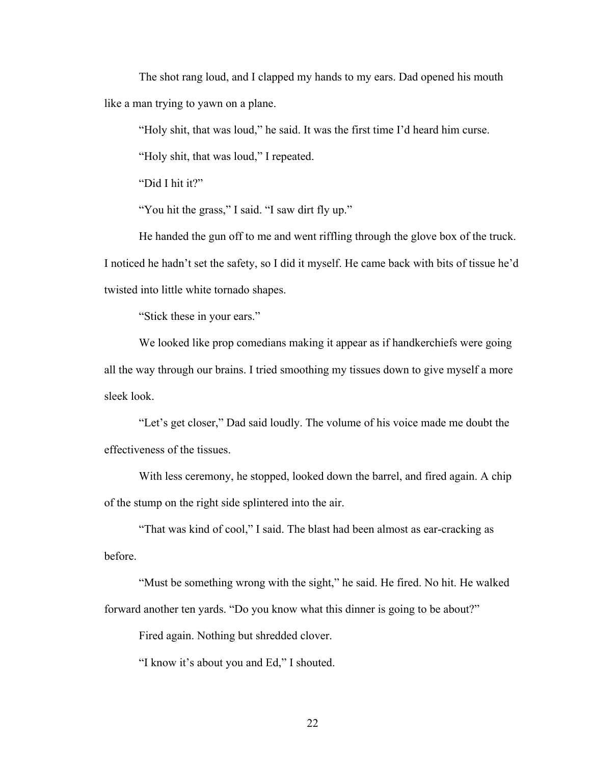The shot rang loud, and I clapped my hands to my ears. Dad opened his mouth like a man trying to yawn on a plane.

"Holy shit, that was loud," he said. It was the first time I'd heard him curse.

"Holy shit, that was loud," I repeated.

"Did I hit it?"

"You hit the grass," I said. "I saw dirt fly up."

He handed the gun off to me and went riffling through the glove box of the truck. I noticed he hadn't set the safety, so I did it myself. He came back with bits of tissue he'd twisted into little white tornado shapes.

"Stick these in your ears."

We looked like prop comedians making it appear as if handkerchiefs were going all the way through our brains. I tried smoothing my tissues down to give myself a more sleek look.

"Let's get closer," Dad said loudly. The volume of his voice made me doubt the effectiveness of the tissues.

With less ceremony, he stopped, looked down the barrel, and fired again. A chip of the stump on the right side splintered into the air.

"That was kind of cool," I said. The blast had been almost as ear-cracking as before.

"Must be something wrong with the sight," he said. He fired. No hit. He walked forward another ten yards. "Do you know what this dinner is going to be about?"

Fired again. Nothing but shredded clover.

"I know it's about you and Ed," I shouted.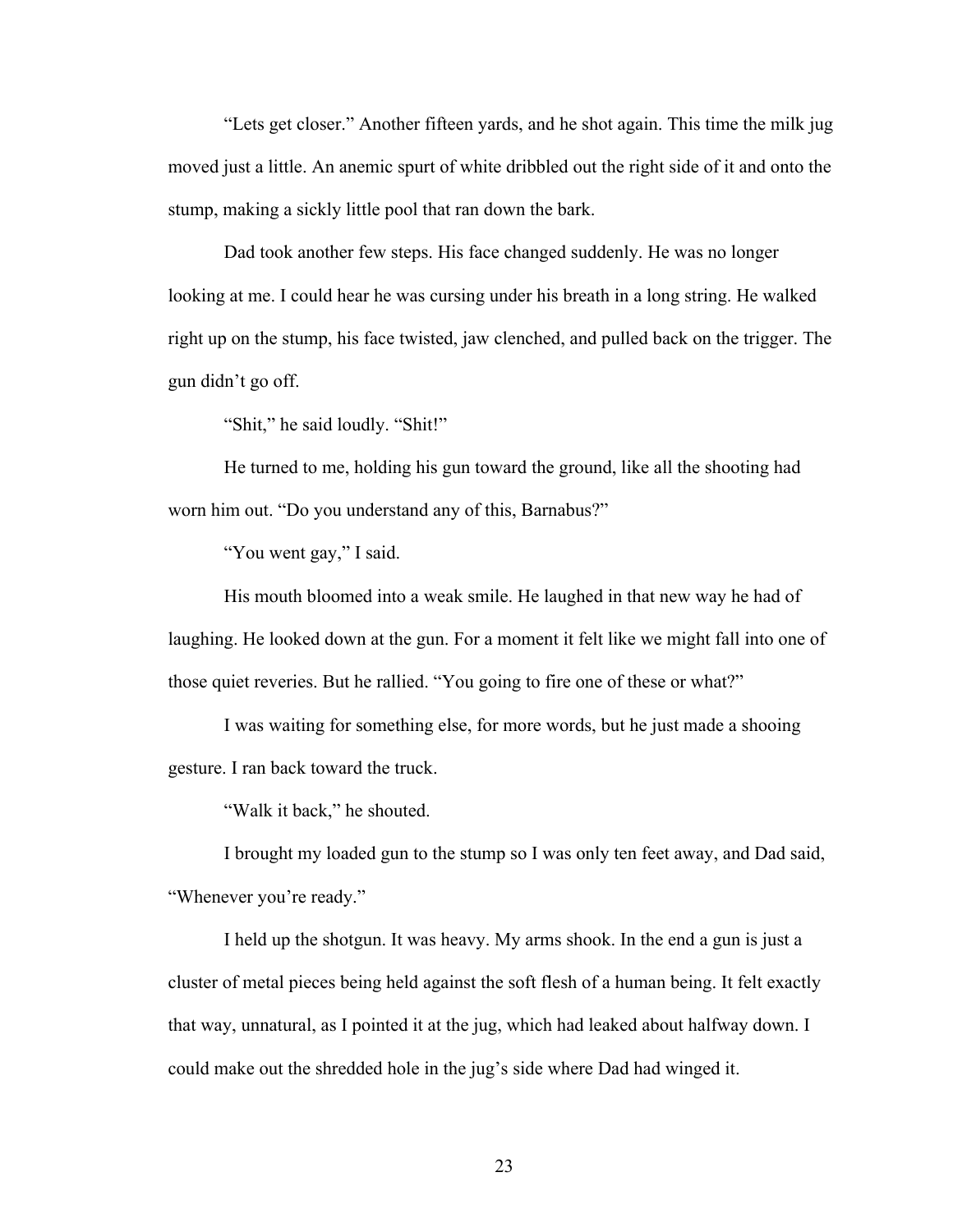"Lets get closer." Another fifteen yards, and he shot again. This time the milk jug moved just a little. An anemic spurt of white dribbled out the right side of it and onto the stump, making a sickly little pool that ran down the bark.

Dad took another few steps. His face changed suddenly. He was no longer looking at me. I could hear he was cursing under his breath in a long string. He walked right up on the stump, his face twisted, jaw clenched, and pulled back on the trigger. The gun didn't go off.

"Shit," he said loudly. "Shit!"

He turned to me, holding his gun toward the ground, like all the shooting had worn him out. "Do you understand any of this, Barnabus?"

"You went gay," I said.

His mouth bloomed into a weak smile. He laughed in that new way he had of laughing. He looked down at the gun. For a moment it felt like we might fall into one of those quiet reveries. But he rallied. "You going to fire one of these or what?"

I was waiting for something else, for more words, but he just made a shooing gesture. I ran back toward the truck.

"Walk it back," he shouted.

I brought my loaded gun to the stump so I was only ten feet away, and Dad said, "Whenever you're ready."

I held up the shotgun. It was heavy. My arms shook. In the end a gun is just a cluster of metal pieces being held against the soft flesh of a human being. It felt exactly that way, unnatural, as I pointed it at the jug, which had leaked about halfway down. I could make out the shredded hole in the jug's side where Dad had winged it.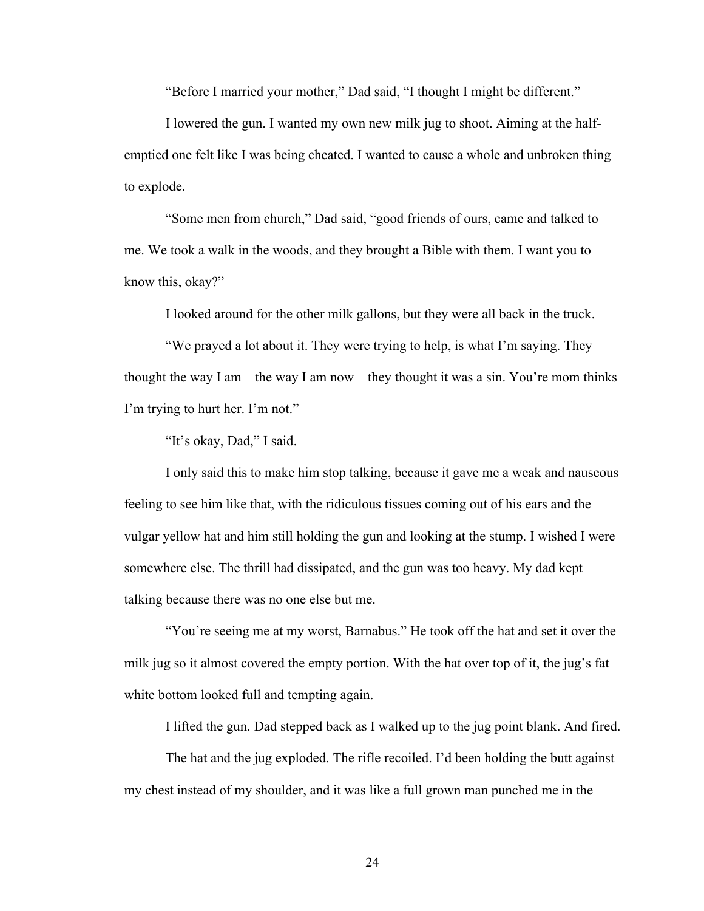"Before I married your mother," Dad said, "I thought I might be different."

I lowered the gun. I wanted my own new milk jug to shoot. Aiming at the half-emptied one felt like I was being cheated. I wanted to cause a whole and unbroken thing to explode.

"Some men from church," Dad said, "good friends of ours, came and talked to me. We took a walk in the woods, and they brought a Bible with them. I want you to know this, okay?"

I looked around for the other milk gallons, but they were all back in the truck.

"We prayed a lot about it. They were trying to help, is what I'm saying. They thought the way I am—the way I am now—they thought it was a sin. You're mom thinks I'm trying to hurt her. I'm not."

"It's okay, Dad," I said.

I only said this to make him stop talking, because it gave me a weak and nauseous feeling to see him like that, with the ridiculous tissues coming out of his ears and the vulgar yellow hat and him still holding the gun and looking at the stump. I wished I were somewhere else. The thrill had dissipated, and the gun was too heavy. My dad kept talking because there was no one else but me.

"You're seeing me at my worst, Barnabus." He took off the hat and set it over the milk jug so it almost covered the empty portion. With the hat over top of it, the jug's fat white bottom looked full and tempting again.

I lifted the gun. Dad stepped back as I walked up to the jug point blank. And fired.

The hat and the jug exploded. The rifle recoiled. I'd been holding the butt against my chest instead of my shoulder, and it was like a full grown man punched me in the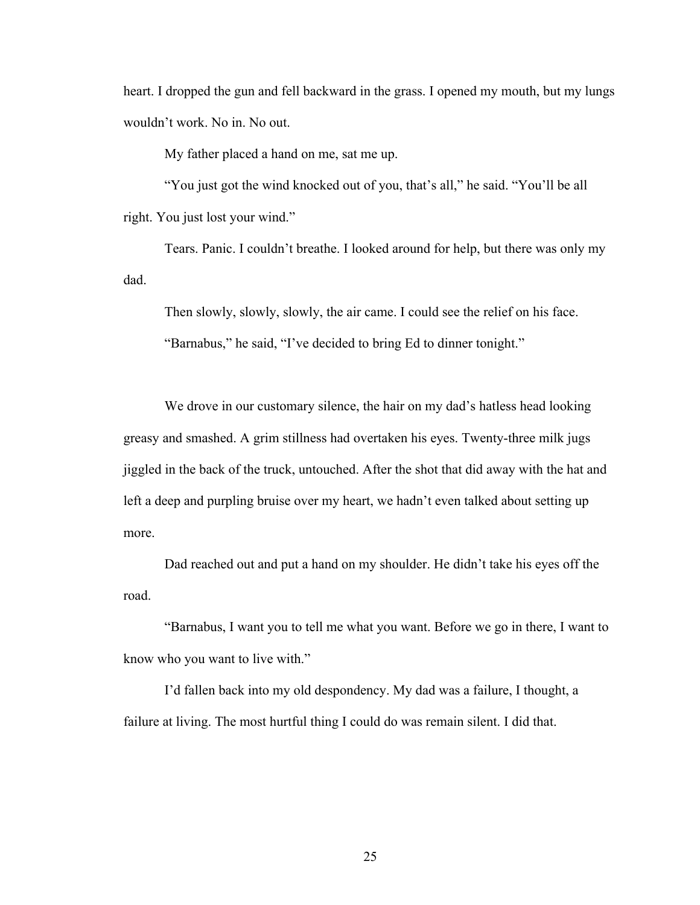heart. I dropped the gun and fell backward in the grass. I opened my mouth, but my lungs wouldn't work. No in. No out.

My father placed a hand on me, sat me up.

"You just got the wind knocked out of you, that's all," he said. "You'll be all right. You just lost your wind."

Tears. Panic. I couldn't breathe. I looked around for help, but there was only my dad.

Then slowly, slowly, slowly, the air came. I could see the relief on his face.

"Barnabus," he said, "I've decided to bring Ed to dinner tonight."

We drove in our customary silence, the hair on my dad's hatless head looking greasy and smashed. A grim stillness had overtaken his eyes. Twenty-three milk jugs jiggled in the back of the truck, untouched. After the shot that did away with the hat and left a deep and purpling bruise over my heart, we hadn't even talked about setting up more.

Dad reached out and put a hand on my shoulder. He didn't take his eyes off the road.

"Barnabus, I want you to tell me what you want. Before we go in there, I want to know who you want to live with."

I'd fallen back into my old despondency. My dad was a failure, I thought, a failure at living. The most hurtful thing I could do was remain silent. I did that.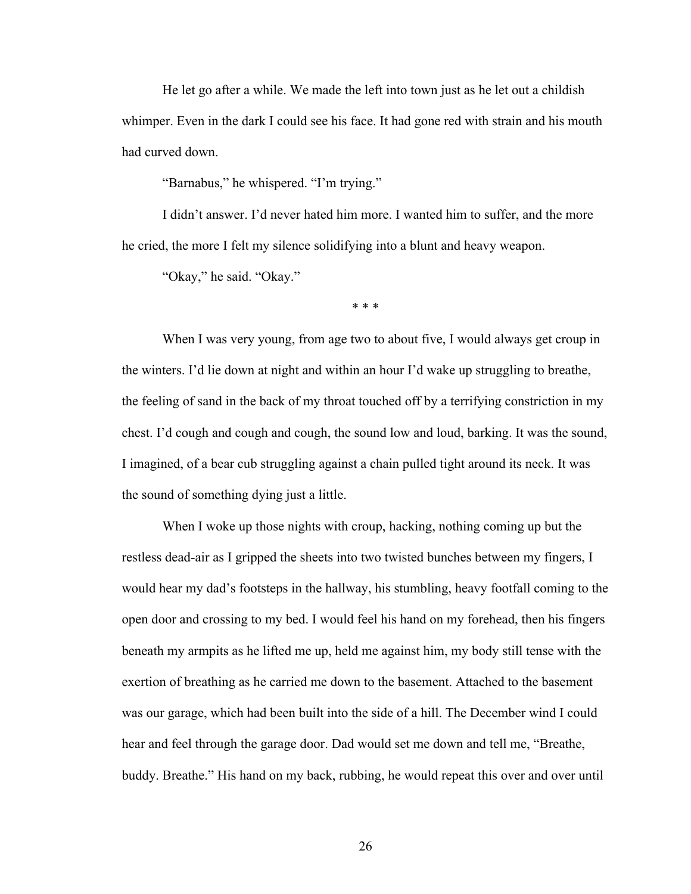He let go after a while. We made the left into town just as he let out a childish whimper. Even in the dark I could see his face. It had gone red with strain and his mouth had curved down.

"Barnabus," he whispered. "I'm trying."

I didn't answer. I'd never hated him more. I wanted him to suffer, and the more he cried, the more I felt my silence solidifying into a blunt and heavy weapon.

"Okay," he said. "Okay."

\* \* \*

When I was very young, from age two to about five, I would always get croup in the winters. I'd lie down at night and within an hour I'd wake up struggling to breathe, the feeling of sand in the back of my throat touched off by a terrifying constriction in my chest. I'd cough and cough and cough, the sound low and loud, barking. It was the sound, I imagined, of a bear cub struggling against a chain pulled tight around its neck. It was the sound of something dying just a little.

When I woke up those nights with croup, hacking, nothing coming up but the restless dead-air as I gripped the sheets into two twisted bunches between my fingers, I would hear my dad's footsteps in the hallway, his stumbling, heavy footfall coming to the open door and crossing to my bed. I would feel his hand on my forehead, then his fingers beneath my armpits as he lifted me up, held me against him, my body still tense with the exertion of breathing as he carried me down to the basement. Attached to the basement was our garage, which had been built into the side of a hill. The December wind I could hear and feel through the garage door. Dad would set me down and tell me, "Breathe, buddy. Breathe." His hand on my back, rubbing, he would repeat this over and over until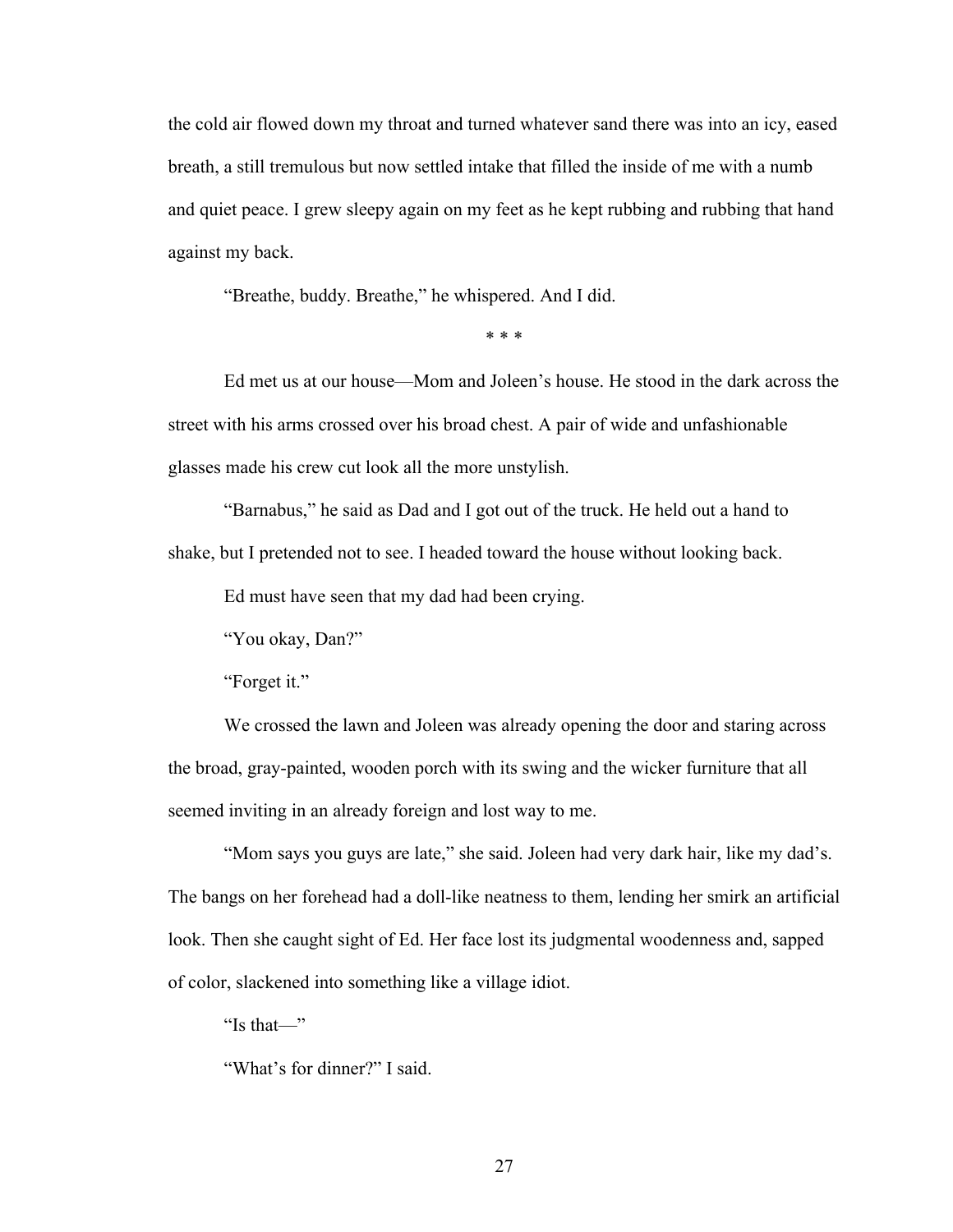the cold air flowed down my throat and turned whatever sand there was into an icy, eased breath, a still tremulous but now settled intake that filled the inside of me with a numb and quiet peace. I grew sleepy again on my feet as he kept rubbing and rubbing that hand against my back.

"Breathe, buddy. Breathe," he whispered. And I did.

* * *

Ed met us at our house—Mom and Joleen's house. He stood in the dark across the street with his arms crossed over his broad chest. A pair of wide and unfashionable glasses made his crew cut look all the more unstylish.

"Barnabus," he said as Dad and I got out of the truck. He held out a hand to shake, but I pretended not to see. I headed toward the house without looking back.

Ed must have seen that my dad had been crying.

"You okay, Dan?"

"Forget it."

We crossed the lawn and Joleen was already opening the door and staring across the broad, gray-painted, wooden porch with its swing and the wicker furniture that all seemed inviting in an already foreign and lost way to me.

"Mom says you guys are late," she said. Joleen had very dark hair, like my dad's. The bangs on her forehead had a doll-like neatness to them, lending her smirk an artificial look. Then she caught sight of Ed. Her face lost its judgmental woodenness and, sapped of color, slackened into something like a village idiot.

"Is that—"

"What's for dinner?" I said.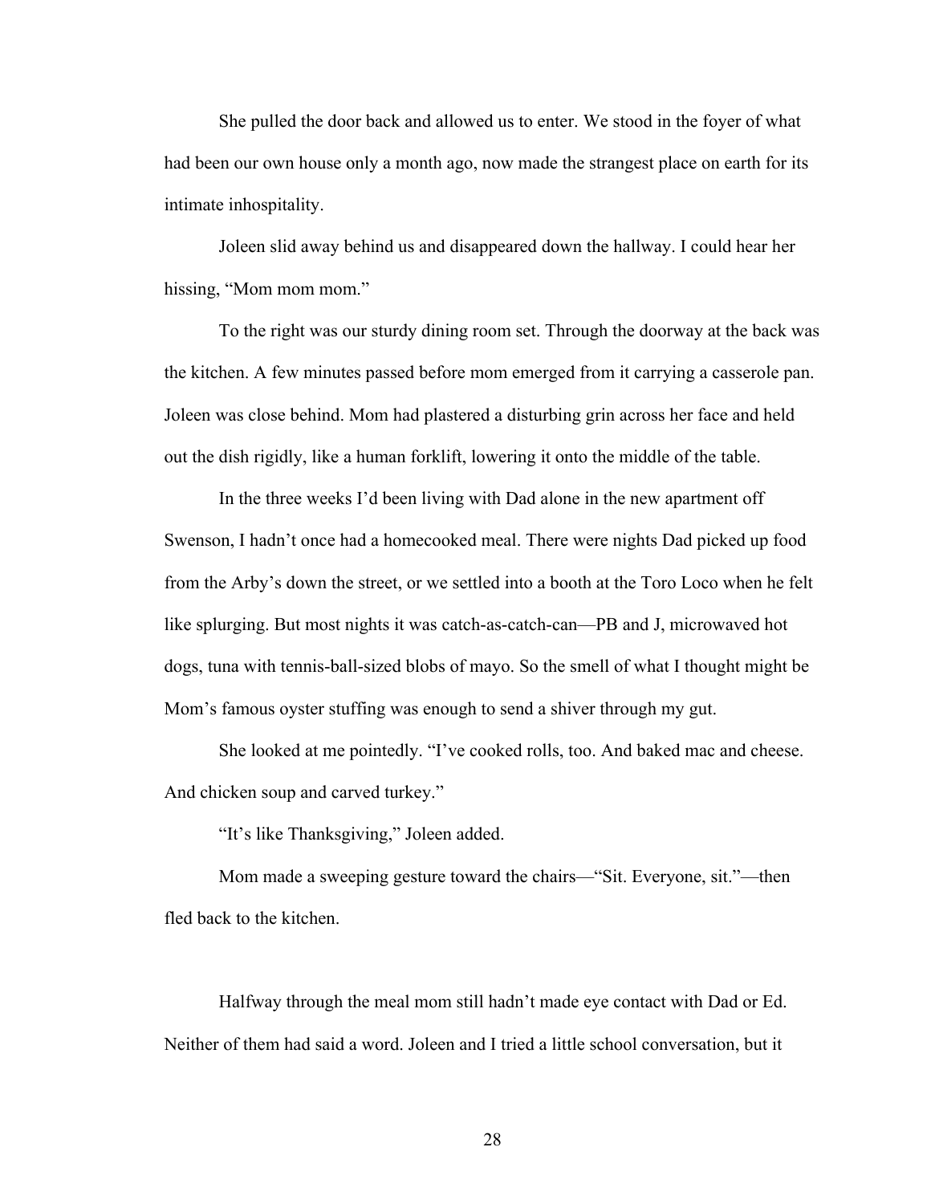She pulled the door back and allowed us to enter. We stood in the foyer of what had been our own house only a month ago, now made the strangest place on earth for its intimate inhospitality.

Joleen slid away behind us and disappeared down the hallway. I could hear her hissing, "Mom mom mom."

To the right was our sturdy dining room set. Through the doorway at the back was the kitchen. A few minutes passed before mom emerged from it carrying a casserole pan. Joleen was close behind. Mom had plastered a disturbing grin across her face and held out the dish rigidly, like a human forklift, lowering it onto the middle of the table.

In the three weeks I'd been living with Dad alone in the new apartment off Swenson, I hadn't once had a homecooked meal. There were nights Dad picked up food from the Arby's down the street, or we settled into a booth at the Toro Loco when he felt like splurging. But most nights it was catch-as-catch-can—PB and J, microwaved hot dogs, tuna with tennis-ball-sized blobs of mayo. So the smell of what I thought might be Mom's famous oyster stuffing was enough to send a shiver through my gut.

She looked at me pointedly. "I've cooked rolls, too. And baked mac and cheese. And chicken soup and carved turkey."

"It's like Thanksgiving," Joleen added.

Mom made a sweeping gesture toward the chairs—"Sit. Everyone, sit."—then fled back to the kitchen.

Halfway through the meal mom still hadn't made eye contact with Dad or Ed. Neither of them had said a word. Joleen and I tried a little school conversation, but it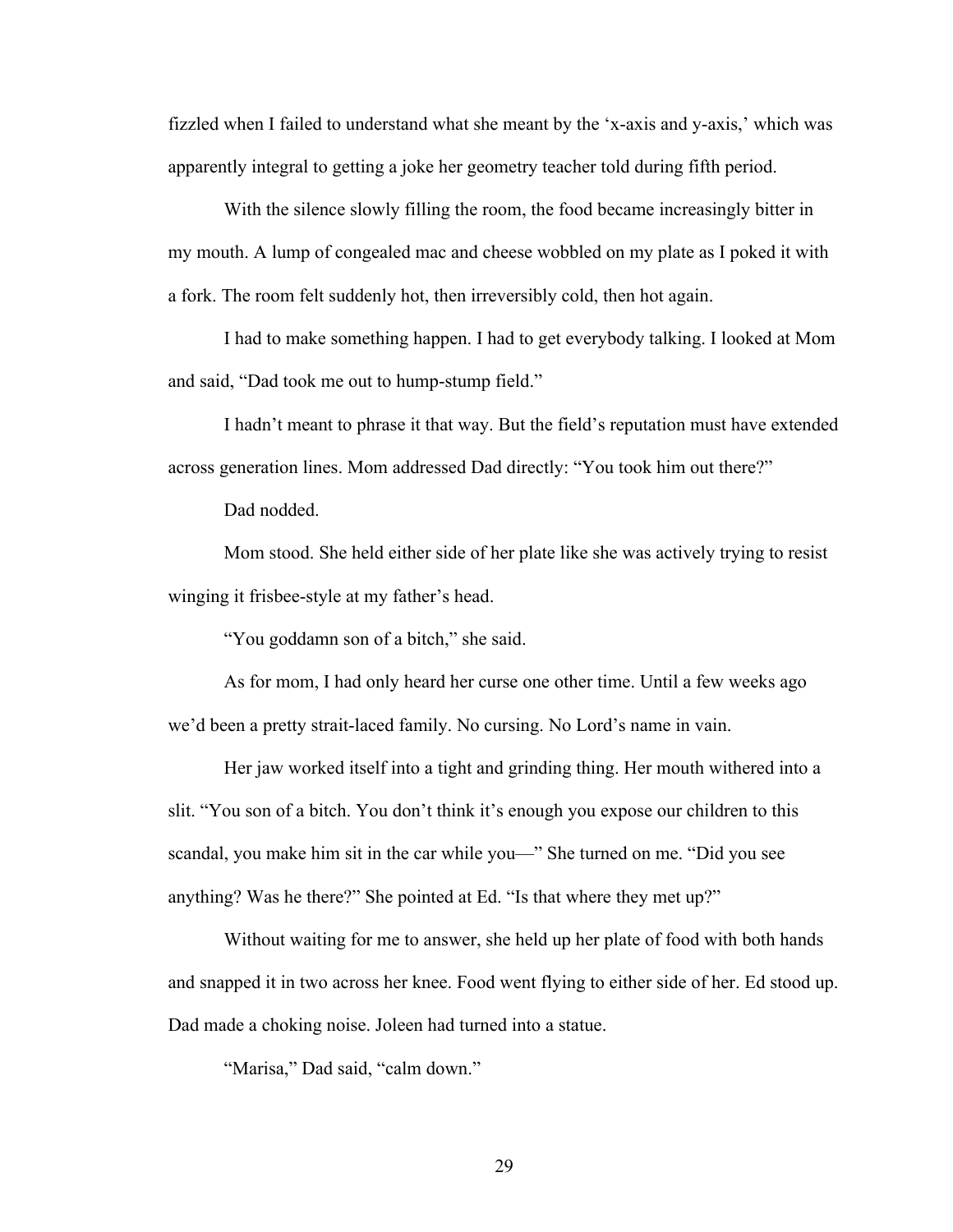fizzled when I failed to understand what she meant by the 'x-axis and y-axis,' which was apparently integral to getting a joke her geometry teacher told during fifth period.

With the silence slowly filling the room, the food became increasingly bitter in my mouth. A lump of congealed mac and cheese wobbled on my plate as I poked it with a fork. The room felt suddenly hot, then irreversibly cold, then hot again.

I had to make something happen. I had to get everybody talking. I looked at Mom and said, "Dad took me out to hump-stump field."

I hadn't meant to phrase it that way. But the field's reputation must have extended across generation lines. Mom addressed Dad directly: "You took him out there?"

Dad nodded.

Mom stood. She held either side of her plate like she was actively trying to resist winging it frisbee-style at my father's head.

"You goddamn son of a bitch," she said.

As for mom, I had only heard her curse one other time. Until a few weeks ago we'd been a pretty strait-laced family. No cursing. No Lord's name in vain.

Her jaw worked itself into a tight and grinding thing. Her mouth withered into a slit. "You son of a bitch. You don't think it's enough you expose our children to this scandal, you make him sit in the car while you—" She turned on me. "Did you see anything? Was he there?" She pointed at Ed. "Is that where they met up?"

Without waiting for me to answer, she held up her plate of food with both hands and snapped it in two across her knee. Food went flying to either side of her. Ed stood up. Dad made a choking noise. Joleen had turned into a statue.

"Marisa," Dad said, "calm down."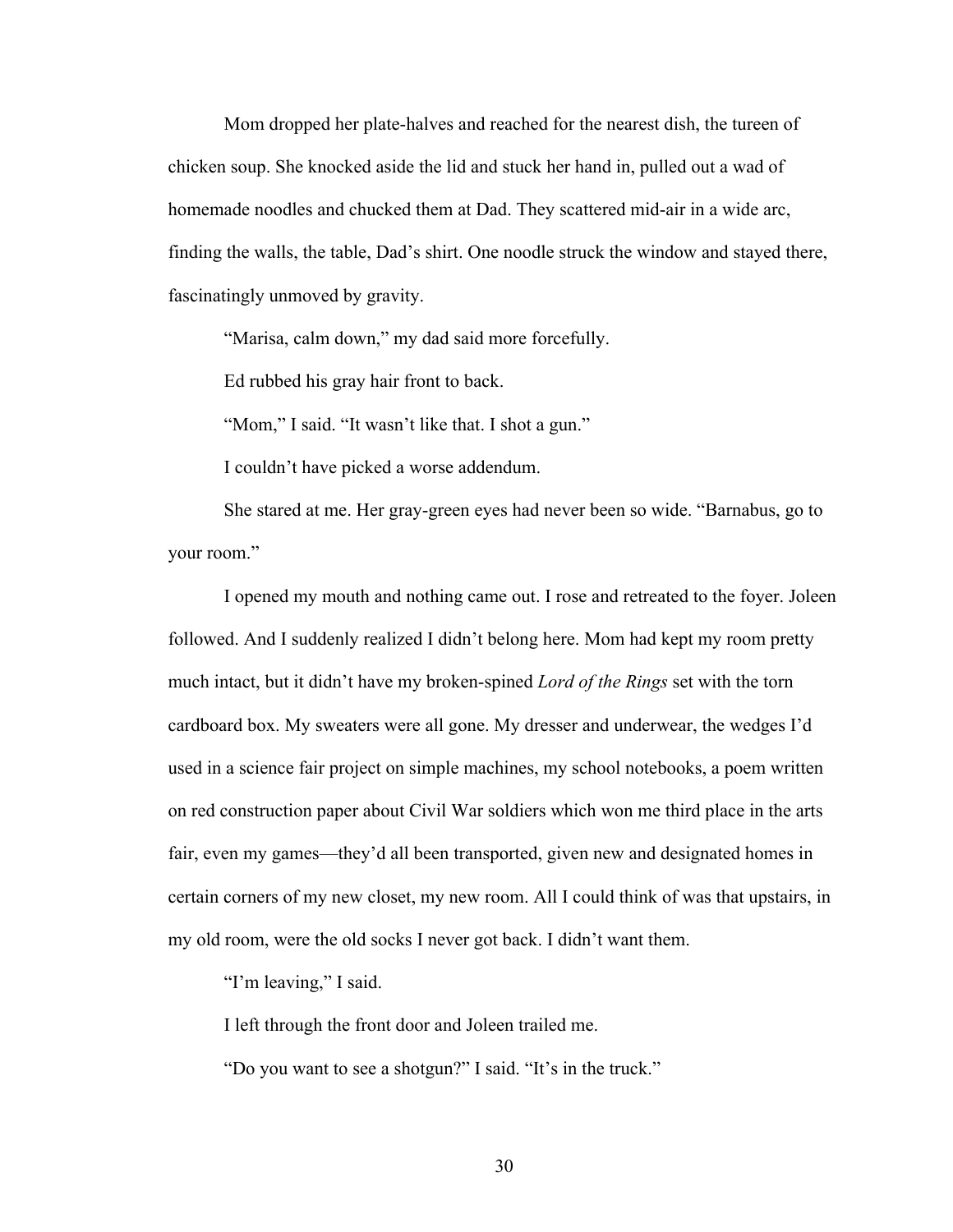Mom dropped her plate-halves and reached for the nearest dish, the tureen of chicken soup. She knocked aside the lid and stuck her hand in, pulled out a wad of homemade noodles and chucked them at Dad. They scattered mid-air in a wide arc, finding the walls, the table, Dad's shirt. One noodle struck the window and stayed there, fascinatingly unmoved by gravity.

"Marisa, calm down," my dad said more forcefully.

Ed rubbed his gray hair front to back.

"Mom," I said. "It wasn't like that. I shot a gun."

I couldn't have picked a worse addendum.

She stared at me. Her gray-green eyes had never been so wide. "Barnabus, go to your room."

I opened my mouth and nothing came out. I rose and retreated to the foyer. Joleen followed. And I suddenly realized I didn't belong here. Mom had kept my room pretty much intact, but it didn't have my broken-spined *Lord of the Rings* set with the torn cardboard box. My sweaters were all gone. My dresser and underwear, the wedges I'd used in a science fair project on simple machines, my school notebooks, a poem written on red construction paper about Civil War soldiers which won me third place in the arts fair, even my games—they'd all been transported, given new and designated homes in certain corners of my new closet, my new room. All I could think of was that upstairs, in my old room, were the old socks I never got back. I didn't want them.

"I'm leaving," I said.

I left through the front door and Joleen trailed me.

"Do you want to see a shotgun?" I said. "It's in the truck."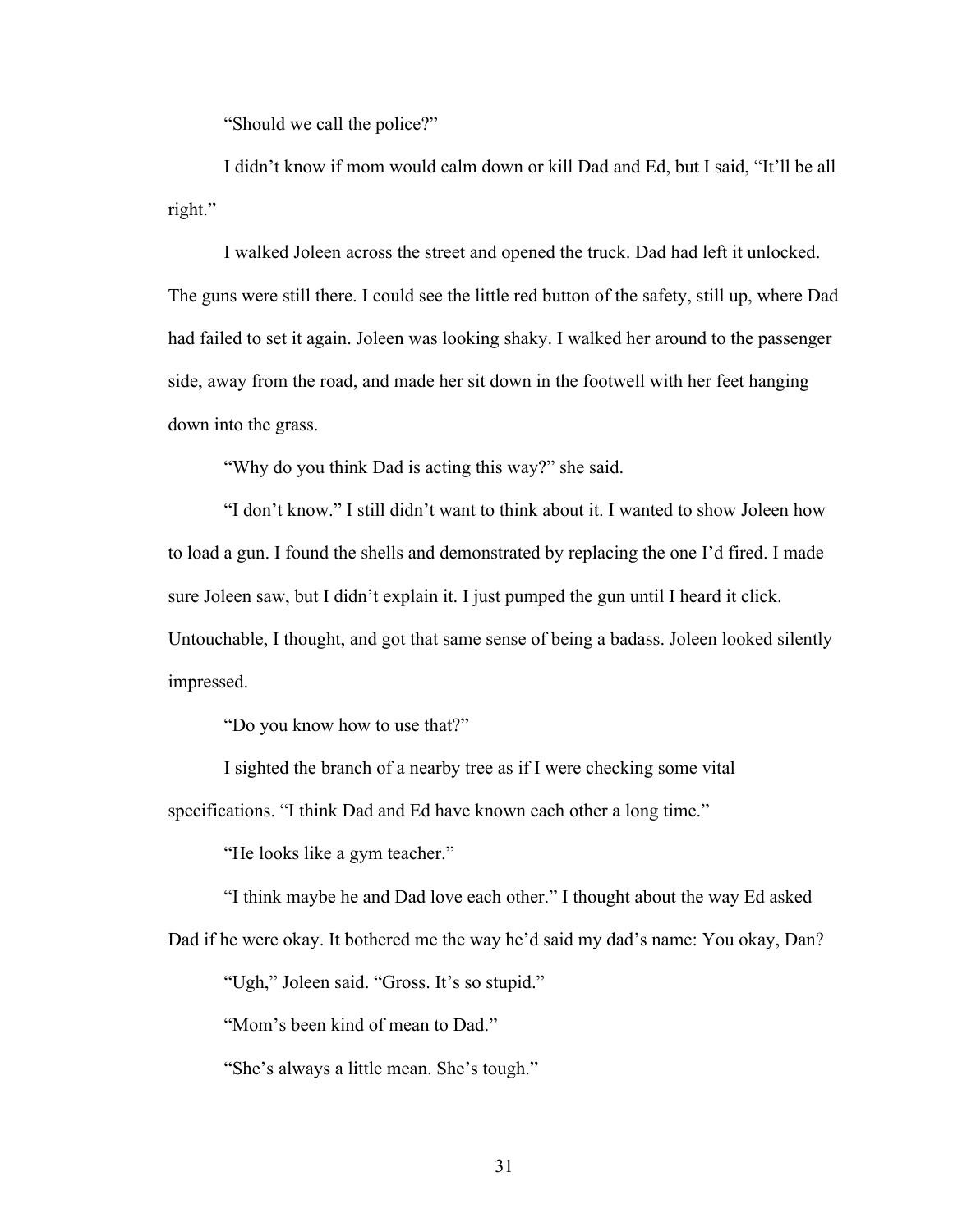"Should we call the police?"

I didn't know if mom would calm down or kill Dad and Ed, but I said, "It'll be all right."

I walked Joleen across the street and opened the truck. Dad had left it unlocked. The guns were still there. I could see the little red button of the safety, still up, where Dad had failed to set it again. Joleen was looking shaky. I walked her around to the passenger side, away from the road, and made her sit down in the footwell with her feet hanging down into the grass.

"Why do you think Dad is acting this way?" she said.

"I don't know." I still didn't want to think about it. I wanted to show Joleen how to load a gun. I found the shells and demonstrated by replacing the one I'd fired. I made sure Joleen saw, but I didn't explain it. I just pumped the gun until I heard it click. Untouchable, I thought, and got that same sense of being a badass. Joleen looked silently impressed.

"Do you know how to use that?"

I sighted the branch of a nearby tree as if I were checking some vital specifications. "I think Dad and Ed have known each other a long time."

"He looks like a gym teacher."

"I think maybe he and Dad love each other." I thought about the way Ed asked Dad if he were okay. It bothered me the way he'd said my dad's name: You okay, Dan?

"Ugh," Joleen said. "Gross. It's so stupid."

"Mom's been kind of mean to Dad."

"She's always a little mean. She's tough."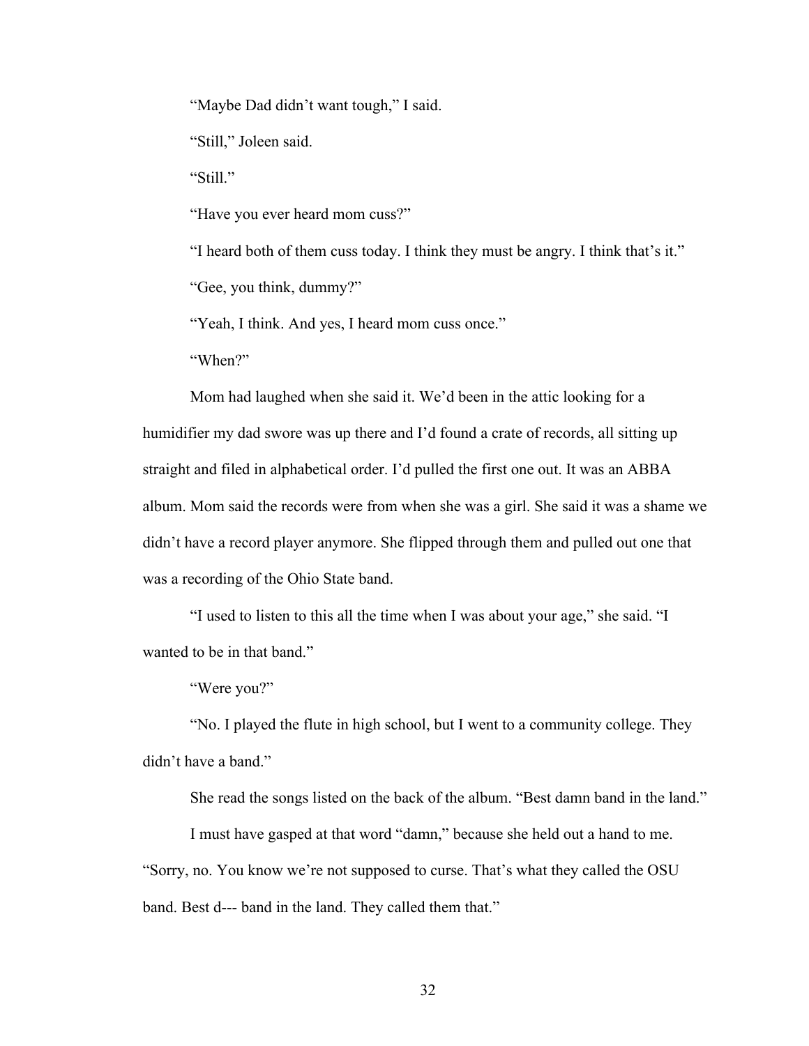"Maybe Dad didn't want tough," I said.

"Still," Joleen said.

"Still."

"Have you ever heard mom cuss?"

"I heard both of them cuss today. I think they must be angry. I think that's it."

"Gee, you think, dummy?"

"Yeah, I think. And yes, I heard mom cuss once."

"When?"

Mom had laughed when she said it. We'd been in the attic looking for a humidifier my dad swore was up there and I'd found a crate of records, all sitting up straight and filed in alphabetical order. I'd pulled the first one out. It was an ABBA album. Mom said the records were from when she was a girl. She said it was a shame we didn't have a record player anymore. She flipped through them and pulled out one that was a recording of the Ohio State band.

"I used to listen to this all the time when I was about your age," she said. "I wanted to be in that band."

"Were you?"

"No. I played the flute in high school, but I went to a community college. They didn't have a band."

She read the songs listed on the back of the album. "Best damn band in the land."

I must have gasped at that word "damn," because she held out a hand to me. "Sorry, no. You know we're not supposed to curse. That's what they called the OSU band. Best d--- band in the land. They called them that."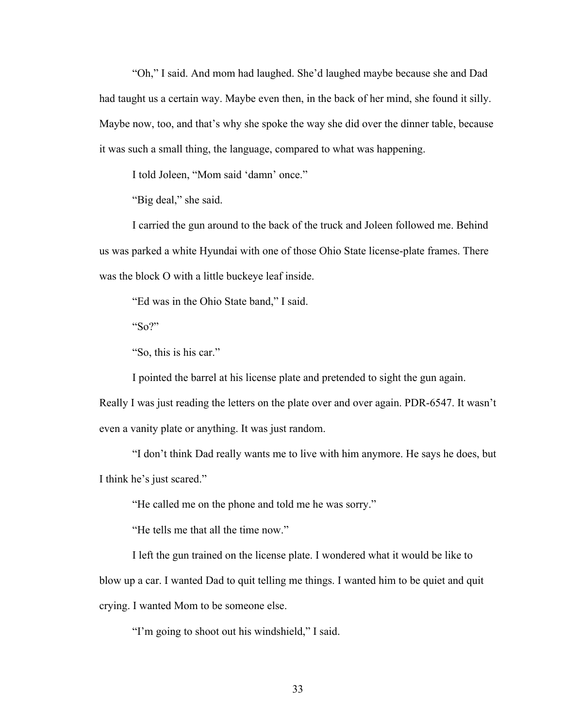"Oh," I said. And mom had laughed. She'd laughed maybe because she and Dad had taught us a certain way. Maybe even then, in the back of her mind, she found it silly. Maybe now, too, and that's why she spoke the way she did over the dinner table, because it was such a small thing, the language, compared to what was happening.

I told Joleen, "Mom said 'damn' once."

"Big deal," she said.

I carried the gun around to the back of the truck and Joleen followed me. Behind us was parked a white Hyundai with one of those Ohio State license-plate frames. There was the block O with a little buckeye leaf inside.

"Ed was in the Ohio State band," I said.

"So?"

"So, this is his car."

I pointed the barrel at his license plate and pretended to sight the gun again. Really I was just reading the letters on the plate over and over again. PDR-6547. It wasn't even a vanity plate or anything. It was just random.

"I don't think Dad really wants me to live with him anymore. He says he does, but I think he's just scared."

"He called me on the phone and told me he was sorry."

"He tells me that all the time now."

I left the gun trained on the license plate. I wondered what it would be like to blow up a car. I wanted Dad to quit telling me things. I wanted him to be quiet and quit crying. I wanted Mom to be someone else.

"I'm going to shoot out his windshield," I said.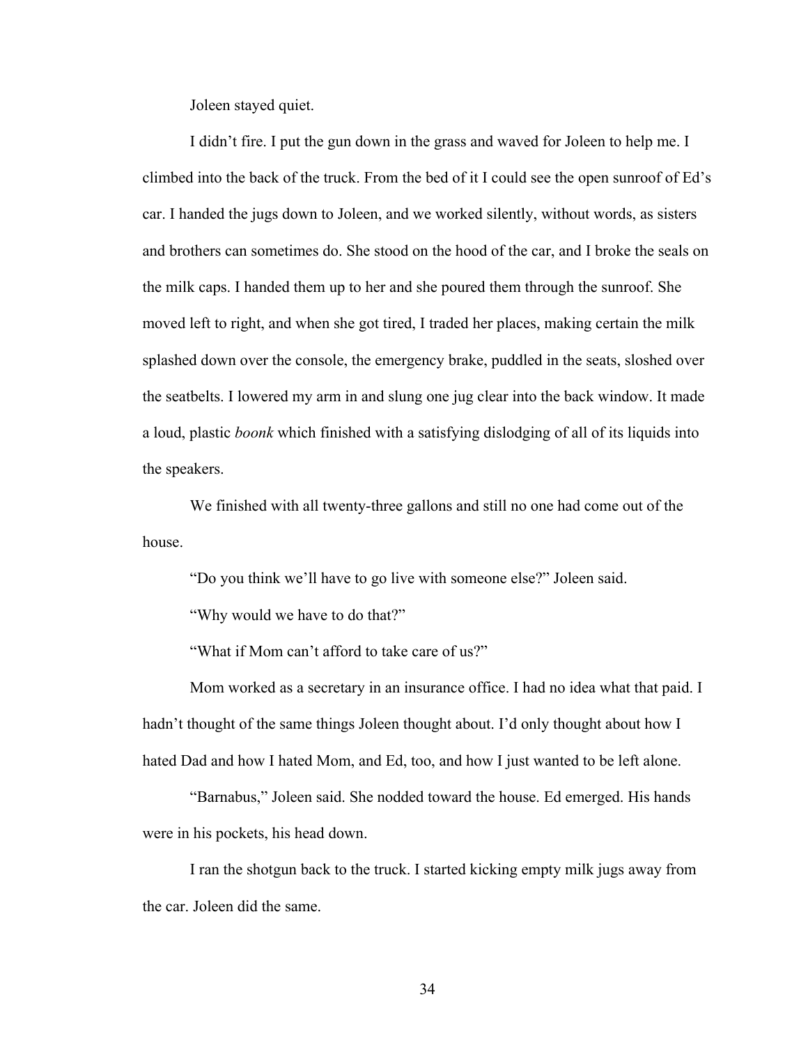Joleen stayed quiet.

I didn't fire. I put the gun down in the grass and waved for Joleen to help me. I climbed into the back of the truck. From the bed of it I could see the open sunroof of Ed's car. I handed the jugs down to Joleen, and we worked silently, without words, as sisters and brothers can sometimes do. She stood on the hood of the car, and I broke the seals on the milk caps. I handed them up to her and she poured them through the sunroof. She moved left to right, and when she got tired, I traded her places, making certain the milk splashed down over the console, the emergency brake, puddled in the seats, sloshed over the seatbelts. I lowered my arm in and slung one jug clear into the back window. It made a loud, plastic *boonk* which finished with a satisfying dislodging of all of its liquids into the speakers.

We finished with all twenty-three gallons and still no one had come out of the house.

"Do you think we'll have to go live with someone else?" Joleen said.

"Why would we have to do that?"

"What if Mom can't afford to take care of us?"

Mom worked as a secretary in an insurance office. I had no idea what that paid. I hadn't thought of the same things Joleen thought about. I'd only thought about how I hated Dad and how I hated Mom, and Ed, too, and how I just wanted to be left alone.

"Barnabus," Joleen said. She nodded toward the house. Ed emerged. His hands were in his pockets, his head down.

I ran the shotgun back to the truck. I started kicking empty milk jugs away from the car. Joleen did the same.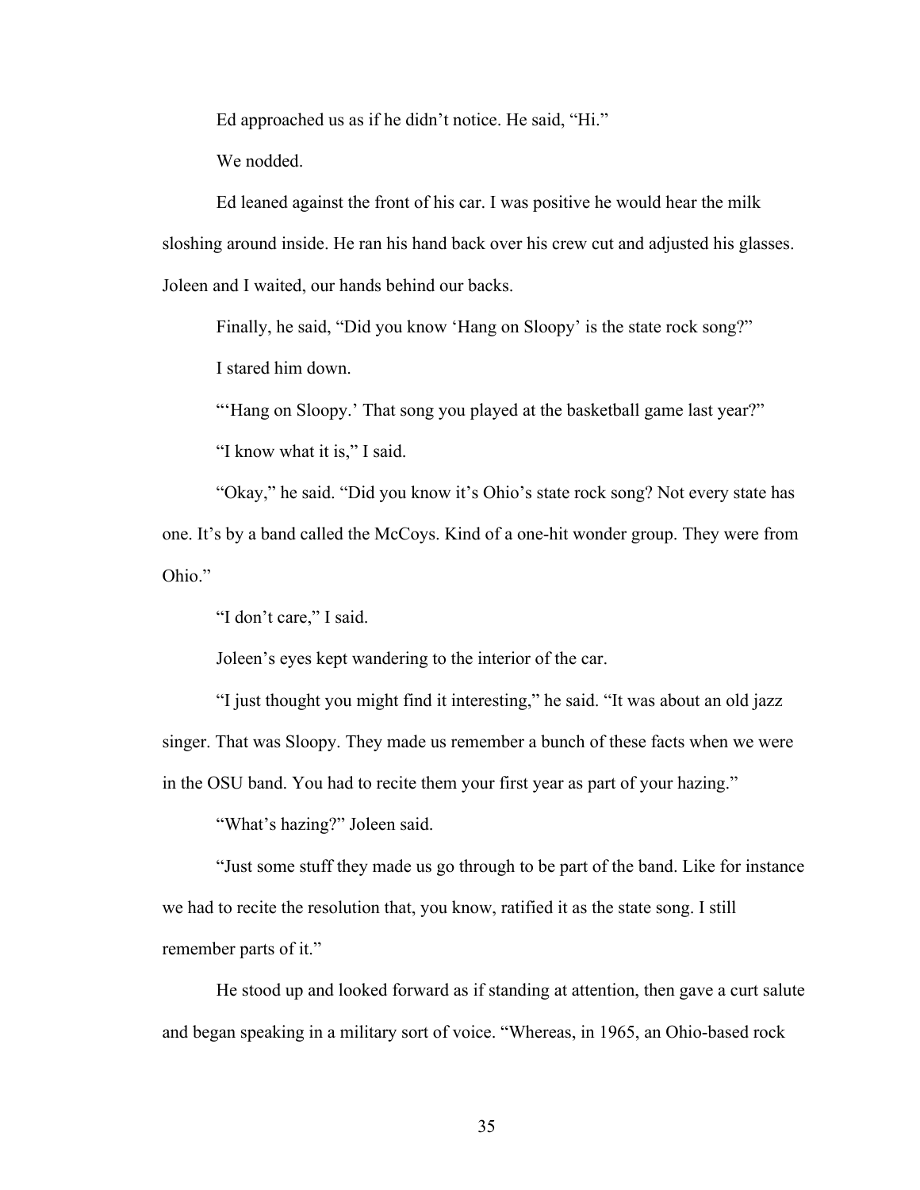Ed approached us as if he didn't notice. He said, "Hi."

We nodded.

Ed leaned against the front of his car. I was positive he would hear the milk sloshing around inside. He ran his hand back over his crew cut and adjusted his glasses. Joleen and I waited, our hands behind our backs.

Finally, he said, "Did you know 'Hang on Sloopy' is the state rock song?"

I stared him down.

"'Hang on Sloopy.' That song you played at the basketball game last year?"

"I know what it is," I said.

"Okay," he said. "Did you know it's Ohio's state rock song? Not every state has one. It's by a band called the McCoys. Kind of a one-hit wonder group. They were from Ohio."

"I don't care," I said.

Joleen's eyes kept wandering to the interior of the car.

"I just thought you might find it interesting," he said. "It was about an old jazz singer. That was Sloopy. They made us remember a bunch of these facts when we were in the OSU band. You had to recite them your first year as part of your hazing."

"What's hazing?" Joleen said.

"Just some stuff they made us go through to be part of the band. Like for instance we had to recite the resolution that, you know, ratified it as the state song. I still remember parts of it."

He stood up and looked forward as if standing at attention, then gave a curt salute and began speaking in a military sort of voice. "Whereas, in 1965, an Ohio-based rock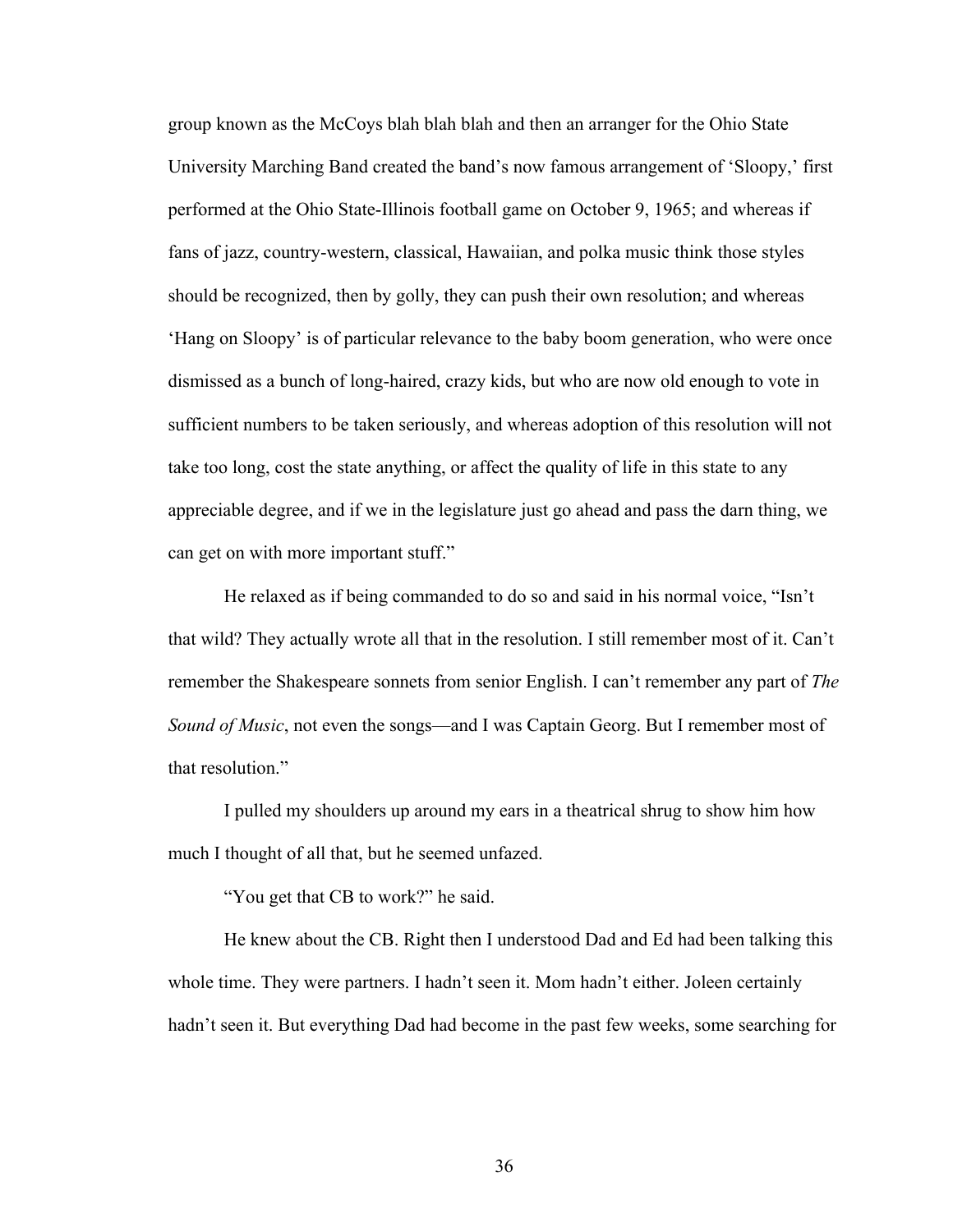group known as the McCoys blah blah blah and then an arranger for the Ohio State University Marching Band created the band's now famous arrangement of 'Sloopy,' first performed at the Ohio State-Illinois football game on October 9, 1965; and whereas if fans of jazz, country-western, classical, Hawaiian, and polka music think those styles should be recognized, then by golly, they can push their own resolution; and whereas 'Hang on Sloopy' is of particular relevance to the baby boom generation, who were once dismissed as a bunch of long-haired, crazy kids, but who are now old enough to vote in sufficient numbers to be taken seriously, and whereas adoption of this resolution will not take too long, cost the state anything, or affect the quality of life in this state to any appreciable degree, and if we in the legislature just go ahead and pass the darn thing, we can get on with more important stuff."

He relaxed as if being commanded to do so and said in his normal voice, "Isn't that wild? They actually wrote all that in the resolution. I still remember most of it. Can't remember the Shakespeare sonnets from senior English. I can't remember any part of *The Sound of Music*, not even the songs—and I was Captain Georg. But I remember most of that resolution."

I pulled my shoulders up around my ears in a theatrical shrug to show him how much I thought of all that, but he seemed unfazed.

"You get that CB to work?" he said.

He knew about the CB. Right then I understood Dad and Ed had been talking this whole time. They were partners. I hadn't seen it. Mom hadn't either. Joleen certainly hadn't seen it. But everything Dad had become in the past few weeks, some searching for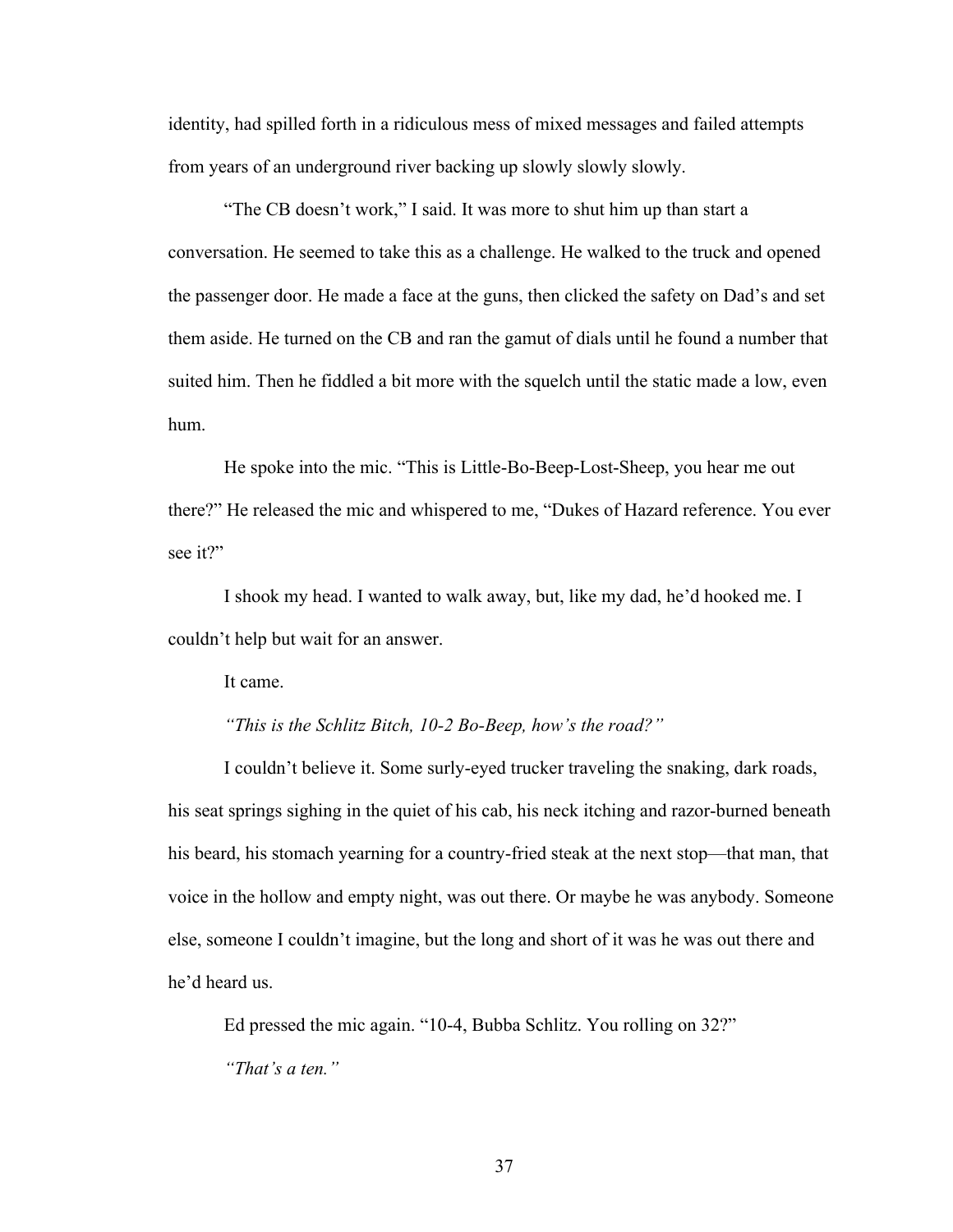identity, had spilled forth in a ridiculous mess of mixed messages and failed attempts from years of an underground river backing up slowly slowly slowly.

"The CB doesn't work," I said. It was more to shut him up than start a conversation. He seemed to take this as a challenge. He walked to the truck and opened the passenger door. He made a face at the guns, then clicked the safety on Dad's and set them aside. He turned on the CB and ran the gamut of dials until he found a number that suited him. Then he fiddled a bit more with the squelch until the static made a low, even hum.

He spoke into the mic. "This is Little-Bo-Beep-Lost-Sheep, you hear me out there?" He released the mic and whispered to me, "Dukes of Hazard reference. You ever see it?"

I shook my head. I wanted to walk away, but, like my dad, he'd hooked me. I couldn't help but wait for an answer.

It came.

*"This is the Schlitz Bitch, 10-2 Bo-Beep, how's the road?"*

I couldn't believe it. Some surly-eyed trucker traveling the snaking, dark roads, his seat springs sighing in the quiet of his cab, his neck itching and razor-burned beneath his beard, his stomach yearning for a country-fried steak at the next stop—that man, that voice in the hollow and empty night, was out there. Or maybe he was anybody. Someone else, someone I couldn't imagine, but the long and short of it was he was out there and he'd heard us.

Ed pressed the mic again. "10-4, Bubba Schlitz. You rolling on 32?"

*"That's a ten."*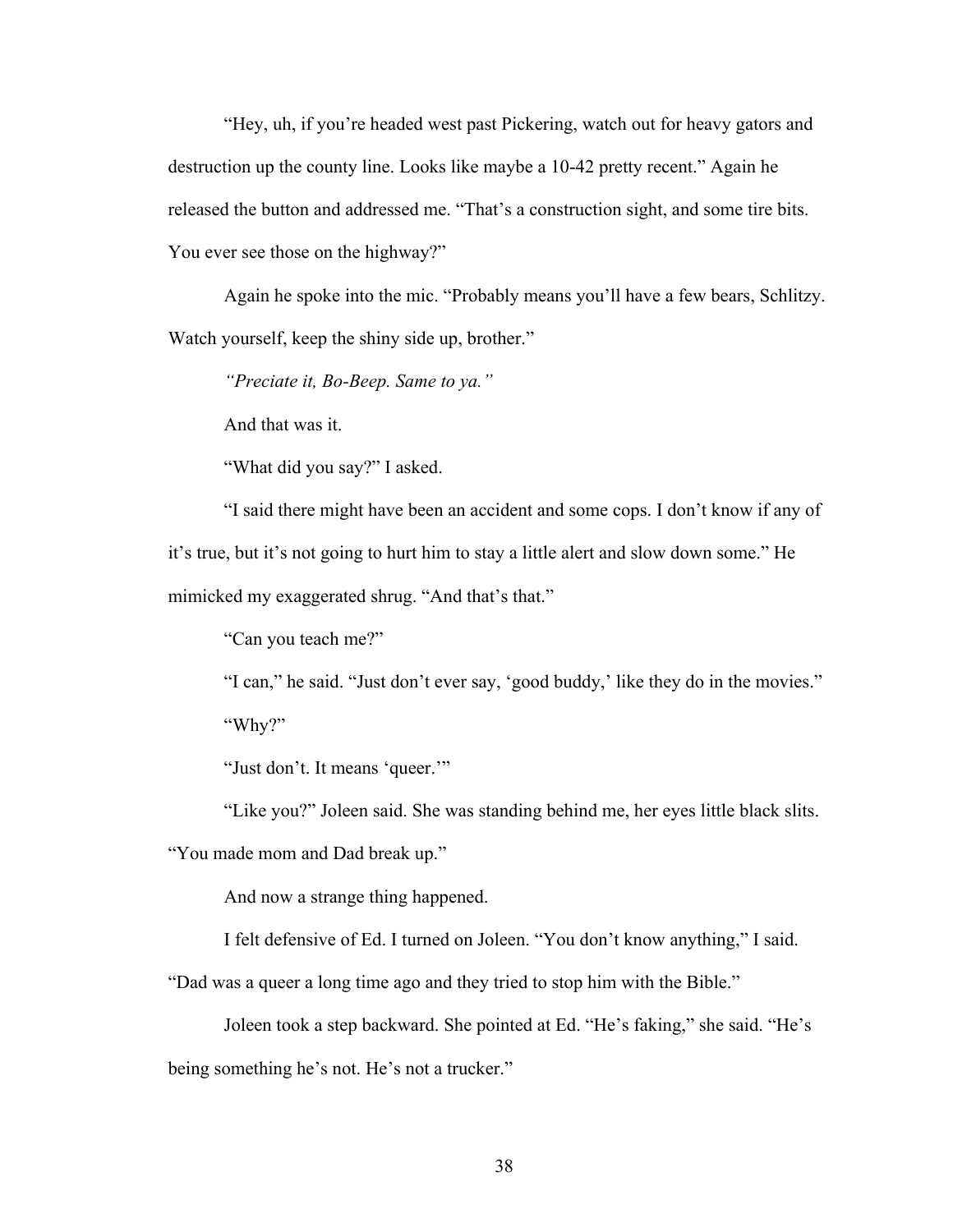"Hey, uh, if you're headed west past Pickering, watch out for heavy gators and destruction up the county line. Looks like maybe a 10-42 pretty recent." Again he released the button and addressed me. "That's a construction sight, and some tire bits. You ever see those on the highway?"

Again he spoke into the mic. "Probably means you'll have a few bears, Schlitzy. Watch yourself, keep the shiny side up, brother."

*"Preciate it, Bo-Beep. Same to ya."*

And that was it.

"What did you say?" I asked.

"I said there might have been an accident and some cops. I don't know if any of it's true, but it's not going to hurt him to stay a little alert and slow down some." He mimicked my exaggerated shrug. "And that's that."

"Can you teach me?"

"I can," he said. "Just don't ever say, 'good buddy,' like they do in the movies."

"Why?"

"Just don't. It means 'queer.'"

"Like you?" Joleen said. She was standing behind me, her eyes little black slits. "You made mom and Dad break up."

And now a strange thing happened.

I felt defensive of Ed. I turned on Joleen. "You don't know anything," I said. "Dad was a queer a long time ago and they tried to stop him with the Bible."

Joleen took a step backward. She pointed at Ed. "He's faking," she said. "He's being something he's not. He's not a trucker."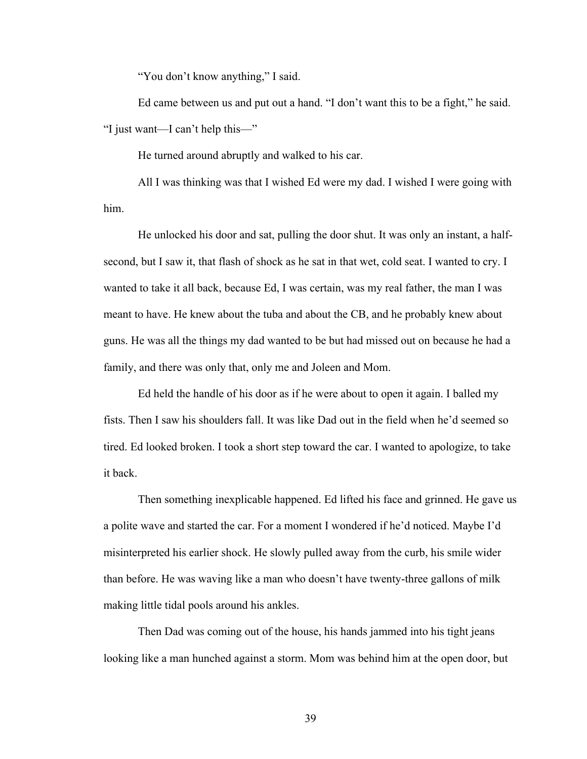"You don't know anything," I said.

Ed came between us and put out a hand. "I don't want this to be a fight," he said. "I just want—I can't help this—"

He turned around abruptly and walked to his car.

All I was thinking was that I wished Ed were my dad. I wished I were going with him.

He unlocked his door and sat, pulling the door shut. It was only an instant, a half-second, but I saw it, that flash of shock as he sat in that wet, cold seat. I wanted to cry. I wanted to take it all back, because Ed, I was certain, was my real father, the man I was meant to have. He knew about the tuba and about the CB, and he probably knew about guns. He was all the things my dad wanted to be but had missed out on because he had a family, and there was only that, only me and Joleen and Mom.

Ed held the handle of his door as if he were about to open it again. I balled my fists. Then I saw his shoulders fall. It was like Dad out in the field when he'd seemed so tired. Ed looked broken. I took a short step toward the car. I wanted to apologize, to take it back.

Then something inexplicable happened. Ed lifted his face and grinned. He gave us a polite wave and started the car. For a moment I wondered if he'd noticed. Maybe I'd misinterpreted his earlier shock. He slowly pulled away from the curb, his smile wider than before. He was waving like a man who doesn't have twenty-three gallons of milk making little tidal pools around his ankles.

Then Dad was coming out of the house, his hands jammed into his tight jeans looking like a man hunched against a storm. Mom was behind him at the open door, but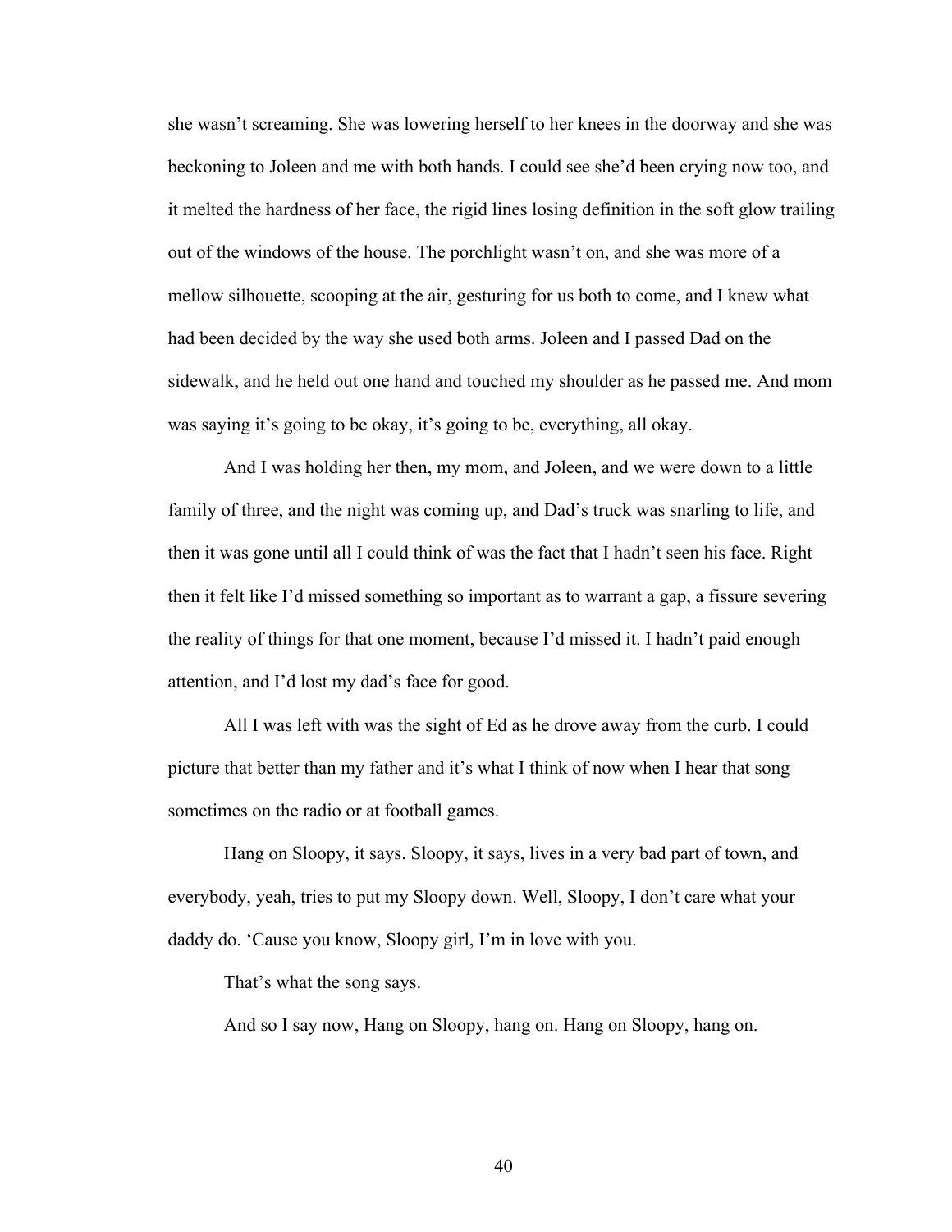she wasn't screaming. She was lowering herself to her knees in the doorway and she was beckoning to Joleen and me with both hands. I could see she'd been crying now too, and it melted the hardness of her face, the rigid lines losing definition in the soft glow trailing out of the windows of the house. The porchlight wasn't on, and she was more of a mellow silhouette, scooping at the air, gesturing for us both to come, and I knew what had been decided by the way she used both arms. Joleen and I passed Dad on the sidewalk, and he held out one hand and touched my shoulder as he passed me. And mom was saying it's going to be okay, it's going to be, everything, all okay.

And I was holding her then, my mom, and Joleen, and we were down to a little family of three, and the night was coming up, and Dad's truck was snarling to life, and then it was gone until all I could think of was the fact that I hadn't seen his face. Right then it felt like I'd missed something so important as to warrant a gap, a fissure severing the reality of things for that one moment, because I'd missed it. I hadn't paid enough attention, and I'd lost my dad's face for good.

All I was left with was the sight of Ed as he drove away from the curb. I could picture that better than my father and it's what I think of now when I hear that song sometimes on the radio or at football games.

Hang on Sloopy, it says. Sloopy, it says, lives in a very bad part of town, and everybody, yeah, tries to put my Sloopy down. Well, Sloopy, I don't care what your daddy do. 'Cause you know, Sloopy girl, I'm in love with you.

That's what the song says.

And so I say now, Hang on Sloopy, hang on. Hang on Sloopy, hang on.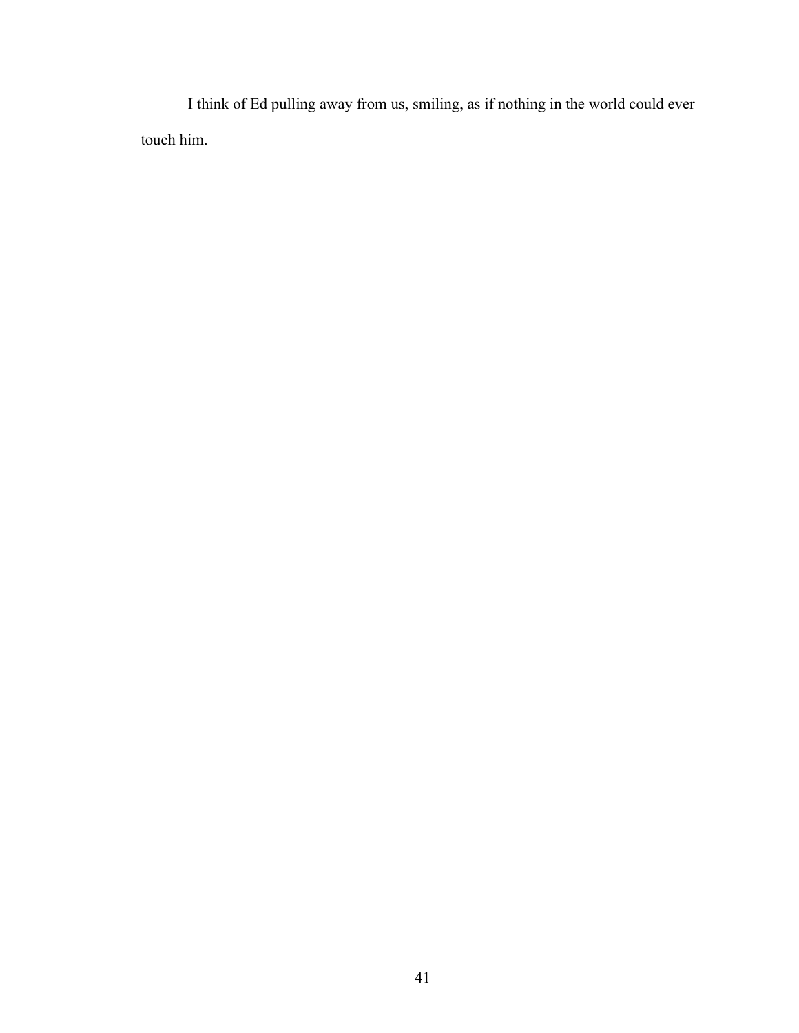I think of Ed pulling away from us, smiling, as if nothing in the world could ever touch him.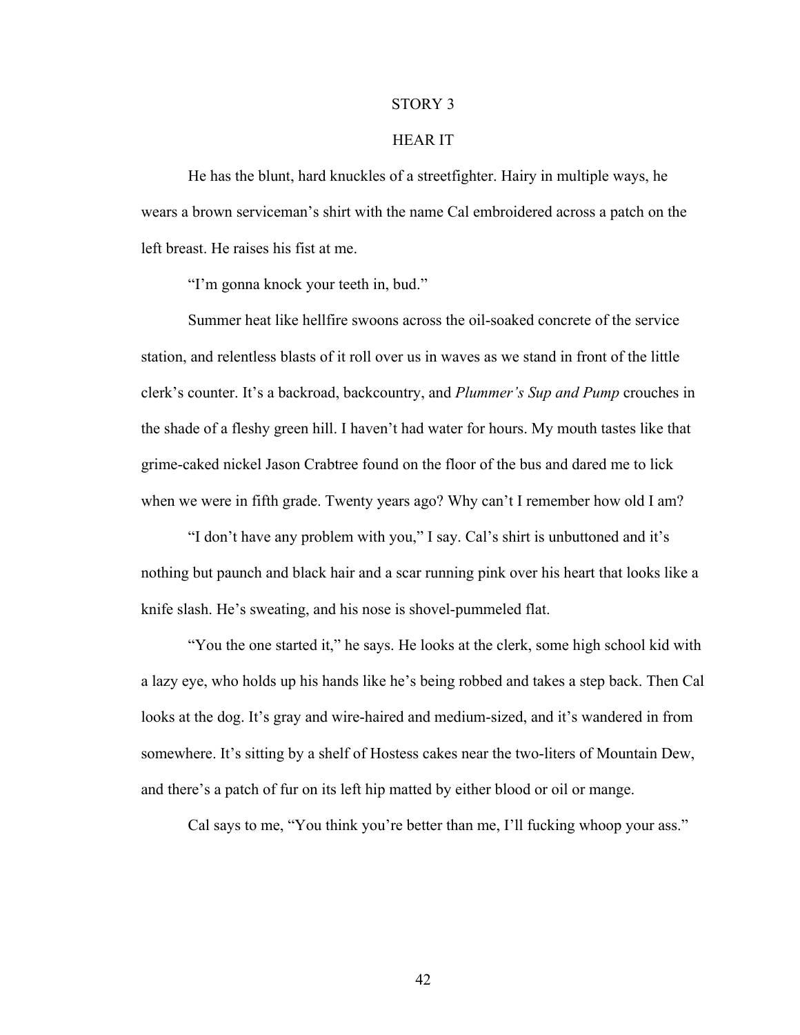# STORY 3

## HEAR IT

He has the blunt, hard knuckles of a streetfighter. Hairy in multiple ways, he wears a brown serviceman's shirt with the name Cal embroidered across a patch on the left breast. He raises his fist at me.

"I'm gonna knock your teeth in, bud."

Summer heat like hellfire swoons across the oil-soaked concrete of the service station, and relentless blasts of it roll over us in waves as we stand in front of the little clerk's counter. It's a backroad, backcountry, and *Plummer's Sup and Pump* crouches in the shade of a fleshy green hill. I haven't had water for hours. My mouth tastes like that grime-caked nickel Jason Crabtree found on the floor of the bus and dared me to lick when we were in fifth grade. Twenty years ago? Why can't I remember how old I am?

"I don't have any problem with you," I say. Cal's shirt is unbuttoned and it's nothing but paunch and black hair and a scar running pink over his heart that looks like a knife slash. He's sweating, and his nose is shovel-pummeled flat.

"You the one started it," he says. He looks at the clerk, some high school kid with a lazy eye, who holds up his hands like he's being robbed and takes a step back. Then Cal looks at the dog. It's gray and wire-haired and medium-sized, and it's wandered in from somewhere. It's sitting by a shelf of Hostess cakes near the two-liters of Mountain Dew, and there's a patch of fur on its left hip matted by either blood or oil or mange.

Cal says to me, "You think you're better than me, I'll fucking whoop your ass."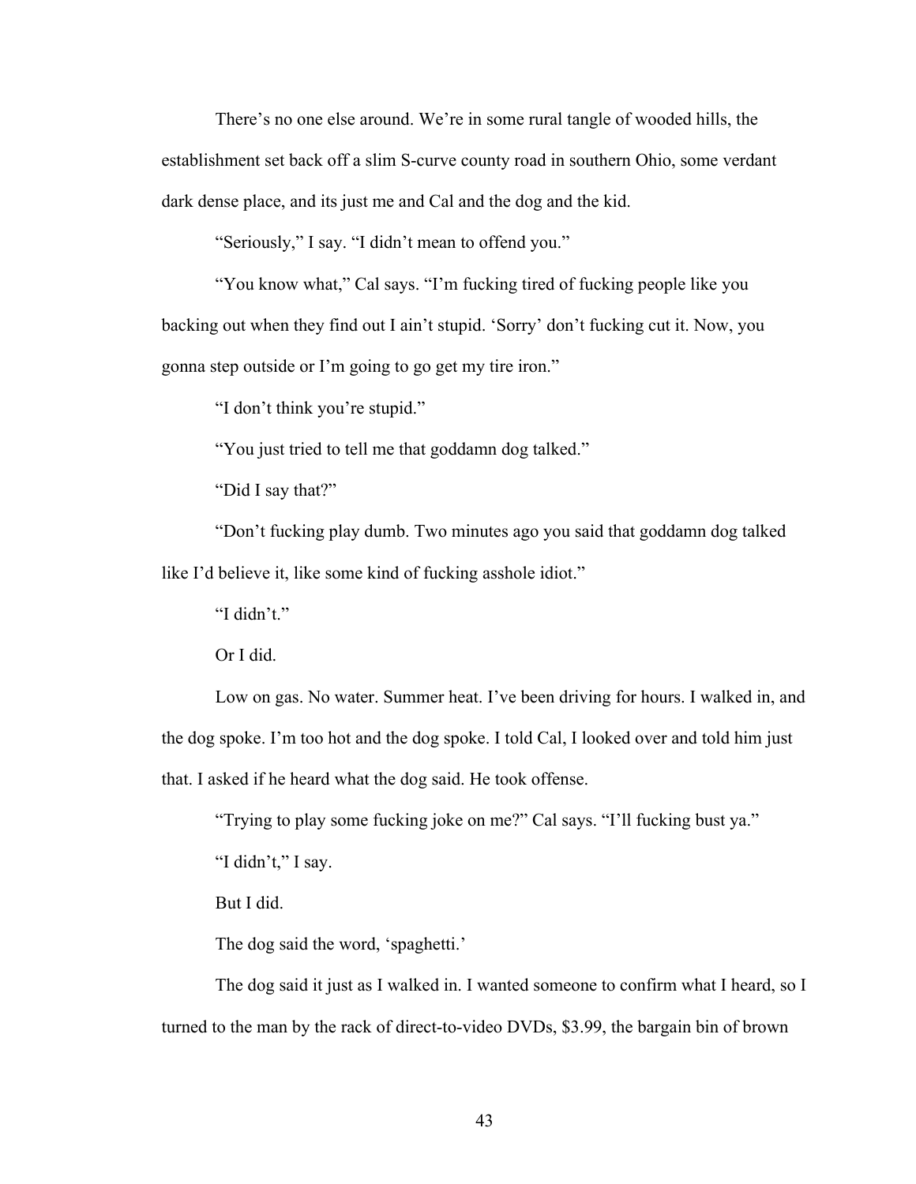There's no one else around. We're in some rural tangle of wooded hills, the establishment set back off a slim S-curve county road in southern Ohio, some verdant dark dense place, and its just me and Cal and the dog and the kid.

"Seriously," I say. "I didn't mean to offend you."

"You know what," Cal says. "I'm fucking tired of fucking people like you backing out when they find out I ain't stupid. 'Sorry' don't fucking cut it. Now, you gonna step outside or I'm going to go get my tire iron."

"I don't think you're stupid."

"You just tried to tell me that goddamn dog talked."

"Did I say that?"

"Don't fucking play dumb. Two minutes ago you said that goddamn dog talked like I'd believe it, like some kind of fucking asshole idiot."

"I didn't."

Or I did.

Low on gas. No water. Summer heat. I've been driving for hours. I walked in, and the dog spoke. I'm too hot and the dog spoke. I told Cal, I looked over and told him just that. I asked if he heard what the dog said. He took offense.

"Trying to play some fucking joke on me?" Cal says. "I'll fucking bust ya."

"I didn't," I say.

But I did.

The dog said the word, 'spaghetti.'

The dog said it just as I walked in. I wanted someone to confirm what I heard, so I turned to the man by the rack of direct-to-video DVDs, $3.99, the bargain bin of brown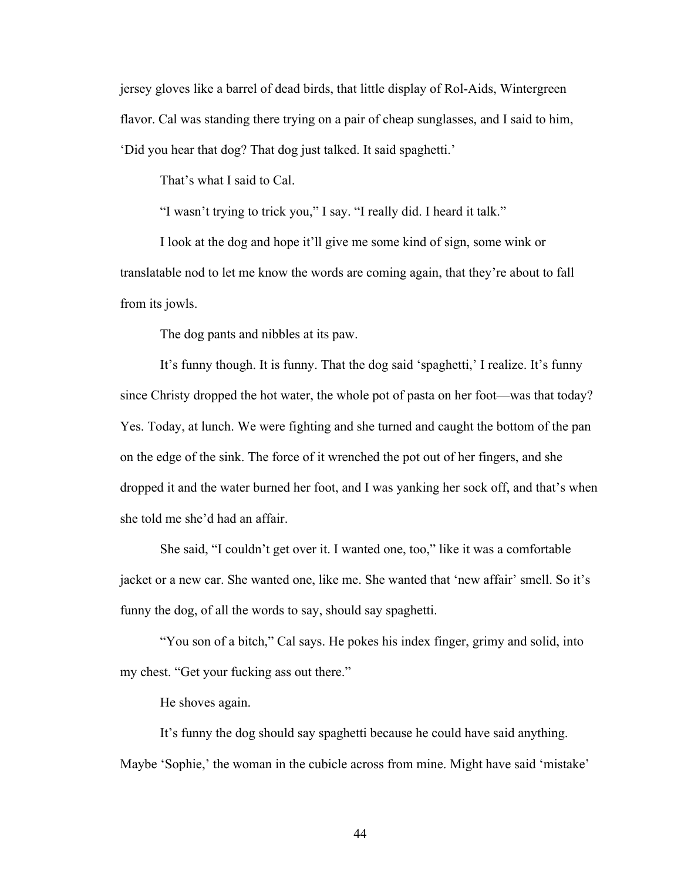jersey gloves like a barrel of dead birds, that little display of Rol-Aids, Wintergreen flavor. Cal was standing there trying on a pair of cheap sunglasses, and I said to him, 'Did you hear that dog? That dog just talked. It said spaghetti.'

That's what I said to Cal.

"I wasn't trying to trick you," I say. "I really did. I heard it talk."

I look at the dog and hope it'll give me some kind of sign, some wink or translatable nod to let me know the words are coming again, that they're about to fall from its jowls.

The dog pants and nibbles at its paw.

It's funny though. It is funny. That the dog said 'spaghetti,' I realize. It's funny since Christy dropped the hot water, the whole pot of pasta on her foot—was that today? Yes. Today, at lunch. We were fighting and she turned and caught the bottom of the pan on the edge of the sink. The force of it wrenched the pot out of her fingers, and she dropped it and the water burned her foot, and I was yanking her sock off, and that's when she told me she'd had an affair.

She said, "I couldn't get over it. I wanted one, too," like it was a comfortable jacket or a new car. She wanted one, like me. She wanted that 'new affair' smell. So it's funny the dog, of all the words to say, should say spaghetti.

"You son of a bitch," Cal says. He pokes his index finger, grimy and solid, into my chest. "Get your fucking ass out there."

He shoves again.

It's funny the dog should say spaghetti because he could have said anything. Maybe 'Sophie,' the woman in the cubicle across from mine. Might have said 'mistake'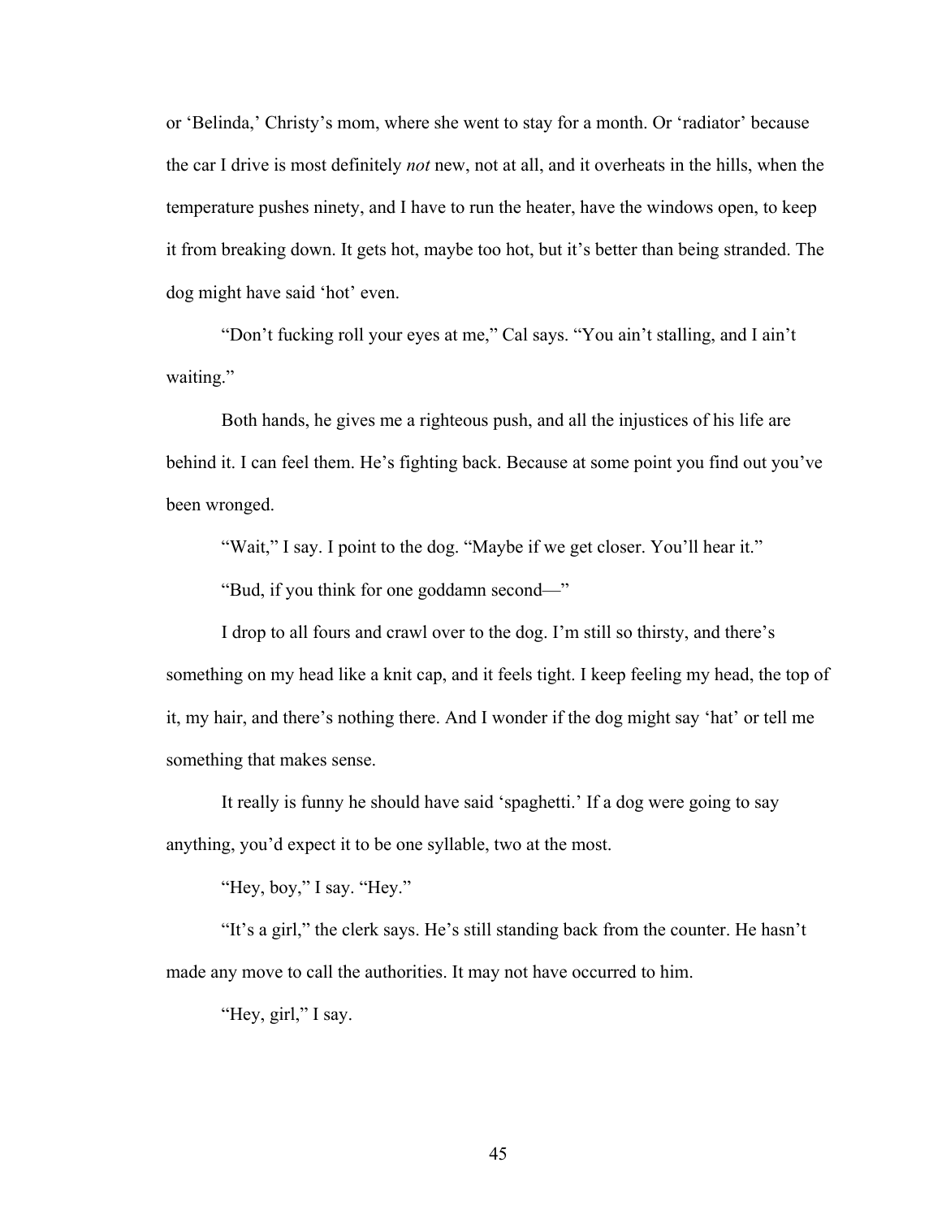or 'Belinda,' Christy's mom, where she went to stay for a month. Or 'radiator' because the car I drive is most definitely *not* new, not at all, and it overheats in the hills, when the temperature pushes ninety, and I have to run the heater, have the windows open, to keep it from breaking down. It gets hot, maybe too hot, but it's better than being stranded. The dog might have said 'hot' even.

"Don't fucking roll your eyes at me," Cal says. "You ain't stalling, and I ain't waiting."

Both hands, he gives me a righteous push, and all the injustices of his life are behind it. I can feel them. He's fighting back. Because at some point you find out you've been wronged.

"Wait," I say. I point to the dog. "Maybe if we get closer. You'll hear it."

"Bud, if you think for one goddamn second—"

I drop to all fours and crawl over to the dog. I'm still so thirsty, and there's something on my head like a knit cap, and it feels tight. I keep feeling my head, the top of it, my hair, and there's nothing there. And I wonder if the dog might say 'hat' or tell me something that makes sense.

It really is funny he should have said 'spaghetti.' If a dog were going to say anything, you'd expect it to be one syllable, two at the most.

"Hey, boy," I say. "Hey."

"It's a girl," the clerk says. He's still standing back from the counter. He hasn't made any move to call the authorities. It may not have occurred to him.

"Hey, girl," I say.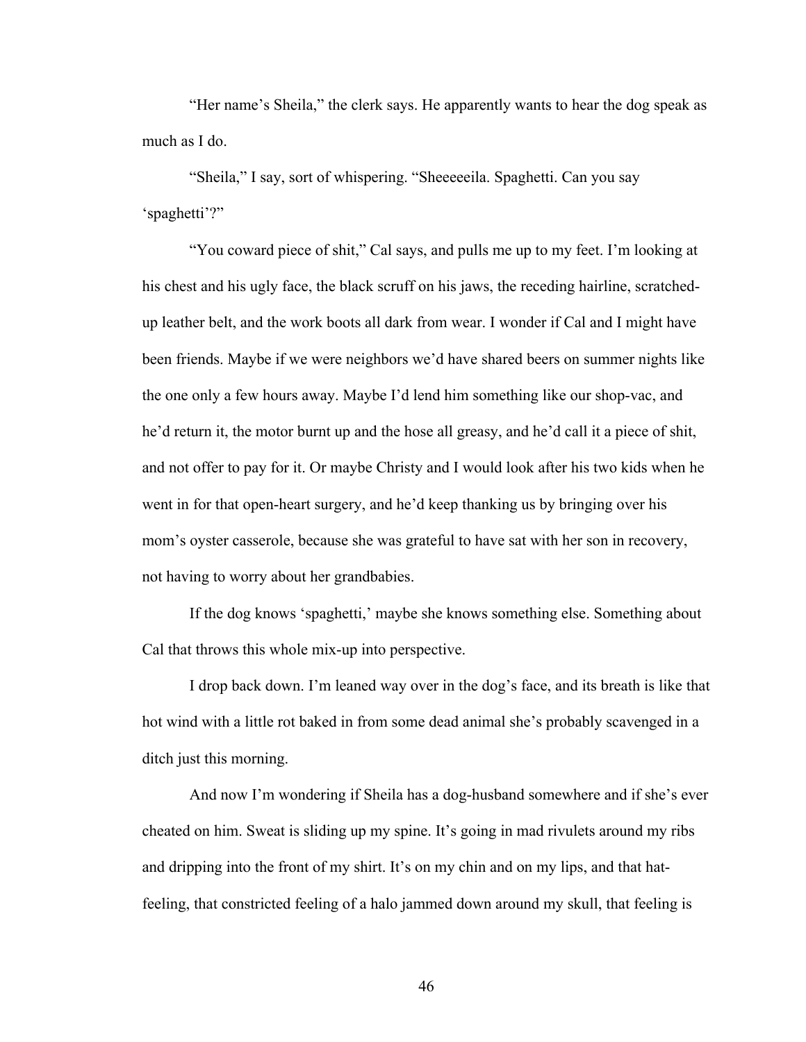"Her name's Sheila," the clerk says. He apparently wants to hear the dog speak as much as I do.

"Sheila," I say, sort of whispering. "Sheeeeeila. Spaghetti. Can you say 'spaghetti'?"

"You coward piece of shit," Cal says, and pulls me up to my feet. I'm looking at his chest and his ugly face, the black scruff on his jaws, the receding hairline, scratched-up leather belt, and the work boots all dark from wear. I wonder if Cal and I might have been friends. Maybe if we were neighbors we'd have shared beers on summer nights like the one only a few hours away. Maybe I'd lend him something like our shop-vac, and he'd return it, the motor burnt up and the hose all greasy, and he'd call it a piece of shit, and not offer to pay for it. Or maybe Christy and I would look after his two kids when he went in for that open-heart surgery, and he'd keep thanking us by bringing over his mom's oyster casserole, because she was grateful to have sat with her son in recovery, not having to worry about her grandbabies.

If the dog knows 'spaghetti,' maybe she knows something else. Something about Cal that throws this whole mix-up into perspective.

I drop back down. I'm leaned way over in the dog's face, and its breath is like that hot wind with a little rot baked in from some dead animal she's probably scavenged in a ditch just this morning.

And now I'm wondering if Sheila has a dog-husband somewhere and if she's ever cheated on him. Sweat is sliding up my spine. It's going in mad rivulets around my ribs and dripping into the front of my shirt. It's on my chin and on my lips, and that hat-feeling, that constricted feeling of a halo jammed down around my skull, that feeling is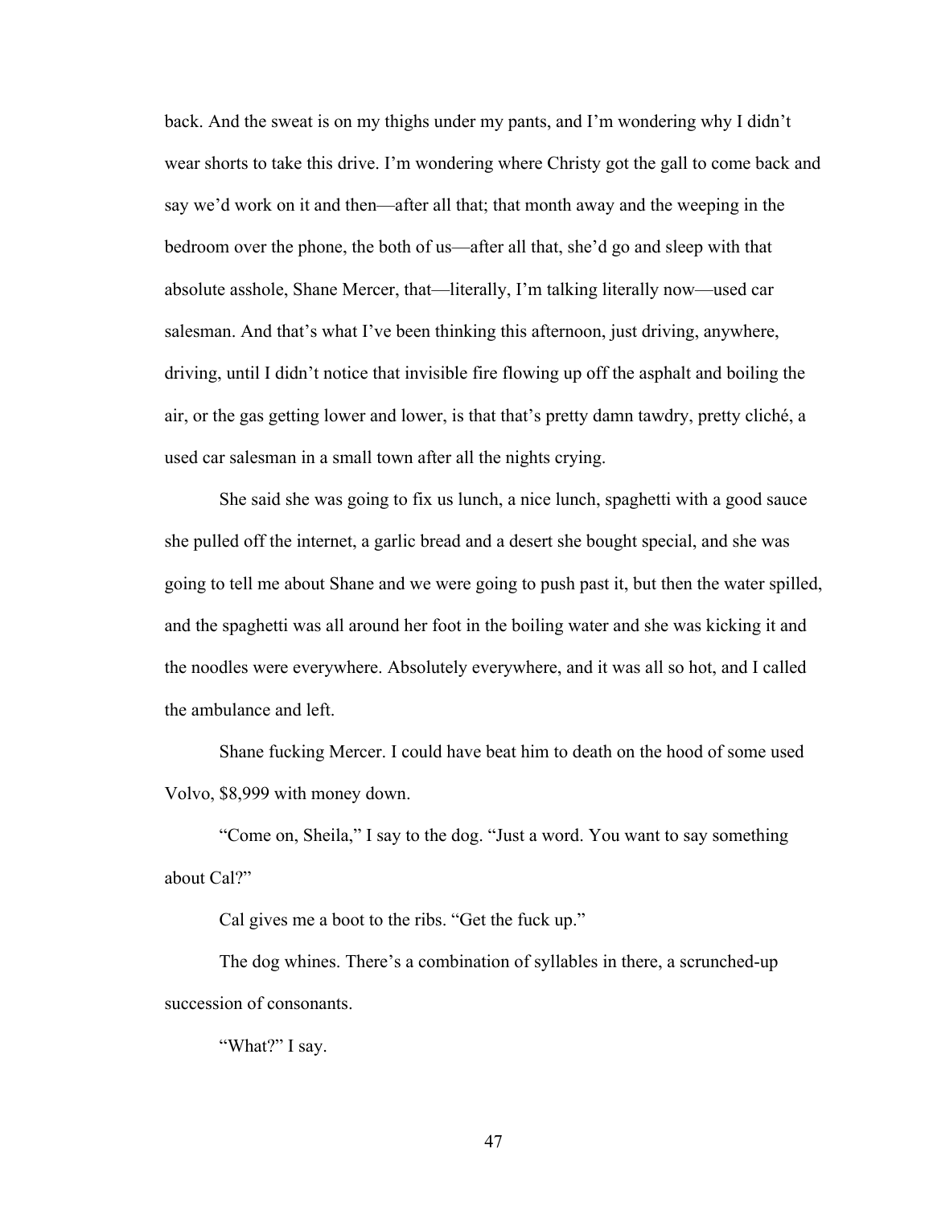back. And the sweat is on my thighs under my pants, and I'm wondering why I didn't wear shorts to take this drive. I'm wondering where Christy got the gall to come back and say we'd work on it and then—after all that; that month away and the weeping in the bedroom over the phone, the both of us—after all that, she'd go and sleep with that absolute asshole, Shane Mercer, that—literally, I'm talking literally now—used car salesman. And that's what I've been thinking this afternoon, just driving, anywhere, driving, until I didn't notice that invisible fire flowing up off the asphalt and boiling the air, or the gas getting lower and lower, is that that's pretty damn tawdry, pretty cliché, a used car salesman in a small town after all the nights crying.

She said she was going to fix us lunch, a nice lunch, spaghetti with a good sauce she pulled off the internet, a garlic bread and a desert she bought special, and she was going to tell me about Shane and we were going to push past it, but then the water spilled, and the spaghetti was all around her foot in the boiling water and she was kicking it and the noodles were everywhere. Absolutely everywhere, and it was all so hot, and I called the ambulance and left.

Shane fucking Mercer. I could have beat him to death on the hood of some used Volvo, $8,999 with money down.

"Come on, Sheila," I say to the dog. "Just a word. You want to say something about Cal?"

Cal gives me a boot to the ribs. "Get the fuck up."

The dog whines. There's a combination of syllables in there, a scrunched-up succession of consonants.

"What?" I say.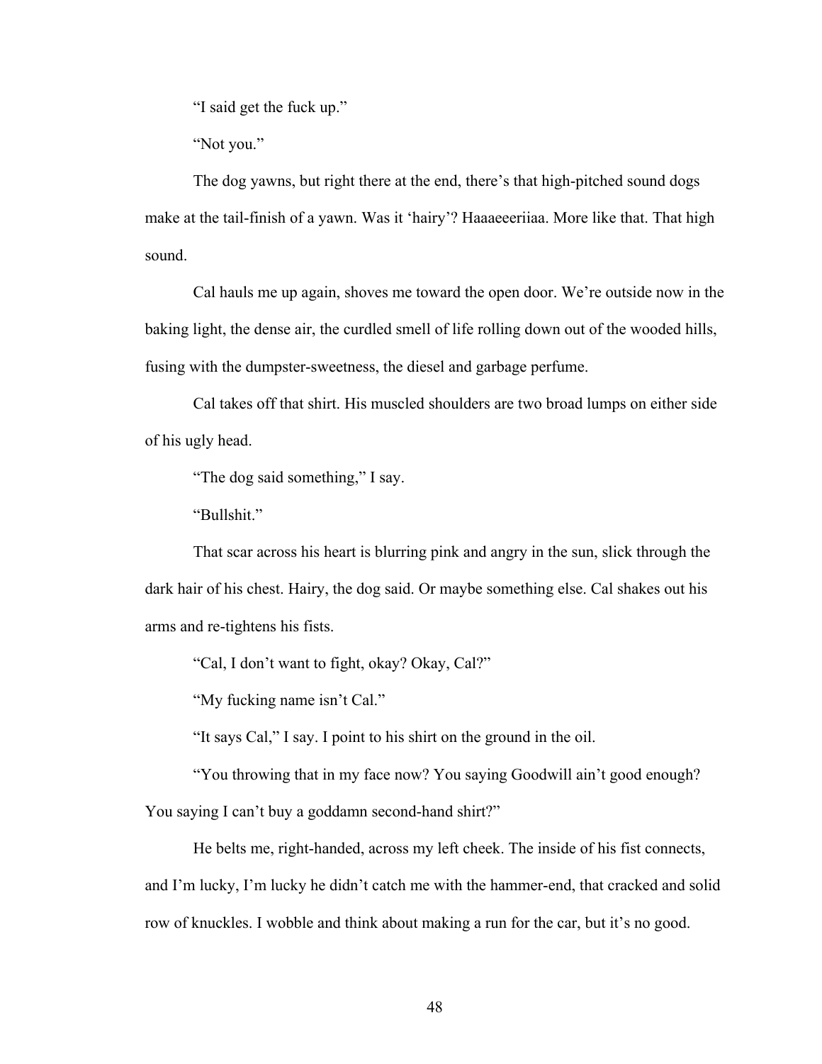"I said get the fuck up."

"Not you."

The dog yawns, but right there at the end, there's that high-pitched sound dogs make at the tail-finish of a yawn. Was it 'hairy'? Haaaeeeriiaa. More like that. That high sound.

Cal hauls me up again, shoves me toward the open door. We're outside now in the baking light, the dense air, the curdled smell of life rolling down out of the wooded hills, fusing with the dumpster-sweetness, the diesel and garbage perfume.

Cal takes off that shirt. His muscled shoulders are two broad lumps on either side of his ugly head.

"The dog said something," I say.

"Bullshit."

That scar across his heart is blurring pink and angry in the sun, slick through the dark hair of his chest. Hairy, the dog said. Or maybe something else. Cal shakes out his arms and re-tightens his fists.

"Cal, I don't want to fight, okay? Okay, Cal?"

"My fucking name isn't Cal."

"It says Cal," I say. I point to his shirt on the ground in the oil.

"You throwing that in my face now? You saying Goodwill ain't good enough? You saying I can't buy a goddamn second-hand shirt?"

He belts me, right-handed, across my left cheek. The inside of his fist connects, and I'm lucky, I'm lucky he didn't catch me with the hammer-end, that cracked and solid row of knuckles. I wobble and think about making a run for the car, but it's no good.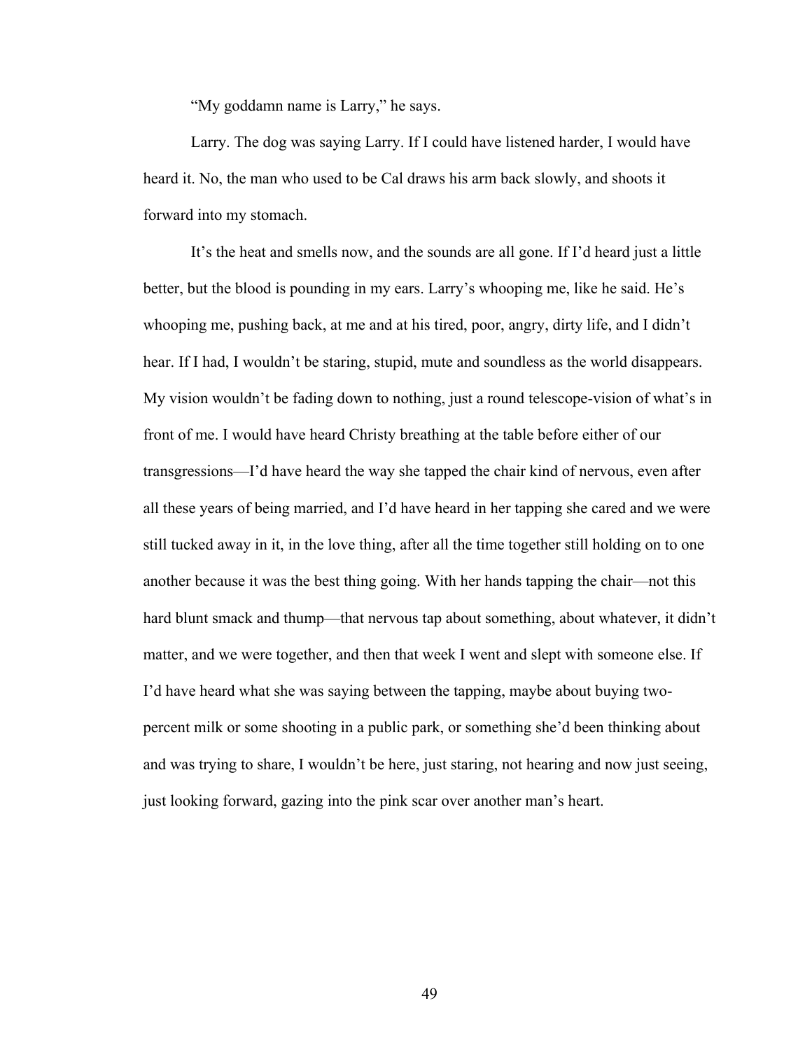"My goddamn name is Larry," he says.

Larry. The dog was saying Larry. If I could have listened harder, I would have heard it. No, the man who used to be Cal draws his arm back slowly, and shoots it forward into my stomach.

It's the heat and smells now, and the sounds are all gone. If I'd heard just a little better, but the blood is pounding in my ears. Larry's whooping me, like he said. He's whooping me, pushing back, at me and at his tired, poor, angry, dirty life, and I didn't hear. If I had, I wouldn't be staring, stupid, mute and soundless as the world disappears. My vision wouldn't be fading down to nothing, just a round telescope-vision of what's in front of me. I would have heard Christy breathing at the table before either of our transgressions—I'd have heard the way she tapped the chair kind of nervous, even after all these years of being married, and I'd have heard in her tapping she cared and we were still tucked away in it, in the love thing, after all the time together still holding on to one another because it was the best thing going. With her hands tapping the chair—not this hard blunt smack and thump—that nervous tap about something, about whatever, it didn't matter, and we were together, and then that week I went and slept with someone else. If I'd have heard what she was saying between the tapping, maybe about buying two-percent milk or some shooting in a public park, or something she'd been thinking about and was trying to share, I wouldn't be here, just staring, not hearing and now just seeing, just looking forward, gazing into the pink scar over another man's heart.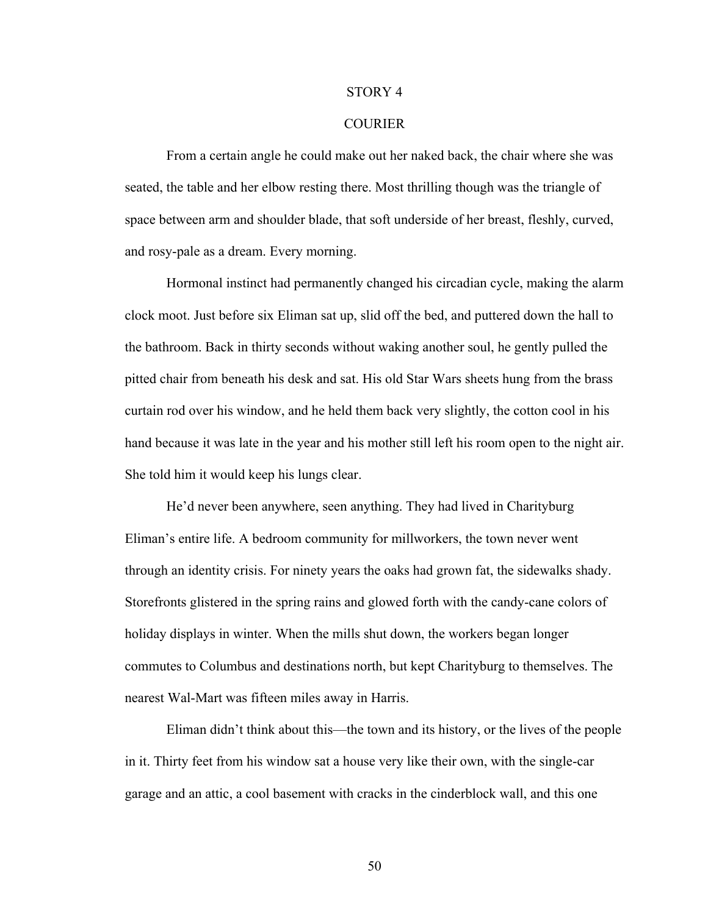## STORY 4

## COURIER

From a certain angle he could make out her naked back, the chair where she was seated, the table and her elbow resting there. Most thrilling though was the triangle of space between arm and shoulder blade, that soft underside of her breast, fleshly, curved, and rosy-pale as a dream. Every morning.

Hormonal instinct had permanently changed his circadian cycle, making the alarm clock moot. Just before six Eliman sat up, slid off the bed, and puttered down the hall to the bathroom. Back in thirty seconds without waking another soul, he gently pulled the pitted chair from beneath his desk and sat. His old Star Wars sheets hung from the brass curtain rod over his window, and he held them back very slightly, the cotton cool in his hand because it was late in the year and his mother still left his room open to the night air. She told him it would keep his lungs clear.

He'd never been anywhere, seen anything. They had lived in Charityburg Eliman's entire life. A bedroom community for millworkers, the town never went through an identity crisis. For ninety years the oaks had grown fat, the sidewalks shady. Storefronts glistered in the spring rains and glowed forth with the candy-cane colors of holiday displays in winter. When the mills shut down, the workers began longer commutes to Columbus and destinations north, but kept Charityburg to themselves. The nearest Wal-Mart was fifteen miles away in Harris.

Eliman didn't think about this—the town and its history, or the lives of the people in it. Thirty feet from his window sat a house very like their own, with the single-car garage and an attic, a cool basement with cracks in the cinderblock wall, and this one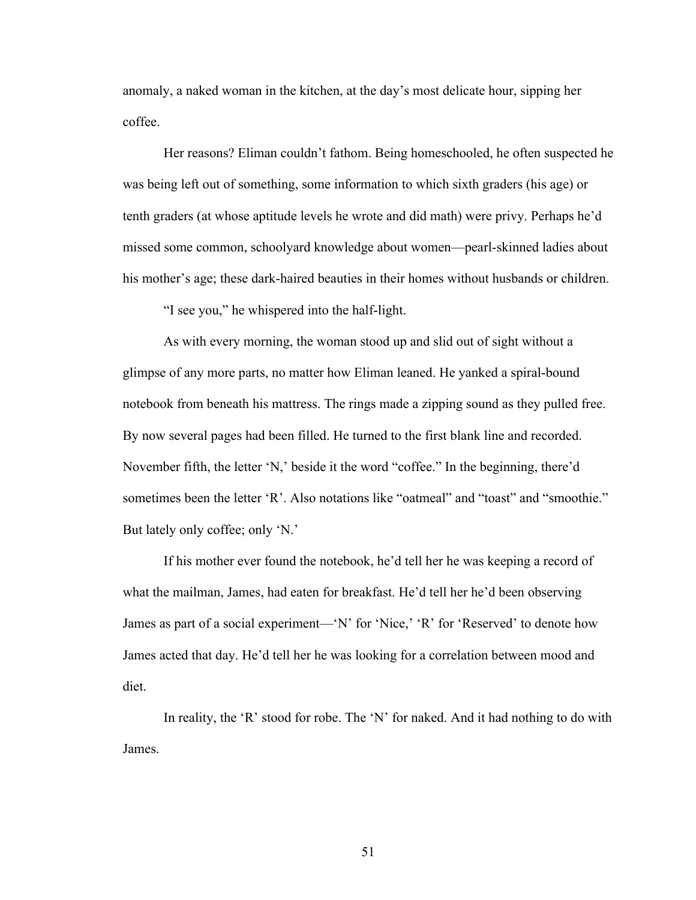anomaly, a naked woman in the kitchen, at the day's most delicate hour, sipping her coffee.

Her reasons? Eliman couldn't fathom. Being homeschooled, he often suspected he was being left out of something, some information to which sixth graders (his age) or tenth graders (at whose aptitude levels he wrote and did math) were privy. Perhaps he'd missed some common, schoolyard knowledge about women—pearl-skinned ladies about his mother's age; these dark-haired beauties in their homes without husbands or children.

"I see you," he whispered into the half-light.

As with every morning, the woman stood up and slid out of sight without a glimpse of any more parts, no matter how Eliman leaned. He yanked a spiral-bound notebook from beneath his mattress. The rings made a zipping sound as they pulled free. By now several pages had been filled. He turned to the first blank line and recorded. November fifth, the letter 'N,' beside it the word "coffee." In the beginning, there'd sometimes been the letter 'R'. Also notations like "oatmeal" and "toast" and "smoothie." But lately only coffee; only 'N.'

If his mother ever found the notebook, he'd tell her he was keeping a record of what the mailman, James, had eaten for breakfast. He'd tell her he'd been observing James as part of a social experiment—'N' for 'Nice,' 'R' for 'Reserved' to denote how James acted that day. He'd tell her he was looking for a correlation between mood and diet.

In reality, the 'R' stood for robe. The 'N' for naked. And it had nothing to do with James.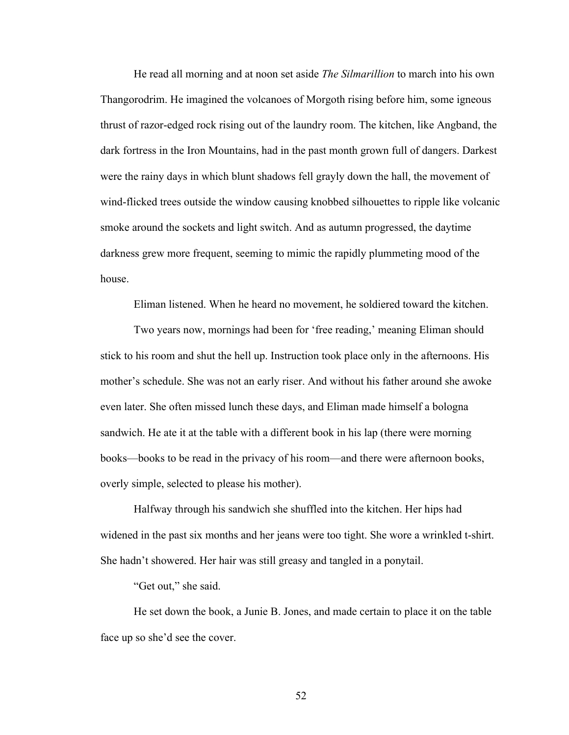He read all morning and at noon set aside *The Silmarillion* to march into his own Thangorodrim. He imagined the volcanoes of Morgoth rising before him, some igneous thrust of razor-edged rock rising out of the laundry room. The kitchen, like Angband, the dark fortress in the Iron Mountains, had in the past month grown full of dangers. Darkest were the rainy days in which blunt shadows fell grayly down the hall, the movement of wind-flicked trees outside the window causing knobbed silhouettes to ripple like volcanic smoke around the sockets and light switch. And as autumn progressed, the daytime darkness grew more frequent, seeming to mimic the rapidly plummeting mood of the house.

Eliman listened. When he heard no movement, he soldiered toward the kitchen.

Two years now, mornings had been for 'free reading,' meaning Eliman should stick to his room and shut the hell up. Instruction took place only in the afternoons. His mother's schedule. She was not an early riser. And without his father around she awoke even later. She often missed lunch these days, and Eliman made himself a bologna sandwich. He ate it at the table with a different book in his lap (there were morning books—books to be read in the privacy of his room—and there were afternoon books, overly simple, selected to please his mother).

Halfway through his sandwich she shuffled into the kitchen. Her hips had widened in the past six months and her jeans were too tight. She wore a wrinkled t-shirt. She hadn't showered. Her hair was still greasy and tangled in a ponytail.

"Get out," she said.

He set down the book, a Junie B. Jones, and made certain to place it on the table face up so she'd see the cover.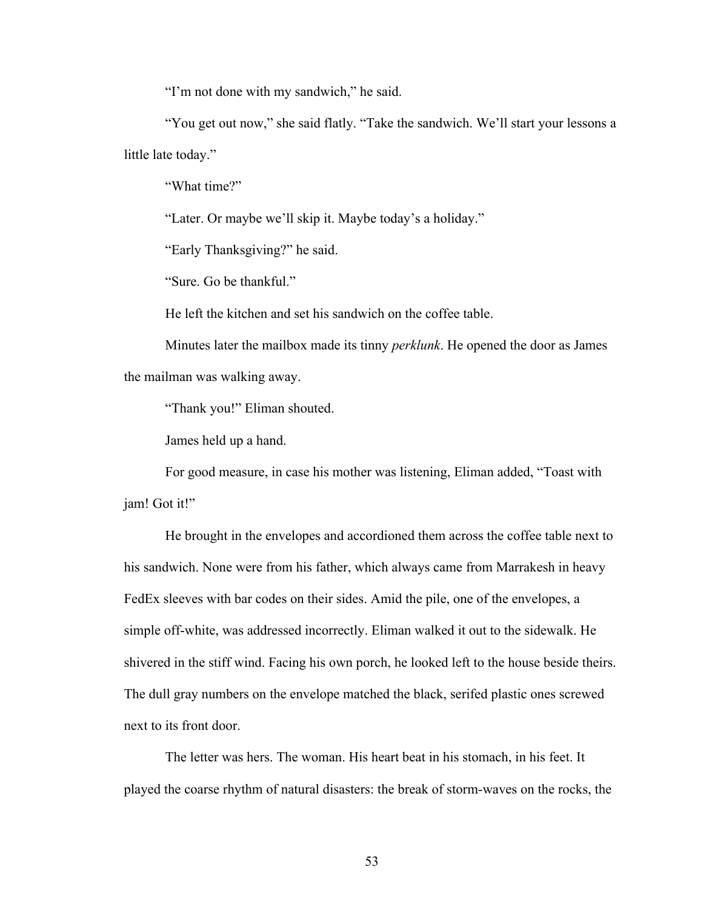"I'm not done with my sandwich," he said.

"You get out now," she said flatly. "Take the sandwich. We'll start your lessons a little late today."

"What time?"

"Later. Or maybe we'll skip it. Maybe today's a holiday."

"Early Thanksgiving?" he said.

"Sure. Go be thankful."

He left the kitchen and set his sandwich on the coffee table.

Minutes later the mailbox made its tinny *perklunk*. He opened the door as James the mailman was walking away.

"Thank you!" Eliman shouted.

James held up a hand.

For good measure, in case his mother was listening, Eliman added, "Toast with jam! Got it!"

He brought in the envelopes and accordioned them across the coffee table next to his sandwich. None were from his father, which always came from Marrakesh in heavy FedEx sleeves with bar codes on their sides. Amid the pile, one of the envelopes, a simple off-white, was addressed incorrectly. Eliman walked it out to the sidewalk. He shivered in the stiff wind. Facing his own porch, he looked left to the house beside theirs. The dull gray numbers on the envelope matched the black, serifed plastic ones screwed next to its front door.

The letter was hers. The woman. His heart beat in his stomach, in his feet. It played the coarse rhythm of natural disasters: the break of storm-waves on the rocks, the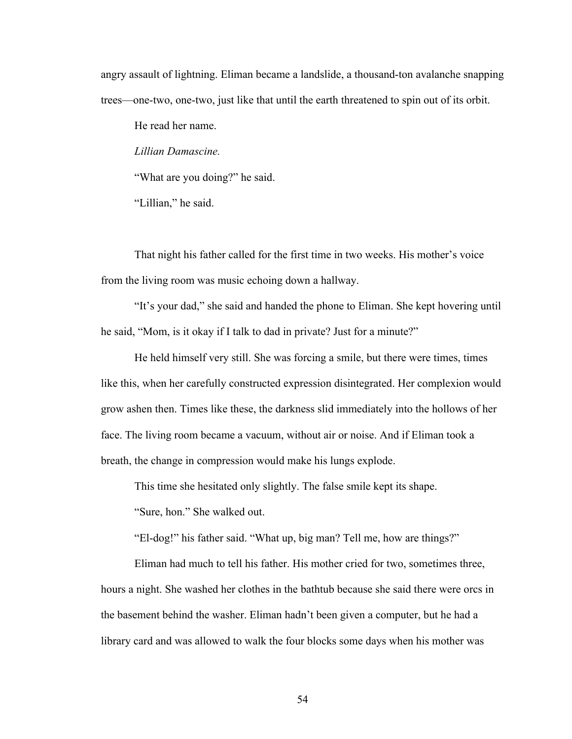angry assault of lightning. Eliman became a landslide, a thousand-ton avalanche snapping trees—one-two, one-two, just like that until the earth threatened to spin out of its orbit.

He read her name.

*Lillian Damascine.*

"What are you doing?" he said.

"Lillian," he said.

That night his father called for the first time in two weeks. His mother's voice from the living room was music echoing down a hallway.

"It's your dad," she said and handed the phone to Eliman. She kept hovering until he said, "Mom, is it okay if I talk to dad in private? Just for a minute?"

He held himself very still. She was forcing a smile, but there were times, times like this, when her carefully constructed expression disintegrated. Her complexion would grow ashen then. Times like these, the darkness slid immediately into the hollows of her face. The living room became a vacuum, without air or noise. And if Eliman took a breath, the change in compression would make his lungs explode.

This time she hesitated only slightly. The false smile kept its shape.

"Sure, hon." She walked out.

"El-dog!" his father said. "What up, big man? Tell me, how are things?"

Eliman had much to tell his father. His mother cried for two, sometimes three, hours a night. She washed her clothes in the bathtub because she said there were orcs in the basement behind the washer. Eliman hadn't been given a computer, but he had a library card and was allowed to walk the four blocks some days when his mother was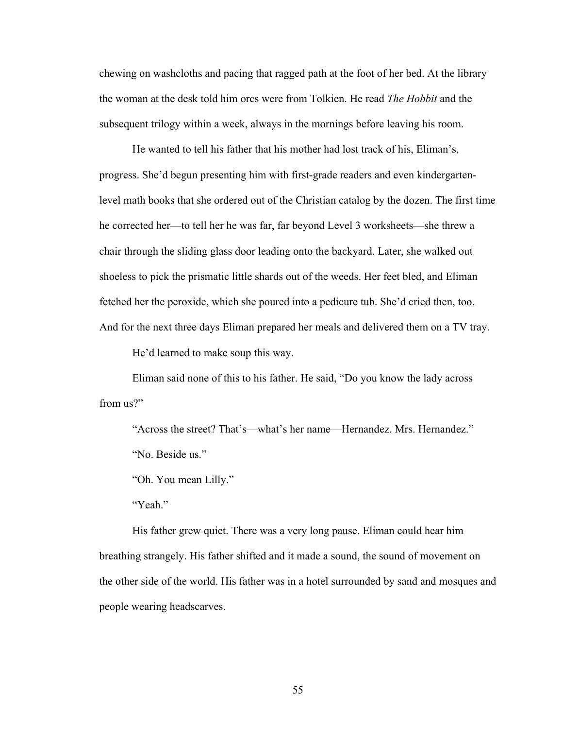chewing on washcloths and pacing that ragged path at the foot of her bed. At the library the woman at the desk told him orcs were from Tolkien. He read *The Hobbit* and the subsequent trilogy within a week, always in the mornings before leaving his room.

He wanted to tell his father that his mother had lost track of his, Eliman's, progress. She'd begun presenting him with first-grade readers and even kindergarten-level math books that she ordered out of the Christian catalog by the dozen. The first time he corrected her—to tell her he was far, far beyond Level 3 worksheets—she threw a chair through the sliding glass door leading onto the backyard. Later, she walked out shoeless to pick the prismatic little shards out of the weeds. Her feet bled, and Eliman fetched her the peroxide, which she poured into a pedicure tub. She'd cried then, too. And for the next three days Eliman prepared her meals and delivered them on a TV tray.

He'd learned to make soup this way.

Eliman said none of this to his father. He said, "Do you know the lady across from us?"

"Across the street? That's—what's her name—Hernandez. Mrs. Hernandez."

"No. Beside us."

"Oh. You mean Lilly."

"Yeah."

His father grew quiet. There was a very long pause. Eliman could hear him breathing strangely. His father shifted and it made a sound, the sound of movement on the other side of the world. His father was in a hotel surrounded by sand and mosques and people wearing headscarves.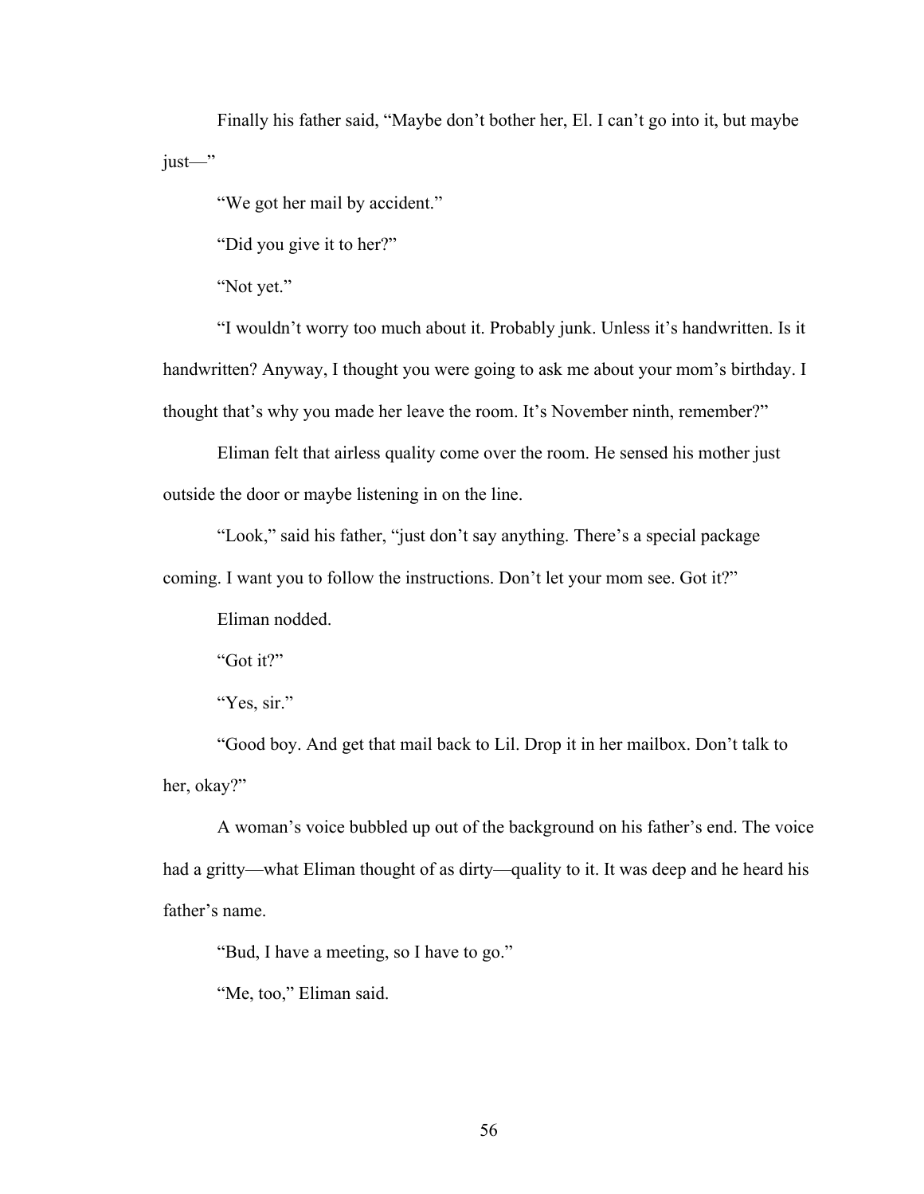Finally his father said, “Maybe don’t bother her, El. I can’t go into it, but maybe just—”

“We got her mail by accident.”

“Did you give it to her?”

“Not yet.”

“I wouldn’t worry too much about it. Probably junk. Unless it’s handwritten. Is it handwritten? Anyway, I thought you were going to ask me about your mom’s birthday. I thought that’s why you made her leave the room. It’s November ninth, remember?”

Eliman felt that airless quality come over the room. He sensed his mother just outside the door or maybe listening in on the line.

“Look,” said his father, “just don’t say anything. There’s a special package coming. I want you to follow the instructions. Don’t let your mom see. Got it?”

Eliman nodded.

“Got it?”

“Yes, sir.”

“Good boy. And get that mail back to Lil. Drop it in her mailbox. Don’t talk to her, okay?”

A woman’s voice bubbled up out of the background on his father’s end. The voice had a gritty—what Eliman thought of as dirty—quality to it. It was deep and he heard his father’s name.

“Bud, I have a meeting, so I have to go.”

“Me, too,” Eliman said.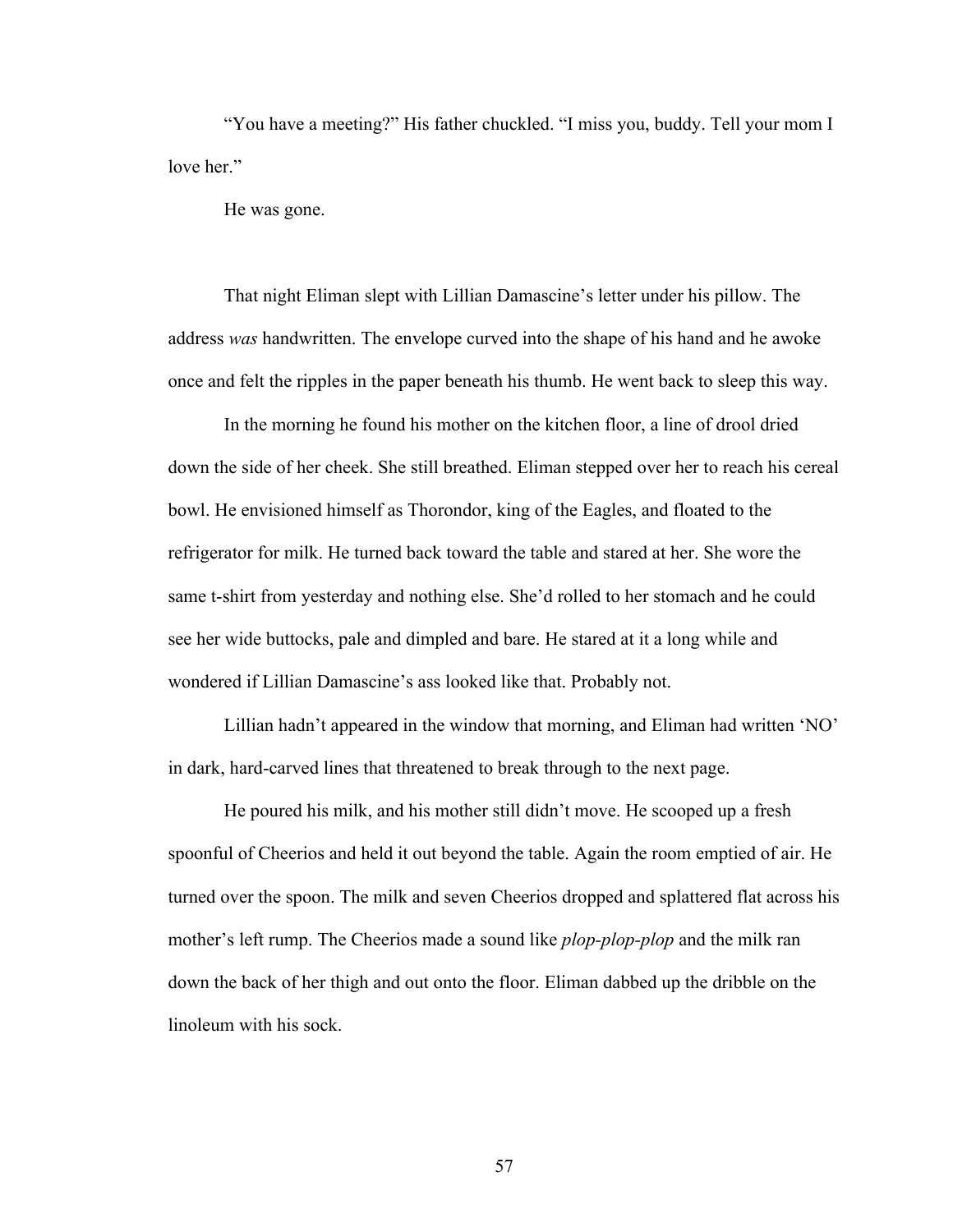"You have a meeting?" His father chuckled. "I miss you, buddy. Tell your mom I love her."

He was gone.

That night Eliman slept with Lillian Damascine's letter under his pillow. The address *was* handwritten. The envelope curved into the shape of his hand and he awoke once and felt the ripples in the paper beneath his thumb. He went back to sleep this way.

In the morning he found his mother on the kitchen floor, a line of drool dried down the side of her cheek. She still breathed. Eliman stepped over her to reach his cereal bowl. He envisioned himself as Thorondor, king of the Eagles, and floated to the refrigerator for milk. He turned back toward the table and stared at her. She wore the same t-shirt from yesterday and nothing else. She'd rolled to her stomach and he could see her wide buttocks, pale and dimpled and bare. He stared at it a long while and wondered if Lillian Damascine's ass looked like that. Probably not.

Lillian hadn't appeared in the window that morning, and Eliman had written 'NO' in dark, hard-carved lines that threatened to break through to the next page.

He poured his milk, and his mother still didn't move. He scooped up a fresh spoonful of Cheerios and held it out beyond the table. Again the room emptied of air. He turned over the spoon. The milk and seven Cheerios dropped and splattered flat across his mother's left rump. The Cheerios made a sound like *plop-plop-plop* and the milk ran down the back of her thigh and out onto the floor. Eliman dabbed up the dribble on the linoleum with his sock.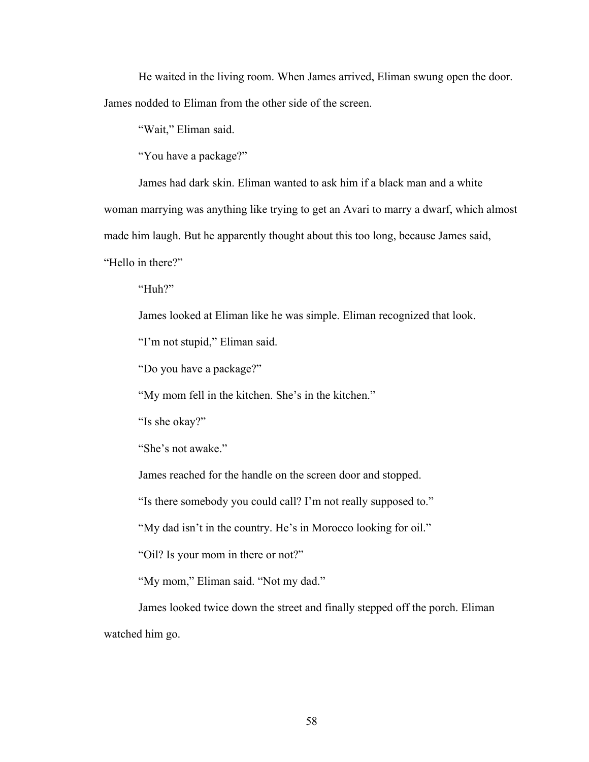He waited in the living room. When James arrived, Eliman swung open the door. James nodded to Eliman from the other side of the screen.

"Wait," Eliman said.

"You have a package?"

James had dark skin. Eliman wanted to ask him if a black man and a white woman marrying was anything like trying to get an Avari to marry a dwarf, which almost made him laugh. But he apparently thought about this too long, because James said, "Hello in there?"

"Huh?"

James looked at Eliman like he was simple. Eliman recognized that look.

"I'm not stupid," Eliman said.

"Do you have a package?"

"My mom fell in the kitchen. She's in the kitchen."

"Is she okay?"

"She's not awake."

James reached for the handle on the screen door and stopped.

"Is there somebody you could call? I'm not really supposed to."

"My dad isn't in the country. He's in Morocco looking for oil."

"Oil? Is your mom in there or not?"

"My mom," Eliman said. "Not my dad."

James looked twice down the street and finally stepped off the porch. Eliman watched him go.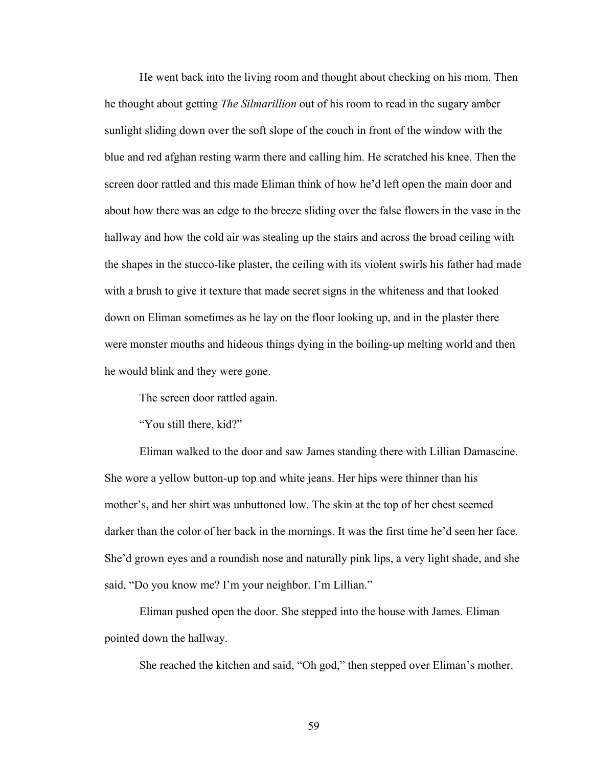He went back into the living room and thought about checking on his mom. Then he thought about getting *The Silmarillion* out of his room to read in the sugary amber sunlight sliding down over the soft slope of the couch in front of the window with the blue and red afghan resting warm there and calling him. He scratched his knee. Then the screen door rattled and this made Eliman think of how he'd left open the main door and about how there was an edge to the breeze sliding over the false flowers in the vase in the hallway and how the cold air was stealing up the stairs and across the broad ceiling with the shapes in the stucco-like plaster, the ceiling with its violent swirls his father had made with a brush to give it texture that made secret signs in the whiteness and that looked down on Eliman sometimes as he lay on the floor looking up, and in the plaster there were monster mouths and hideous things dying in the boiling-up melting world and then he would blink and they were gone.

The screen door rattled again.

"You still there, kid?"

Eliman walked to the door and saw James standing there with Lillian Damascine. She wore a yellow button-up top and white jeans. Her hips were thinner than his mother's, and her shirt was unbuttoned low. The skin at the top of her chest seemed darker than the color of her back in the mornings. It was the first time he'd seen her face. She'd grown eyes and a roundish nose and naturally pink lips, a very light shade, and she said, "Do you know me? I'm your neighbor. I'm Lillian."

Eliman pushed open the door. She stepped into the house with James. Eliman pointed down the hallway.

She reached the kitchen and said, "Oh god," then stepped over Eliman's mother.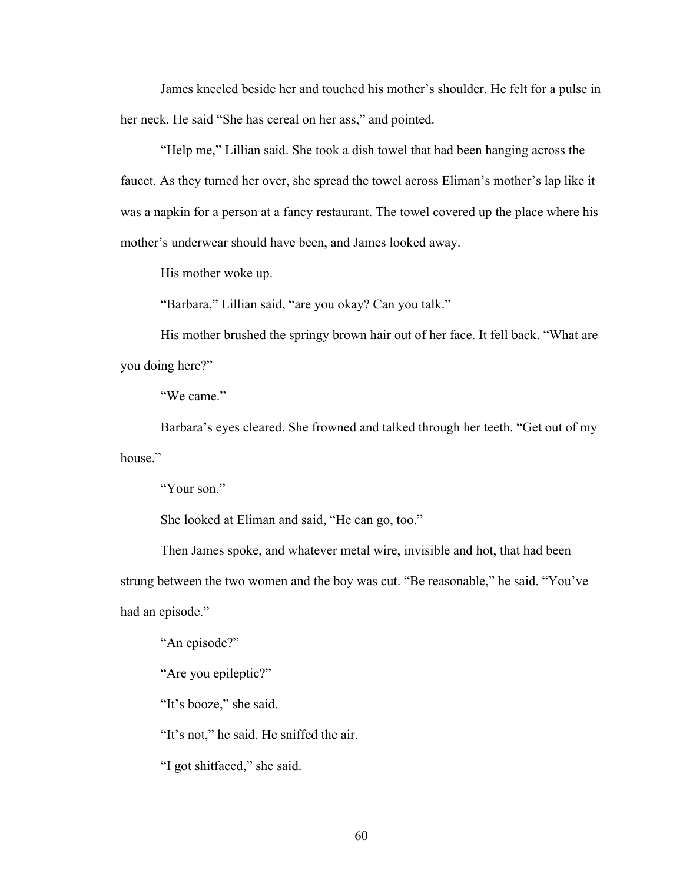James kneeled beside her and touched his mother's shoulder. He felt for a pulse in her neck. He said "She has cereal on her ass," and pointed.

"Help me," Lillian said. She took a dish towel that had been hanging across the faucet. As they turned her over, she spread the towel across Eliman's mother's lap like it was a napkin for a person at a fancy restaurant. The towel covered up the place where his mother's underwear should have been, and James looked away.

His mother woke up.

"Barbara," Lillian said, "are you okay? Can you talk."

His mother brushed the springy brown hair out of her face. It fell back. "What are you doing here?"

"We came."

Barbara's eyes cleared. She frowned and talked through her teeth. "Get out of my house."

"Your son."

She looked at Eliman and said, "He can go, too."

Then James spoke, and whatever metal wire, invisible and hot, that had been strung between the two women and the boy was cut. "Be reasonable," he said. "You've had an episode."

"An episode?"

"Are you epileptic?"

"It's booze," she said.

"It's not," he said. He sniffed the air.

"I got shitfaced," she said.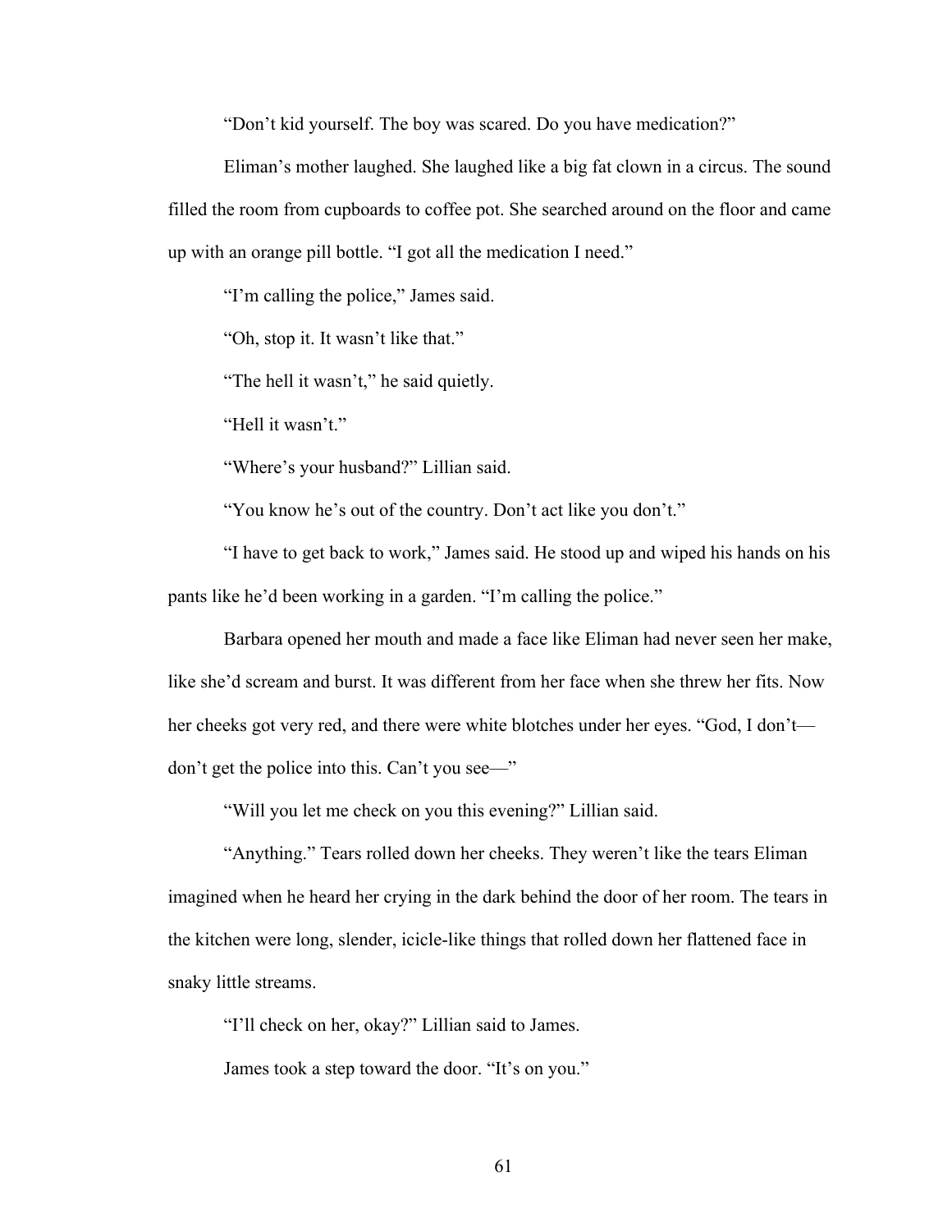"Don't kid yourself. The boy was scared. Do you have medication?"

Eliman's mother laughed. She laughed like a big fat clown in a circus. The sound filled the room from cupboards to coffee pot. She searched around on the floor and came up with an orange pill bottle. "I got all the medication I need."

"I'm calling the police," James said.

"Oh, stop it. It wasn't like that."

"The hell it wasn't," he said quietly.

"Hell it wasn't."

"Where's your husband?" Lillian said.

"You know he's out of the country. Don't act like you don't."

"I have to get back to work," James said. He stood up and wiped his hands on his pants like he'd been working in a garden. "I'm calling the police."

Barbara opened her mouth and made a face like Eliman had never seen her make, like she'd scream and burst. It was different from her face when she threw her fits. Now her cheeks got very red, and there were white blotches under her eyes. "God, I don't—don't get the police into this. Can't you see—"

"Will you let me check on you this evening?" Lillian said.

"Anything." Tears rolled down her cheeks. They weren't like the tears Eliman imagined when he heard her crying in the dark behind the door of her room. The tears in the kitchen were long, slender, icicle-like things that rolled down her flattened face in snaky little streams.

"I'll check on her, okay?" Lillian said to James.

James took a step toward the door. "It's on you."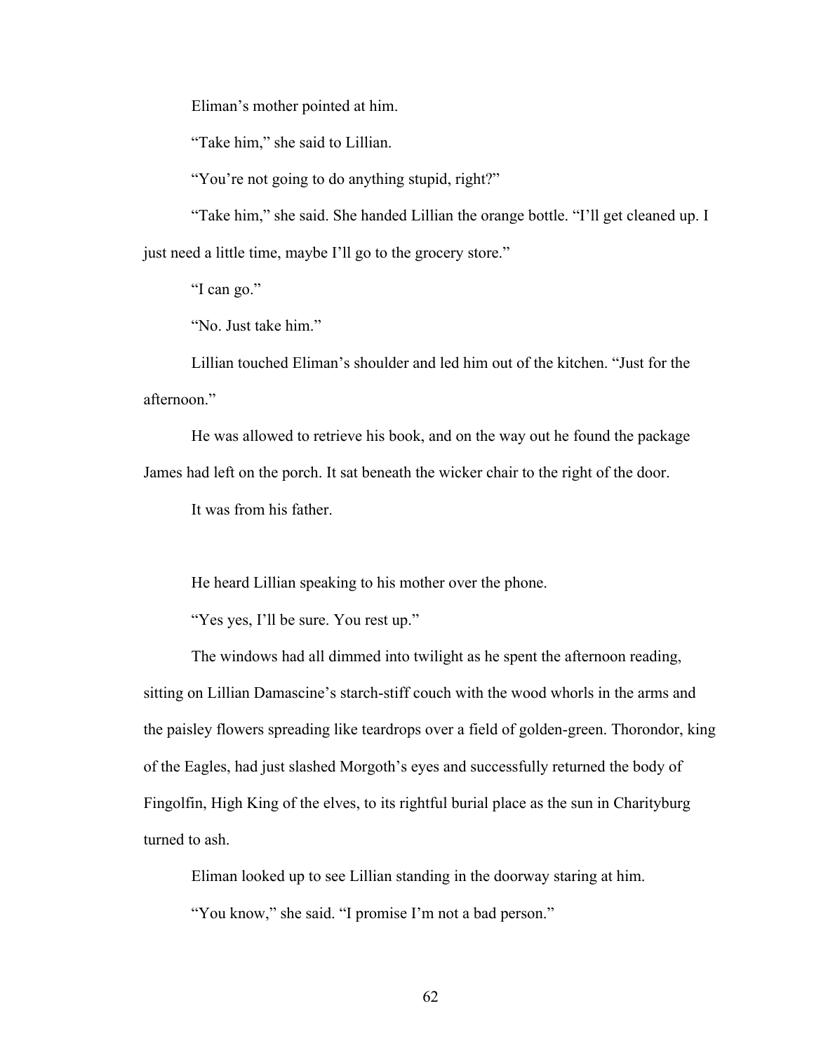Eliman's mother pointed at him.

"Take him," she said to Lillian.

"You're not going to do anything stupid, right?"

"Take him," she said. She handed Lillian the orange bottle. "I'll get cleaned up. I just need a little time, maybe I'll go to the grocery store."

"I can go."

"No. Just take him."

Lillian touched Eliman's shoulder and led him out of the kitchen. "Just for the afternoon."

He was allowed to retrieve his book, and on the way out he found the package James had left on the porch. It sat beneath the wicker chair to the right of the door.

It was from his father.

He heard Lillian speaking to his mother over the phone.

"Yes yes, I'll be sure. You rest up."

The windows had all dimmed into twilight as he spent the afternoon reading, sitting on Lillian Damascine's starch-stiff couch with the wood whorls in the arms and the paisley flowers spreading like teardrops over a field of golden-green. Thorondor, king of the Eagles, had just slashed Morgoth's eyes and successfully returned the body of Fingolfin, High King of the elves, to its rightful burial place as the sun in Charityburg turned to ash.

Eliman looked up to see Lillian standing in the doorway staring at him.

"You know," she said. "I promise I'm not a bad person."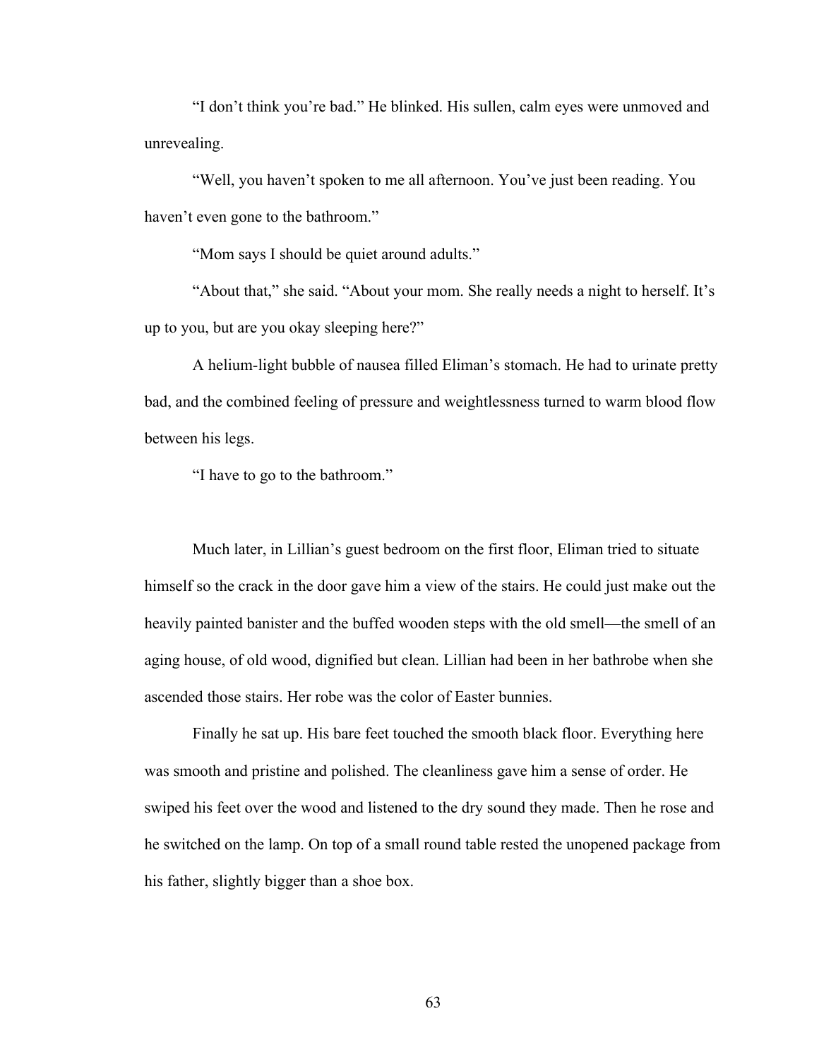"I don't think you're bad." He blinked. His sullen, calm eyes were unmoved and unrevealing.

"Well, you haven't spoken to me all afternoon. You've just been reading. You haven't even gone to the bathroom."

"Mom says I should be quiet around adults."

"About that," she said. "About your mom. She really needs a night to herself. It's up to you, but are you okay sleeping here?"

A helium-light bubble of nausea filled Eliman's stomach. He had to urinate pretty bad, and the combined feeling of pressure and weightlessness turned to warm blood flow between his legs.

"I have to go to the bathroom."

Much later, in Lillian's guest bedroom on the first floor, Eliman tried to situate himself so the crack in the door gave him a view of the stairs. He could just make out the heavily painted banister and the buffed wooden steps with the old smell—the smell of an aging house, of old wood, dignified but clean. Lillian had been in her bathrobe when she ascended those stairs. Her robe was the color of Easter bunnies.

Finally he sat up. His bare feet touched the smooth black floor. Everything here was smooth and pristine and polished. The cleanliness gave him a sense of order. He swiped his feet over the wood and listened to the dry sound they made. Then he rose and he switched on the lamp. On top of a small round table rested the unopened package from his father, slightly bigger than a shoe box.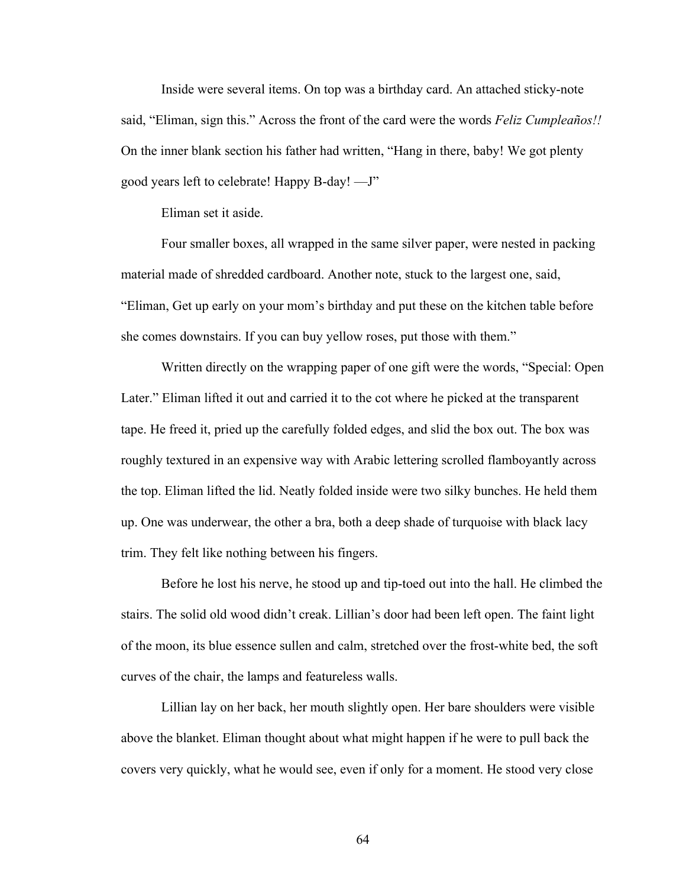Inside were several items. On top was a birthday card. An attached sticky-note said, "Eliman, sign this." Across the front of the card were the words *Feliz Cumpleaños!!* On the inner blank section his father had written, "Hang in there, baby! We got plenty good years left to celebrate! Happy B-day! —J"

Eliman set it aside.

Four smaller boxes, all wrapped in the same silver paper, were nested in packing material made of shredded cardboard. Another note, stuck to the largest one, said, "Eliman, Get up early on your mom's birthday and put these on the kitchen table before she comes downstairs. If you can buy yellow roses, put those with them."

Written directly on the wrapping paper of one gift were the words, "Special: Open Later." Eliman lifted it out and carried it to the cot where he picked at the transparent tape. He freed it, pried up the carefully folded edges, and slid the box out. The box was roughly textured in an expensive way with Arabic lettering scrolled flamboyantly across the top. Eliman lifted the lid. Neatly folded inside were two silky bunches. He held them up. One was underwear, the other a bra, both a deep shade of turquoise with black lacy trim. They felt like nothing between his fingers.

Before he lost his nerve, he stood up and tip-toed out into the hall. He climbed the stairs. The solid old wood didn't creak. Lillian's door had been left open. The faint light of the moon, its blue essence sullen and calm, stretched over the frost-white bed, the soft curves of the chair, the lamps and featureless walls.

Lillian lay on her back, her mouth slightly open. Her bare shoulders were visible above the blanket. Eliman thought about what might happen if he were to pull back the covers very quickly, what he would see, even if only for a moment. He stood very close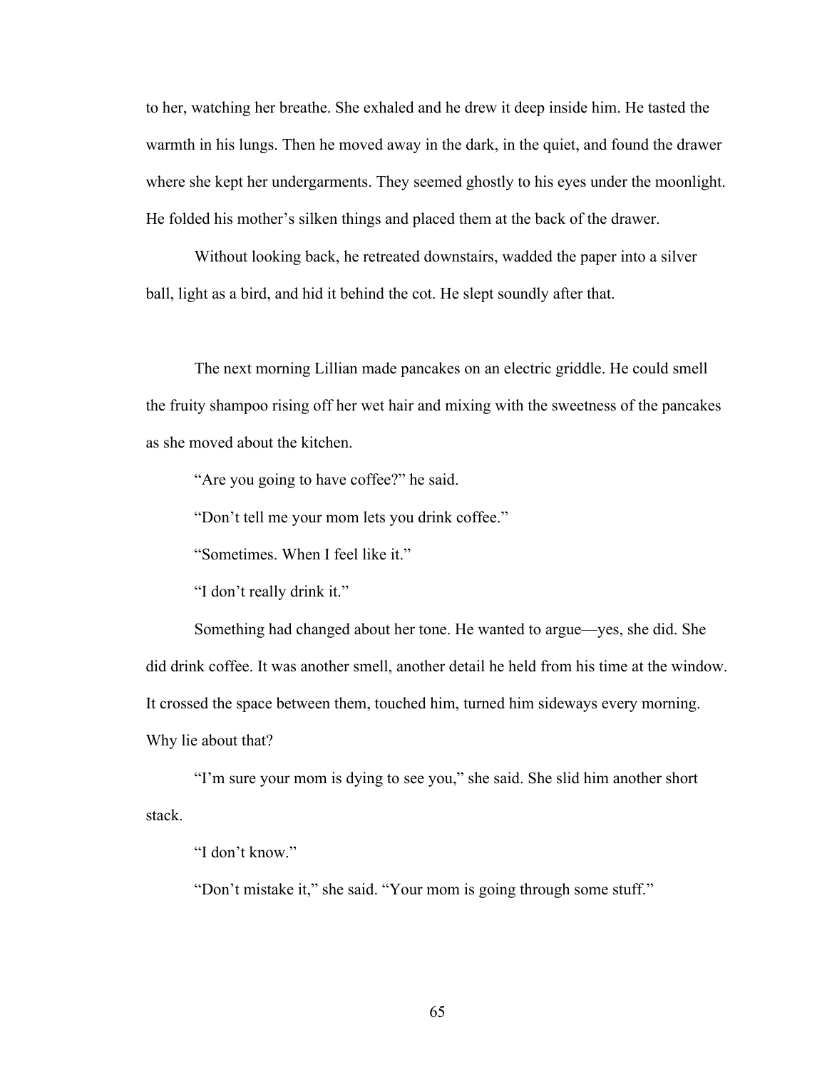to her, watching her breathe. She exhaled and he drew it deep inside him. He tasted the warmth in his lungs. Then he moved away in the dark, in the quiet, and found the drawer where she kept her undergarments. They seemed ghostly to his eyes under the moonlight. He folded his mother's silken things and placed them at the back of the drawer.

Without looking back, he retreated downstairs, wadded the paper into a silver ball, light as a bird, and hid it behind the cot. He slept soundly after that.

The next morning Lillian made pancakes on an electric griddle. He could smell the fruity shampoo rising off her wet hair and mixing with the sweetness of the pancakes as she moved about the kitchen.

"Are you going to have coffee?" he said.

"Don't tell me your mom lets you drink coffee."

"Sometimes. When I feel like it."

"I don't really drink it."

Something had changed about her tone. He wanted to argue—yes, she did. She did drink coffee. It was another smell, another detail he held from his time at the window. It crossed the space between them, touched him, turned him sideways every morning. Why lie about that?

"I'm sure your mom is dying to see you," she said. She slid him another short stack.

"I don't know."

"Don't mistake it," she said. "Your mom is going through some stuff."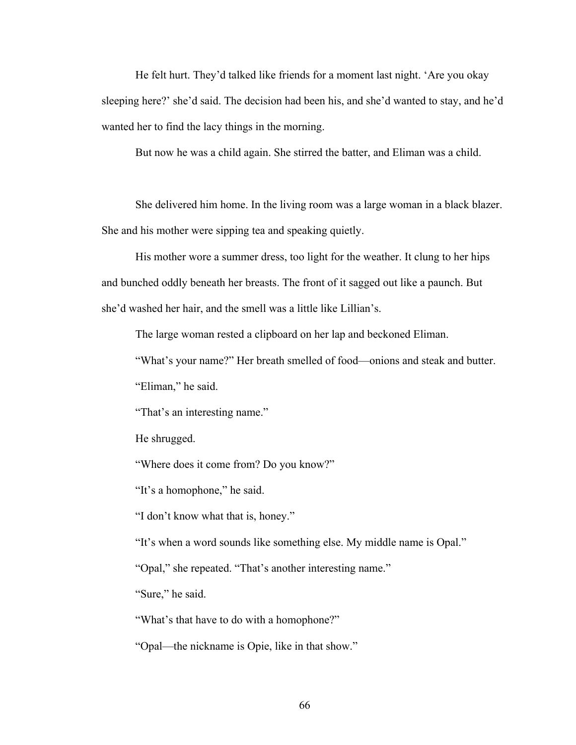He felt hurt. They'd talked like friends for a moment last night. 'Are you okay sleeping here?' she'd said. The decision had been his, and she'd wanted to stay, and he'd wanted her to find the lacy things in the morning.

But now he was a child again. She stirred the batter, and Eliman was a child.

She delivered him home. In the living room was a large woman in a black blazer. She and his mother were sipping tea and speaking quietly.

His mother wore a summer dress, too light for the weather. It clung to her hips and bunched oddly beneath her breasts. The front of it sagged out like a paunch. But she'd washed her hair, and the smell was a little like Lillian's.

The large woman rested a clipboard on her lap and beckoned Eliman.

"What's your name?" Her breath smelled of food—onions and steak and butter.

"Eliman," he said.

"That's an interesting name."

He shrugged.

"Where does it come from? Do you know?"

"It's a homophone," he said.

"I don't know what that is, honey."

"It's when a word sounds like something else. My middle name is Opal."

"Opal," she repeated. "That's another interesting name."

"Sure," he said.

"What's that have to do with a homophone?"

"Opal—the nickname is Opie, like in that show."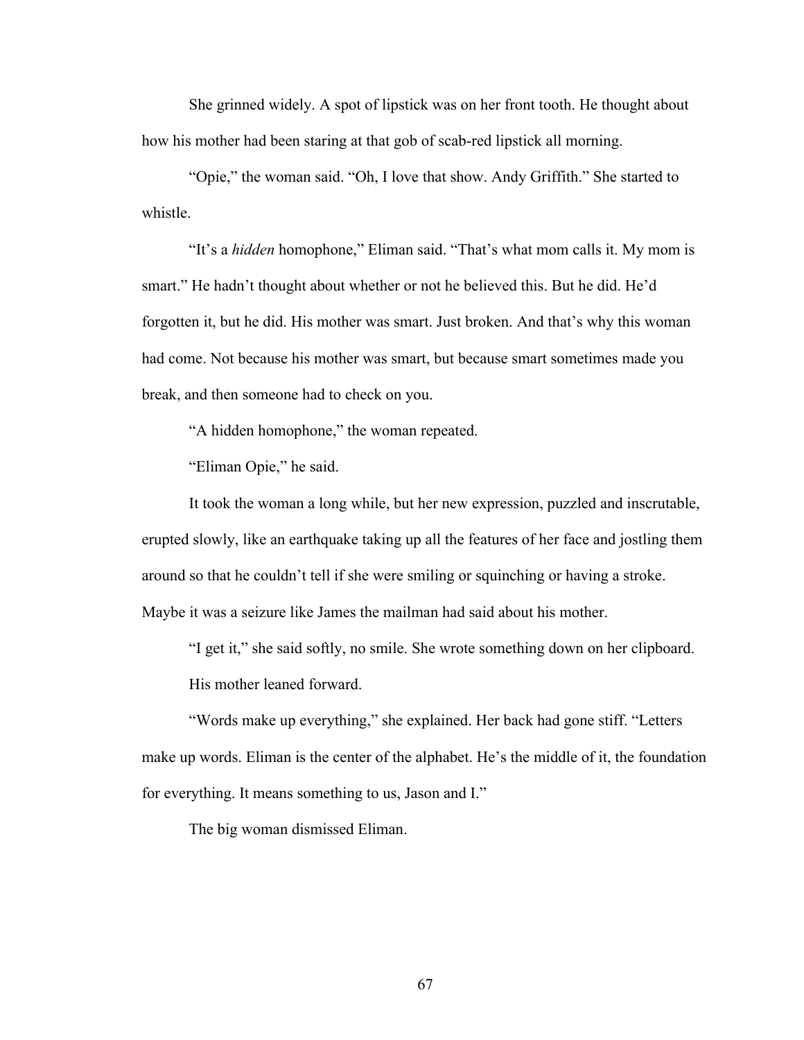She grinned widely. A spot of lipstick was on her front tooth. He thought about how his mother had been staring at that gob of scab-red lipstick all morning.

"Opie," the woman said. "Oh, I love that show. Andy Griffith." She started to whistle.

"It's a *hidden* homophone," Eliman said. "That's what mom calls it. My mom is smart." He hadn't thought about whether or not he believed this. But he did. He'd forgotten it, but he did. His mother was smart. Just broken. And that's why this woman had come. Not because his mother was smart, but because smart sometimes made you break, and then someone had to check on you.

"A hidden homophone," the woman repeated.

"Eliman Opie," he said.

It took the woman a long while, but her new expression, puzzled and inscrutable, erupted slowly, like an earthquake taking up all the features of her face and jostling them around so that he couldn't tell if she were smiling or squinching or having a stroke. Maybe it was a seizure like James the mailman had said about his mother.

"I get it," she said softly, no smile. She wrote something down on her clipboard.

His mother leaned forward.

"Words make up everything," she explained. Her back had gone stiff. "Letters make up words. Eliman is the center of the alphabet. He's the middle of it, the foundation for everything. It means something to us, Jason and I."

The big woman dismissed Eliman.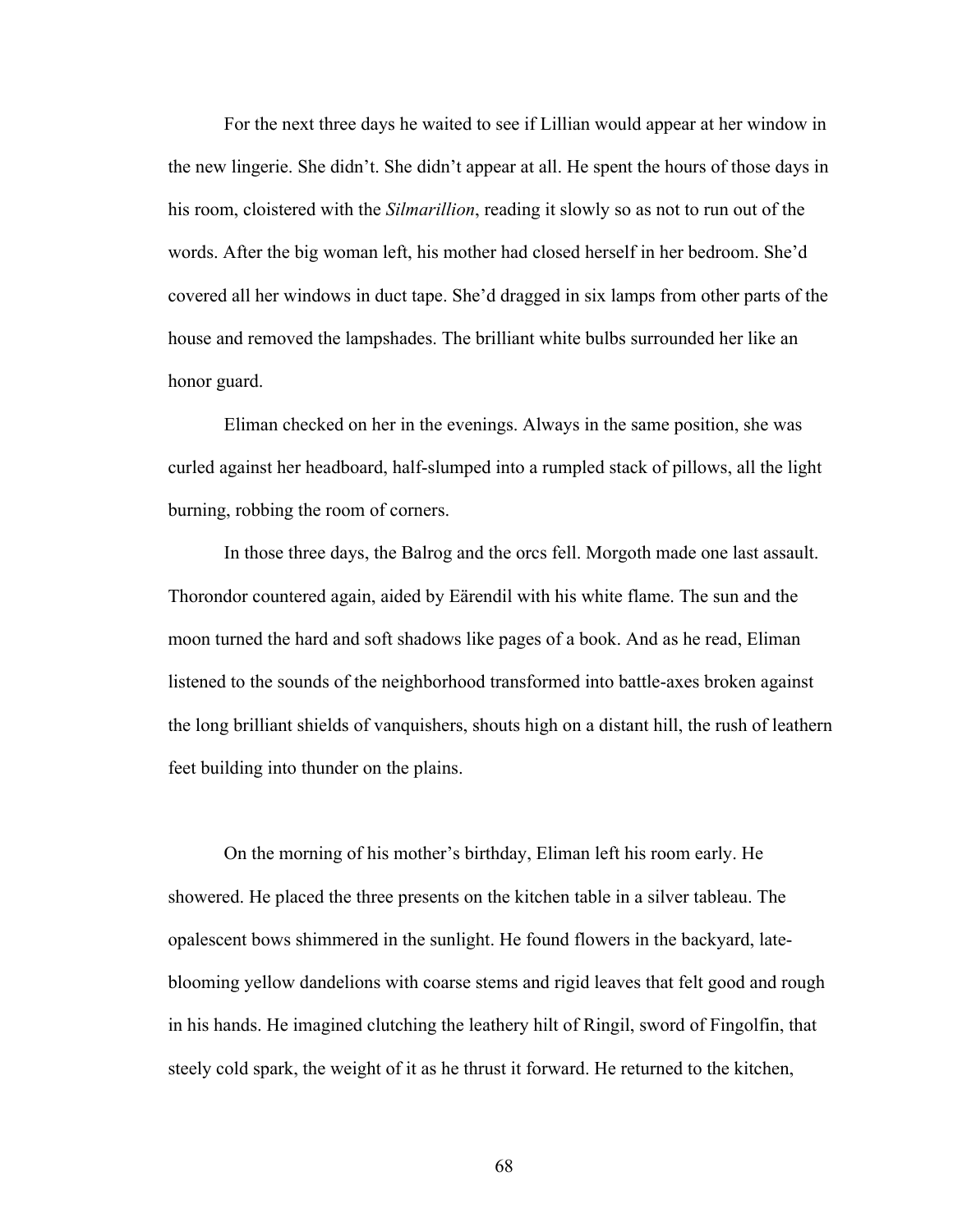For the next three days he waited to see if Lillian would appear at her window in the new lingerie. She didn't. She didn't appear at all. He spent the hours of those days in his room, cloistered with the *Silmarillion*, reading it slowly so as not to run out of the words. After the big woman left, his mother had closed herself in her bedroom. She'd covered all her windows in duct tape. She'd dragged in six lamps from other parts of the house and removed the lampshades. The brilliant white bulbs surrounded her like an honor guard.

Eliman checked on her in the evenings. Always in the same position, she was curled against her headboard, half-slumped into a rumpled stack of pillows, all the light burning, robbing the room of corners.

In those three days, the Balrog and the orcs fell. Morgoth made one last assault. Thorondor countered again, aided by Eärendil with his white flame. The sun and the moon turned the hard and soft shadows like pages of a book. And as he read, Eliman listened to the sounds of the neighborhood transformed into battle-axes broken against the long brilliant shields of vanquishers, shouts high on a distant hill, the rush of leathern feet building into thunder on the plains.

On the morning of his mother's birthday, Eliman left his room early. He showered. He placed the three presents on the kitchen table in a silver tableau. The opalescent bows shimmered in the sunlight. He found flowers in the backyard, late-blooming yellow dandelions with coarse stems and rigid leaves that felt good and rough in his hands. He imagined clutching the leathery hilt of Ringil, sword of Fingolfin, that steely cold spark, the weight of it as he thrust it forward. He returned to the kitchen,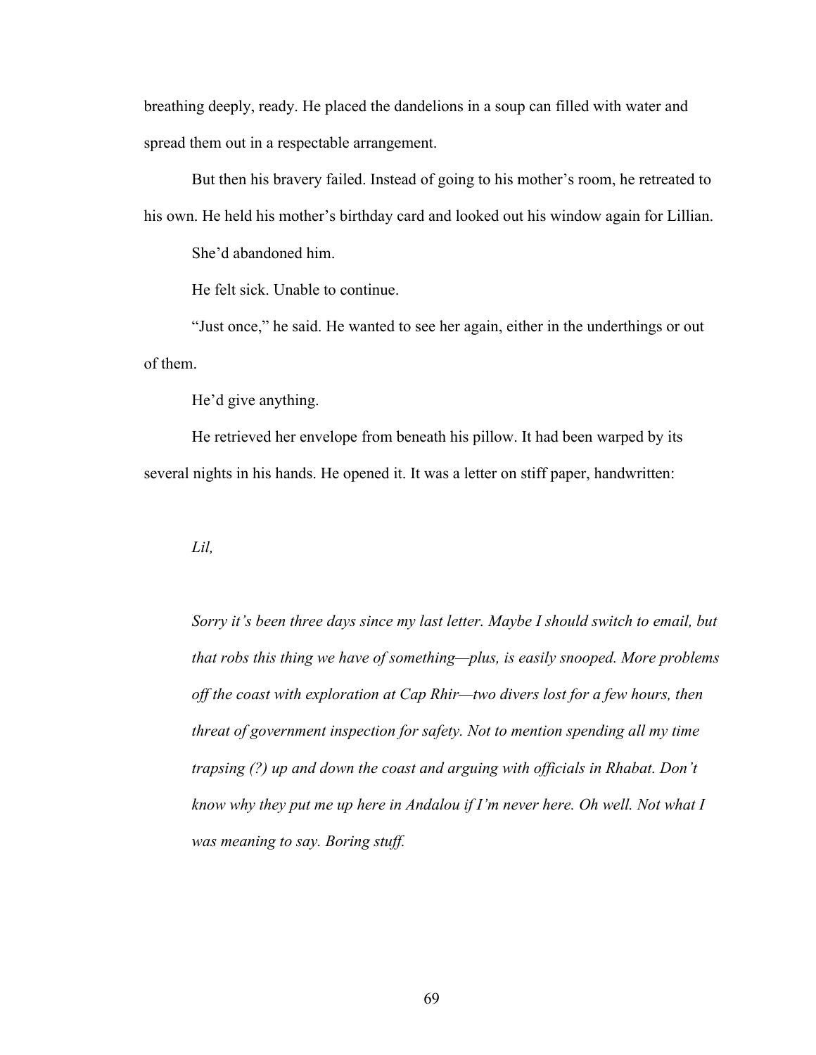breathing deeply, ready. He placed the dandelions in a soup can filled with water and spread them out in a respectable arrangement.

But then his bravery failed. Instead of going to his mother's room, he retreated to his own. He held his mother's birthday card and looked out his window again for Lillian.

She'd abandoned him.

He felt sick. Unable to continue.

"Just once," he said. He wanted to see her again, either in the underthings or out of them.

He'd give anything.

He retrieved her envelope from beneath his pillow. It had been warped by its several nights in his hands. He opened it. It was a letter on stiff paper, handwritten:

*Lil,*

*Sorry it's been three days since my last letter. Maybe I should switch to email, but that robs this thing we have of something—plus, is easily snooped. More problems off the coast with exploration at Cap Rhir—two divers lost for a few hours, then threat of government inspection for safety. Not to mention spending all my time trapsing (?) up and down the coast and arguing with officials in Rhabat. Don't know why they put me up here in Andalou if I'm never here. Oh well. Not what I was meaning to say. Boring stuff.*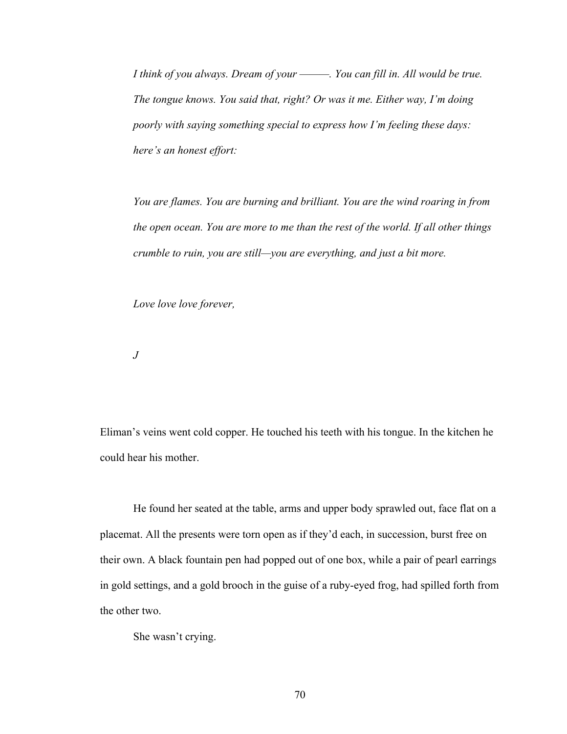*I think of you always. Dream of your ———. You can fill in. All would be true. The tongue knows. You said that, right? Or was it me. Either way, I'm doing poorly with saying something special to express how I'm feeling these days: here's an honest effort:*

*You are flames. You are burning and brilliant. You are the wind roaring in from the open ocean. You are more to me than the rest of the world. If all other things crumble to ruin, you are still—you are everything, and just a bit more.*

*Love love love forever,*

*J*

Eliman's veins went cold copper. He touched his teeth with his tongue. In the kitchen he could hear his mother.

He found her seated at the table, arms and upper body sprawled out, face flat on a placemat. All the presents were torn open as if they'd each, in succession, burst free on their own. A black fountain pen had popped out of one box, while a pair of pearl earrings in gold settings, and a gold brooch in the guise of a ruby-eyed frog, had spilled forth from the other two.

She wasn't crying.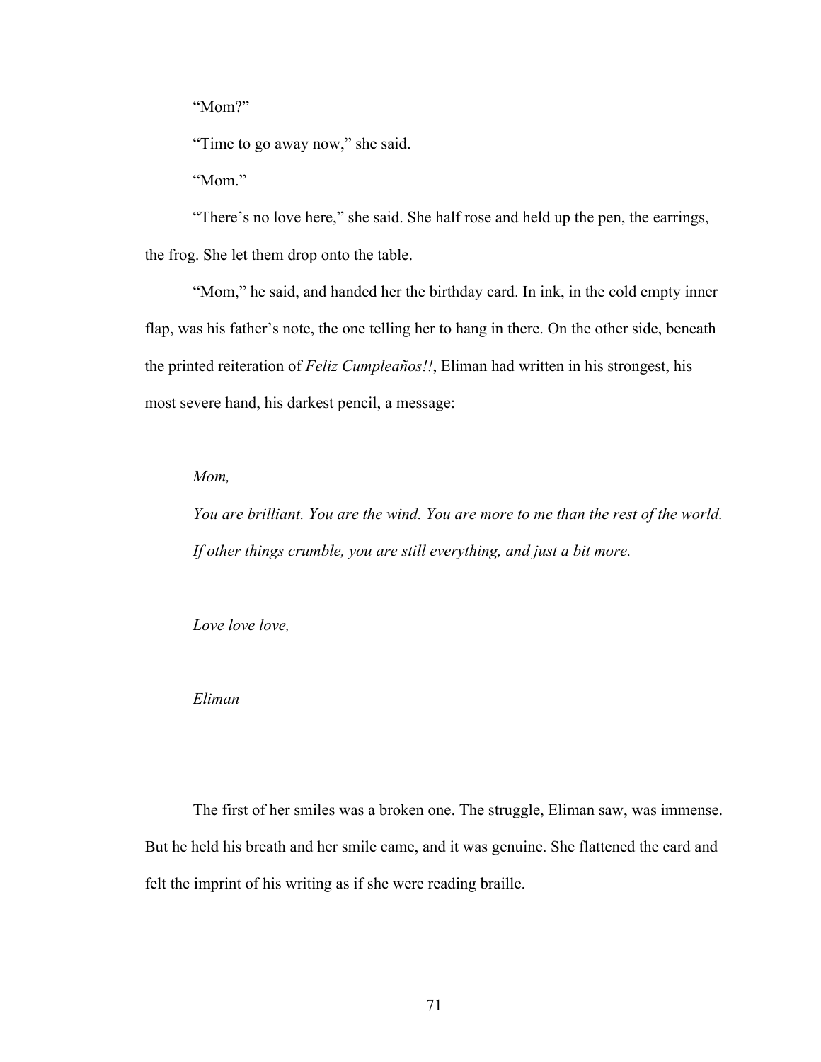"Mom?"

"Time to go away now," she said.

"Mom."

"There's no love here," she said. She half rose and held up the pen, the earrings, the frog. She let them drop onto the table.

"Mom," he said, and handed her the birthday card. In ink, in the cold empty inner flap, was his father's note, the one telling her to hang in there. On the other side, beneath the printed reiteration of *Feliz Cumpleaños!!*, Eliman had written in his strongest, his most severe hand, his darkest pencil, a message:

> *Mom,*
>
> *You are brilliant. You are the wind. You are more to me than the rest of the world. If other things crumble, you are still everything, and just a bit more.*
>
> *Love love love,*
>
> *Eliman*

The first of her smiles was a broken one. The struggle, Eliman saw, was immense. But he held his breath and her smile came, and it was genuine. She flattened the card and felt the imprint of his writing as if she were reading braille.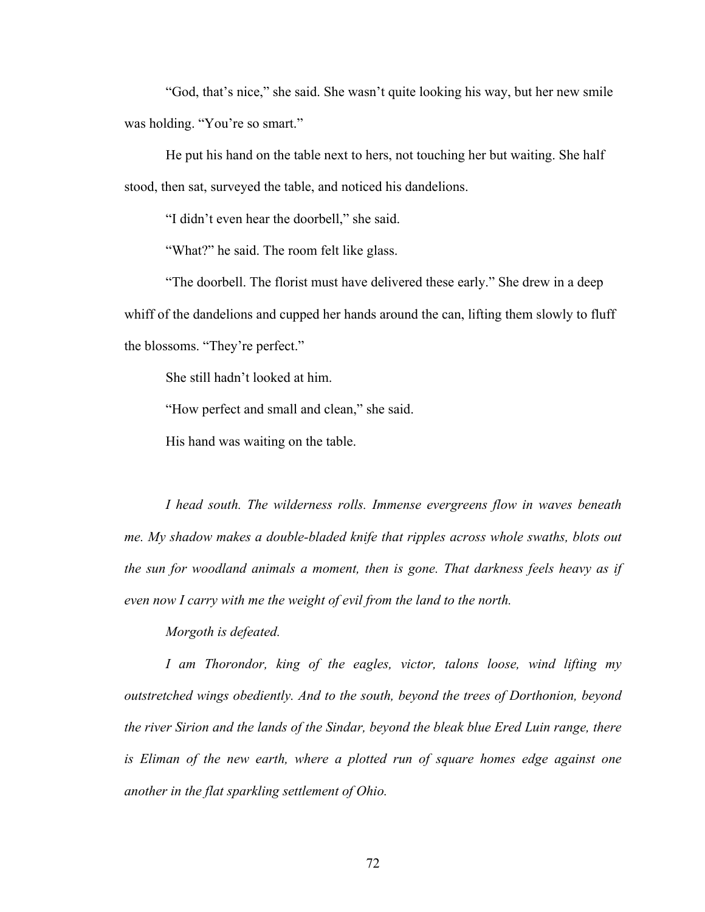"God, that's nice," she said. She wasn't quite looking his way, but her new smile was holding. "You're so smart."

He put his hand on the table next to hers, not touching her but waiting. She half stood, then sat, surveyed the table, and noticed his dandelions.

"I didn't even hear the doorbell," she said.

"What?" he said. The room felt like glass.

"The doorbell. The florist must have delivered these early." She drew in a deep whiff of the dandelions and cupped her hands around the can, lifting them slowly to fluff the blossoms. "They're perfect."

She still hadn't looked at him.

"How perfect and small and clean," she said.

His hand was waiting on the table.

*I head south. The wilderness rolls. Immense evergreens flow in waves beneath me. My shadow makes a double-bladed knife that ripples across whole swaths, blots out the sun for woodland animals a moment, then is gone. That darkness feels heavy as if even now I carry with me the weight of evil from the land to the north.*

*Morgoth is defeated.*

*I am Thorondor, king of the eagles, victor, talons loose, wind lifting my outstretched wings obediently. And to the south, beyond the trees of Dorthonion, beyond the river Sirion and the lands of the Sindar, beyond the bleak blue Ered Luin range, there is Eliman of the new earth, where a plotted run of square homes edge against one another in the flat sparkling settlement of Ohio.*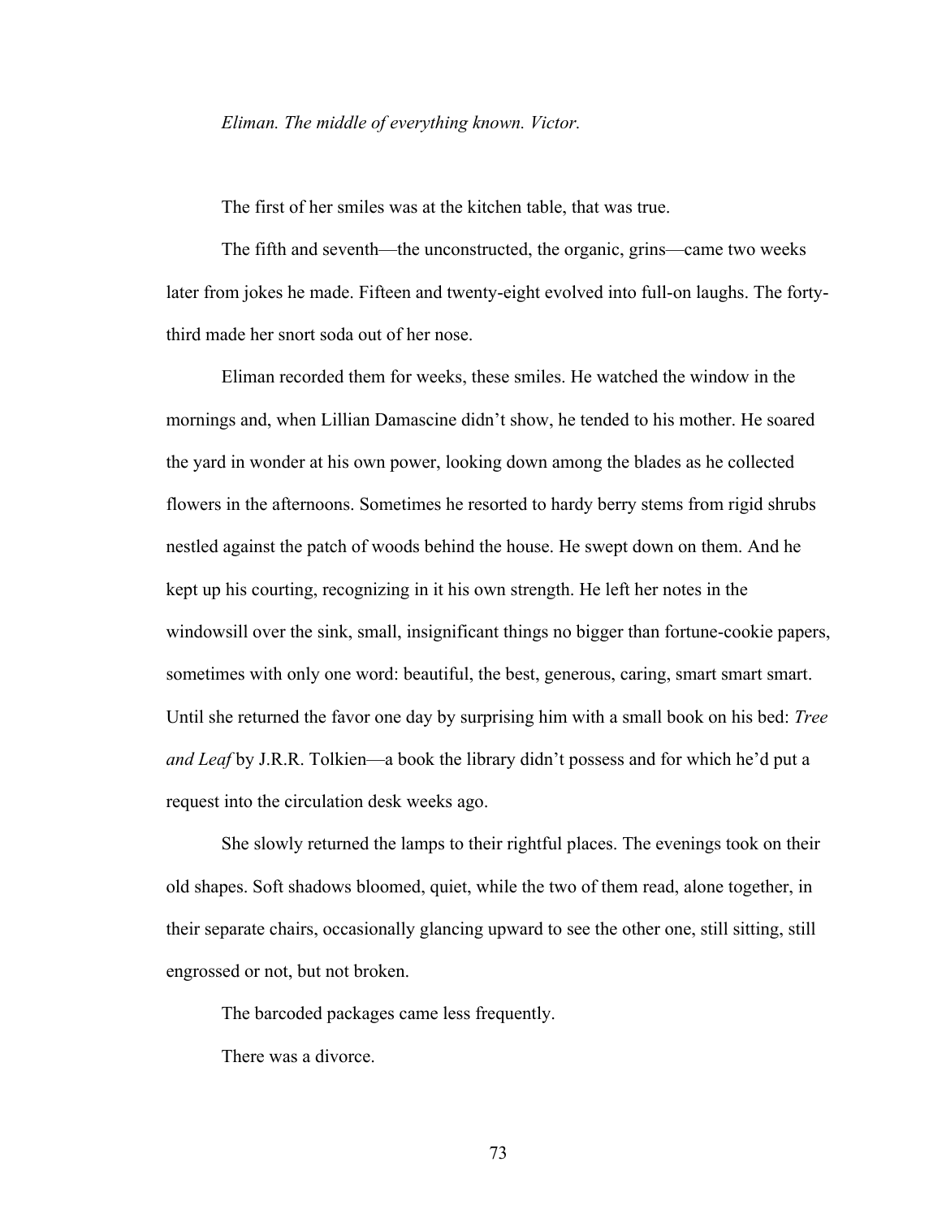*Eliman. The middle of everything known. Victor.*

The first of her smiles was at the kitchen table, that was true.

The fifth and seventh—the unconstructed, the organic, grins—came two weeks later from jokes he made. Fifteen and twenty-eight evolved into full-on laughs. The forty-third made her snort soda out of her nose.

Eliman recorded them for weeks, these smiles. He watched the window in the mornings and, when Lillian Damascine didn't show, he tended to his mother. He soared the yard in wonder at his own power, looking down among the blades as he collected flowers in the afternoons. Sometimes he resorted to hardy berry stems from rigid shrubs nestled against the patch of woods behind the house. He swept down on them. And he kept up his courting, recognizing in it his own strength. He left her notes in the windowsill over the sink, small, insignificant things no bigger than fortune-cookie papers, sometimes with only one word: beautiful, the best, generous, caring, smart smart smart. Until she returned the favor one day by surprising him with a small book on his bed: *Tree and Leaf* by J.R.R. Tolkien—a book the library didn't possess and for which he'd put a request into the circulation desk weeks ago.

She slowly returned the lamps to their rightful places. The evenings took on their old shapes. Soft shadows bloomed, quiet, while the two of them read, alone together, in their separate chairs, occasionally glancing upward to see the other one, still sitting, still engrossed or not, but not broken.

The barcoded packages came less frequently.

There was a divorce.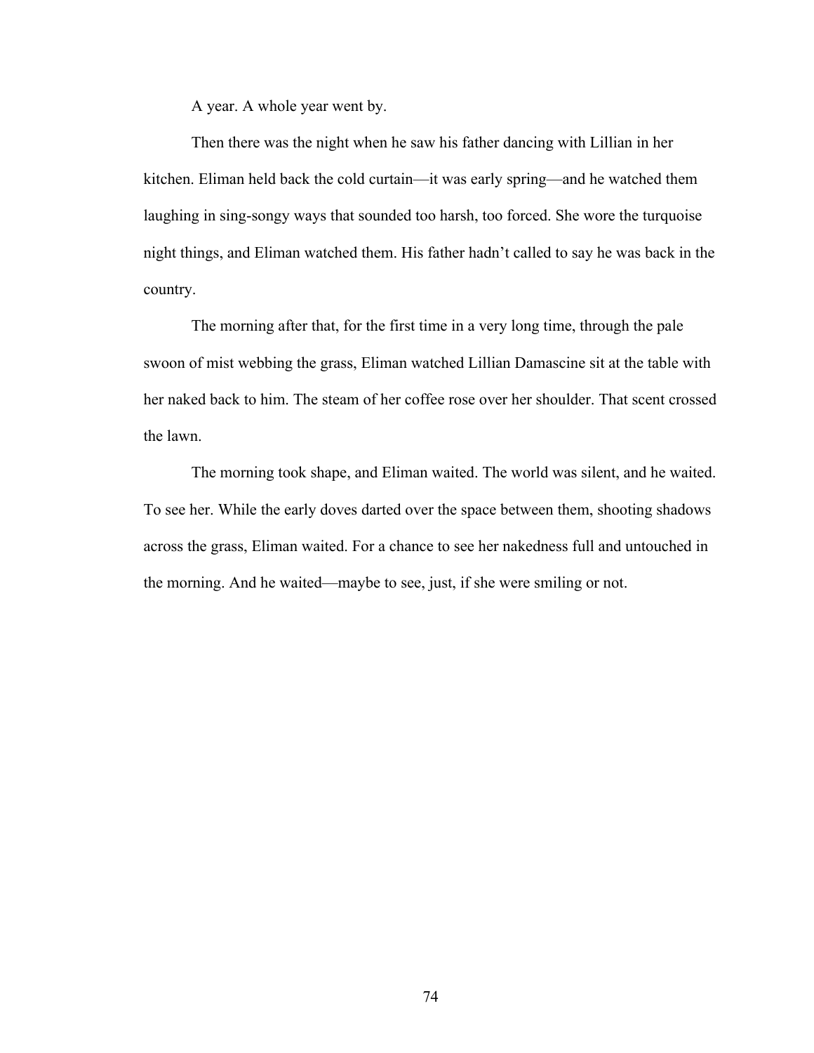A year. A whole year went by.

Then there was the night when he saw his father dancing with Lillian in her kitchen. Eliman held back the cold curtain—it was early spring—and he watched them laughing in sing-songy ways that sounded too harsh, too forced. She wore the turquoise night things, and Eliman watched them. His father hadn't called to say he was back in the country.

The morning after that, for the first time in a very long time, through the pale swoon of mist webbing the grass, Eliman watched Lillian Damascine sit at the table with her naked back to him. The steam of her coffee rose over her shoulder. That scent crossed the lawn.

The morning took shape, and Eliman waited. The world was silent, and he waited. To see her. While the early doves darted over the space between them, shooting shadows across the grass, Eliman waited. For a chance to see her nakedness full and untouched in the morning. And he waited—maybe to see, just, if she were smiling or not.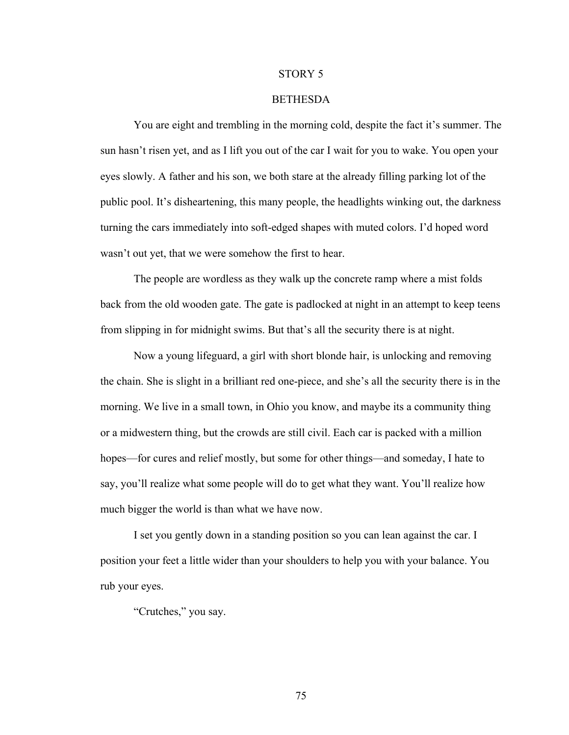## STORY 5

## BETHESDA

You are eight and trembling in the morning cold, despite the fact it's summer. The sun hasn't risen yet, and as I lift you out of the car I wait for you to wake. You open your eyes slowly. A father and his son, we both stare at the already filling parking lot of the public pool. It's disheartening, this many people, the headlights winking out, the darkness turning the cars immediately into soft-edged shapes with muted colors. I'd hoped word wasn't out yet, that we were somehow the first to hear.

The people are wordless as they walk up the concrete ramp where a mist folds back from the old wooden gate. The gate is padlocked at night in an attempt to keep teens from slipping in for midnight swims. But that's all the security there is at night.

Now a young lifeguard, a girl with short blonde hair, is unlocking and removing the chain. She is slight in a brilliant red one-piece, and she's all the security there is in the morning. We live in a small town, in Ohio you know, and maybe its a community thing or a midwestern thing, but the crowds are still civil. Each car is packed with a million hopes—for cures and relief mostly, but some for other things—and someday, I hate to say, you'll realize what some people will do to get what they want. You'll realize how much bigger the world is than what we have now.

I set you gently down in a standing position so you can lean against the car. I position your feet a little wider than your shoulders to help you with your balance. You rub your eyes.

"Crutches," you say.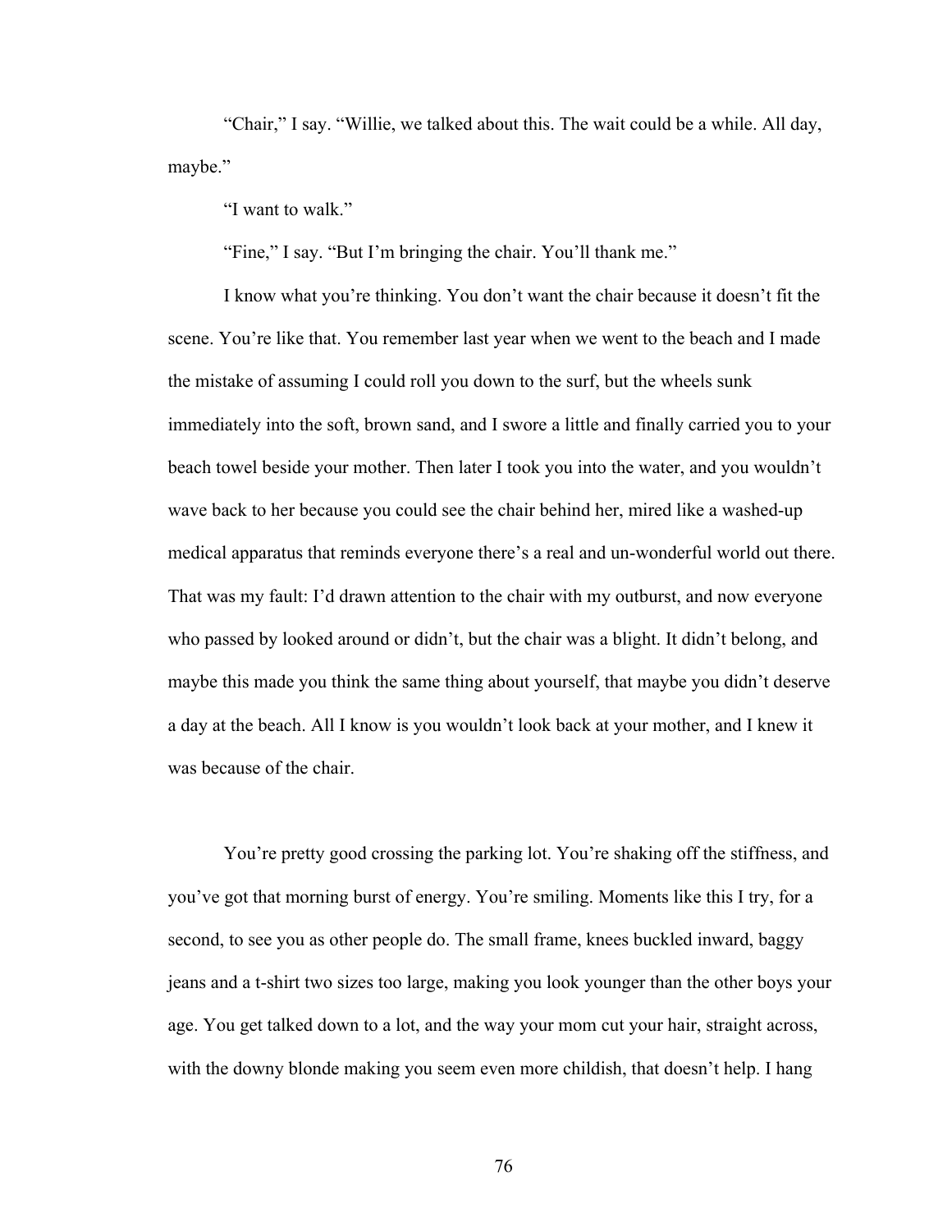“Chair,” I say. “Willie, we talked about this. The wait could be a while. All day, maybe.”

“I want to walk.”

“Fine,” I say. “But I’m bringing the chair. You’ll thank me.”

I know what you’re thinking. You don’t want the chair because it doesn’t fit the scene. You’re like that. You remember last year when we went to the beach and I made the mistake of assuming I could roll you down to the surf, but the wheels sunk immediately into the soft, brown sand, and I swore a little and finally carried you to your beach towel beside your mother. Then later I took you into the water, and you wouldn’t wave back to her because you could see the chair behind her, mired like a washed-up medical apparatus that reminds everyone there’s a real and un-wonderful world out there. That was my fault: I’d drawn attention to the chair with my outburst, and now everyone who passed by looked around or didn’t, but the chair was a blight. It didn’t belong, and maybe this made you think the same thing about yourself, that maybe you didn’t deserve a day at the beach. All I know is you wouldn’t look back at your mother, and I knew it was because of the chair.

You’re pretty good crossing the parking lot. You’re shaking off the stiffness, and you’ve got that morning burst of energy. You’re smiling. Moments like this I try, for a second, to see you as other people do. The small frame, knees buckled inward, baggy jeans and a t-shirt two sizes too large, making you look younger than the other boys your age. You get talked down to a lot, and the way your mom cut your hair, straight across, with the downy blonde making you seem even more childish, that doesn’t help. I hang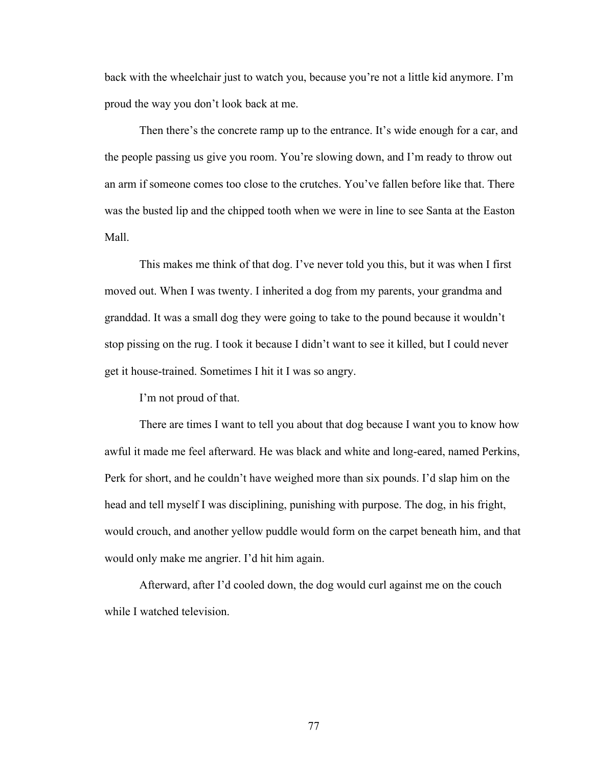back with the wheelchair just to watch you, because you're not a little kid anymore. I'm proud the way you don't look back at me.

Then there's the concrete ramp up to the entrance. It's wide enough for a car, and the people passing us give you room. You're slowing down, and I'm ready to throw out an arm if someone comes too close to the crutches. You've fallen before like that. There was the busted lip and the chipped tooth when we were in line to see Santa at the Easton Mall.

This makes me think of that dog. I've never told you this, but it was when I first moved out. When I was twenty. I inherited a dog from my parents, your grandma and granddad. It was a small dog they were going to take to the pound because it wouldn't stop pissing on the rug. I took it because I didn't want to see it killed, but I could never get it house-trained. Sometimes I hit it I was so angry.

I'm not proud of that.

There are times I want to tell you about that dog because I want you to know how awful it made me feel afterward. He was black and white and long-eared, named Perkins, Perk for short, and he couldn't have weighed more than six pounds. I'd slap him on the head and tell myself I was disciplining, punishing with purpose. The dog, in his fright, would crouch, and another yellow puddle would form on the carpet beneath him, and that would only make me angrier. I'd hit him again.

Afterward, after I'd cooled down, the dog would curl against me on the couch while I watched television.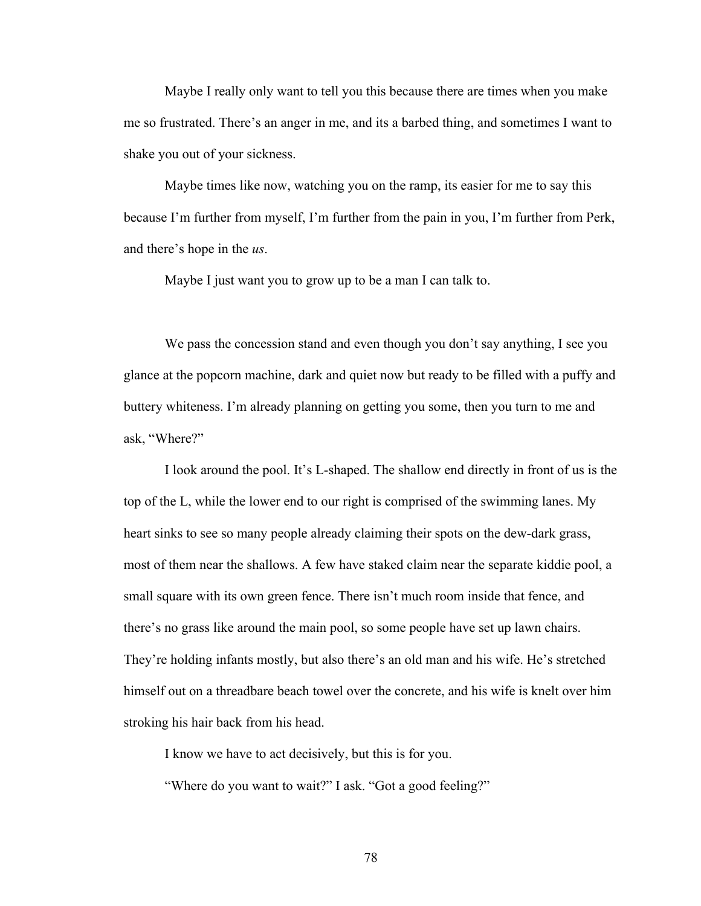Maybe I really only want to tell you this because there are times when you make me so frustrated. There's an anger in me, and its a barbed thing, and sometimes I want to shake you out of your sickness.

Maybe times like now, watching you on the ramp, its easier for me to say this because I'm further from myself, I'm further from the pain in you, I'm further from Perk, and there's hope in the *us*.

Maybe I just want you to grow up to be a man I can talk to.

We pass the concession stand and even though you don't say anything, I see you glance at the popcorn machine, dark and quiet now but ready to be filled with a puffy and buttery whiteness. I'm already planning on getting you some, then you turn to me and ask, "Where?"

I look around the pool. It's L-shaped. The shallow end directly in front of us is the top of the L, while the lower end to our right is comprised of the swimming lanes. My heart sinks to see so many people already claiming their spots on the dew-dark grass, most of them near the shallows. A few have staked claim near the separate kiddie pool, a small square with its own green fence. There isn't much room inside that fence, and there's no grass like around the main pool, so some people have set up lawn chairs. They're holding infants mostly, but also there's an old man and his wife. He's stretched himself out on a threadbare beach towel over the concrete, and his wife is knelt over him stroking his hair back from his head.

I know we have to act decisively, but this is for you.

"Where do you want to wait?" I ask. "Got a good feeling?"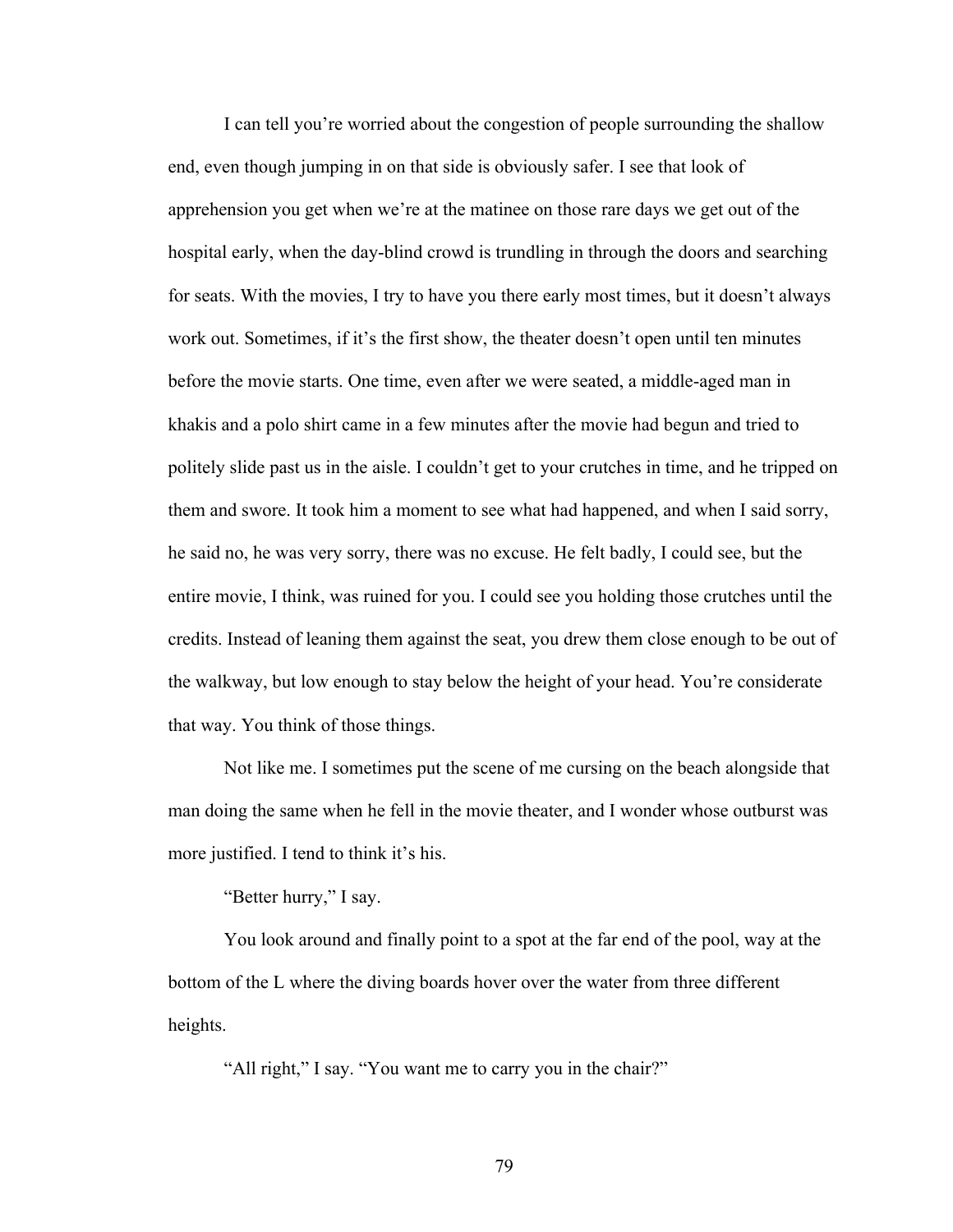I can tell you're worried about the congestion of people surrounding the shallow end, even though jumping in on that side is obviously safer. I see that look of apprehension you get when we're at the matinee on those rare days we get out of the hospital early, when the day-blind crowd is trundling in through the doors and searching for seats. With the movies, I try to have you there early most times, but it doesn't always work out. Sometimes, if it's the first show, the theater doesn't open until ten minutes before the movie starts. One time, even after we were seated, a middle-aged man in khakis and a polo shirt came in a few minutes after the movie had begun and tried to politely slide past us in the aisle. I couldn't get to your crutches in time, and he tripped on them and swore. It took him a moment to see what had happened, and when I said sorry, he said no, he was very sorry, there was no excuse. He felt badly, I could see, but the entire movie, I think, was ruined for you. I could see you holding those crutches until the credits. Instead of leaning them against the seat, you drew them close enough to be out of the walkway, but low enough to stay below the height of your head. You're considerate that way. You think of those things.

Not like me. I sometimes put the scene of me cursing on the beach alongside that man doing the same when he fell in the movie theater, and I wonder whose outburst was more justified. I tend to think it's his.

"Better hurry," I say.

You look around and finally point to a spot at the far end of the pool, way at the bottom of the L where the diving boards hover over the water from three different heights.

"All right," I say. "You want me to carry you in the chair?"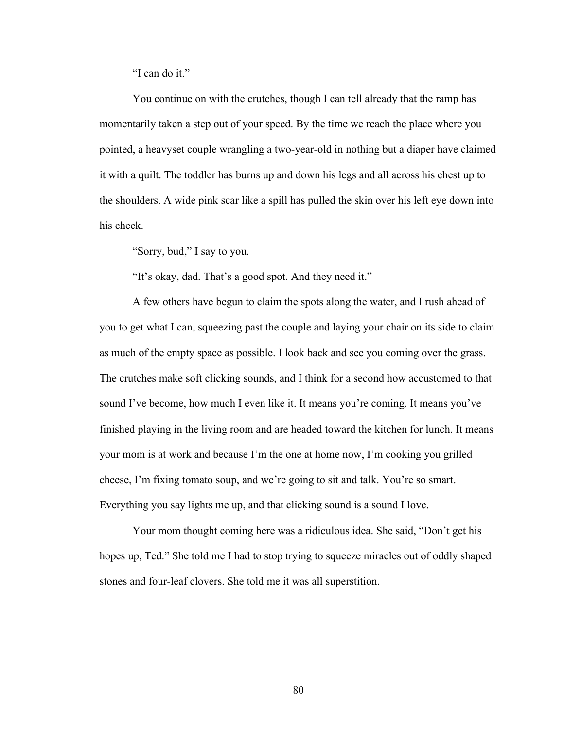"I can do it."

You continue on with the crutches, though I can tell already that the ramp has momentarily taken a step out of your speed. By the time we reach the place where you pointed, a heavyset couple wrangling a two-year-old in nothing but a diaper have claimed it with a quilt. The toddler has burns up and down his legs and all across his chest up to the shoulders. A wide pink scar like a spill has pulled the skin over his left eye down into his cheek.

"Sorry, bud," I say to you.

"It's okay, dad. That's a good spot. And they need it."

A few others have begun to claim the spots along the water, and I rush ahead of you to get what I can, squeezing past the couple and laying your chair on its side to claim as much of the empty space as possible. I look back and see you coming over the grass. The crutches make soft clicking sounds, and I think for a second how accustomed to that sound I've become, how much I even like it. It means you're coming. It means you've finished playing in the living room and are headed toward the kitchen for lunch. It means your mom is at work and because I'm the one at home now, I'm cooking you grilled cheese, I'm fixing tomato soup, and we're going to sit and talk. You're so smart. Everything you say lights me up, and that clicking sound is a sound I love.

Your mom thought coming here was a ridiculous idea. She said, "Don't get his hopes up, Ted." She told me I had to stop trying to squeeze miracles out of oddly shaped stones and four-leaf clovers. She told me it was all superstition.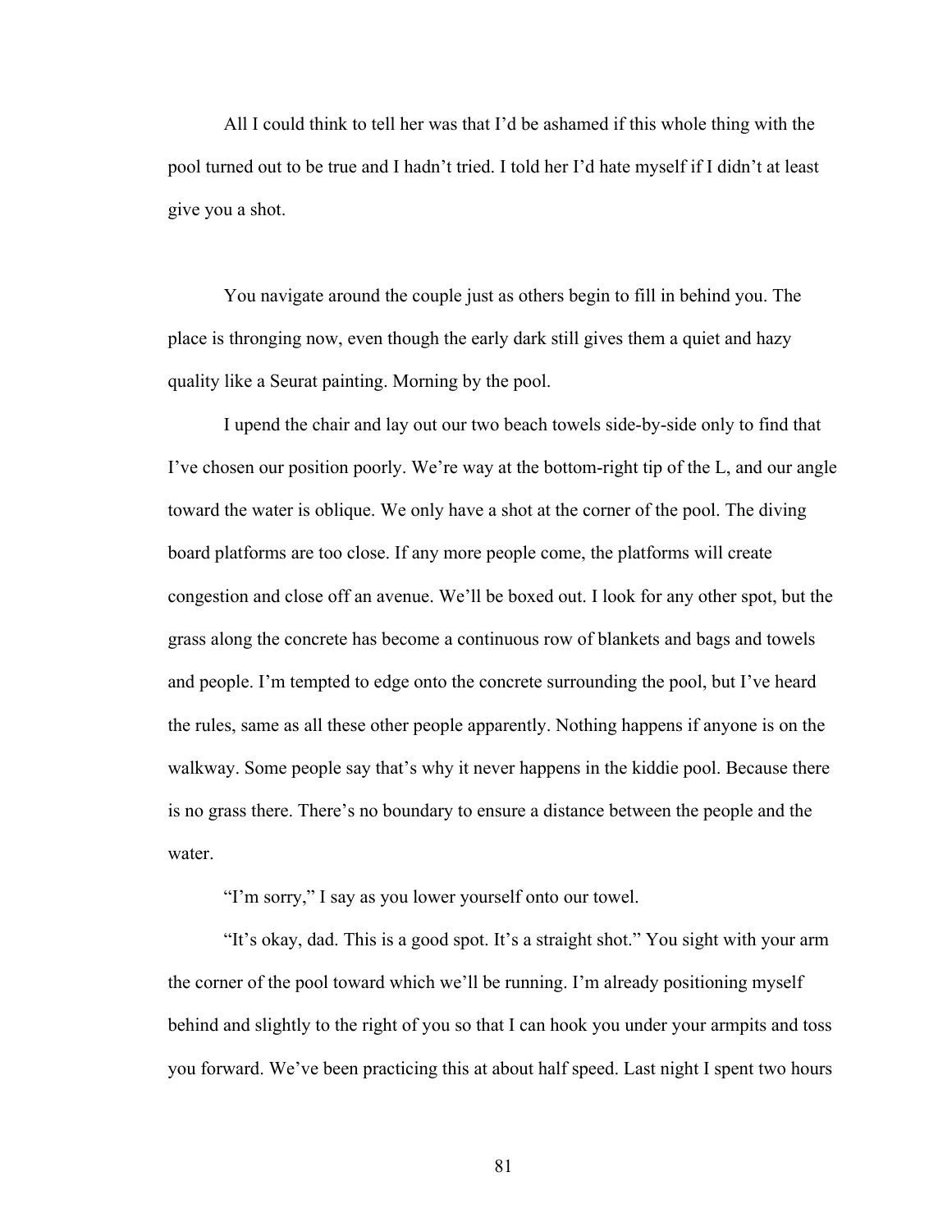All I could think to tell her was that I'd be ashamed if this whole thing with the pool turned out to be true and I hadn't tried. I told her I'd hate myself if I didn't at least give you a shot.

You navigate around the couple just as others begin to fill in behind you. The place is thronging now, even though the early dark still gives them a quiet and hazy quality like a Seurat painting. Morning by the pool.

I upend the chair and lay out our two beach towels side-by-side only to find that I've chosen our position poorly. We're way at the bottom-right tip of the L, and our angle toward the water is oblique. We only have a shot at the corner of the pool. The diving board platforms are too close. If any more people come, the platforms will create congestion and close off an avenue. We'll be boxed out. I look for any other spot, but the grass along the concrete has become a continuous row of blankets and bags and towels and people. I'm tempted to edge onto the concrete surrounding the pool, but I've heard the rules, same as all these other people apparently. Nothing happens if anyone is on the walkway. Some people say that's why it never happens in the kiddie pool. Because there is no grass there. There's no boundary to ensure a distance between the people and the water.

"I'm sorry," I say as you lower yourself onto our towel.

"It's okay, dad. This is a good spot. It's a straight shot." You sight with your arm the corner of the pool toward which we'll be running. I'm already positioning myself behind and slightly to the right of you so that I can hook you under your armpits and toss you forward. We've been practicing this at about half speed. Last night I spent two hours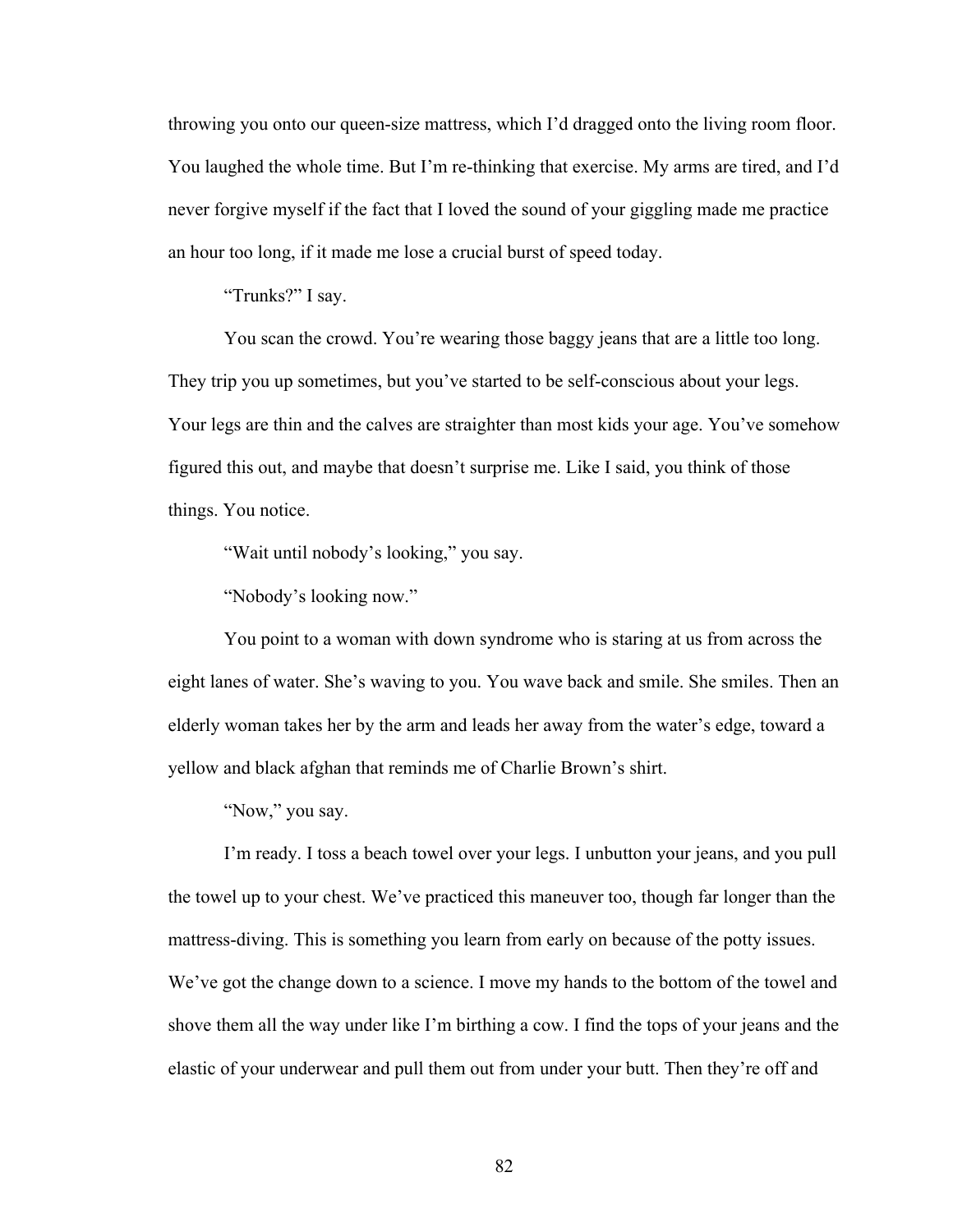throwing you onto our queen-size mattress, which I'd dragged onto the living room floor. You laughed the whole time. But I'm re-thinking that exercise. My arms are tired, and I'd never forgive myself if the fact that I loved the sound of your giggling made me practice an hour too long, if it made me lose a crucial burst of speed today.

"Trunks?" I say.

You scan the crowd. You're wearing those baggy jeans that are a little too long. They trip you up sometimes, but you've started to be self-conscious about your legs. Your legs are thin and the calves are straighter than most kids your age. You've somehow figured this out, and maybe that doesn't surprise me. Like I said, you think of those things. You notice.

"Wait until nobody's looking," you say.

"Nobody's looking now."

You point to a woman with down syndrome who is staring at us from across the eight lanes of water. She's waving to you. You wave back and smile. She smiles. Then an elderly woman takes her by the arm and leads her away from the water's edge, toward a yellow and black afghan that reminds me of Charlie Brown's shirt.

"Now," you say.

I'm ready. I toss a beach towel over your legs. I unbutton your jeans, and you pull the towel up to your chest. We've practiced this maneuver too, though far longer than the mattress-diving. This is something you learn from early on because of the potty issues. We've got the change down to a science. I move my hands to the bottom of the towel and shove them all the way under like I'm birthing a cow. I find the tops of your jeans and the elastic of your underwear and pull them out from under your butt. Then they're off and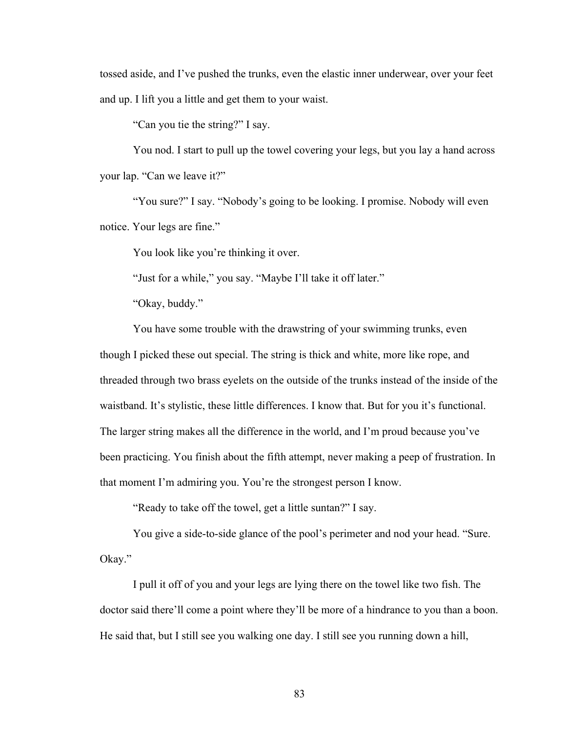tossed aside, and I've pushed the trunks, even the elastic inner underwear, over your feet and up. I lift you a little and get them to your waist.

"Can you tie the string?" I say.

You nod. I start to pull up the towel covering your legs, but you lay a hand across your lap. "Can we leave it?"

"You sure?" I say. "Nobody's going to be looking. I promise. Nobody will even notice. Your legs are fine."

You look like you're thinking it over.

"Just for a while," you say. "Maybe I'll take it off later."

"Okay, buddy."

You have some trouble with the drawstring of your swimming trunks, even though I picked these out special. The string is thick and white, more like rope, and threaded through two brass eyelets on the outside of the trunks instead of the inside of the waistband. It's stylistic, these little differences. I know that. But for you it's functional. The larger string makes all the difference in the world, and I'm proud because you've been practicing. You finish about the fifth attempt, never making a peep of frustration. In that moment I'm admiring you. You're the strongest person I know.

"Ready to take off the towel, get a little suntan?" I say.

You give a side-to-side glance of the pool's perimeter and nod your head. "Sure. Okay."

I pull it off of you and your legs are lying there on the towel like two fish. The doctor said there'll come a point where they'll be more of a hindrance to you than a boon. He said that, but I still see you walking one day. I still see you running down a hill,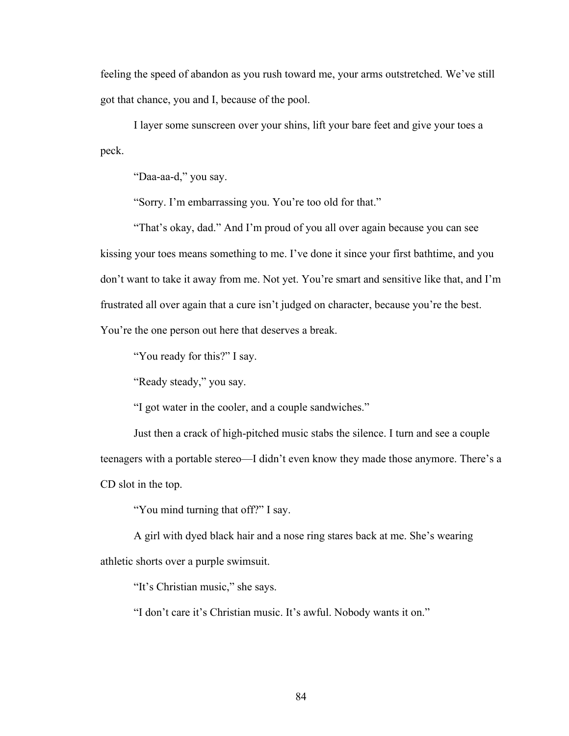feeling the speed of abandon as you rush toward me, your arms outstretched. We've still got that chance, you and I, because of the pool.

I layer some sunscreen over your shins, lift your bare feet and give your toes a peck.

"Daa-aa-d," you say.

"Sorry. I'm embarrassing you. You're too old for that."

"That's okay, dad." And I'm proud of you all over again because you can see kissing your toes means something to me. I've done it since your first bathtime, and you don't want to take it away from me. Not yet. You're smart and sensitive like that, and I'm frustrated all over again that a cure isn't judged on character, because you're the best. You're the one person out here that deserves a break.

"You ready for this?" I say.

"Ready steady," you say.

"I got water in the cooler, and a couple sandwiches."

Just then a crack of high-pitched music stabs the silence. I turn and see a couple teenagers with a portable stereo—I didn't even know they made those anymore. There's a CD slot in the top.

"You mind turning that off?" I say.

A girl with dyed black hair and a nose ring stares back at me. She's wearing athletic shorts over a purple swimsuit.

"It's Christian music," she says.

"I don't care it's Christian music. It's awful. Nobody wants it on."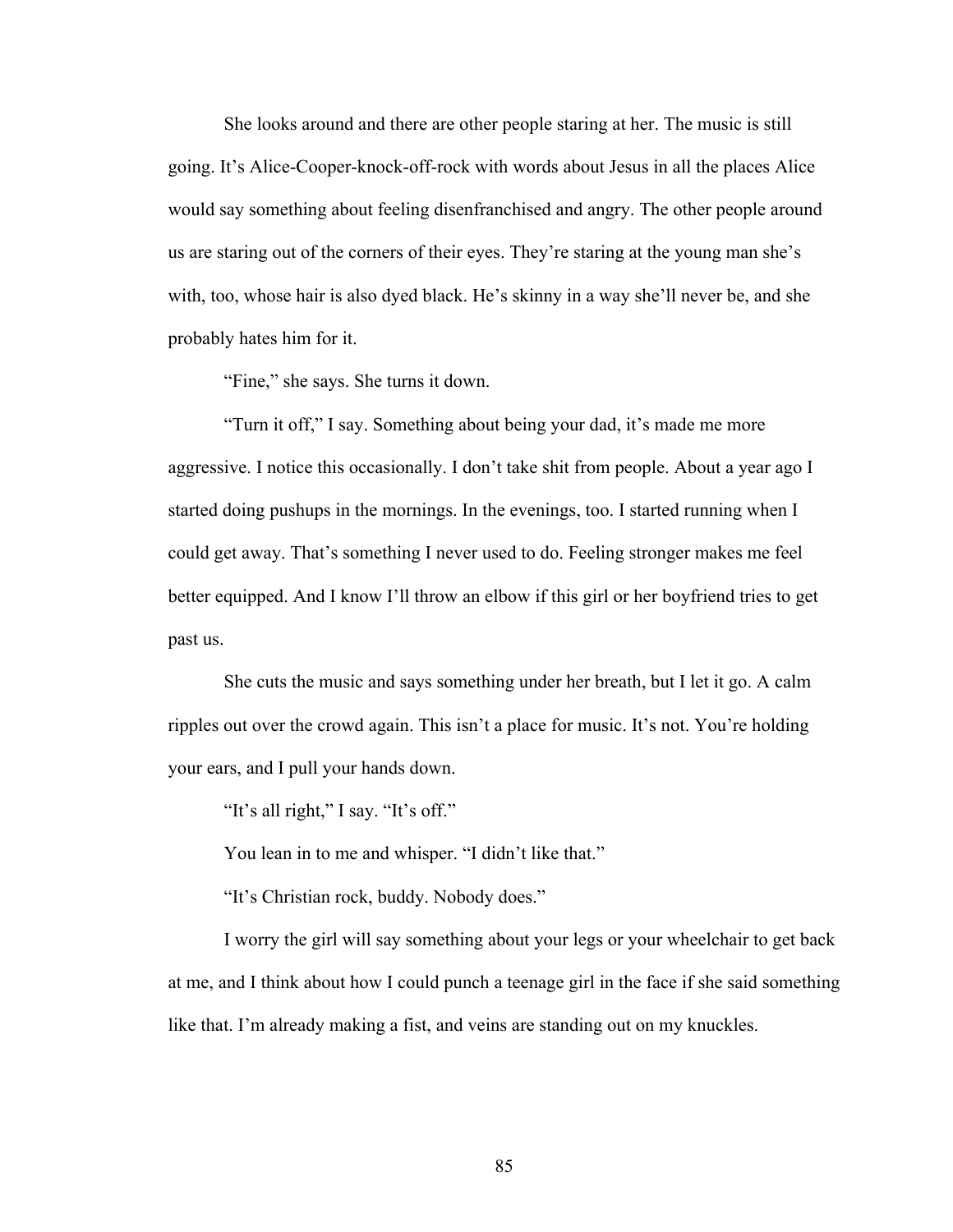She looks around and there are other people staring at her. The music is still going. It's Alice-Cooper-knock-off-rock with words about Jesus in all the places Alice would say something about feeling disenfranchised and angry. The other people around us are staring out of the corners of their eyes. They're staring at the young man she's with, too, whose hair is also dyed black. He's skinny in a way she'll never be, and she probably hates him for it.

"Fine," she says. She turns it down.

"Turn it off," I say. Something about being your dad, it's made me more aggressive. I notice this occasionally. I don't take shit from people. About a year ago I started doing pushups in the mornings. In the evenings, too. I started running when I could get away. That's something I never used to do. Feeling stronger makes me feel better equipped. And I know I'll throw an elbow if this girl or her boyfriend tries to get past us.

She cuts the music and says something under her breath, but I let it go. A calm ripples out over the crowd again. This isn't a place for music. It's not. You're holding your ears, and I pull your hands down.

"It's all right," I say. "It's off."

You lean in to me and whisper. "I didn't like that."

"It's Christian rock, buddy. Nobody does."

I worry the girl will say something about your legs or your wheelchair to get back at me, and I think about how I could punch a teenage girl in the face if she said something like that. I'm already making a fist, and veins are standing out on my knuckles.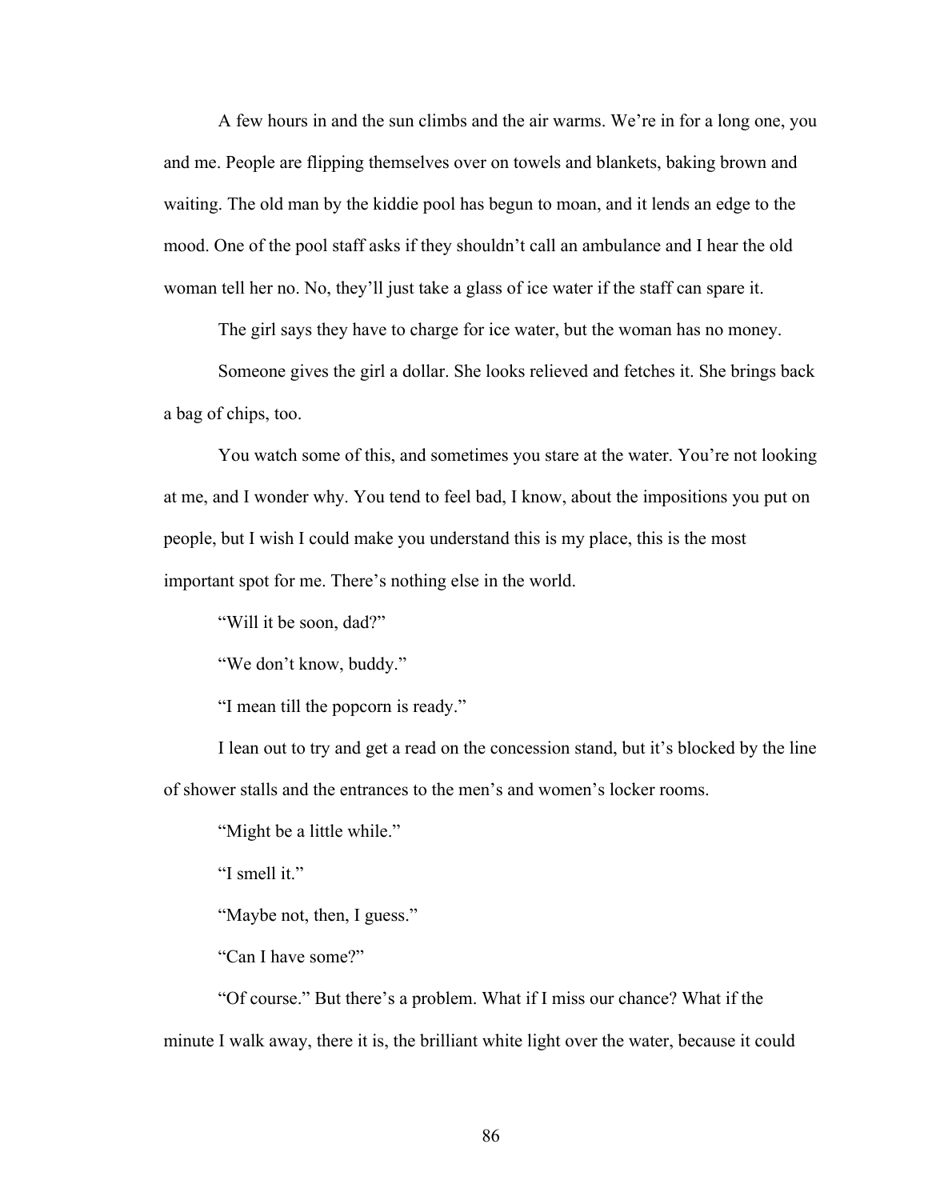A few hours in and the sun climbs and the air warms. We're in for a long one, you and me. People are flipping themselves over on towels and blankets, baking brown and waiting. The old man by the kiddie pool has begun to moan, and it lends an edge to the mood. One of the pool staff asks if they shouldn't call an ambulance and I hear the old woman tell her no. No, they'll just take a glass of ice water if the staff can spare it.

The girl says they have to charge for ice water, but the woman has no money.

Someone gives the girl a dollar. She looks relieved and fetches it. She brings back a bag of chips, too.

You watch some of this, and sometimes you stare at the water. You're not looking at me, and I wonder why. You tend to feel bad, I know, about the impositions you put on people, but I wish I could make you understand this is my place, this is the most important spot for me. There's nothing else in the world.

"Will it be soon, dad?"

"We don't know, buddy."

"I mean till the popcorn is ready."

I lean out to try and get a read on the concession stand, but it's blocked by the line of shower stalls and the entrances to the men's and women's locker rooms.

"Might be a little while."

"I smell it."

"Maybe not, then, I guess."

"Can I have some?"

"Of course." But there's a problem. What if I miss our chance? What if the minute I walk away, there it is, the brilliant white light over the water, because it could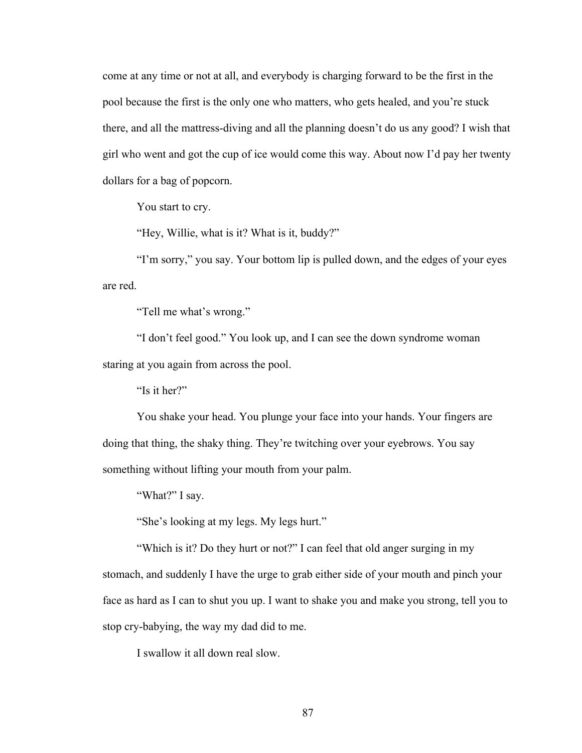come at any time or not at all, and everybody is charging forward to be the first in the pool because the first is the only one who matters, who gets healed, and you're stuck there, and all the mattress-diving and all the planning doesn't do us any good? I wish that girl who went and got the cup of ice would come this way. About now I'd pay her twenty dollars for a bag of popcorn.

You start to cry.

"Hey, Willie, what is it? What is it, buddy?"

"I'm sorry," you say. Your bottom lip is pulled down, and the edges of your eyes are red.

"Tell me what's wrong."

"I don't feel good." You look up, and I can see the down syndrome woman staring at you again from across the pool.

"Is it her?"

You shake your head. You plunge your face into your hands. Your fingers are doing that thing, the shaky thing. They're twitching over your eyebrows. You say something without lifting your mouth from your palm.

"What?" I say.

"She's looking at my legs. My legs hurt."

"Which is it? Do they hurt or not?" I can feel that old anger surging in my stomach, and suddenly I have the urge to grab either side of your mouth and pinch your face as hard as I can to shut you up. I want to shake you and make you strong, tell you to stop cry-babying, the way my dad did to me.

I swallow it all down real slow.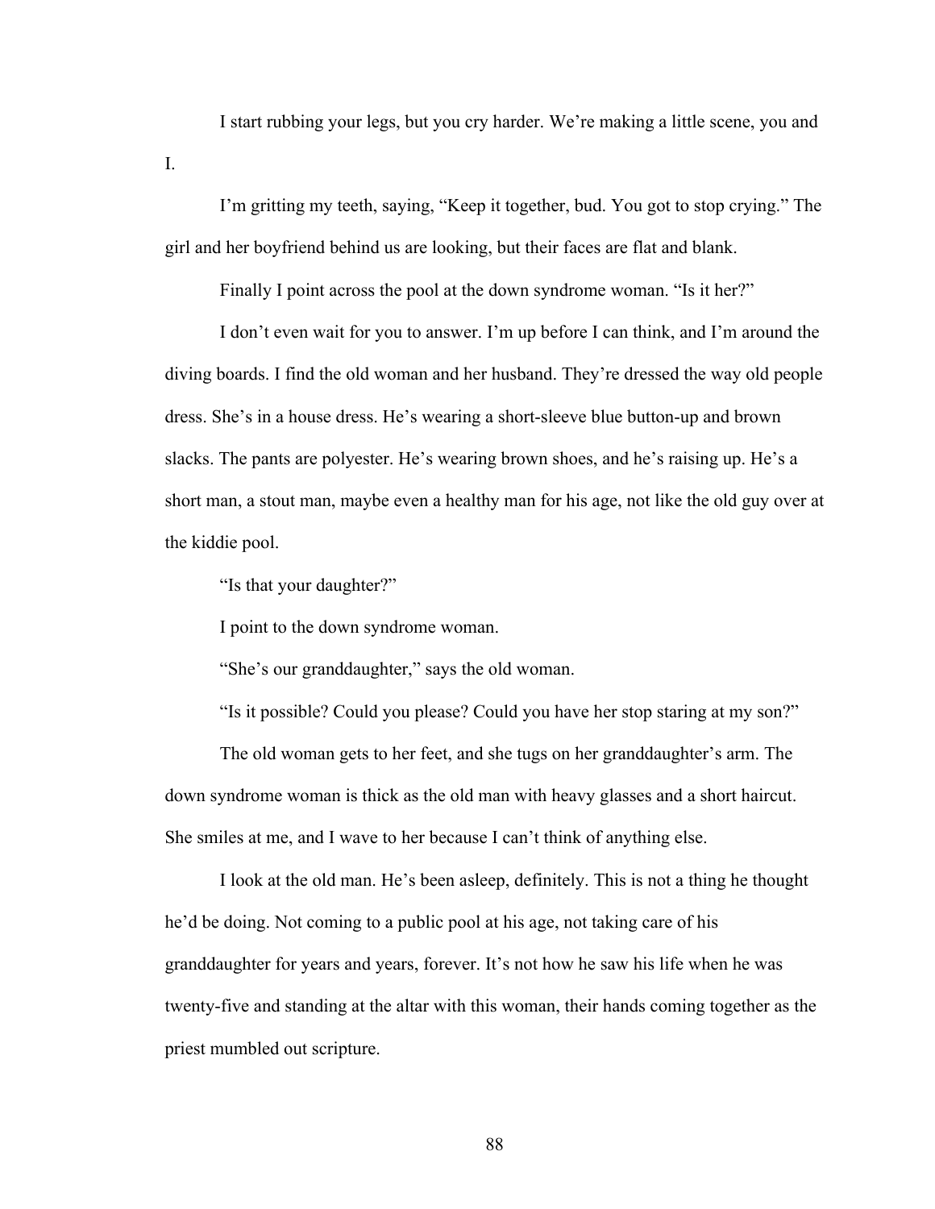I start rubbing your legs, but you cry harder. We're making a little scene, you and I.

I'm gritting my teeth, saying, "Keep it together, bud. You got to stop crying." The girl and her boyfriend behind us are looking, but their faces are flat and blank.

Finally I point across the pool at the down syndrome woman. "Is it her?"

I don't even wait for you to answer. I'm up before I can think, and I'm around the diving boards. I find the old woman and her husband. They're dressed the way old people dress. She's in a house dress. He's wearing a short-sleeve blue button-up and brown slacks. The pants are polyester. He's wearing brown shoes, and he's raising up. He's a short man, a stout man, maybe even a healthy man for his age, not like the old guy over at the kiddie pool.

"Is that your daughter?"

I point to the down syndrome woman.

"She's our granddaughter," says the old woman.

"Is it possible? Could you please? Could you have her stop staring at my son?"

The old woman gets to her feet, and she tugs on her granddaughter's arm. The down syndrome woman is thick as the old man with heavy glasses and a short haircut. She smiles at me, and I wave to her because I can't think of anything else.

I look at the old man. He's been asleep, definitely. This is not a thing he thought he'd be doing. Not coming to a public pool at his age, not taking care of his granddaughter for years and years, forever. It's not how he saw his life when he was twenty-five and standing at the altar with this woman, their hands coming together as the priest mumbled out scripture.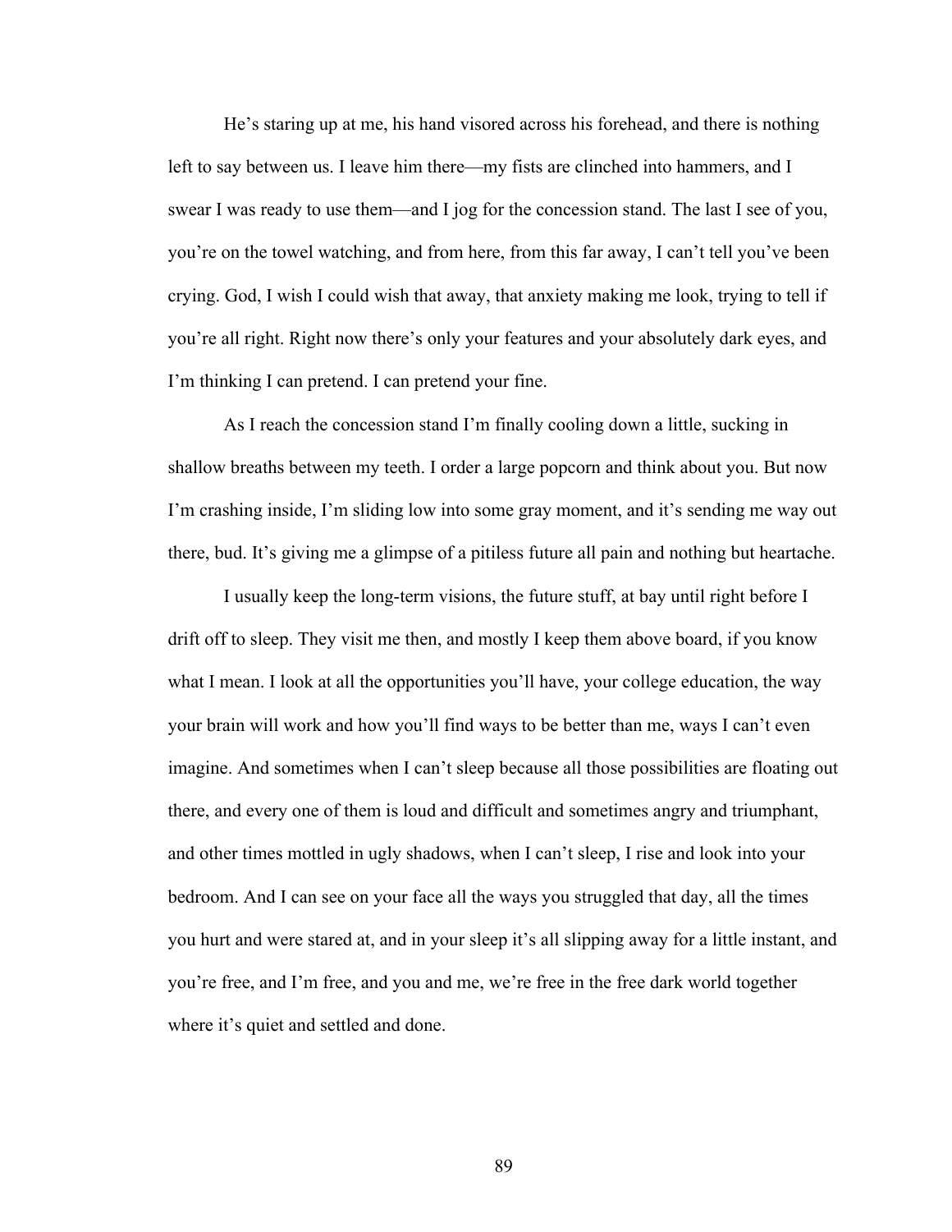He's staring up at me, his hand visored across his forehead, and there is nothing left to say between us. I leave him there—my fists are clinched into hammers, and I swear I was ready to use them—and I jog for the concession stand. The last I see of you, you're on the towel watching, and from here, from this far away, I can't tell you've been crying. God, I wish I could wish that away, that anxiety making me look, trying to tell if you're all right. Right now there's only your features and your absolutely dark eyes, and I'm thinking I can pretend. I can pretend your fine.

As I reach the concession stand I'm finally cooling down a little, sucking in shallow breaths between my teeth. I order a large popcorn and think about you. But now I'm crashing inside, I'm sliding low into some gray moment, and it's sending me way out there, bud. It's giving me a glimpse of a pitiless future all pain and nothing but heartache.

I usually keep the long-term visions, the future stuff, at bay until right before I drift off to sleep. They visit me then, and mostly I keep them above board, if you know what I mean. I look at all the opportunities you'll have, your college education, the way your brain will work and how you'll find ways to be better than me, ways I can't even imagine. And sometimes when I can't sleep because all those possibilities are floating out there, and every one of them is loud and difficult and sometimes angry and triumphant, and other times mottled in ugly shadows, when I can't sleep, I rise and look into your bedroom. And I can see on your face all the ways you struggled that day, all the times you hurt and were stared at, and in your sleep it's all slipping away for a little instant, and you're free, and I'm free, and you and me, we're free in the free dark world together where it's quiet and settled and done.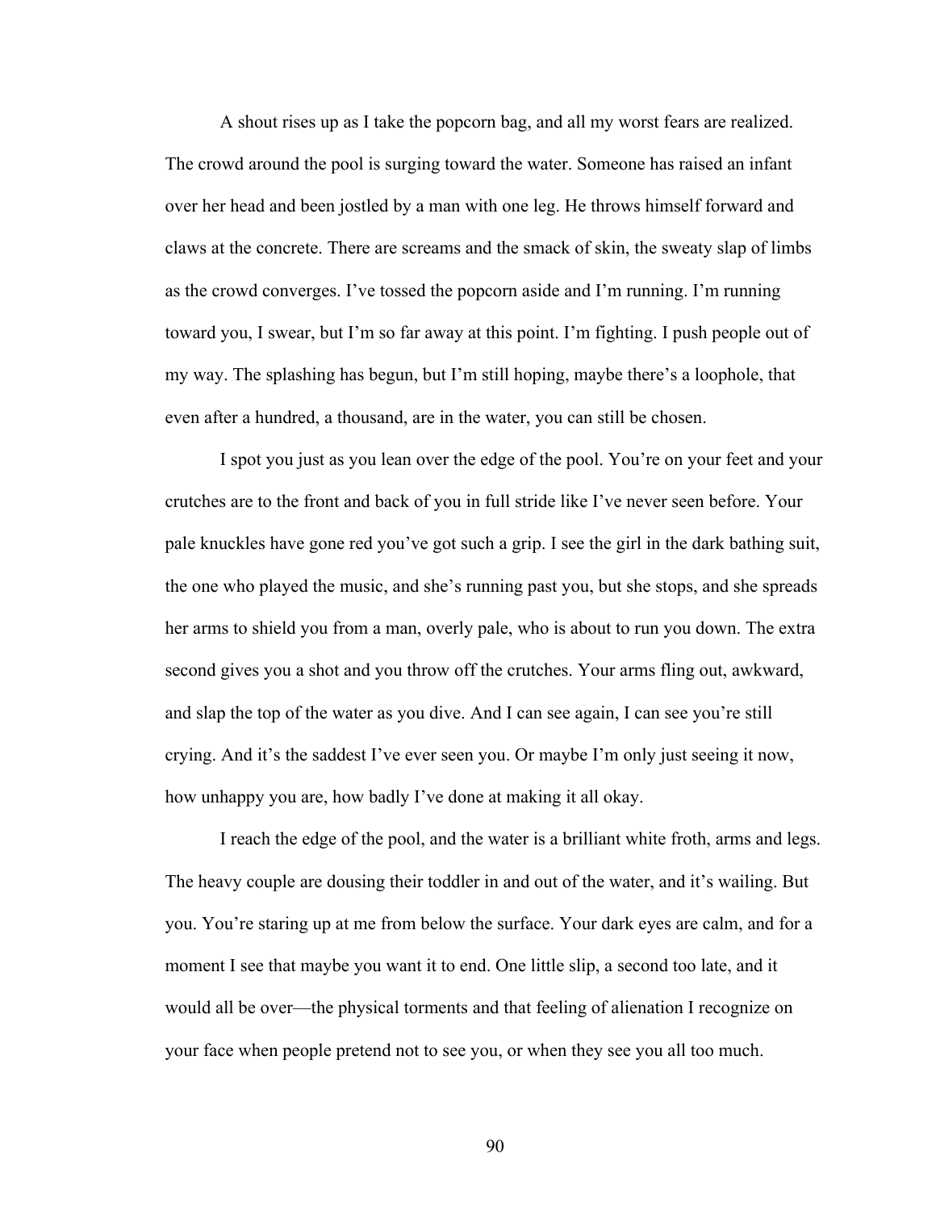A shout rises up as I take the popcorn bag, and all my worst fears are realized. The crowd around the pool is surging toward the water. Someone has raised an infant over her head and been jostled by a man with one leg. He throws himself forward and claws at the concrete. There are screams and the smack of skin, the sweaty slap of limbs as the crowd converges. I've tossed the popcorn aside and I'm running. I'm running toward you, I swear, but I'm so far away at this point. I'm fighting. I push people out of my way. The splashing has begun, but I'm still hoping, maybe there's a loophole, that even after a hundred, a thousand, are in the water, you can still be chosen.

I spot you just as you lean over the edge of the pool. You're on your feet and your crutches are to the front and back of you in full stride like I've never seen before. Your pale knuckles have gone red you've got such a grip. I see the girl in the dark bathing suit, the one who played the music, and she's running past you, but she stops, and she spreads her arms to shield you from a man, overly pale, who is about to run you down. The extra second gives you a shot and you throw off the crutches. Your arms fling out, awkward, and slap the top of the water as you dive. And I can see again, I can see you're still crying. And it's the saddest I've ever seen you. Or maybe I'm only just seeing it now, how unhappy you are, how badly I've done at making it all okay.

I reach the edge of the pool, and the water is a brilliant white froth, arms and legs. The heavy couple are dousing their toddler in and out of the water, and it's wailing. But you. You're staring up at me from below the surface. Your dark eyes are calm, and for a moment I see that maybe you want it to end. One little slip, a second too late, and it would all be over—the physical torments and that feeling of alienation I recognize on your face when people pretend not to see you, or when they see you all too much.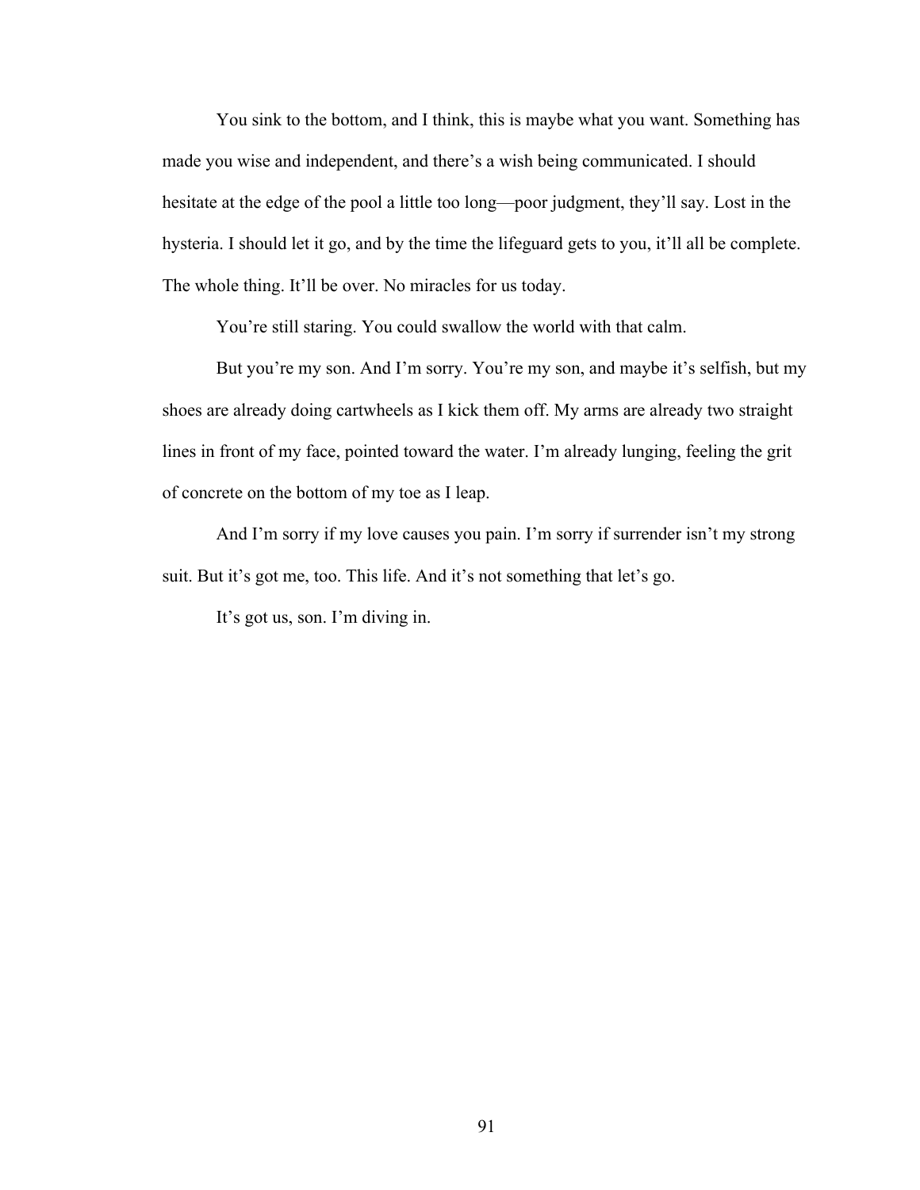You sink to the bottom, and I think, this is maybe what you want. Something has made you wise and independent, and there's a wish being communicated. I should hesitate at the edge of the pool a little too long—poor judgment, they'll say. Lost in the hysteria. I should let it go, and by the time the lifeguard gets to you, it'll all be complete. The whole thing. It'll be over. No miracles for us today.

You're still staring. You could swallow the world with that calm.

But you're my son. And I'm sorry. You're my son, and maybe it's selfish, but my shoes are already doing cartwheels as I kick them off. My arms are already two straight lines in front of my face, pointed toward the water. I'm already lunging, feeling the grit of concrete on the bottom of my toe as I leap.

And I'm sorry if my love causes you pain. I'm sorry if surrender isn't my strong suit. But it's got me, too. This life. And it's not something that let's go.

It's got us, son. I'm diving in.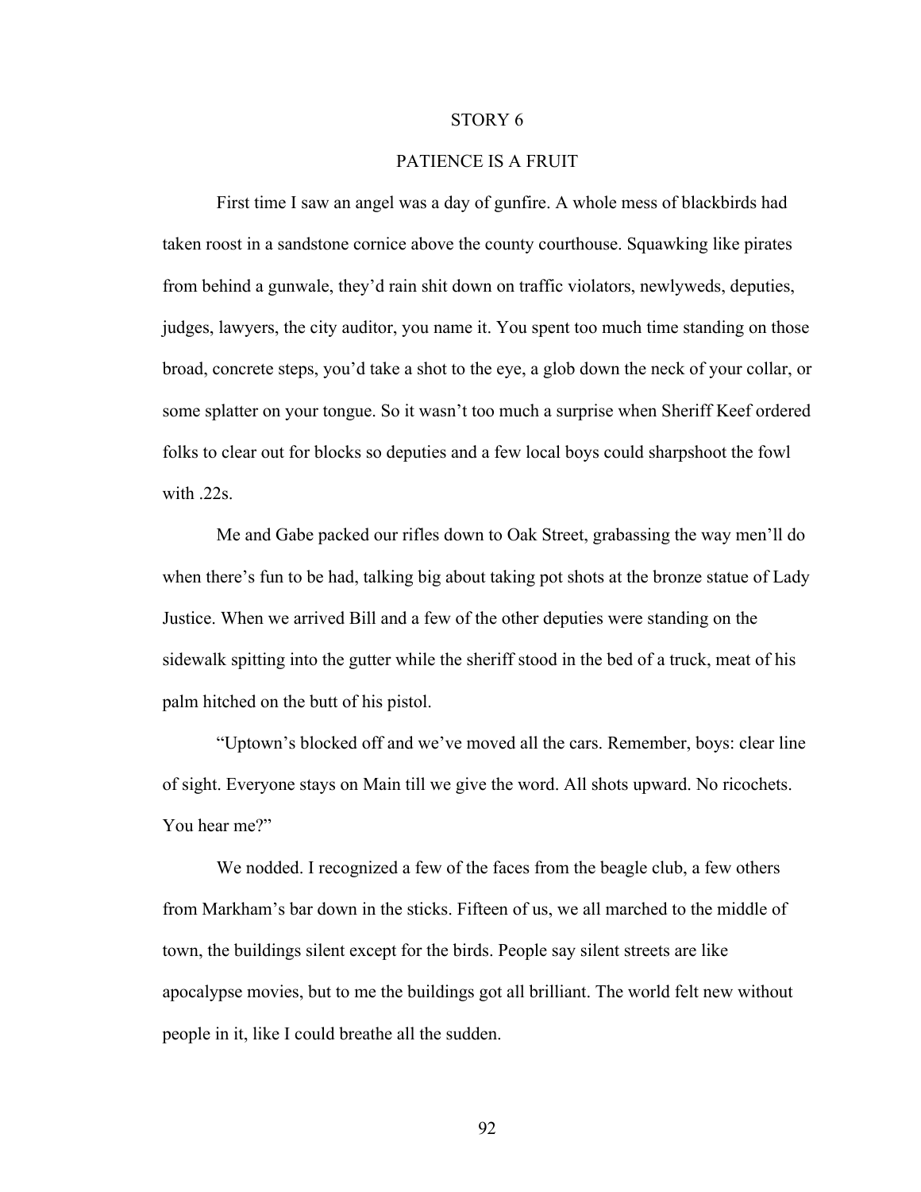# STORY 6

## PATIENCE IS A FRUIT

First time I saw an angel was a day of gunfire. A whole mess of blackbirds had taken roost in a sandstone cornice above the county courthouse. Squawking like pirates from behind a gunwale, they'd rain shit down on traffic violators, newlyweds, deputies, judges, lawyers, the city auditor, you name it. You spent too much time standing on those broad, concrete steps, you'd take a shot to the eye, a glob down the neck of your collar, or some splatter on your tongue. So it wasn't too much a surprise when Sheriff Keef ordered folks to clear out for blocks so deputies and a few local boys could sharpshoot the fowl with .22s.

Me and Gabe packed our rifles down to Oak Street, grabassing the way men'll do when there's fun to be had, talking big about taking pot shots at the bronze statue of Lady Justice. When we arrived Bill and a few of the other deputies were standing on the sidewalk spitting into the gutter while the sheriff stood in the bed of a truck, meat of his palm hitched on the butt of his pistol.

"Uptown's blocked off and we've moved all the cars. Remember, boys: clear line of sight. Everyone stays on Main till we give the word. All shots upward. No ricochets. You hear me?"

We nodded. I recognized a few of the faces from the beagle club, a few others from Markham's bar down in the sticks. Fifteen of us, we all marched to the middle of town, the buildings silent except for the birds. People say silent streets are like apocalypse movies, but to me the buildings got all brilliant. The world felt new without people in it, like I could breathe all the sudden.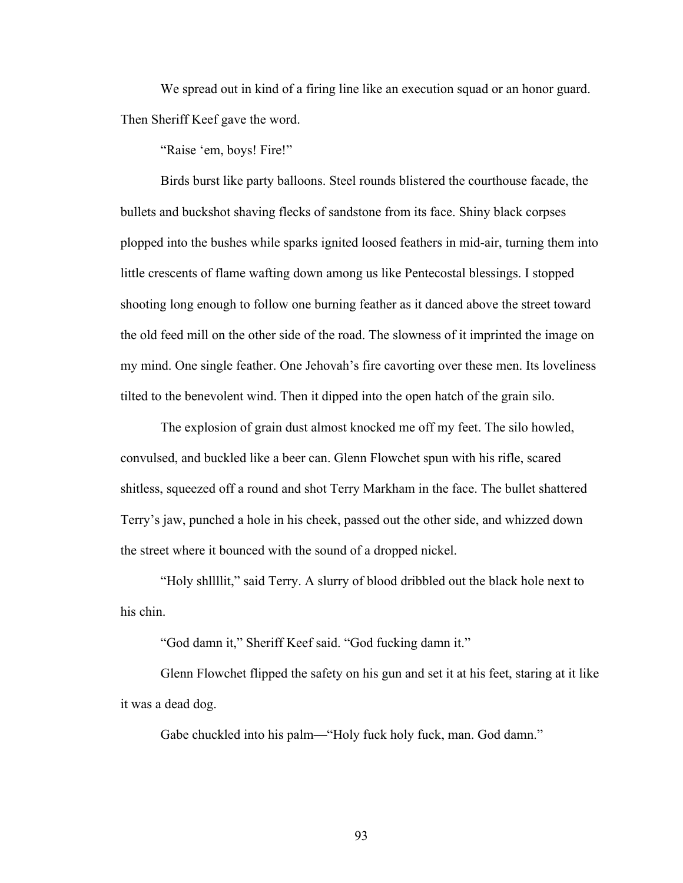We spread out in kind of a firing line like an execution squad or an honor guard. Then Sheriff Keef gave the word.

"Raise 'em, boys! Fire!"

Birds burst like party balloons. Steel rounds blistered the courthouse facade, the bullets and buckshot shaving flecks of sandstone from its face. Shiny black corpses plopped into the bushes while sparks ignited loosed feathers in mid-air, turning them into little crescents of flame wafting down among us like Pentecostal blessings. I stopped shooting long enough to follow one burning feather as it danced above the street toward the old feed mill on the other side of the road. The slowness of it imprinted the image on my mind. One single feather. One Jehovah's fire cavorting over these men. Its loveliness tilted to the benevolent wind. Then it dipped into the open hatch of the grain silo.

The explosion of grain dust almost knocked me off my feet. The silo howled, convulsed, and buckled like a beer can. Glenn Flowchet spun with his rifle, scared shitless, squeezed off a round and shot Terry Markham in the face. The bullet shattered Terry's jaw, punched a hole in his cheek, passed out the other side, and whizzed down the street where it bounced with the sound of a dropped nickel.

"Holy shllllit," said Terry. A slurry of blood dribbled out the black hole next to his chin.

"God damn it," Sheriff Keef said. "God fucking damn it."

Glenn Flowchet flipped the safety on his gun and set it at his feet, staring at it like it was a dead dog.

Gabe chuckled into his palm—"Holy fuck holy fuck, man. God damn."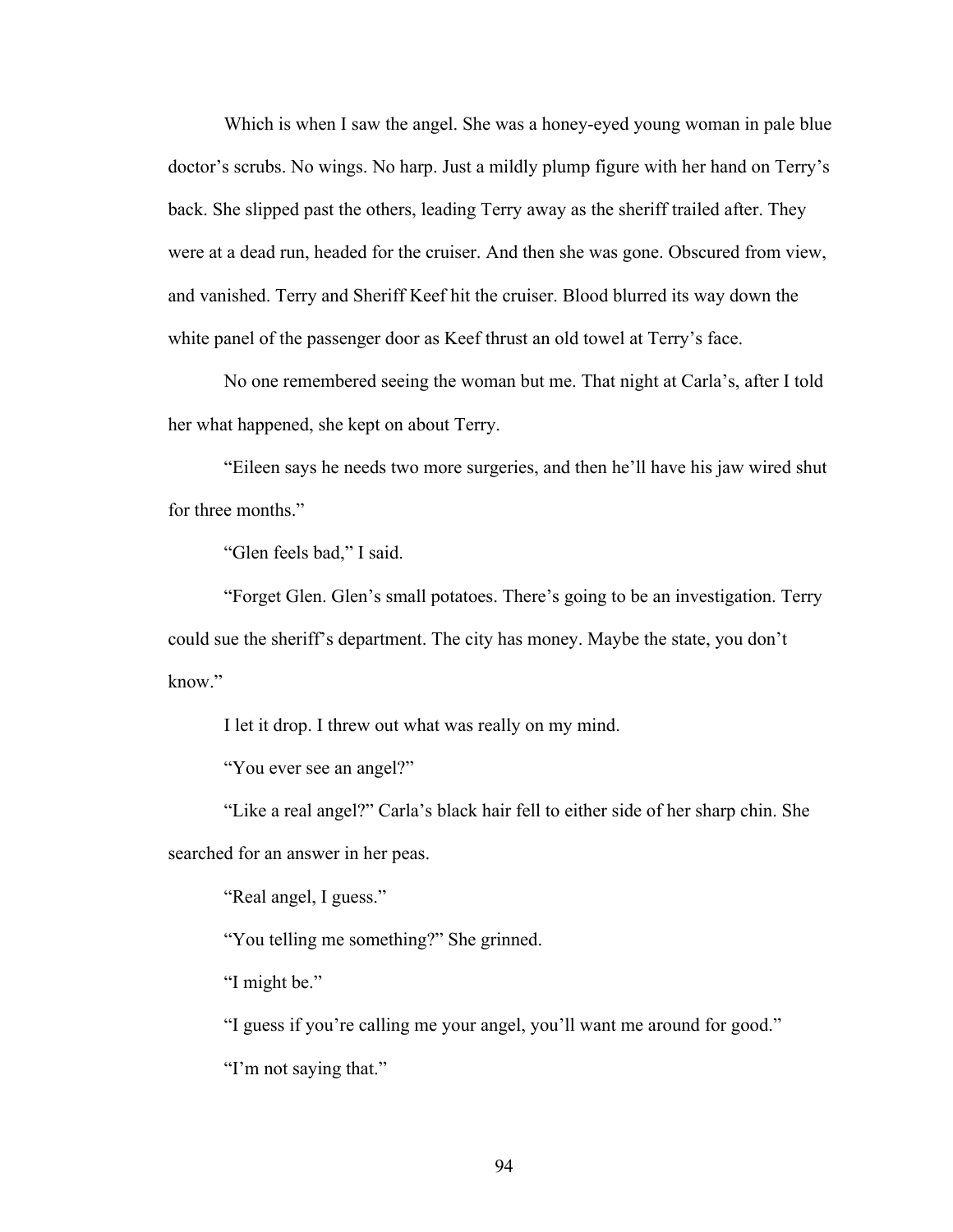Which is when I saw the angel. She was a honey-eyed young woman in pale blue doctor's scrubs. No wings. No harp. Just a mildly plump figure with her hand on Terry's back. She slipped past the others, leading Terry away as the sheriff trailed after. They were at a dead run, headed for the cruiser. And then she was gone. Obscured from view, and vanished. Terry and Sheriff Keef hit the cruiser. Blood blurred its way down the white panel of the passenger door as Keef thrust an old towel at Terry's face.

No one remembered seeing the woman but me. That night at Carla's, after I told her what happened, she kept on about Terry.

"Eileen says he needs two more surgeries, and then he'll have his jaw wired shut for three months."

"Glen feels bad," I said.

"Forget Glen. Glen's small potatoes. There's going to be an investigation. Terry could sue the sheriff's department. The city has money. Maybe the state, you don't know."

I let it drop. I threw out what was really on my mind.

"You ever see an angel?"

"Like a real angel?" Carla's black hair fell to either side of her sharp chin. She searched for an answer in her peas.

"Real angel, I guess."

"You telling me something?" She grinned.

"I might be."

"I guess if you're calling me your angel, you'll want me around for good."

"I'm not saying that."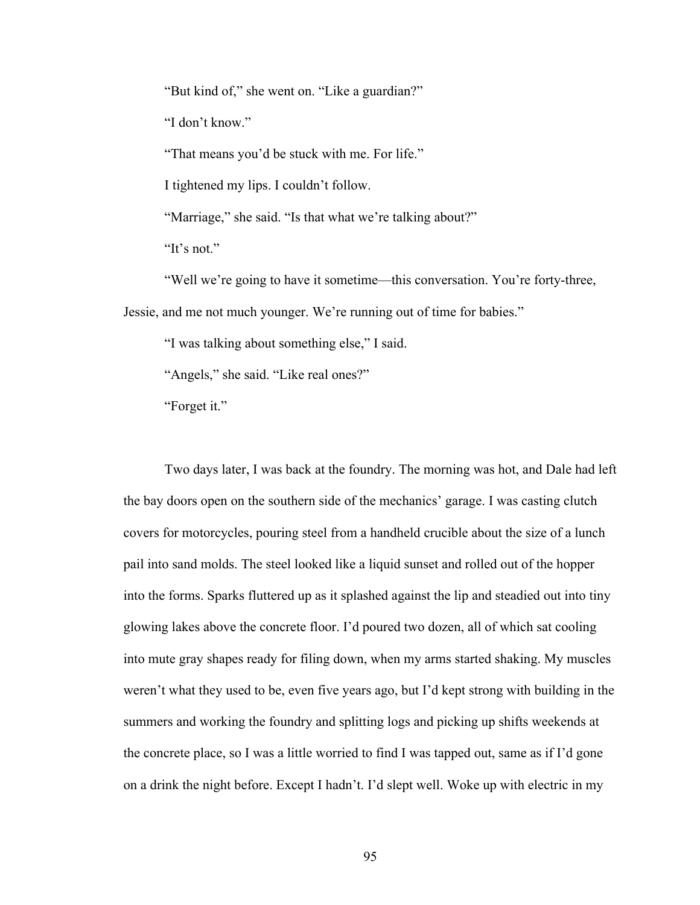"But kind of," she went on. "Like a guardian?"

"I don't know."

"That means you'd be stuck with me. For life."

I tightened my lips. I couldn't follow.

"Marriage," she said. "Is that what we're talking about?"

"It's not."

"Well we're going to have it sometime—this conversation. You're forty-three, Jessie, and me not much younger. We're running out of time for babies."

"I was talking about something else," I said.

"Angels," she said. "Like real ones?"

"Forget it."

Two days later, I was back at the foundry. The morning was hot, and Dale had left the bay doors open on the southern side of the mechanics' garage. I was casting clutch covers for motorcycles, pouring steel from a handheld crucible about the size of a lunch pail into sand molds. The steel looked like a liquid sunset and rolled out of the hopper into the forms. Sparks fluttered up as it splashed against the lip and steadied out into tiny glowing lakes above the concrete floor. I'd poured two dozen, all of which sat cooling into mute gray shapes ready for filing down, when my arms started shaking. My muscles weren't what they used to be, even five years ago, but I'd kept strong with building in the summers and working the foundry and splitting logs and picking up shifts weekends at the concrete place, so I was a little worried to find I was tapped out, same as if I'd gone on a drink the night before. Except I hadn't. I'd slept well. Woke up with electric in my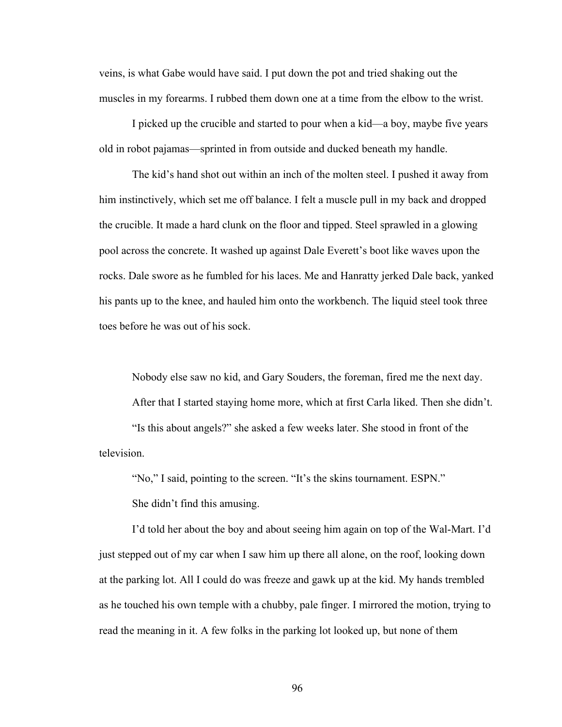veins, is what Gabe would have said. I put down the pot and tried shaking out the muscles in my forearms. I rubbed them down one at a time from the elbow to the wrist.

I picked up the crucible and started to pour when a kid—a boy, maybe five years old in robot pajamas—sprinted in from outside and ducked beneath my handle.

The kid's hand shot out within an inch of the molten steel. I pushed it away from him instinctively, which set me off balance. I felt a muscle pull in my back and dropped the crucible. It made a hard clunk on the floor and tipped. Steel sprawled in a glowing pool across the concrete. It washed up against Dale Everett's boot like waves upon the rocks. Dale swore as he fumbled for his laces. Me and Hanratty jerked Dale back, yanked his pants up to the knee, and hauled him onto the workbench. The liquid steel took three toes before he was out of his sock.

Nobody else saw no kid, and Gary Souders, the foreman, fired me the next day.

After that I started staying home more, which at first Carla liked. Then she didn't.

"Is this about angels?" she asked a few weeks later. She stood in front of the television.

"No," I said, pointing to the screen. "It's the skins tournament. ESPN."

She didn't find this amusing.

I'd told her about the boy and about seeing him again on top of the Wal-Mart. I'd just stepped out of my car when I saw him up there all alone, on the roof, looking down at the parking lot. All I could do was freeze and gawk up at the kid. My hands trembled as he touched his own temple with a chubby, pale finger. I mirrored the motion, trying to read the meaning in it. A few folks in the parking lot looked up, but none of them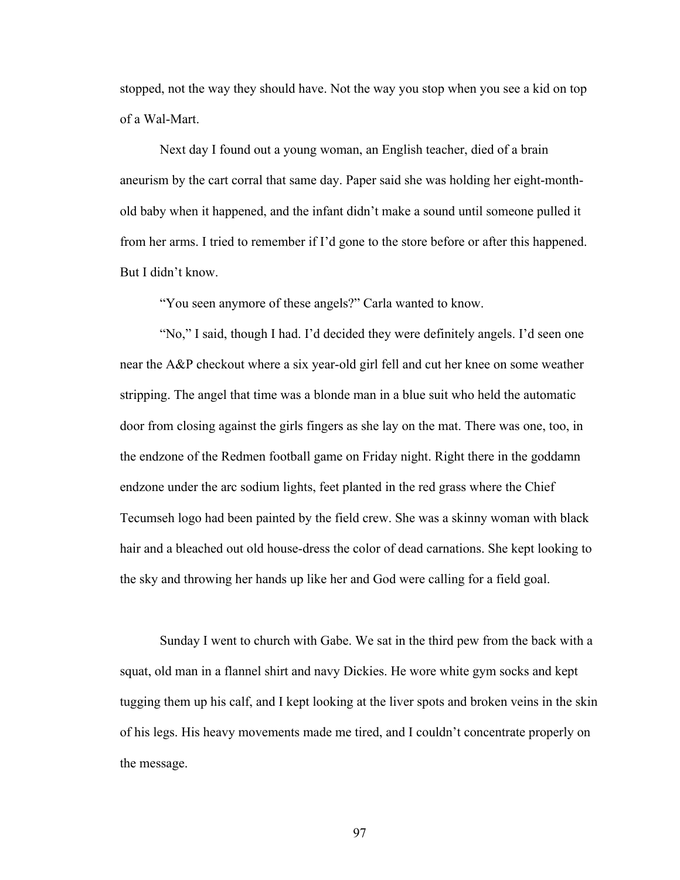stopped, not the way they should have. Not the way you stop when you see a kid on top of a Wal-Mart.

Next day I found out a young woman, an English teacher, died of a brain aneurism by the cart corral that same day. Paper said she was holding her eight-month-old baby when it happened, and the infant didn't make a sound until someone pulled it from her arms. I tried to remember if I'd gone to the store before or after this happened. But I didn't know.

"You seen anymore of these angels?" Carla wanted to know.

"No," I said, though I had. I'd decided they were definitely angels. I'd seen one near the A&P checkout where a six year-old girl fell and cut her knee on some weather stripping. The angel that time was a blonde man in a blue suit who held the automatic door from closing against the girls fingers as she lay on the mat. There was one, too, in the endzone of the Redmen football game on Friday night. Right there in the goddamn endzone under the arc sodium lights, feet planted in the red grass where the Chief Tecumseh logo had been painted by the field crew. She was a skinny woman with black hair and a bleached out old house-dress the color of dead carnations. She kept looking to the sky and throwing her hands up like her and God were calling for a field goal.

Sunday I went to church with Gabe. We sat in the third pew from the back with a squat, old man in a flannel shirt and navy Dickies. He wore white gym socks and kept tugging them up his calf, and I kept looking at the liver spots and broken veins in the skin of his legs. His heavy movements made me tired, and I couldn't concentrate properly on the message.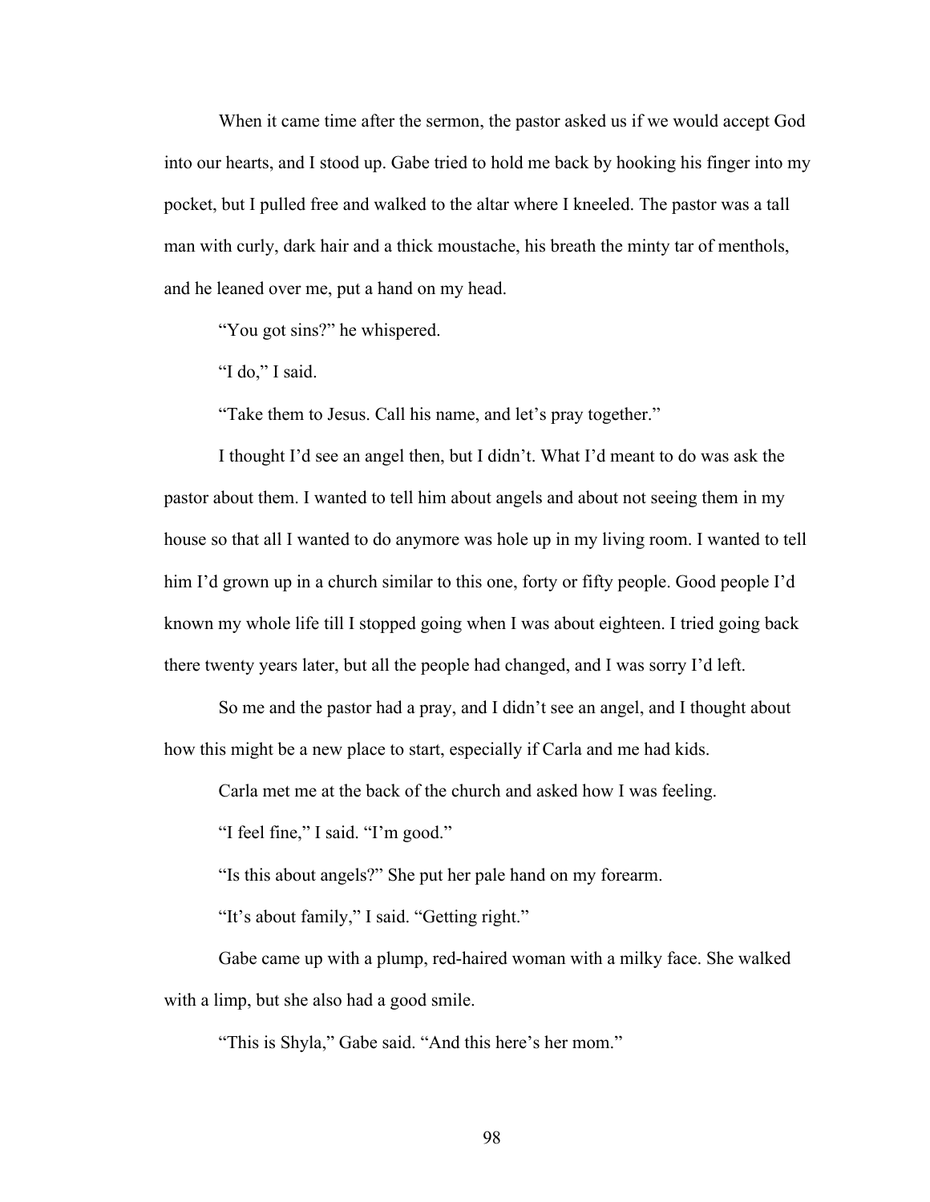When it came time after the sermon, the pastor asked us if we would accept God into our hearts, and I stood up. Gabe tried to hold me back by hooking his finger into my pocket, but I pulled free and walked to the altar where I kneeled. The pastor was a tall man with curly, dark hair and a thick moustache, his breath the minty tar of menthols, and he leaned over me, put a hand on my head.

"You got sins?" he whispered.

"I do," I said.

"Take them to Jesus. Call his name, and let's pray together."

I thought I'd see an angel then, but I didn't. What I'd meant to do was ask the pastor about them. I wanted to tell him about angels and about not seeing them in my house so that all I wanted to do anymore was hole up in my living room. I wanted to tell him I'd grown up in a church similar to this one, forty or fifty people. Good people I'd known my whole life till I stopped going when I was about eighteen. I tried going back there twenty years later, but all the people had changed, and I was sorry I'd left.

So me and the pastor had a pray, and I didn't see an angel, and I thought about how this might be a new place to start, especially if Carla and me had kids.

Carla met me at the back of the church and asked how I was feeling.

"I feel fine," I said. "I'm good."

"Is this about angels?" She put her pale hand on my forearm.

"It's about family," I said. "Getting right."

Gabe came up with a plump, red-haired woman with a milky face. She walked with a limp, but she also had a good smile.

"This is Shyla," Gabe said. "And this here's her mom."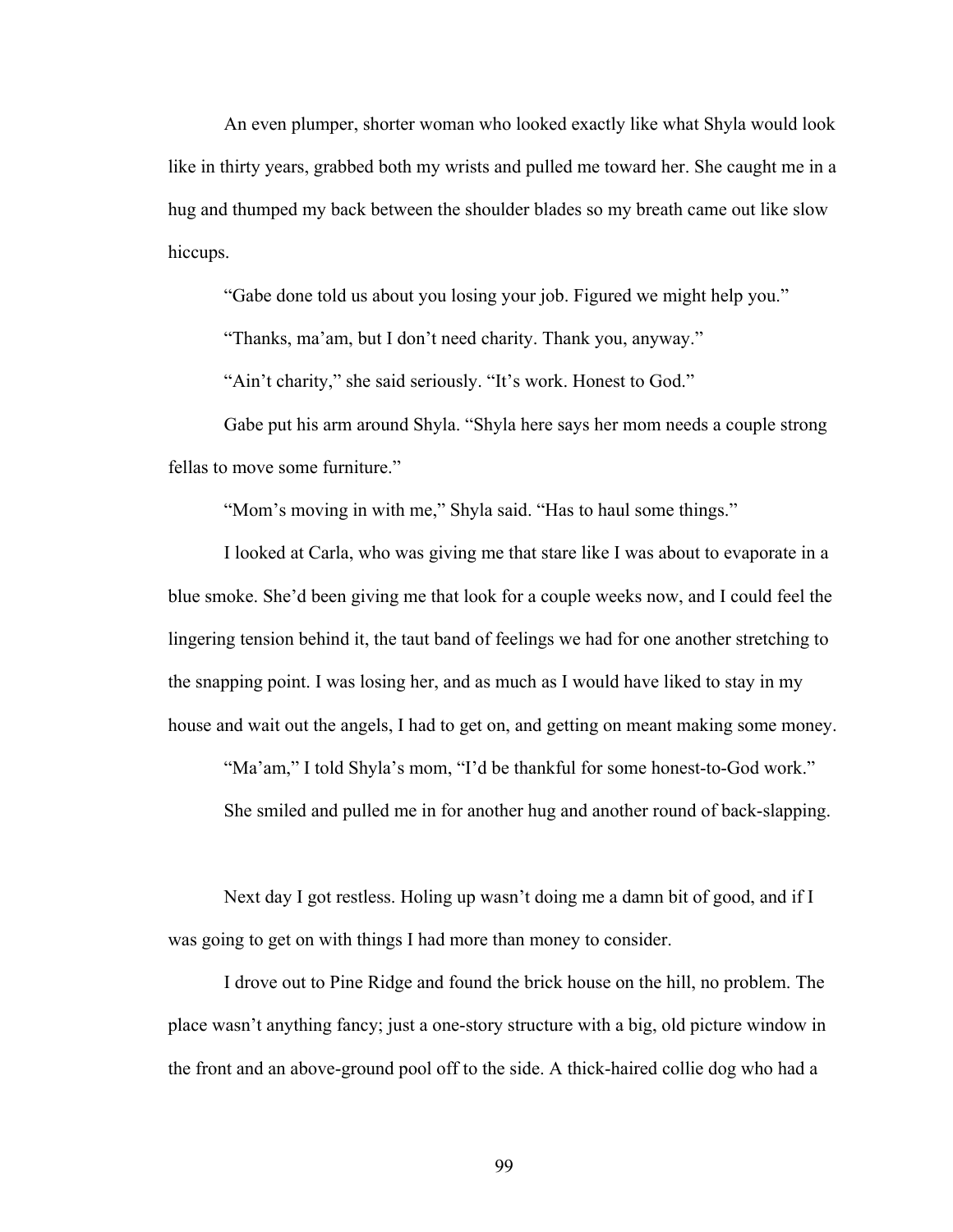An even plumper, shorter woman who looked exactly like what Shyla would look like in thirty years, grabbed both my wrists and pulled me toward her. She caught me in a hug and thumped my back between the shoulder blades so my breath came out like slow hiccups.

"Gabe done told us about you losing your job. Figured we might help you."

"Thanks, ma'am, but I don't need charity. Thank you, anyway."

"Ain't charity," she said seriously. "It's work. Honest to God."

Gabe put his arm around Shyla. "Shyla here says her mom needs a couple strong fellas to move some furniture."

"Mom's moving in with me," Shyla said. "Has to haul some things."

I looked at Carla, who was giving me that stare like I was about to evaporate in a blue smoke. She'd been giving me that look for a couple weeks now, and I could feel the lingering tension behind it, the taut band of feelings we had for one another stretching to the snapping point. I was losing her, and as much as I would have liked to stay in my house and wait out the angels, I had to get on, and getting on meant making some money.

"Ma'am," I told Shyla's mom, "I'd be thankful for some honest-to-God work."

She smiled and pulled me in for another hug and another round of back-slapping.

Next day I got restless. Holing up wasn't doing me a damn bit of good, and if I was going to get on with things I had more than money to consider.

I drove out to Pine Ridge and found the brick house on the hill, no problem. The place wasn't anything fancy; just a one-story structure with a big, old picture window in the front and an above-ground pool off to the side. A thick-haired collie dog who had a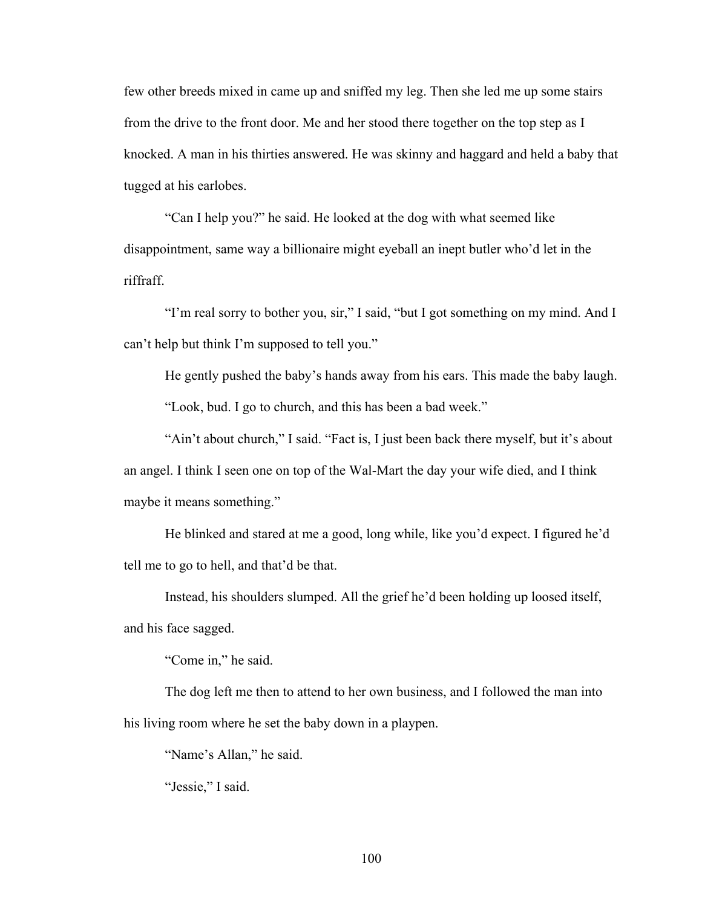few other breeds mixed in came up and sniffed my leg. Then she led me up some stairs from the drive to the front door. Me and her stood there together on the top step as I knocked. A man in his thirties answered. He was skinny and haggard and held a baby that tugged at his earlobes.

"Can I help you?" he said. He looked at the dog with what seemed like disappointment, same way a billionaire might eyeball an inept butler who'd let in the riffraff.

"I'm real sorry to bother you, sir," I said, "but I got something on my mind. And I can't help but think I'm supposed to tell you."

He gently pushed the baby's hands away from his ears. This made the baby laugh.

"Look, bud. I go to church, and this has been a bad week."

"Ain't about church," I said. "Fact is, I just been back there myself, but it's about an angel. I think I seen one on top of the Wal-Mart the day your wife died, and I think maybe it means something."

He blinked and stared at me a good, long while, like you'd expect. I figured he'd tell me to go to hell, and that'd be that.

Instead, his shoulders slumped. All the grief he'd been holding up loosed itself, and his face sagged.

"Come in," he said.

The dog left me then to attend to her own business, and I followed the man into his living room where he set the baby down in a playpen.

"Name's Allan," he said.

"Jessie," I said.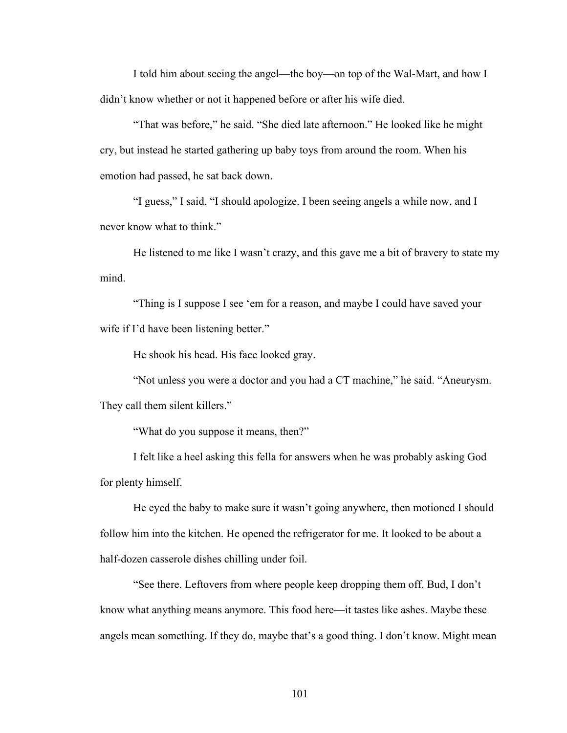I told him about seeing the angel—the boy—on top of the Wal-Mart, and how I didn't know whether or not it happened before or after his wife died.

"That was before," he said. "She died late afternoon." He looked like he might cry, but instead he started gathering up baby toys from around the room. When his emotion had passed, he sat back down.

"I guess," I said, "I should apologize. I been seeing angels a while now, and I never know what to think."

He listened to me like I wasn't crazy, and this gave me a bit of bravery to state my mind.

"Thing is I suppose I see 'em for a reason, and maybe I could have saved your wife if I'd have been listening better."

He shook his head. His face looked gray.

"Not unless you were a doctor and you had a CT machine," he said. "Aneurysm. They call them silent killers."

"What do you suppose it means, then?"

I felt like a heel asking this fella for answers when he was probably asking God for plenty himself.

He eyed the baby to make sure it wasn't going anywhere, then motioned I should follow him into the kitchen. He opened the refrigerator for me. It looked to be about a half-dozen casserole dishes chilling under foil.

"See there. Leftovers from where people keep dropping them off. Bud, I don't know what anything means anymore. This food here—it tastes like ashes. Maybe these angels mean something. If they do, maybe that's a good thing. I don't know. Might mean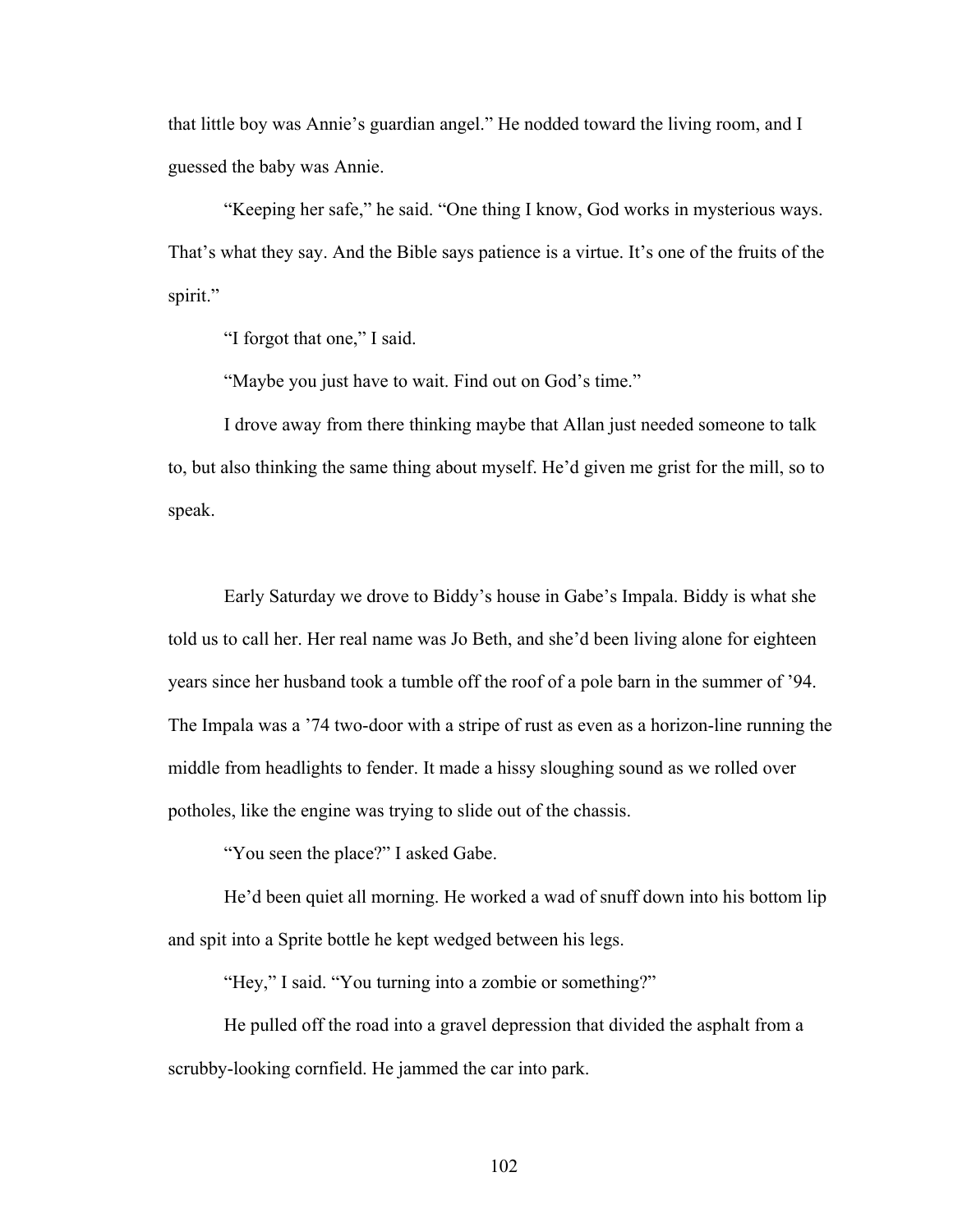that little boy was Annie's guardian angel." He nodded toward the living room, and I guessed the baby was Annie.

"Keeping her safe," he said. "One thing I know, God works in mysterious ways. That's what they say. And the Bible says patience is a virtue. It's one of the fruits of the spirit."

"I forgot that one," I said.

"Maybe you just have to wait. Find out on God's time."

I drove away from there thinking maybe that Allan just needed someone to talk to, but also thinking the same thing about myself. He'd given me grist for the mill, so to speak.

Early Saturday we drove to Biddy's house in Gabe's Impala. Biddy is what she told us to call her. Her real name was Jo Beth, and she'd been living alone for eighteen years since her husband took a tumble off the roof of a pole barn in the summer of '94. The Impala was a '74 two-door with a stripe of rust as even as a horizon-line running the middle from headlights to fender. It made a hissy sloughing sound as we rolled over potholes, like the engine was trying to slide out of the chassis.

"You seen the place?" I asked Gabe.

He'd been quiet all morning. He worked a wad of snuff down into his bottom lip and spit into a Sprite bottle he kept wedged between his legs.

"Hey," I said. "You turning into a zombie or something?"

He pulled off the road into a gravel depression that divided the asphalt from a scrubby-looking cornfield. He jammed the car into park.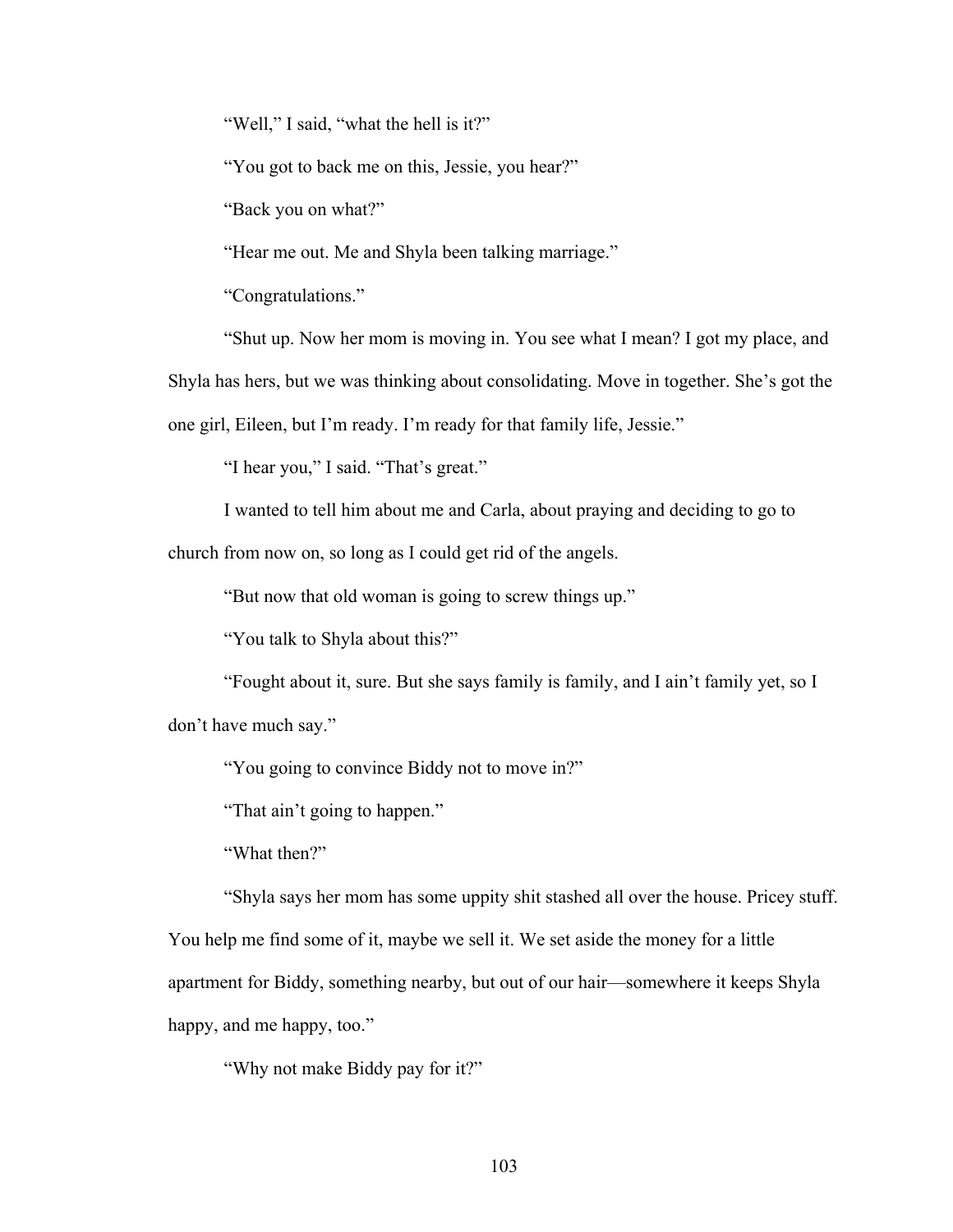"Well," I said, "what the hell is it?"

"You got to back me on this, Jessie, you hear?"

"Back you on what?"

"Hear me out. Me and Shyla been talking marriage."

"Congratulations."

"Shut up. Now her mom is moving in. You see what I mean? I got my place, and Shyla has hers, but we was thinking about consolidating. Move in together. She's got the one girl, Eileen, but I'm ready. I'm ready for that family life, Jessie."

"I hear you," I said. "That's great."

I wanted to tell him about me and Carla, about praying and deciding to go to church from now on, so long as I could get rid of the angels.

"But now that old woman is going to screw things up."

"You talk to Shyla about this?"

"Fought about it, sure. But she says family is family, and I ain't family yet, so I don't have much say."

"You going to convince Biddy not to move in?"

"That ain't going to happen."

"What then?"

"Shyla says her mom has some uppity shit stashed all over the house. Pricey stuff. You help me find some of it, maybe we sell it. We set aside the money for a little apartment for Biddy, something nearby, but out of our hair—somewhere it keeps Shyla happy, and me happy, too."

"Why not make Biddy pay for it?"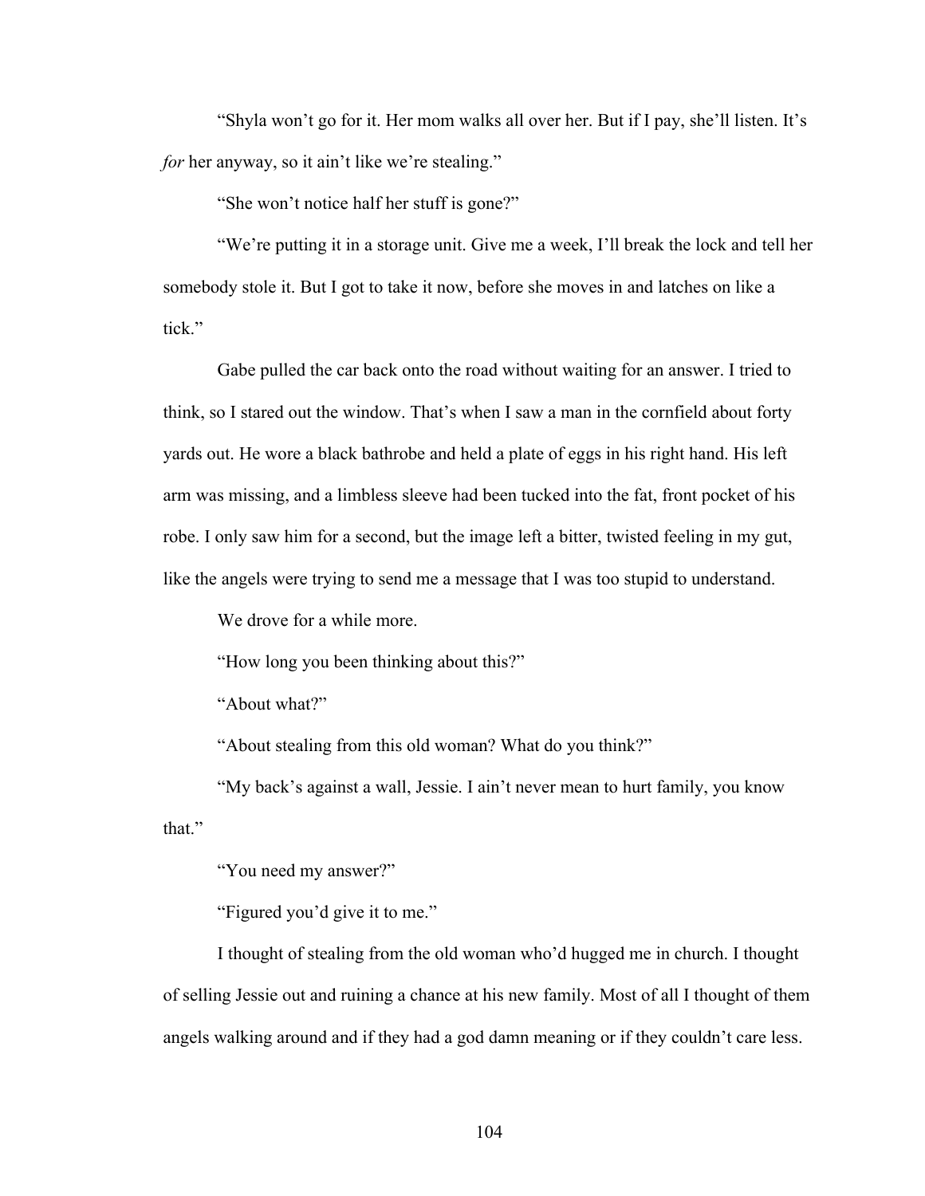"Shyla won't go for it. Her mom walks all over her. But if I pay, she'll listen. It's *for* her anyway, so it ain't like we're stealing."

"She won't notice half her stuff is gone?"

"We're putting it in a storage unit. Give me a week, I'll break the lock and tell her somebody stole it. But I got to take it now, before she moves in and latches on like a tick."

Gabe pulled the car back onto the road without waiting for an answer. I tried to think, so I stared out the window. That's when I saw a man in the cornfield about forty yards out. He wore a black bathrobe and held a plate of eggs in his right hand. His left arm was missing, and a limbless sleeve had been tucked into the fat, front pocket of his robe. I only saw him for a second, but the image left a bitter, twisted feeling in my gut, like the angels were trying to send me a message that I was too stupid to understand.

We drove for a while more.

"How long you been thinking about this?"

"About what?"

"About stealing from this old woman? What do you think?"

"My back's against a wall, Jessie. I ain't never mean to hurt family, you know that."

"You need my answer?"

"Figured you'd give it to me."

I thought of stealing from the old woman who'd hugged me in church. I thought of selling Jessie out and ruining a chance at his new family. Most of all I thought of them angels walking around and if they had a god damn meaning or if they couldn't care less.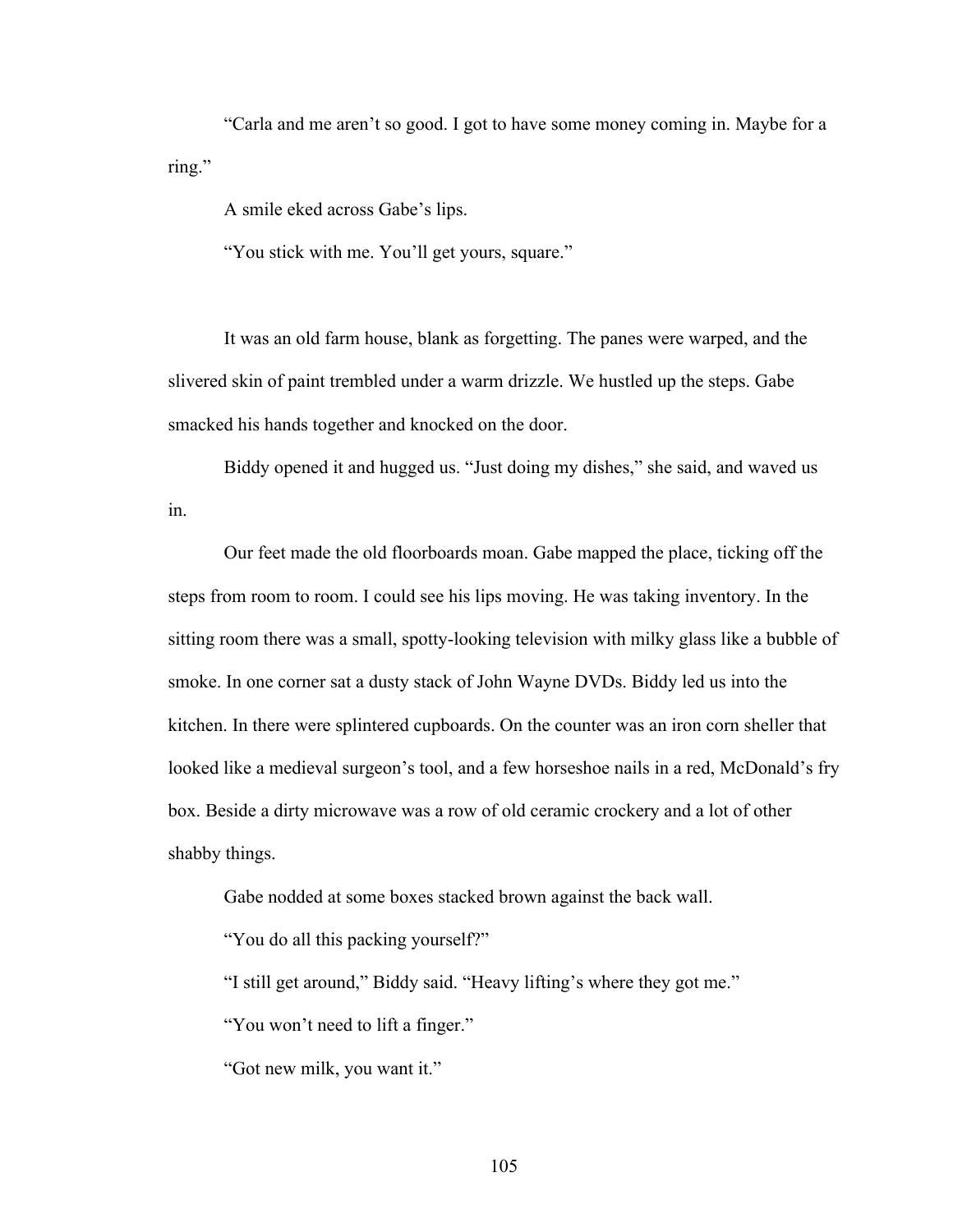"Carla and me aren't so good. I got to have some money coming in. Maybe for a ring."

A smile eked across Gabe's lips.

"You stick with me. You'll get yours, square."

It was an old farm house, blank as forgetting. The panes were warped, and the slivered skin of paint trembled under a warm drizzle. We hustled up the steps. Gabe smacked his hands together and knocked on the door.

Biddy opened it and hugged us. "Just doing my dishes," she said, and waved us in.

Our feet made the old floorboards moan. Gabe mapped the place, ticking off the steps from room to room. I could see his lips moving. He was taking inventory. In the sitting room there was a small, spotty-looking television with milky glass like a bubble of smoke. In one corner sat a dusty stack of John Wayne DVDs. Biddy led us into the kitchen. In there were splintered cupboards. On the counter was an iron corn sheller that looked like a medieval surgeon's tool, and a few horseshoe nails in a red, McDonald's fry box. Beside a dirty microwave was a row of old ceramic crockery and a lot of other shabby things.

Gabe nodded at some boxes stacked brown against the back wall.

"You do all this packing yourself?"

"I still get around," Biddy said. "Heavy lifting's where they got me."

"You won't need to lift a finger."

"Got new milk, you want it."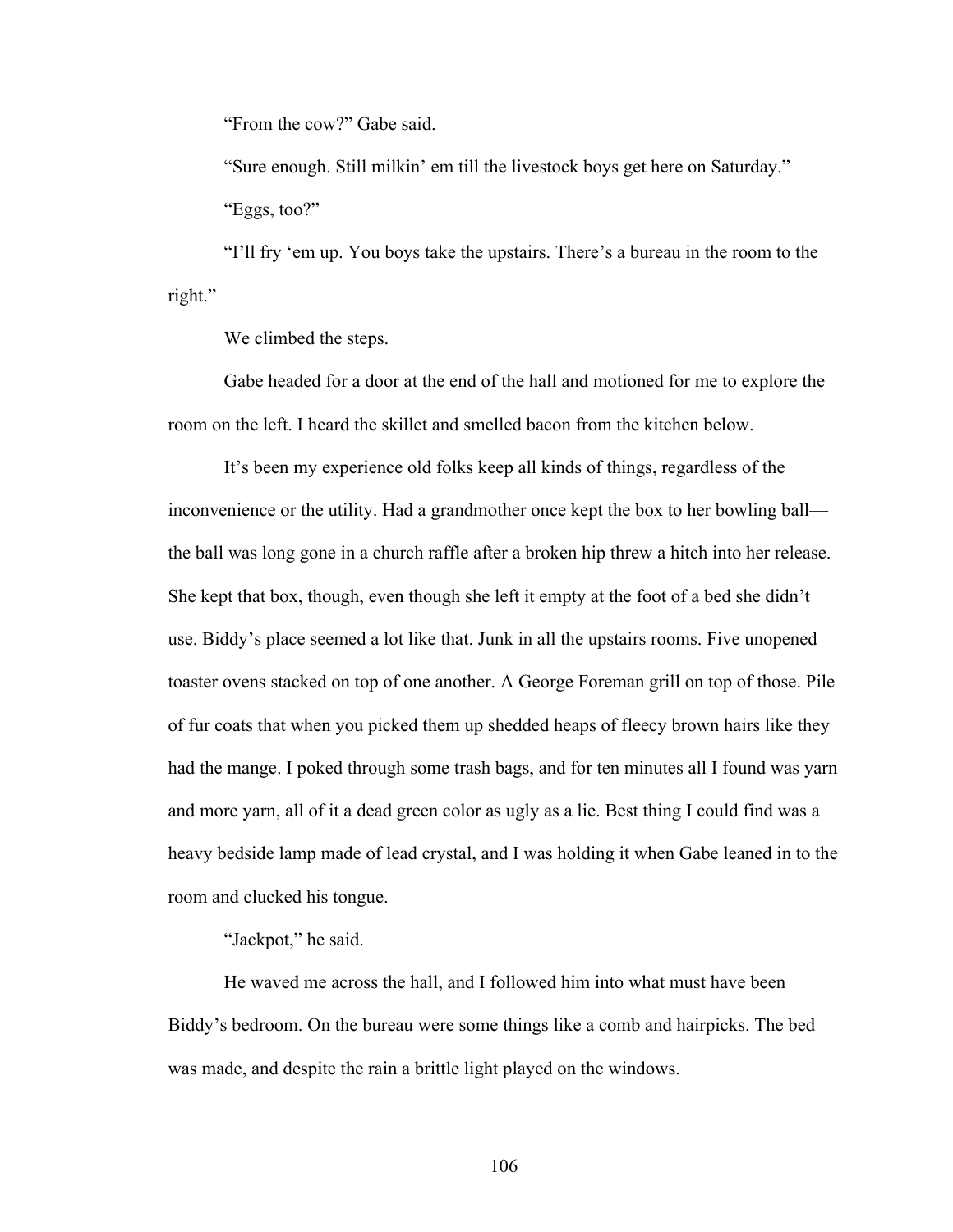"From the cow?" Gabe said.

"Sure enough. Still milkin' em till the livestock boys get here on Saturday."

"Eggs, too?"

"I'll fry 'em up. You boys take the upstairs. There's a bureau in the room to the right."

We climbed the steps.

Gabe headed for a door at the end of the hall and motioned for me to explore the room on the left. I heard the skillet and smelled bacon from the kitchen below.

It's been my experience old folks keep all kinds of things, regardless of the inconvenience or the utility. Had a grandmother once kept the box to her bowling ball—the ball was long gone in a church raffle after a broken hip threw a hitch into her release. She kept that box, though, even though she left it empty at the foot of a bed she didn't use. Biddy's place seemed a lot like that. Junk in all the upstairs rooms. Five unopened toaster ovens stacked on top of one another. A George Foreman grill on top of those. Pile of fur coats that when you picked them up shedded heaps of fleecy brown hairs like they had the mange. I poked through some trash bags, and for ten minutes all I found was yarn and more yarn, all of it a dead green color as ugly as a lie. Best thing I could find was a heavy bedside lamp made of lead crystal, and I was holding it when Gabe leaned in to the room and clucked his tongue.

"Jackpot," he said.

He waved me across the hall, and I followed him into what must have been Biddy's bedroom. On the bureau were some things like a comb and hairpicks. The bed was made, and despite the rain a brittle light played on the windows.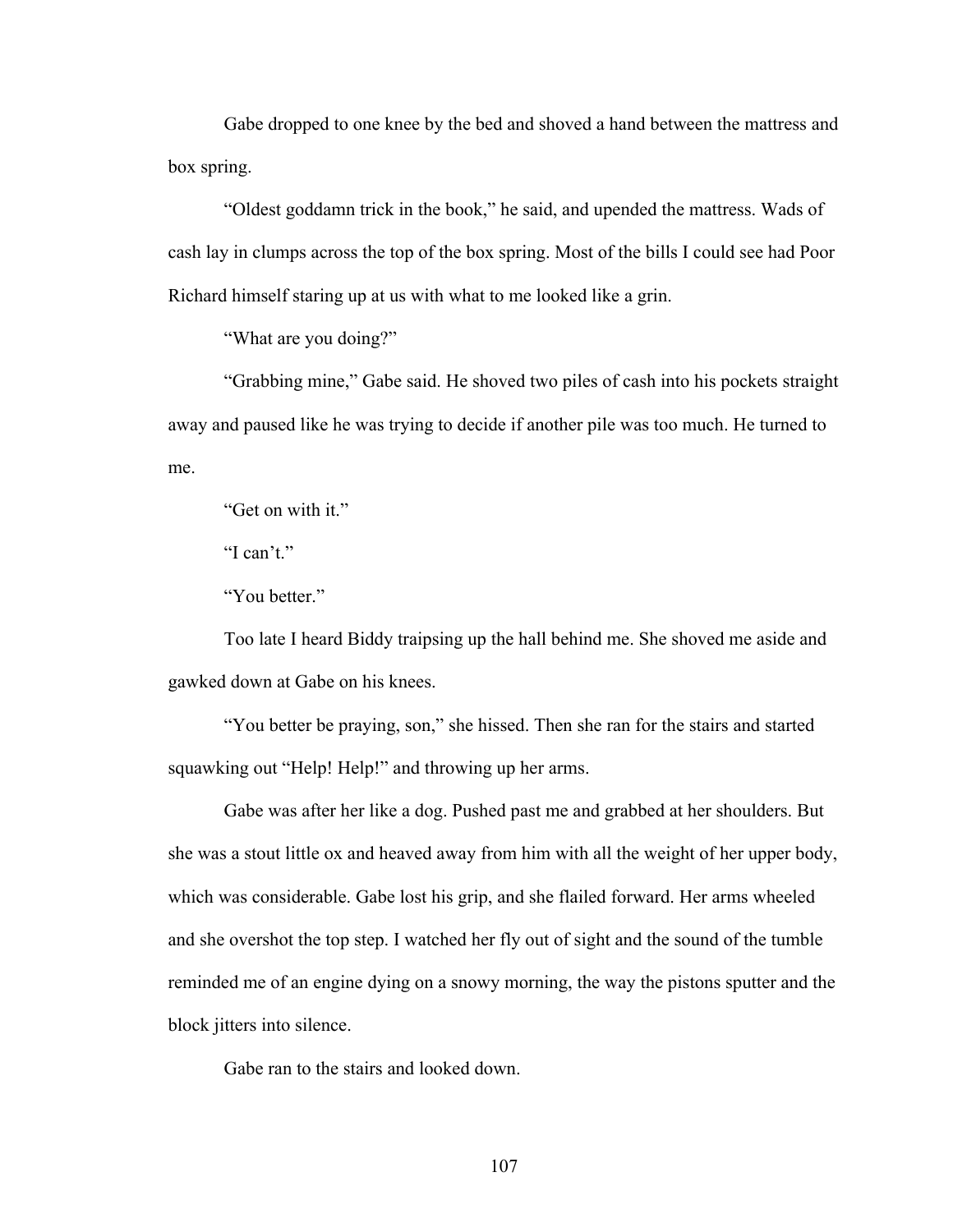Gabe dropped to one knee by the bed and shoved a hand between the mattress and box spring.

"Oldest goddamn trick in the book," he said, and upended the mattress. Wads of cash lay in clumps across the top of the box spring. Most of the bills I could see had Poor Richard himself staring up at us with what to me looked like a grin.

"What are you doing?"

"Grabbing mine," Gabe said. He shoved two piles of cash into his pockets straight away and paused like he was trying to decide if another pile was too much. He turned to me.

"Get on with it."

"I can't."

"You better."

Too late I heard Biddy traipsing up the hall behind me. She shoved me aside and gawked down at Gabe on his knees.

"You better be praying, son," she hissed. Then she ran for the stairs and started squawking out "Help! Help!" and throwing up her arms.

Gabe was after her like a dog. Pushed past me and grabbed at her shoulders. But she was a stout little ox and heaved away from him with all the weight of her upper body, which was considerable. Gabe lost his grip, and she flailed forward. Her arms wheeled and she overshot the top step. I watched her fly out of sight and the sound of the tumble reminded me of an engine dying on a snowy morning, the way the pistons sputter and the block jitters into silence.

Gabe ran to the stairs and looked down.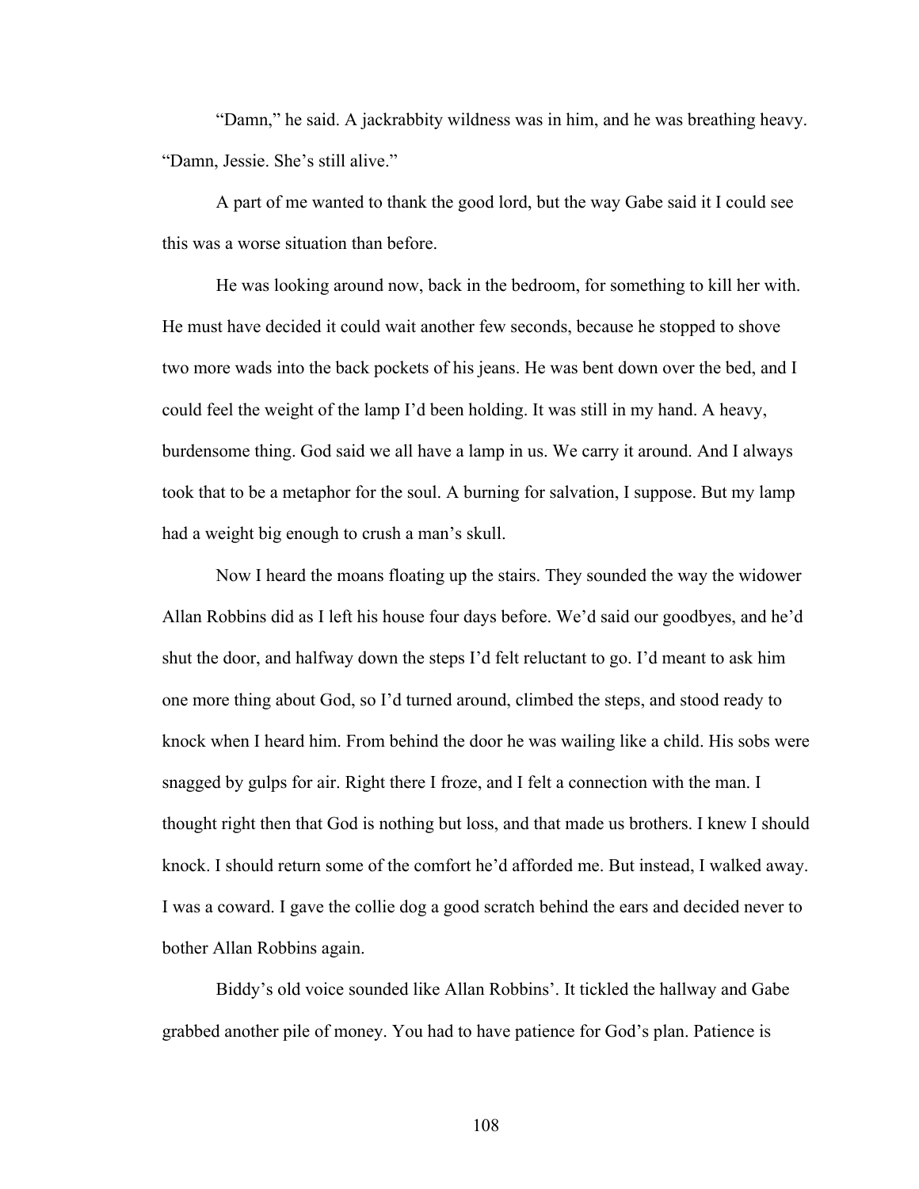"Damn," he said. A jackrabbity wildness was in him, and he was breathing heavy. "Damn, Jessie. She's still alive."

A part of me wanted to thank the good lord, but the way Gabe said it I could see this was a worse situation than before.

He was looking around now, back in the bedroom, for something to kill her with. He must have decided it could wait another few seconds, because he stopped to shove two more wads into the back pockets of his jeans. He was bent down over the bed, and I could feel the weight of the lamp I'd been holding. It was still in my hand. A heavy, burdensome thing. God said we all have a lamp in us. We carry it around. And I always took that to be a metaphor for the soul. A burning for salvation, I suppose. But my lamp had a weight big enough to crush a man's skull.

Now I heard the moans floating up the stairs. They sounded the way the widower Allan Robbins did as I left his house four days before. We'd said our goodbyes, and he'd shut the door, and halfway down the steps I'd felt reluctant to go. I'd meant to ask him one more thing about God, so I'd turned around, climbed the steps, and stood ready to knock when I heard him. From behind the door he was wailing like a child. His sobs were snagged by gulps for air. Right there I froze, and I felt a connection with the man. I thought right then that God is nothing but loss, and that made us brothers. I knew I should knock. I should return some of the comfort he'd afforded me. But instead, I walked away. I was a coward. I gave the collie dog a good scratch behind the ears and decided never to bother Allan Robbins again.

Biddy's old voice sounded like Allan Robbins'. It tickled the hallway and Gabe grabbed another pile of money. You had to have patience for God's plan. Patience is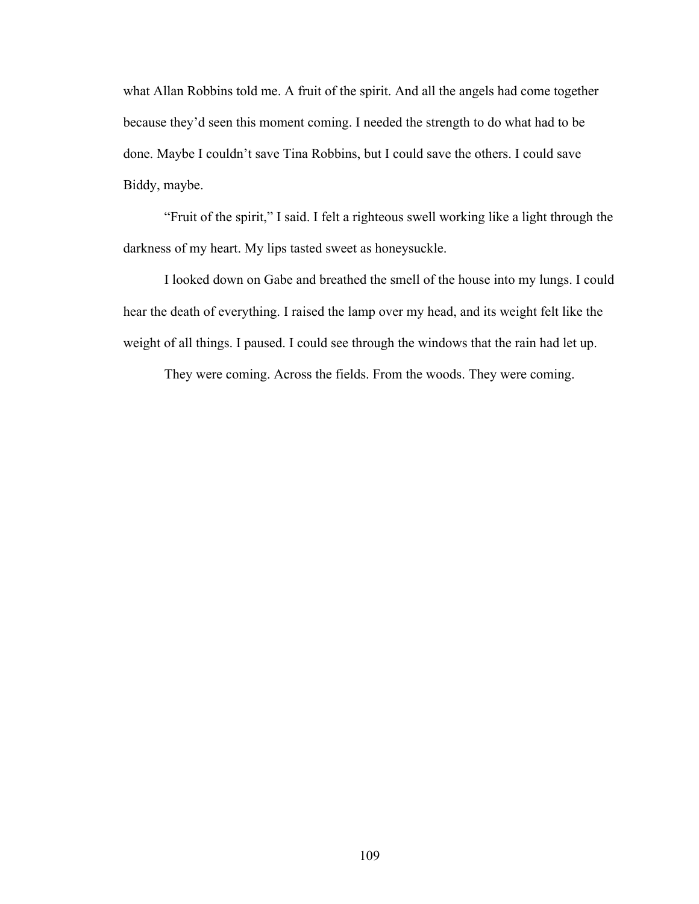what Allan Robbins told me. A fruit of the spirit. And all the angels had come together because they'd seen this moment coming. I needed the strength to do what had to be done. Maybe I couldn't save Tina Robbins, but I could save the others. I could save Biddy, maybe.

"Fruit of the spirit," I said. I felt a righteous swell working like a light through the darkness of my heart. My lips tasted sweet as honeysuckle.

I looked down on Gabe and breathed the smell of the house into my lungs. I could hear the death of everything. I raised the lamp over my head, and its weight felt like the weight of all things. I paused. I could see through the windows that the rain had let up.

They were coming. Across the fields. From the woods. They were coming.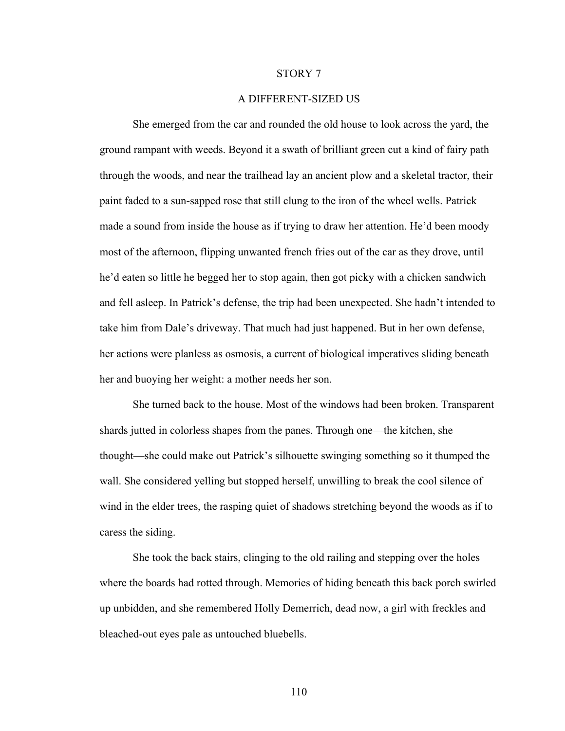## STORY 7

## A DIFFERENT-SIZED US

She emerged from the car and rounded the old house to look across the yard, the ground rampant with weeds. Beyond it a swath of brilliant green cut a kind of fairy path through the woods, and near the trailhead lay an ancient plow and a skeletal tractor, their paint faded to a sun-sapped rose that still clung to the iron of the wheel wells. Patrick made a sound from inside the house as if trying to draw her attention. He'd been moody most of the afternoon, flipping unwanted french fries out of the car as they drove, until he'd eaten so little he begged her to stop again, then got picky with a chicken sandwich and fell asleep. In Patrick's defense, the trip had been unexpected. She hadn't intended to take him from Dale's driveway. That much had just happened. But in her own defense, her actions were planless as osmosis, a current of biological imperatives sliding beneath her and buoying her weight: a mother needs her son.

She turned back to the house. Most of the windows had been broken. Transparent shards jutted in colorless shapes from the panes. Through one—the kitchen, she thought—she could make out Patrick's silhouette swinging something so it thumped the wall. She considered yelling but stopped herself, unwilling to break the cool silence of wind in the elder trees, the rasping quiet of shadows stretching beyond the woods as if to caress the siding.

She took the back stairs, clinging to the old railing and stepping over the holes where the boards had rotted through. Memories of hiding beneath this back porch swirled up unbidden, and she remembered Holly Demerrich, dead now, a girl with freckles and bleached-out eyes pale as untouched bluebells.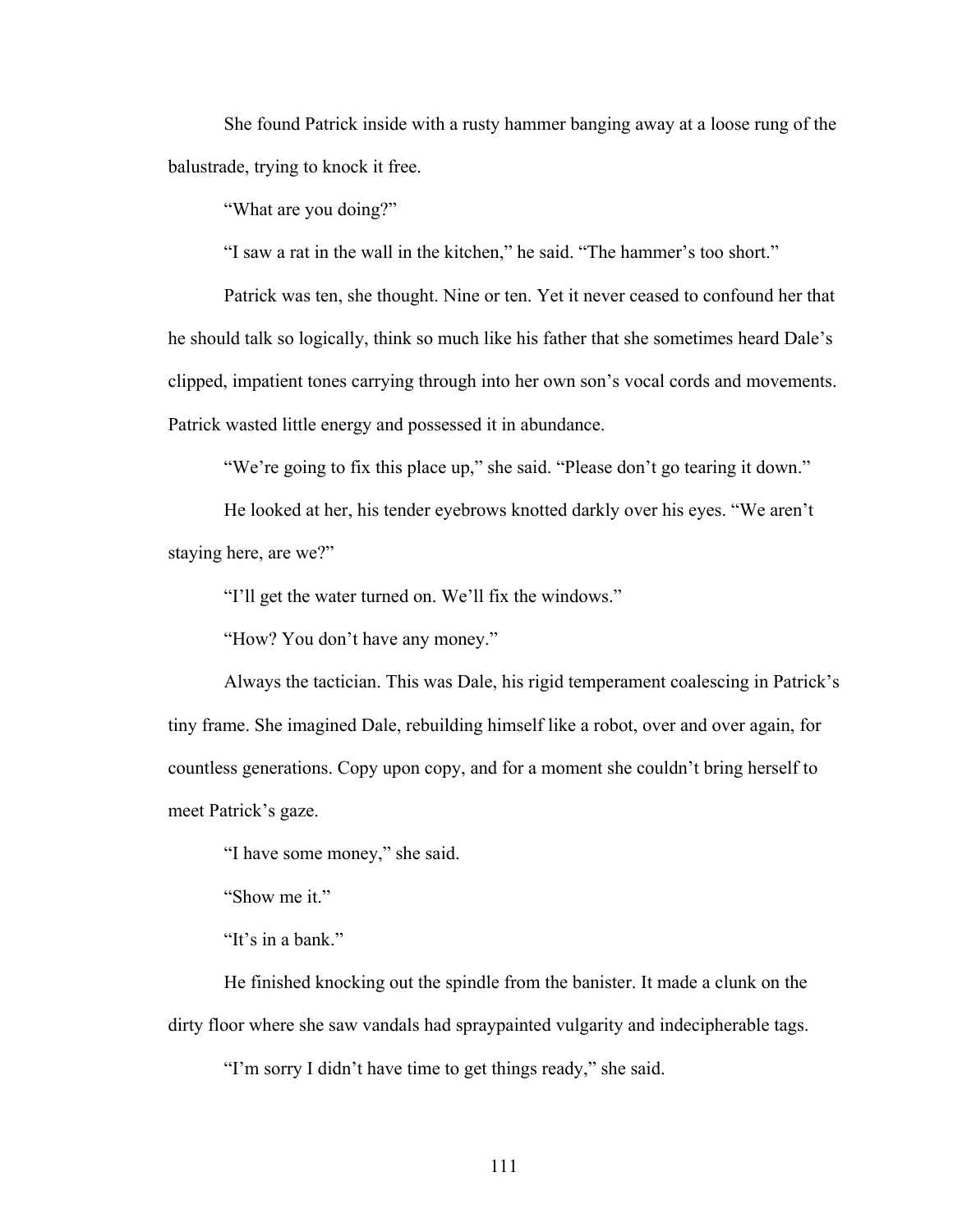She found Patrick inside with a rusty hammer banging away at a loose rung of the balustrade, trying to knock it free.

"What are you doing?"

"I saw a rat in the wall in the kitchen," he said. "The hammer's too short."

Patrick was ten, she thought. Nine or ten. Yet it never ceased to confound her that he should talk so logically, think so much like his father that she sometimes heard Dale's clipped, impatient tones carrying through into her own son's vocal cords and movements. Patrick wasted little energy and possessed it in abundance.

"We're going to fix this place up," she said. "Please don't go tearing it down."

He looked at her, his tender eyebrows knotted darkly over his eyes. "We aren't staying here, are we?"

"I'll get the water turned on. We'll fix the windows."

"How? You don't have any money."

Always the tactician. This was Dale, his rigid temperament coalescing in Patrick's tiny frame. She imagined Dale, rebuilding himself like a robot, over and over again, for countless generations. Copy upon copy, and for a moment she couldn't bring herself to meet Patrick's gaze.

"I have some money," she said.

"Show me it."

"It's in a bank."

He finished knocking out the spindle from the banister. It made a clunk on the dirty floor where she saw vandals had spraypainted vulgarity and indecipherable tags.

"I'm sorry I didn't have time to get things ready," she said.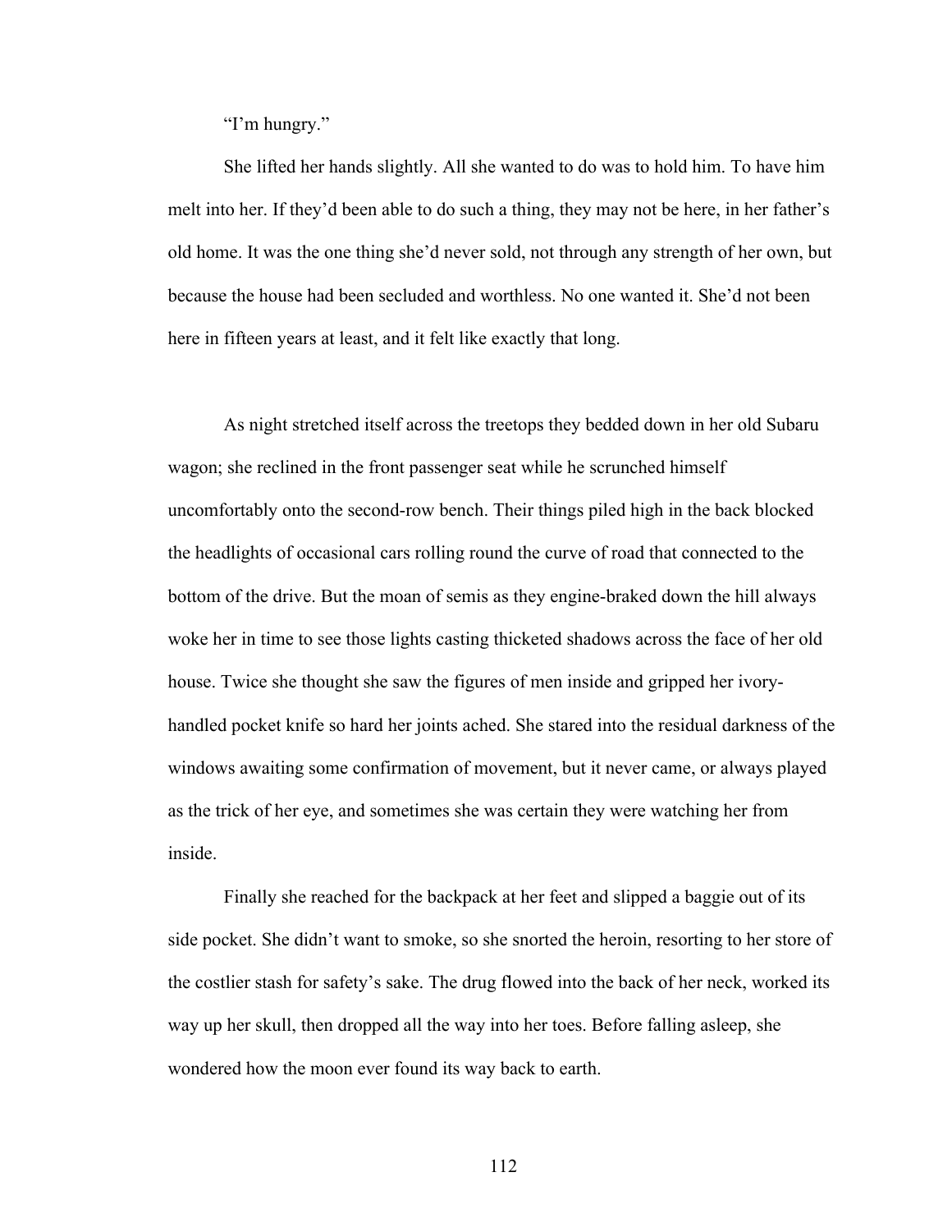"I'm hungry."

She lifted her hands slightly. All she wanted to do was to hold him. To have him melt into her. If they'd been able to do such a thing, they may not be here, in her father's old home. It was the one thing she'd never sold, not through any strength of her own, but because the house had been secluded and worthless. No one wanted it. She'd not been here in fifteen years at least, and it felt like exactly that long.

As night stretched itself across the treetops they bedded down in her old Subaru wagon; she reclined in the front passenger seat while he scrunched himself uncomfortably onto the second-row bench. Their things piled high in the back blocked the headlights of occasional cars rolling round the curve of road that connected to the bottom of the drive. But the moan of semis as they engine-braked down the hill always woke her in time to see those lights casting thicketed shadows across the face of her old house. Twice she thought she saw the figures of men inside and gripped her ivory-handled pocket knife so hard her joints ached. She stared into the residual darkness of the windows awaiting some confirmation of movement, but it never came, or always played as the trick of her eye, and sometimes she was certain they were watching her from inside.

Finally she reached for the backpack at her feet and slipped a baggie out of its side pocket. She didn't want to smoke, so she snorted the heroin, resorting to her store of the costlier stash for safety's sake. The drug flowed into the back of her neck, worked its way up her skull, then dropped all the way into her toes. Before falling asleep, she wondered how the moon ever found its way back to earth.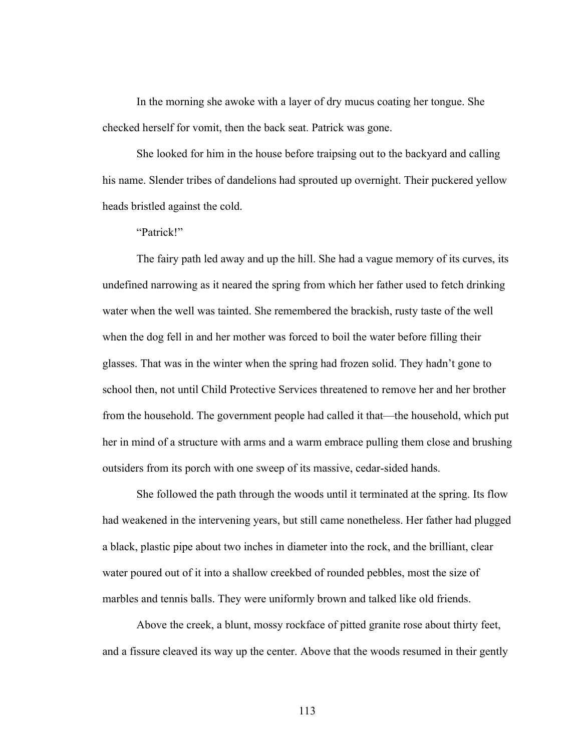In the morning she awoke with a layer of dry mucus coating her tongue. She checked herself for vomit, then the back seat. Patrick was gone.

She looked for him in the house before traipsing out to the backyard and calling his name. Slender tribes of dandelions had sprouted up overnight. Their puckered yellow heads bristled against the cold.

"Patrick!"

The fairy path led away and up the hill. She had a vague memory of its curves, its undefined narrowing as it neared the spring from which her father used to fetch drinking water when the well was tainted. She remembered the brackish, rusty taste of the well when the dog fell in and her mother was forced to boil the water before filling their glasses. That was in the winter when the spring had frozen solid. They hadn't gone to school then, not until Child Protective Services threatened to remove her and her brother from the household. The government people had called it that—the household, which put her in mind of a structure with arms and a warm embrace pulling them close and brushing outsiders from its porch with one sweep of its massive, cedar-sided hands.

She followed the path through the woods until it terminated at the spring. Its flow had weakened in the intervening years, but still came nonetheless. Her father had plugged a black, plastic pipe about two inches in diameter into the rock, and the brilliant, clear water poured out of it into a shallow creekbed of rounded pebbles, most the size of marbles and tennis balls. They were uniformly brown and talked like old friends.

Above the creek, a blunt, mossy rockface of pitted granite rose about thirty feet, and a fissure cleaved its way up the center. Above that the woods resumed in their gently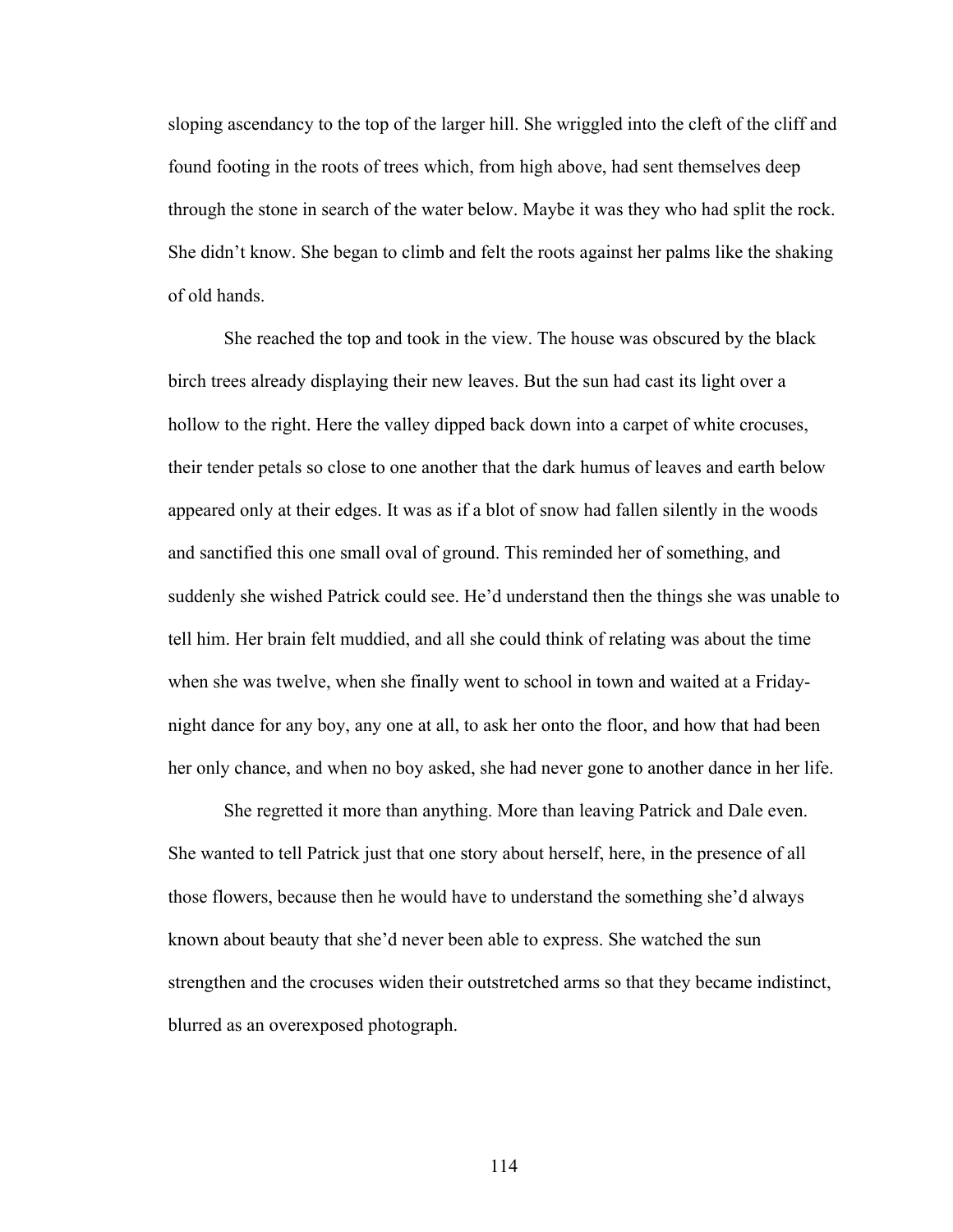sloping ascendancy to the top of the larger hill. She wriggled into the cleft of the cliff and found footing in the roots of trees which, from high above, had sent themselves deep through the stone in search of the water below. Maybe it was they who had split the rock. She didn't know. She began to climb and felt the roots against her palms like the shaking of old hands.

She reached the top and took in the view. The house was obscured by the black birch trees already displaying their new leaves. But the sun had cast its light over a hollow to the right. Here the valley dipped back down into a carpet of white crocuses, their tender petals so close to one another that the dark humus of leaves and earth below appeared only at their edges. It was as if a blot of snow had fallen silently in the woods and sanctified this one small oval of ground. This reminded her of something, and suddenly she wished Patrick could see. He'd understand then the things she was unable to tell him. Her brain felt muddied, and all she could think of relating was about the time when she was twelve, when she finally went to school in town and waited at a Friday-night dance for any boy, any one at all, to ask her onto the floor, and how that had been her only chance, and when no boy asked, she had never gone to another dance in her life.

She regretted it more than anything. More than leaving Patrick and Dale even. She wanted to tell Patrick just that one story about herself, here, in the presence of all those flowers, because then he would have to understand the something she'd always known about beauty that she'd never been able to express. She watched the sun strengthen and the crocuses widen their outstretched arms so that they became indistinct, blurred as an overexposed photograph.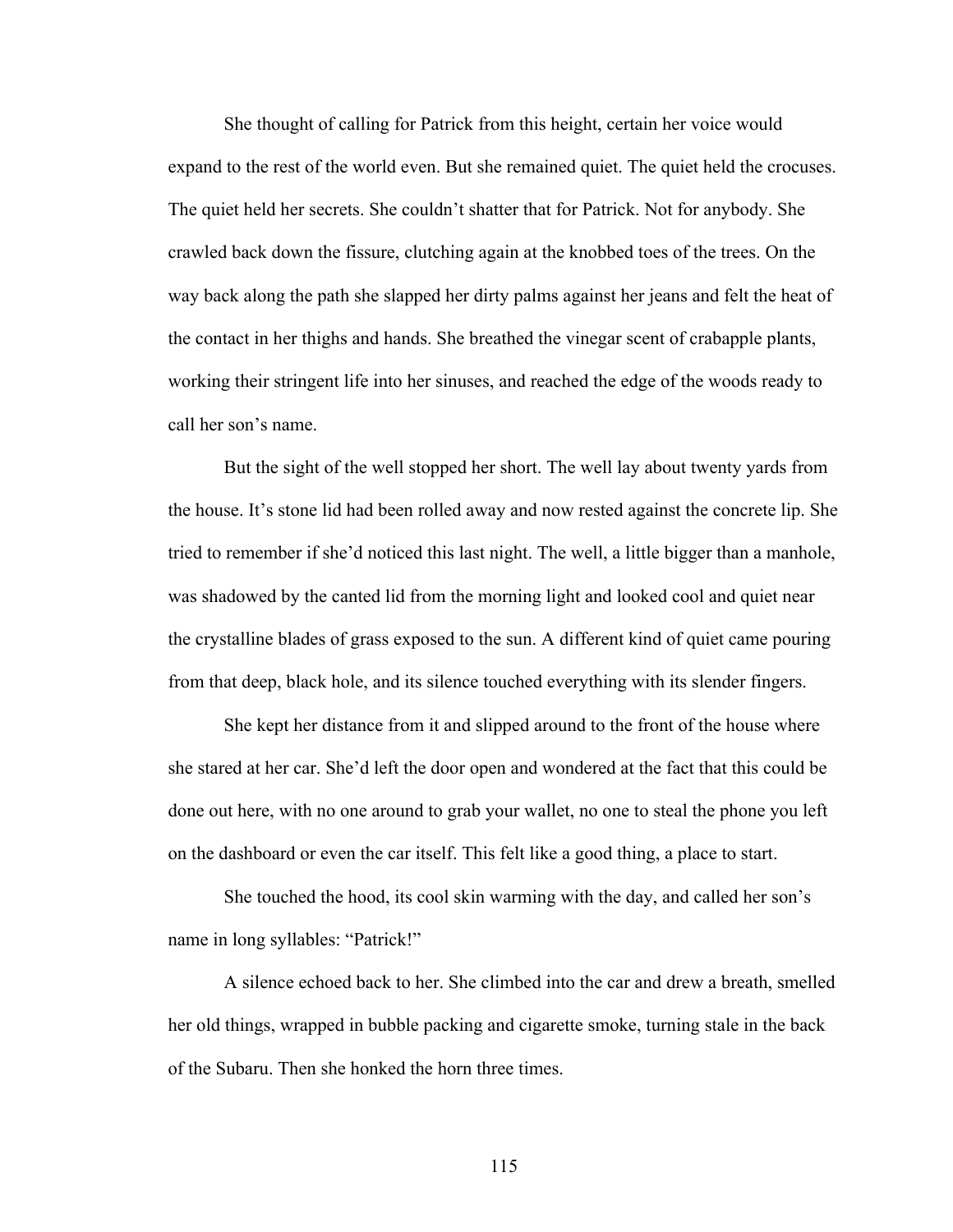She thought of calling for Patrick from this height, certain her voice would expand to the rest of the world even. But she remained quiet. The quiet held the crocuses. The quiet held her secrets. She couldn't shatter that for Patrick. Not for anybody. She crawled back down the fissure, clutching again at the knobbed toes of the trees. On the way back along the path she slapped her dirty palms against her jeans and felt the heat of the contact in her thighs and hands. She breathed the vinegar scent of crabapple plants, working their stringent life into her sinuses, and reached the edge of the woods ready to call her son's name.

But the sight of the well stopped her short. The well lay about twenty yards from the house. It's stone lid had been rolled away and now rested against the concrete lip. She tried to remember if she'd noticed this last night. The well, a little bigger than a manhole, was shadowed by the canted lid from the morning light and looked cool and quiet near the crystalline blades of grass exposed to the sun. A different kind of quiet came pouring from that deep, black hole, and its silence touched everything with its slender fingers.

She kept her distance from it and slipped around to the front of the house where she stared at her car. She'd left the door open and wondered at the fact that this could be done out here, with no one around to grab your wallet, no one to steal the phone you left on the dashboard or even the car itself. This felt like a good thing, a place to start.

She touched the hood, its cool skin warming with the day, and called her son's name in long syllables: "Patrick!"

A silence echoed back to her. She climbed into the car and drew a breath, smelled her old things, wrapped in bubble packing and cigarette smoke, turning stale in the back of the Subaru. Then she honked the horn three times.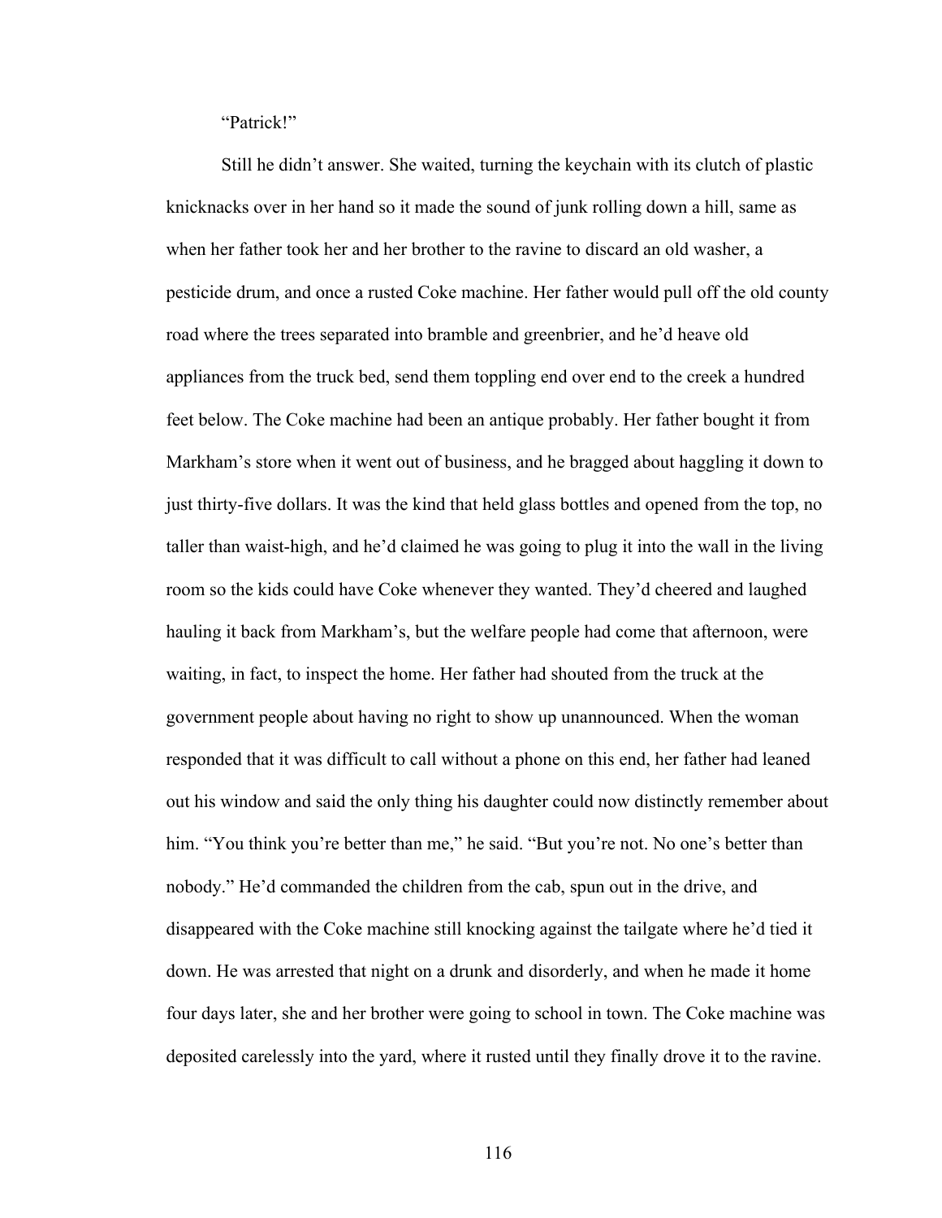"Patrick!"

Still he didn't answer. She waited, turning the keychain with its clutch of plastic knicknacks over in her hand so it made the sound of junk rolling down a hill, same as when her father took her and her brother to the ravine to discard an old washer, a pesticide drum, and once a rusted Coke machine. Her father would pull off the old county road where the trees separated into bramble and greenbrier, and he'd heave old appliances from the truck bed, send them toppling end over end to the creek a hundred feet below. The Coke machine had been an antique probably. Her father bought it from Markham's store when it went out of business, and he bragged about haggling it down to just thirty-five dollars. It was the kind that held glass bottles and opened from the top, no taller than waist-high, and he'd claimed he was going to plug it into the wall in the living room so the kids could have Coke whenever they wanted. They'd cheered and laughed hauling it back from Markham's, but the welfare people had come that afternoon, were waiting, in fact, to inspect the home. Her father had shouted from the truck at the government people about having no right to show up unannounced. When the woman responded that it was difficult to call without a phone on this end, her father had leaned out his window and said the only thing his daughter could now distinctly remember about him. "You think you're better than me," he said. "But you're not. No one's better than nobody." He'd commanded the children from the cab, spun out in the drive, and disappeared with the Coke machine still knocking against the tailgate where he'd tied it down. He was arrested that night on a drunk and disorderly, and when he made it home four days later, she and her brother were going to school in town. The Coke machine was deposited carelessly into the yard, where it rusted until they finally drove it to the ravine.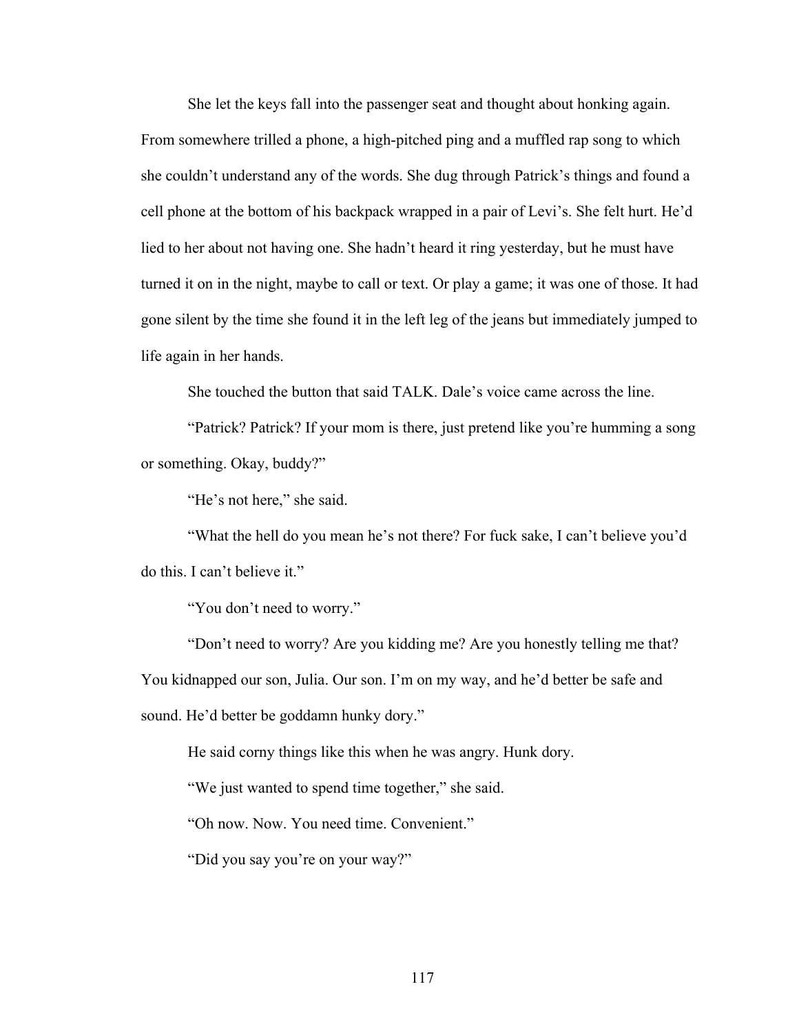She let the keys fall into the passenger seat and thought about honking again. From somewhere trilled a phone, a high-pitched ping and a muffled rap song to which she couldn't understand any of the words. She dug through Patrick's things and found a cell phone at the bottom of his backpack wrapped in a pair of Levi's. She felt hurt. He'd lied to her about not having one. She hadn't heard it ring yesterday, but he must have turned it on in the night, maybe to call or text. Or play a game; it was one of those. It had gone silent by the time she found it in the left leg of the jeans but immediately jumped to life again in her hands.

She touched the button that said TALK. Dale's voice came across the line.

"Patrick? Patrick? If your mom is there, just pretend like you're humming a song or something. Okay, buddy?"

"He's not here," she said.

"What the hell do you mean he's not there? For fuck sake, I can't believe you'd do this. I can't believe it."

"You don't need to worry."

"Don't need to worry? Are you kidding me? Are you honestly telling me that? You kidnapped our son, Julia. Our son. I'm on my way, and he'd better be safe and sound. He'd better be goddamn hunky dory."

He said corny things like this when he was angry. Hunk dory.

"We just wanted to spend time together," she said.

"Oh now. Now. You need time. Convenient."

"Did you say you're on your way?"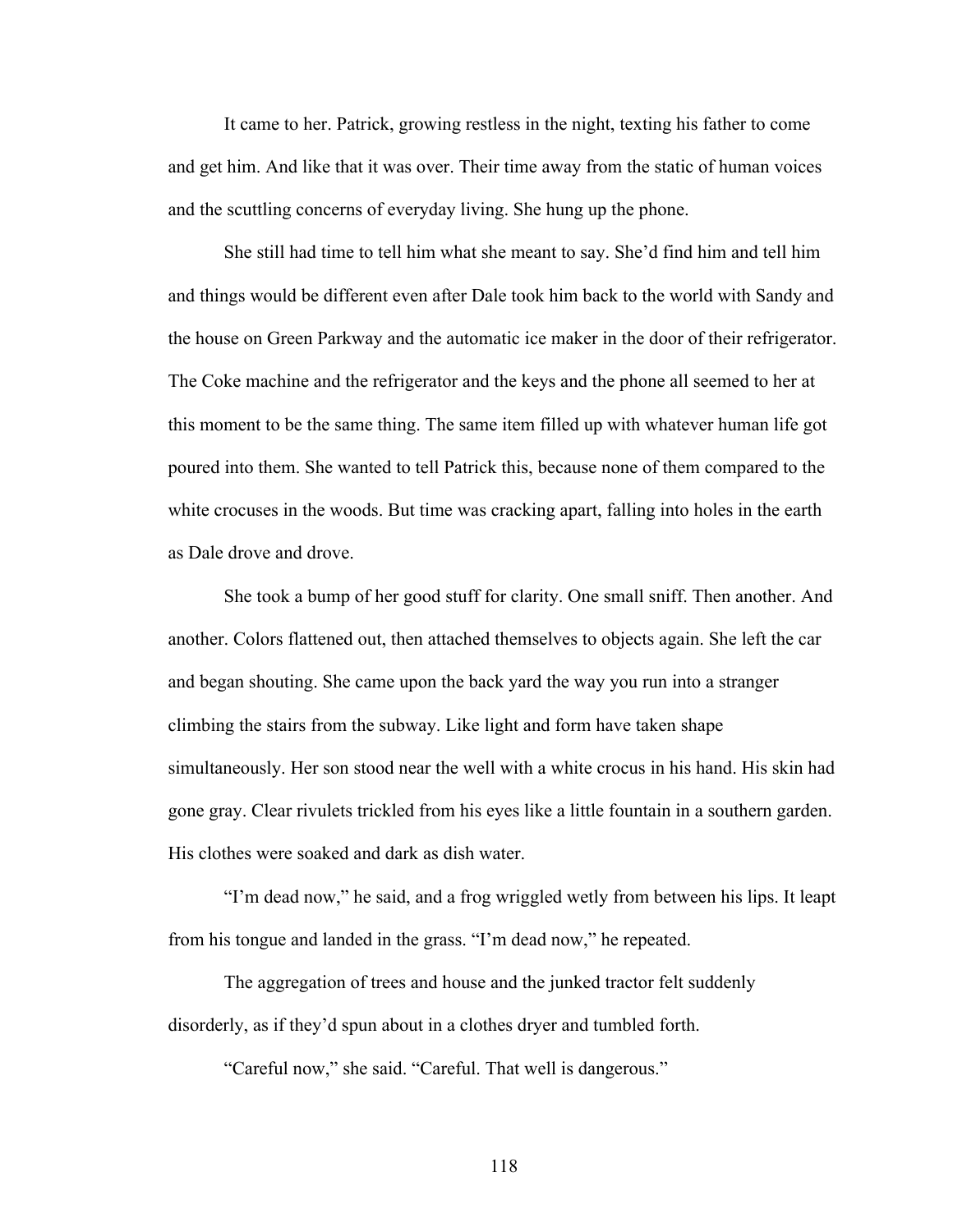It came to her. Patrick, growing restless in the night, texting his father to come and get him. And like that it was over. Their time away from the static of human voices and the scuttling concerns of everyday living. She hung up the phone.

She still had time to tell him what she meant to say. She'd find him and tell him and things would be different even after Dale took him back to the world with Sandy and the house on Green Parkway and the automatic ice maker in the door of their refrigerator. The Coke machine and the refrigerator and the keys and the phone all seemed to her at this moment to be the same thing. The same item filled up with whatever human life got poured into them. She wanted to tell Patrick this, because none of them compared to the white crocuses in the woods. But time was cracking apart, falling into holes in the earth as Dale drove and drove.

She took a bump of her good stuff for clarity. One small sniff. Then another. And another. Colors flattened out, then attached themselves to objects again. She left the car and began shouting. She came upon the back yard the way you run into a stranger climbing the stairs from the subway. Like light and form have taken shape simultaneously. Her son stood near the well with a white crocus in his hand. His skin had gone gray. Clear rivulets trickled from his eyes like a little fountain in a southern garden. His clothes were soaked and dark as dish water.

"I'm dead now," he said, and a frog wriggled wetly from between his lips. It leapt from his tongue and landed in the grass. "I'm dead now," he repeated.

The aggregation of trees and house and the junked tractor felt suddenly disorderly, as if they'd spun about in a clothes dryer and tumbled forth.

"Careful now," she said. "Careful. That well is dangerous."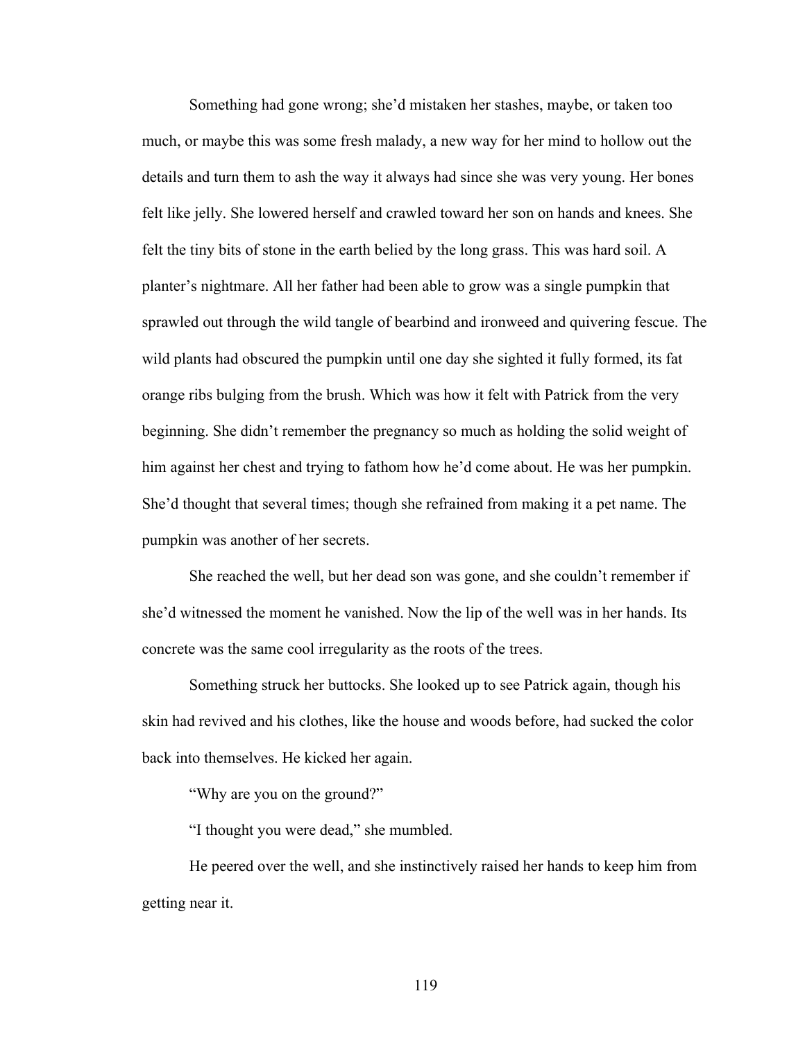Something had gone wrong; she'd mistaken her stashes, maybe, or taken too much, or maybe this was some fresh malady, a new way for her mind to hollow out the details and turn them to ash the way it always had since she was very young. Her bones felt like jelly. She lowered herself and crawled toward her son on hands and knees. She felt the tiny bits of stone in the earth belied by the long grass. This was hard soil. A planter's nightmare. All her father had been able to grow was a single pumpkin that sprawled out through the wild tangle of bearbind and ironweed and quivering fescue. The wild plants had obscured the pumpkin until one day she sighted it fully formed, its fat orange ribs bulging from the brush. Which was how it felt with Patrick from the very beginning. She didn't remember the pregnancy so much as holding the solid weight of him against her chest and trying to fathom how he'd come about. He was her pumpkin. She'd thought that several times; though she refrained from making it a pet name. The pumpkin was another of her secrets.

She reached the well, but her dead son was gone, and she couldn't remember if she'd witnessed the moment he vanished. Now the lip of the well was in her hands. Its concrete was the same cool irregularity as the roots of the trees.

Something struck her buttocks. She looked up to see Patrick again, though his skin had revived and his clothes, like the house and woods before, had sucked the color back into themselves. He kicked her again.

"Why are you on the ground?"

"I thought you were dead," she mumbled.

He peered over the well, and she instinctively raised her hands to keep him from getting near it.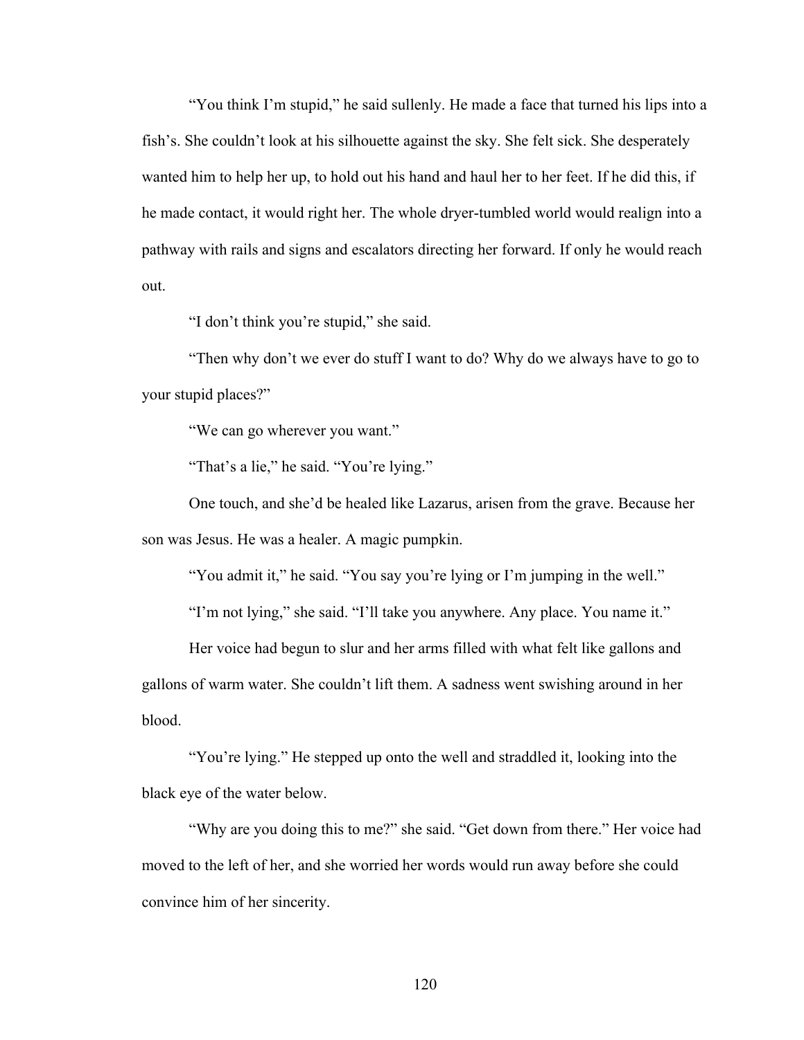"You think I'm stupid," he said sullenly. He made a face that turned his lips into a fish's. She couldn't look at his silhouette against the sky. She felt sick. She desperately wanted him to help her up, to hold out his hand and haul her to her feet. If he did this, if he made contact, it would right her. The whole dryer-tumbled world would realign into a pathway with rails and signs and escalators directing her forward. If only he would reach out.

"I don't think you're stupid," she said.

"Then why don't we ever do stuff I want to do? Why do we always have to go to your stupid places?"

"We can go wherever you want."

"That's a lie," he said. "You're lying."

One touch, and she'd be healed like Lazarus, arisen from the grave. Because her son was Jesus. He was a healer. A magic pumpkin.

"You admit it," he said. "You say you're lying or I'm jumping in the well."

"I'm not lying," she said. "I'll take you anywhere. Any place. You name it."

Her voice had begun to slur and her arms filled with what felt like gallons and gallons of warm water. She couldn't lift them. A sadness went swishing around in her blood.

"You're lying." He stepped up onto the well and straddled it, looking into the black eye of the water below.

"Why are you doing this to me?" she said. "Get down from there." Her voice had moved to the left of her, and she worried her words would run away before she could convince him of her sincerity.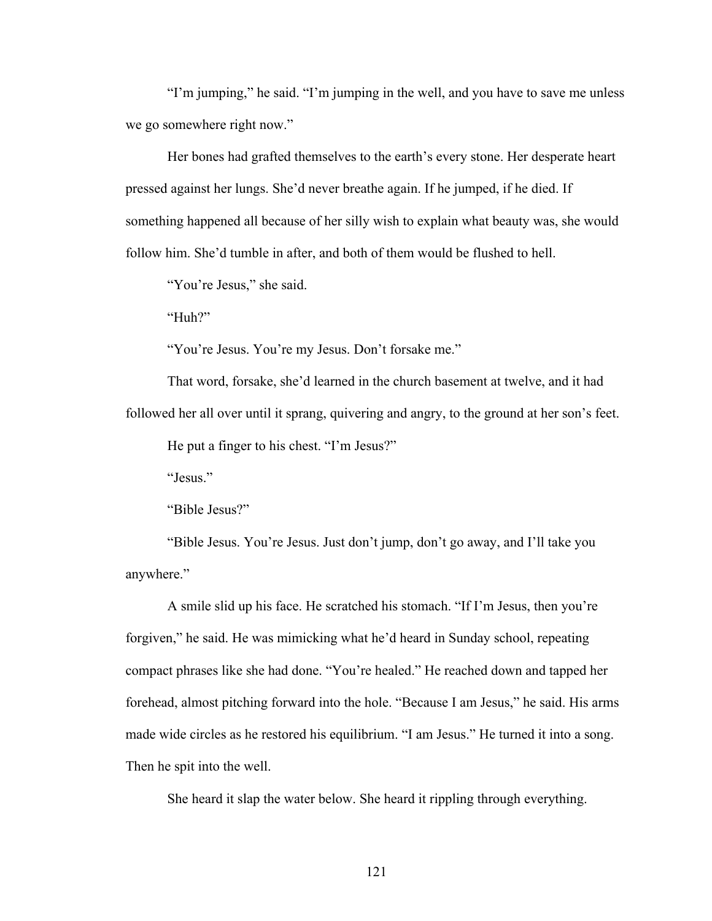"I'm jumping," he said. "I'm jumping in the well, and you have to save me unless we go somewhere right now."

Her bones had grafted themselves to the earth's every stone. Her desperate heart pressed against her lungs. She'd never breathe again. If he jumped, if he died. If something happened all because of her silly wish to explain what beauty was, she would follow him. She'd tumble in after, and both of them would be flushed to hell.

"You're Jesus," she said.

"Huh?"

"You're Jesus. You're my Jesus. Don't forsake me."

That word, forsake, she'd learned in the church basement at twelve, and it had followed her all over until it sprang, quivering and angry, to the ground at her son's feet.

He put a finger to his chest. "I'm Jesus?"

"Jesus."

"Bible Jesus?"

"Bible Jesus. You're Jesus. Just don't jump, don't go away, and I'll take you anywhere."

A smile slid up his face. He scratched his stomach. "If I'm Jesus, then you're forgiven," he said. He was mimicking what he'd heard in Sunday school, repeating compact phrases like she had done. "You're healed." He reached down and tapped her forehead, almost pitching forward into the hole. "Because I am Jesus," he said. His arms made wide circles as he restored his equilibrium. "I am Jesus." He turned it into a song. Then he spit into the well.

She heard it slap the water below. She heard it rippling through everything.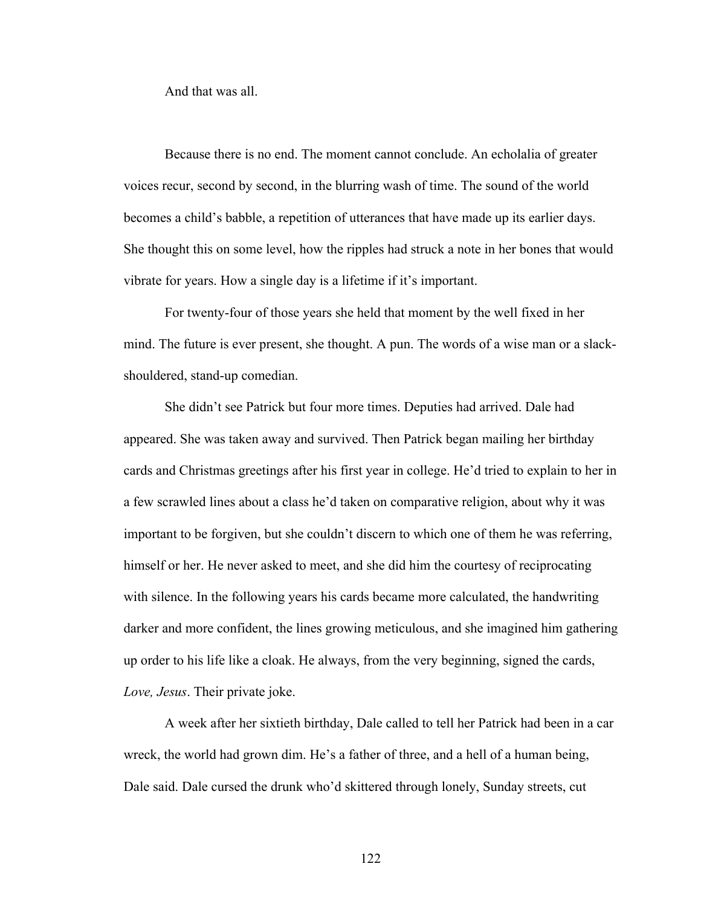And that was all.

Because there is no end. The moment cannot conclude. An echolalia of greater voices recur, second by second, in the blurring wash of time. The sound of the world becomes a child's babble, a repetition of utterances that have made up its earlier days. She thought this on some level, how the ripples had struck a note in her bones that would vibrate for years. How a single day is a lifetime if it's important.

For twenty-four of those years she held that moment by the well fixed in her mind. The future is ever present, she thought. A pun. The words of a wise man or a slack-shouldered, stand-up comedian.

She didn't see Patrick but four more times. Deputies had arrived. Dale had appeared. She was taken away and survived. Then Patrick began mailing her birthday cards and Christmas greetings after his first year in college. He'd tried to explain to her in a few scrawled lines about a class he'd taken on comparative religion, about why it was important to be forgiven, but she couldn't discern to which one of them he was referring, himself or her. He never asked to meet, and she did him the courtesy of reciprocating with silence. In the following years his cards became more calculated, the handwriting darker and more confident, the lines growing meticulous, and she imagined him gathering up order to his life like a cloak. He always, from the very beginning, signed the cards, *Love, Jesus*. Their private joke.

A week after her sixtieth birthday, Dale called to tell her Patrick had been in a car wreck, the world had grown dim. He's a father of three, and a hell of a human being, Dale said. Dale cursed the drunk who'd skittered through lonely, Sunday streets, cut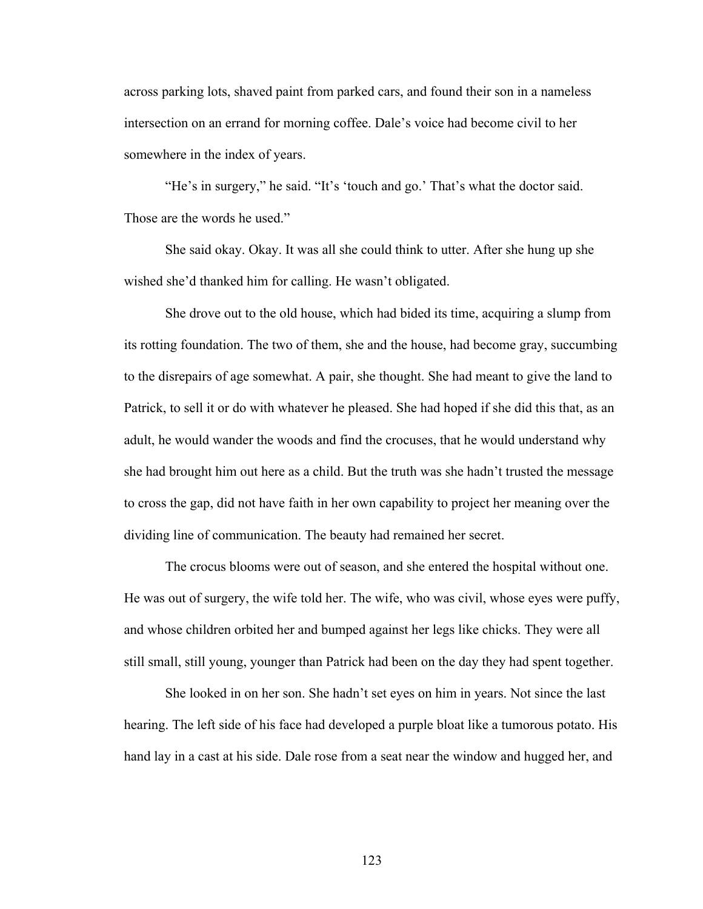across parking lots, shaved paint from parked cars, and found their son in a nameless intersection on an errand for morning coffee. Dale's voice had become civil to her somewhere in the index of years.

"He's in surgery," he said. "It's 'touch and go.' That's what the doctor said. Those are the words he used."

She said okay. Okay. It was all she could think to utter. After she hung up she wished she'd thanked him for calling. He wasn't obligated.

She drove out to the old house, which had bided its time, acquiring a slump from its rotting foundation. The two of them, she and the house, had become gray, succumbing to the disrepairs of age somewhat. A pair, she thought. She had meant to give the land to Patrick, to sell it or do with whatever he pleased. She had hoped if she did this that, as an adult, he would wander the woods and find the crocuses, that he would understand why she had brought him out here as a child. But the truth was she hadn't trusted the message to cross the gap, did not have faith in her own capability to project her meaning over the dividing line of communication. The beauty had remained her secret.

The crocus blooms were out of season, and she entered the hospital without one. He was out of surgery, the wife told her. The wife, who was civil, whose eyes were puffy, and whose children orbited her and bumped against her legs like chicks. They were all still small, still young, younger than Patrick had been on the day they had spent together.

She looked in on her son. She hadn't set eyes on him in years. Not since the last hearing. The left side of his face had developed a purple bloat like a tumorous potato. His hand lay in a cast at his side. Dale rose from a seat near the window and hugged her, and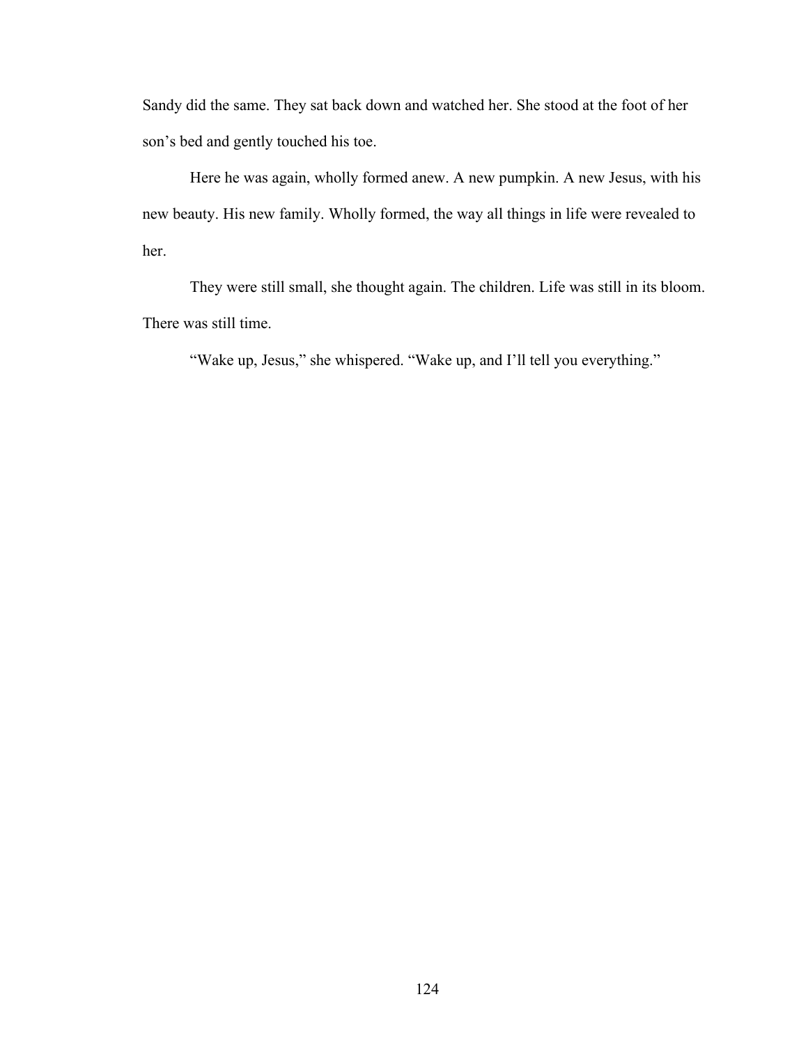Sandy did the same. They sat back down and watched her. She stood at the foot of her son's bed and gently touched his toe.

Here he was again, wholly formed anew. A new pumpkin. A new Jesus, with his new beauty. His new family. Wholly formed, the way all things in life were revealed to her.

They were still small, she thought again. The children. Life was still in its bloom. There was still time.

"Wake up, Jesus," she whispered. "Wake up, and I'll tell you everything."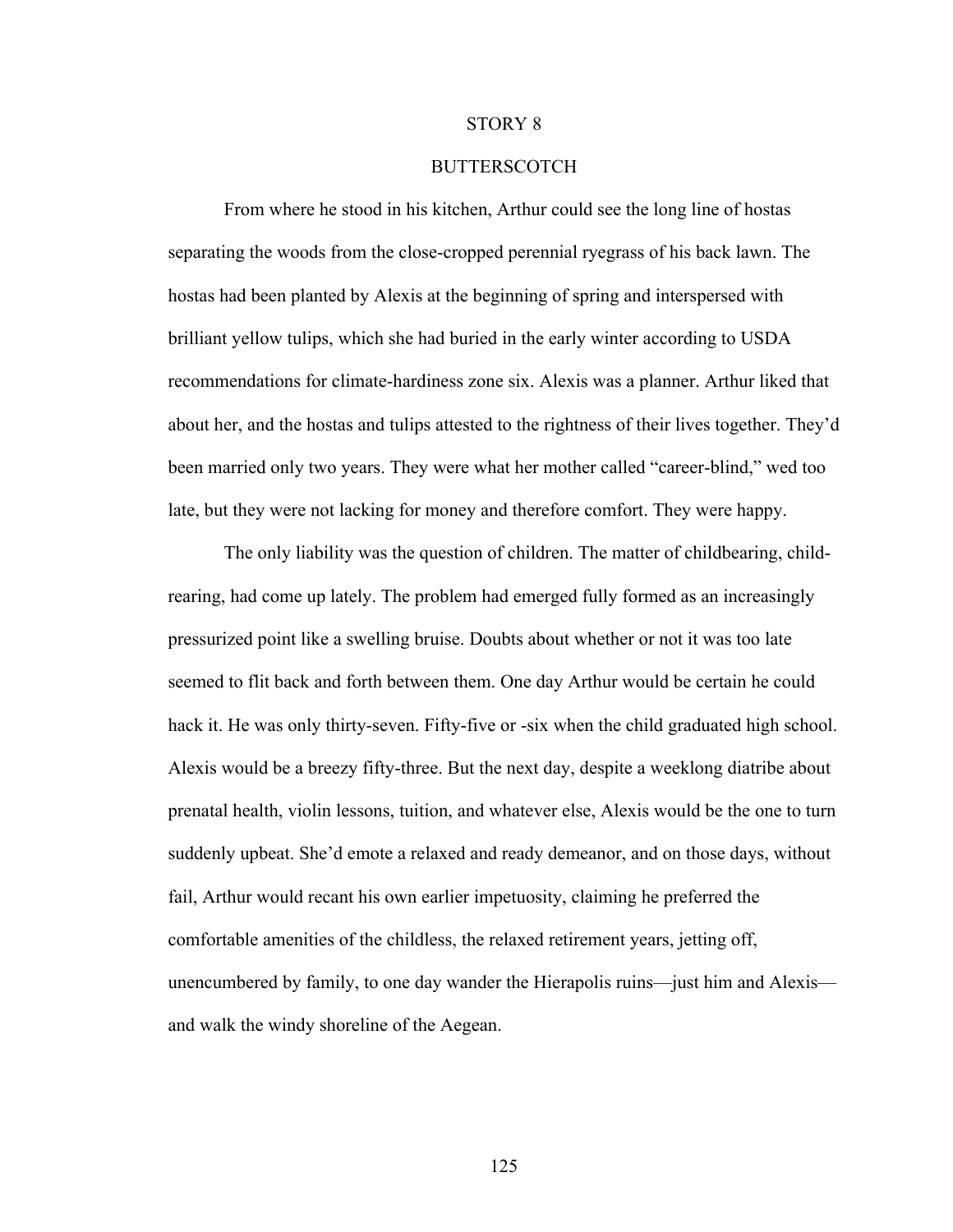## STORY 8

## BUTTERSCOTCH

From where he stood in his kitchen, Arthur could see the long line of hostas separating the woods from the close-cropped perennial ryegrass of his back lawn. The hostas had been planted by Alexis at the beginning of spring and interspersed with brilliant yellow tulips, which she had buried in the early winter according to USDA recommendations for climate-hardiness zone six. Alexis was a planner. Arthur liked that about her, and the hostas and tulips attested to the rightness of their lives together. They'd been married only two years. They were what her mother called "career-blind," wed too late, but they were not lacking for money and therefore comfort. They were happy.

The only liability was the question of children. The matter of childbearing, child-rearing, had come up lately. The problem had emerged fully formed as an increasingly pressurized point like a swelling bruise. Doubts about whether or not it was too late seemed to flit back and forth between them. One day Arthur would be certain he could hack it. He was only thirty-seven. Fifty-five or -six when the child graduated high school. Alexis would be a breezy fifty-three. But the next day, despite a weeklong diatribe about prenatal health, violin lessons, tuition, and whatever else, Alexis would be the one to turn suddenly upbeat. She'd emote a relaxed and ready demeanor, and on those days, without fail, Arthur would recant his own earlier impetuosity, claiming he preferred the comfortable amenities of the childless, the relaxed retirement years, jetting off, unencumbered by family, to one day wander the Hierapolis ruins—just him and Alexis—and walk the windy shoreline of the Aegean.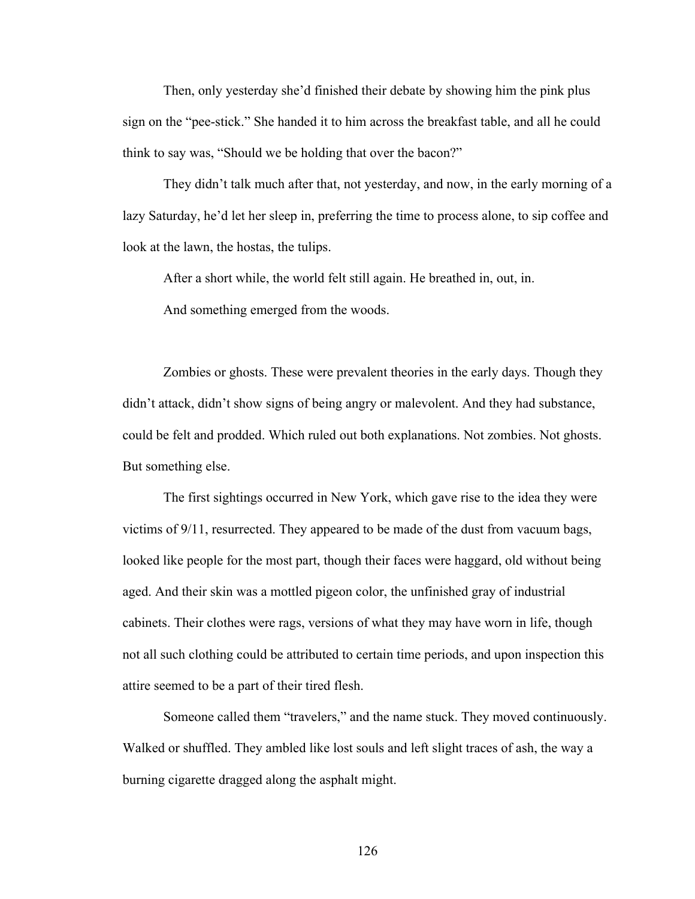Then, only yesterday she'd finished their debate by showing him the pink plus sign on the "pee-stick." She handed it to him across the breakfast table, and all he could think to say was, "Should we be holding that over the bacon?"

They didn't talk much after that, not yesterday, and now, in the early morning of a lazy Saturday, he'd let her sleep in, preferring the time to process alone, to sip coffee and look at the lawn, the hostas, the tulips.

After a short while, the world felt still again. He breathed in, out, in.

And something emerged from the woods.

Zombies or ghosts. These were prevalent theories in the early days. Though they didn't attack, didn't show signs of being angry or malevolent. And they had substance, could be felt and prodded. Which ruled out both explanations. Not zombies. Not ghosts. But something else.

The first sightings occurred in New York, which gave rise to the idea they were victims of 9/11, resurrected. They appeared to be made of the dust from vacuum bags, looked like people for the most part, though their faces were haggard, old without being aged. And their skin was a mottled pigeon color, the unfinished gray of industrial cabinets. Their clothes were rags, versions of what they may have worn in life, though not all such clothing could be attributed to certain time periods, and upon inspection this attire seemed to be a part of their tired flesh.

Someone called them "travelers," and the name stuck. They moved continuously. Walked or shuffled. They ambled like lost souls and left slight traces of ash, the way a burning cigarette dragged along the asphalt might.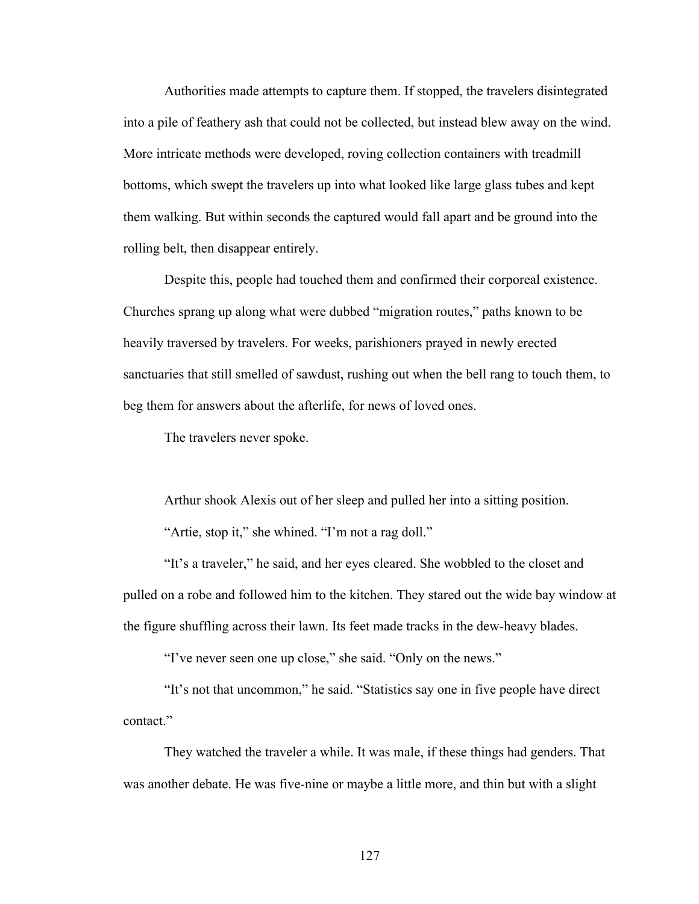Authorities made attempts to capture them. If stopped, the travelers disintegrated into a pile of feathery ash that could not be collected, but instead blew away on the wind. More intricate methods were developed, roving collection containers with treadmill bottoms, which swept the travelers up into what looked like large glass tubes and kept them walking. But within seconds the captured would fall apart and be ground into the rolling belt, then disappear entirely.

Despite this, people had touched them and confirmed their corporeal existence. Churches sprang up along what were dubbed "migration routes," paths known to be heavily traversed by travelers. For weeks, parishioners prayed in newly erected sanctuaries that still smelled of sawdust, rushing out when the bell rang to touch them, to beg them for answers about the afterlife, for news of loved ones.

The travelers never spoke.

Arthur shook Alexis out of her sleep and pulled her into a sitting position.

"Artie, stop it," she whined. "I'm not a rag doll."

"It's a traveler," he said, and her eyes cleared. She wobbled to the closet and pulled on a robe and followed him to the kitchen. They stared out the wide bay window at the figure shuffling across their lawn. Its feet made tracks in the dew-heavy blades.

"I've never seen one up close," she said. "Only on the news."

"It's not that uncommon," he said. "Statistics say one in five people have direct contact."

They watched the traveler a while. It was male, if these things had genders. That was another debate. He was five-nine or maybe a little more, and thin but with a slight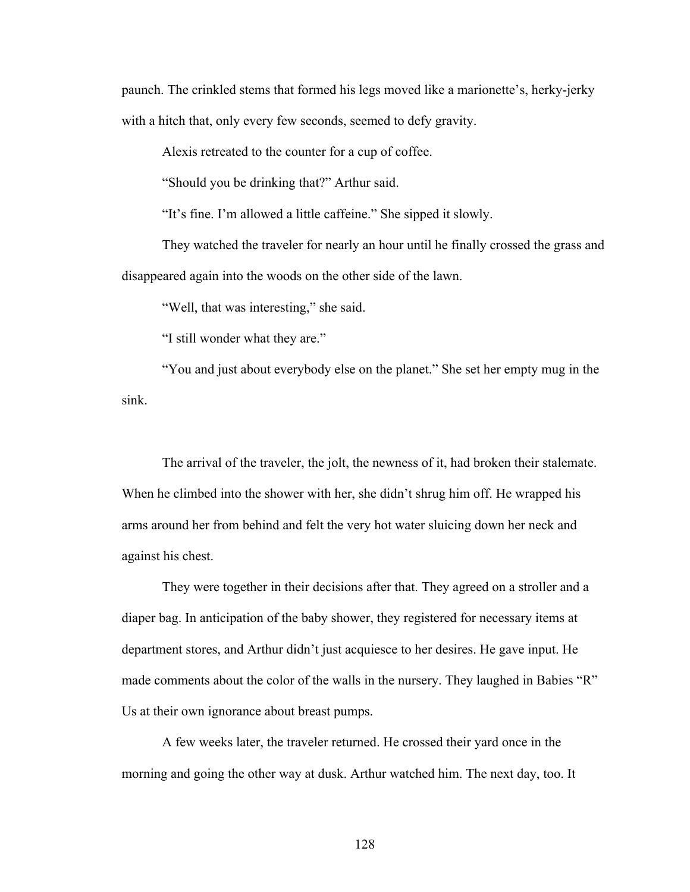paunch. The crinkled stems that formed his legs moved like a marionette's, herky-jerky with a hitch that, only every few seconds, seemed to defy gravity.

Alexis retreated to the counter for a cup of coffee.

"Should you be drinking that?" Arthur said.

"It's fine. I'm allowed a little caffeine." She sipped it slowly.

They watched the traveler for nearly an hour until he finally crossed the grass and disappeared again into the woods on the other side of the lawn.

"Well, that was interesting," she said.

"I still wonder what they are."

"You and just about everybody else on the planet." She set her empty mug in the sink.

The arrival of the traveler, the jolt, the newness of it, had broken their stalemate. When he climbed into the shower with her, she didn't shrug him off. He wrapped his arms around her from behind and felt the very hot water sluicing down her neck and against his chest.

They were together in their decisions after that. They agreed on a stroller and a diaper bag. In anticipation of the baby shower, they registered for necessary items at department stores, and Arthur didn't just acquiesce to her desires. He gave input. He made comments about the color of the walls in the nursery. They laughed in Babies "R" Us at their own ignorance about breast pumps.

A few weeks later, the traveler returned. He crossed their yard once in the morning and going the other way at dusk. Arthur watched him. The next day, too. It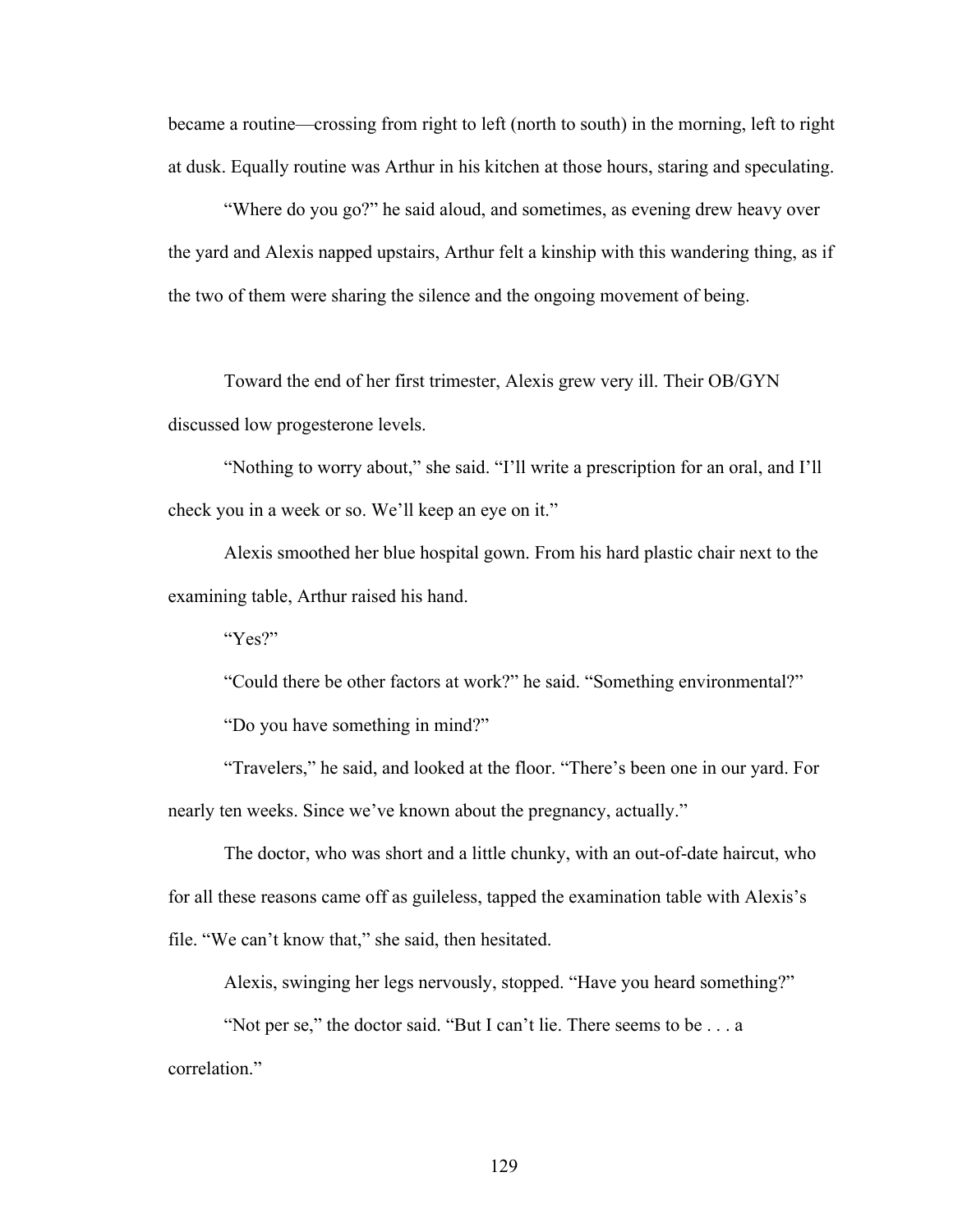became a routine—crossing from right to left (north to south) in the morning, left to right at dusk. Equally routine was Arthur in his kitchen at those hours, staring and speculating.

"Where do you go?" he said aloud, and sometimes, as evening drew heavy over the yard and Alexis napped upstairs, Arthur felt a kinship with this wandering thing, as if the two of them were sharing the silence and the ongoing movement of being.

Toward the end of her first trimester, Alexis grew very ill. Their OB/GYN discussed low progesterone levels.

"Nothing to worry about," she said. "I'll write a prescription for an oral, and I'll check you in a week or so. We'll keep an eye on it."

Alexis smoothed her blue hospital gown. From his hard plastic chair next to the examining table, Arthur raised his hand.

"Yes?"

"Could there be other factors at work?" he said. "Something environmental?"

"Do you have something in mind?"

"Travelers," he said, and looked at the floor. "There's been one in our yard. For nearly ten weeks. Since we've known about the pregnancy, actually."

The doctor, who was short and a little chunky, with an out-of-date haircut, who for all these reasons came off as guileless, tapped the examination table with Alexis's file. "We can't know that," she said, then hesitated.

Alexis, swinging her legs nervously, stopped. "Have you heard something?"

"Not per se," the doctor said. "But I can't lie. There seems to be . . . a correlation."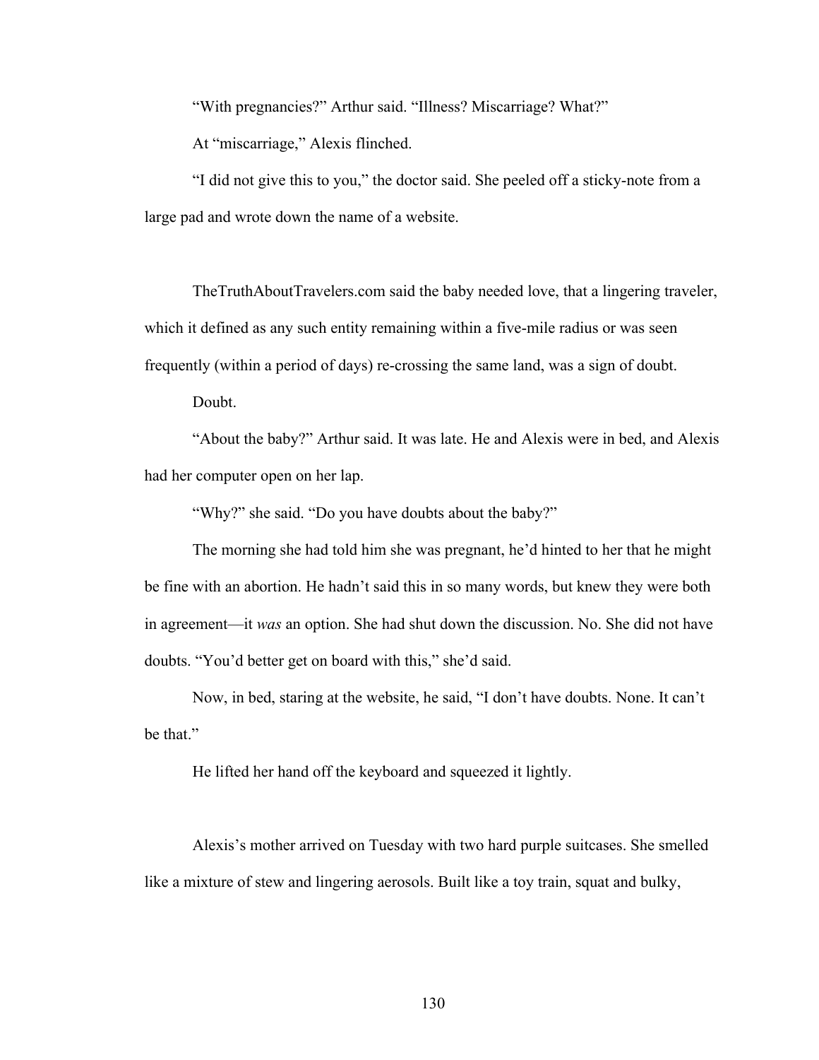"With pregnancies?" Arthur said. "Illness? Miscarriage? What?"

At "miscarriage," Alexis flinched.

"I did not give this to you," the doctor said. She peeled off a sticky-note from a large pad and wrote down the name of a website.

TheTruthAboutTravelers.com said the baby needed love, that a lingering traveler, which it defined as any such entity remaining within a five-mile radius or was seen frequently (within a period of days) re-crossing the same land, was a sign of doubt.

Doubt.

"About the baby?" Arthur said. It was late. He and Alexis were in bed, and Alexis had her computer open on her lap.

"Why?" she said. "Do you have doubts about the baby?"

The morning she had told him she was pregnant, he'd hinted to her that he might be fine with an abortion. He hadn't said this in so many words, but knew they were both in agreement—it *was* an option. She had shut down the discussion. No. She did not have doubts. "You'd better get on board with this," she'd said.

Now, in bed, staring at the website, he said, "I don't have doubts. None. It can't be that."

He lifted her hand off the keyboard and squeezed it lightly.

Alexis's mother arrived on Tuesday with two hard purple suitcases. She smelled like a mixture of stew and lingering aerosols. Built like a toy train, squat and bulky,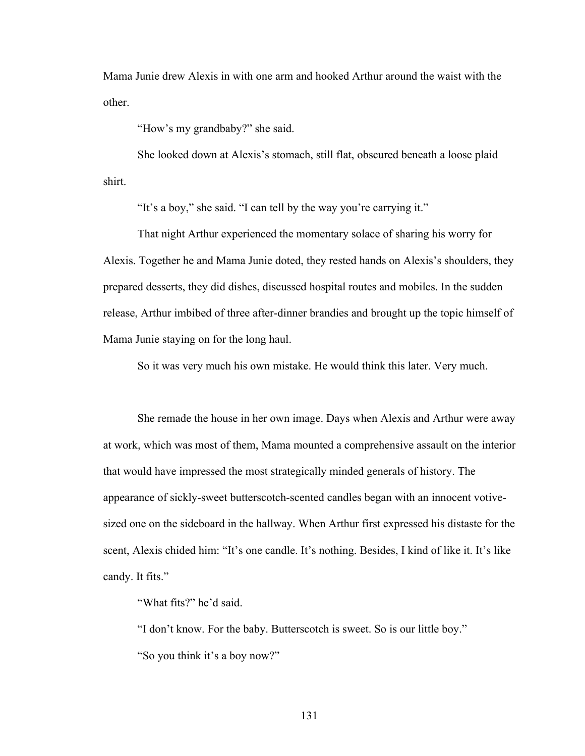Mama Junie drew Alexis in with one arm and hooked Arthur around the waist with the other.

"How's my grandbaby?" she said.

She looked down at Alexis's stomach, still flat, obscured beneath a loose plaid shirt.

"It's a boy," she said. "I can tell by the way you're carrying it."

That night Arthur experienced the momentary solace of sharing his worry for Alexis. Together he and Mama Junie doted, they rested hands on Alexis's shoulders, they prepared desserts, they did dishes, discussed hospital routes and mobiles. In the sudden release, Arthur imbibed of three after-dinner brandies and brought up the topic himself of Mama Junie staying on for the long haul.

So it was very much his own mistake. He would think this later. Very much.

She remade the house in her own image. Days when Alexis and Arthur were away at work, which was most of them, Mama mounted a comprehensive assault on the interior that would have impressed the most strategically minded generals of history. The appearance of sickly-sweet butterscotch-scented candles began with an innocent votive-sized one on the sideboard in the hallway. When Arthur first expressed his distaste for the scent, Alexis chided him: "It's one candle. It's nothing. Besides, I kind of like it. It's like candy. It fits."

"What fits?" he'd said.

"I don't know. For the baby. Butterscotch is sweet. So is our little boy."

"So you think it's a boy now?"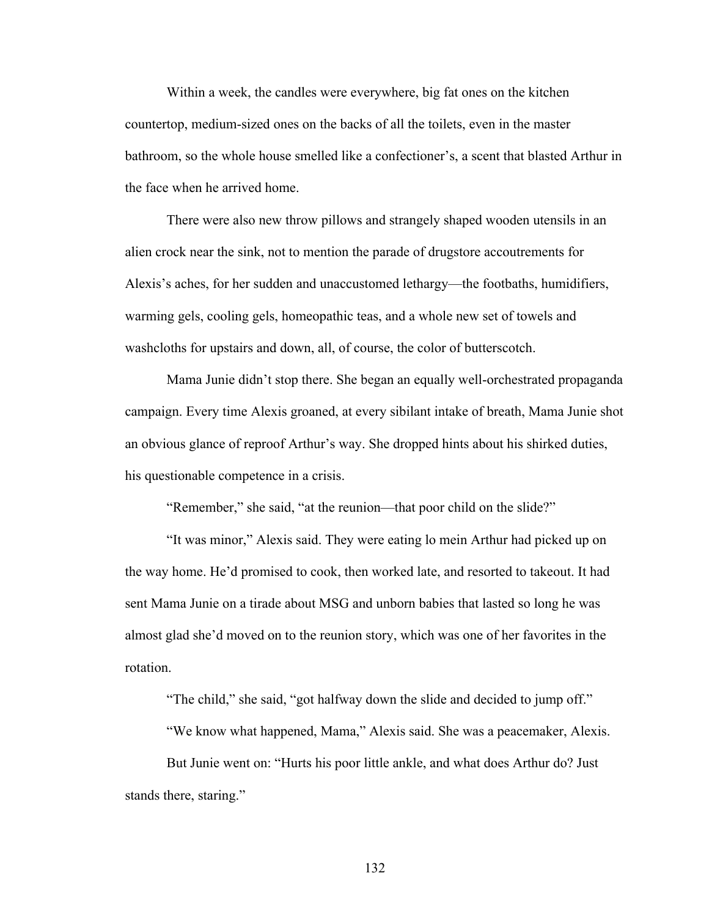Within a week, the candles were everywhere, big fat ones on the kitchen countertop, medium-sized ones on the backs of all the toilets, even in the master bathroom, so the whole house smelled like a confectioner's, a scent that blasted Arthur in the face when he arrived home.

There were also new throw pillows and strangely shaped wooden utensils in an alien crock near the sink, not to mention the parade of drugstore accoutrements for Alexis's aches, for her sudden and unaccustomed lethargy—the footbaths, humidifiers, warming gels, cooling gels, homeopathic teas, and a whole new set of towels and washcloths for upstairs and down, all, of course, the color of butterscotch.

Mama Junie didn't stop there. She began an equally well-orchestrated propaganda campaign. Every time Alexis groaned, at every sibilant intake of breath, Mama Junie shot an obvious glance of reproof Arthur's way. She dropped hints about his shirked duties, his questionable competence in a crisis.

"Remember," she said, "at the reunion—that poor child on the slide?"

"It was minor," Alexis said. They were eating lo mein Arthur had picked up on the way home. He'd promised to cook, then worked late, and resorted to takeout. It had sent Mama Junie on a tirade about MSG and unborn babies that lasted so long he was almost glad she'd moved on to the reunion story, which was one of her favorites in the rotation.

"The child," she said, "got halfway down the slide and decided to jump off."

"We know what happened, Mama," Alexis said. She was a peacemaker, Alexis.

But Junie went on: "Hurts his poor little ankle, and what does Arthur do? Just stands there, staring."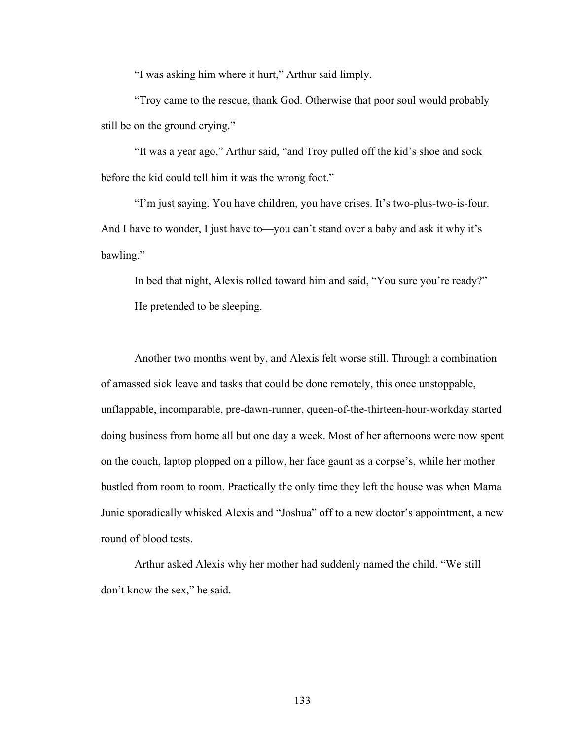"I was asking him where it hurt," Arthur said limply.

"Troy came to the rescue, thank God. Otherwise that poor soul would probably still be on the ground crying."

"It was a year ago," Arthur said, "and Troy pulled off the kid's shoe and sock before the kid could tell him it was the wrong foot."

"I'm just saying. You have children, you have crises. It's two-plus-two-is-four. And I have to wonder, I just have to—you can't stand over a baby and ask it why it's bawling."

In bed that night, Alexis rolled toward him and said, "You sure you're ready?"

He pretended to be sleeping.

Another two months went by, and Alexis felt worse still. Through a combination of amassed sick leave and tasks that could be done remotely, this once unstoppable, unflappable, incomparable, pre-dawn-runner, queen-of-the-thirteen-hour-workday started doing business from home all but one day a week. Most of her afternoons were now spent on the couch, laptop plopped on a pillow, her face gaunt as a corpse's, while her mother bustled from room to room. Practically the only time they left the house was when Mama Junie sporadically whisked Alexis and "Joshua" off to a new doctor's appointment, a new round of blood tests.

Arthur asked Alexis why her mother had suddenly named the child. "We still don't know the sex," he said.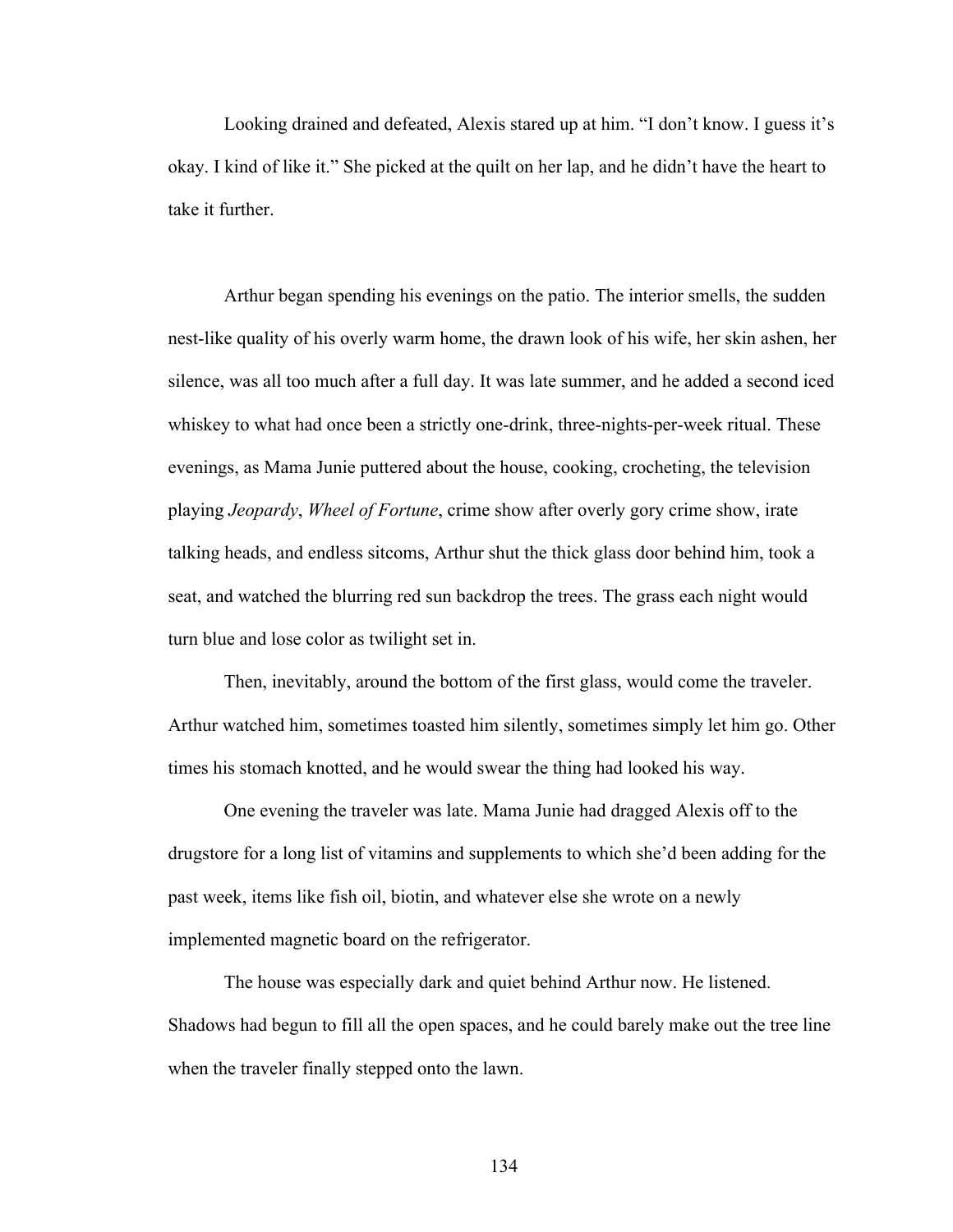Looking drained and defeated, Alexis stared up at him. “I don’t know. I guess it’s okay. I kind of like it.” She picked at the quilt on her lap, and he didn’t have the heart to take it further.

Arthur began spending his evenings on the patio. The interior smells, the sudden nest-like quality of his overly warm home, the drawn look of his wife, her skin ashen, her silence, was all too much after a full day. It was late summer, and he added a second iced whiskey to what had once been a strictly one-drink, three-nights-per-week ritual. These evenings, as Mama Junie puttered about the house, cooking, crocheting, the television playing *Jeopardy*, *Wheel of Fortune*, crime show after overly gory crime show, irate talking heads, and endless sitcoms, Arthur shut the thick glass door behind him, took a seat, and watched the blurring red sun backdrop the trees. The grass each night would turn blue and lose color as twilight set in.

Then, inevitably, around the bottom of the first glass, would come the traveler. Arthur watched him, sometimes toasted him silently, sometimes simply let him go. Other times his stomach knotted, and he would swear the thing had looked his way.

One evening the traveler was late. Mama Junie had dragged Alexis off to the drugstore for a long list of vitamins and supplements to which she’d been adding for the past week, items like fish oil, biotin, and whatever else she wrote on a newly implemented magnetic board on the refrigerator.

The house was especially dark and quiet behind Arthur now. He listened. Shadows had begun to fill all the open spaces, and he could barely make out the tree line when the traveler finally stepped onto the lawn.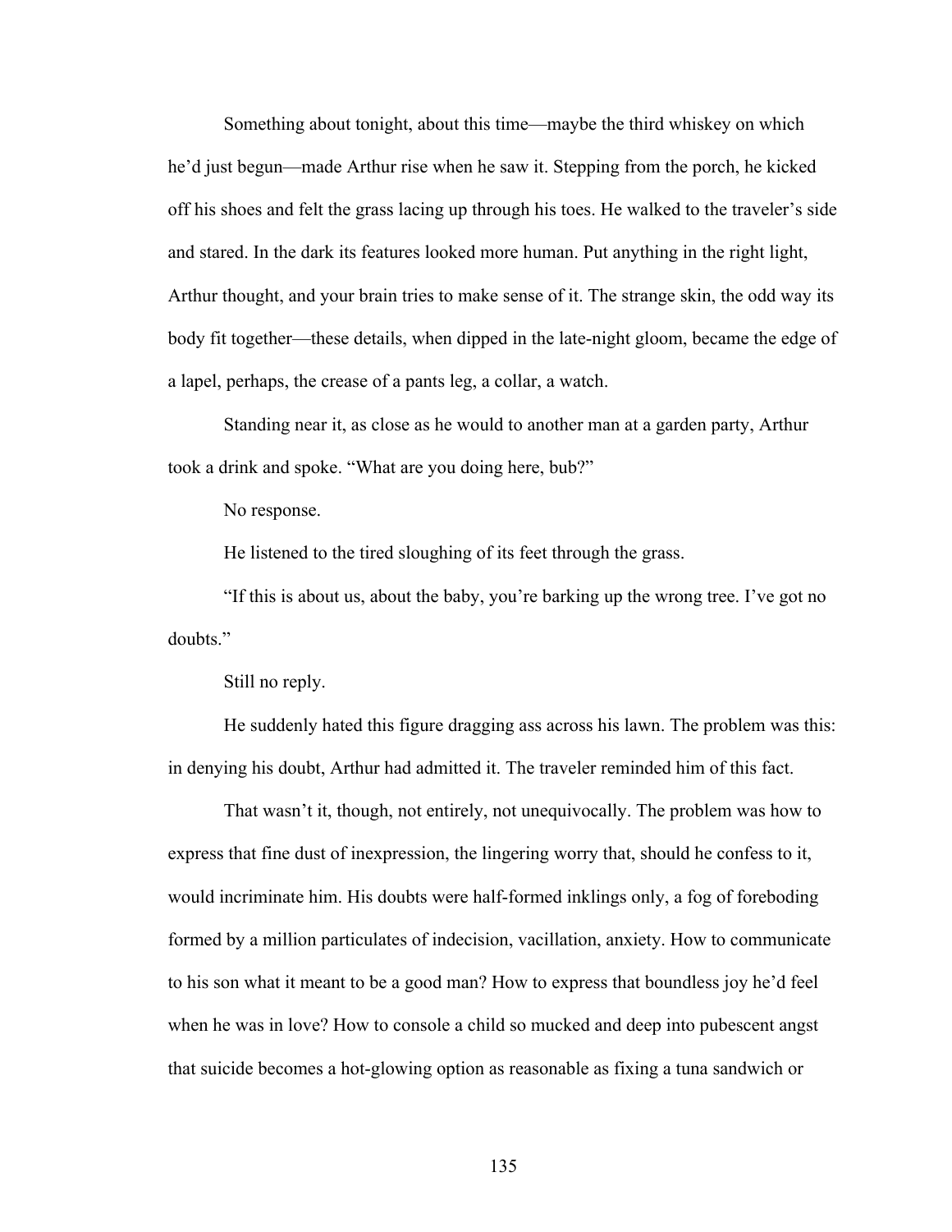Something about tonight, about this time—maybe the third whiskey on which he'd just begun—made Arthur rise when he saw it. Stepping from the porch, he kicked off his shoes and felt the grass lacing up through his toes. He walked to the traveler's side and stared. In the dark its features looked more human. Put anything in the right light, Arthur thought, and your brain tries to make sense of it. The strange skin, the odd way its body fit together—these details, when dipped in the late-night gloom, became the edge of a lapel, perhaps, the crease of a pants leg, a collar, a watch.

Standing near it, as close as he would to another man at a garden party, Arthur took a drink and spoke. "What are you doing here, bub?"

No response.

He listened to the tired sloughing of its feet through the grass.

"If this is about us, about the baby, you're barking up the wrong tree. I've got no doubts."

Still no reply.

He suddenly hated this figure dragging ass across his lawn. The problem was this: in denying his doubt, Arthur had admitted it. The traveler reminded him of this fact.

That wasn't it, though, not entirely, not unequivocally. The problem was how to express that fine dust of inexpression, the lingering worry that, should he confess to it, would incriminate him. His doubts were half-formed inklings only, a fog of foreboding formed by a million particulates of indecision, vacillation, anxiety. How to communicate to his son what it meant to be a good man? How to express that boundless joy he'd feel when he was in love? How to console a child so mucked and deep into pubescent angst that suicide becomes a hot-glowing option as reasonable as fixing a tuna sandwich or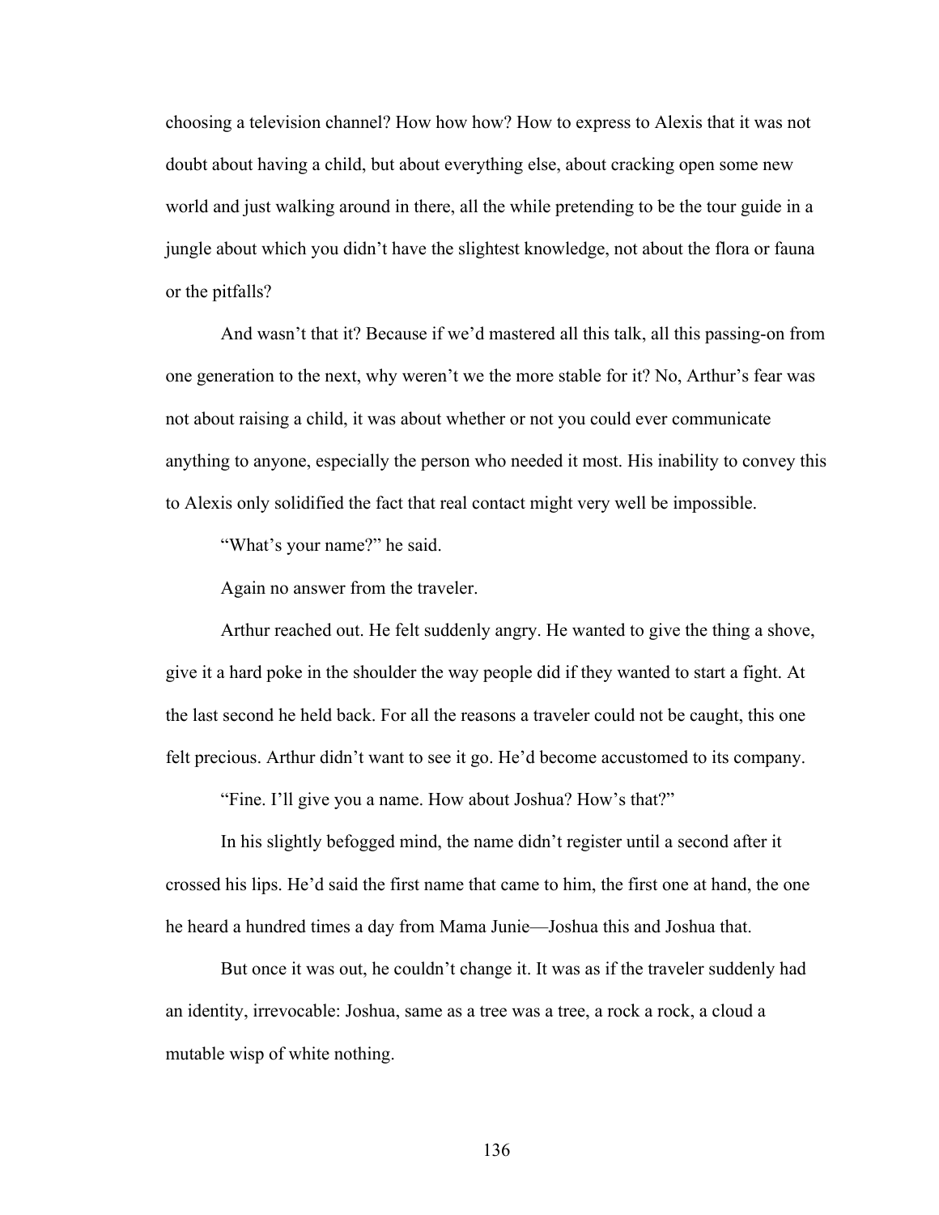choosing a television channel? How how how? How to express to Alexis that it was not doubt about having a child, but about everything else, about cracking open some new world and just walking around in there, all the while pretending to be the tour guide in a jungle about which you didn't have the slightest knowledge, not about the flora or fauna or the pitfalls?

And wasn't that it? Because if we'd mastered all this talk, all this passing-on from one generation to the next, why weren't we the more stable for it? No, Arthur's fear was not about raising a child, it was about whether or not you could ever communicate anything to anyone, especially the person who needed it most. His inability to convey this to Alexis only solidified the fact that real contact might very well be impossible.

"What's your name?" he said.

Again no answer from the traveler.

Arthur reached out. He felt suddenly angry. He wanted to give the thing a shove, give it a hard poke in the shoulder the way people did if they wanted to start a fight. At the last second he held back. For all the reasons a traveler could not be caught, this one felt precious. Arthur didn't want to see it go. He'd become accustomed to its company.

"Fine. I'll give you a name. How about Joshua? How's that?"

In his slightly befogged mind, the name didn't register until a second after it crossed his lips. He'd said the first name that came to him, the first one at hand, the one he heard a hundred times a day from Mama Junie—Joshua this and Joshua that.

But once it was out, he couldn't change it. It was as if the traveler suddenly had an identity, irrevocable: Joshua, same as a tree was a tree, a rock a rock, a cloud a mutable wisp of white nothing.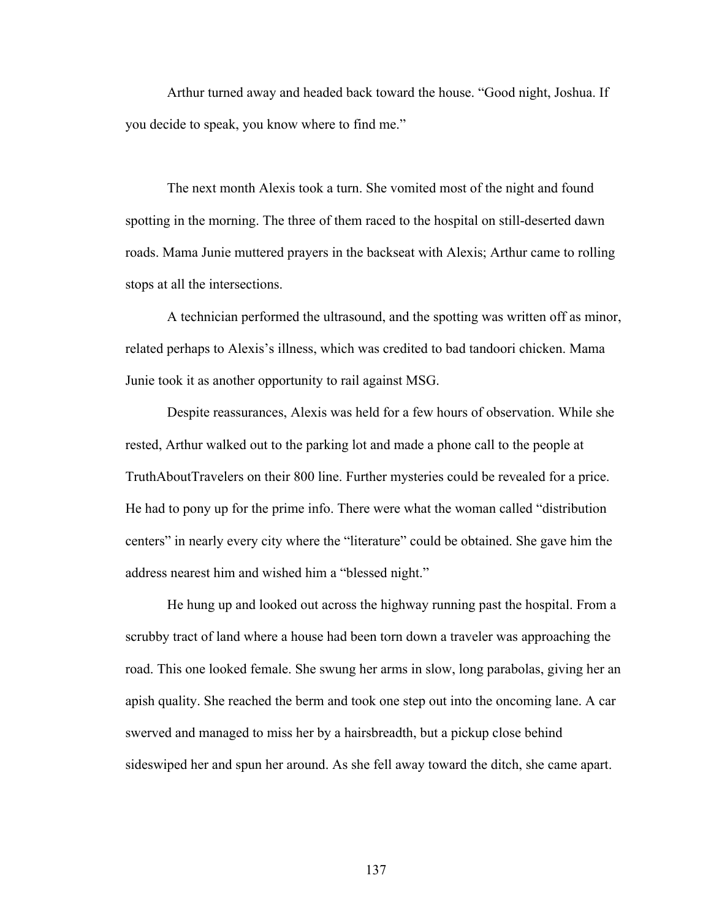Arthur turned away and headed back toward the house. "Good night, Joshua. If you decide to speak, you know where to find me."

The next month Alexis took a turn. She vomited most of the night and found spotting in the morning. The three of them raced to the hospital on still-deserted dawn roads. Mama Junie muttered prayers in the backseat with Alexis; Arthur came to rolling stops at all the intersections.

A technician performed the ultrasound, and the spotting was written off as minor, related perhaps to Alexis's illness, which was credited to bad tandoori chicken. Mama Junie took it as another opportunity to rail against MSG.

Despite reassurances, Alexis was held for a few hours of observation. While she rested, Arthur walked out to the parking lot and made a phone call to the people at TruthAboutTravelers on their 800 line. Further mysteries could be revealed for a price. He had to pony up for the prime info. There were what the woman called "distribution centers" in nearly every city where the "literature" could be obtained. She gave him the address nearest him and wished him a "blessed night."

He hung up and looked out across the highway running past the hospital. From a scrubby tract of land where a house had been torn down a traveler was approaching the road. This one looked female. She swung her arms in slow, long parabolas, giving her an apish quality. She reached the berm and took one step out into the oncoming lane. A car swerved and managed to miss her by a hairsbreadth, but a pickup close behind sideswiped her and spun her around. As she fell away toward the ditch, she came apart.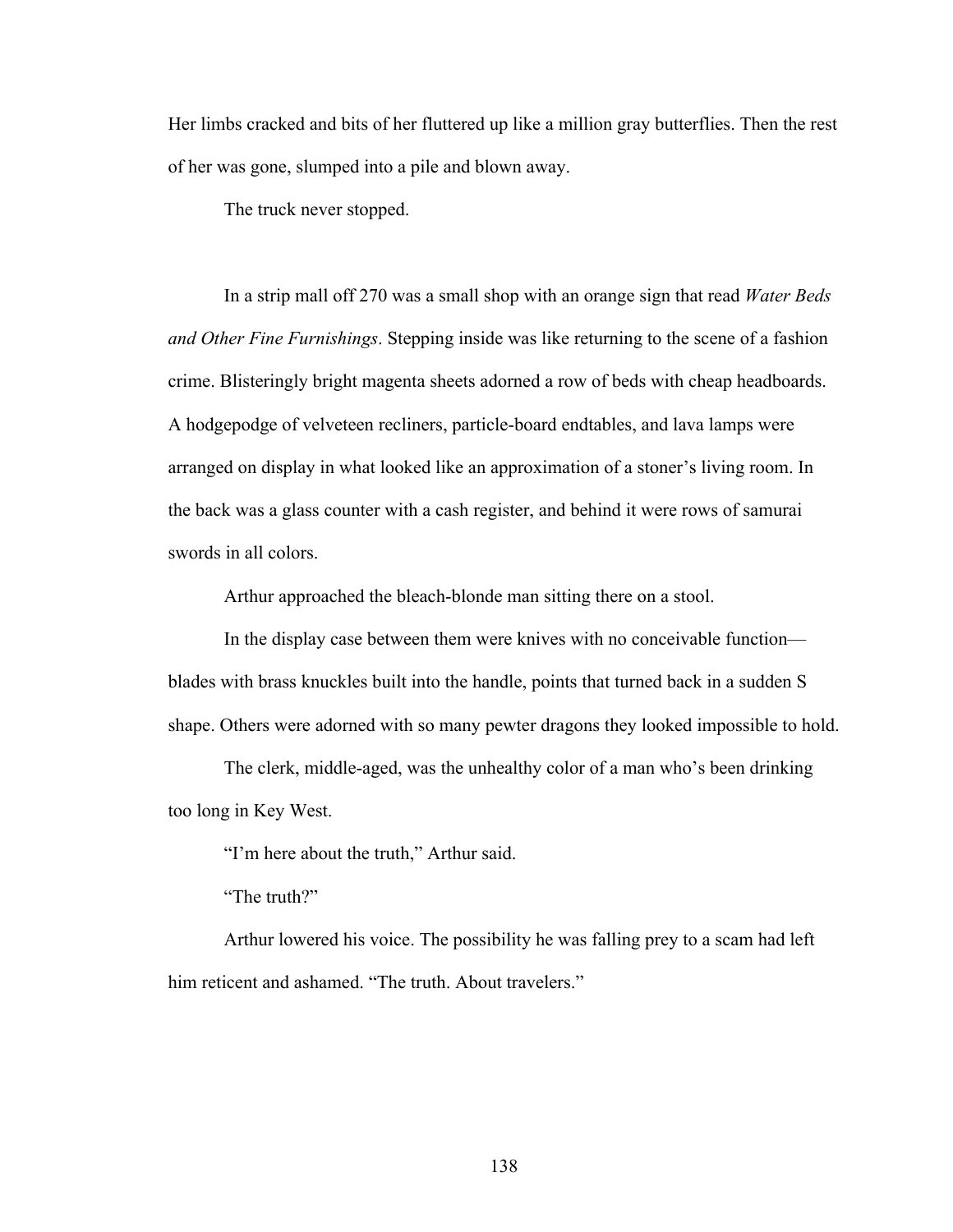Her limbs cracked and bits of her fluttered up like a million gray butterflies. Then the rest of her was gone, slumped into a pile and blown away.

The truck never stopped.

In a strip mall off 270 was a small shop with an orange sign that read *Water Beds and Other Fine Furnishings*. Stepping inside was like returning to the scene of a fashion crime. Blisteringly bright magenta sheets adorned a row of beds with cheap headboards. A hodgepodge of velveteen recliners, particle-board endtables, and lava lamps were arranged on display in what looked like an approximation of a stoner's living room. In the back was a glass counter with a cash register, and behind it were rows of samurai swords in all colors.

Arthur approached the bleach-blonde man sitting there on a stool.

In the display case between them were knives with no conceivable function—blades with brass knuckles built into the handle, points that turned back in a sudden S shape. Others were adorned with so many pewter dragons they looked impossible to hold.

The clerk, middle-aged, was the unhealthy color of a man who's been drinking too long in Key West.

"I'm here about the truth," Arthur said.

"The truth?"

Arthur lowered his voice. The possibility he was falling prey to a scam had left him reticent and ashamed. "The truth. About travelers."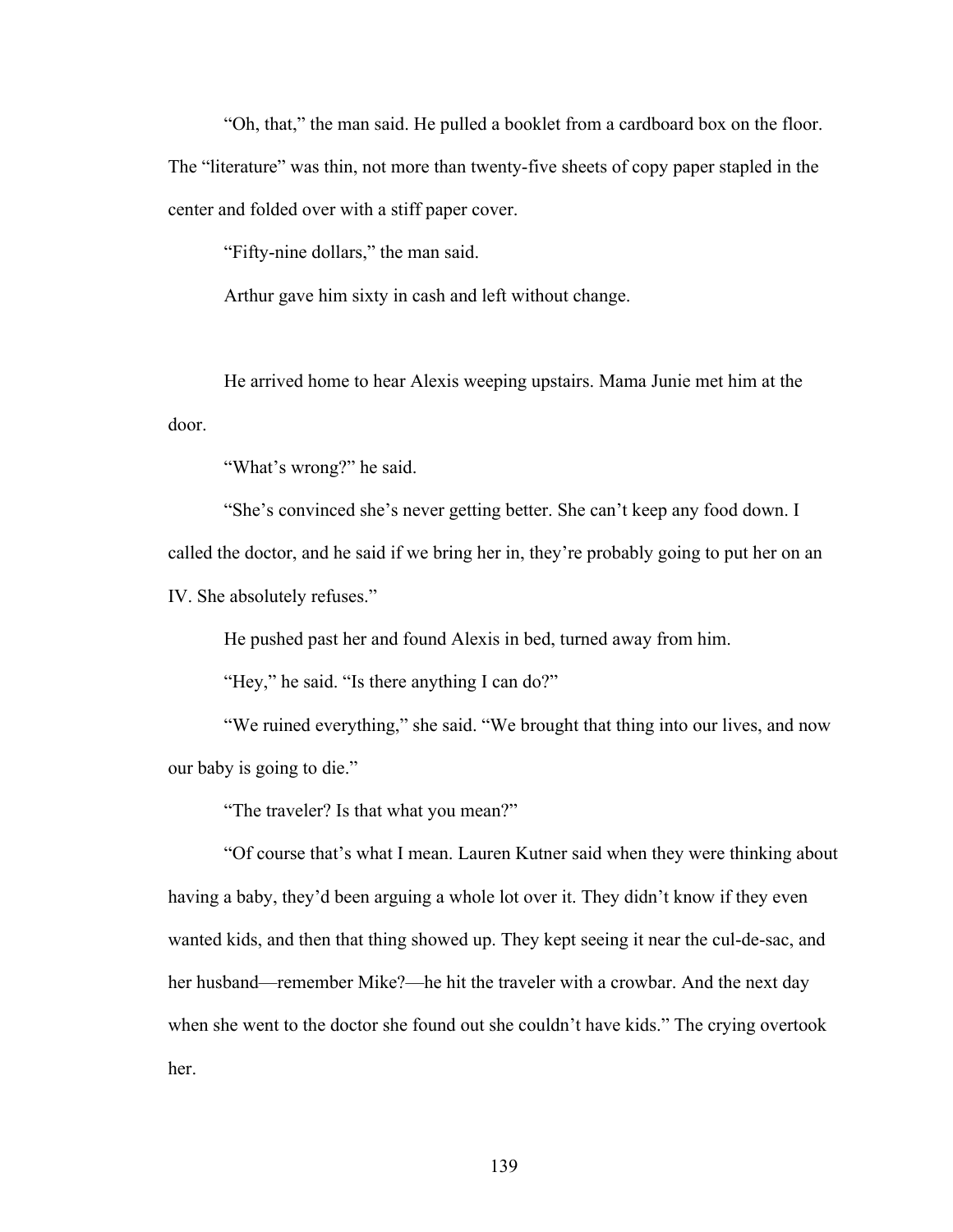"Oh, that," the man said. He pulled a booklet from a cardboard box on the floor. The "literature" was thin, not more than twenty-five sheets of copy paper stapled in the center and folded over with a stiff paper cover.

"Fifty-nine dollars," the man said.

Arthur gave him sixty in cash and left without change.

He arrived home to hear Alexis weeping upstairs. Mama Junie met him at the door.

"What's wrong?" he said.

"She's convinced she's never getting better. She can't keep any food down. I called the doctor, and he said if we bring her in, they're probably going to put her on an IV. She absolutely refuses."

He pushed past her and found Alexis in bed, turned away from him.

"Hey," he said. "Is there anything I can do?"

"We ruined everything," she said. "We brought that thing into our lives, and now our baby is going to die."

"The traveler? Is that what you mean?"

"Of course that's what I mean. Lauren Kutner said when they were thinking about having a baby, they'd been arguing a whole lot over it. They didn't know if they even wanted kids, and then that thing showed up. They kept seeing it near the cul-de-sac, and her husband—remember Mike?—he hit the traveler with a crowbar. And the next day when she went to the doctor she found out she couldn't have kids." The crying overtook her.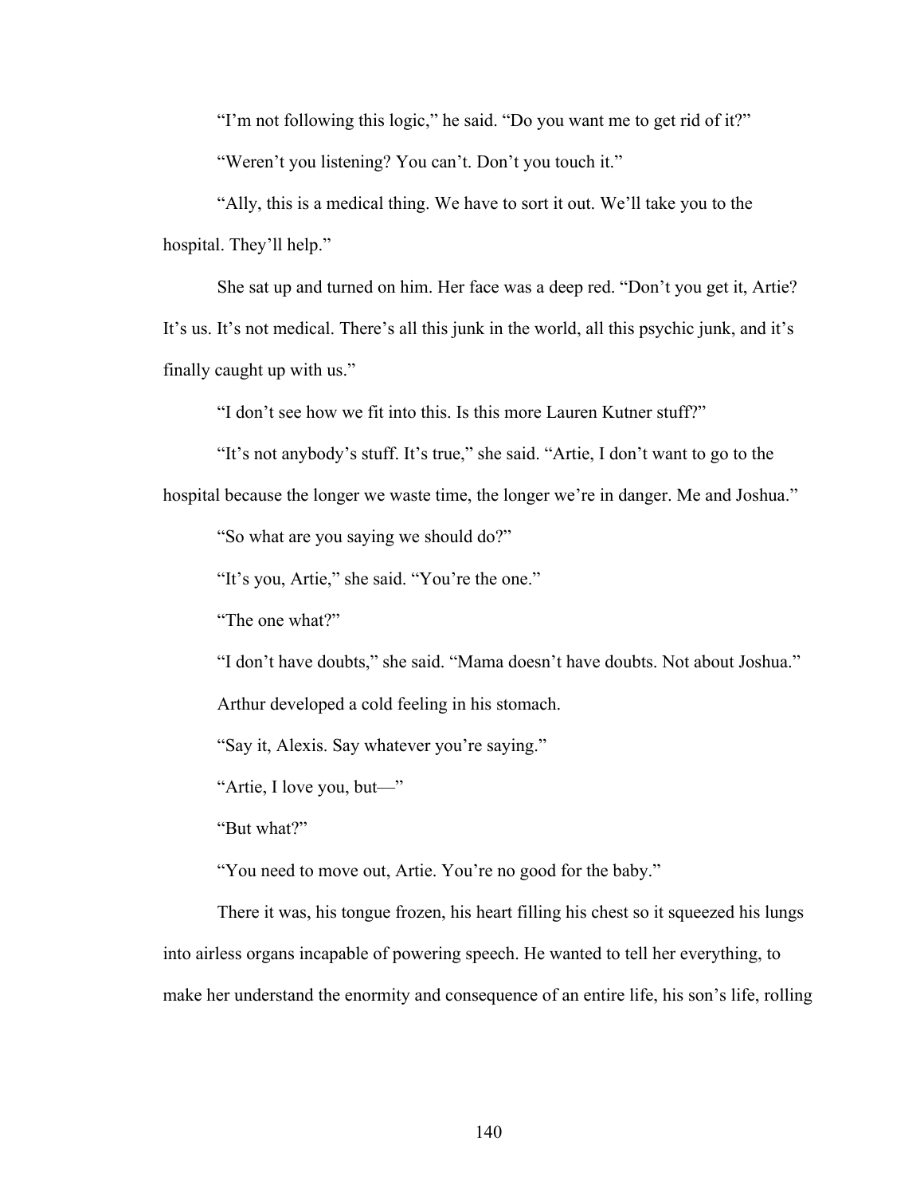“I’m not following this logic,” he said. “Do you want me to get rid of it?”

“Weren’t you listening? You can’t. Don’t you touch it.”

“Ally, this is a medical thing. We have to sort it out. We’ll take you to the hospital. They’ll help.”

She sat up and turned on him. Her face was a deep red. “Don’t you get it, Artie? It’s us. It’s not medical. There’s all this junk in the world, all this psychic junk, and it’s finally caught up with us.”

“I don’t see how we fit into this. Is this more Lauren Kutner stuff?”

“It’s not anybody’s stuff. It’s true,” she said. “Artie, I don’t want to go to the hospital because the longer we waste time, the longer we’re in danger. Me and Joshua.”

“So what are you saying we should do?”

“It’s you, Artie,” she said. “You’re the one.”

“The one what?”

“I don’t have doubts,” she said. “Mama doesn’t have doubts. Not about Joshua.”

Arthur developed a cold feeling in his stomach.

“Say it, Alexis. Say whatever you’re saying.”

“Artie, I love you, but—”

“But what?”

“You need to move out, Artie. You’re no good for the baby.”

There it was, his tongue frozen, his heart filling his chest so it squeezed his lungs into airless organs incapable of powering speech. He wanted to tell her everything, to make her understand the enormity and consequence of an entire life, his son’s life, rolling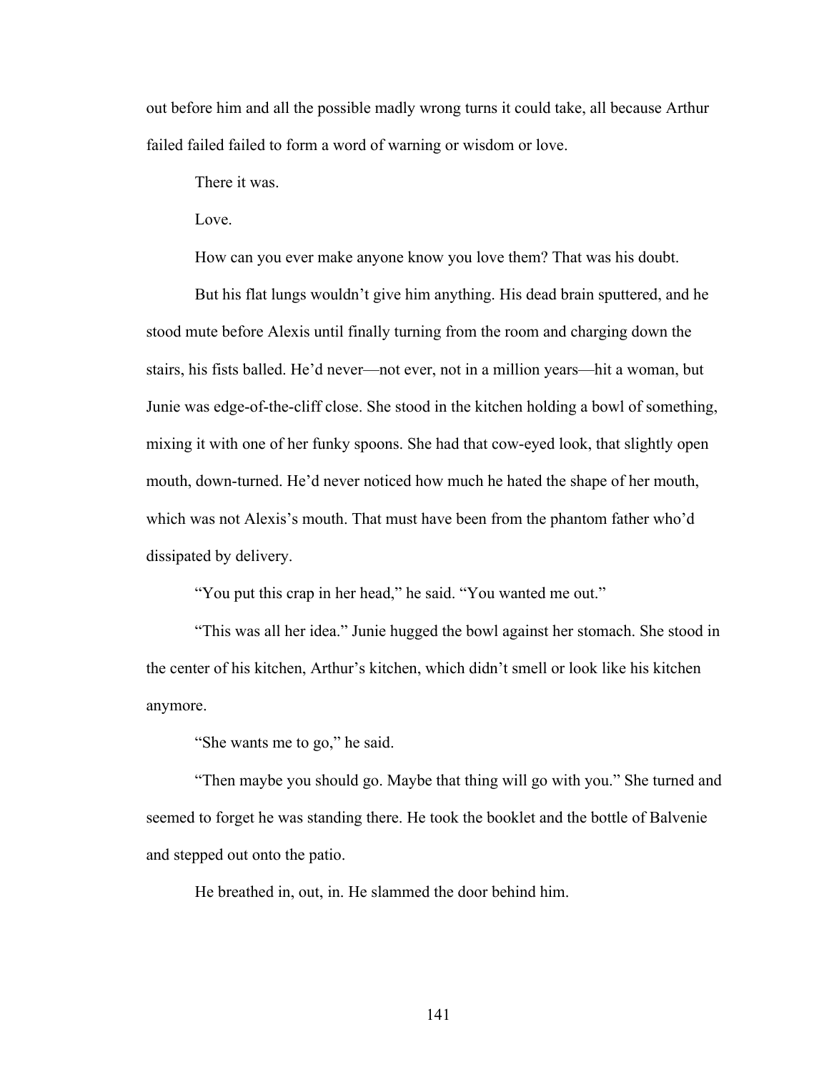out before him and all the possible madly wrong turns it could take, all because Arthur failed failed failed to form a word of warning or wisdom or love.

There it was.

Love.

How can you ever make anyone know you love them? That was his doubt.

But his flat lungs wouldn't give him anything. His dead brain sputtered, and he stood mute before Alexis until finally turning from the room and charging down the stairs, his fists balled. He'd never—not ever, not in a million years—hit a woman, but Junie was edge-of-the-cliff close. She stood in the kitchen holding a bowl of something, mixing it with one of her funky spoons. She had that cow-eyed look, that slightly open mouth, down-turned. He'd never noticed how much he hated the shape of her mouth, which was not Alexis's mouth. That must have been from the phantom father who'd dissipated by delivery.

"You put this crap in her head," he said. "You wanted me out."

"This was all her idea." Junie hugged the bowl against her stomach. She stood in the center of his kitchen, Arthur's kitchen, which didn't smell or look like his kitchen anymore.

"She wants me to go," he said.

"Then maybe you should go. Maybe that thing will go with you." She turned and seemed to forget he was standing there. He took the booklet and the bottle of Balvenie and stepped out onto the patio.

He breathed in, out, in. He slammed the door behind him.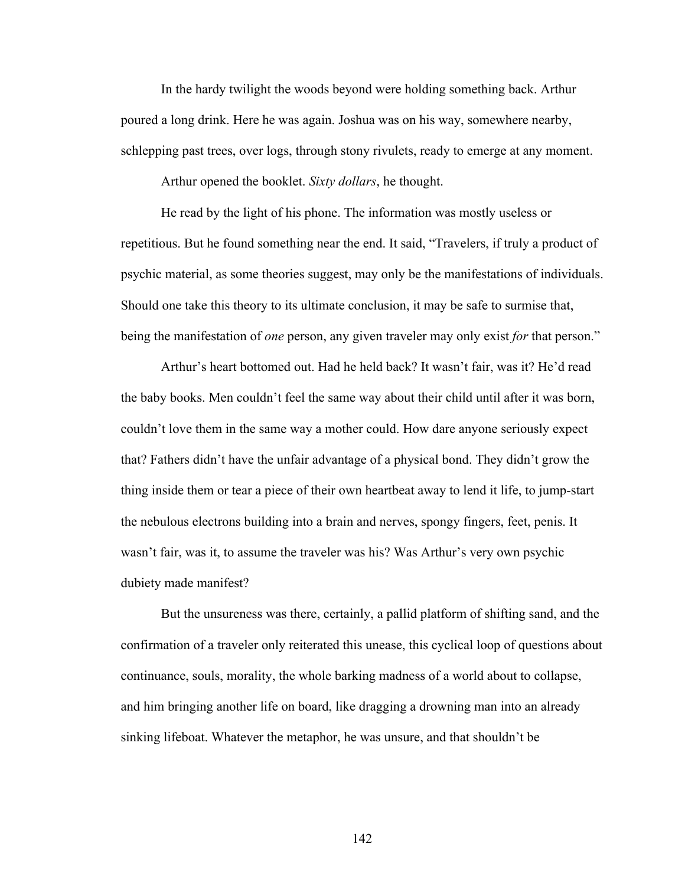In the hardy twilight the woods beyond were holding something back. Arthur poured a long drink. Here he was again. Joshua was on his way, somewhere nearby, schlepping past trees, over logs, through stony rivulets, ready to emerge at any moment.

Arthur opened the booklet. *Sixty dollars*, he thought.

He read by the light of his phone. The information was mostly useless or repetitious. But he found something near the end. It said, "Travelers, if truly a product of psychic material, as some theories suggest, may only be the manifestations of individuals. Should one take this theory to its ultimate conclusion, it may be safe to surmise that, being the manifestation of *one* person, any given traveler may only exist *for* that person."

Arthur's heart bottomed out. Had he held back? It wasn't fair, was it? He'd read the baby books. Men couldn't feel the same way about their child until after it was born, couldn't love them in the same way a mother could. How dare anyone seriously expect that? Fathers didn't have the unfair advantage of a physical bond. They didn't grow the thing inside them or tear a piece of their own heartbeat away to lend it life, to jump-start the nebulous electrons building into a brain and nerves, spongy fingers, feet, penis. It wasn't fair, was it, to assume the traveler was his? Was Arthur's very own psychic dubiety made manifest?

But the unsureness was there, certainly, a pallid platform of shifting sand, and the confirmation of a traveler only reiterated this unease, this cyclical loop of questions about continuance, souls, morality, the whole barking madness of a world about to collapse, and him bringing another life on board, like dragging a drowning man into an already sinking lifeboat. Whatever the metaphor, he was unsure, and that shouldn't be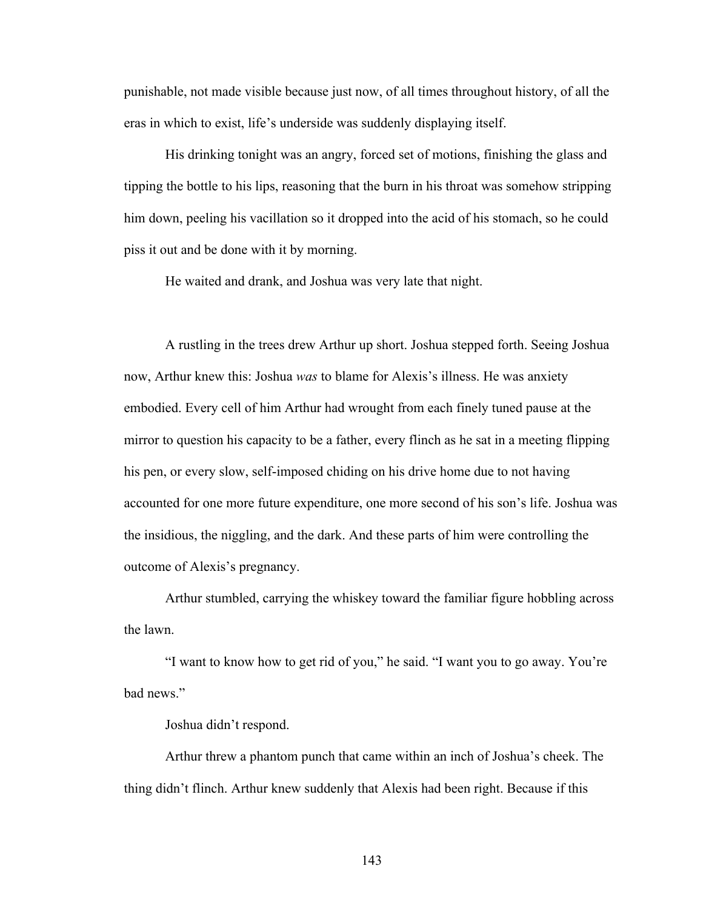punishable, not made visible because just now, of all times throughout history, of all the eras in which to exist, life's underside was suddenly displaying itself.

His drinking tonight was an angry, forced set of motions, finishing the glass and tipping the bottle to his lips, reasoning that the burn in his throat was somehow stripping him down, peeling his vacillation so it dropped into the acid of his stomach, so he could piss it out and be done with it by morning.

He waited and drank, and Joshua was very late that night.

A rustling in the trees drew Arthur up short. Joshua stepped forth. Seeing Joshua now, Arthur knew this: Joshua *was* to blame for Alexis's illness. He was anxiety embodied. Every cell of him Arthur had wrought from each finely tuned pause at the mirror to question his capacity to be a father, every flinch as he sat in a meeting flipping his pen, or every slow, self-imposed chiding on his drive home due to not having accounted for one more future expenditure, one more second of his son's life. Joshua was the insidious, the niggling, and the dark. And these parts of him were controlling the outcome of Alexis's pregnancy.

Arthur stumbled, carrying the whiskey toward the familiar figure hobbling across the lawn.

"I want to know how to get rid of you," he said. "I want you to go away. You're bad news."

Joshua didn't respond.

Arthur threw a phantom punch that came within an inch of Joshua's cheek. The thing didn't flinch. Arthur knew suddenly that Alexis had been right. Because if this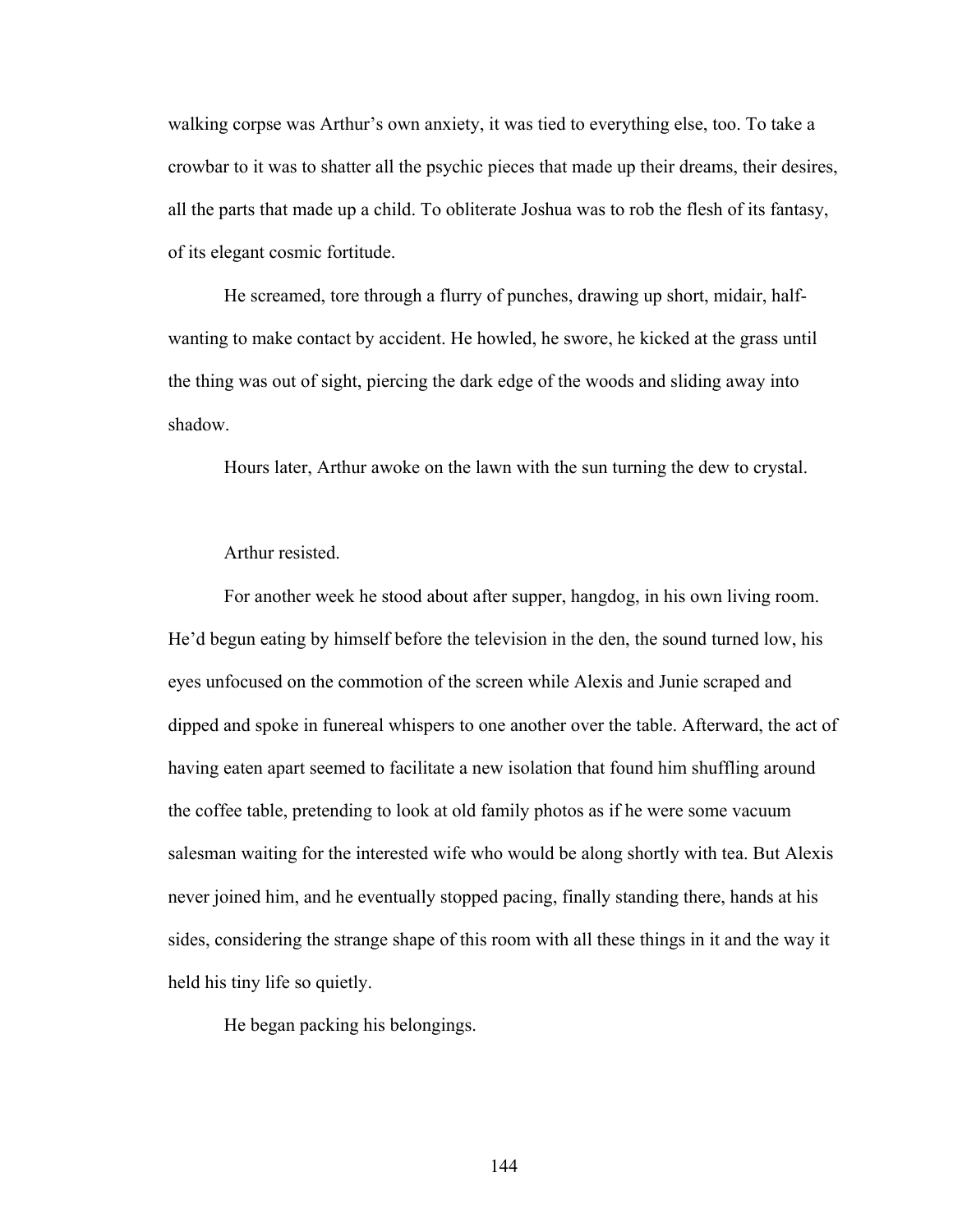walking corpse was Arthur's own anxiety, it was tied to everything else, too. To take a crowbar to it was to shatter all the psychic pieces that made up their dreams, their desires, all the parts that made up a child. To obliterate Joshua was to rob the flesh of its fantasy, of its elegant cosmic fortitude.

He screamed, tore through a flurry of punches, drawing up short, midair, half-wanting to make contact by accident. He howled, he swore, he kicked at the grass until the thing was out of sight, piercing the dark edge of the woods and sliding away into shadow.

Hours later, Arthur awoke on the lawn with the sun turning the dew to crystal.

Arthur resisted.

For another week he stood about after supper, hangdog, in his own living room. He'd begun eating by himself before the television in the den, the sound turned low, his eyes unfocused on the commotion of the screen while Alexis and Junie scraped and dipped and spoke in funereal whispers to one another over the table. Afterward, the act of having eaten apart seemed to facilitate a new isolation that found him shuffling around the coffee table, pretending to look at old family photos as if he were some vacuum salesman waiting for the interested wife who would be along shortly with tea. But Alexis never joined him, and he eventually stopped pacing, finally standing there, hands at his sides, considering the strange shape of this room with all these things in it and the way it held his tiny life so quietly.

He began packing his belongings.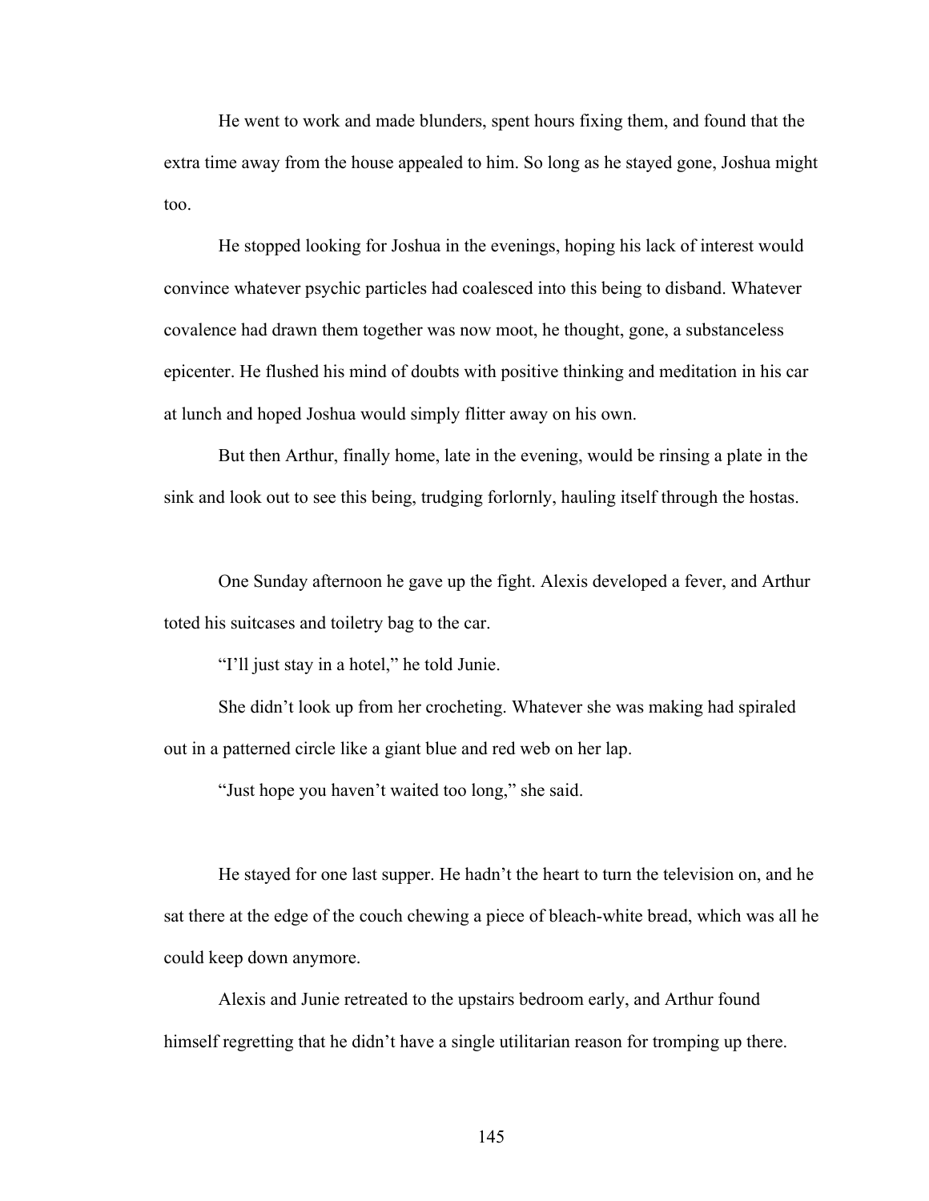He went to work and made blunders, spent hours fixing them, and found that the extra time away from the house appealed to him. So long as he stayed gone, Joshua might too.

He stopped looking for Joshua in the evenings, hoping his lack of interest would convince whatever psychic particles had coalesced into this being to disband. Whatever covalence had drawn them together was now moot, he thought, gone, a substanceless epicenter. He flushed his mind of doubts with positive thinking and meditation in his car at lunch and hoped Joshua would simply flitter away on his own.

But then Arthur, finally home, late in the evening, would be rinsing a plate in the sink and look out to see this being, trudging forlornly, hauling itself through the hostas.

One Sunday afternoon he gave up the fight. Alexis developed a fever, and Arthur toted his suitcases and toiletry bag to the car.

"I'll just stay in a hotel," he told Junie.

She didn't look up from her crocheting. Whatever she was making had spiraled out in a patterned circle like a giant blue and red web on her lap.

"Just hope you haven't waited too long," she said.

He stayed for one last supper. He hadn't the heart to turn the television on, and he sat there at the edge of the couch chewing a piece of bleach-white bread, which was all he could keep down anymore.

Alexis and Junie retreated to the upstairs bedroom early, and Arthur found himself regretting that he didn't have a single utilitarian reason for tromping up there.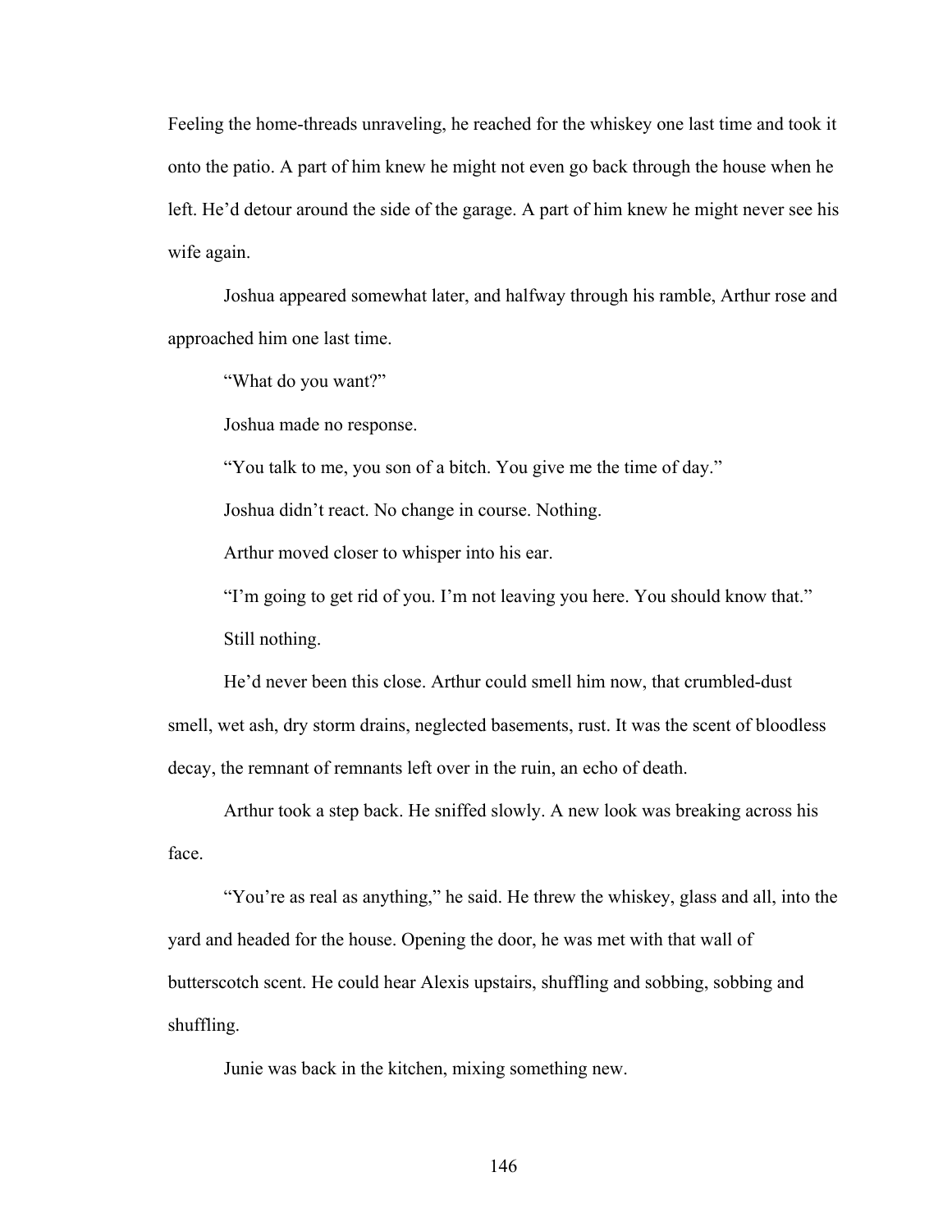Feeling the home-threads unraveling, he reached for the whiskey one last time and took it onto the patio. A part of him knew he might not even go back through the house when he left. He'd detour around the side of the garage. A part of him knew he might never see his wife again.

Joshua appeared somewhat later, and halfway through his ramble, Arthur rose and approached him one last time.

"What do you want?"

Joshua made no response.

"You talk to me, you son of a bitch. You give me the time of day."

Joshua didn't react. No change in course. Nothing.

Arthur moved closer to whisper into his ear.

"I'm going to get rid of you. I'm not leaving you here. You should know that."

Still nothing.

He'd never been this close. Arthur could smell him now, that crumbled-dust smell, wet ash, dry storm drains, neglected basements, rust. It was the scent of bloodless decay, the remnant of remnants left over in the ruin, an echo of death.

Arthur took a step back. He sniffed slowly. A new look was breaking across his face.

"You're as real as anything," he said. He threw the whiskey, glass and all, into the yard and headed for the house. Opening the door, he was met with that wall of butterscotch scent. He could hear Alexis upstairs, shuffling and sobbing, sobbing and shuffling.

Junie was back in the kitchen, mixing something new.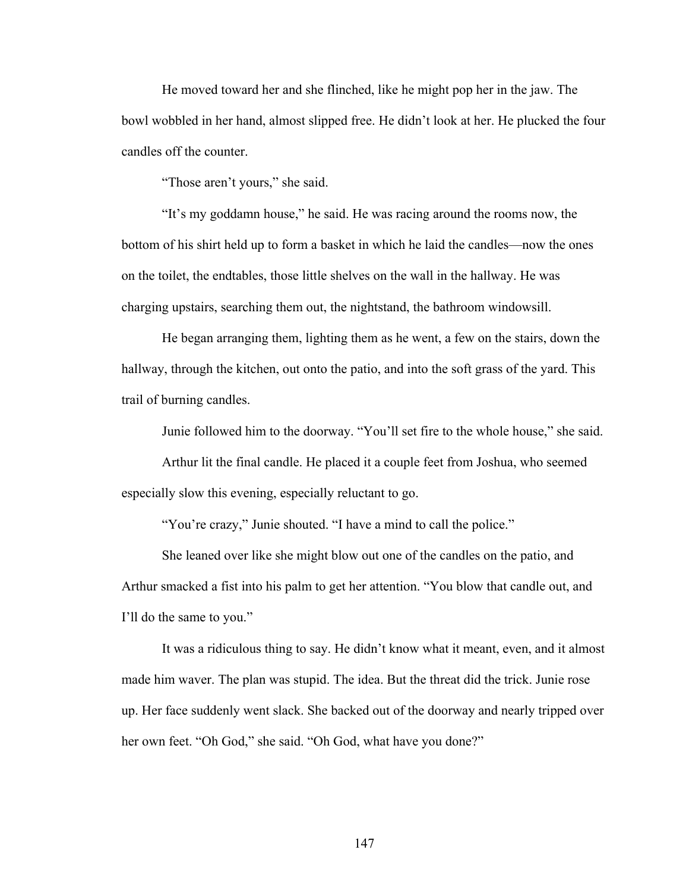He moved toward her and she flinched, like he might pop her in the jaw. The bowl wobbled in her hand, almost slipped free. He didn't look at her. He plucked the four candles off the counter.

"Those aren't yours," she said.

"It's my goddamn house," he said. He was racing around the rooms now, the bottom of his shirt held up to form a basket in which he laid the candles—now the ones on the toilet, the endtables, those little shelves on the wall in the hallway. He was charging upstairs, searching them out, the nightstand, the bathroom windowsill.

He began arranging them, lighting them as he went, a few on the stairs, down the hallway, through the kitchen, out onto the patio, and into the soft grass of the yard. This trail of burning candles.

Junie followed him to the doorway. "You'll set fire to the whole house," she said.

Arthur lit the final candle. He placed it a couple feet from Joshua, who seemed especially slow this evening, especially reluctant to go.

"You're crazy," Junie shouted. "I have a mind to call the police."

She leaned over like she might blow out one of the candles on the patio, and Arthur smacked a fist into his palm to get her attention. "You blow that candle out, and I'll do the same to you."

It was a ridiculous thing to say. He didn't know what it meant, even, and it almost made him waver. The plan was stupid. The idea. But the threat did the trick. Junie rose up. Her face suddenly went slack. She backed out of the doorway and nearly tripped over her own feet. "Oh God," she said. "Oh God, what have you done?"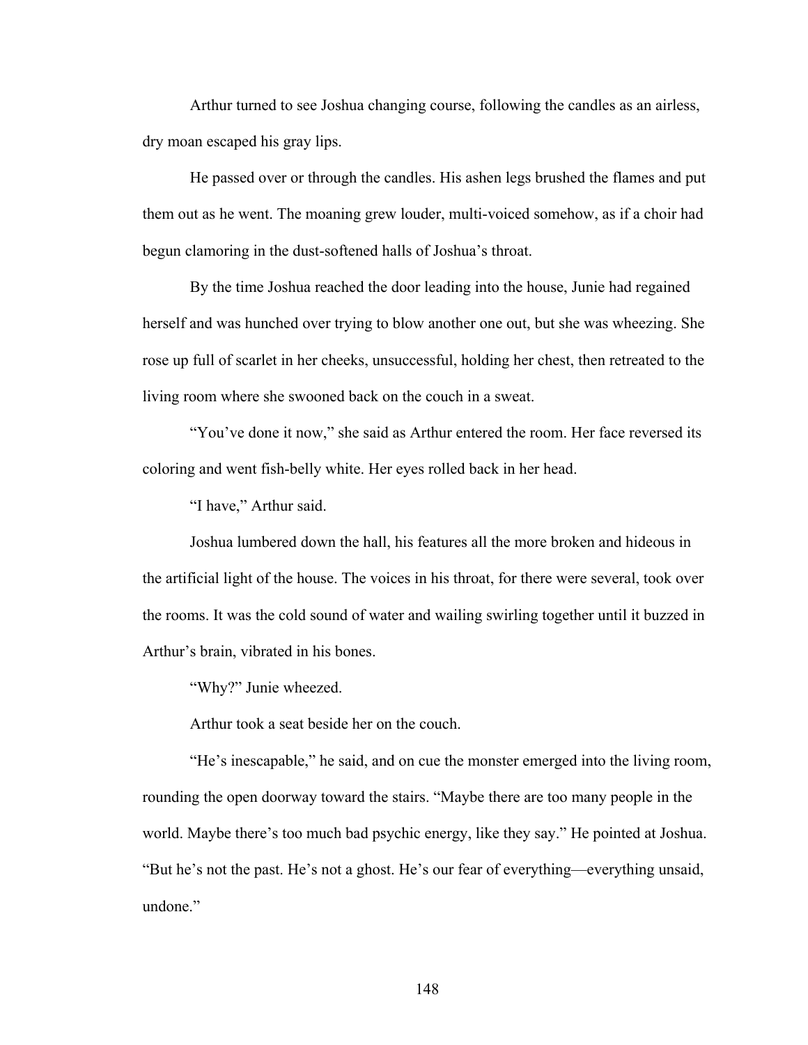Arthur turned to see Joshua changing course, following the candles as an airless, dry moan escaped his gray lips.

He passed over or through the candles. His ashen legs brushed the flames and put them out as he went. The moaning grew louder, multi-voiced somehow, as if a choir had begun clamoring in the dust-softened halls of Joshua's throat.

By the time Joshua reached the door leading into the house, Junie had regained herself and was hunched over trying to blow another one out, but she was wheezing. She rose up full of scarlet in her cheeks, unsuccessful, holding her chest, then retreated to the living room where she swooned back on the couch in a sweat.

"You've done it now," she said as Arthur entered the room. Her face reversed its coloring and went fish-belly white. Her eyes rolled back in her head.

"I have," Arthur said.

Joshua lumbered down the hall, his features all the more broken and hideous in the artificial light of the house. The voices in his throat, for there were several, took over the rooms. It was the cold sound of water and wailing swirling together until it buzzed in Arthur's brain, vibrated in his bones.

"Why?" Junie wheezed.

Arthur took a seat beside her on the couch.

"He's inescapable," he said, and on cue the monster emerged into the living room, rounding the open doorway toward the stairs. "Maybe there are too many people in the world. Maybe there's too much bad psychic energy, like they say." He pointed at Joshua. "But he's not the past. He's not a ghost. He's our fear of everything—everything unsaid, undone."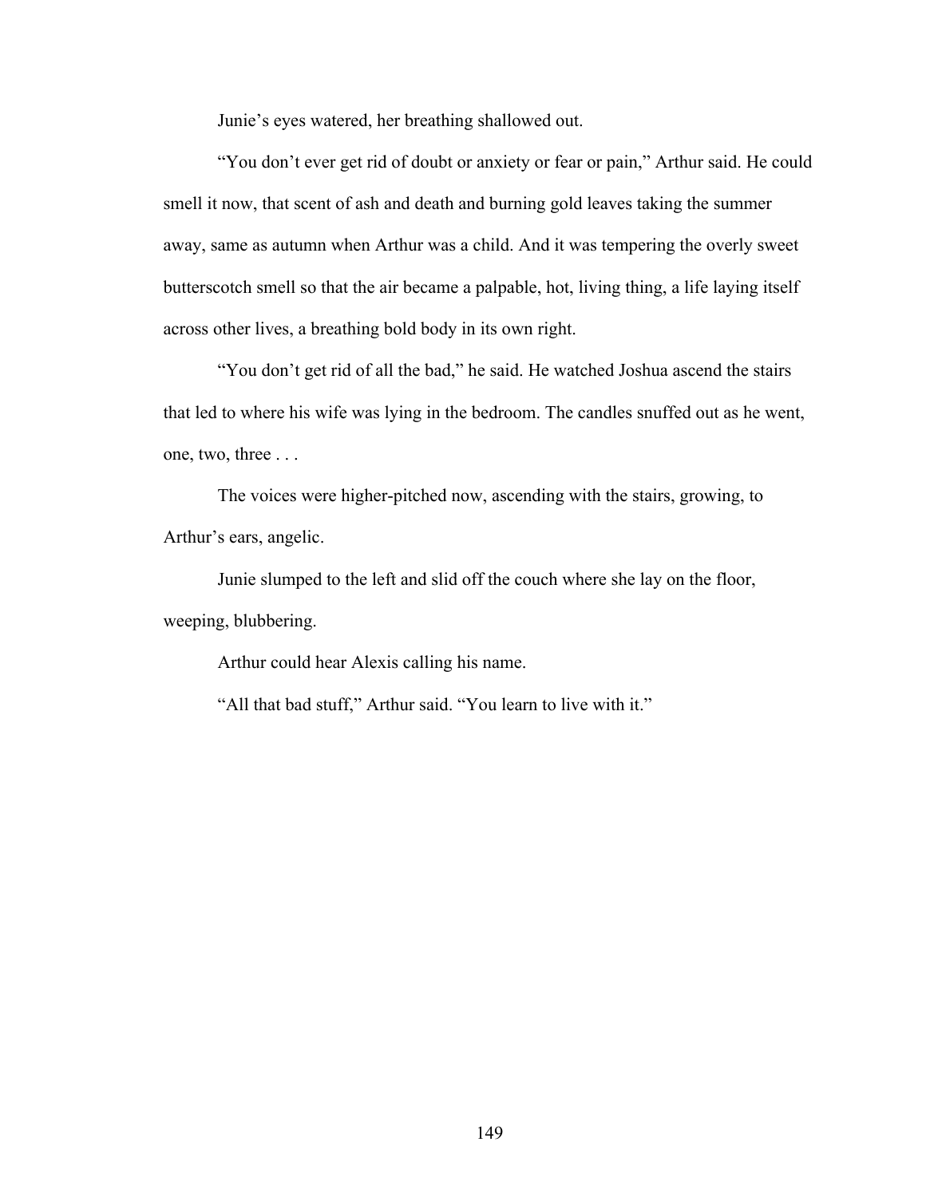Junie's eyes watered, her breathing shallowed out.

"You don't ever get rid of doubt or anxiety or fear or pain," Arthur said. He could smell it now, that scent of ash and death and burning gold leaves taking the summer away, same as autumn when Arthur was a child. And it was tempering the overly sweet butterscotch smell so that the air became a palpable, hot, living thing, a life laying itself across other lives, a breathing bold body in its own right.

"You don't get rid of all the bad," he said. He watched Joshua ascend the stairs that led to where his wife was lying in the bedroom. The candles snuffed out as he went, one, two, three . . .

The voices were higher-pitched now, ascending with the stairs, growing, to Arthur's ears, angelic.

Junie slumped to the left and slid off the couch where she lay on the floor, weeping, blubbering.

Arthur could hear Alexis calling his name.

"All that bad stuff," Arthur said. "You learn to live with it."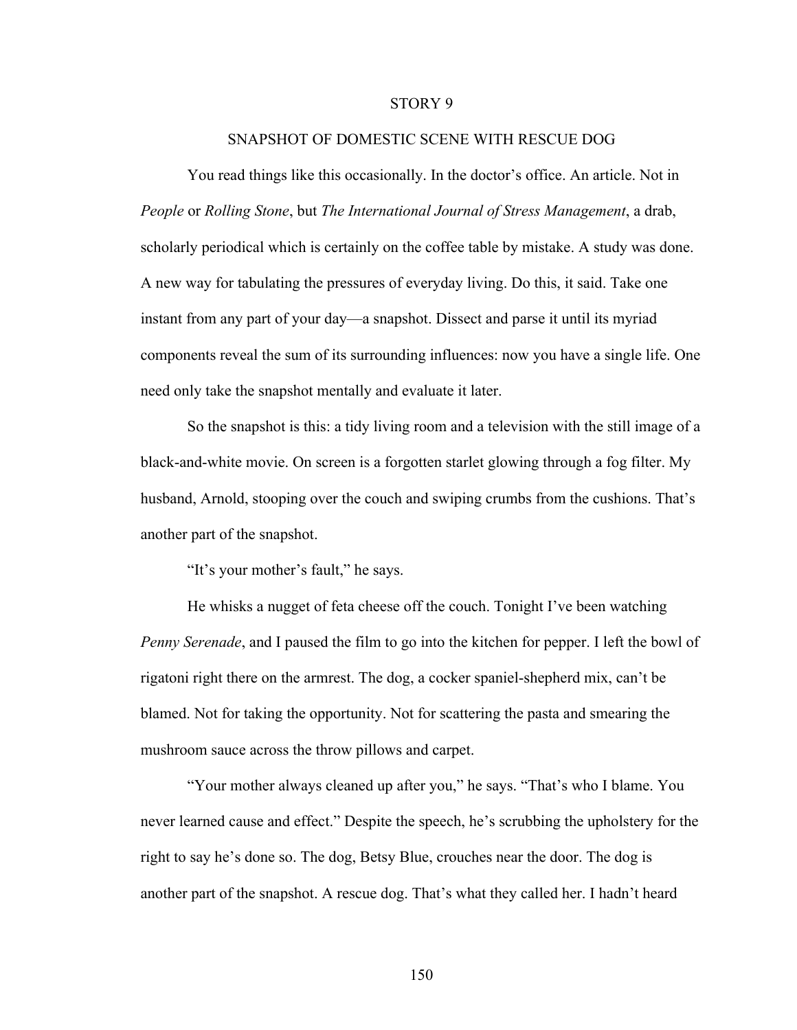# STORY 9

## SNAPSHOT OF DOMESTIC SCENE WITH RESCUE DOG

You read things like this occasionally. In the doctor's office. An article. Not in *People* or *Rolling Stone*, but *The International Journal of Stress Management*, a drab, scholarly periodical which is certainly on the coffee table by mistake. A study was done. A new way for tabulating the pressures of everyday living. Do this, it said. Take one instant from any part of your day—a snapshot. Dissect and parse it until its myriad components reveal the sum of its surrounding influences: now you have a single life. One need only take the snapshot mentally and evaluate it later.

So the snapshot is this: a tidy living room and a television with the still image of a black-and-white movie. On screen is a forgotten starlet glowing through a fog filter. My husband, Arnold, stooping over the couch and swiping crumbs from the cushions. That's another part of the snapshot.

"It's your mother's fault," he says.

He whisks a nugget of feta cheese off the couch. Tonight I've been watching *Penny Serenade*, and I paused the film to go into the kitchen for pepper. I left the bowl of rigatoni right there on the armrest. The dog, a cocker spaniel-shepherd mix, can't be blamed. Not for taking the opportunity. Not for scattering the pasta and smearing the mushroom sauce across the throw pillows and carpet.

"Your mother always cleaned up after you," he says. "That's who I blame. You never learned cause and effect." Despite the speech, he's scrubbing the upholstery for the right to say he's done so. The dog, Betsy Blue, crouches near the door. The dog is another part of the snapshot. A rescue dog. That's what they called her. I hadn't heard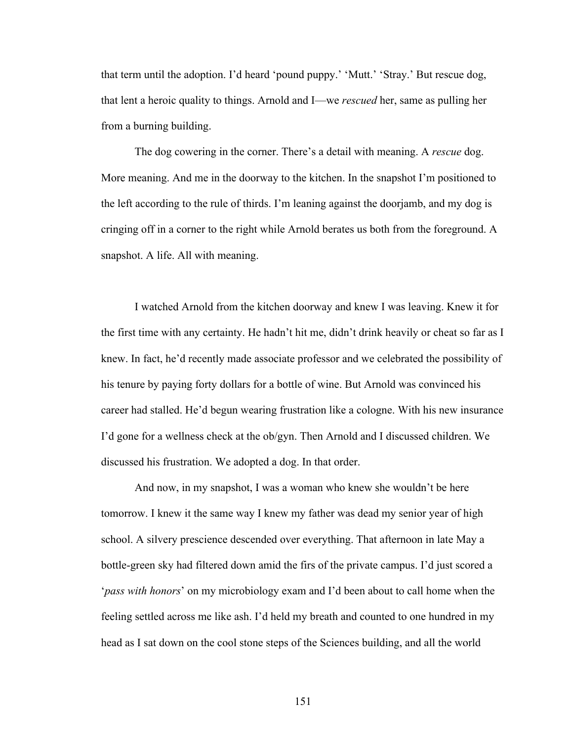that term until the adoption. I'd heard 'pound puppy.' 'Mutt.' 'Stray.' But rescue dog, that lent a heroic quality to things. Arnold and I—we *rescued* her, same as pulling her from a burning building.

The dog cowering in the corner. There's a detail with meaning. A *rescue* dog. More meaning. And me in the doorway to the kitchen. In the snapshot I'm positioned to the left according to the rule of thirds. I'm leaning against the doorjamb, and my dog is cringing off in a corner to the right while Arnold berates us both from the foreground. A snapshot. A life. All with meaning.

I watched Arnold from the kitchen doorway and knew I was leaving. Knew it for the first time with any certainty. He hadn't hit me, didn't drink heavily or cheat so far as I knew. In fact, he'd recently made associate professor and we celebrated the possibility of his tenure by paying forty dollars for a bottle of wine. But Arnold was convinced his career had stalled. He'd begun wearing frustration like a cologne. With his new insurance I'd gone for a wellness check at the ob/gyn. Then Arnold and I discussed children. We discussed his frustration. We adopted a dog. In that order.

And now, in my snapshot, I was a woman who knew she wouldn't be here tomorrow. I knew it the same way I knew my father was dead my senior year of high school. A silvery prescience descended over everything. That afternoon in late May a bottle-green sky had filtered down amid the firs of the private campus. I'd just scored a '*pass with honors*' on my microbiology exam and I'd been about to call home when the feeling settled across me like ash. I'd held my breath and counted to one hundred in my head as I sat down on the cool stone steps of the Sciences building, and all the world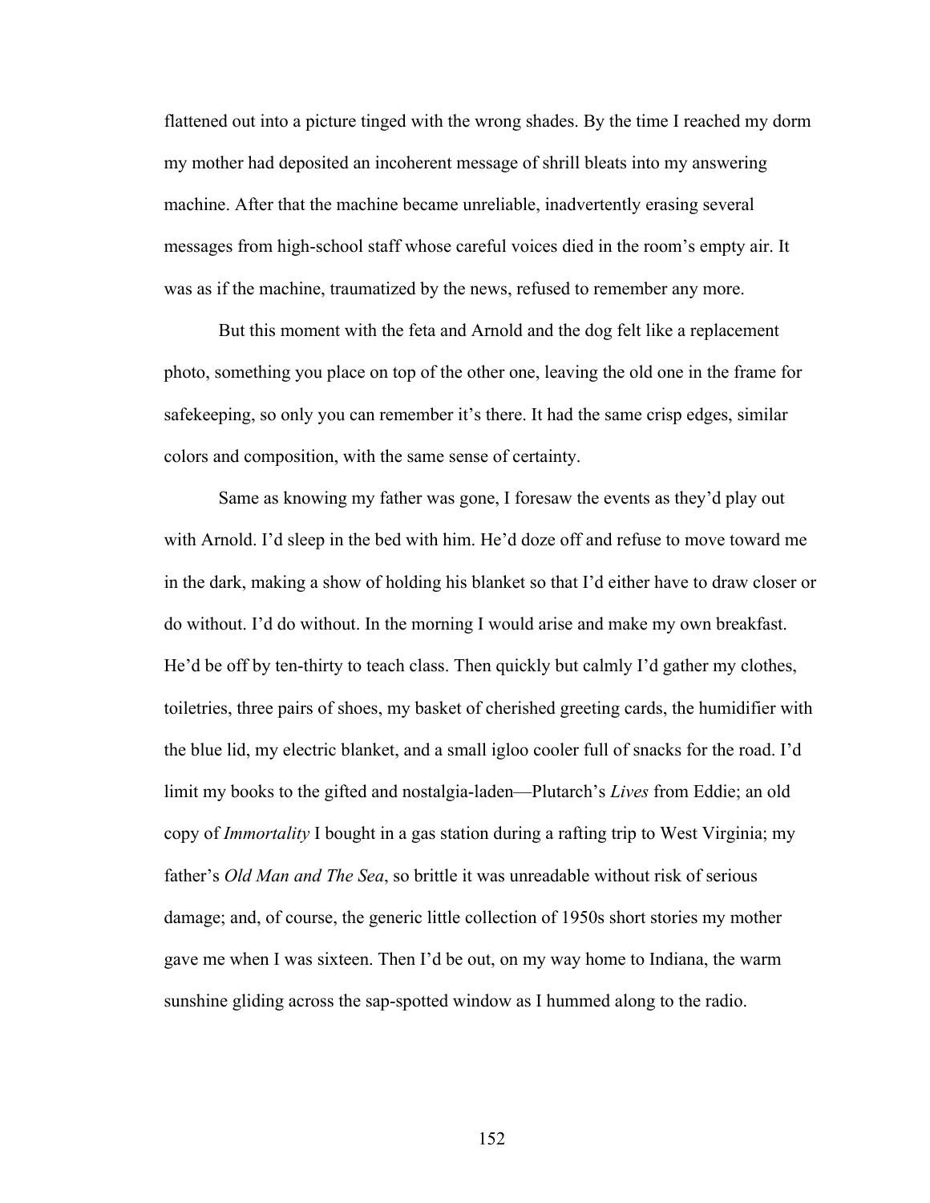flattened out into a picture tinged with the wrong shades. By the time I reached my dorm my mother had deposited an incoherent message of shrill bleats into my answering machine. After that the machine became unreliable, inadvertently erasing several messages from high-school staff whose careful voices died in the room's empty air. It was as if the machine, traumatized by the news, refused to remember any more.

But this moment with the feta and Arnold and the dog felt like a replacement photo, something you place on top of the other one, leaving the old one in the frame for safekeeping, so only you can remember it's there. It had the same crisp edges, similar colors and composition, with the same sense of certainty.

Same as knowing my father was gone, I foresaw the events as they'd play out with Arnold. I'd sleep in the bed with him. He'd doze off and refuse to move toward me in the dark, making a show of holding his blanket so that I'd either have to draw closer or do without. I'd do without. In the morning I would arise and make my own breakfast. He'd be off by ten-thirty to teach class. Then quickly but calmly I'd gather my clothes, toiletries, three pairs of shoes, my basket of cherished greeting cards, the humidifier with the blue lid, my electric blanket, and a small igloo cooler full of snacks for the road. I'd limit my books to the gifted and nostalgia-laden—Plutarch's *Lives* from Eddie; an old copy of *Immortality* I bought in a gas station during a rafting trip to West Virginia; my father's *Old Man and The Sea*, so brittle it was unreadable without risk of serious damage; and, of course, the generic little collection of 1950s short stories my mother gave me when I was sixteen. Then I'd be out, on my way home to Indiana, the warm sunshine gliding across the sap-spotted window as I hummed along to the radio.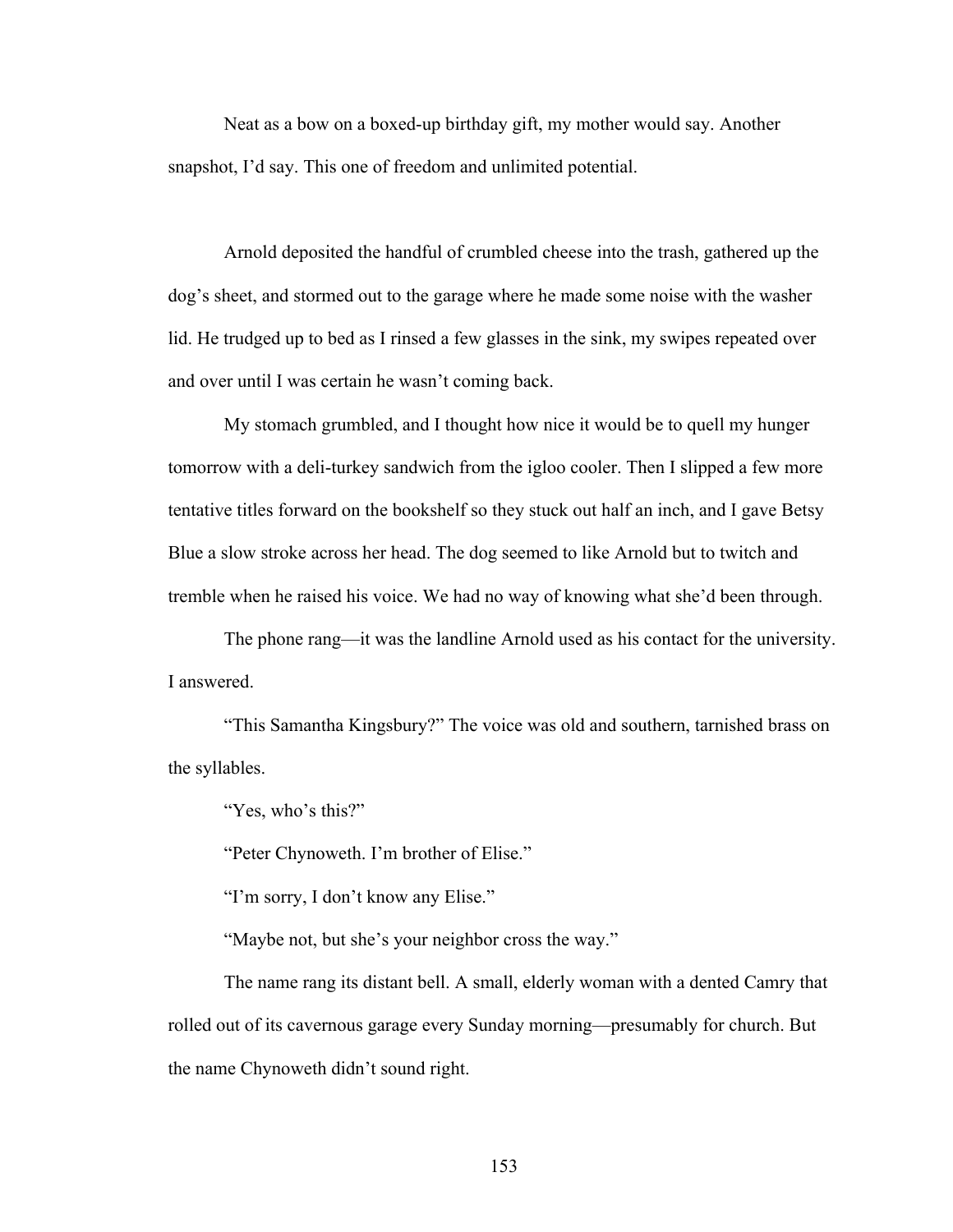Neat as a bow on a boxed-up birthday gift, my mother would say. Another snapshot, I'd say. This one of freedom and unlimited potential.

Arnold deposited the handful of crumbled cheese into the trash, gathered up the dog's sheet, and stormed out to the garage where he made some noise with the washer lid. He trudged up to bed as I rinsed a few glasses in the sink, my swipes repeated over and over until I was certain he wasn't coming back.

My stomach grumbled, and I thought how nice it would be to quell my hunger tomorrow with a deli-turkey sandwich from the igloo cooler. Then I slipped a few more tentative titles forward on the bookshelf so they stuck out half an inch, and I gave Betsy Blue a slow stroke across her head. The dog seemed to like Arnold but to twitch and tremble when he raised his voice. We had no way of knowing what she'd been through.

The phone rang—it was the landline Arnold used as his contact for the university. I answered.

"This Samantha Kingsbury?" The voice was old and southern, tarnished brass on the syllables.

"Yes, who's this?"

"Peter Chynoweth. I'm brother of Elise."

"I'm sorry, I don't know any Elise."

"Maybe not, but she's your neighbor cross the way."

The name rang its distant bell. A small, elderly woman with a dented Camry that rolled out of its cavernous garage every Sunday morning—presumably for church. But the name Chynoweth didn't sound right.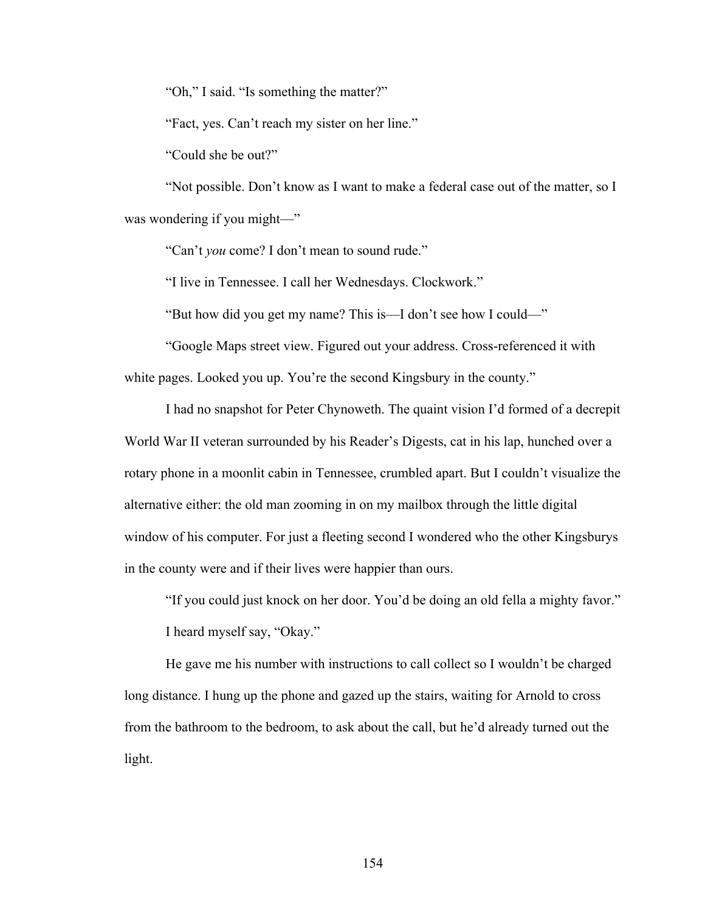"Oh," I said. "Is something the matter?"

"Fact, yes. Can't reach my sister on her line."

"Could she be out?"

"Not possible. Don't know as I want to make a federal case out of the matter, so I was wondering if you might—"

"Can't *you* come? I don't mean to sound rude."

"I live in Tennessee. I call her Wednesdays. Clockwork."

"But how did you get my name? This is—I don't see how I could—"

"Google Maps street view. Figured out your address. Cross-referenced it with white pages. Looked you up. You're the second Kingsbury in the county."

I had no snapshot for Peter Chynoweth. The quaint vision I'd formed of a decrepit World War II veteran surrounded by his Reader's Digests, cat in his lap, hunched over a rotary phone in a moonlit cabin in Tennessee, crumbled apart. But I couldn't visualize the alternative either: the old man zooming in on my mailbox through the little digital window of his computer. For just a fleeting second I wondered who the other Kingsburys in the county were and if their lives were happier than ours.

"If you could just knock on her door. You'd be doing an old fella a mighty favor."

I heard myself say, "Okay."

He gave me his number with instructions to call collect so I wouldn't be charged long distance. I hung up the phone and gazed up the stairs, waiting for Arnold to cross from the bathroom to the bedroom, to ask about the call, but he'd already turned out the light.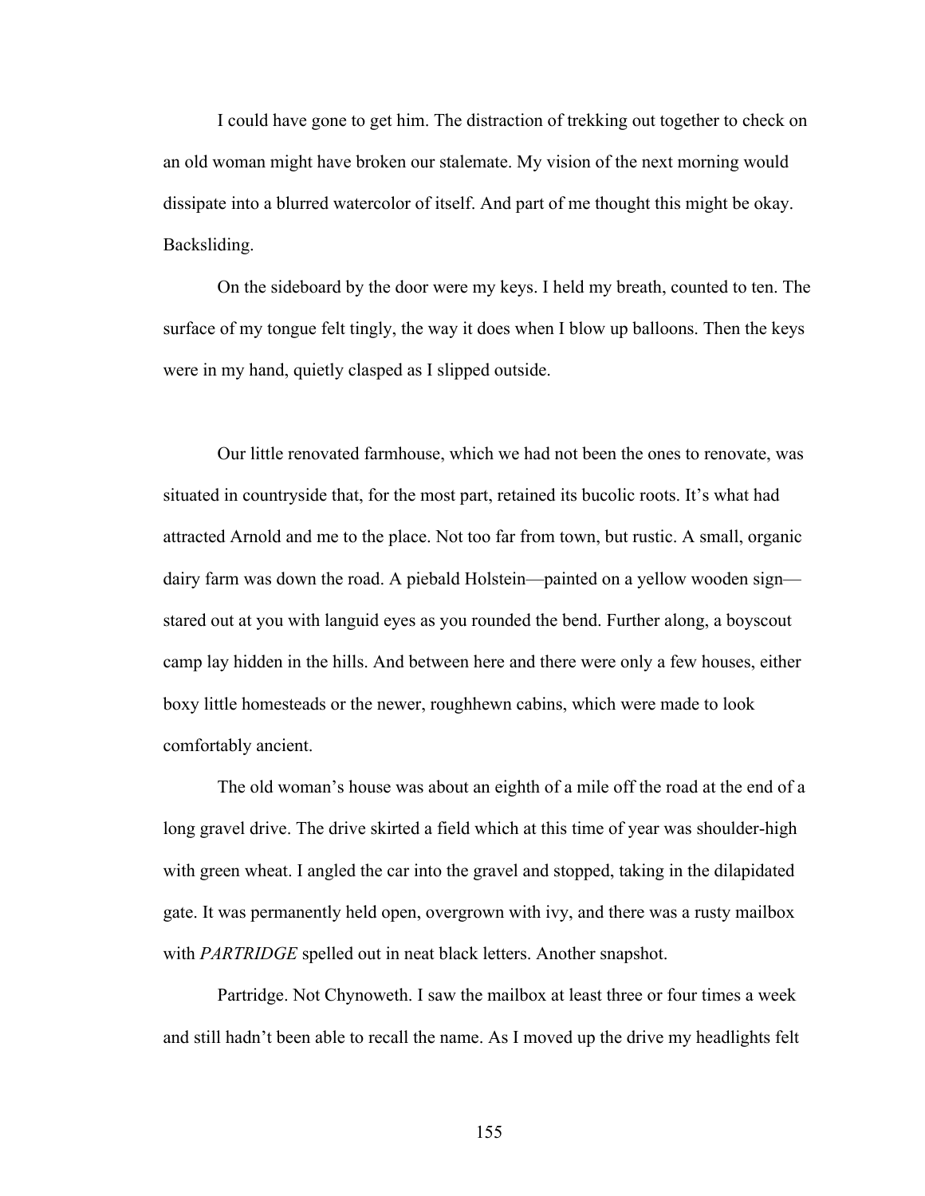I could have gone to get him. The distraction of trekking out together to check on an old woman might have broken our stalemate. My vision of the next morning would dissipate into a blurred watercolor of itself. And part of me thought this might be okay. Backsliding.

On the sideboard by the door were my keys. I held my breath, counted to ten. The surface of my tongue felt tingly, the way it does when I blow up balloons. Then the keys were in my hand, quietly clasped as I slipped outside.

Our little renovated farmhouse, which we had not been the ones to renovate, was situated in countryside that, for the most part, retained its bucolic roots. It's what had attracted Arnold and me to the place. Not too far from town, but rustic. A small, organic dairy farm was down the road. A piebald Holstein—painted on a yellow wooden sign—stared out at you with languid eyes as you rounded the bend. Further along, a boyscout camp lay hidden in the hills. And between here and there were only a few houses, either boxy little homesteads or the newer, roughhewn cabins, which were made to look comfortably ancient.

The old woman's house was about an eighth of a mile off the road at the end of a long gravel drive. The drive skirted a field which at this time of year was shoulder-high with green wheat. I angled the car into the gravel and stopped, taking in the dilapidated gate. It was permanently held open, overgrown with ivy, and there was a rusty mailbox with *PARTRIDGE* spelled out in neat black letters. Another snapshot.

Partridge. Not Chynoweth. I saw the mailbox at least three or four times a week and still hadn't been able to recall the name. As I moved up the drive my headlights felt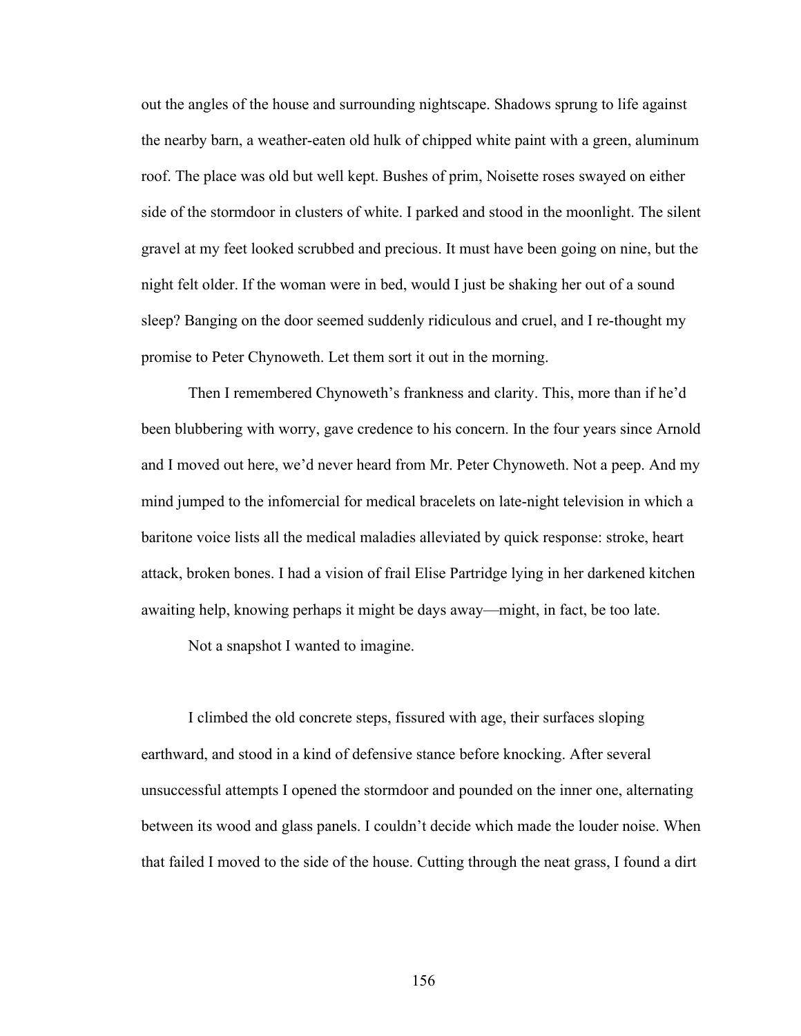out the angles of the house and surrounding nightscape. Shadows sprung to life against the nearby barn, a weather-eaten old hulk of chipped white paint with a green, aluminum roof. The place was old but well kept. Bushes of prim, Noisette roses swayed on either side of the stormdoor in clusters of white. I parked and stood in the moonlight. The silent gravel at my feet looked scrubbed and precious. It must have been going on nine, but the night felt older. If the woman were in bed, would I just be shaking her out of a sound sleep? Banging on the door seemed suddenly ridiculous and cruel, and I re-thought my promise to Peter Chynoweth. Let them sort it out in the morning.

Then I remembered Chynoweth's frankness and clarity. This, more than if he'd been blubbering with worry, gave credence to his concern. In the four years since Arnold and I moved out here, we'd never heard from Mr. Peter Chynoweth. Not a peep. And my mind jumped to the infomercial for medical bracelets on late-night television in which a baritone voice lists all the medical maladies alleviated by quick response: stroke, heart attack, broken bones. I had a vision of frail Elise Partridge lying in her darkened kitchen awaiting help, knowing perhaps it might be days away—might, in fact, be too late.

Not a snapshot I wanted to imagine.

I climbed the old concrete steps, fissured with age, their surfaces sloping earthward, and stood in a kind of defensive stance before knocking. After several unsuccessful attempts I opened the stormdoor and pounded on the inner one, alternating between its wood and glass panels. I couldn't decide which made the louder noise. When that failed I moved to the side of the house. Cutting through the neat grass, I found a dirt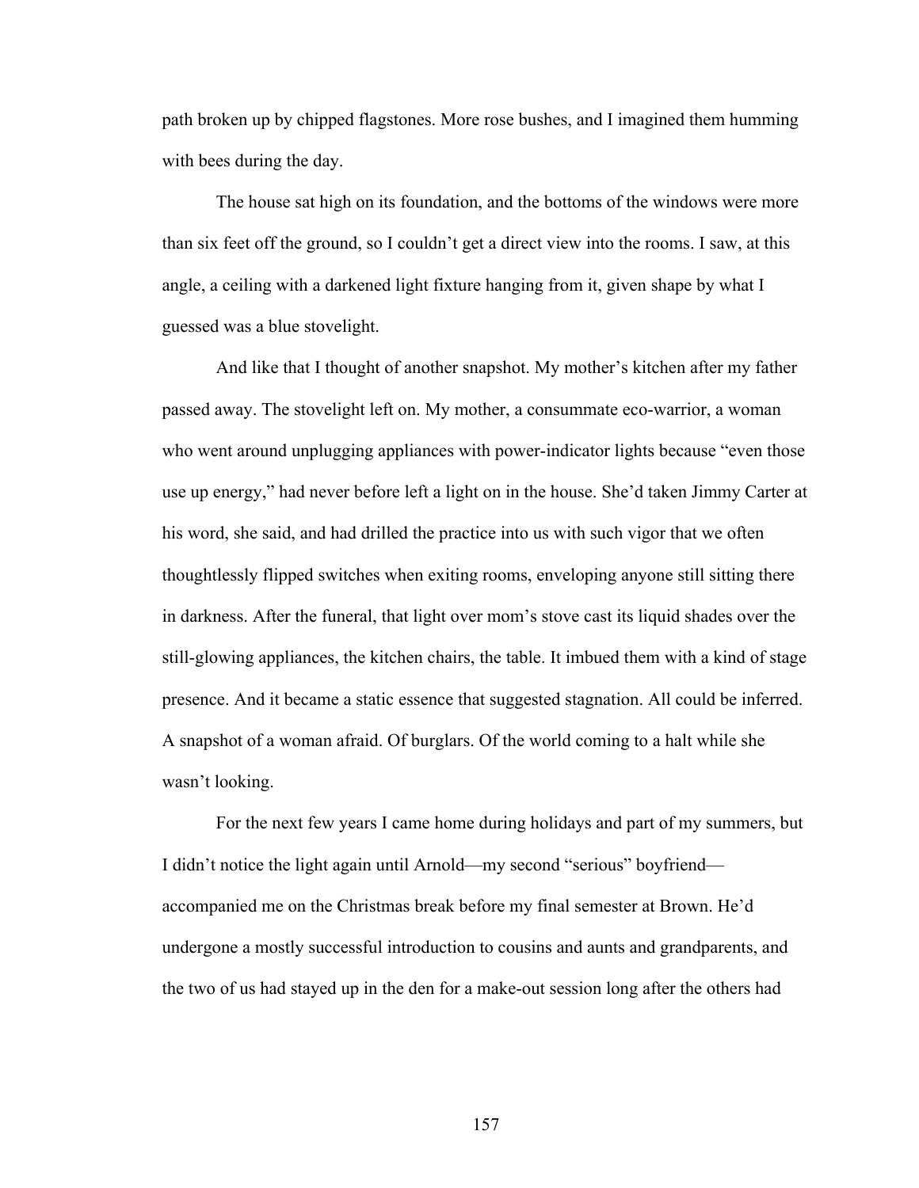path broken up by chipped flagstones. More rose bushes, and I imagined them humming with bees during the day.

The house sat high on its foundation, and the bottoms of the windows were more than six feet off the ground, so I couldn't get a direct view into the rooms. I saw, at this angle, a ceiling with a darkened light fixture hanging from it, given shape by what I guessed was a blue stovelight.

And like that I thought of another snapshot. My mother's kitchen after my father passed away. The stovelight left on. My mother, a consummate eco-warrior, a woman who went around unplugging appliances with power-indicator lights because "even those use up energy," had never before left a light on in the house. She'd taken Jimmy Carter at his word, she said, and had drilled the practice into us with such vigor that we often thoughtlessly flipped switches when exiting rooms, enveloping anyone still sitting there in darkness. After the funeral, that light over mom's stove cast its liquid shades over the still-glowing appliances, the kitchen chairs, the table. It imbued them with a kind of stage presence. And it became a static essence that suggested stagnation. All could be inferred. A snapshot of a woman afraid. Of burglars. Of the world coming to a halt while she wasn't looking.

For the next few years I came home during holidays and part of my summers, but I didn't notice the light again until Arnold—my second "serious" boyfriend—accompanied me on the Christmas break before my final semester at Brown. He'd undergone a mostly successful introduction to cousins and aunts and grandparents, and the two of us had stayed up in the den for a make-out session long after the others had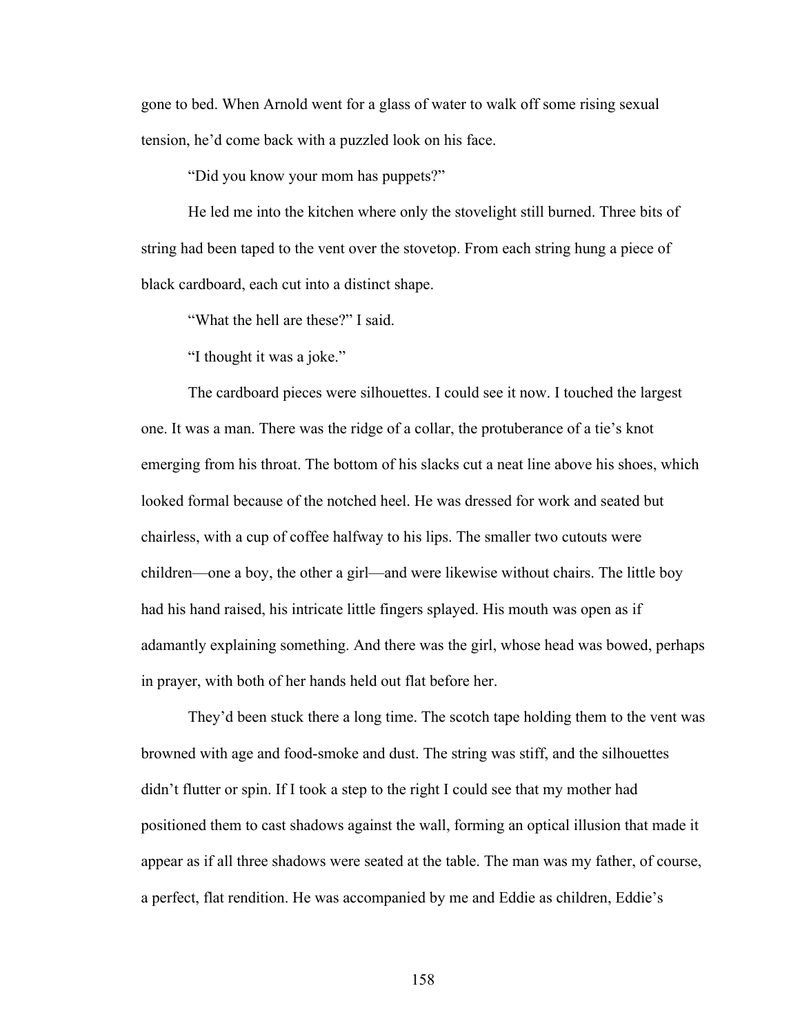gone to bed. When Arnold went for a glass of water to walk off some rising sexual tension, he'd come back with a puzzled look on his face.

"Did you know your mom has puppets?"

He led me into the kitchen where only the stovelight still burned. Three bits of string had been taped to the vent over the stovetop. From each string hung a piece of black cardboard, each cut into a distinct shape.

"What the hell are these?" I said.

"I thought it was a joke."

The cardboard pieces were silhouettes. I could see it now. I touched the largest one. It was a man. There was the ridge of a collar, the protuberance of a tie's knot emerging from his throat. The bottom of his slacks cut a neat line above his shoes, which looked formal because of the notched heel. He was dressed for work and seated but chairless, with a cup of coffee halfway to his lips. The smaller two cutouts were children—one a boy, the other a girl—and were likewise without chairs. The little boy had his hand raised, his intricate little fingers splayed. His mouth was open as if adamantly explaining something. And there was the girl, whose head was bowed, perhaps in prayer, with both of her hands held out flat before her.

They'd been stuck there a long time. The scotch tape holding them to the vent was browned with age and food-smoke and dust. The string was stiff, and the silhouettes didn't flutter or spin. If I took a step to the right I could see that my mother had positioned them to cast shadows against the wall, forming an optical illusion that made it appear as if all three shadows were seated at the table. The man was my father, of course, a perfect, flat rendition. He was accompanied by me and Eddie as children, Eddie's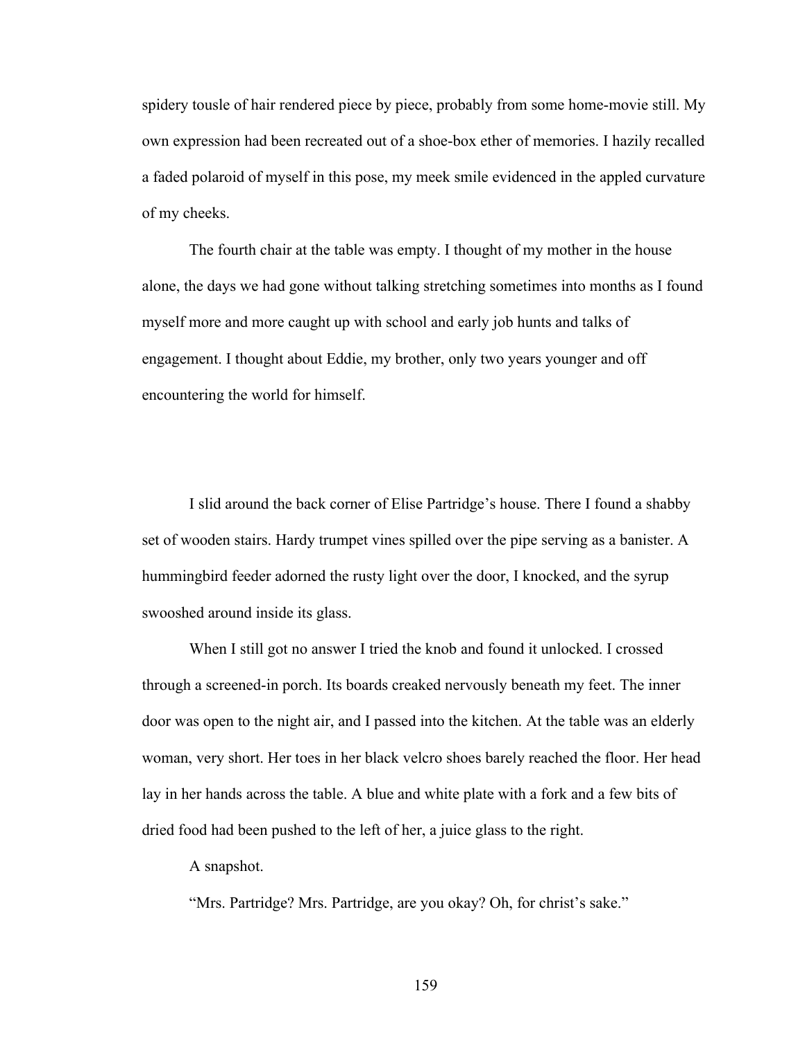spidery tousle of hair rendered piece by piece, probably from some home-movie still. My own expression had been recreated out of a shoe-box ether of memories. I hazily recalled a faded polaroid of myself in this pose, my meek smile evidenced in the appled curvature of my cheeks.

The fourth chair at the table was empty. I thought of my mother in the house alone, the days we had gone without talking stretching sometimes into months as I found myself more and more caught up with school and early job hunts and talks of engagement. I thought about Eddie, my brother, only two years younger and off encountering the world for himself.

I slid around the back corner of Elise Partridge's house. There I found a shabby set of wooden stairs. Hardy trumpet vines spilled over the pipe serving as a banister. A hummingbird feeder adorned the rusty light over the door, I knocked, and the syrup swooshed around inside its glass.

When I still got no answer I tried the knob and found it unlocked. I crossed through a screened-in porch. Its boards creaked nervously beneath my feet. The inner door was open to the night air, and I passed into the kitchen. At the table was an elderly woman, very short. Her toes in her black velcro shoes barely reached the floor. Her head lay in her hands across the table. A blue and white plate with a fork and a few bits of dried food had been pushed to the left of her, a juice glass to the right.

A snapshot.

"Mrs. Partridge? Mrs. Partridge, are you okay? Oh, for christ's sake."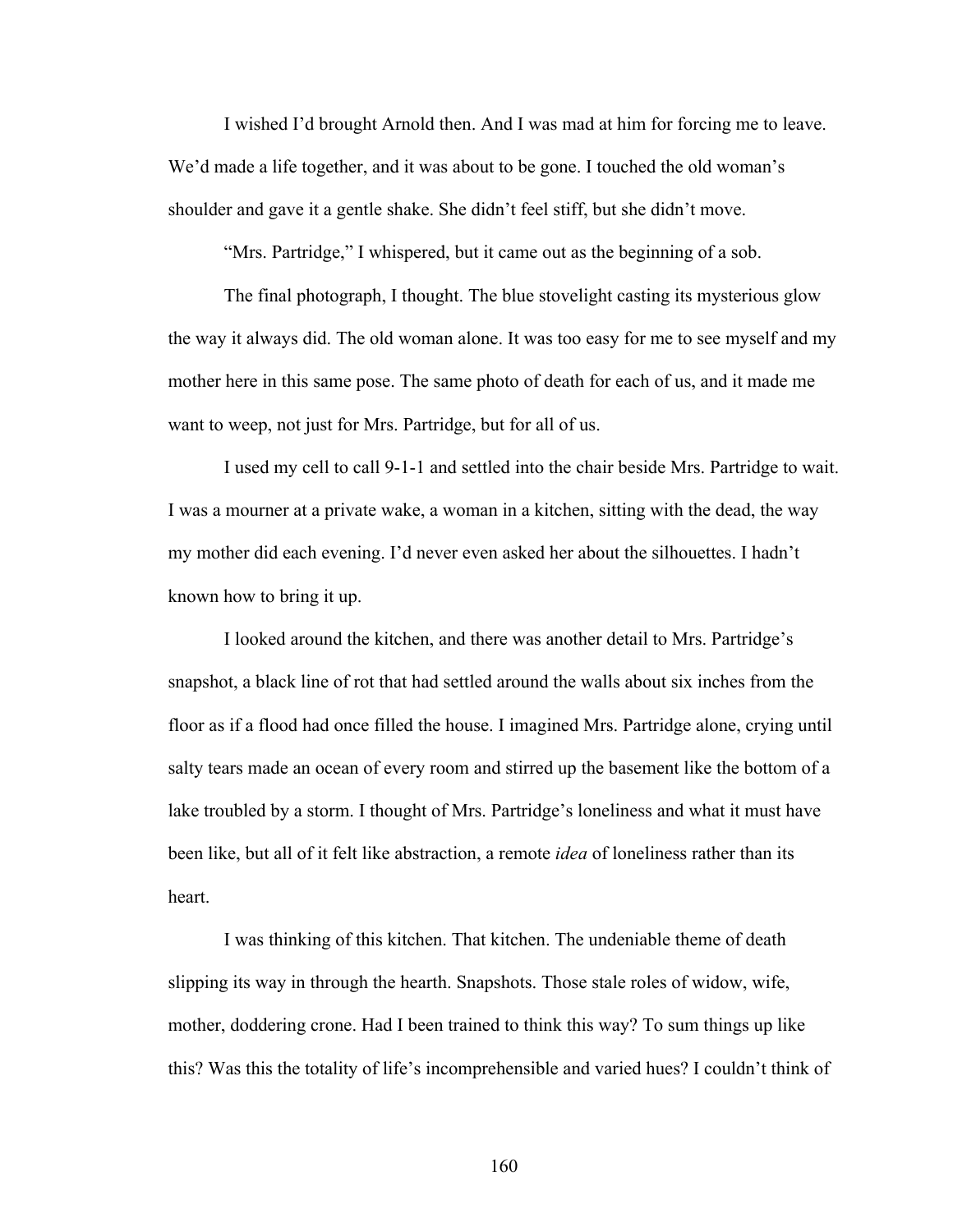I wished I'd brought Arnold then. And I was mad at him for forcing me to leave. We'd made a life together, and it was about to be gone. I touched the old woman's shoulder and gave it a gentle shake. She didn't feel stiff, but she didn't move.

"Mrs. Partridge," I whispered, but it came out as the beginning of a sob.

The final photograph, I thought. The blue stovelight casting its mysterious glow the way it always did. The old woman alone. It was too easy for me to see myself and my mother here in this same pose. The same photo of death for each of us, and it made me want to weep, not just for Mrs. Partridge, but for all of us.

I used my cell to call 9-1-1 and settled into the chair beside Mrs. Partridge to wait. I was a mourner at a private wake, a woman in a kitchen, sitting with the dead, the way my mother did each evening. I'd never even asked her about the silhouettes. I hadn't known how to bring it up.

I looked around the kitchen, and there was another detail to Mrs. Partridge's snapshot, a black line of rot that had settled around the walls about six inches from the floor as if a flood had once filled the house. I imagined Mrs. Partridge alone, crying until salty tears made an ocean of every room and stirred up the basement like the bottom of a lake troubled by a storm. I thought of Mrs. Partridge's loneliness and what it must have been like, but all of it felt like abstraction, a remote *idea* of loneliness rather than its heart.

I was thinking of this kitchen. That kitchen. The undeniable theme of death slipping its way in through the hearth. Snapshots. Those stale roles of widow, wife, mother, doddering crone. Had I been trained to think this way? To sum things up like this? Was this the totality of life's incomprehensible and varied hues? I couldn't think of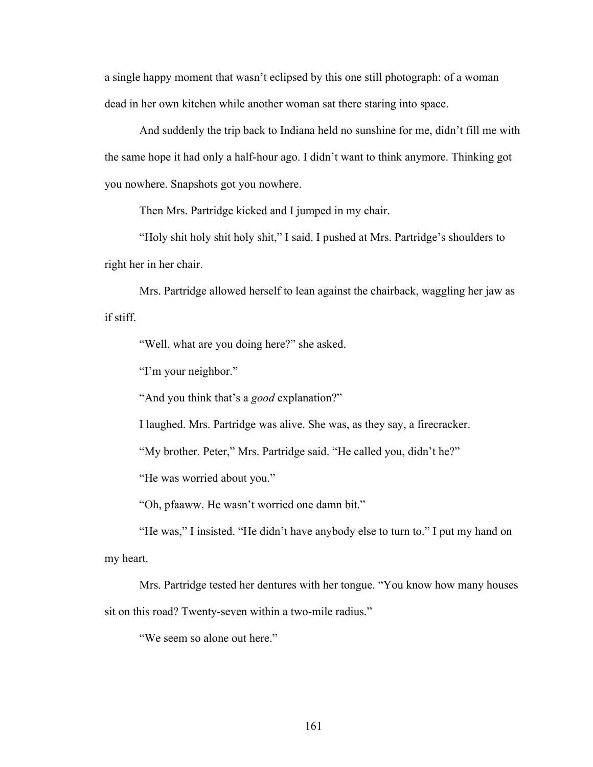a single happy moment that wasn't eclipsed by this one still photograph: of a woman dead in her own kitchen while another woman sat there staring into space.

And suddenly the trip back to Indiana held no sunshine for me, didn't fill me with the same hope it had only a half-hour ago. I didn't want to think anymore. Thinking got you nowhere. Snapshots got you nowhere.

Then Mrs. Partridge kicked and I jumped in my chair.

"Holy shit holy shit holy shit," I said. I pushed at Mrs. Partridge's shoulders to right her in her chair.

Mrs. Partridge allowed herself to lean against the chairback, waggling her jaw as if stiff.

"Well, what are you doing here?" she asked.

"I'm your neighbor."

"And you think that's a *good* explanation?"

I laughed. Mrs. Partridge was alive. She was, as they say, a firecracker.

"My brother. Peter," Mrs. Partridge said. "He called you, didn't he?"

"He was worried about you."

"Oh, pfaaww. He wasn't worried one damn bit."

"He was," I insisted. "He didn't have anybody else to turn to." I put my hand on my heart.

Mrs. Partridge tested her dentures with her tongue. "You know how many houses sit on this road? Twenty-seven within a two-mile radius."

"We seem so alone out here."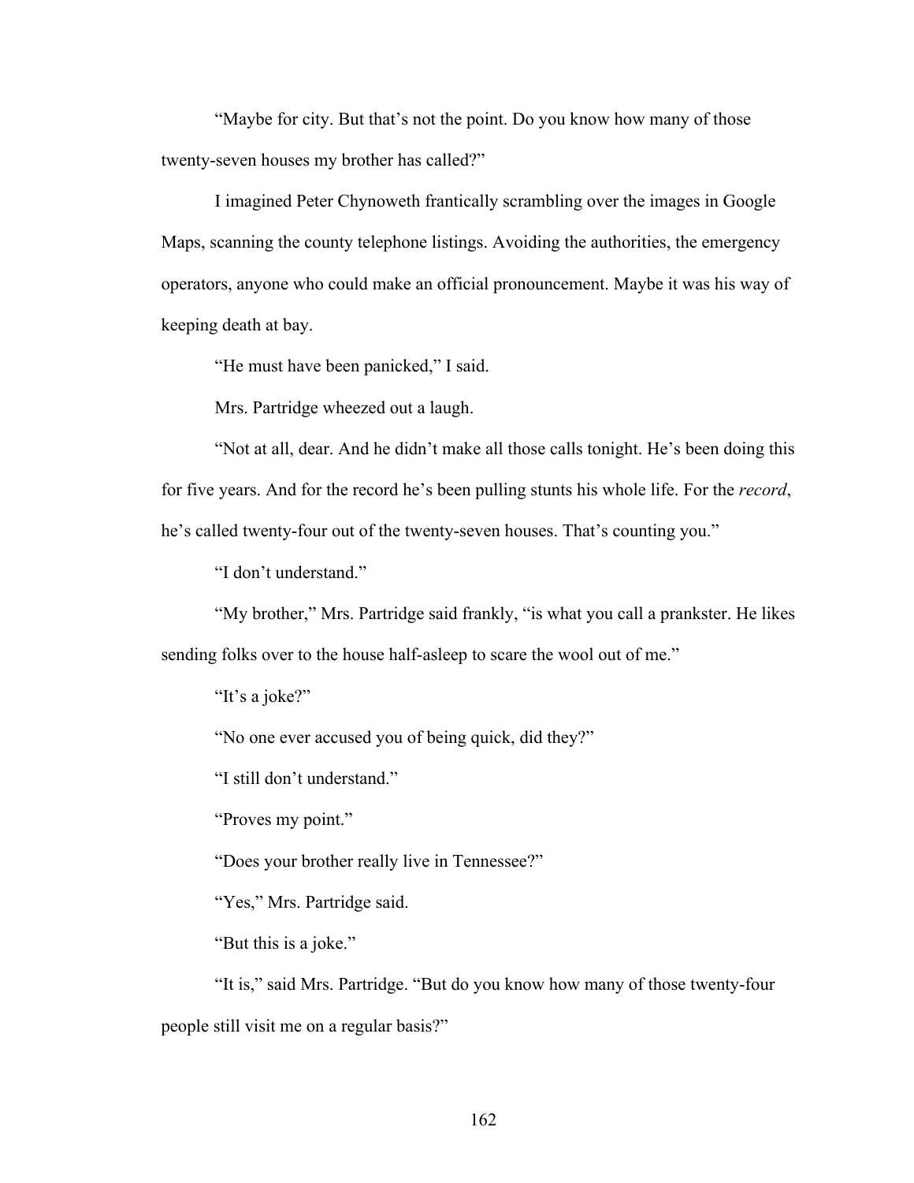"Maybe for city. But that's not the point. Do you know how many of those twenty-seven houses my brother has called?"

I imagined Peter Chynoweth frantically scrambling over the images in Google Maps, scanning the county telephone listings. Avoiding the authorities, the emergency operators, anyone who could make an official pronouncement. Maybe it was his way of keeping death at bay.

"He must have been panicked," I said.

Mrs. Partridge wheezed out a laugh.

"Not at all, dear. And he didn't make all those calls tonight. He's been doing this for five years. And for the record he's been pulling stunts his whole life. For the *record*, he's called twenty-four out of the twenty-seven houses. That's counting you."

"I don't understand."

"My brother," Mrs. Partridge said frankly, "is what you call a prankster. He likes sending folks over to the house half-asleep to scare the wool out of me."

"It's a joke?"

"No one ever accused you of being quick, did they?"

"I still don't understand."

"Proves my point."

"Does your brother really live in Tennessee?"

"Yes," Mrs. Partridge said.

"But this is a joke."

"It is," said Mrs. Partridge. "But do you know how many of those twenty-four people still visit me on a regular basis?"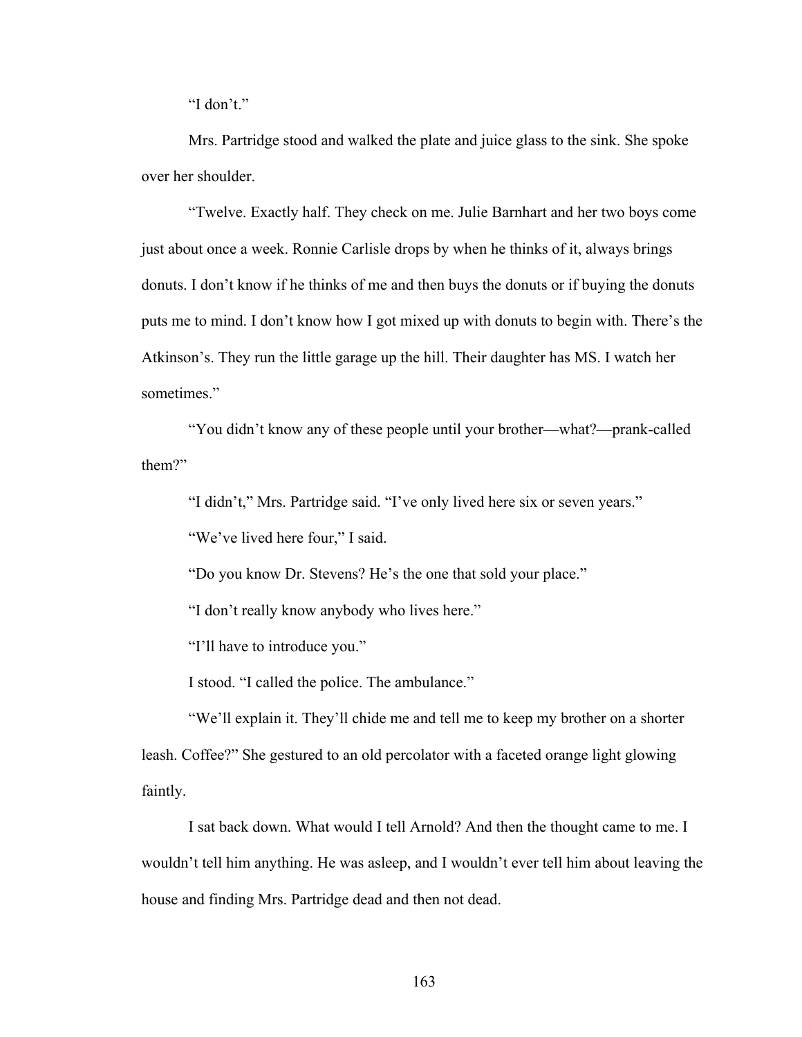"I don't."

Mrs. Partridge stood and walked the plate and juice glass to the sink. She spoke over her shoulder.

"Twelve. Exactly half. They check on me. Julie Barnhart and her two boys come just about once a week. Ronnie Carlisle drops by when he thinks of it, always brings donuts. I don't know if he thinks of me and then buys the donuts or if buying the donuts puts me to mind. I don't know how I got mixed up with donuts to begin with. There's the Atkinson's. They run the little garage up the hill. Their daughter has MS. I watch her sometimes."

"You didn't know any of these people until your brother—what?—prank-called them?"

"I didn't," Mrs. Partridge said. "I've only lived here six or seven years."

"We've lived here four," I said.

"Do you know Dr. Stevens? He's the one that sold your place."

"I don't really know anybody who lives here."

"I'll have to introduce you."

I stood. "I called the police. The ambulance."

"We'll explain it. They'll chide me and tell me to keep my brother on a shorter leash. Coffee?" She gestured to an old percolator with a faceted orange light glowing faintly.

I sat back down. What would I tell Arnold? And then the thought came to me. I wouldn't tell him anything. He was asleep, and I wouldn't ever tell him about leaving the house and finding Mrs. Partridge dead and then not dead.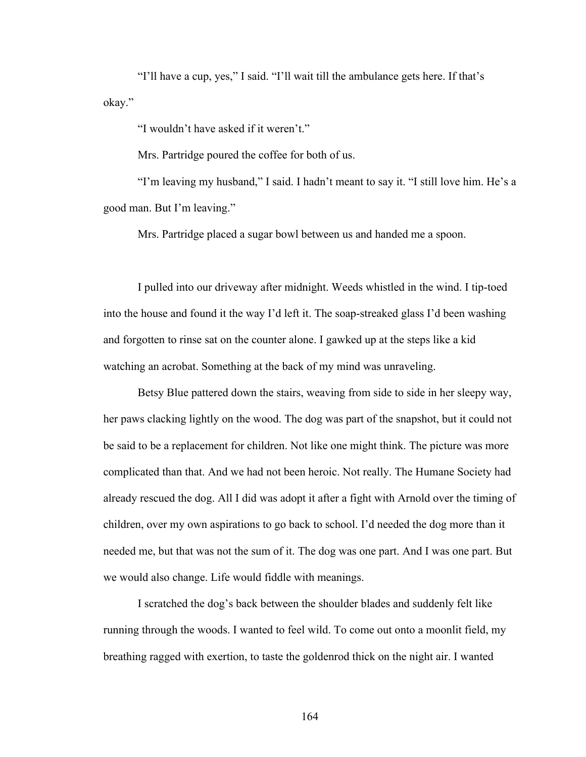"I'll have a cup, yes," I said. "I'll wait till the ambulance gets here. If that's okay."

"I wouldn't have asked if it weren't."

Mrs. Partridge poured the coffee for both of us.

"I'm leaving my husband," I said. I hadn't meant to say it. "I still love him. He's a good man. But I'm leaving."

Mrs. Partridge placed a sugar bowl between us and handed me a spoon.

I pulled into our driveway after midnight. Weeds whistled in the wind. I tip-toed into the house and found it the way I'd left it. The soap-streaked glass I'd been washing and forgotten to rinse sat on the counter alone. I gawked up at the steps like a kid watching an acrobat. Something at the back of my mind was unraveling.

Betsy Blue pattered down the stairs, weaving from side to side in her sleepy way, her paws clacking lightly on the wood. The dog was part of the snapshot, but it could not be said to be a replacement for children. Not like one might think. The picture was more complicated than that. And we had not been heroic. Not really. The Humane Society had already rescued the dog. All I did was adopt it after a fight with Arnold over the timing of children, over my own aspirations to go back to school. I'd needed the dog more than it needed me, but that was not the sum of it. The dog was one part. And I was one part. But we would also change. Life would fiddle with meanings.

I scratched the dog's back between the shoulder blades and suddenly felt like running through the woods. I wanted to feel wild. To come out onto a moonlit field, my breathing ragged with exertion, to taste the goldenrod thick on the night air. I wanted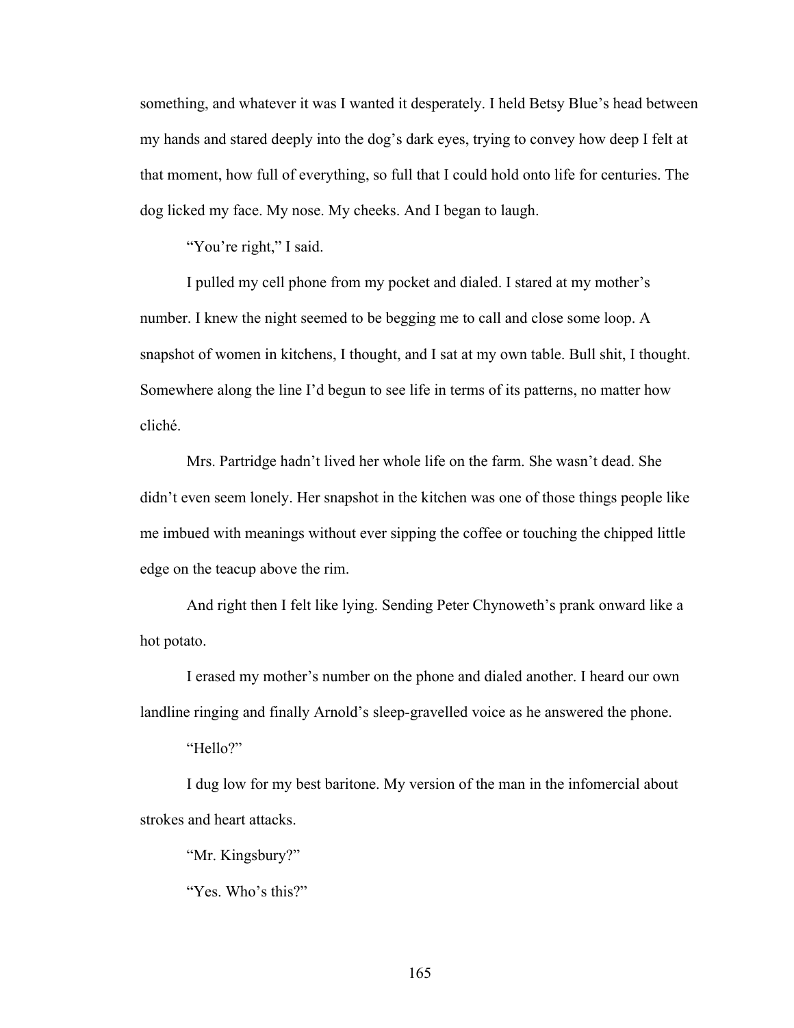something, and whatever it was I wanted it desperately. I held Betsy Blue's head between my hands and stared deeply into the dog's dark eyes, trying to convey how deep I felt at that moment, how full of everything, so full that I could hold onto life for centuries. The dog licked my face. My nose. My cheeks. And I began to laugh.

"You're right," I said.

I pulled my cell phone from my pocket and dialed. I stared at my mother's number. I knew the night seemed to be begging me to call and close some loop. A snapshot of women in kitchens, I thought, and I sat at my own table. Bull shit, I thought. Somewhere along the line I'd begun to see life in terms of its patterns, no matter how cliché.

Mrs. Partridge hadn't lived her whole life on the farm. She wasn't dead. She didn't even seem lonely. Her snapshot in the kitchen was one of those things people like me imbued with meanings without ever sipping the coffee or touching the chipped little edge on the teacup above the rim.

And right then I felt like lying. Sending Peter Chynoweth's prank onward like a hot potato.

I erased my mother's number on the phone and dialed another. I heard our own landline ringing and finally Arnold's sleep-gravelled voice as he answered the phone.

"Hello?"

I dug low for my best baritone. My version of the man in the infomercial about strokes and heart attacks.

"Mr. Kingsbury?"

"Yes. Who's this?"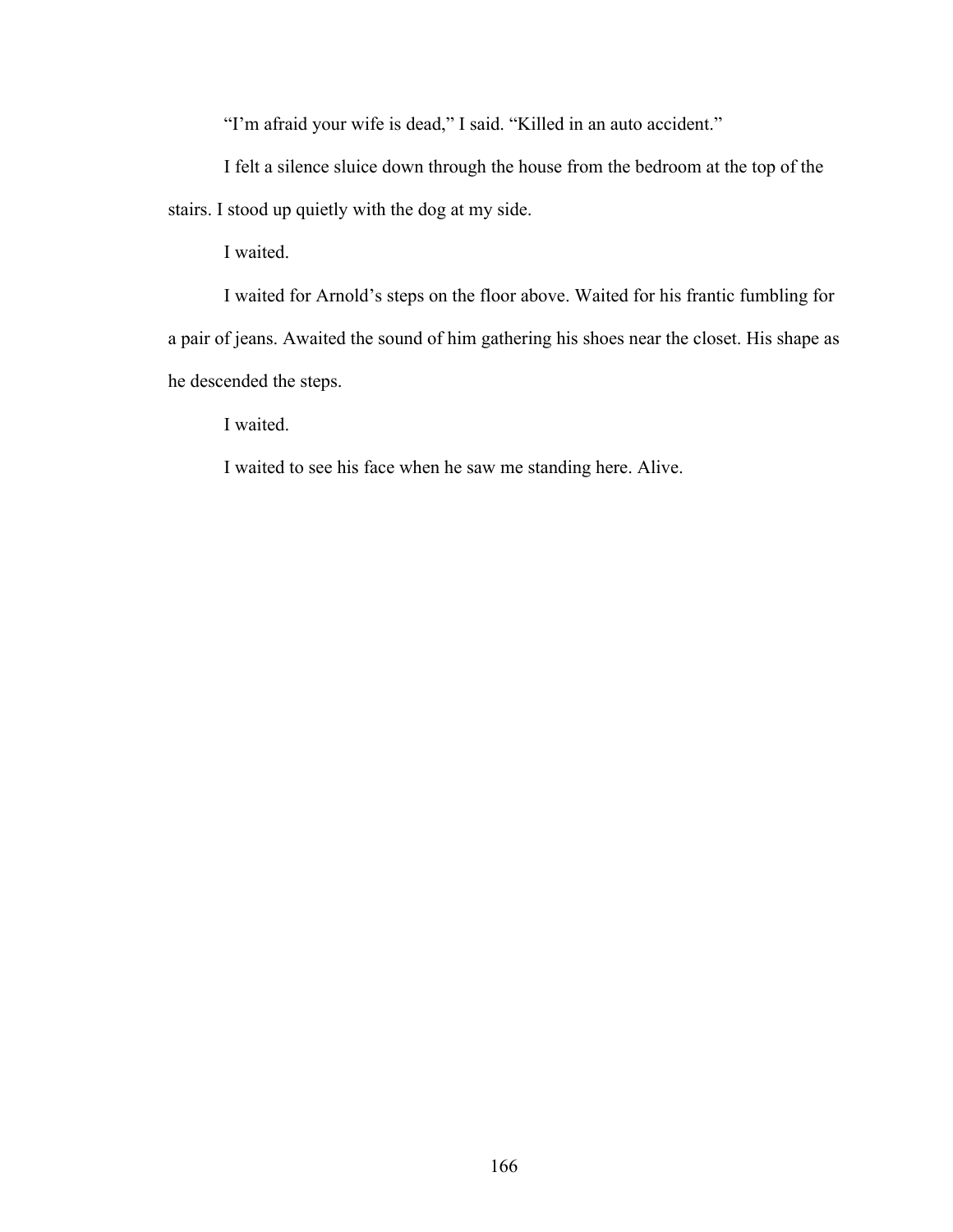"I'm afraid your wife is dead," I said. "Killed in an auto accident."

I felt a silence sluice down through the house from the bedroom at the top of the stairs. I stood up quietly with the dog at my side.

I waited.

I waited for Arnold's steps on the floor above. Waited for his frantic fumbling for a pair of jeans. Awaited the sound of him gathering his shoes near the closet. His shape as he descended the steps.

I waited.

I waited to see his face when he saw me standing here. Alive.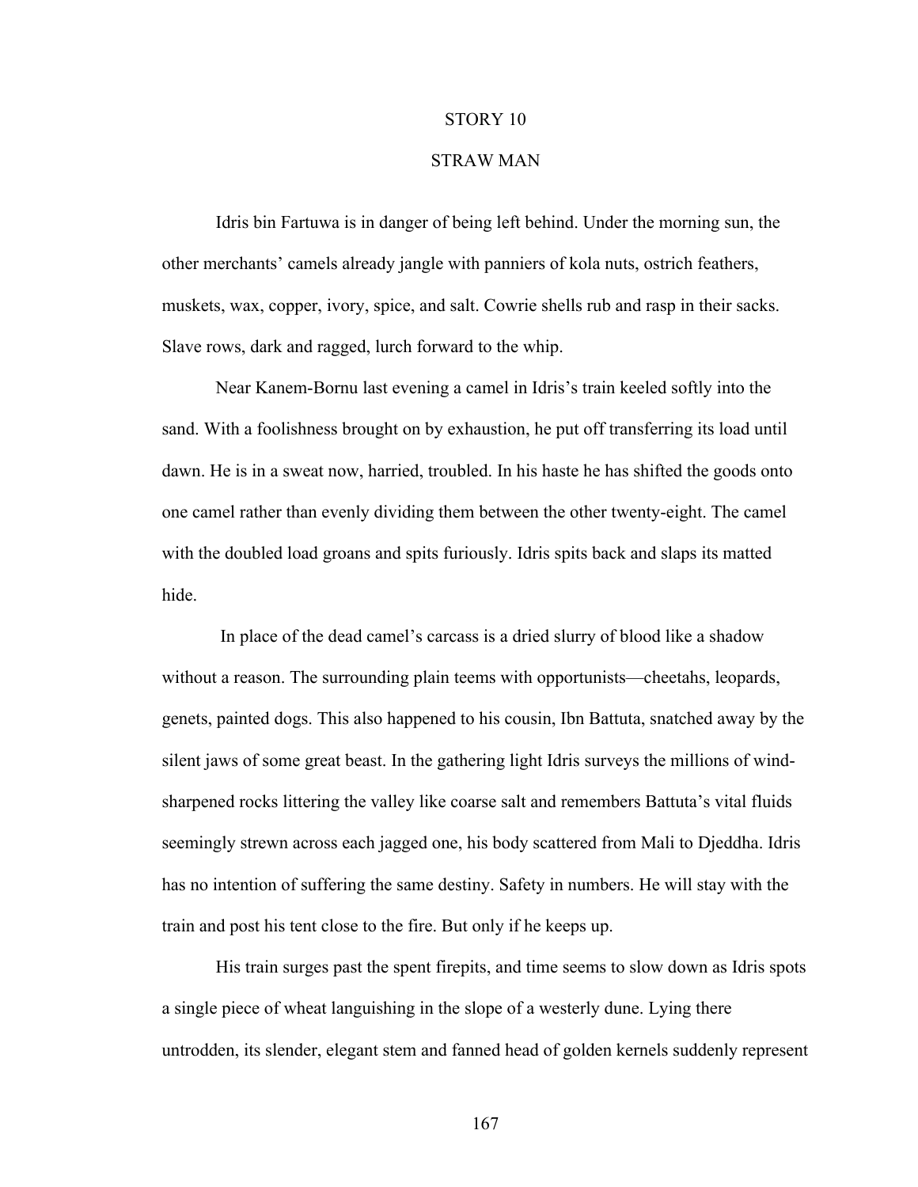## STORY 10

## STRAW MAN

Idris bin Fartuwa is in danger of being left behind. Under the morning sun, the other merchants' camels already jangle with panniers of kola nuts, ostrich feathers, muskets, wax, copper, ivory, spice, and salt. Cowrie shells rub and rasp in their sacks. Slave rows, dark and ragged, lurch forward to the whip.

Near Kanem-Bornu last evening a camel in Idris's train keeled softly into the sand. With a foolishness brought on by exhaustion, he put off transferring its load until dawn. He is in a sweat now, harried, troubled. In his haste he has shifted the goods onto one camel rather than evenly dividing them between the other twenty-eight. The camel with the doubled load groans and spits furiously. Idris spits back and slaps its matted hide.

In place of the dead camel's carcass is a dried slurry of blood like a shadow without a reason. The surrounding plain teems with opportunists—cheetahs, leopards, genets, painted dogs. This also happened to his cousin, Ibn Battuta, snatched away by the silent jaws of some great beast. In the gathering light Idris surveys the millions of wind-sharpened rocks littering the valley like coarse salt and remembers Battuta's vital fluids seemingly strewn across each jagged one, his body scattered from Mali to Djeddha. Idris has no intention of suffering the same destiny. Safety in numbers. He will stay with the train and post his tent close to the fire. But only if he keeps up.

His train surges past the spent firepits, and time seems to slow down as Idris spots a single piece of wheat languishing in the slope of a westerly dune. Lying there untrodden, its slender, elegant stem and fanned head of golden kernels suddenly represent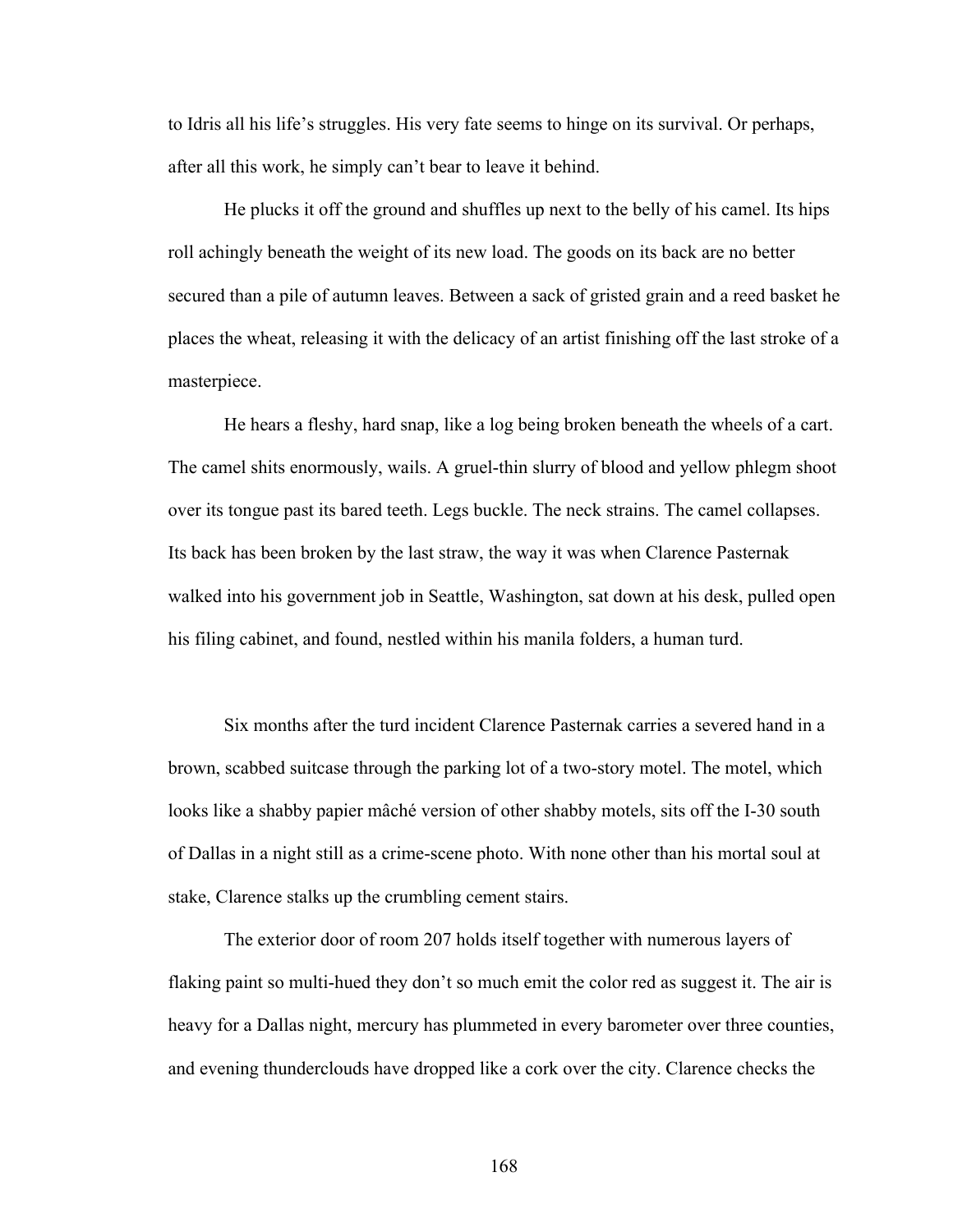to Idris all his life's struggles. His very fate seems to hinge on its survival. Or perhaps, after all this work, he simply can't bear to leave it behind.

He plucks it off the ground and shuffles up next to the belly of his camel. Its hips roll achingly beneath the weight of its new load. The goods on its back are no better secured than a pile of autumn leaves. Between a sack of gristed grain and a reed basket he places the wheat, releasing it with the delicacy of an artist finishing off the last stroke of a masterpiece.

He hears a fleshy, hard snap, like a log being broken beneath the wheels of a cart. The camel shits enormously, wails. A gruel-thin slurry of blood and yellow phlegm shoot over its tongue past its bared teeth. Legs buckle. The neck strains. The camel collapses. Its back has been broken by the last straw, the way it was when Clarence Pasternak walked into his government job in Seattle, Washington, sat down at his desk, pulled open his filing cabinet, and found, nestled within his manila folders, a human turd.

Six months after the turd incident Clarence Pasternak carries a severed hand in a brown, scabbed suitcase through the parking lot of a two-story motel. The motel, which looks like a shabby papier mâché version of other shabby motels, sits off the I-30 south of Dallas in a night still as a crime-scene photo. With none other than his mortal soul at stake, Clarence stalks up the crumbling cement stairs.

The exterior door of room 207 holds itself together with numerous layers of flaking paint so multi-hued they don't so much emit the color red as suggest it. The air is heavy for a Dallas night, mercury has plummeted in every barometer over three counties, and evening thunderclouds have dropped like a cork over the city. Clarence checks the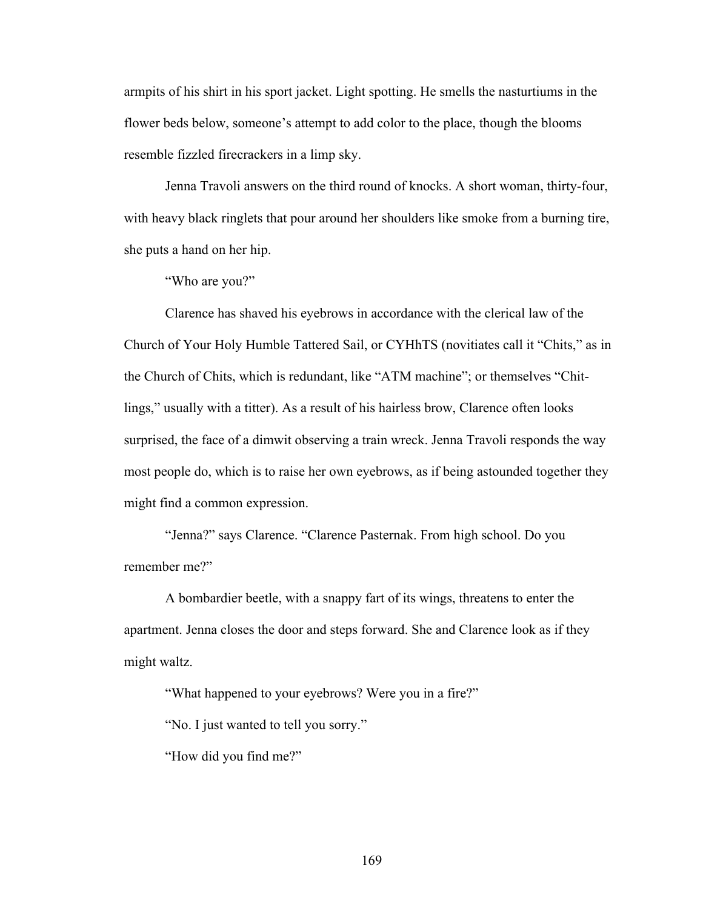armpits of his shirt in his sport jacket. Light spotting. He smells the nasturtiums in the flower beds below, someone's attempt to add color to the place, though the blooms resemble fizzled firecrackers in a limp sky.

Jenna Travoli answers on the third round of knocks. A short woman, thirty-four, with heavy black ringlets that pour around her shoulders like smoke from a burning tire, she puts a hand on her hip.

"Who are you?"

Clarence has shaved his eyebrows in accordance with the clerical law of the Church of Your Holy Humble Tattered Sail, or CYHhTS (novitiates call it "Chits," as in the Church of Chits, which is redundant, like "ATM machine"; or themselves "Chit-lings," usually with a titter). As a result of his hairless brow, Clarence often looks surprised, the face of a dimwit observing a train wreck. Jenna Travoli responds the way most people do, which is to raise her own eyebrows, as if being astounded together they might find a common expression.

"Jenna?" says Clarence. "Clarence Pasternak. From high school. Do you remember me?"

A bombardier beetle, with a snappy fart of its wings, threatens to enter the apartment. Jenna closes the door and steps forward. She and Clarence look as if they might waltz.

"What happened to your eyebrows? Were you in a fire?"

"No. I just wanted to tell you sorry."

"How did you find me?"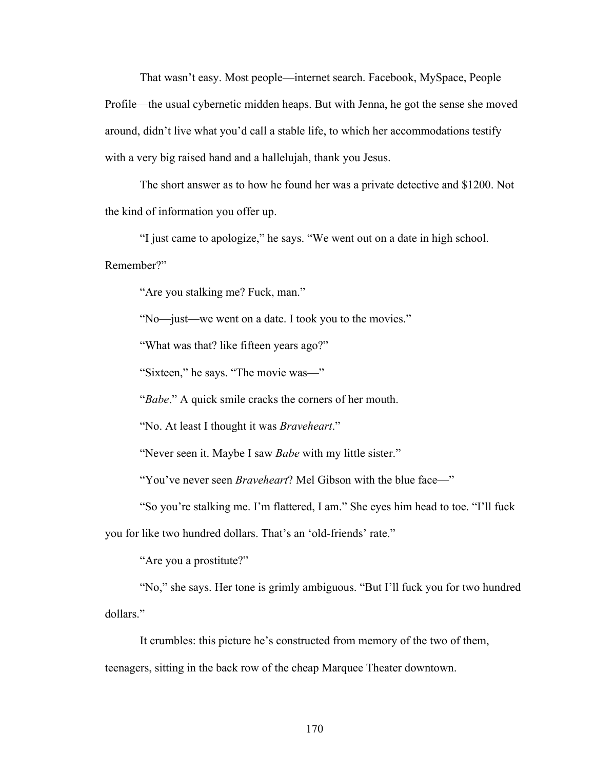That wasn't easy. Most people—internet search. Facebook, MySpace, People Profile—the usual cybernetic midden heaps. But with Jenna, he got the sense she moved around, didn't live what you'd call a stable life, to which her accommodations testify with a very big raised hand and a hallelujah, thank you Jesus.

The short answer as to how he found her was a private detective and $1200. Not the kind of information you offer up.

"I just came to apologize," he says. "We went out on a date in high school. Remember?"

"Are you stalking me? Fuck, man."

"No—just—we went on a date. I took you to the movies."

"What was that? like fifteen years ago?"

"Sixteen," he says. "The movie was—"

"*Babe*." A quick smile cracks the corners of her mouth.

"No. At least I thought it was *Braveheart*."

"Never seen it. Maybe I saw *Babe* with my little sister."

"You've never seen *Braveheart*? Mel Gibson with the blue face—"

"So you're stalking me. I'm flattered, I am." She eyes him head to toe. "I'll fuck you for like two hundred dollars. That's an 'old-friends' rate."

"Are you a prostitute?"

"No," she says. Her tone is grimly ambiguous. "But I'll fuck you for two hundred dollars."

It crumbles: this picture he's constructed from memory of the two of them, teenagers, sitting in the back row of the cheap Marquee Theater downtown.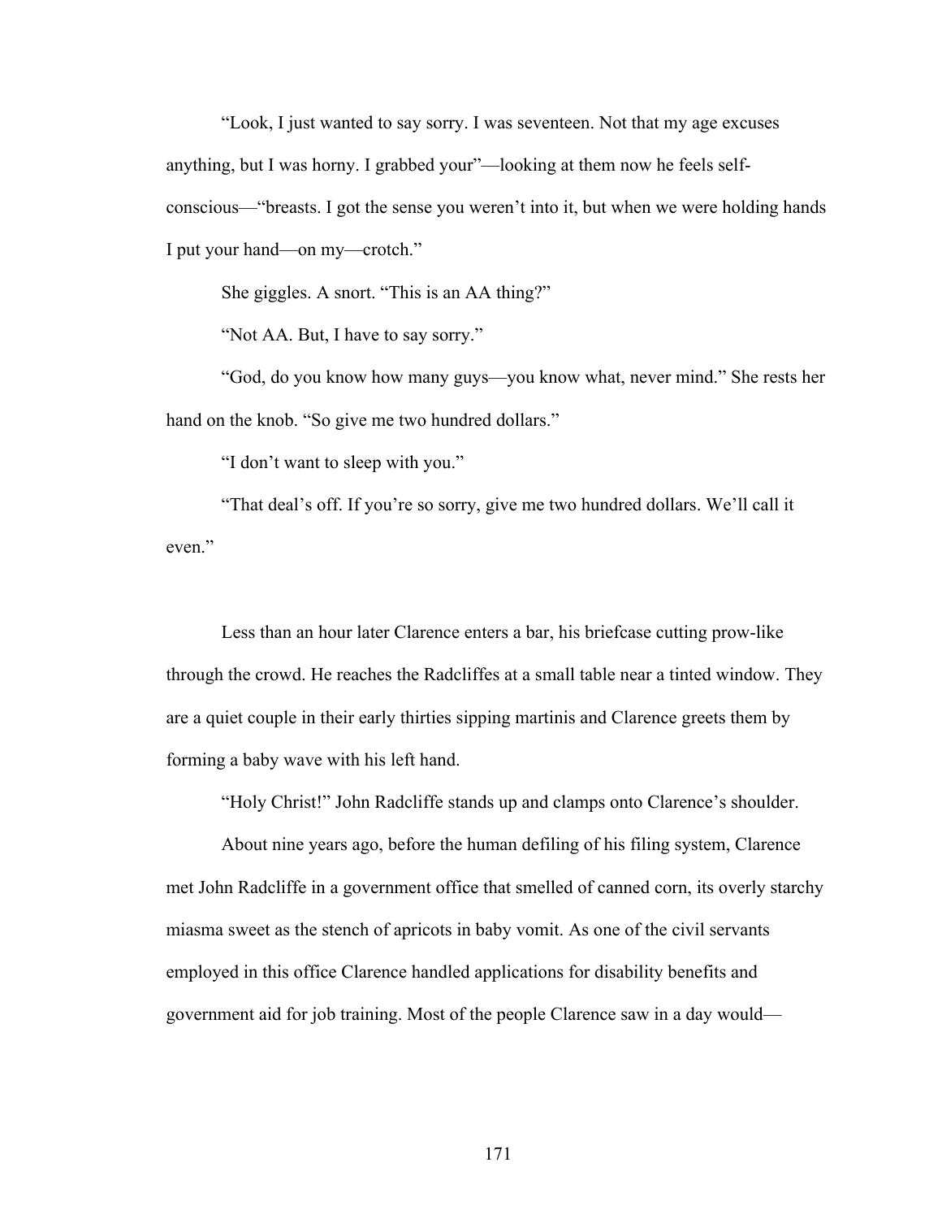"Look, I just wanted to say sorry. I was seventeen. Not that my age excuses anything, but I was horny. I grabbed your"—looking at them now he feels self-conscious—"breasts. I got the sense you weren't into it, but when we were holding hands I put your hand—on my—crotch."

She giggles. A snort. "This is an AA thing?"

"Not AA. But, I have to say sorry."

"God, do you know how many guys—you know what, never mind." She rests her hand on the knob. "So give me two hundred dollars."

"I don't want to sleep with you."

"That deal's off. If you're so sorry, give me two hundred dollars. We'll call it even."

Less than an hour later Clarence enters a bar, his briefcase cutting prow-like through the crowd. He reaches the Radcliffes at a small table near a tinted window. They are a quiet couple in their early thirties sipping martinis and Clarence greets them by forming a baby wave with his left hand.

"Holy Christ!" John Radcliffe stands up and clamps onto Clarence's shoulder.

About nine years ago, before the human defiling of his filing system, Clarence met John Radcliffe in a government office that smelled of canned corn, its overly starchy miasma sweet as the stench of apricots in baby vomit. As one of the civil servants employed in this office Clarence handled applications for disability benefits and government aid for job training. Most of the people Clarence saw in a day would—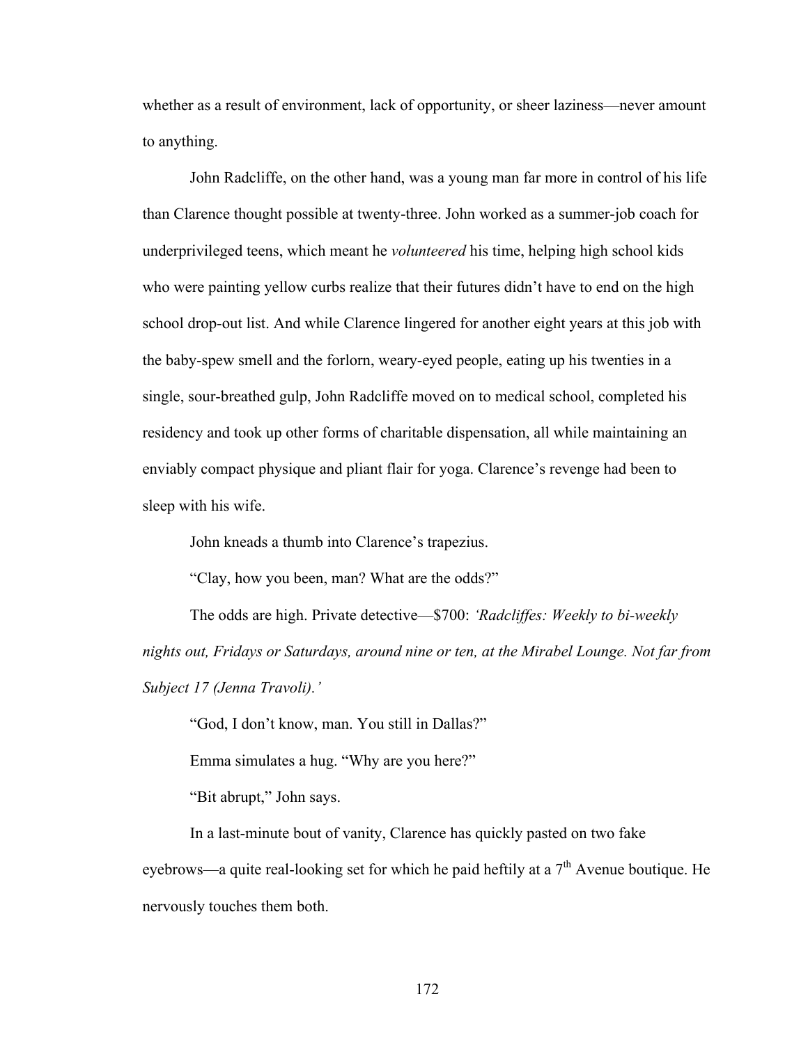whether as a result of environment, lack of opportunity, or sheer laziness—never amount to anything.

John Radcliffe, on the other hand, was a young man far more in control of his life than Clarence thought possible at twenty-three. John worked as a summer-job coach for underprivileged teens, which meant he *volunteered* his time, helping high school kids who were painting yellow curbs realize that their futures didn't have to end on the high school drop-out list. And while Clarence lingered for another eight years at this job with the baby-spew smell and the forlorn, weary-eyed people, eating up his twenties in a single, sour-breathed gulp, John Radcliffe moved on to medical school, completed his residency and took up other forms of charitable dispensation, all while maintaining an enviably compact physique and pliant flair for yoga. Clarence's revenge had been to sleep with his wife.

John kneads a thumb into Clarence's trapezius.

"Clay, how you been, man? What are the odds?"

The odds are high. Private detective—$700: *'Radcliffes: Weekly to bi-weekly nights out, Fridays or Saturdays, around nine or ten, at the Mirabel Lounge. Not far from Subject 17 (Jenna Travoli).'*

"God, I don't know, man. You still in Dallas?"

Emma simulates a hug. "Why are you here?"

"Bit abrupt," John says.

In a last-minute bout of vanity, Clarence has quickly pasted on two fake eyebrows—a quite real-looking set for which he paid heftily at a 7th Avenue boutique. He nervously touches them both.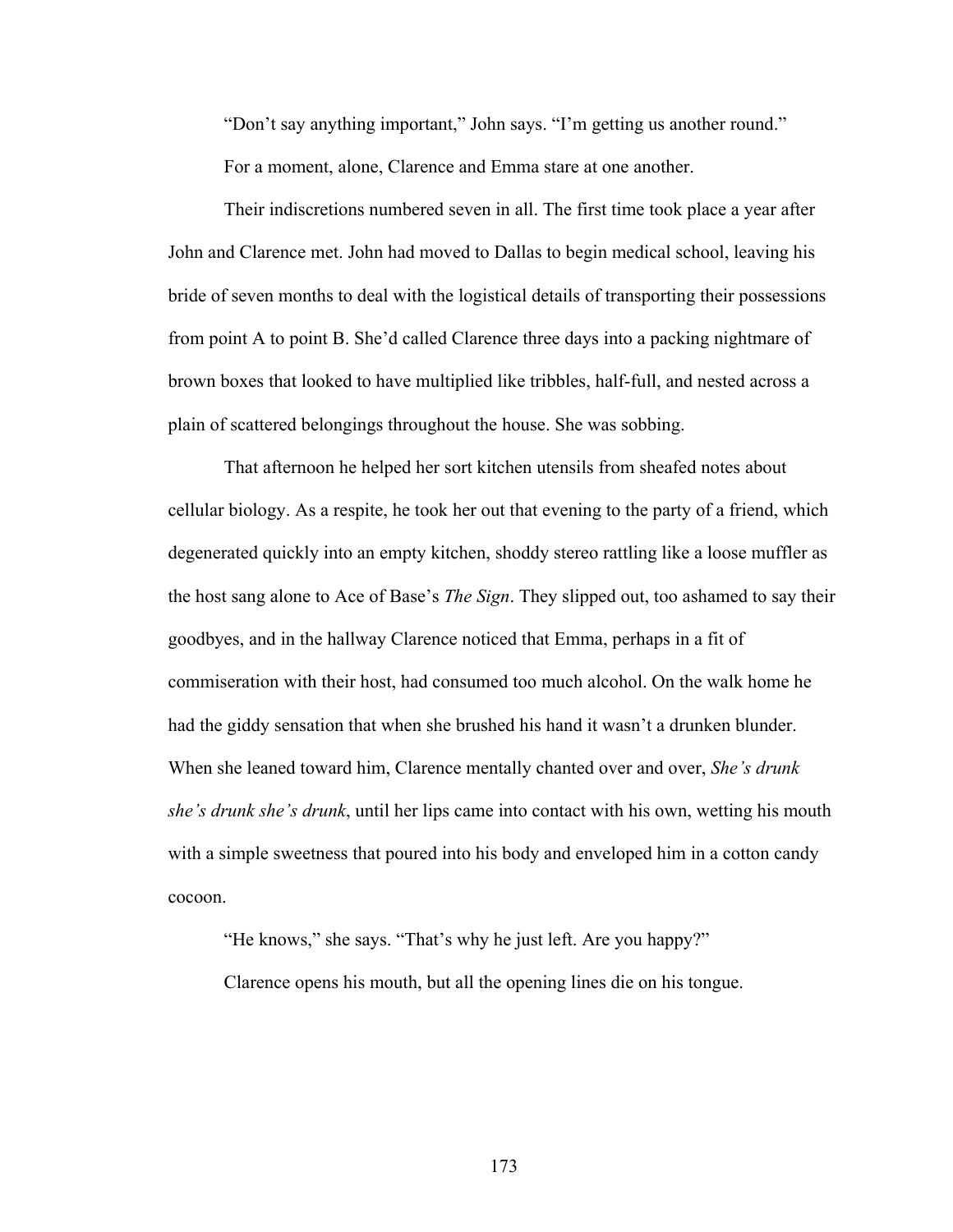"Don't say anything important," John says. "I'm getting us another round."

For a moment, alone, Clarence and Emma stare at one another.

Their indiscretions numbered seven in all. The first time took place a year after John and Clarence met. John had moved to Dallas to begin medical school, leaving his bride of seven months to deal with the logistical details of transporting their possessions from point A to point B. She'd called Clarence three days into a packing nightmare of brown boxes that looked to have multiplied like tribbles, half-full, and nested across a plain of scattered belongings throughout the house. She was sobbing.

That afternoon he helped her sort kitchen utensils from sheafed notes about cellular biology. As a respite, he took her out that evening to the party of a friend, which degenerated quickly into an empty kitchen, shoddy stereo rattling like a loose muffler as the host sang alone to Ace of Base's *The Sign*. They slipped out, too ashamed to say their goodbyes, and in the hallway Clarence noticed that Emma, perhaps in a fit of commiseration with their host, had consumed too much alcohol. On the walk home he had the giddy sensation that when she brushed his hand it wasn't a drunken blunder. When she leaned toward him, Clarence mentally chanted over and over, *She's drunk she's drunk she's drunk*, until her lips came into contact with his own, wetting his mouth with a simple sweetness that poured into his body and enveloped him in a cotton candy cocoon.

"He knows," she says. "That's why he just left. Are you happy?"

Clarence opens his mouth, but all the opening lines die on his tongue.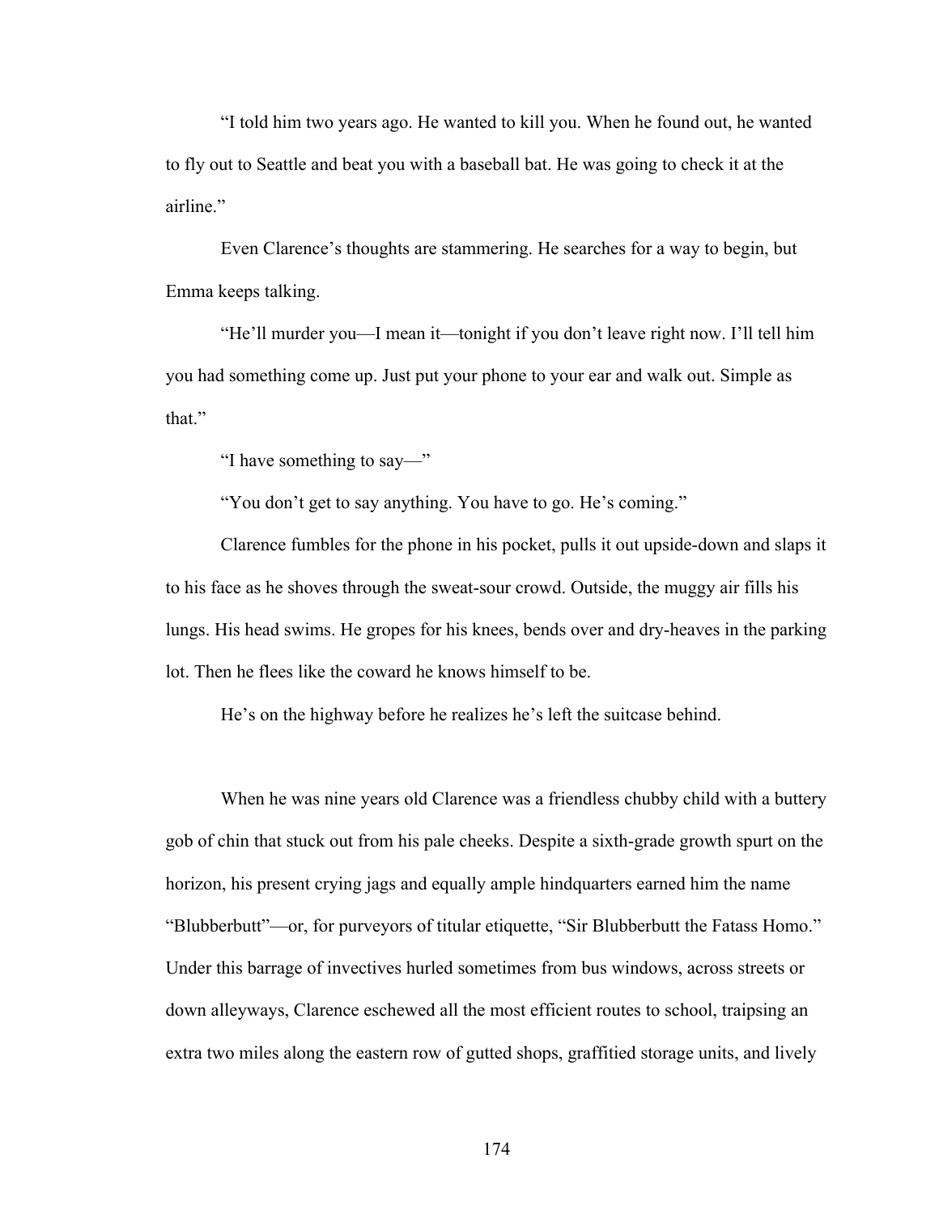"I told him two years ago. He wanted to kill you. When he found out, he wanted to fly out to Seattle and beat you with a baseball bat. He was going to check it at the airline."

Even Clarence's thoughts are stammering. He searches for a way to begin, but Emma keeps talking.

"He'll murder you—I mean it—tonight if you don't leave right now. I'll tell him you had something come up. Just put your phone to your ear and walk out. Simple as that."

"I have something to say—"

"You don't get to say anything. You have to go. He's coming."

Clarence fumbles for the phone in his pocket, pulls it out upside-down and slaps it to his face as he shoves through the sweat-sour crowd. Outside, the muggy air fills his lungs. His head swims. He gropes for his knees, bends over and dry-heaves in the parking lot. Then he flees like the coward he knows himself to be.

He's on the highway before he realizes he's left the suitcase behind.

When he was nine years old Clarence was a friendless chubby child with a buttery gob of chin that stuck out from his pale cheeks. Despite a sixth-grade growth spurt on the horizon, his present crying jags and equally ample hindquarters earned him the name "Blubberbutt"—or, for purveyors of titular etiquette, "Sir Blubberbutt the Fatass Homo." Under this barrage of invectives hurled sometimes from bus windows, across streets or down alleyways, Clarence eschewed all the most efficient routes to school, traipsing an extra two miles along the eastern row of gutted shops, graffitied storage units, and lively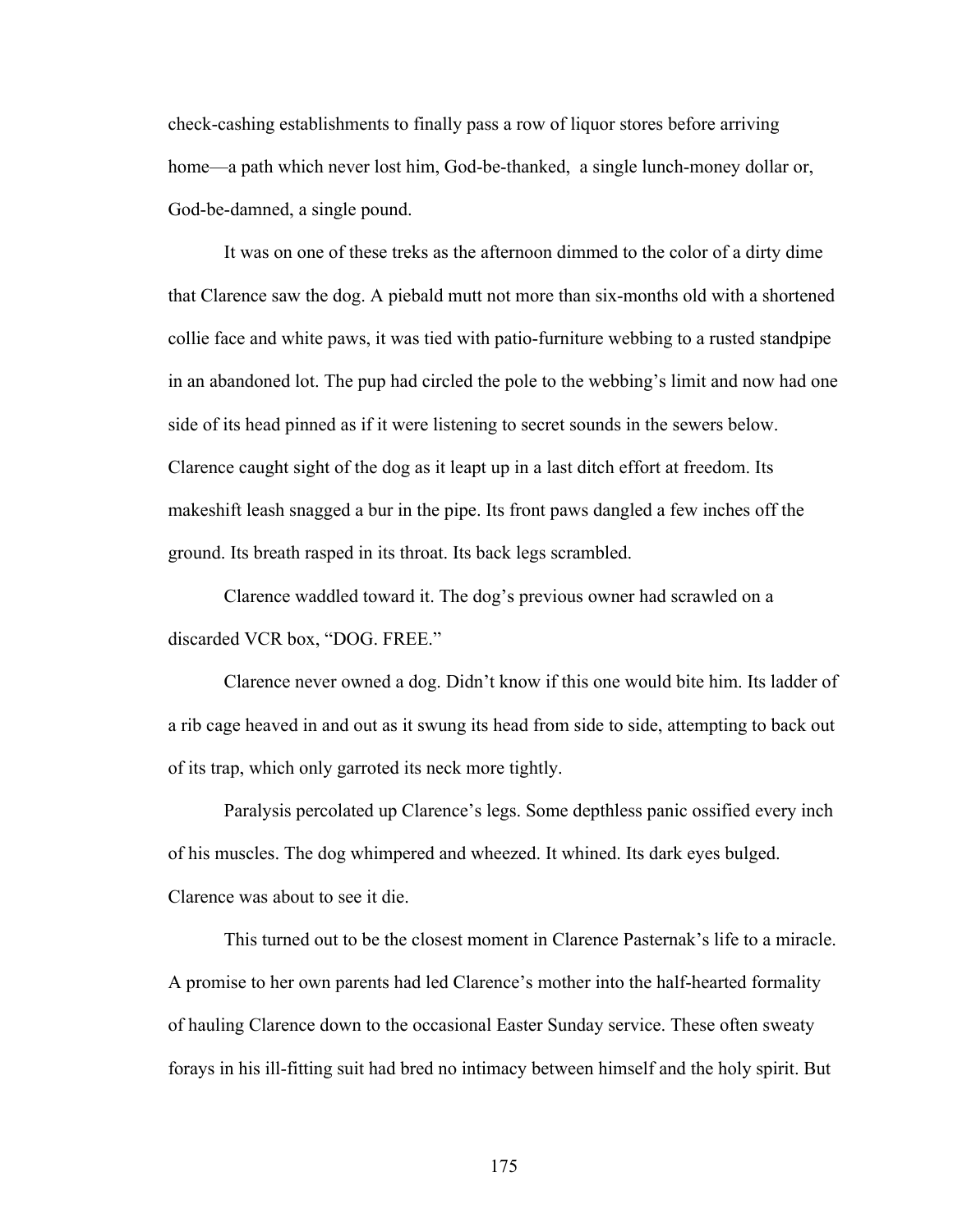check-cashing establishments to finally pass a row of liquor stores before arriving home—a path which never lost him, God-be-thanked, a single lunch-money dollar or, God-be-damned, a single pound.

It was on one of these treks as the afternoon dimmed to the color of a dirty dime that Clarence saw the dog. A piebald mutt not more than six-months old with a shortened collie face and white paws, it was tied with patio-furniture webbing to a rusted standpipe in an abandoned lot. The pup had circled the pole to the webbing's limit and now had one side of its head pinned as if it were listening to secret sounds in the sewers below. Clarence caught sight of the dog as it leapt up in a last ditch effort at freedom. Its makeshift leash snagged a bur in the pipe. Its front paws dangled a few inches off the ground. Its breath rasped in its throat. Its back legs scrambled.

Clarence waddled toward it. The dog's previous owner had scrawled on a discarded VCR box, "DOG. FREE."

Clarence never owned a dog. Didn't know if this one would bite him. Its ladder of a rib cage heaved in and out as it swung its head from side to side, attempting to back out of its trap, which only garroted its neck more tightly.

Paralysis percolated up Clarence's legs. Some depthless panic ossified every inch of his muscles. The dog whimpered and wheezed. It whined. Its dark eyes bulged. Clarence was about to see it die.

This turned out to be the closest moment in Clarence Pasternak's life to a miracle. A promise to her own parents had led Clarence's mother into the half-hearted formality of hauling Clarence down to the occasional Easter Sunday service. These often sweaty forays in his ill-fitting suit had bred no intimacy between himself and the holy spirit. But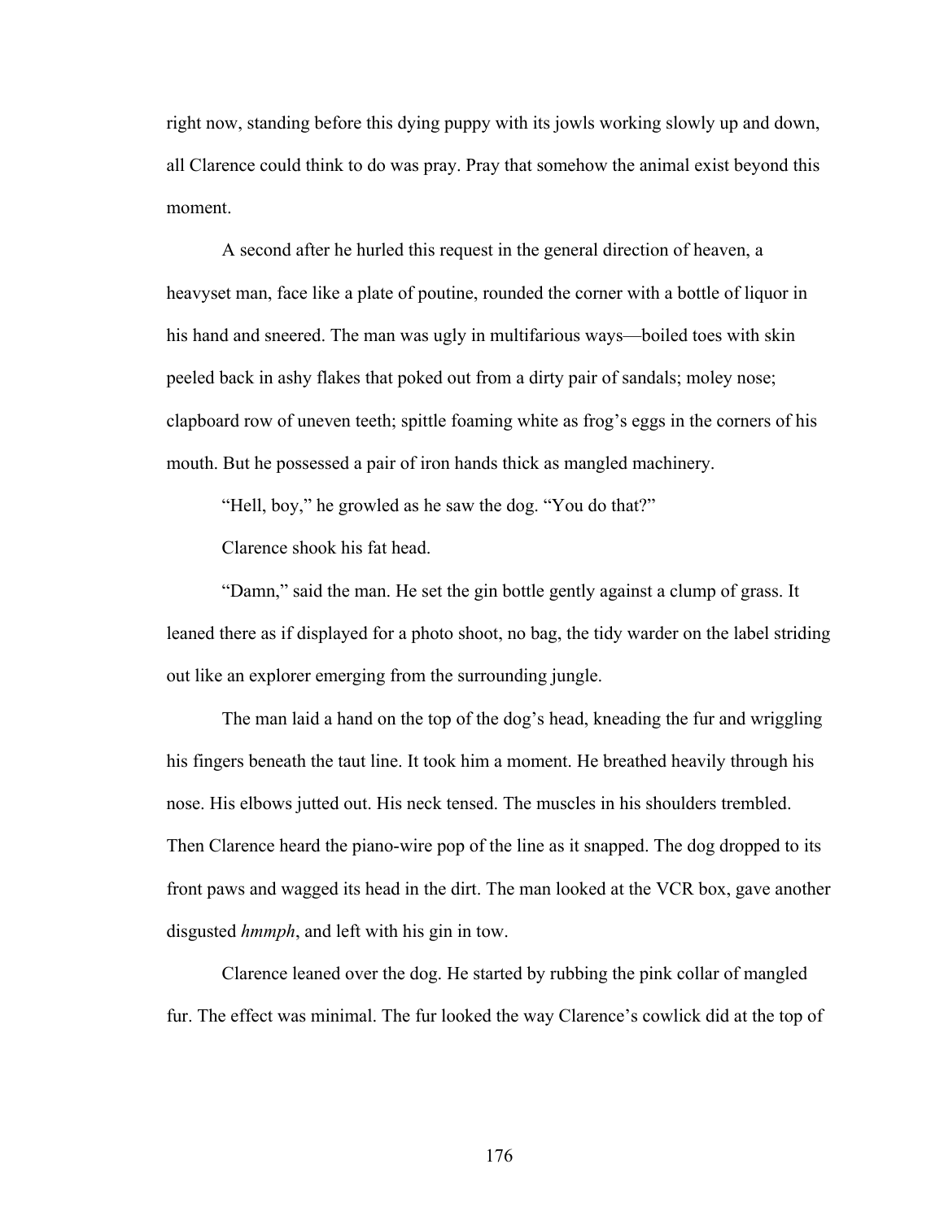right now, standing before this dying puppy with its jowls working slowly up and down, all Clarence could think to do was pray. Pray that somehow the animal exist beyond this moment.

A second after he hurled this request in the general direction of heaven, a heavyset man, face like a plate of poutine, rounded the corner with a bottle of liquor in his hand and sneered. The man was ugly in multifarious ways—boiled toes with skin peeled back in ashy flakes that poked out from a dirty pair of sandals; moley nose; clapboard row of uneven teeth; spittle foaming white as frog's eggs in the corners of his mouth. But he possessed a pair of iron hands thick as mangled machinery.

"Hell, boy," he growled as he saw the dog. "You do that?"

Clarence shook his fat head.

"Damn," said the man. He set the gin bottle gently against a clump of grass. It leaned there as if displayed for a photo shoot, no bag, the tidy warder on the label striding out like an explorer emerging from the surrounding jungle.

The man laid a hand on the top of the dog's head, kneading the fur and wriggling his fingers beneath the taut line. It took him a moment. He breathed heavily through his nose. His elbows jutted out. His neck tensed. The muscles in his shoulders trembled. Then Clarence heard the piano-wire pop of the line as it snapped. The dog dropped to its front paws and wagged its head in the dirt. The man looked at the VCR box, gave another disgusted *hmmph*, and left with his gin in tow.

Clarence leaned over the dog. He started by rubbing the pink collar of mangled fur. The effect was minimal. The fur looked the way Clarence's cowlick did at the top of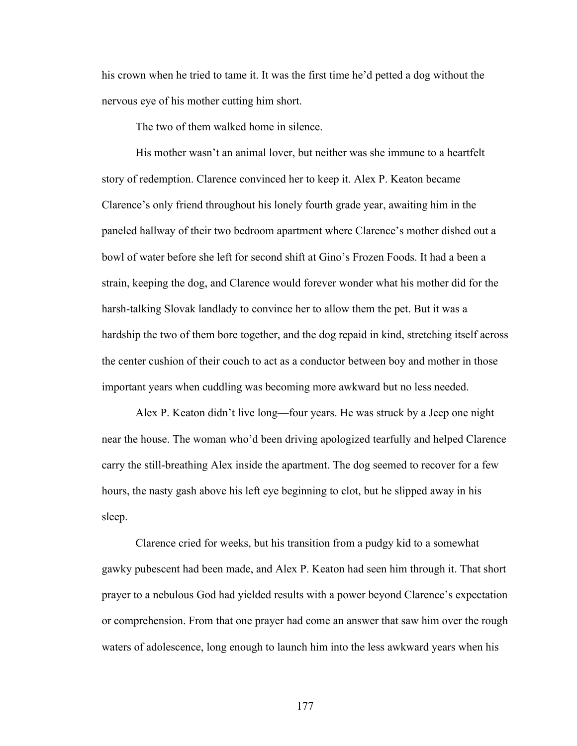his crown when he tried to tame it. It was the first time he'd petted a dog without the nervous eye of his mother cutting him short.

The two of them walked home in silence.

His mother wasn't an animal lover, but neither was she immune to a heartfelt story of redemption. Clarence convinced her to keep it. Alex P. Keaton became Clarence's only friend throughout his lonely fourth grade year, awaiting him in the paneled hallway of their two bedroom apartment where Clarence's mother dished out a bowl of water before she left for second shift at Gino's Frozen Foods. It had a been a strain, keeping the dog, and Clarence would forever wonder what his mother did for the harsh-talking Slovak landlady to convince her to allow them the pet. But it was a hardship the two of them bore together, and the dog repaid in kind, stretching itself across the center cushion of their couch to act as a conductor between boy and mother in those important years when cuddling was becoming more awkward but no less needed.

Alex P. Keaton didn't live long—four years. He was struck by a Jeep one night near the house. The woman who'd been driving apologized tearfully and helped Clarence carry the still-breathing Alex inside the apartment. The dog seemed to recover for a few hours, the nasty gash above his left eye beginning to clot, but he slipped away in his sleep.

Clarence cried for weeks, but his transition from a pudgy kid to a somewhat gawky pubescent had been made, and Alex P. Keaton had seen him through it. That short prayer to a nebulous God had yielded results with a power beyond Clarence's expectation or comprehension. From that one prayer had come an answer that saw him over the rough waters of adolescence, long enough to launch him into the less awkward years when his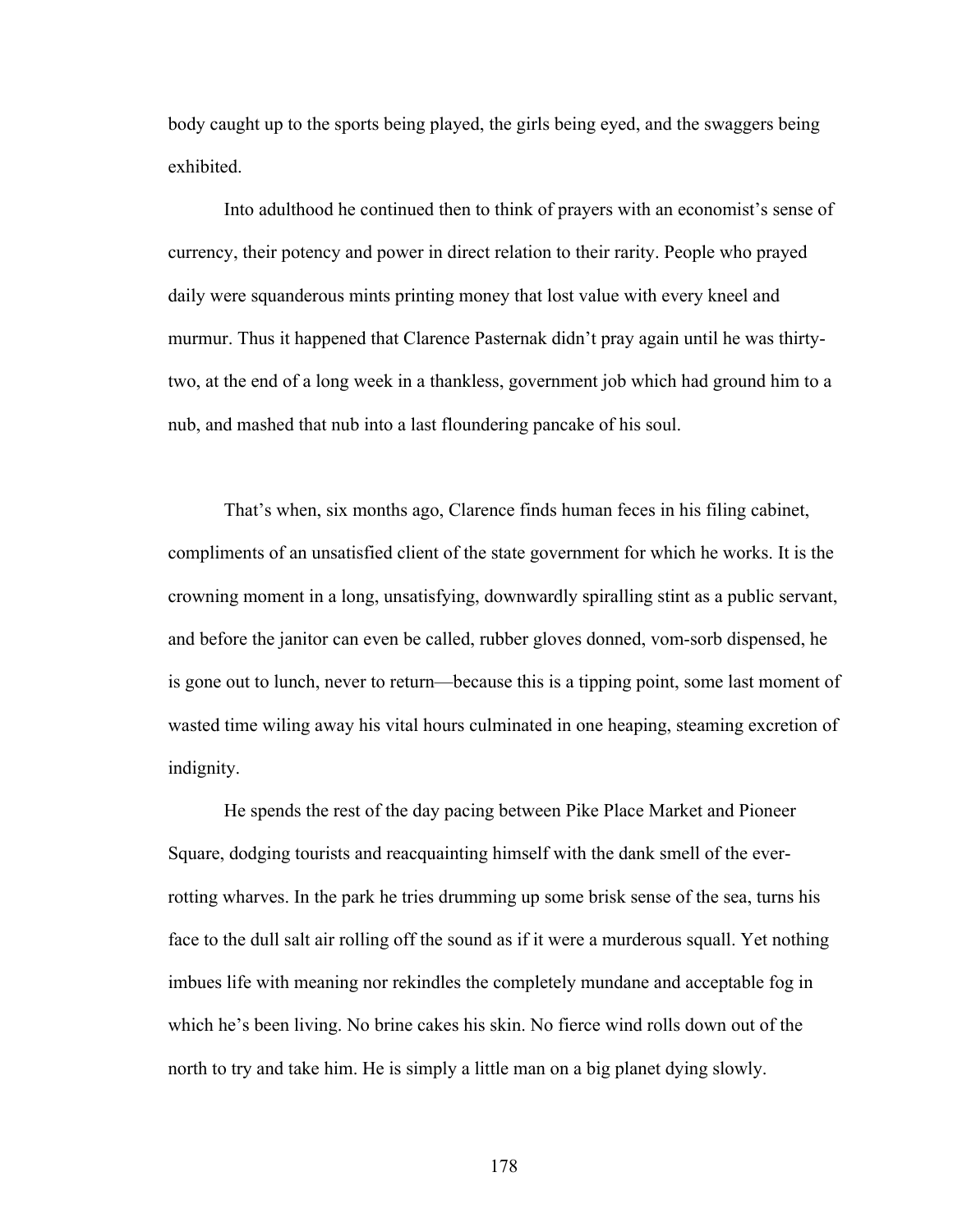body caught up to the sports being played, the girls being eyed, and the swaggers being exhibited.

Into adulthood he continued then to think of prayers with an economist's sense of currency, their potency and power in direct relation to their rarity. People who prayed daily were squanderous mints printing money that lost value with every kneel and murmur. Thus it happened that Clarence Pasternak didn't pray again until he was thirty-two, at the end of a long week in a thankless, government job which had ground him to a nub, and mashed that nub into a last floundering pancake of his soul.

That's when, six months ago, Clarence finds human feces in his filing cabinet, compliments of an unsatisfied client of the state government for which he works. It is the crowning moment in a long, unsatisfying, downwardly spiralling stint as a public servant, and before the janitor can even be called, rubber gloves donned, vom-sorb dispensed, he is gone out to lunch, never to return—because this is a tipping point, some last moment of wasted time wiling away his vital hours culminated in one heaping, steaming excretion of indignity.

He spends the rest of the day pacing between Pike Place Market and Pioneer Square, dodging tourists and reacquainting himself with the dank smell of the ever-rotting wharves. In the park he tries drumming up some brisk sense of the sea, turns his face to the dull salt air rolling off the sound as if it were a murderous squall. Yet nothing imbues life with meaning nor rekindles the completely mundane and acceptable fog in which he's been living. No brine cakes his skin. No fierce wind rolls down out of the north to try and take him. He is simply a little man on a big planet dying slowly.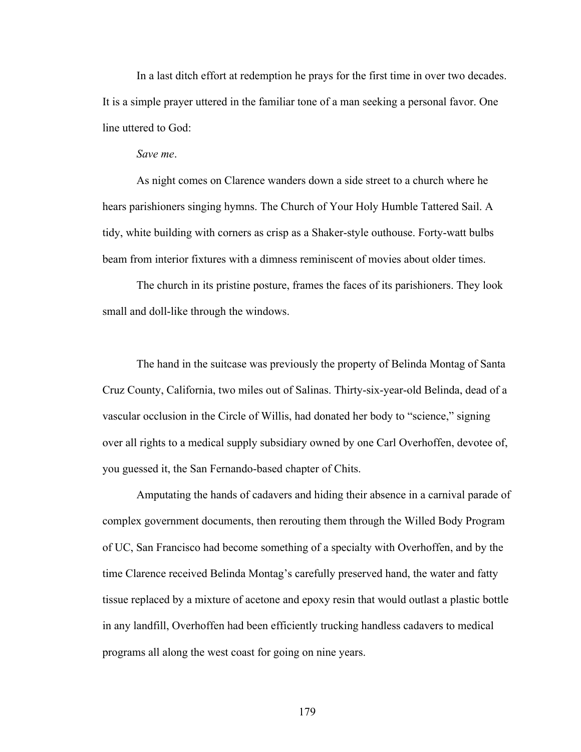In a last ditch effort at redemption he prays for the first time in over two decades. It is a simple prayer uttered in the familiar tone of a man seeking a personal favor. One line uttered to God:

*Save me*.

As night comes on Clarence wanders down a side street to a church where he hears parishioners singing hymns. The Church of Your Holy Humble Tattered Sail. A tidy, white building with corners as crisp as a Shaker-style outhouse. Forty-watt bulbs beam from interior fixtures with a dimness reminiscent of movies about older times.

The church in its pristine posture, frames the faces of its parishioners. They look small and doll-like through the windows.

The hand in the suitcase was previously the property of Belinda Montag of Santa Cruz County, California, two miles out of Salinas. Thirty-six-year-old Belinda, dead of a vascular occlusion in the Circle of Willis, had donated her body to "science," signing over all rights to a medical supply subsidiary owned by one Carl Overhoffen, devotee of, you guessed it, the San Fernando-based chapter of Chits.

Amputating the hands of cadavers and hiding their absence in a carnival parade of complex government documents, then rerouting them through the Willed Body Program of UC, San Francisco had become something of a specialty with Overhoffen, and by the time Clarence received Belinda Montag's carefully preserved hand, the water and fatty tissue replaced by a mixture of acetone and epoxy resin that would outlast a plastic bottle in any landfill, Overhoffen had been efficiently trucking handless cadavers to medical programs all along the west coast for going on nine years.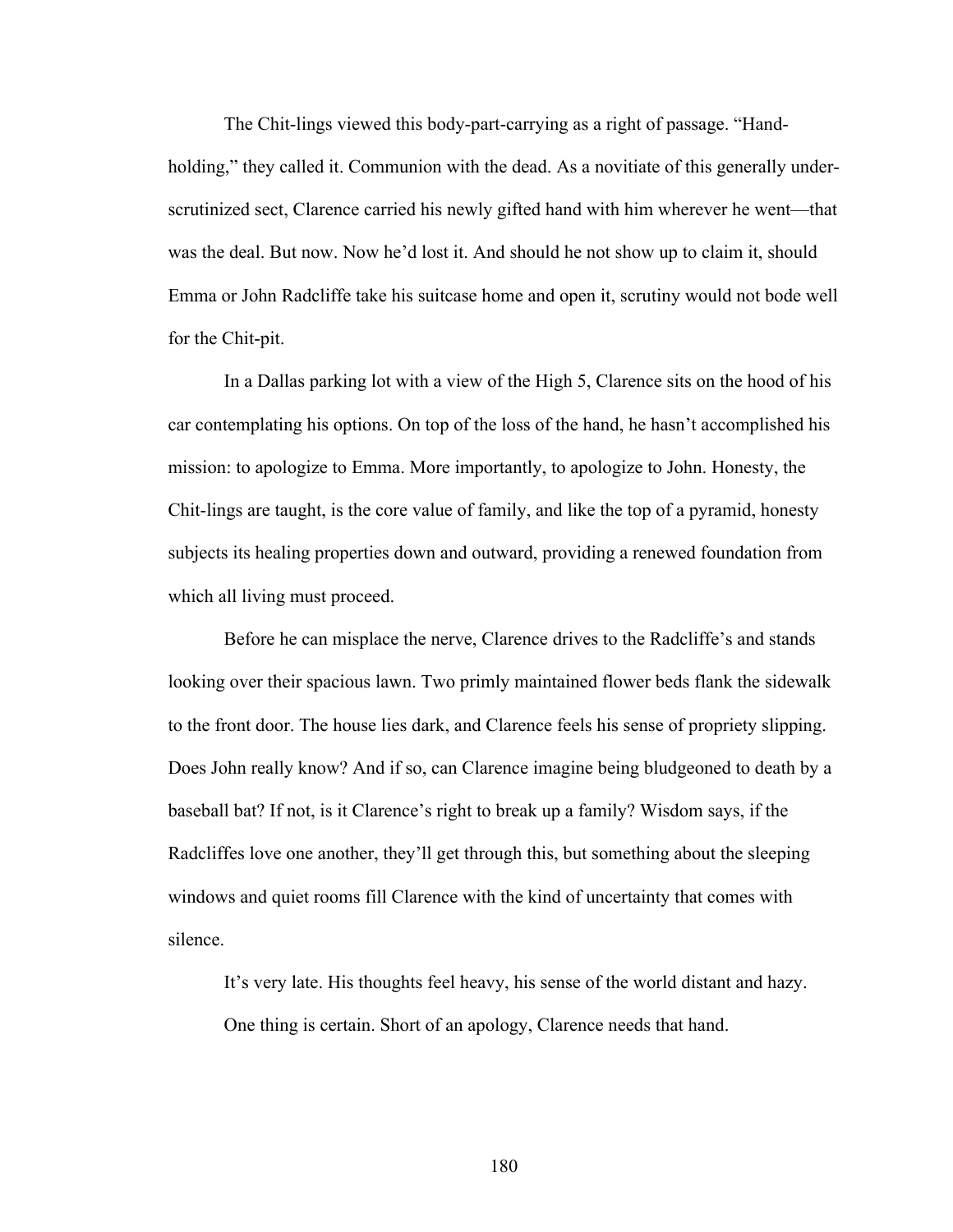The Chit-lings viewed this body-part-carrying as a right of passage. "Hand-holding," they called it. Communion with the dead. As a novitiate of this generally under-scrutinized sect, Clarence carried his newly gifted hand with him wherever he went—that was the deal. But now. Now he'd lost it. And should he not show up to claim it, should Emma or John Radcliffe take his suitcase home and open it, scrutiny would not bode well for the Chit-pit.

In a Dallas parking lot with a view of the High 5, Clarence sits on the hood of his car contemplating his options. On top of the loss of the hand, he hasn't accomplished his mission: to apologize to Emma. More importantly, to apologize to John. Honesty, the Chit-lings are taught, is the core value of family, and like the top of a pyramid, honesty subjects its healing properties down and outward, providing a renewed foundation from which all living must proceed.

Before he can misplace the nerve, Clarence drives to the Radcliffe's and stands looking over their spacious lawn. Two primly maintained flower beds flank the sidewalk to the front door. The house lies dark, and Clarence feels his sense of propriety slipping. Does John really know? And if so, can Clarence imagine being bludgeoned to death by a baseball bat? If not, is it Clarence's right to break up a family? Wisdom says, if the Radcliffes love one another, they'll get through this, but something about the sleeping windows and quiet rooms fill Clarence with the kind of uncertainty that comes with silence.

It's very late. His thoughts feel heavy, his sense of the world distant and hazy.

One thing is certain. Short of an apology, Clarence needs that hand.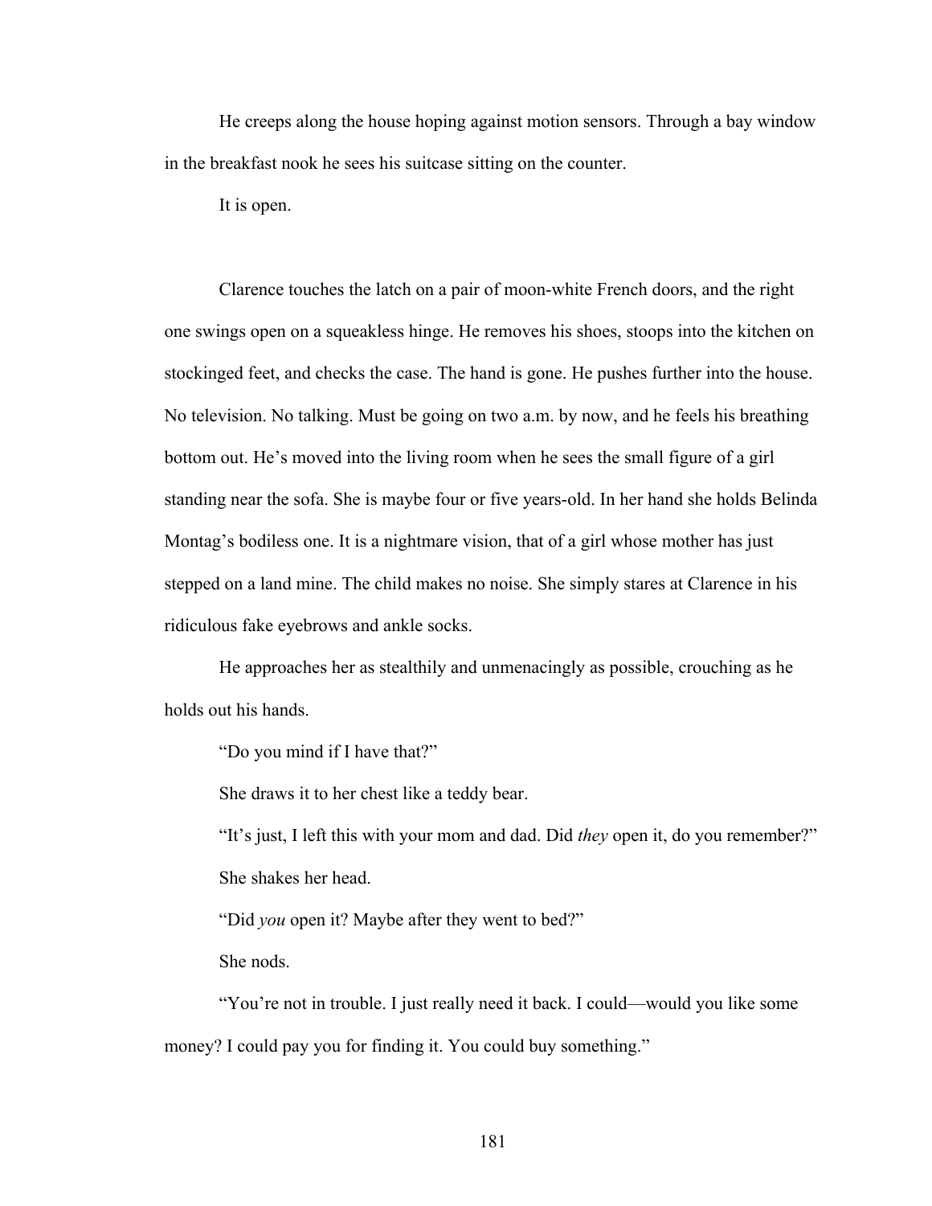He creeps along the house hoping against motion sensors. Through a bay window in the breakfast nook he sees his suitcase sitting on the counter.

It is open.

Clarence touches the latch on a pair of moon-white French doors, and the right one swings open on a squeakless hinge. He removes his shoes, stoops into the kitchen on stockinged feet, and checks the case. The hand is gone. He pushes further into the house. No television. No talking. Must be going on two a.m. by now, and he feels his breathing bottom out. He's moved into the living room when he sees the small figure of a girl standing near the sofa. She is maybe four or five years-old. In her hand she holds Belinda Montag's bodiless one. It is a nightmare vision, that of a girl whose mother has just stepped on a land mine. The child makes no noise. She simply stares at Clarence in his ridiculous fake eyebrows and ankle socks.

He approaches her as stealthily and unmenacingly as possible, crouching as he holds out his hands.

"Do you mind if I have that?"

She draws it to her chest like a teddy bear.

"It's just, I left this with your mom and dad. Did *they* open it, do you remember?"

She shakes her head.

"Did *you* open it? Maybe after they went to bed?"

She nods.

"You're not in trouble. I just really need it back. I could—would you like some money? I could pay you for finding it. You could buy something."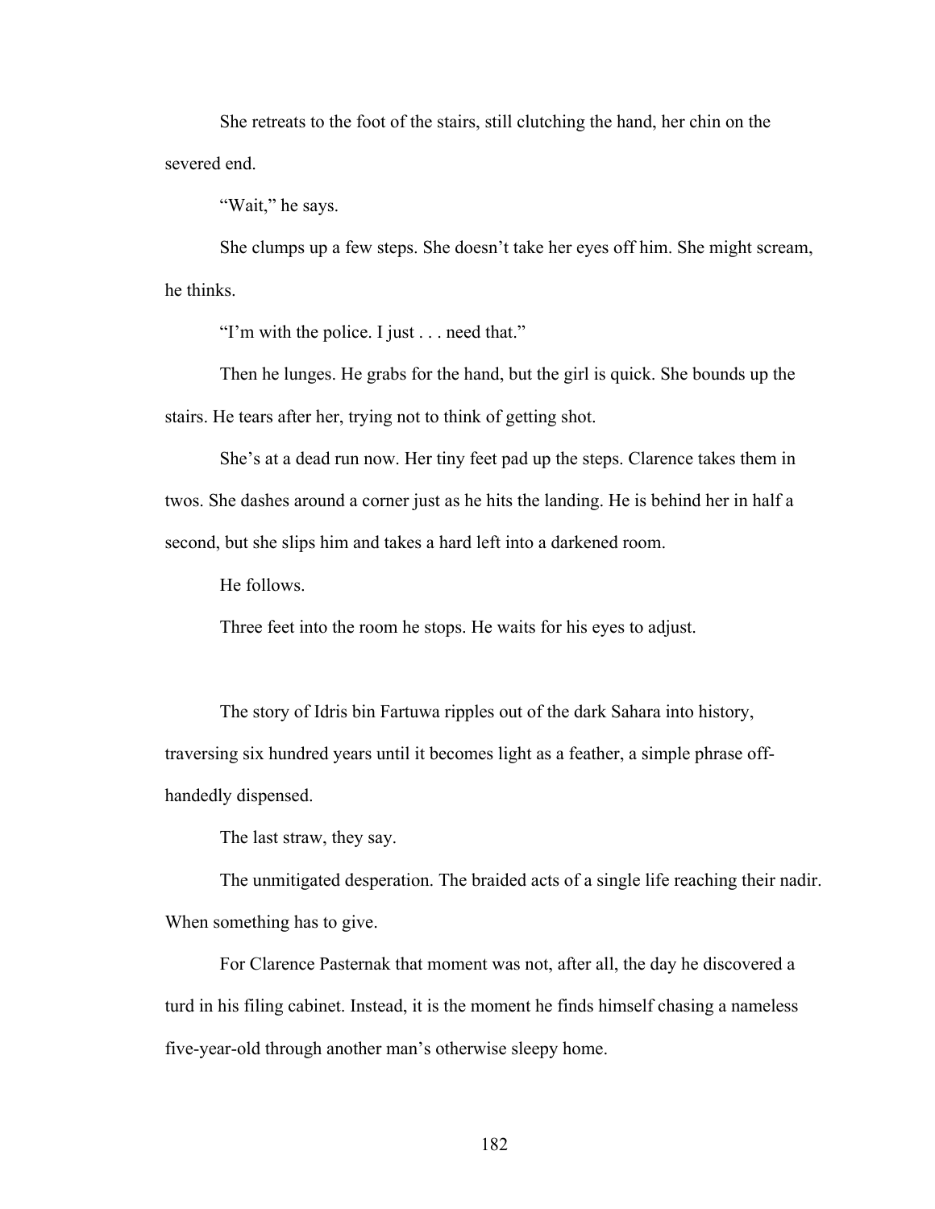She retreats to the foot of the stairs, still clutching the hand, her chin on the severed end.

“Wait,” he says.

She clumps up a few steps. She doesn’t take her eyes off him. She might scream, he thinks.

“I’m with the police. I just . . . need that.”

Then he lunges. He grabs for the hand, but the girl is quick. She bounds up the stairs. He tears after her, trying not to think of getting shot.

She’s at a dead run now. Her tiny feet pad up the steps. Clarence takes them in twos. She dashes around a corner just as he hits the landing. He is behind her in half a second, but she slips him and takes a hard left into a darkened room.

He follows.

Three feet into the room he stops. He waits for his eyes to adjust.

The story of Idris bin Fartuwa ripples out of the dark Sahara into history, traversing six hundred years until it becomes light as a feather, a simple phrase off-handedly dispensed.

The last straw, they say.

The unmitigated desperation. The braided acts of a single life reaching their nadir. When something has to give.

For Clarence Pasternak that moment was not, after all, the day he discovered a turd in his filing cabinet. Instead, it is the moment he finds himself chasing a nameless five-year-old through another man’s otherwise sleepy home.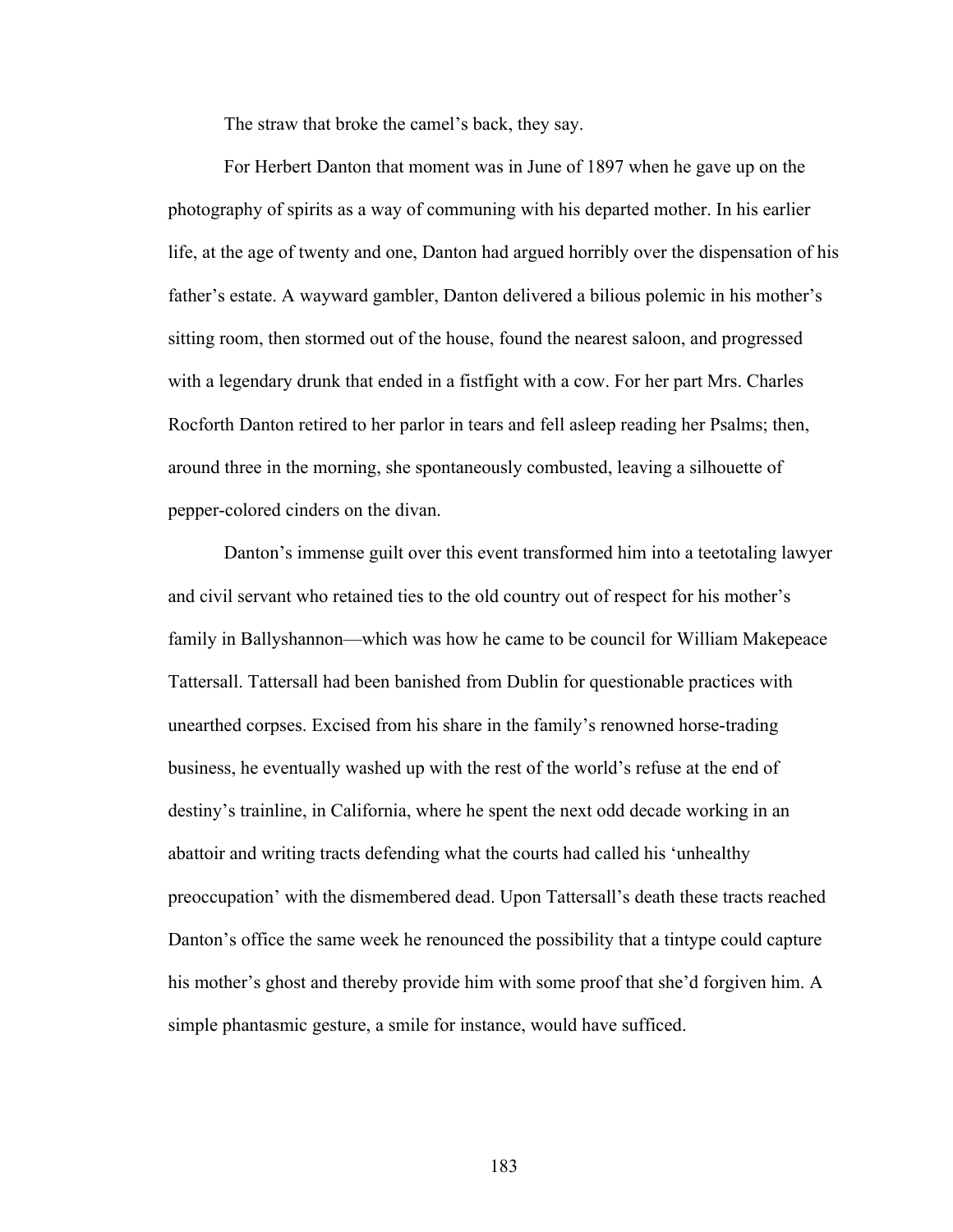The straw that broke the camel's back, they say.

For Herbert Danton that moment was in June of 1897 when he gave up on the photography of spirits as a way of communing with his departed mother. In his earlier life, at the age of twenty and one, Danton had argued horribly over the dispensation of his father's estate. A wayward gambler, Danton delivered a bilious polemic in his mother's sitting room, then stormed out of the house, found the nearest saloon, and progressed with a legendary drunk that ended in a fistfight with a cow. For her part Mrs. Charles Rocforth Danton retired to her parlor in tears and fell asleep reading her Psalms; then, around three in the morning, she spontaneously combusted, leaving a silhouette of pepper-colored cinders on the divan.

Danton's immense guilt over this event transformed him into a teetotaling lawyer and civil servant who retained ties to the old country out of respect for his mother's family in Ballyshannon—which was how he came to be council for William Makepeace Tattersall. Tattersall had been banished from Dublin for questionable practices with unearthed corpses. Excised from his share in the family's renowned horse-trading business, he eventually washed up with the rest of the world's refuse at the end of destiny's trainline, in California, where he spent the next odd decade working in an abattoir and writing tracts defending what the courts had called his 'unhealthy preoccupation' with the dismembered dead. Upon Tattersall's death these tracts reached Danton's office the same week he renounced the possibility that a tintype could capture his mother's ghost and thereby provide him with some proof that she'd forgiven him. A simple phantasmic gesture, a smile for instance, would have sufficed.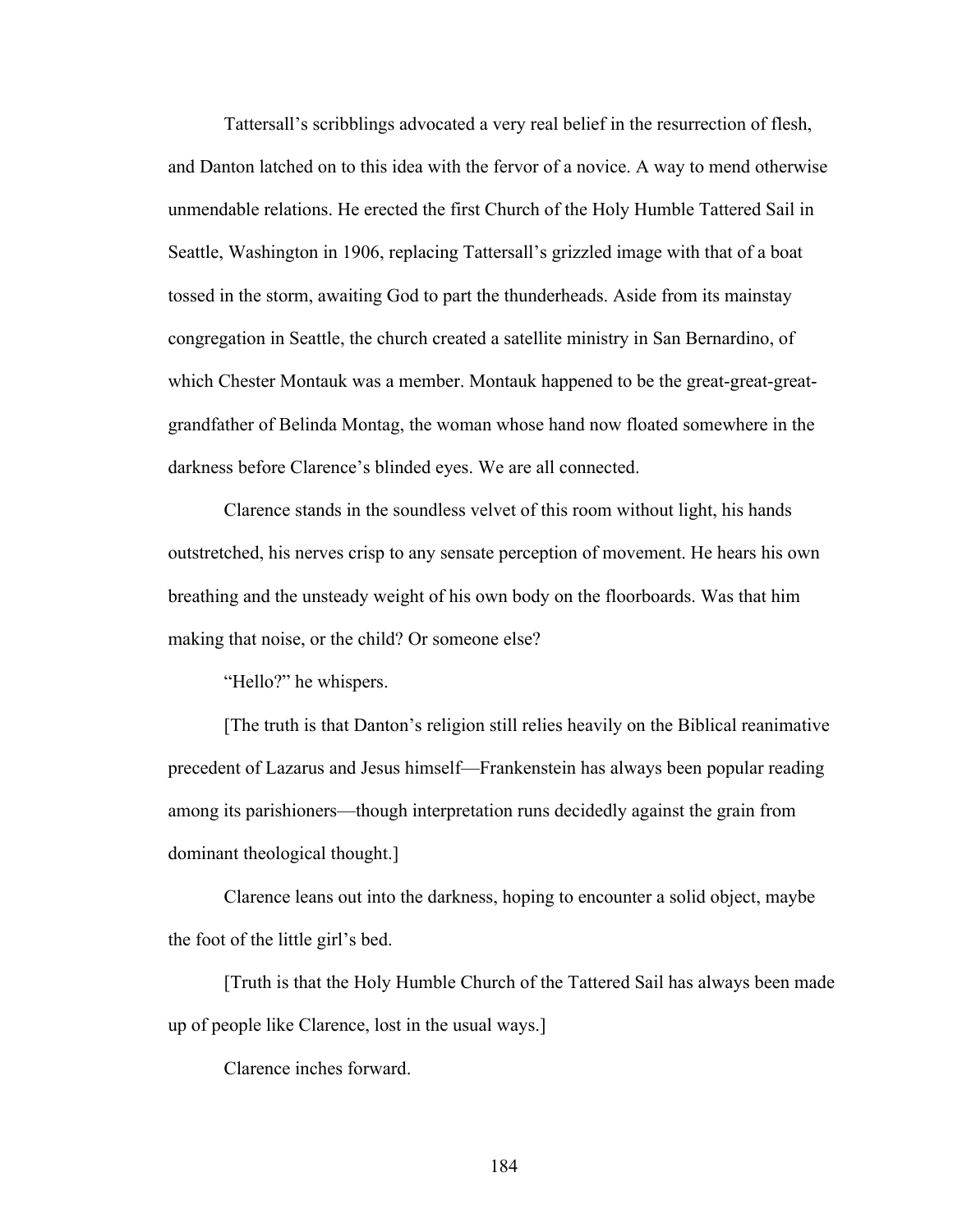Tattersall's scribblings advocated a very real belief in the resurrection of flesh, and Danton latched on to this idea with the fervor of a novice. A way to mend otherwise unmendable relations. He erected the first Church of the Holy Humble Tattered Sail in Seattle, Washington in 1906, replacing Tattersall's grizzled image with that of a boat tossed in the storm, awaiting God to part the thunderheads. Aside from its mainstay congregation in Seattle, the church created a satellite ministry in San Bernardino, of which Chester Montauk was a member. Montauk happened to be the great-great-great-grandfather of Belinda Montag, the woman whose hand now floated somewhere in the darkness before Clarence's blinded eyes. We are all connected.

Clarence stands in the soundless velvet of this room without light, his hands outstretched, his nerves crisp to any sensate perception of movement. He hears his own breathing and the unsteady weight of his own body on the floorboards. Was that him making that noise, or the child? Or someone else?

"Hello?" he whispers.

[The truth is that Danton's religion still relies heavily on the Biblical reanimative precedent of Lazarus and Jesus himself—Frankenstein has always been popular reading among its parishioners—though interpretation runs decidedly against the grain from dominant theological thought.]

Clarence leans out into the darkness, hoping to encounter a solid object, maybe the foot of the little girl's bed.

[Truth is that the Holy Humble Church of the Tattered Sail has always been made up of people like Clarence, lost in the usual ways.]

Clarence inches forward.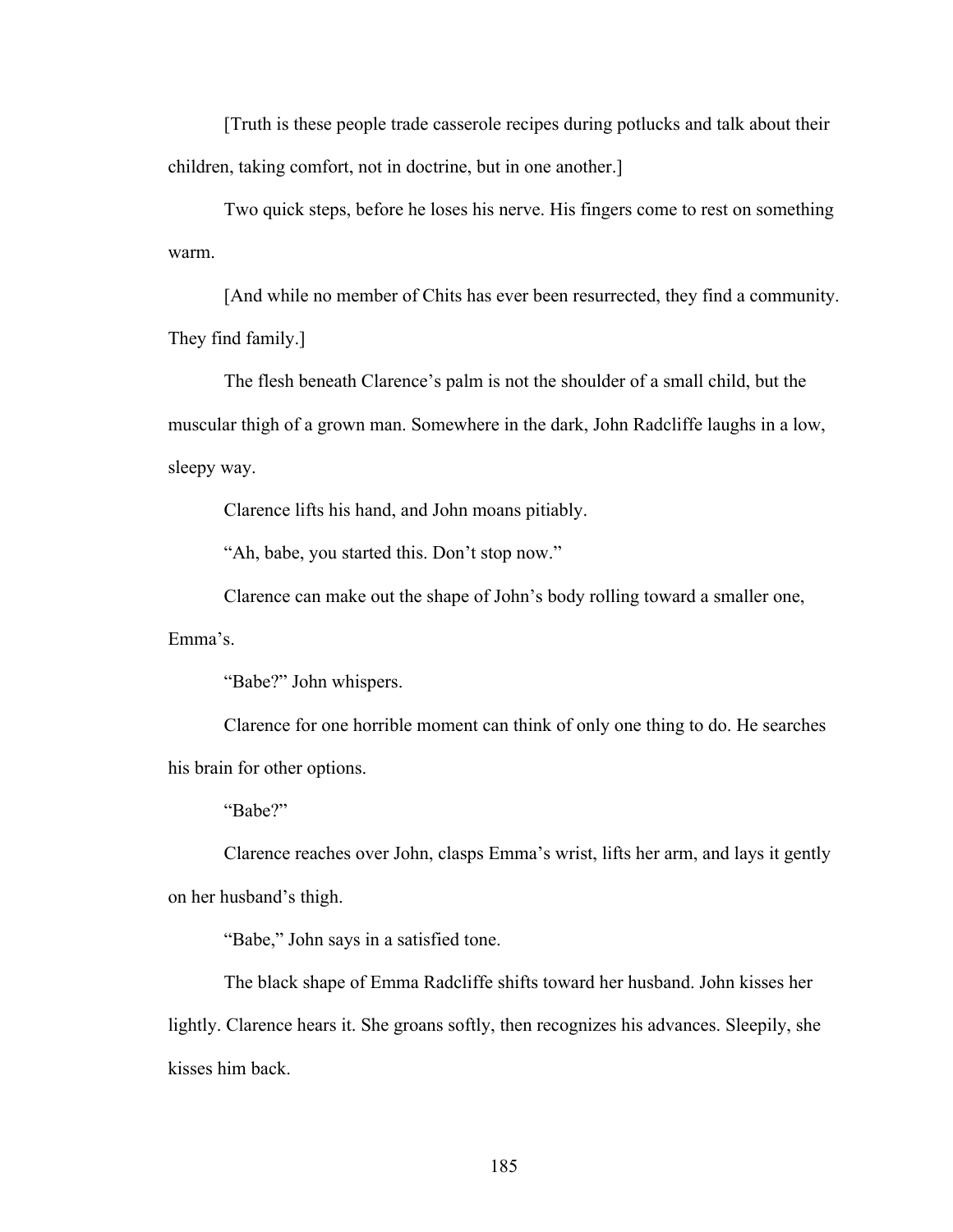[Truth is these people trade casserole recipes during potlucks and talk about their children, taking comfort, not in doctrine, but in one another.]

Two quick steps, before he loses his nerve. His fingers come to rest on something warm.

[And while no member of Chits has ever been resurrected, they find a community. They find family.]

The flesh beneath Clarence's palm is not the shoulder of a small child, but the muscular thigh of a grown man. Somewhere in the dark, John Radcliffe laughs in a low, sleepy way.

Clarence lifts his hand, and John moans pitiably.

"Ah, babe, you started this. Don't stop now."

Clarence can make out the shape of John's body rolling toward a smaller one, Emma's.

"Babe?" John whispers.

Clarence for one horrible moment can think of only one thing to do. He searches his brain for other options.

"Babe?"

Clarence reaches over John, clasps Emma's wrist, lifts her arm, and lays it gently on her husband's thigh.

"Babe," John says in a satisfied tone.

The black shape of Emma Radcliffe shifts toward her husband. John kisses her lightly. Clarence hears it. She groans softly, then recognizes his advances. Sleepily, she kisses him back.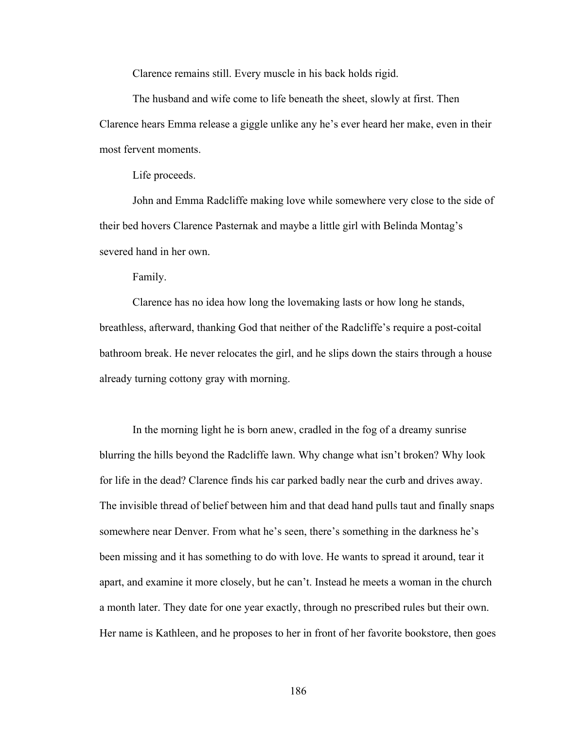Clarence remains still. Every muscle in his back holds rigid.

The husband and wife come to life beneath the sheet, slowly at first. Then Clarence hears Emma release a giggle unlike any he's ever heard her make, even in their most fervent moments.

Life proceeds.

John and Emma Radcliffe making love while somewhere very close to the side of their bed hovers Clarence Pasternak and maybe a little girl with Belinda Montag's severed hand in her own.

Family.

Clarence has no idea how long the lovemaking lasts or how long he stands, breathless, afterward, thanking God that neither of the Radcliffe's require a post-coital bathroom break. He never relocates the girl, and he slips down the stairs through a house already turning cottony gray with morning.

In the morning light he is born anew, cradled in the fog of a dreamy sunrise blurring the hills beyond the Radcliffe lawn. Why change what isn't broken? Why look for life in the dead? Clarence finds his car parked badly near the curb and drives away. The invisible thread of belief between him and that dead hand pulls taut and finally snaps somewhere near Denver. From what he's seen, there's something in the darkness he's been missing and it has something to do with love. He wants to spread it around, tear it apart, and examine it more closely, but he can't. Instead he meets a woman in the church a month later. They date for one year exactly, through no prescribed rules but their own. Her name is Kathleen, and he proposes to her in front of her favorite bookstore, then goes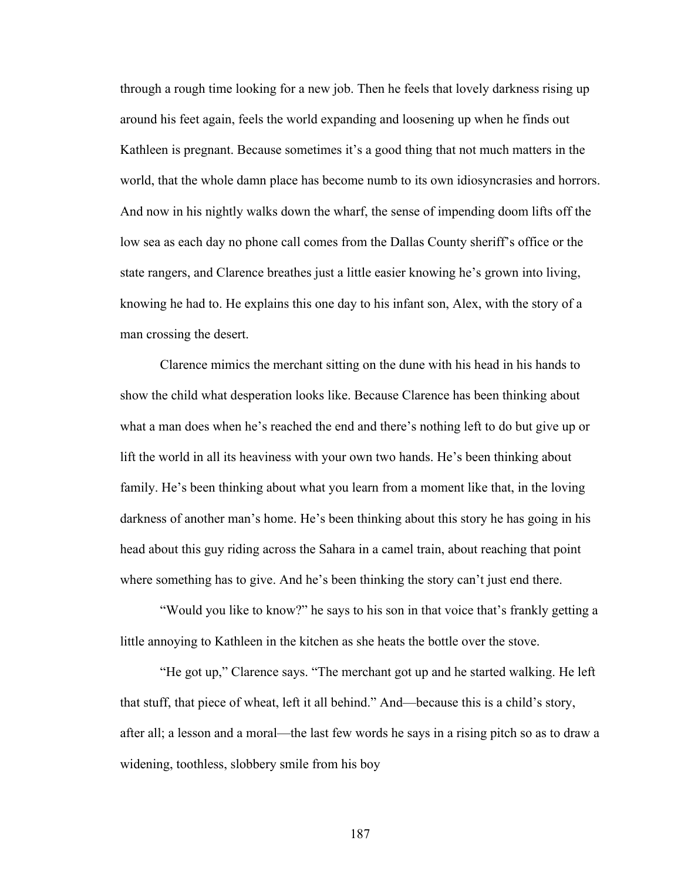through a rough time looking for a new job. Then he feels that lovely darkness rising up around his feet again, feels the world expanding and loosening up when he finds out Kathleen is pregnant. Because sometimes it's a good thing that not much matters in the world, that the whole damn place has become numb to its own idiosyncrasies and horrors. And now in his nightly walks down the wharf, the sense of impending doom lifts off the low sea as each day no phone call comes from the Dallas County sheriff's office or the state rangers, and Clarence breathes just a little easier knowing he's grown into living, knowing he had to. He explains this one day to his infant son, Alex, with the story of a man crossing the desert.

Clarence mimics the merchant sitting on the dune with his head in his hands to show the child what desperation looks like. Because Clarence has been thinking about what a man does when he's reached the end and there's nothing left to do but give up or lift the world in all its heaviness with your own two hands. He's been thinking about family. He's been thinking about what you learn from a moment like that, in the loving darkness of another man's home. He's been thinking about this story he has going in his head about this guy riding across the Sahara in a camel train, about reaching that point where something has to give. And he's been thinking the story can't just end there.

"Would you like to know?" he says to his son in that voice that's frankly getting a little annoying to Kathleen in the kitchen as she heats the bottle over the stove.

"He got up," Clarence says. "The merchant got up and he started walking. He left that stuff, that piece of wheat, left it all behind." And—because this is a child's story, after all; a lesson and a moral—the last few words he says in a rising pitch so as to draw a widening, toothless, slobbery smile from his boy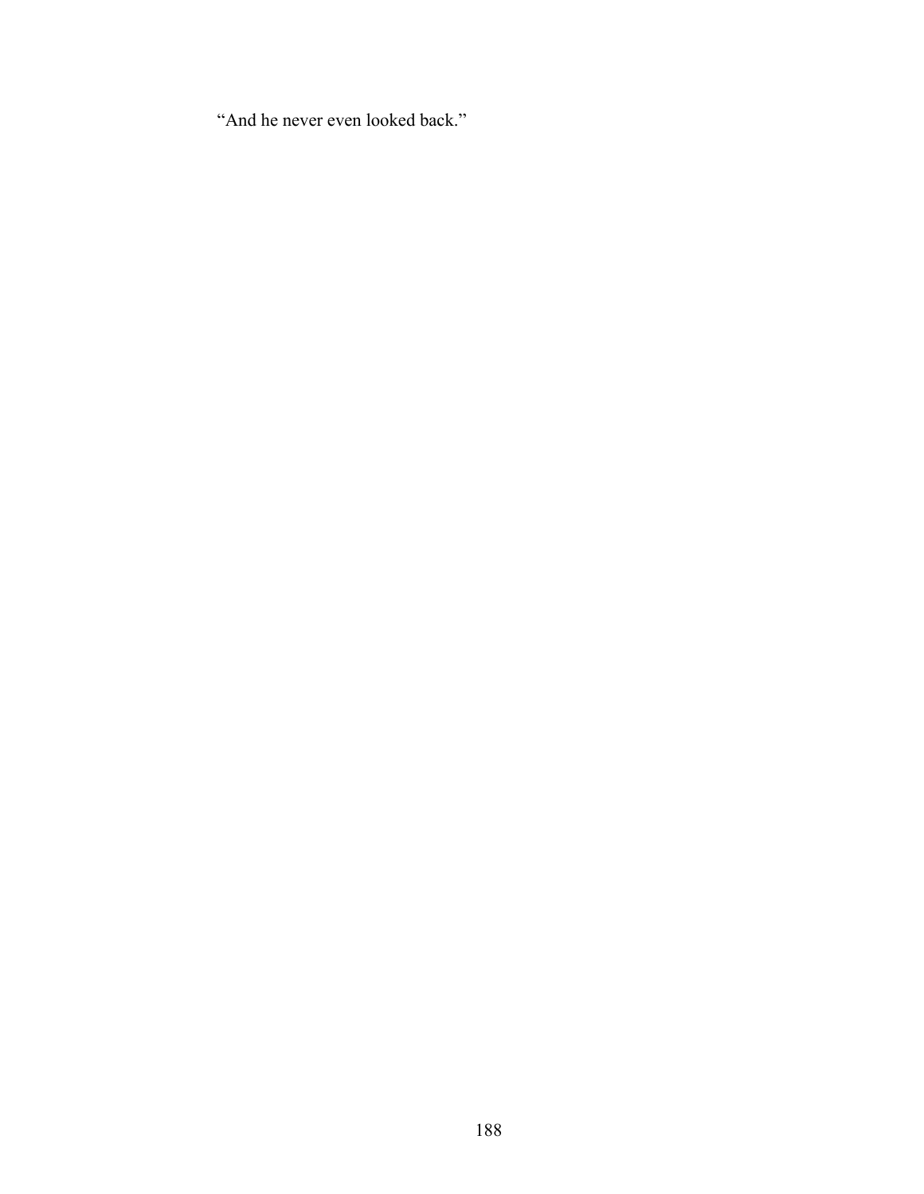“And he never even looked back.”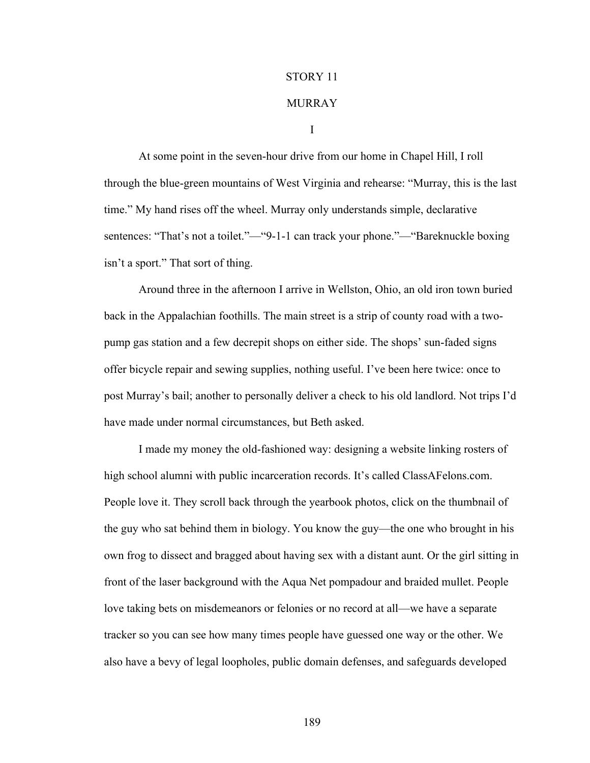# STORY 11

## MURRAY

### I

At some point in the seven-hour drive from our home in Chapel Hill, I roll through the blue-green mountains of West Virginia and rehearse: "Murray, this is the last time." My hand rises off the wheel. Murray only understands simple, declarative sentences: "That's not a toilet."—"9-1-1 can track your phone."—"Bareknuckle boxing isn't a sport." That sort of thing.

Around three in the afternoon I arrive in Wellston, Ohio, an old iron town buried back in the Appalachian foothills. The main street is a strip of county road with a two-pump gas station and a few decrepit shops on either side. The shops' sun-faded signs offer bicycle repair and sewing supplies, nothing useful. I've been here twice: once to post Murray's bail; another to personally deliver a check to his old landlord. Not trips I'd have made under normal circumstances, but Beth asked.

I made my money the old-fashioned way: designing a website linking rosters of high school alumni with public incarceration records. It's called ClassAFelons.com. People love it. They scroll back through the yearbook photos, click on the thumbnail of the guy who sat behind them in biology. You know the guy—the one who brought in his own frog to dissect and bragged about having sex with a distant aunt. Or the girl sitting in front of the laser background with the Aqua Net pompadour and braided mullet. People love taking bets on misdemeanors or felonies or no record at all—we have a separate tracker so you can see how many times people have guessed one way or the other. We also have a bevy of legal loopholes, public domain defenses, and safeguards developed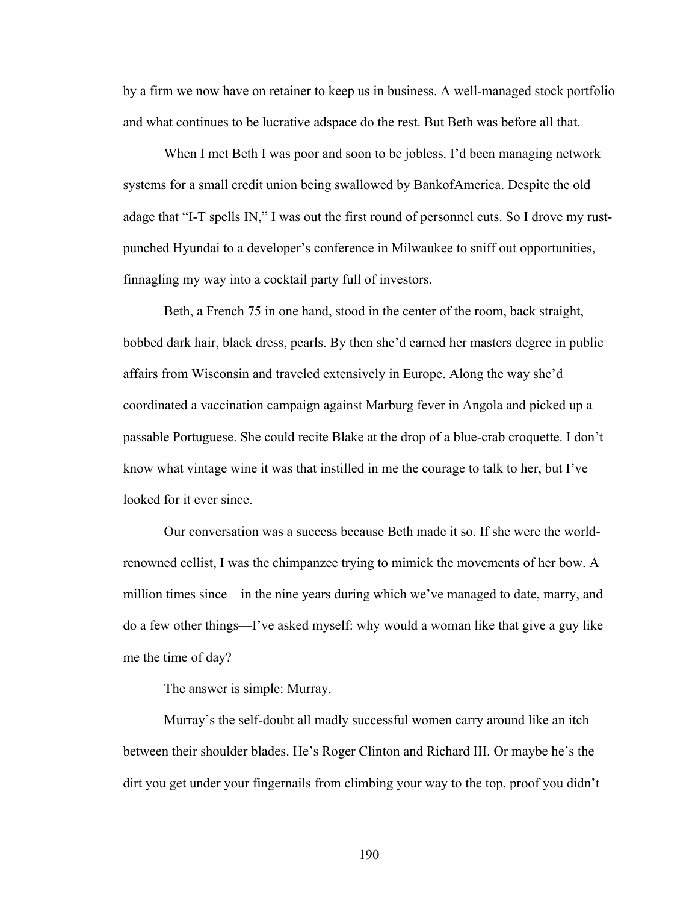by a firm we now have on retainer to keep us in business. A well-managed stock portfolio and what continues to be lucrative adspace do the rest. But Beth was before all that.

When I met Beth I was poor and soon to be jobless. I'd been managing network systems for a small credit union being swallowed by BankofAmerica. Despite the old adage that "I-T spells IN," I was out the first round of personnel cuts. So I drove my rust-punched Hyundai to a developer's conference in Milwaukee to sniff out opportunities, finnagling my way into a cocktail party full of investors.

Beth, a French 75 in one hand, stood in the center of the room, back straight, bobbed dark hair, black dress, pearls. By then she'd earned her masters degree in public affairs from Wisconsin and traveled extensively in Europe. Along the way she'd coordinated a vaccination campaign against Marburg fever in Angola and picked up a passable Portuguese. She could recite Blake at the drop of a blue-crab croquette. I don't know what vintage wine it was that instilled in me the courage to talk to her, but I've looked for it ever since.

Our conversation was a success because Beth made it so. If she were the world-renowned cellist, I was the chimpanzee trying to mimick the movements of her bow. A million times since—in the nine years during which we've managed to date, marry, and do a few other things—I've asked myself: why would a woman like that give a guy like me the time of day?

The answer is simple: Murray.

Murray's the self-doubt all madly successful women carry around like an itch between their shoulder blades. He's Roger Clinton and Richard III. Or maybe he's the dirt you get under your fingernails from climbing your way to the top, proof you didn't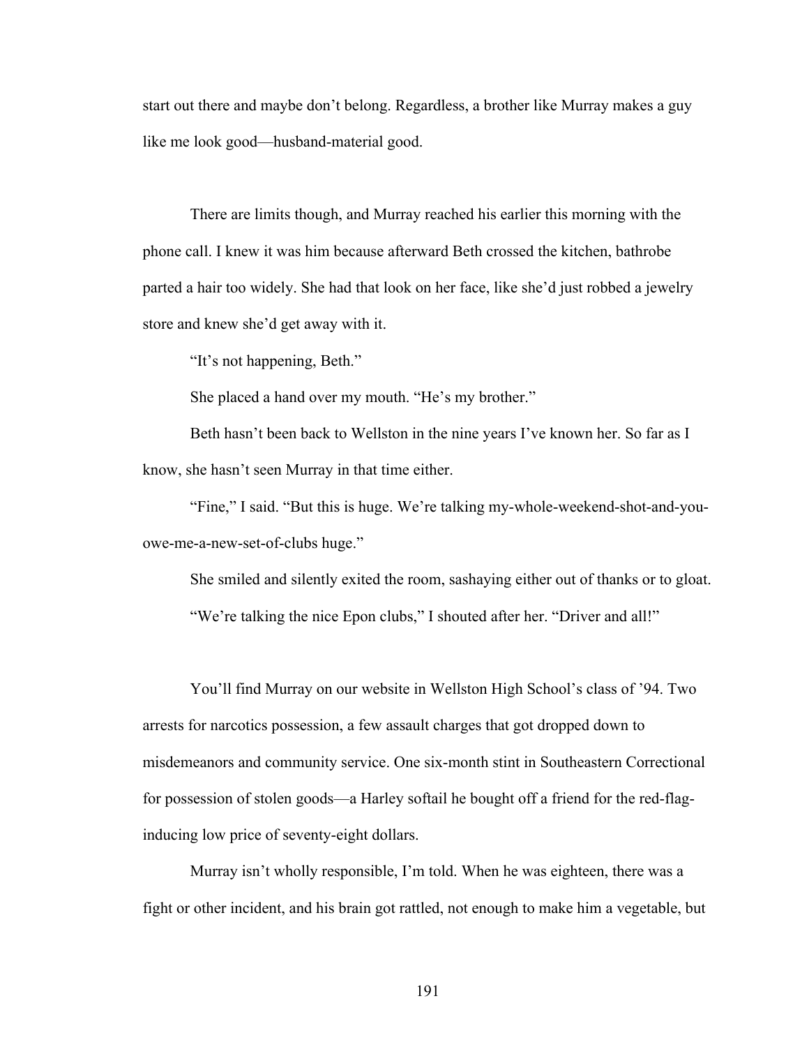start out there and maybe don't belong. Regardless, a brother like Murray makes a guy like me look good—husband-material good.

There are limits though, and Murray reached his earlier this morning with the phone call. I knew it was him because afterward Beth crossed the kitchen, bathrobe parted a hair too widely. She had that look on her face, like she'd just robbed a jewelry store and knew she'd get away with it.

"It's not happening, Beth."

She placed a hand over my mouth. "He's my brother."

Beth hasn't been back to Wellston in the nine years I've known her. So far as I know, she hasn't seen Murray in that time either.

"Fine," I said. "But this is huge. We're talking my-whole-weekend-shot-and-you-owe-me-a-new-set-of-clubs huge."

She smiled and silently exited the room, sashaying either out of thanks or to gloat.

"We're talking the nice Epon clubs," I shouted after her. "Driver and all!"

You'll find Murray on our website in Wellston High School's class of '94. Two arrests for narcotics possession, a few assault charges that got dropped down to misdemeanors and community service. One six-month stint in Southeastern Correctional for possession of stolen goods—a Harley softail he bought off a friend for the red-flag-inducing low price of seventy-eight dollars.

Murray isn't wholly responsible, I'm told. When he was eighteen, there was a fight or other incident, and his brain got rattled, not enough to make him a vegetable, but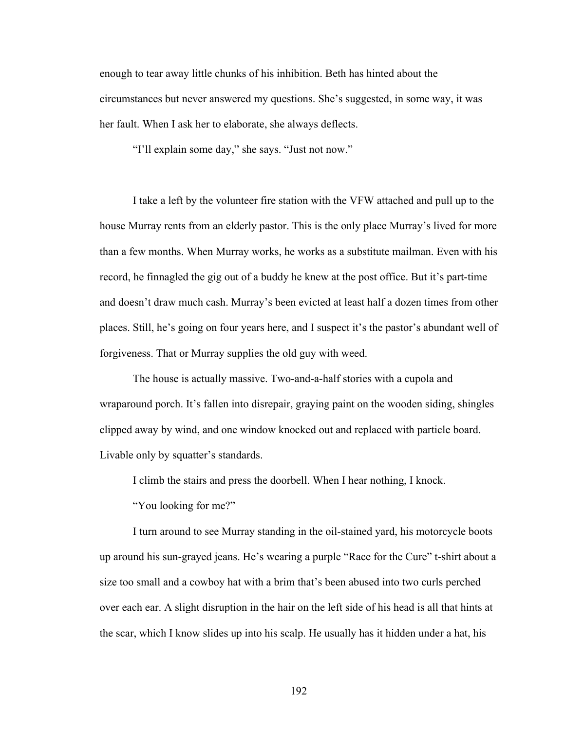enough to tear away little chunks of his inhibition. Beth has hinted about the circumstances but never answered my questions. She's suggested, in some way, it was her fault. When I ask her to elaborate, she always deflects.

"I'll explain some day," she says. "Just not now."

I take a left by the volunteer fire station with the VFW attached and pull up to the house Murray rents from an elderly pastor. This is the only place Murray's lived for more than a few months. When Murray works, he works as a substitute mailman. Even with his record, he finnagled the gig out of a buddy he knew at the post office. But it's part-time and doesn't draw much cash. Murray's been evicted at least half a dozen times from other places. Still, he's going on four years here, and I suspect it's the pastor's abundant well of forgiveness. That or Murray supplies the old guy with weed.

The house is actually massive. Two-and-a-half stories with a cupola and wraparound porch. It's fallen into disrepair, graying paint on the wooden siding, shingles clipped away by wind, and one window knocked out and replaced with particle board. Livable only by squatter's standards.

I climb the stairs and press the doorbell. When I hear nothing, I knock.

"You looking for me?"

I turn around to see Murray standing in the oil-stained yard, his motorcycle boots up around his sun-grayed jeans. He's wearing a purple "Race for the Cure" t-shirt about a size too small and a cowboy hat with a brim that's been abused into two curls perched over each ear. A slight disruption in the hair on the left side of his head is all that hints at the scar, which I know slides up into his scalp. He usually has it hidden under a hat, his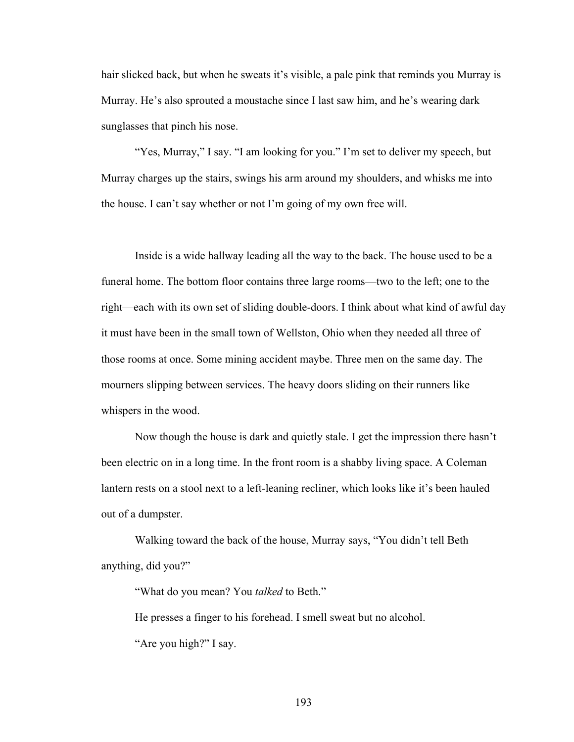hair slicked back, but when he sweats it's visible, a pale pink that reminds you Murray is Murray. He's also sprouted a moustache since I last saw him, and he's wearing dark sunglasses that pinch his nose.

"Yes, Murray," I say. "I am looking for you." I'm set to deliver my speech, but Murray charges up the stairs, swings his arm around my shoulders, and whisks me into the house. I can't say whether or not I'm going of my own free will.

Inside is a wide hallway leading all the way to the back. The house used to be a funeral home. The bottom floor contains three large rooms—two to the left; one to the right—each with its own set of sliding double-doors. I think about what kind of awful day it must have been in the small town of Wellston, Ohio when they needed all three of those rooms at once. Some mining accident maybe. Three men on the same day. The mourners slipping between services. The heavy doors sliding on their runners like whispers in the wood.

Now though the house is dark and quietly stale. I get the impression there hasn't been electric on in a long time. In the front room is a shabby living space. A Coleman lantern rests on a stool next to a left-leaning recliner, which looks like it's been hauled out of a dumpster.

Walking toward the back of the house, Murray says, "You didn't tell Beth anything, did you?"

"What do you mean? You *talked* to Beth."

He presses a finger to his forehead. I smell sweat but no alcohol.

"Are you high?" I say.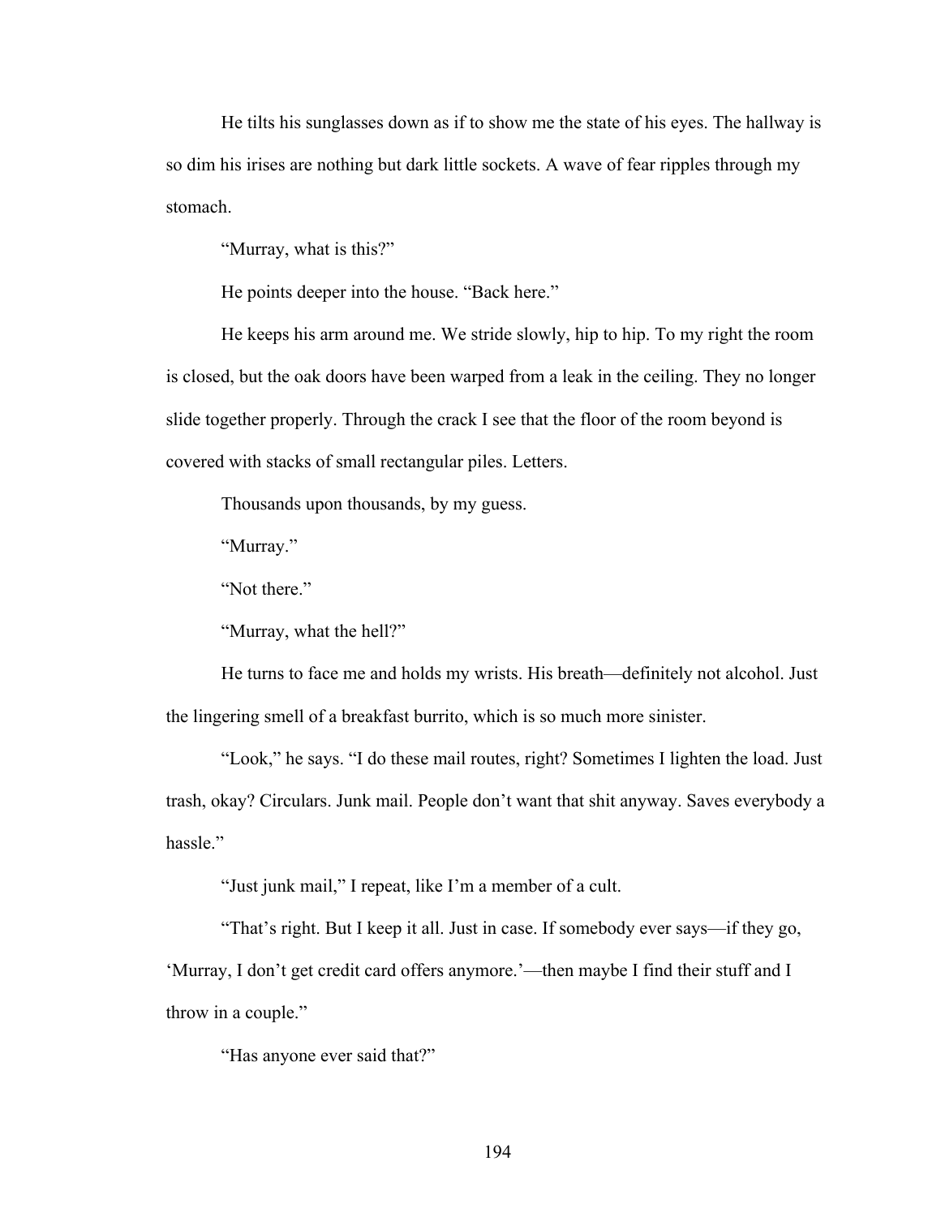He tilts his sunglasses down as if to show me the state of his eyes. The hallway is so dim his irises are nothing but dark little sockets. A wave of fear ripples through my stomach.

"Murray, what is this?"

He points deeper into the house. "Back here."

He keeps his arm around me. We stride slowly, hip to hip. To my right the room is closed, but the oak doors have been warped from a leak in the ceiling. They no longer slide together properly. Through the crack I see that the floor of the room beyond is covered with stacks of small rectangular piles. Letters.

Thousands upon thousands, by my guess.

"Murray."

"Not there."

"Murray, what the hell?"

He turns to face me and holds my wrists. His breath—definitely not alcohol. Just the lingering smell of a breakfast burrito, which is so much more sinister.

"Look," he says. "I do these mail routes, right? Sometimes I lighten the load. Just trash, okay? Circulars. Junk mail. People don't want that shit anyway. Saves everybody a hassle."

"Just junk mail," I repeat, like I'm a member of a cult.

"That's right. But I keep it all. Just in case. If somebody ever says—if they go, 'Murray, I don't get credit card offers anymore.'—then maybe I find their stuff and I throw in a couple."

"Has anyone ever said that?"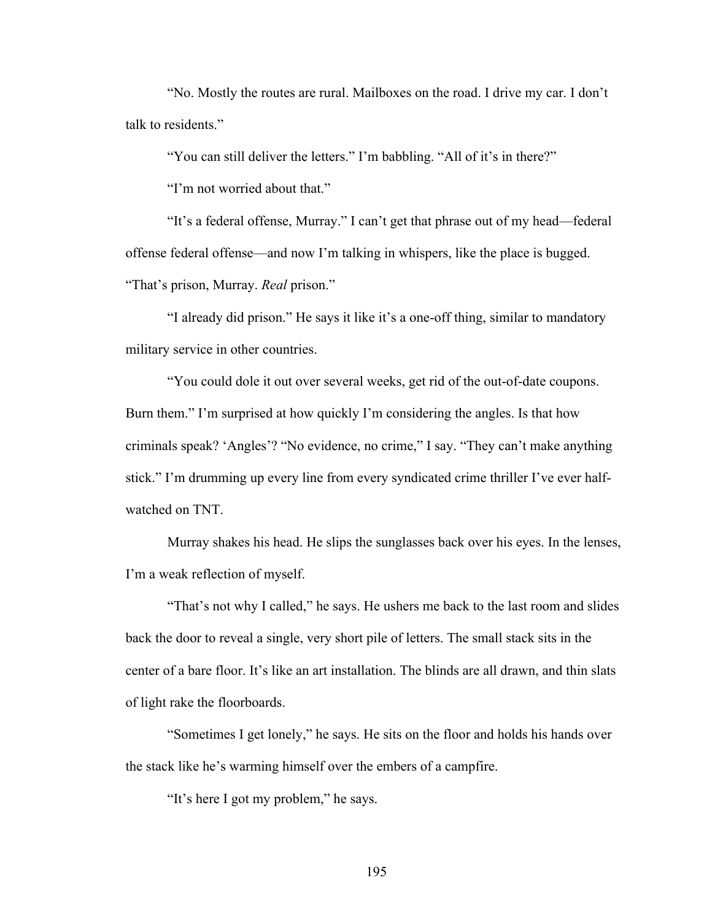"No. Mostly the routes are rural. Mailboxes on the road. I drive my car. I don't talk to residents."

"You can still deliver the letters." I'm babbling. "All of it's in there?"

"I'm not worried about that."

"It's a federal offense, Murray." I can't get that phrase out of my head—federal offense federal offense—and now I'm talking in whispers, like the place is bugged. "That's prison, Murray. *Real* prison."

"I already did prison." He says it like it's a one-off thing, similar to mandatory military service in other countries.

"You could dole it out over several weeks, get rid of the out-of-date coupons. Burn them." I'm surprised at how quickly I'm considering the angles. Is that how criminals speak? 'Angles'? "No evidence, no crime," I say. "They can't make anything stick." I'm drumming up every line from every syndicated crime thriller I've ever half-watched on TNT.

Murray shakes his head. He slips the sunglasses back over his eyes. In the lenses, I'm a weak reflection of myself.

"That's not why I called," he says. He ushers me back to the last room and slides back the door to reveal a single, very short pile of letters. The small stack sits in the center of a bare floor. It's like an art installation. The blinds are all drawn, and thin slats of light rake the floorboards.

"Sometimes I get lonely," he says. He sits on the floor and holds his hands over the stack like he's warming himself over the embers of a campfire.

"It's here I got my problem," he says.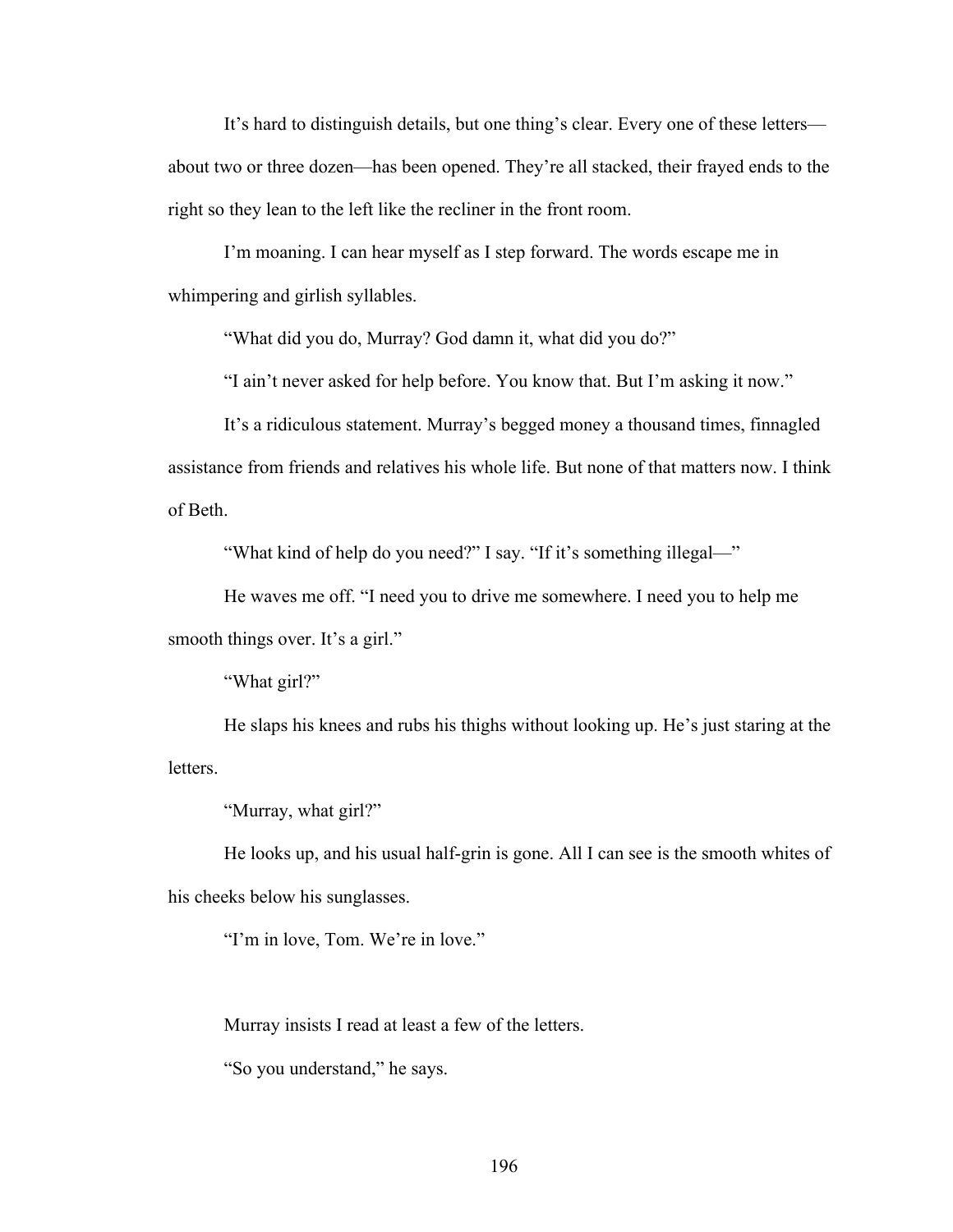It's hard to distinguish details, but one thing's clear. Every one of these letters—about two or three dozen—has been opened. They're all stacked, their frayed ends to the right so they lean to the left like the recliner in the front room.

I'm moaning. I can hear myself as I step forward. The words escape me in whimpering and girlish syllables.

"What did you do, Murray? God damn it, what did you do?"

"I ain't never asked for help before. You know that. But I'm asking it now."

It's a ridiculous statement. Murray's begged money a thousand times, finnagled assistance from friends and relatives his whole life. But none of that matters now. I think of Beth.

"What kind of help do you need?" I say. "If it's something illegal—"

He waves me off. "I need you to drive me somewhere. I need you to help me smooth things over. It's a girl."

"What girl?"

He slaps his knees and rubs his thighs without looking up. He's just staring at the letters.

"Murray, what girl?"

He looks up, and his usual half-grin is gone. All I can see is the smooth whites of his cheeks below his sunglasses.

"I'm in love, Tom. We're in love."

Murray insists I read at least a few of the letters.

"So you understand," he says.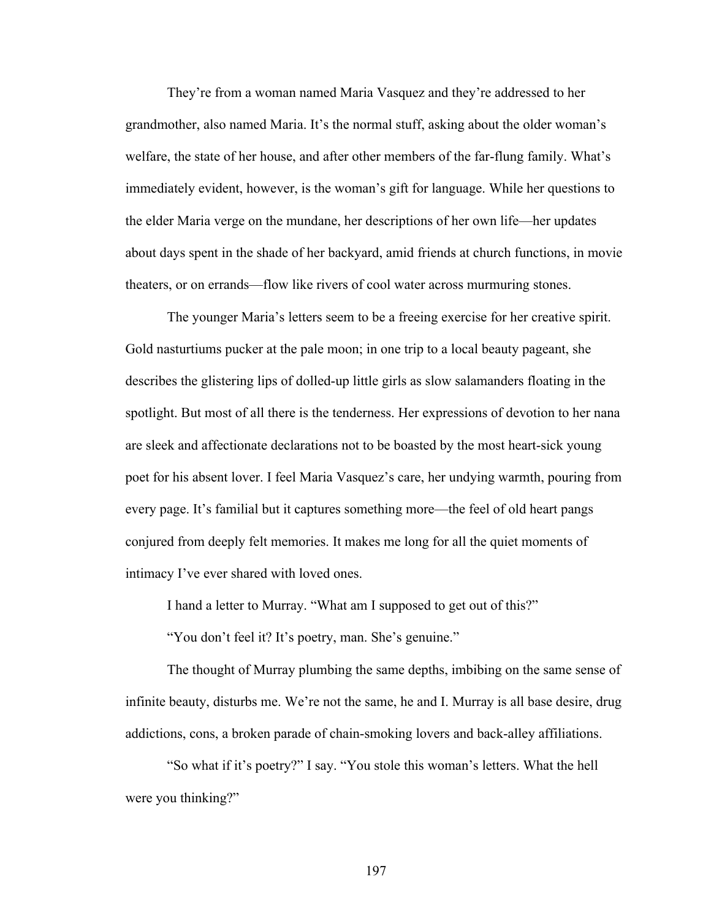They're from a woman named Maria Vasquez and they're addressed to her grandmother, also named Maria. It's the normal stuff, asking about the older woman's welfare, the state of her house, and after other members of the far-flung family. What's immediately evident, however, is the woman's gift for language. While her questions to the elder Maria verge on the mundane, her descriptions of her own life—her updates about days spent in the shade of her backyard, amid friends at church functions, in movie theaters, or on errands—flow like rivers of cool water across murmuring stones.

The younger Maria's letters seem to be a freeing exercise for her creative spirit. Gold nasturtiums pucker at the pale moon; in one trip to a local beauty pageant, she describes the glistering lips of dolled-up little girls as slow salamanders floating in the spotlight. But most of all there is the tenderness. Her expressions of devotion to her nana are sleek and affectionate declarations not to be boasted by the most heart-sick young poet for his absent lover. I feel Maria Vasquez's care, her undying warmth, pouring from every page. It's familial but it captures something more—the feel of old heart pangs conjured from deeply felt memories. It makes me long for all the quiet moments of intimacy I've ever shared with loved ones.

I hand a letter to Murray. "What am I supposed to get out of this?"

"You don't feel it? It's poetry, man. She's genuine."

The thought of Murray plumbing the same depths, imbibing on the same sense of infinite beauty, disturbs me. We're not the same, he and I. Murray is all base desire, drug addictions, cons, a broken parade of chain-smoking lovers and back-alley affiliations.

"So what if it's poetry?" I say. "You stole this woman's letters. What the hell were you thinking?"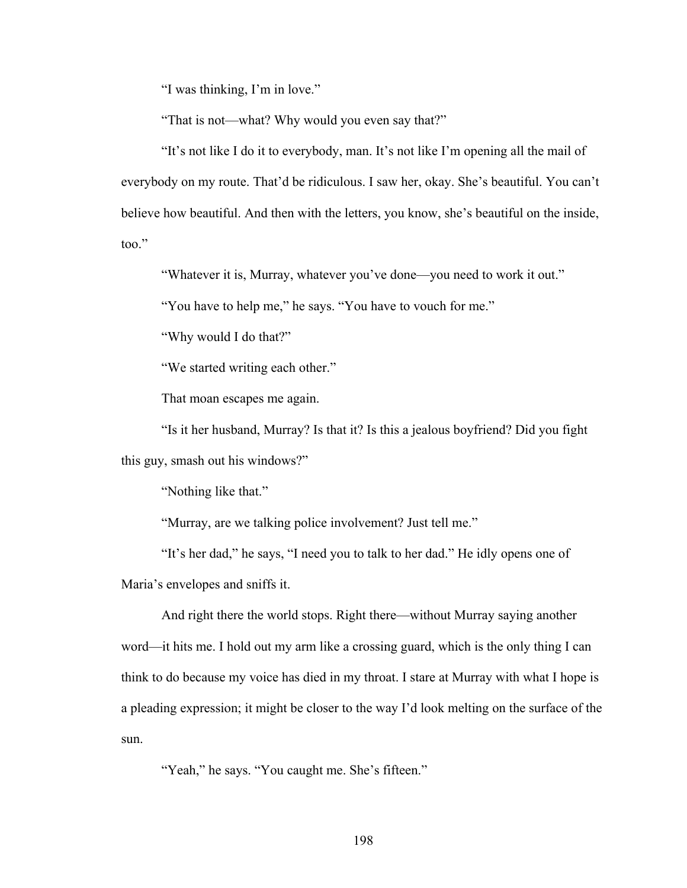"I was thinking, I'm in love."

"That is not—what? Why would you even say that?"

"It's not like I do it to everybody, man. It's not like I'm opening all the mail of everybody on my route. That'd be ridiculous. I saw her, okay. She's beautiful. You can't believe how beautiful. And then with the letters, you know, she's beautiful on the inside, too."

"Whatever it is, Murray, whatever you've done—you need to work it out."

"You have to help me," he says. "You have to vouch for me."

"Why would I do that?"

"We started writing each other."

That moan escapes me again.

"Is it her husband, Murray? Is that it? Is this a jealous boyfriend? Did you fight this guy, smash out his windows?"

"Nothing like that."

"Murray, are we talking police involvement? Just tell me."

"It's her dad," he says, "I need you to talk to her dad." He idly opens one of Maria's envelopes and sniffs it.

And right there the world stops. Right there—without Murray saying another word—it hits me. I hold out my arm like a crossing guard, which is the only thing I can think to do because my voice has died in my throat. I stare at Murray with what I hope is a pleading expression; it might be closer to the way I'd look melting on the surface of the sun.

"Yeah," he says. "You caught me. She's fifteen."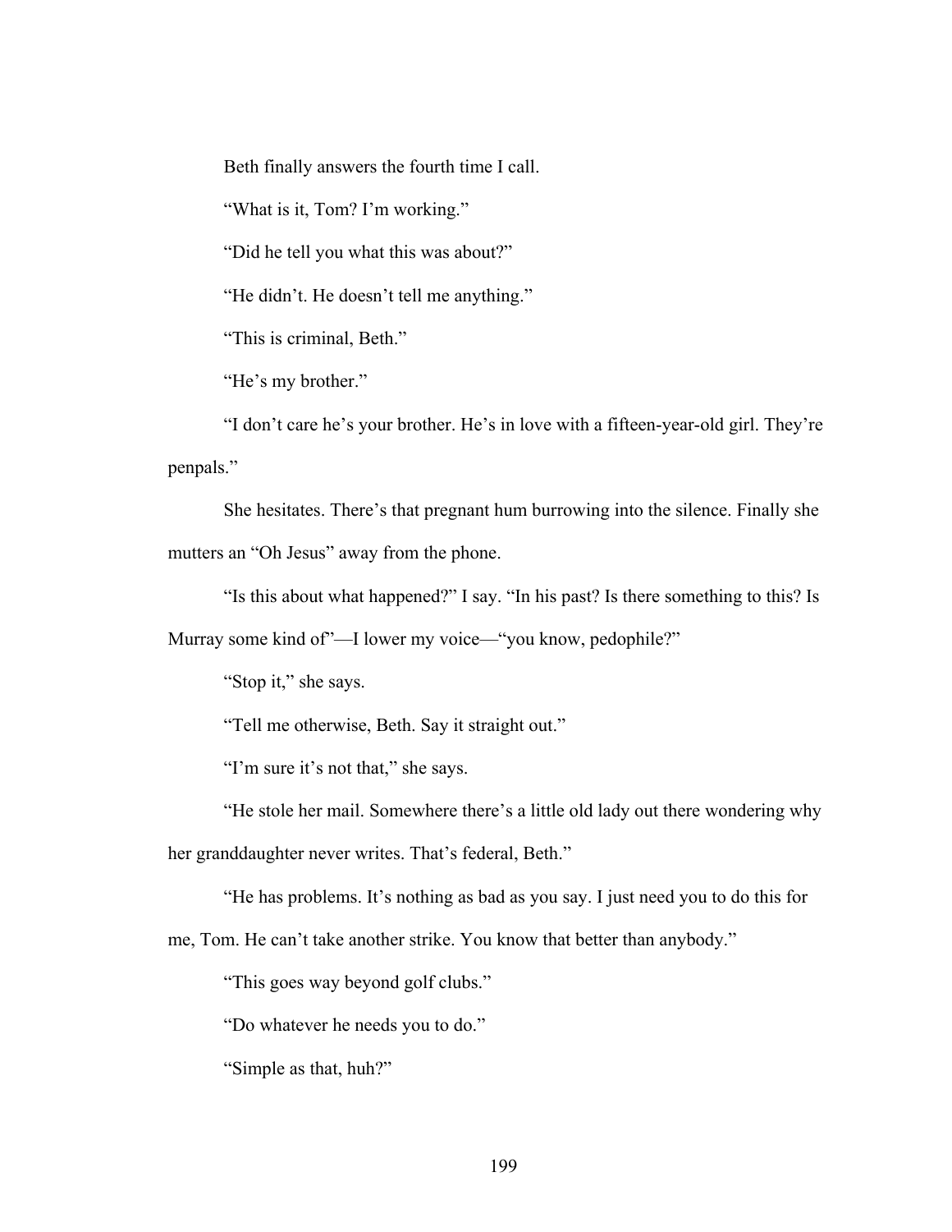Beth finally answers the fourth time I call.

"What is it, Tom? I'm working."

"Did he tell you what this was about?"

"He didn't. He doesn't tell me anything."

"This is criminal, Beth."

"He's my brother."

"I don't care he's your brother. He's in love with a fifteen-year-old girl. They're penpals."

She hesitates. There's that pregnant hum burrowing into the silence. Finally she mutters an "Oh Jesus" away from the phone.

"Is this about what happened?" I say. "In his past? Is there something to this? Is Murray some kind of"—I lower my voice—"you know, pedophile?"

"Stop it," she says.

"Tell me otherwise, Beth. Say it straight out."

"I'm sure it's not that," she says.

"He stole her mail. Somewhere there's a little old lady out there wondering why her granddaughter never writes. That's federal, Beth."

"He has problems. It's nothing as bad as you say. I just need you to do this for me, Tom. He can't take another strike. You know that better than anybody."

"This goes way beyond golf clubs."

"Do whatever he needs you to do."

"Simple as that, huh?"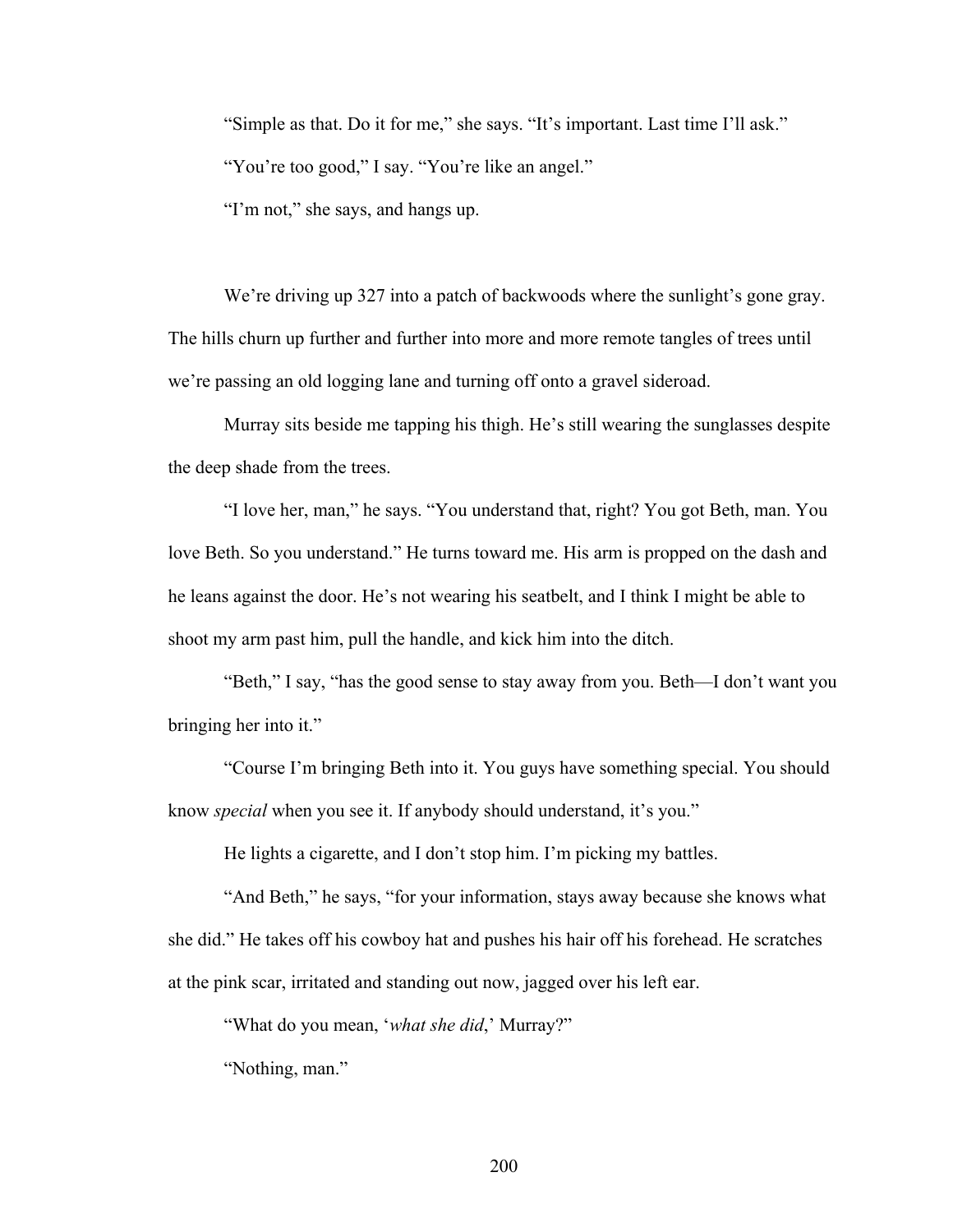"Simple as that. Do it for me," she says. "It's important. Last time I'll ask."

"You're too good," I say. "You're like an angel."

"I'm not," she says, and hangs up.

We're driving up 327 into a patch of backwoods where the sunlight's gone gray. The hills churn up further and further into more and more remote tangles of trees until we're passing an old logging lane and turning off onto a gravel sideroad.

Murray sits beside me tapping his thigh. He's still wearing the sunglasses despite the deep shade from the trees.

"I love her, man," he says. "You understand that, right? You got Beth, man. You love Beth. So you understand." He turns toward me. His arm is propped on the dash and he leans against the door. He's not wearing his seatbelt, and I think I might be able to shoot my arm past him, pull the handle, and kick him into the ditch.

"Beth," I say, "has the good sense to stay away from you. Beth—I don't want you bringing her into it."

"Course I'm bringing Beth into it. You guys have something special. You should know *special* when you see it. If anybody should understand, it's you."

He lights a cigarette, and I don't stop him. I'm picking my battles.

"And Beth," he says, "for your information, stays away because she knows what she did." He takes off his cowboy hat and pushes his hair off his forehead. He scratches at the pink scar, irritated and standing out now, jagged over his left ear.

"What do you mean, '*what she did*,' Murray?"

"Nothing, man."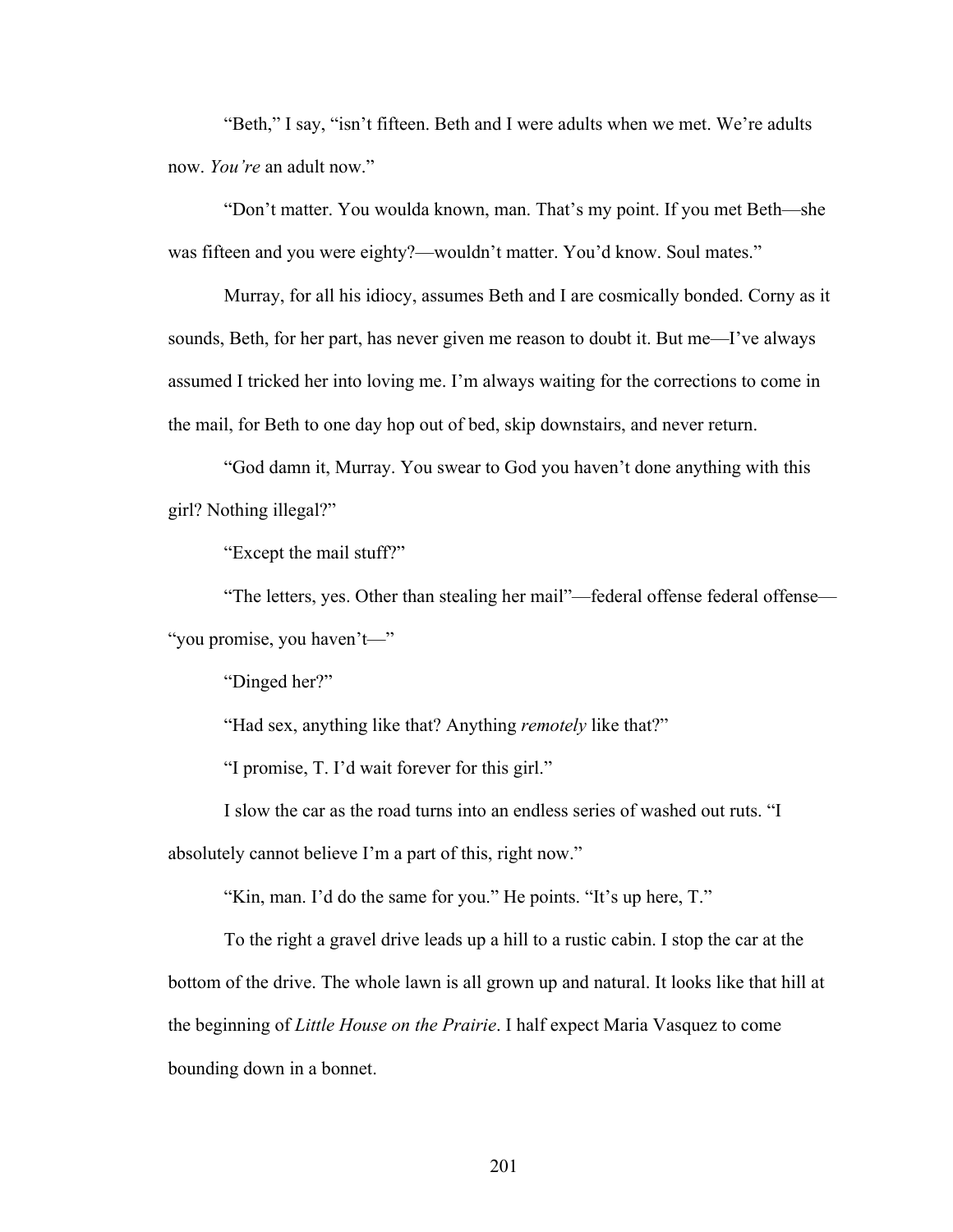"Beth," I say, "isn't fifteen. Beth and I were adults when we met. We're adults now. *You're* an adult now."

"Don't matter. You woulda known, man. That's my point. If you met Beth—she was fifteen and you were eighty?—wouldn't matter. You'd know. Soul mates."

Murray, for all his idiocy, assumes Beth and I are cosmically bonded. Corny as it sounds, Beth, for her part, has never given me reason to doubt it. But me—I've always assumed I tricked her into loving me. I'm always waiting for the corrections to come in the mail, for Beth to one day hop out of bed, skip downstairs, and never return.

"God damn it, Murray. You swear to God you haven't done anything with this girl? Nothing illegal?"

"Except the mail stuff?"

"The letters, yes. Other than stealing her mail"—federal offense federal offense—"you promise, you haven't—"

"Dinged her?"

"Had sex, anything like that? Anything *remotely* like that?"

"I promise, T. I'd wait forever for this girl."

I slow the car as the road turns into an endless series of washed out ruts. "I absolutely cannot believe I'm a part of this, right now."

"Kin, man. I'd do the same for you." He points. "It's up here, T."

To the right a gravel drive leads up a hill to a rustic cabin. I stop the car at the bottom of the drive. The whole lawn is all grown up and natural. It looks like that hill at the beginning of *Little House on the Prairie*. I half expect Maria Vasquez to come bounding down in a bonnet.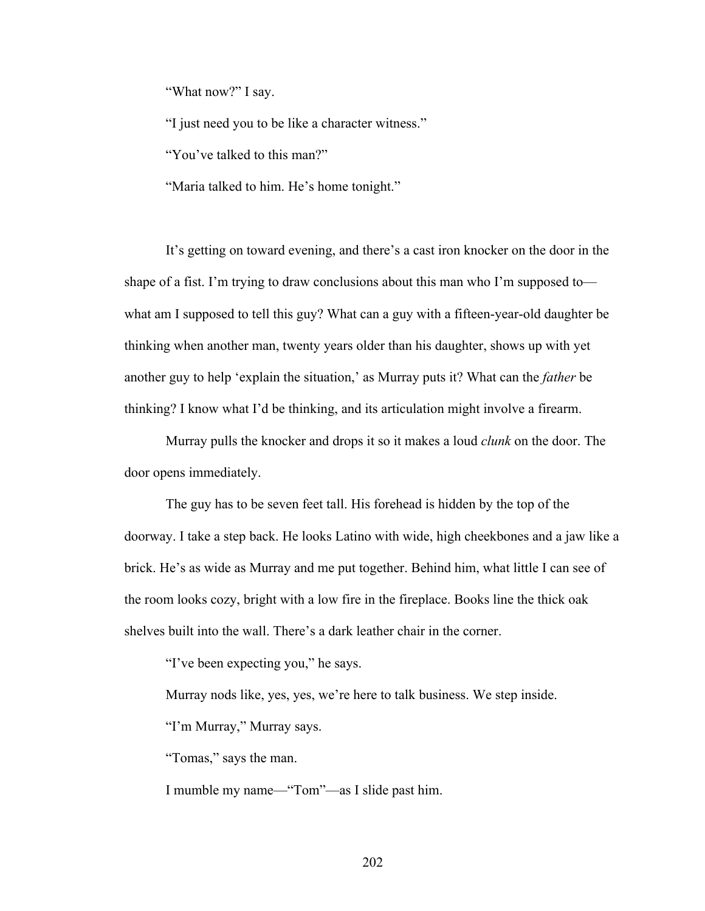"What now?" I say.

"I just need you to be like a character witness."

"You've talked to this man?"

"Maria talked to him. He's home tonight."

It's getting on toward evening, and there's a cast iron knocker on the door in the shape of a fist. I'm trying to draw conclusions about this man who I'm supposed to—what am I supposed to tell this guy? What can a guy with a fifteen-year-old daughter be thinking when another man, twenty years older than his daughter, shows up with yet another guy to help 'explain the situation,' as Murray puts it? What can the *father* be thinking? I know what I'd be thinking, and its articulation might involve a firearm.

Murray pulls the knocker and drops it so it makes a loud *clunk* on the door. The door opens immediately.

The guy has to be seven feet tall. His forehead is hidden by the top of the doorway. I take a step back. He looks Latino with wide, high cheekbones and a jaw like a brick. He's as wide as Murray and me put together. Behind him, what little I can see of the room looks cozy, bright with a low fire in the fireplace. Books line the thick oak shelves built into the wall. There's a dark leather chair in the corner.

"I've been expecting you," he says.

Murray nods like, yes, yes, we're here to talk business. We step inside.

"I'm Murray," Murray says.

"Tomas," says the man.

I mumble my name—"Tom"—as I slide past him.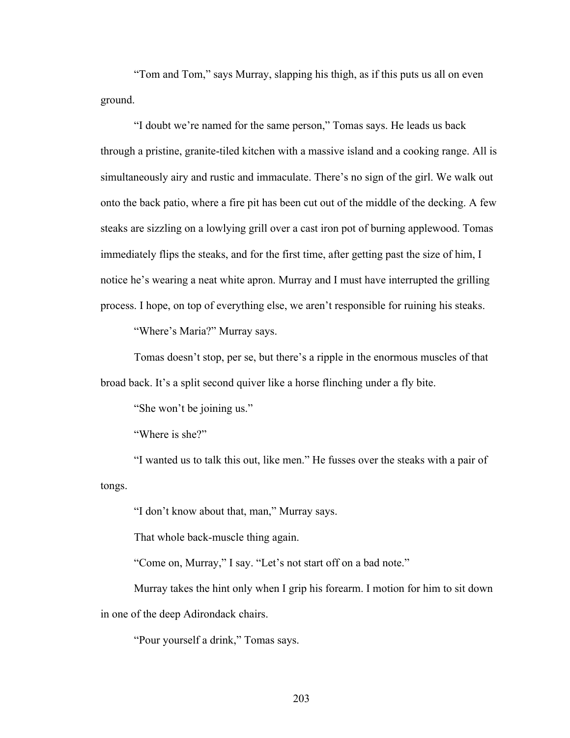"Tom and Tom," says Murray, slapping his thigh, as if this puts us all on even ground.

"I doubt we're named for the same person," Tomas says. He leads us back through a pristine, granite-tiled kitchen with a massive island and a cooking range. All is simultaneously airy and rustic and immaculate. There's no sign of the girl. We walk out onto the back patio, where a fire pit has been cut out of the middle of the decking. A few steaks are sizzling on a lowlying grill over a cast iron pot of burning applewood. Tomas immediately flips the steaks, and for the first time, after getting past the size of him, I notice he's wearing a neat white apron. Murray and I must have interrupted the grilling process. I hope, on top of everything else, we aren't responsible for ruining his steaks.

"Where's Maria?" Murray says.

Tomas doesn't stop, per se, but there's a ripple in the enormous muscles of that broad back. It's a split second quiver like a horse flinching under a fly bite.

"She won't be joining us."

"Where is she?"

"I wanted us to talk this out, like men." He fusses over the steaks with a pair of tongs.

"I don't know about that, man," Murray says.

That whole back-muscle thing again.

"Come on, Murray," I say. "Let's not start off on a bad note."

Murray takes the hint only when I grip his forearm. I motion for him to sit down in one of the deep Adirondack chairs.

"Pour yourself a drink," Tomas says.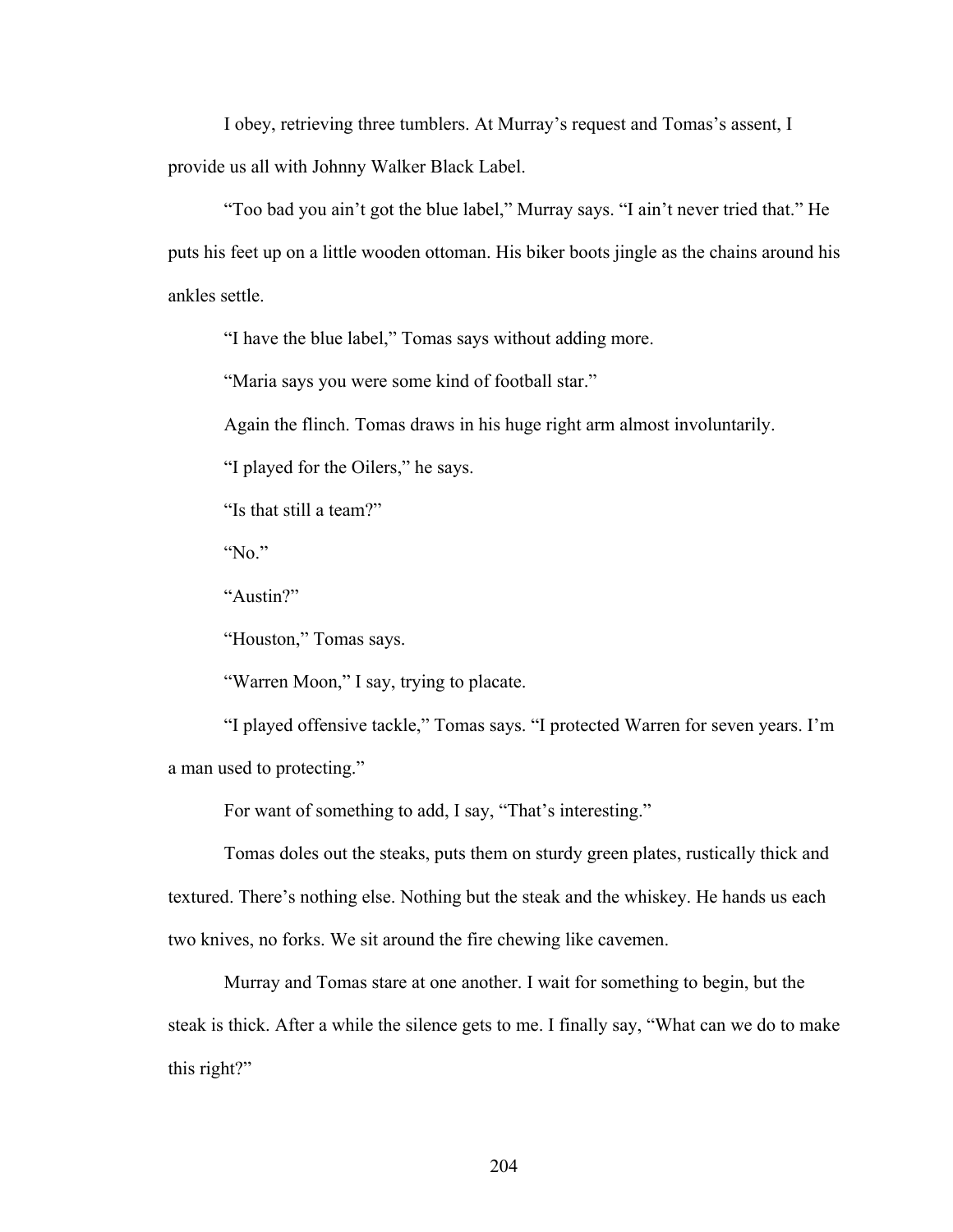I obey, retrieving three tumblers. At Murray's request and Tomas's assent, I provide us all with Johnny Walker Black Label.

"Too bad you ain't got the blue label," Murray says. "I ain't never tried that." He puts his feet up on a little wooden ottoman. His biker boots jingle as the chains around his ankles settle.

"I have the blue label," Tomas says without adding more.

"Maria says you were some kind of football star."

Again the flinch. Tomas draws in his huge right arm almost involuntarily.

"I played for the Oilers," he says.

"Is that still a team?"

"No."

"Austin?"

"Houston," Tomas says.

"Warren Moon," I say, trying to placate.

"I played offensive tackle," Tomas says. "I protected Warren for seven years. I'm a man used to protecting."

For want of something to add, I say, "That's interesting."

Tomas doles out the steaks, puts them on sturdy green plates, rustically thick and textured. There's nothing else. Nothing but the steak and the whiskey. He hands us each two knives, no forks. We sit around the fire chewing like cavemen.

Murray and Tomas stare at one another. I wait for something to begin, but the steak is thick. After a while the silence gets to me. I finally say, "What can we do to make this right?"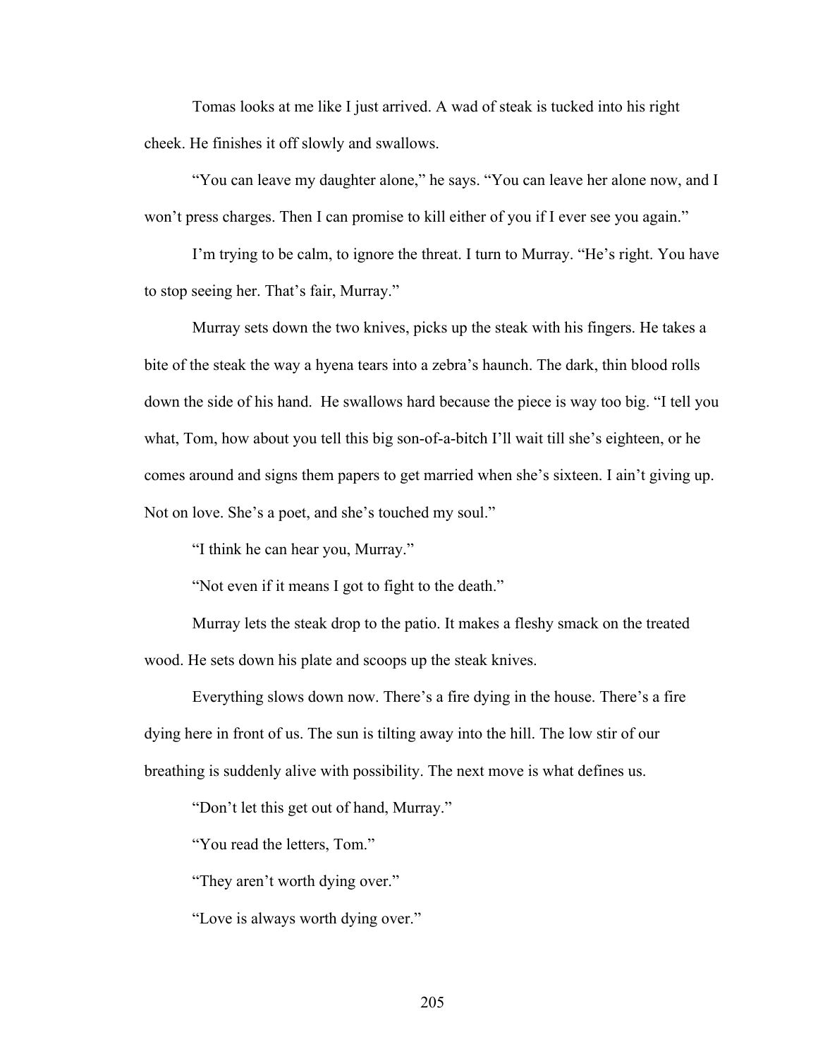Tomas looks at me like I just arrived. A wad of steak is tucked into his right cheek. He finishes it off slowly and swallows.

"You can leave my daughter alone," he says. "You can leave her alone now, and I won't press charges. Then I can promise to kill either of you if I ever see you again."

I'm trying to be calm, to ignore the threat. I turn to Murray. "He's right. You have to stop seeing her. That's fair, Murray."

Murray sets down the two knives, picks up the steak with his fingers. He takes a bite of the steak the way a hyena tears into a zebra's haunch. The dark, thin blood rolls down the side of his hand. He swallows hard because the piece is way too big. "I tell you what, Tom, how about you tell this big son-of-a-bitch I'll wait till she's eighteen, or he comes around and signs them papers to get married when she's sixteen. I ain't giving up. Not on love. She's a poet, and she's touched my soul."

"I think he can hear you, Murray."

"Not even if it means I got to fight to the death."

Murray lets the steak drop to the patio. It makes a fleshy smack on the treated wood. He sets down his plate and scoops up the steak knives.

Everything slows down now. There's a fire dying in the house. There's a fire dying here in front of us. The sun is tilting away into the hill. The low stir of our breathing is suddenly alive with possibility. The next move is what defines us.

"Don't let this get out of hand, Murray."

"You read the letters, Tom."

"They aren't worth dying over."

"Love is always worth dying over."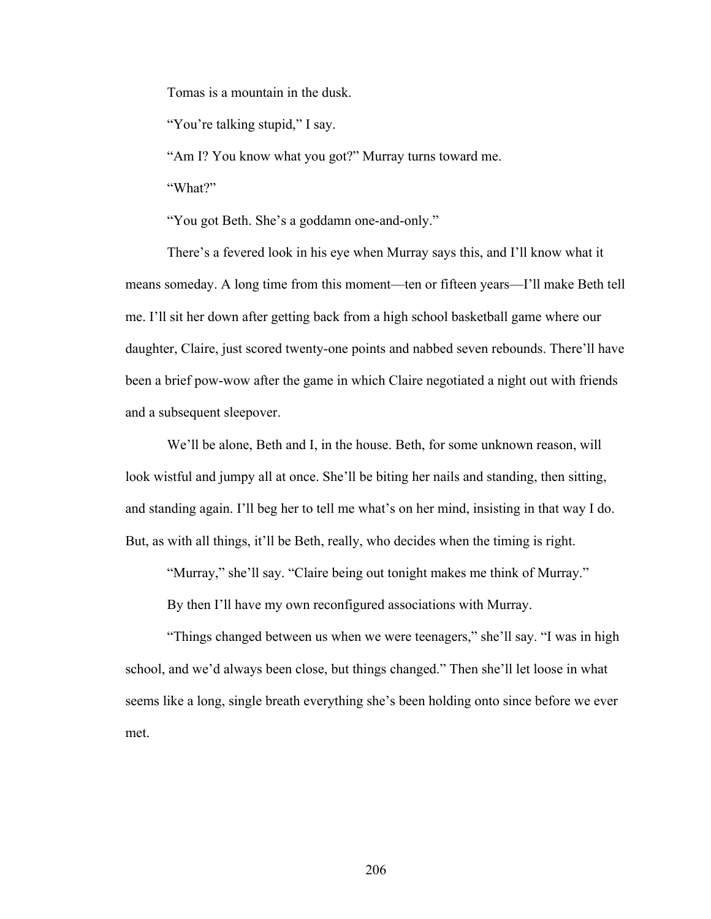Tomas is a mountain in the dusk.

"You're talking stupid," I say.

"Am I? You know what you got?" Murray turns toward me.

"What?"

"You got Beth. She's a goddamn one-and-only."

There's a fevered look in his eye when Murray says this, and I'll know what it means someday. A long time from this moment—ten or fifteen years—I'll make Beth tell me. I'll sit her down after getting back from a high school basketball game where our daughter, Claire, just scored twenty-one points and nabbed seven rebounds. There'll have been a brief pow-wow after the game in which Claire negotiated a night out with friends and a subsequent sleepover.

We'll be alone, Beth and I, in the house. Beth, for some unknown reason, will look wistful and jumpy all at once. She'll be biting her nails and standing, then sitting, and standing again. I'll beg her to tell me what's on her mind, insisting in that way I do. But, as with all things, it'll be Beth, really, who decides when the timing is right.

"Murray," she'll say. "Claire being out tonight makes me think of Murray."

By then I'll have my own reconfigured associations with Murray.

"Things changed between us when we were teenagers," she'll say. "I was in high school, and we'd always been close, but things changed." Then she'll let loose in what seems like a long, single breath everything she's been holding onto since before we ever met.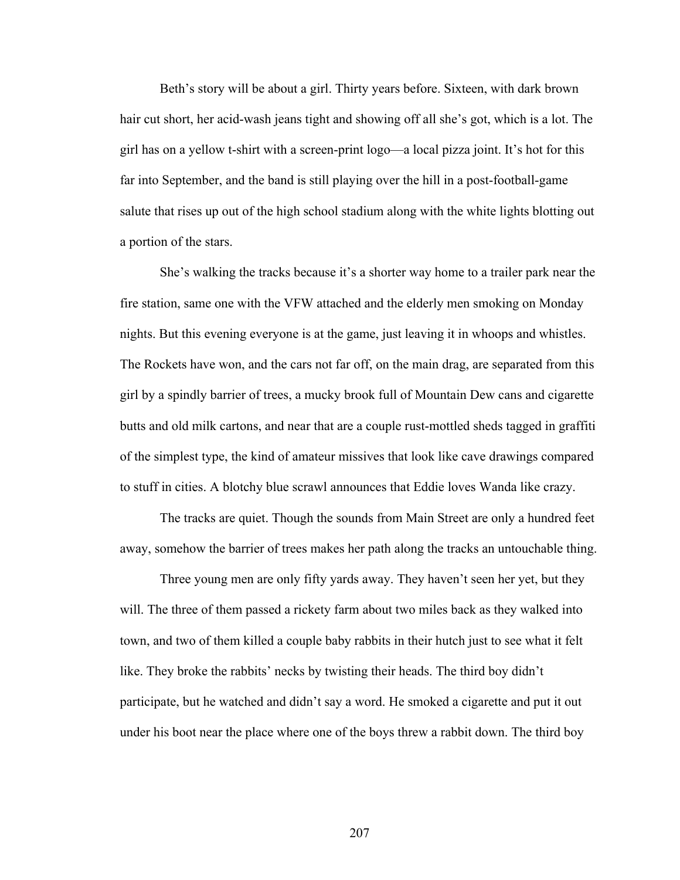Beth's story will be about a girl. Thirty years before. Sixteen, with dark brown hair cut short, her acid-wash jeans tight and showing off all she's got, which is a lot. The girl has on a yellow t-shirt with a screen-print logo—a local pizza joint. It's hot for this far into September, and the band is still playing over the hill in a post-football-game salute that rises up out of the high school stadium along with the white lights blotting out a portion of the stars.

She's walking the tracks because it's a shorter way home to a trailer park near the fire station, same one with the VFW attached and the elderly men smoking on Monday nights. But this evening everyone is at the game, just leaving it in whoops and whistles. The Rockets have won, and the cars not far off, on the main drag, are separated from this girl by a spindly barrier of trees, a mucky brook full of Mountain Dew cans and cigarette butts and old milk cartons, and near that are a couple rust-mottled sheds tagged in graffiti of the simplest type, the kind of amateur missives that look like cave drawings compared to stuff in cities. A blotchy blue scrawl announces that Eddie loves Wanda like crazy.

The tracks are quiet. Though the sounds from Main Street are only a hundred feet away, somehow the barrier of trees makes her path along the tracks an untouchable thing.

Three young men are only fifty yards away. They haven't seen her yet, but they will. The three of them passed a rickety farm about two miles back as they walked into town, and two of them killed a couple baby rabbits in their hutch just to see what it felt like. They broke the rabbits' necks by twisting their heads. The third boy didn't participate, but he watched and didn't say a word. He smoked a cigarette and put it out under his boot near the place where one of the boys threw a rabbit down. The third boy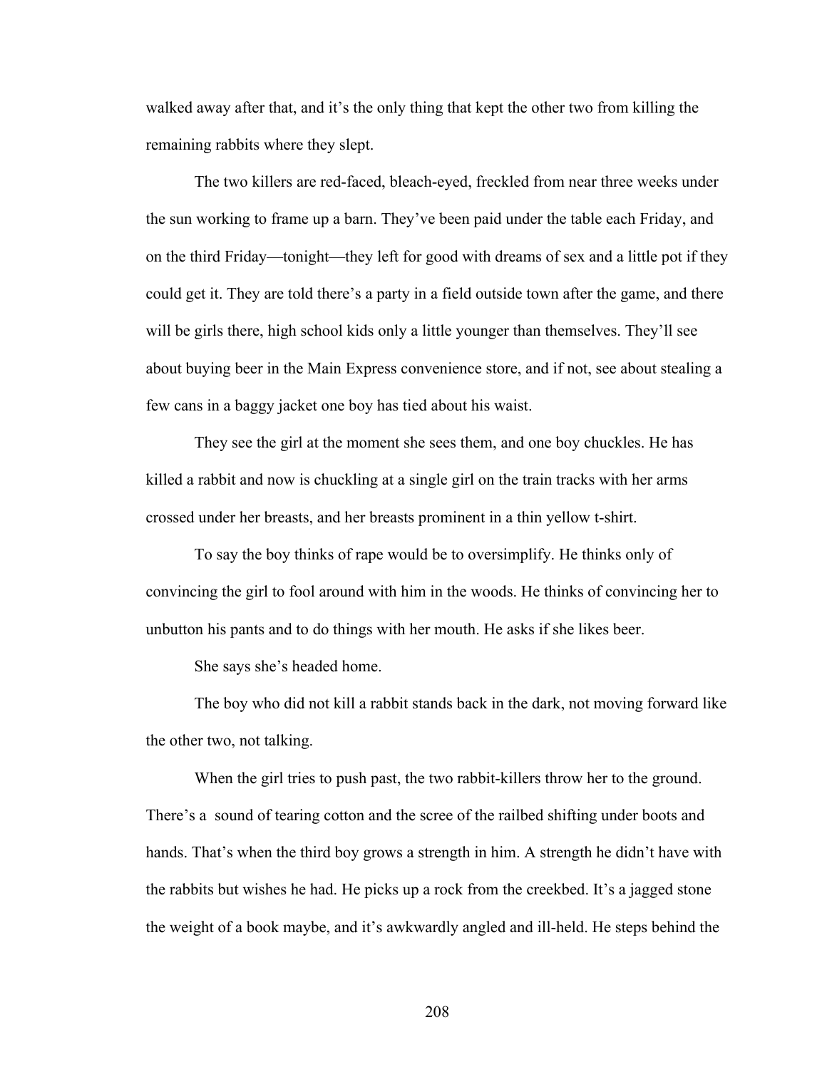walked away after that, and it's the only thing that kept the other two from killing the remaining rabbits where they slept.

The two killers are red-faced, bleach-eyed, freckled from near three weeks under the sun working to frame up a barn. They've been paid under the table each Friday, and on the third Friday—tonight—they left for good with dreams of sex and a little pot if they could get it. They are told there's a party in a field outside town after the game, and there will be girls there, high school kids only a little younger than themselves. They'll see about buying beer in the Main Express convenience store, and if not, see about stealing a few cans in a baggy jacket one boy has tied about his waist.

They see the girl at the moment she sees them, and one boy chuckles. He has killed a rabbit and now is chuckling at a single girl on the train tracks with her arms crossed under her breasts, and her breasts prominent in a thin yellow t-shirt.

To say the boy thinks of rape would be to oversimplify. He thinks only of convincing the girl to fool around with him in the woods. He thinks of convincing her to unbutton his pants and to do things with her mouth. He asks if she likes beer.

She says she's headed home.

The boy who did not kill a rabbit stands back in the dark, not moving forward like the other two, not talking.

When the girl tries to push past, the two rabbit-killers throw her to the ground. There's a sound of tearing cotton and the scree of the railbed shifting under boots and hands. That's when the third boy grows a strength in him. A strength he didn't have with the rabbits but wishes he had. He picks up a rock from the creekbed. It's a jagged stone the weight of a book maybe, and it's awkwardly angled and ill-held. He steps behind the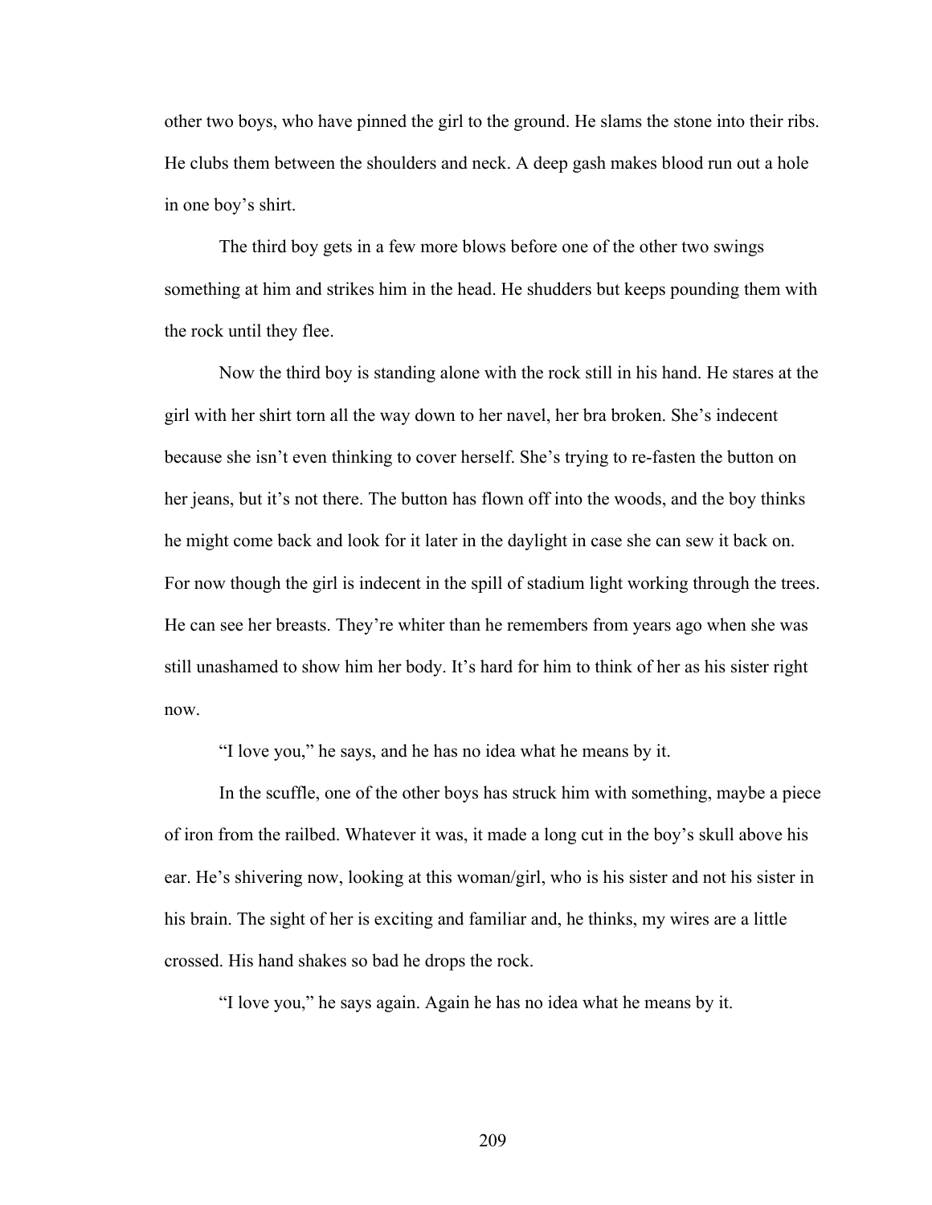other two boys, who have pinned the girl to the ground. He slams the stone into their ribs. He clubs them between the shoulders and neck. A deep gash makes blood run out a hole in one boy's shirt.

The third boy gets in a few more blows before one of the other two swings something at him and strikes him in the head. He shudders but keeps pounding them with the rock until they flee.

Now the third boy is standing alone with the rock still in his hand. He stares at the girl with her shirt torn all the way down to her navel, her bra broken. She's indecent because she isn't even thinking to cover herself. She's trying to re-fasten the button on her jeans, but it's not there. The button has flown off into the woods, and the boy thinks he might come back and look for it later in the daylight in case she can sew it back on. For now though the girl is indecent in the spill of stadium light working through the trees. He can see her breasts. They're whiter than he remembers from years ago when she was still unashamed to show him her body. It's hard for him to think of her as his sister right now.

"I love you," he says, and he has no idea what he means by it.

In the scuffle, one of the other boys has struck him with something, maybe a piece of iron from the railbed. Whatever it was, it made a long cut in the boy's skull above his ear. He's shivering now, looking at this woman/girl, who is his sister and not his sister in his brain. The sight of her is exciting and familiar and, he thinks, my wires are a little crossed. His hand shakes so bad he drops the rock.

"I love you," he says again. Again he has no idea what he means by it.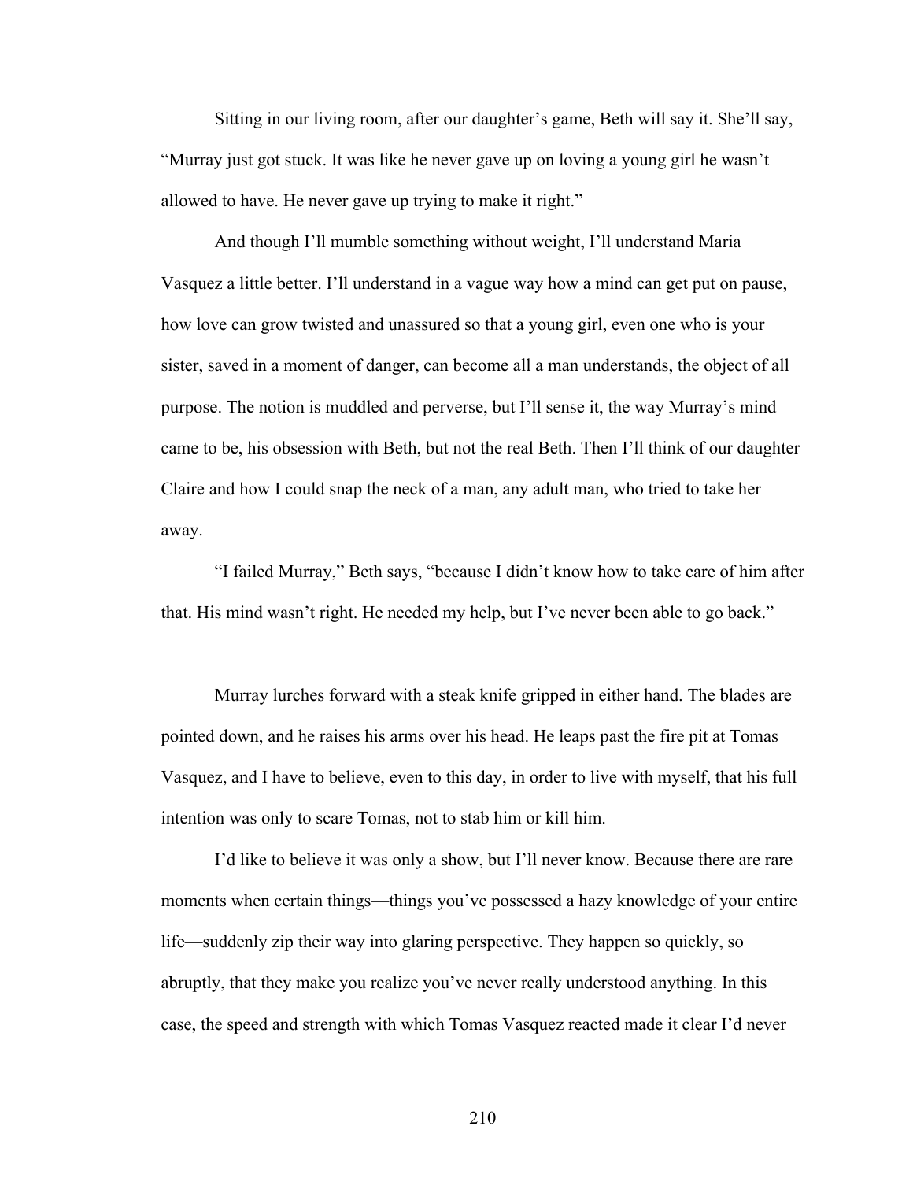Sitting in our living room, after our daughter's game, Beth will say it. She'll say, "Murray just got stuck. It was like he never gave up on loving a young girl he wasn't allowed to have. He never gave up trying to make it right."

And though I'll mumble something without weight, I'll understand Maria Vasquez a little better. I'll understand in a vague way how a mind can get put on pause, how love can grow twisted and unassured so that a young girl, even one who is your sister, saved in a moment of danger, can become all a man understands, the object of all purpose. The notion is muddled and perverse, but I'll sense it, the way Murray's mind came to be, his obsession with Beth, but not the real Beth. Then I'll think of our daughter Claire and how I could snap the neck of a man, any adult man, who tried to take her away.

"I failed Murray," Beth says, "because I didn't know how to take care of him after that. His mind wasn't right. He needed my help, but I've never been able to go back."

Murray lurches forward with a steak knife gripped in either hand. The blades are pointed down, and he raises his arms over his head. He leaps past the fire pit at Tomas Vasquez, and I have to believe, even to this day, in order to live with myself, that his full intention was only to scare Tomas, not to stab him or kill him.

I'd like to believe it was only a show, but I'll never know. Because there are rare moments when certain things—things you've possessed a hazy knowledge of your entire life—suddenly zip their way into glaring perspective. They happen so quickly, so abruptly, that they make you realize you've never really understood anything. In this case, the speed and strength with which Tomas Vasquez reacted made it clear I'd never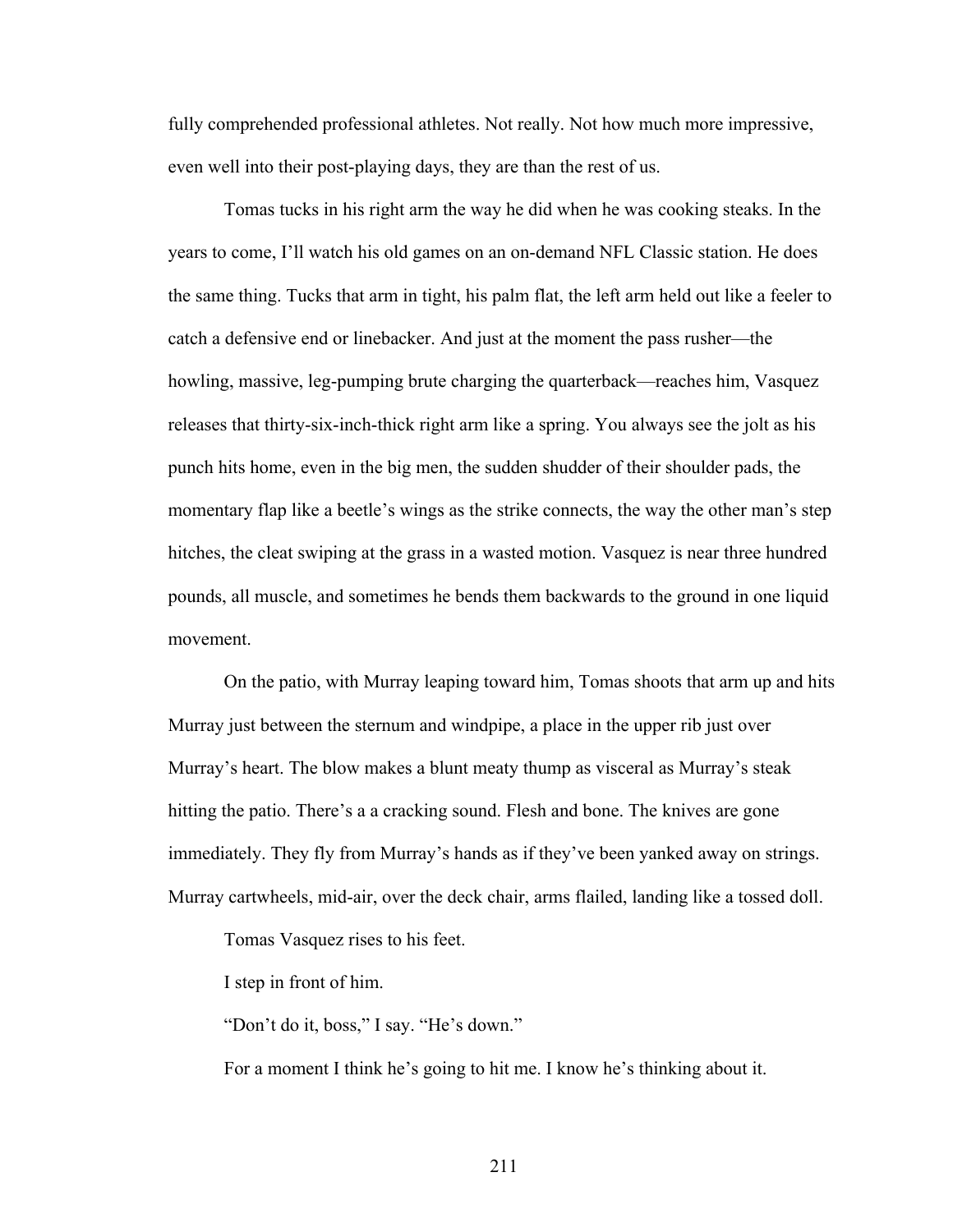fully comprehended professional athletes. Not really. Not how much more impressive, even well into their post-playing days, they are than the rest of us.

Tomas tucks in his right arm the way he did when he was cooking steaks. In the years to come, I'll watch his old games on an on-demand NFL Classic station. He does the same thing. Tucks that arm in tight, his palm flat, the left arm held out like a feeler to catch a defensive end or linebacker. And just at the moment the pass rusher—the howling, massive, leg-pumping brute charging the quarterback—reaches him, Vasquez releases that thirty-six-inch-thick right arm like a spring. You always see the jolt as his punch hits home, even in the big men, the sudden shudder of their shoulder pads, the momentary flap like a beetle's wings as the strike connects, the way the other man's step hitches, the cleat swiping at the grass in a wasted motion. Vasquez is near three hundred pounds, all muscle, and sometimes he bends them backwards to the ground in one liquid movement.

On the patio, with Murray leaping toward him, Tomas shoots that arm up and hits Murray just between the sternum and windpipe, a place in the upper rib just over Murray's heart. The blow makes a blunt meaty thump as visceral as Murray's steak hitting the patio. There's a a cracking sound. Flesh and bone. The knives are gone immediately. They fly from Murray's hands as if they've been yanked away on strings. Murray cartwheels, mid-air, over the deck chair, arms flailed, landing like a tossed doll.

Tomas Vasquez rises to his feet.

I step in front of him.

"Don't do it, boss," I say. "He's down."

For a moment I think he's going to hit me. I know he's thinking about it.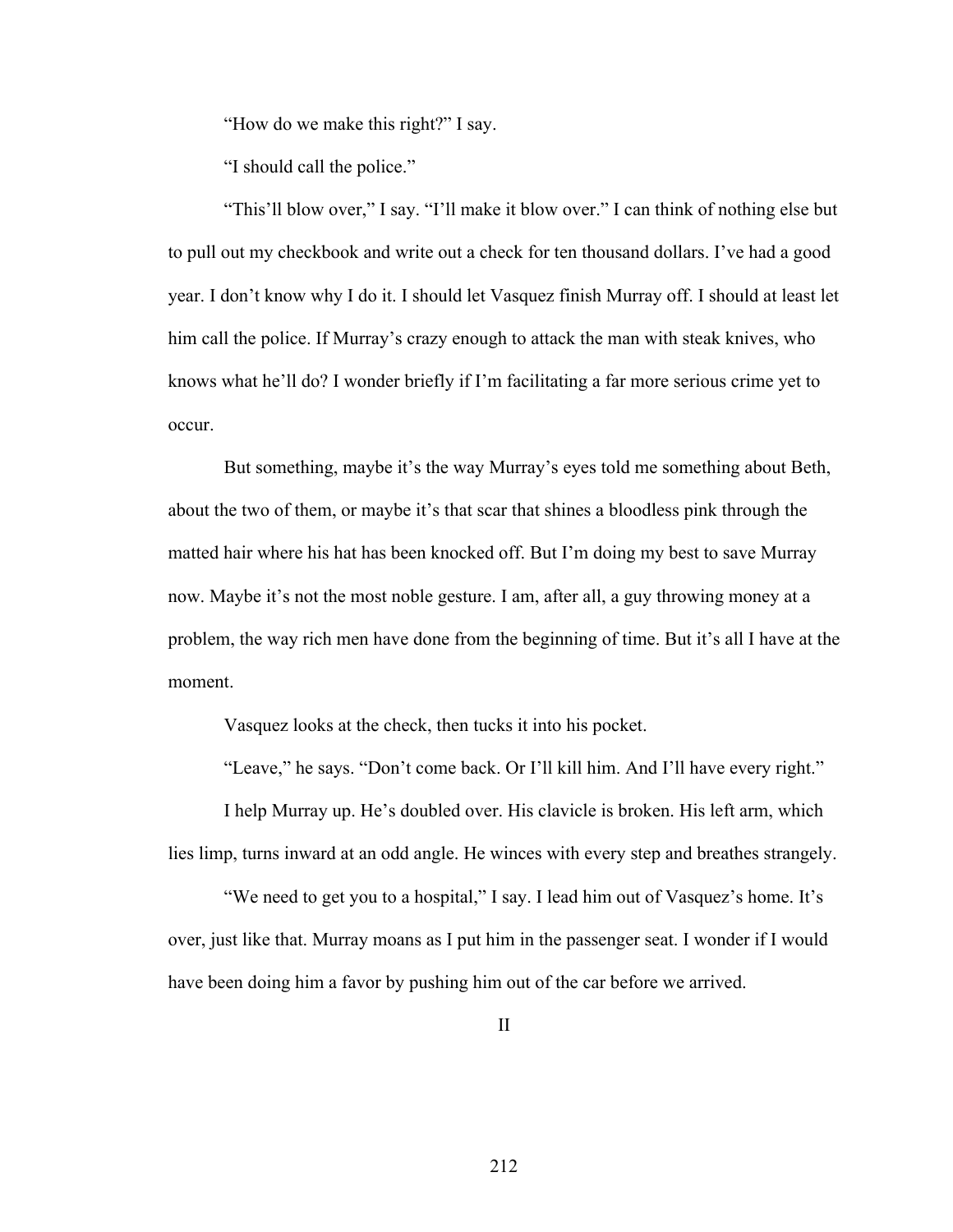"How do we make this right?" I say.

"I should call the police."

"This'll blow over," I say. "I'll make it blow over." I can think of nothing else but to pull out my checkbook and write out a check for ten thousand dollars. I've had a good year. I don't know why I do it. I should let Vasquez finish Murray off. I should at least let him call the police. If Murray's crazy enough to attack the man with steak knives, who knows what he'll do? I wonder briefly if I'm facilitating a far more serious crime yet to occur.

But something, maybe it's the way Murray's eyes told me something about Beth, about the two of them, or maybe it's that scar that shines a bloodless pink through the matted hair where his hat has been knocked off. But I'm doing my best to save Murray now. Maybe it's not the most noble gesture. I am, after all, a guy throwing money at a problem, the way rich men have done from the beginning of time. But it's all I have at the moment.

Vasquez looks at the check, then tucks it into his pocket.

"Leave," he says. "Don't come back. Or I'll kill him. And I'll have every right."

I help Murray up. He's doubled over. His clavicle is broken. His left arm, which lies limp, turns inward at an odd angle. He winces with every step and breathes strangely.

"We need to get you to a hospital," I say. I lead him out of Vasquez's home. It's over, just like that. Murray moans as I put him in the passenger seat. I wonder if I would have been doing him a favor by pushing him out of the car before we arrived.

## II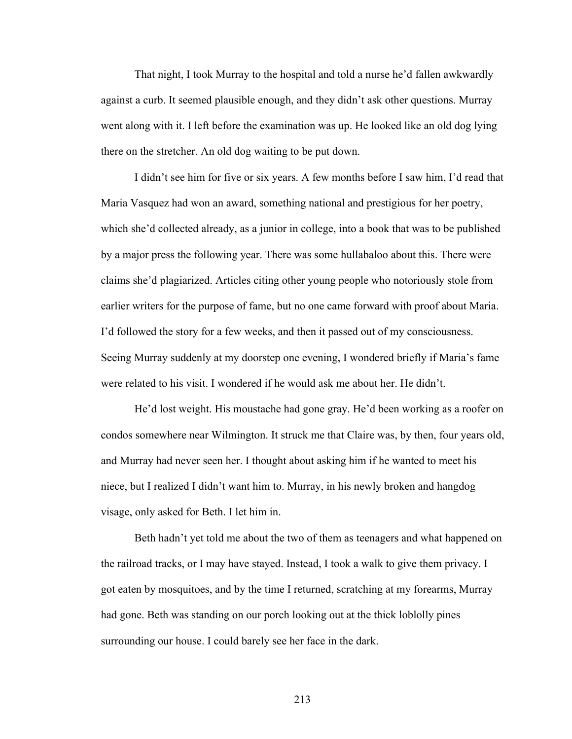That night, I took Murray to the hospital and told a nurse he'd fallen awkwardly against a curb. It seemed plausible enough, and they didn't ask other questions. Murray went along with it. I left before the examination was up. He looked like an old dog lying there on the stretcher. An old dog waiting to be put down.

I didn't see him for five or six years. A few months before I saw him, I'd read that Maria Vasquez had won an award, something national and prestigious for her poetry, which she'd collected already, as a junior in college, into a book that was to be published by a major press the following year. There was some hullabaloo about this. There were claims she'd plagiarized. Articles citing other young people who notoriously stole from earlier writers for the purpose of fame, but no one came forward with proof about Maria. I'd followed the story for a few weeks, and then it passed out of my consciousness. Seeing Murray suddenly at my doorstep one evening, I wondered briefly if Maria's fame were related to his visit. I wondered if he would ask me about her. He didn't.

He'd lost weight. His moustache had gone gray. He'd been working as a roofer on condos somewhere near Wilmington. It struck me that Claire was, by then, four years old, and Murray had never seen her. I thought about asking him if he wanted to meet his niece, but I realized I didn't want him to. Murray, in his newly broken and hangdog visage, only asked for Beth. I let him in.

Beth hadn't yet told me about the two of them as teenagers and what happened on the railroad tracks, or I may have stayed. Instead, I took a walk to give them privacy. I got eaten by mosquitoes, and by the time I returned, scratching at my forearms, Murray had gone. Beth was standing on our porch looking out at the thick loblolly pines surrounding our house. I could barely see her face in the dark.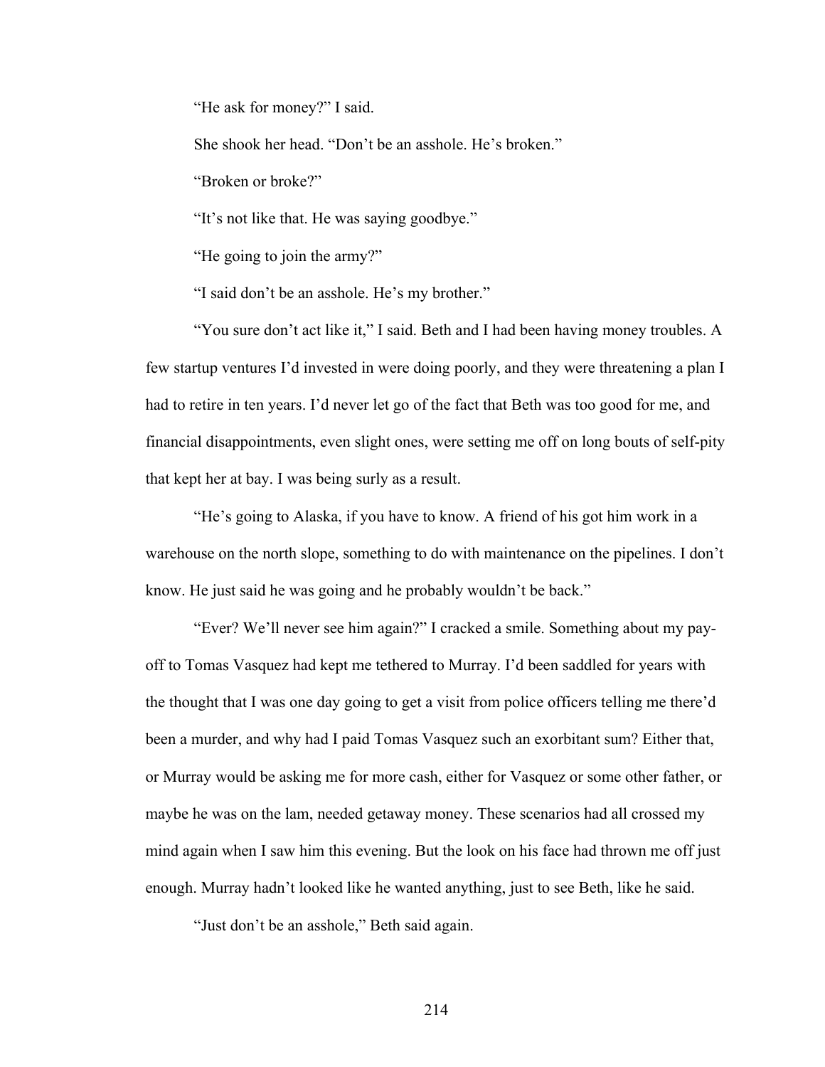"He ask for money?" I said.

She shook her head. "Don't be an asshole. He's broken."

"Broken or broke?"

"It's not like that. He was saying goodbye."

"He going to join the army?"

"I said don't be an asshole. He's my brother."

"You sure don't act like it," I said. Beth and I had been having money troubles. A few startup ventures I'd invested in were doing poorly, and they were threatening a plan I had to retire in ten years. I'd never let go of the fact that Beth was too good for me, and financial disappointments, even slight ones, were setting me off on long bouts of self-pity that kept her at bay. I was being surly as a result.

"He's going to Alaska, if you have to know. A friend of his got him work in a warehouse on the north slope, something to do with maintenance on the pipelines. I don't know. He just said he was going and he probably wouldn't be back."

"Ever? We'll never see him again?" I cracked a smile. Something about my pay-off to Tomas Vasquez had kept me tethered to Murray. I'd been saddled for years with the thought that I was one day going to get a visit from police officers telling me there'd been a murder, and why had I paid Tomas Vasquez such an exorbitant sum? Either that, or Murray would be asking me for more cash, either for Vasquez or some other father, or maybe he was on the lam, needed getaway money. These scenarios had all crossed my mind again when I saw him this evening. But the look on his face had thrown me off just enough. Murray hadn't looked like he wanted anything, just to see Beth, like he said.

"Just don't be an asshole," Beth said again.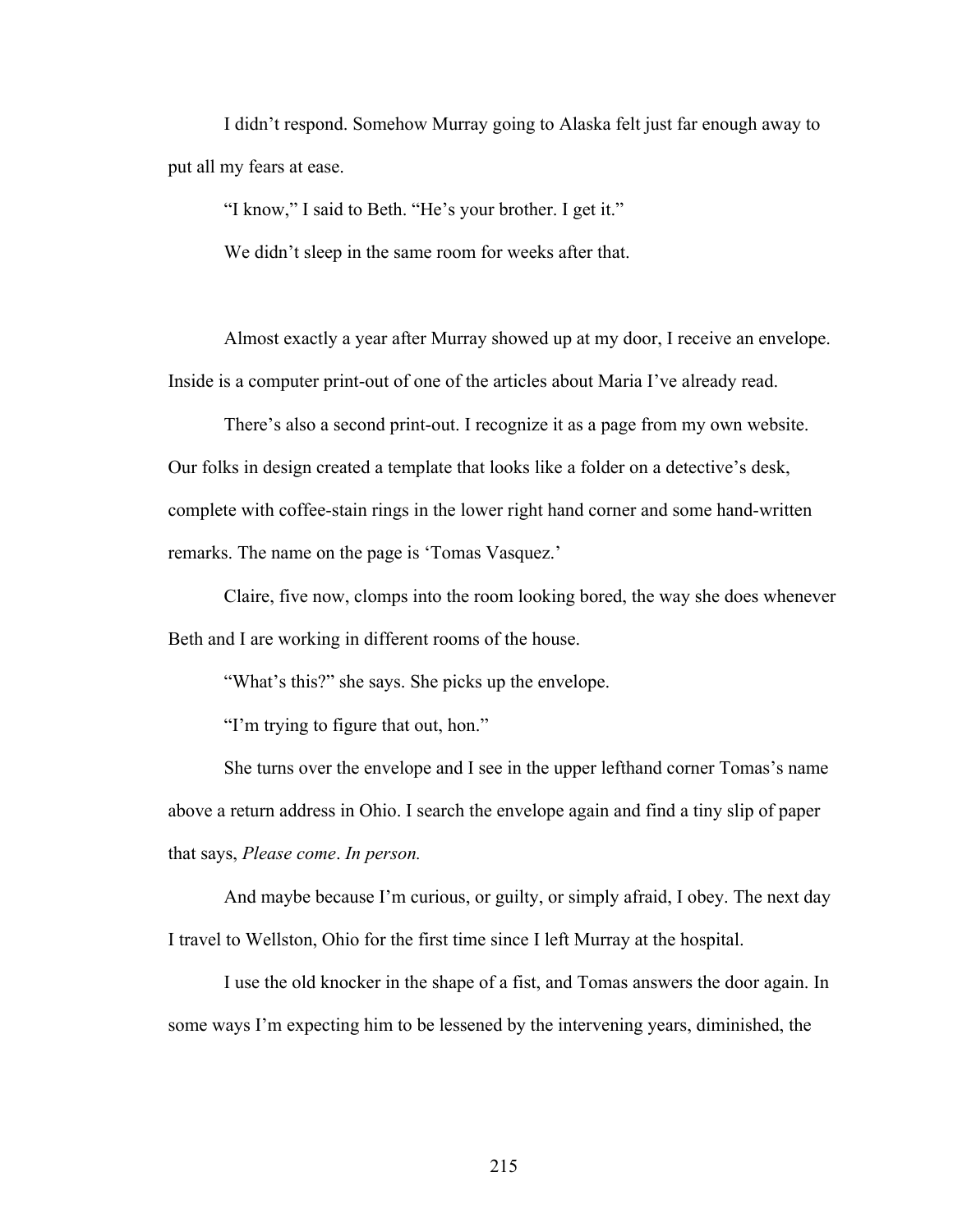I didn't respond. Somehow Murray going to Alaska felt just far enough away to put all my fears at ease.

"I know," I said to Beth. "He's your brother. I get it."

We didn't sleep in the same room for weeks after that.

Almost exactly a year after Murray showed up at my door, I receive an envelope. Inside is a computer print-out of one of the articles about Maria I've already read.

There's also a second print-out. I recognize it as a page from my own website. Our folks in design created a template that looks like a folder on a detective's desk, complete with coffee-stain rings in the lower right hand corner and some hand-written remarks. The name on the page is 'Tomas Vasquez.'

Claire, five now, clomps into the room looking bored, the way she does whenever Beth and I are working in different rooms of the house.

"What's this?" she says. She picks up the envelope.

"I'm trying to figure that out, hon."

She turns over the envelope and I see in the upper lefthand corner Tomas's name above a return address in Ohio. I search the envelope again and find a tiny slip of paper that says, *Please come*. *In person.*

And maybe because I'm curious, or guilty, or simply afraid, I obey. The next day I travel to Wellston, Ohio for the first time since I left Murray at the hospital.

I use the old knocker in the shape of a fist, and Tomas answers the door again. In some ways I'm expecting him to be lessened by the intervening years, diminished, the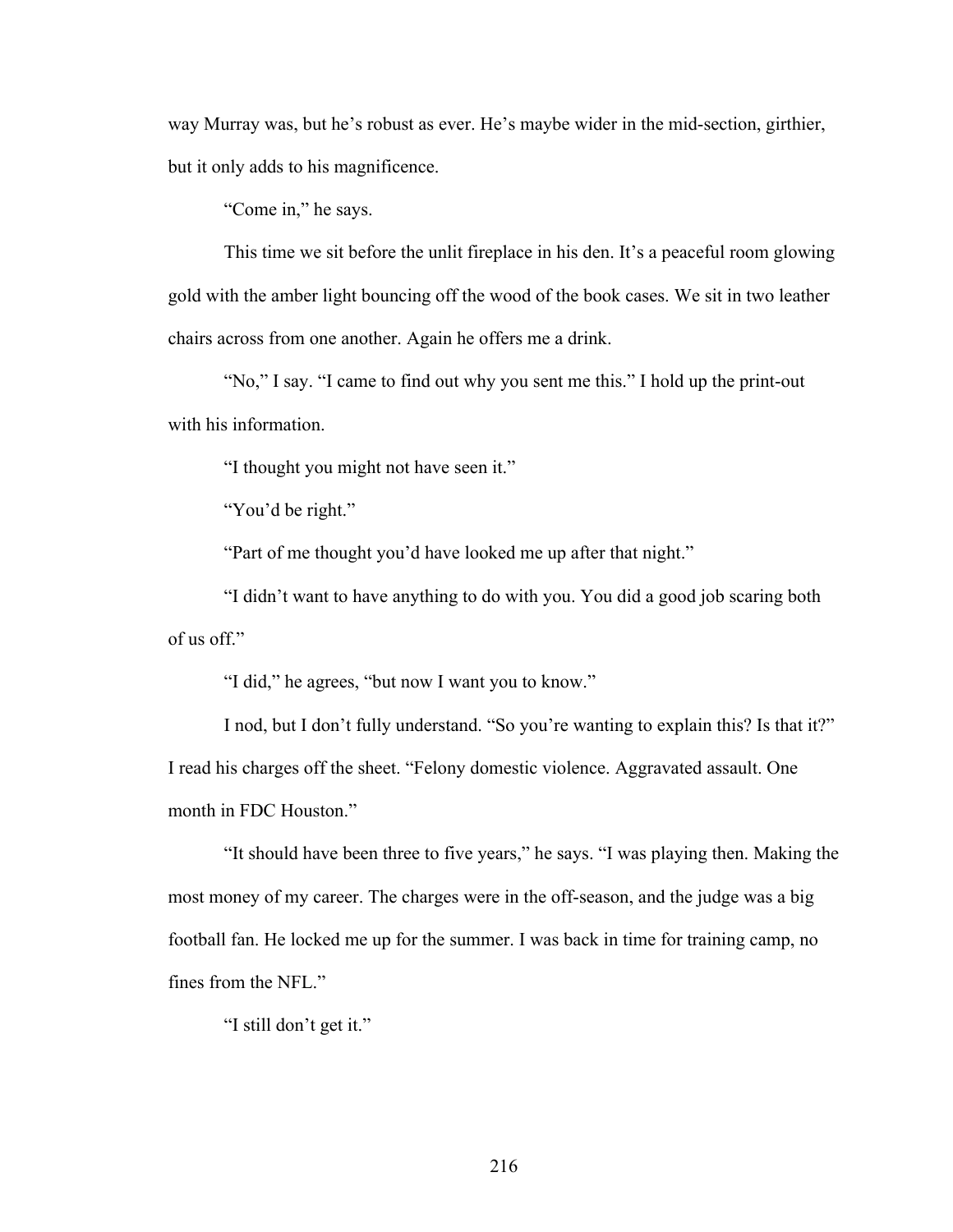way Murray was, but he's robust as ever. He's maybe wider in the mid-section, girthier, but it only adds to his magnificence.

"Come in," he says.

This time we sit before the unlit fireplace in his den. It's a peaceful room glowing gold with the amber light bouncing off the wood of the book cases. We sit in two leather chairs across from one another. Again he offers me a drink.

"No," I say. "I came to find out why you sent me this." I hold up the print-out with his information.

"I thought you might not have seen it."

"You'd be right."

"Part of me thought you'd have looked me up after that night."

"I didn't want to have anything to do with you. You did a good job scaring both of us off."

"I did," he agrees, "but now I want you to know."

I nod, but I don't fully understand. "So you're wanting to explain this? Is that it?" I read his charges off the sheet. "Felony domestic violence. Aggravated assault. One month in FDC Houston."

"It should have been three to five years," he says. "I was playing then. Making the most money of my career. The charges were in the off-season, and the judge was a big football fan. He locked me up for the summer. I was back in time for training camp, no fines from the NFL."

"I still don't get it."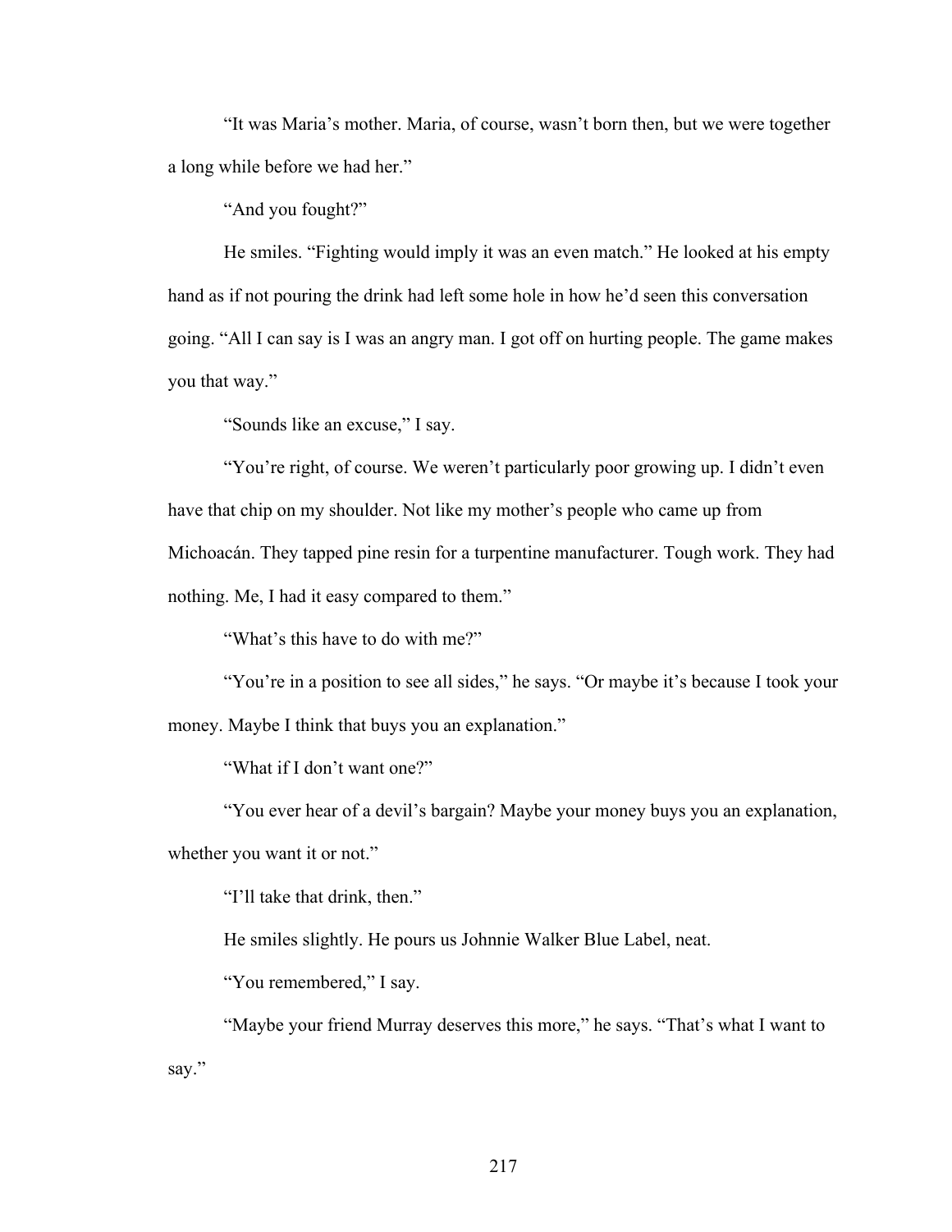"It was Maria's mother. Maria, of course, wasn't born then, but we were together a long while before we had her."

"And you fought?"

He smiles. "Fighting would imply it was an even match." He looked at his empty hand as if not pouring the drink had left some hole in how he'd seen this conversation going. "All I can say is I was an angry man. I got off on hurting people. The game makes you that way."

"Sounds like an excuse," I say.

"You're right, of course. We weren't particularly poor growing up. I didn't even have that chip on my shoulder. Not like my mother's people who came up from Michoacán. They tapped pine resin for a turpentine manufacturer. Tough work. They had nothing. Me, I had it easy compared to them."

"What's this have to do with me?"

"You're in a position to see all sides," he says. "Or maybe it's because I took your money. Maybe I think that buys you an explanation."

"What if I don't want one?"

"You ever hear of a devil's bargain? Maybe your money buys you an explanation, whether you want it or not."

"I'll take that drink, then."

He smiles slightly. He pours us Johnnie Walker Blue Label, neat.

"You remembered," I say.

"Maybe your friend Murray deserves this more," he says. "That's what I want to say."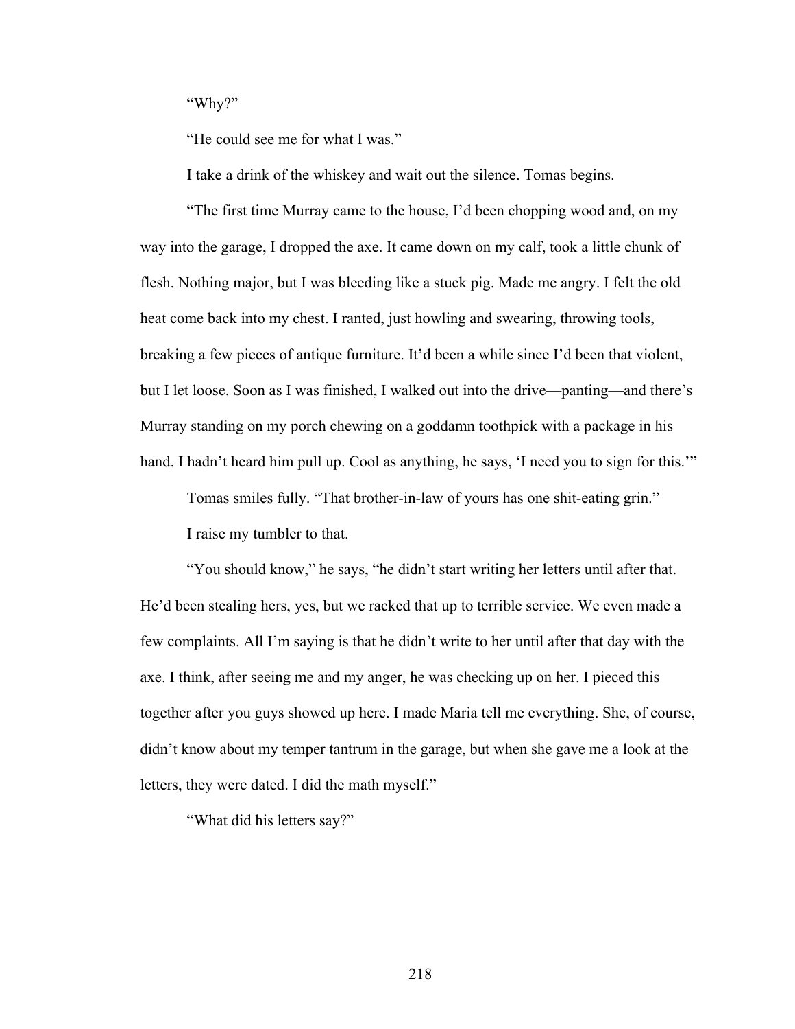"Why?"

"He could see me for what I was."

I take a drink of the whiskey and wait out the silence. Tomas begins.

"The first time Murray came to the house, I'd been chopping wood and, on my way into the garage, I dropped the axe. It came down on my calf, took a little chunk of flesh. Nothing major, but I was bleeding like a stuck pig. Made me angry. I felt the old heat come back into my chest. I ranted, just howling and swearing, throwing tools, breaking a few pieces of antique furniture. It'd been a while since I'd been that violent, but I let loose. Soon as I was finished, I walked out into the drive—panting—and there's Murray standing on my porch chewing on a goddamn toothpick with a package in his hand. I hadn't heard him pull up. Cool as anything, he says, 'I need you to sign for this.'"

Tomas smiles fully. "That brother-in-law of yours has one shit-eating grin."

I raise my tumbler to that.

"You should know," he says, "he didn't start writing her letters until after that. He'd been stealing hers, yes, but we racked that up to terrible service. We even made a few complaints. All I'm saying is that he didn't write to her until after that day with the axe. I think, after seeing me and my anger, he was checking up on her. I pieced this together after you guys showed up here. I made Maria tell me everything. She, of course, didn't know about my temper tantrum in the garage, but when she gave me a look at the letters, they were dated. I did the math myself."

"What did his letters say?"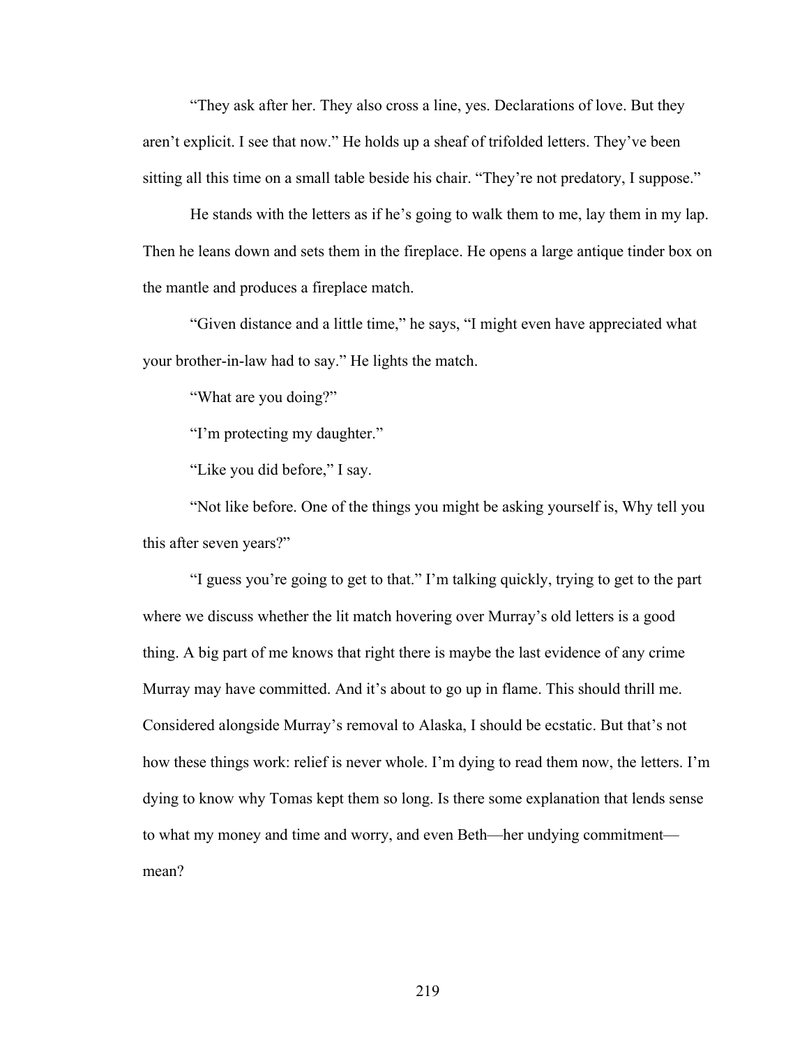“They ask after her. They also cross a line, yes. Declarations of love. But they aren’t explicit. I see that now.” He holds up a sheaf of trifolded letters. They’ve been sitting all this time on a small table beside his chair. “They’re not predatory, I suppose.”

He stands with the letters as if he’s going to walk them to me, lay them in my lap. Then he leans down and sets them in the fireplace. He opens a large antique tinder box on the mantle and produces a fireplace match.

“Given distance and a little time,” he says, “I might even have appreciated what your brother-in-law had to say.” He lights the match.

“What are you doing?”

“I’m protecting my daughter.”

“Like you did before,” I say.

“Not like before. One of the things you might be asking yourself is, Why tell you this after seven years?”

“I guess you’re going to get to that.” I’m talking quickly, trying to get to the part where we discuss whether the lit match hovering over Murray’s old letters is a good thing. A big part of me knows that right there is maybe the last evidence of any crime Murray may have committed. And it’s about to go up in flame. This should thrill me. Considered alongside Murray’s removal to Alaska, I should be ecstatic. But that’s not how these things work: relief is never whole. I’m dying to read them now, the letters. I’m dying to know why Tomas kept them so long. Is there some explanation that lends sense to what my money and time and worry, and even Beth—her undying commitment—mean?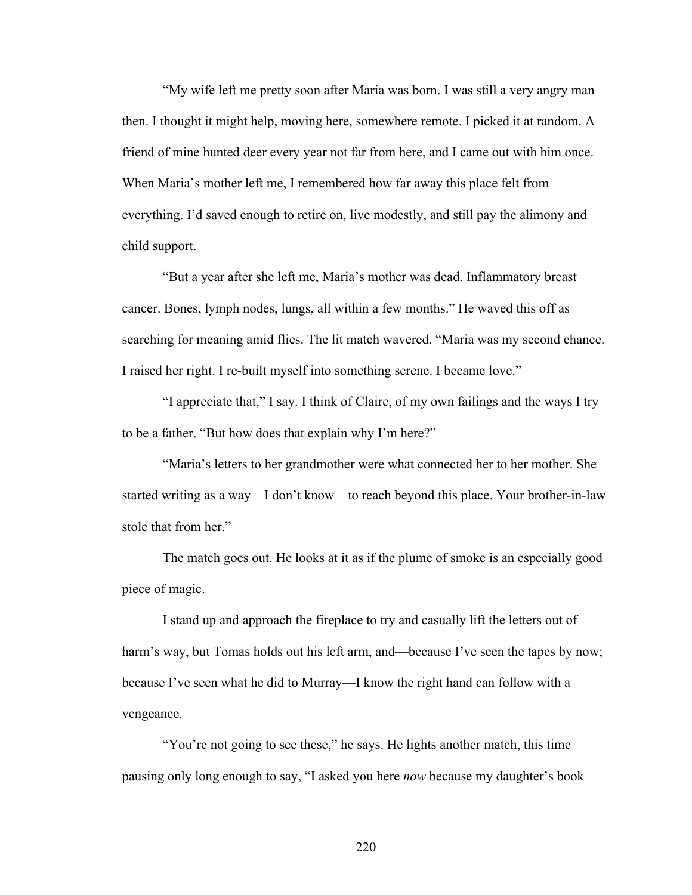"My wife left me pretty soon after Maria was born. I was still a very angry man then. I thought it might help, moving here, somewhere remote. I picked it at random. A friend of mine hunted deer every year not far from here, and I came out with him once. When Maria's mother left me, I remembered how far away this place felt from everything. I'd saved enough to retire on, live modestly, and still pay the alimony and child support.

"But a year after she left me, Maria's mother was dead. Inflammatory breast cancer. Bones, lymph nodes, lungs, all within a few months." He waved this off as searching for meaning amid flies. The lit match wavered. "Maria was my second chance. I raised her right. I re-built myself into something serene. I became love."

"I appreciate that," I say. I think of Claire, of my own failings and the ways I try to be a father. "But how does that explain why I'm here?"

"Maria's letters to her grandmother were what connected her to her mother. She started writing as a way—I don't know—to reach beyond this place. Your brother-in-law stole that from her."

The match goes out. He looks at it as if the plume of smoke is an especially good piece of magic.

I stand up and approach the fireplace to try and casually lift the letters out of harm's way, but Tomas holds out his left arm, and—because I've seen the tapes by now; because I've seen what he did to Murray—I know the right hand can follow with a vengeance.

"You're not going to see these," he says. He lights another match, this time pausing only long enough to say, "I asked you here *now* because my daughter's book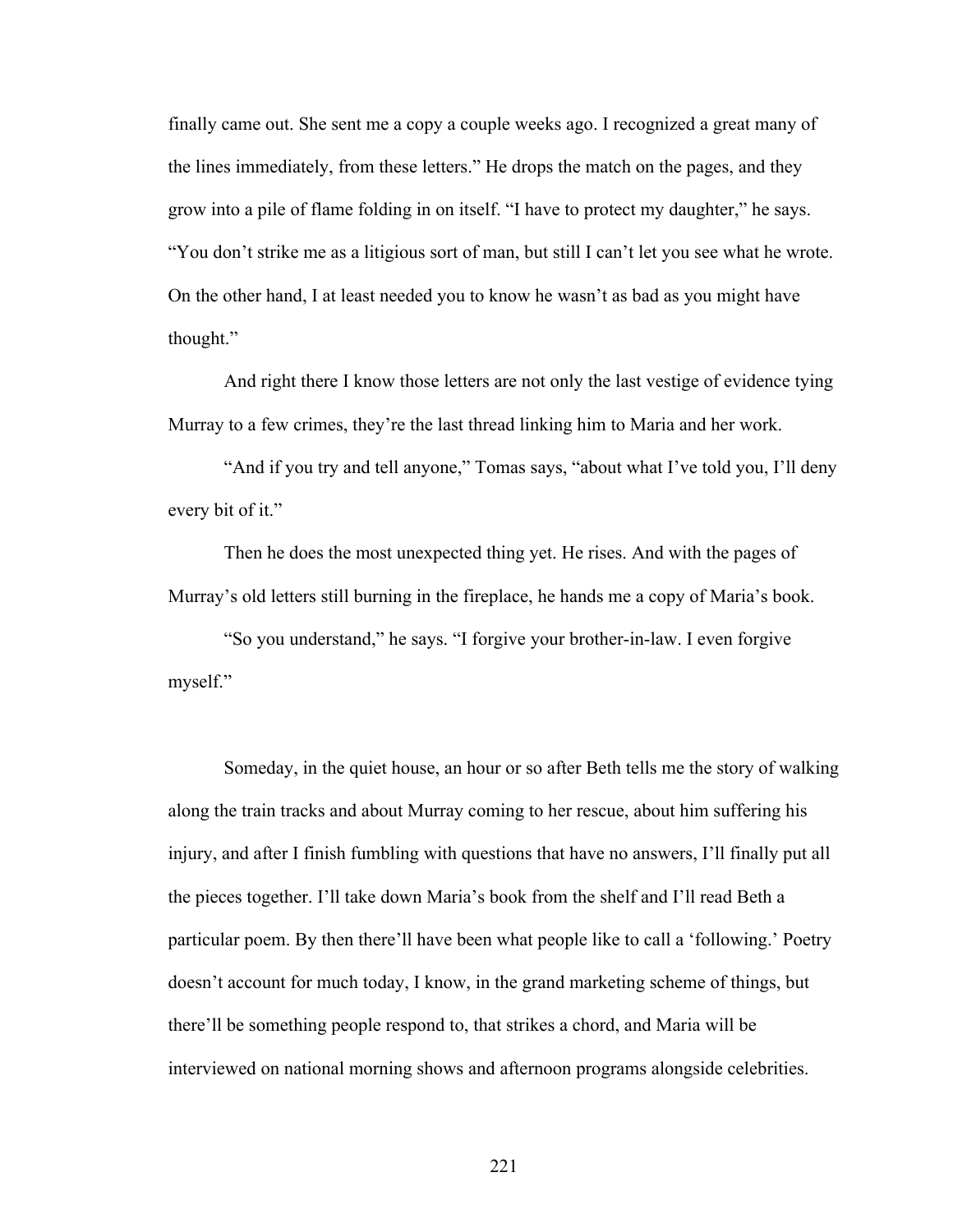finally came out. She sent me a copy a couple weeks ago. I recognized a great many of the lines immediately, from these letters." He drops the match on the pages, and they grow into a pile of flame folding in on itself. "I have to protect my daughter," he says. "You don't strike me as a litigious sort of man, but still I can't let you see what he wrote. On the other hand, I at least needed you to know he wasn't as bad as you might have thought."

And right there I know those letters are not only the last vestige of evidence tying Murray to a few crimes, they're the last thread linking him to Maria and her work.

"And if you try and tell anyone," Tomas says, "about what I've told you, I'll deny every bit of it."

Then he does the most unexpected thing yet. He rises. And with the pages of Murray's old letters still burning in the fireplace, he hands me a copy of Maria's book.

"So you understand," he says. "I forgive your brother-in-law. I even forgive myself."

Someday, in the quiet house, an hour or so after Beth tells me the story of walking along the train tracks and about Murray coming to her rescue, about him suffering his injury, and after I finish fumbling with questions that have no answers, I'll finally put all the pieces together. I'll take down Maria's book from the shelf and I'll read Beth a particular poem. By then there'll have been what people like to call a 'following.' Poetry doesn't account for much today, I know, in the grand marketing scheme of things, but there'll be something people respond to, that strikes a chord, and Maria will be interviewed on national morning shows and afternoon programs alongside celebrities.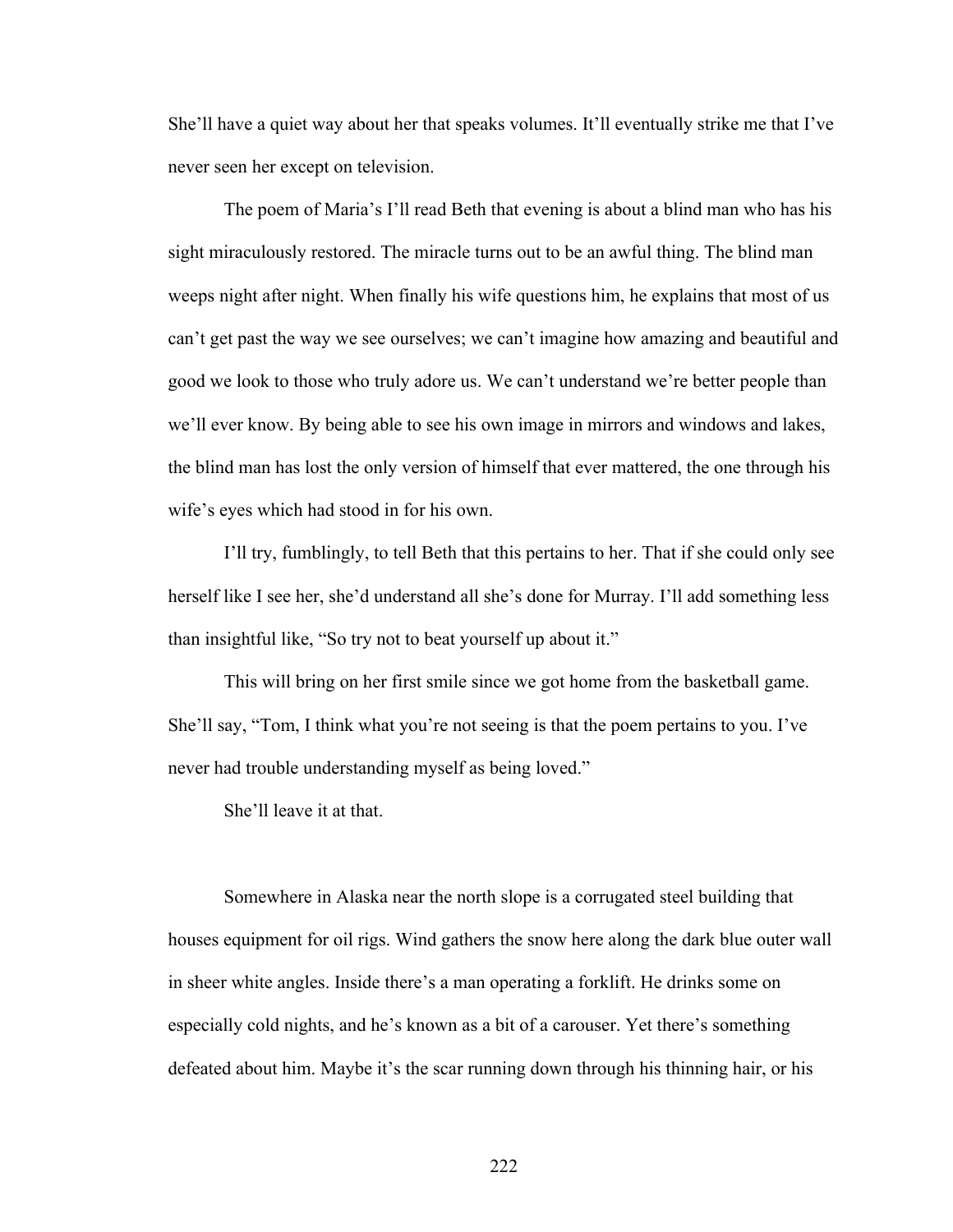She'll have a quiet way about her that speaks volumes. It'll eventually strike me that I've never seen her except on television.

The poem of Maria's I'll read Beth that evening is about a blind man who has his sight miraculously restored. The miracle turns out to be an awful thing. The blind man weeps night after night. When finally his wife questions him, he explains that most of us can't get past the way we see ourselves; we can't imagine how amazing and beautiful and good we look to those who truly adore us. We can't understand we're better people than we'll ever know. By being able to see his own image in mirrors and windows and lakes, the blind man has lost the only version of himself that ever mattered, the one through his wife's eyes which had stood in for his own.

I'll try, fumblingly, to tell Beth that this pertains to her. That if she could only see herself like I see her, she'd understand all she's done for Murray. I'll add something less than insightful like, "So try not to beat yourself up about it."

This will bring on her first smile since we got home from the basketball game. She'll say, "Tom, I think what you're not seeing is that the poem pertains to you. I've never had trouble understanding myself as being loved."

She'll leave it at that.

Somewhere in Alaska near the north slope is a corrugated steel building that houses equipment for oil rigs. Wind gathers the snow here along the dark blue outer wall in sheer white angles. Inside there's a man operating a forklift. He drinks some on especially cold nights, and he's known as a bit of a carouser. Yet there's something defeated about him. Maybe it's the scar running down through his thinning hair, or his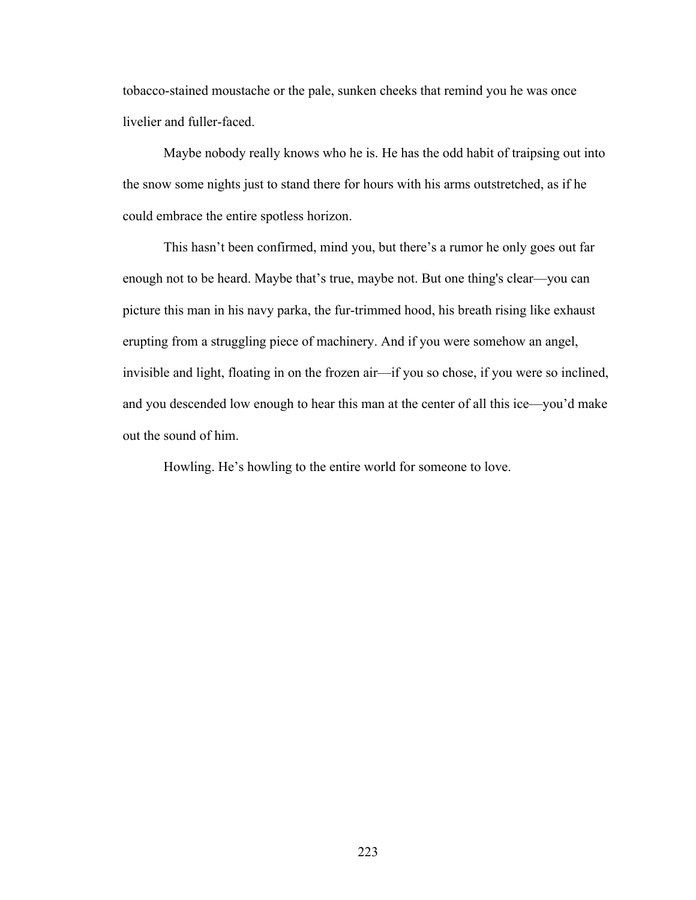tobacco-stained moustache or the pale, sunken cheeks that remind you he was once livelier and fuller-faced.

Maybe nobody really knows who he is. He has the odd habit of traipsing out into the snow some nights just to stand there for hours with his arms outstretched, as if he could embrace the entire spotless horizon.

This hasn't been confirmed, mind you, but there's a rumor he only goes out far enough not to be heard. Maybe that's true, maybe not. But one thing's clear—you can picture this man in his navy parka, the fur-trimmed hood, his breath rising like exhaust erupting from a struggling piece of machinery. And if you were somehow an angel, invisible and light, floating in on the frozen air—if you so chose, if you were so inclined, and you descended low enough to hear this man at the center of all this ice—you'd make out the sound of him.

Howling. He's howling to the entire world for someone to love.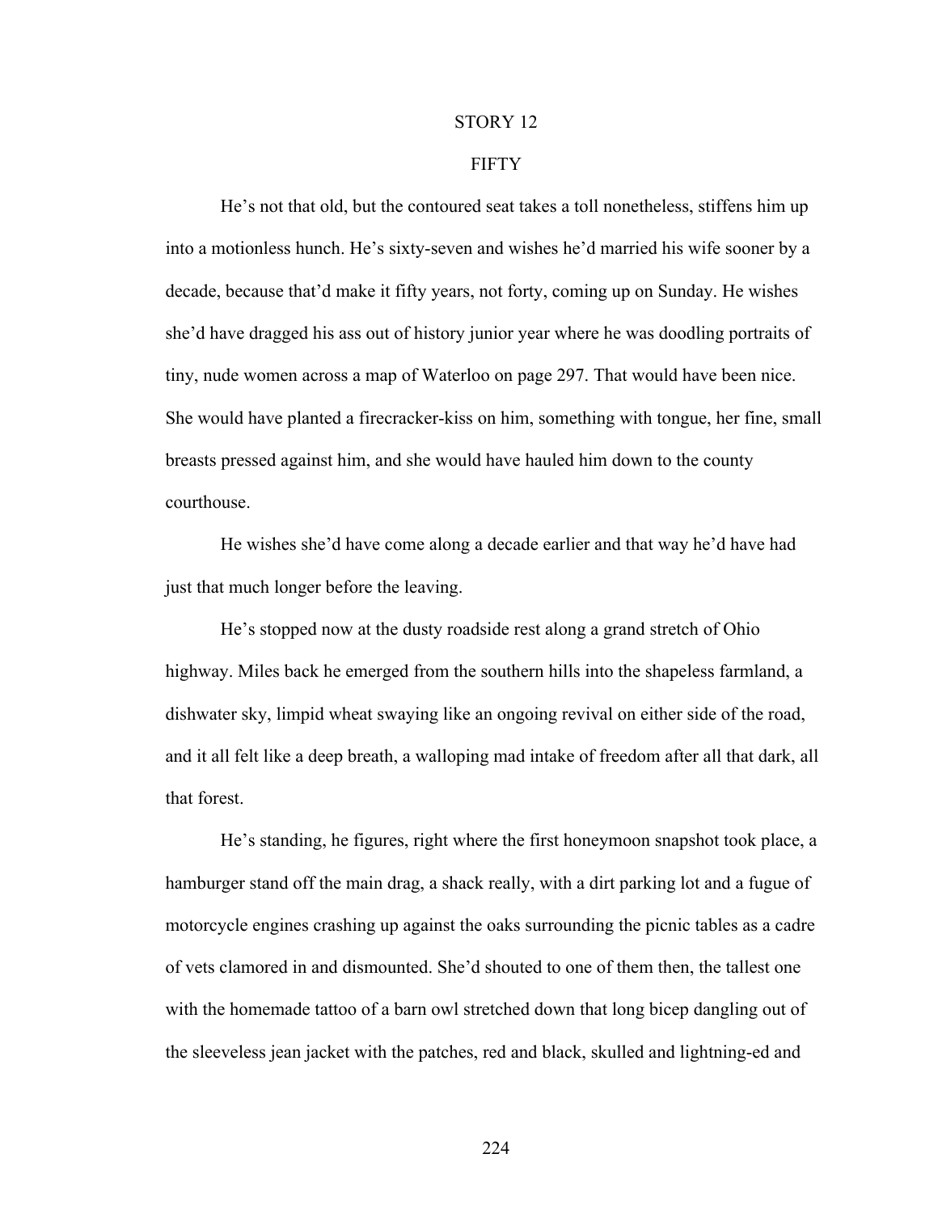## STORY 12

## FIFTY

He's not that old, but the contoured seat takes a toll nonetheless, stiffens him up into a motionless hunch. He's sixty-seven and wishes he'd married his wife sooner by a decade, because that'd make it fifty years, not forty, coming up on Sunday. He wishes she'd have dragged his ass out of history junior year where he was doodling portraits of tiny, nude women across a map of Waterloo on page 297. That would have been nice. She would have planted a firecracker-kiss on him, something with tongue, her fine, small breasts pressed against him, and she would have hauled him down to the county courthouse.

He wishes she'd have come along a decade earlier and that way he'd have had just that much longer before the leaving.

He's stopped now at the dusty roadside rest along a grand stretch of Ohio highway. Miles back he emerged from the southern hills into the shapeless farmland, a dishwater sky, limpid wheat swaying like an ongoing revival on either side of the road, and it all felt like a deep breath, a walloping mad intake of freedom after all that dark, all that forest.

He's standing, he figures, right where the first honeymoon snapshot took place, a hamburger stand off the main drag, a shack really, with a dirt parking lot and a fugue of motorcycle engines crashing up against the oaks surrounding the picnic tables as a cadre of vets clamored in and dismounted. She'd shouted to one of them then, the tallest one with the homemade tattoo of a barn owl stretched down that long bicep dangling out of the sleeveless jean jacket with the patches, red and black, skulled and lightning-ed and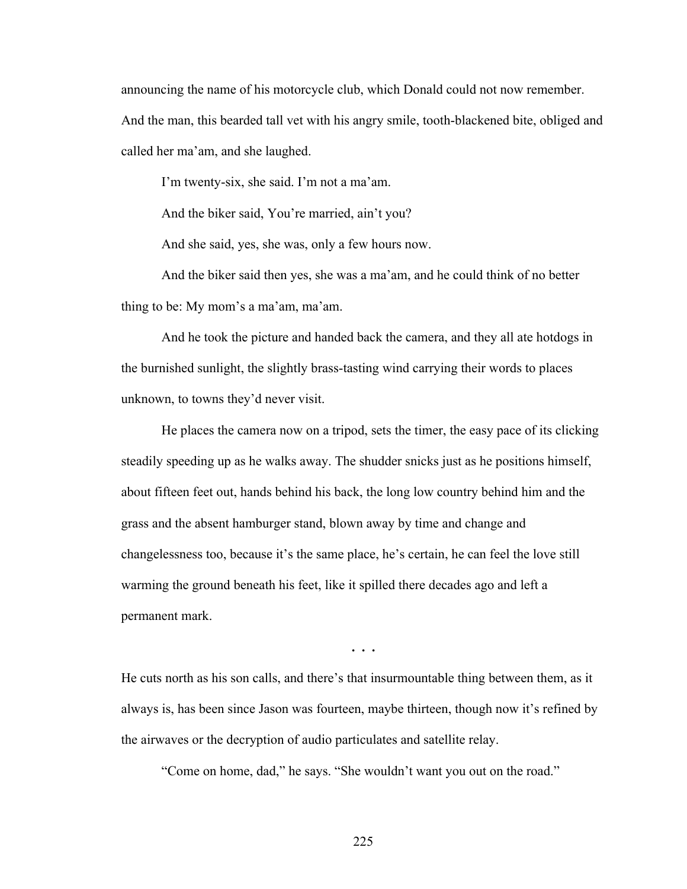announcing the name of his motorcycle club, which Donald could not now remember. And the man, this bearded tall vet with his angry smile, tooth-blackened bite, obliged and called her ma'am, and she laughed.

I'm twenty-six, she said. I'm not a ma'am.

And the biker said, You're married, ain't you?

And she said, yes, she was, only a few hours now.

And the biker said then yes, she was a ma'am, and he could think of no better thing to be: My mom's a ma'am, ma'am.

And he took the picture and handed back the camera, and they all ate hotdogs in the burnished sunlight, the slightly brass-tasting wind carrying their words to places unknown, to towns they'd never visit.

He places the camera now on a tripod, sets the timer, the easy pace of its clicking steadily speeding up as he walks away. The shudder snicks just as he positions himself, about fifteen feet out, hands behind his back, the long low country behind him and the grass and the absent hamburger stand, blown away by time and change and changelessness too, because it's the same place, he's certain, he can feel the love still warming the ground beneath his feet, like it spilled there decades ago and left a permanent mark.

. . .

He cuts north as his son calls, and there's that insurmountable thing between them, as it always is, has been since Jason was fourteen, maybe thirteen, though now it's refined by the airwaves or the decryption of audio particulates and satellite relay.

"Come on home, dad," he says. "She wouldn't want you out on the road."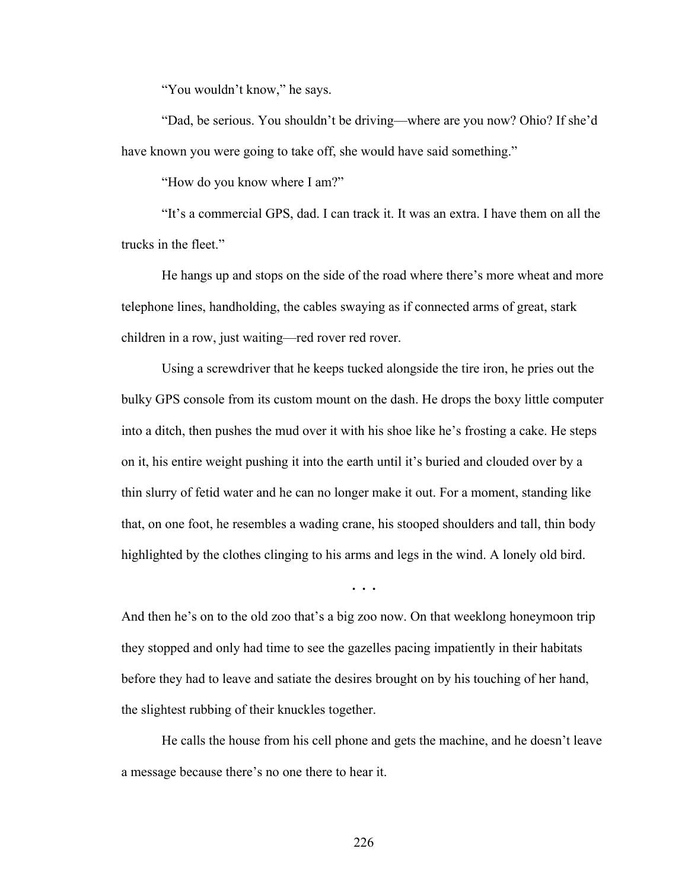"You wouldn't know," he says.

"Dad, be serious. You shouldn't be driving—where are you now? Ohio? If she'd have known you were going to take off, she would have said something."

"How do you know where I am?"

"It's a commercial GPS, dad. I can track it. It was an extra. I have them on all the trucks in the fleet."

He hangs up and stops on the side of the road where there's more wheat and more telephone lines, handholding, the cables swaying as if connected arms of great, stark children in a row, just waiting—red rover red rover.

Using a screwdriver that he keeps tucked alongside the tire iron, he pries out the bulky GPS console from its custom mount on the dash. He drops the boxy little computer into a ditch, then pushes the mud over it with his shoe like he's frosting a cake. He steps on it, his entire weight pushing it into the earth until it's buried and clouded over by a thin slurry of fetid water and he can no longer make it out. For a moment, standing like that, on one foot, he resembles a wading crane, his stooped shoulders and tall, thin body highlighted by the clothes clinging to his arms and legs in the wind. A lonely old bird.

. . .

And then he's on to the old zoo that's a big zoo now. On that weeklong honeymoon trip they stopped and only had time to see the gazelles pacing impatiently in their habitats before they had to leave and satiate the desires brought on by his touching of her hand, the slightest rubbing of their knuckles together.

He calls the house from his cell phone and gets the machine, and he doesn't leave a message because there's no one there to hear it.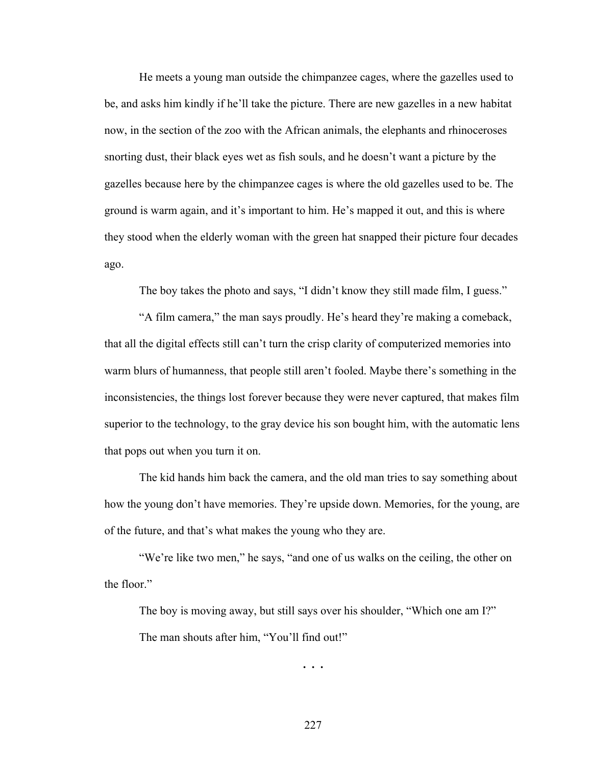He meets a young man outside the chimpanzee cages, where the gazelles used to be, and asks him kindly if he'll take the picture. There are new gazelles in a new habitat now, in the section of the zoo with the African animals, the elephants and rhinoceroses snorting dust, their black eyes wet as fish souls, and he doesn't want a picture by the gazelles because here by the chimpanzee cages is where the old gazelles used to be. The ground is warm again, and it's important to him. He's mapped it out, and this is where they stood when the elderly woman with the green hat snapped their picture four decades ago.

The boy takes the photo and says, "I didn't know they still made film, I guess."

"A film camera," the man says proudly. He's heard they're making a comeback, that all the digital effects still can't turn the crisp clarity of computerized memories into warm blurs of humanness, that people still aren't fooled. Maybe there's something in the inconsistencies, the things lost forever because they were never captured, that makes film superior to the technology, to the gray device his son bought him, with the automatic lens that pops out when you turn it on.

The kid hands him back the camera, and the old man tries to say something about how the young don't have memories. They're upside down. Memories, for the young, are of the future, and that's what makes the young who they are.

"We're like two men," he says, "and one of us walks on the ceiling, the other on the floor."

The boy is moving away, but still says over his shoulder, "Which one am I?"

The man shouts after him, "You'll find out!"

. . .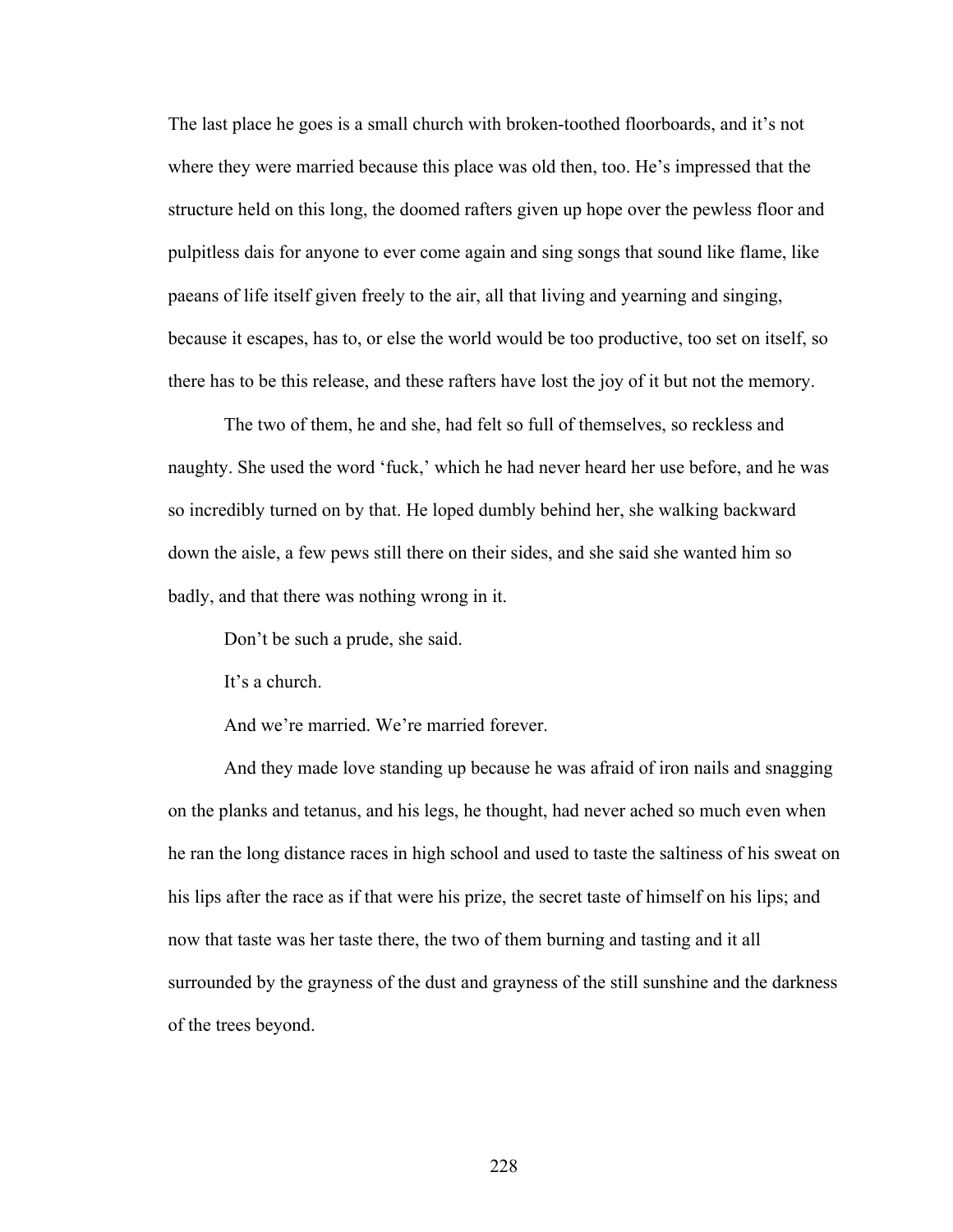The last place he goes is a small church with broken-toothed floorboards, and it's not where they were married because this place was old then, too. He's impressed that the structure held on this long, the doomed rafters given up hope over the pewless floor and pulpitless dais for anyone to ever come again and sing songs that sound like flame, like paeans of life itself given freely to the air, all that living and yearning and singing, because it escapes, has to, or else the world would be too productive, too set on itself, so there has to be this release, and these rafters have lost the joy of it but not the memory.

The two of them, he and she, had felt so full of themselves, so reckless and naughty. She used the word 'fuck,' which he had never heard her use before, and he was so incredibly turned on by that. He loped dumbly behind her, she walking backward down the aisle, a few pews still there on their sides, and she said she wanted him so badly, and that there was nothing wrong in it.

Don't be such a prude, she said.

It's a church.

And we're married. We're married forever.

And they made love standing up because he was afraid of iron nails and snagging on the planks and tetanus, and his legs, he thought, had never ached so much even when he ran the long distance races in high school and used to taste the saltiness of his sweat on his lips after the race as if that were his prize, the secret taste of himself on his lips; and now that taste was her taste there, the two of them burning and tasting and it all surrounded by the grayness of the dust and grayness of the still sunshine and the darkness of the trees beyond.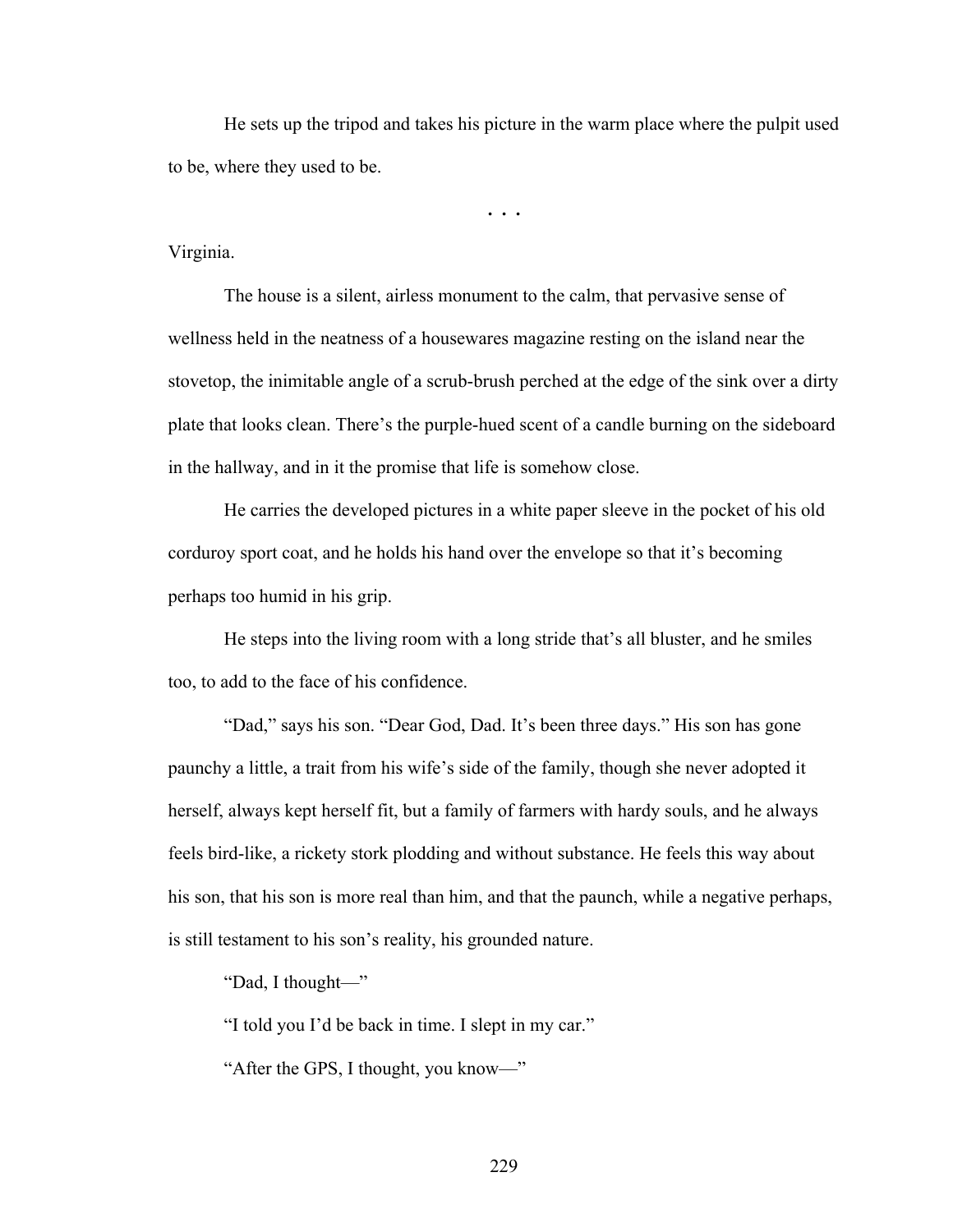He sets up the tripod and takes his picture in the warm place where the pulpit used to be, where they used to be.

. . .

Virginia.

The house is a silent, airless monument to the calm, that pervasive sense of wellness held in the neatness of a housewares magazine resting on the island near the stovetop, the inimitable angle of a scrub-brush perched at the edge of the sink over a dirty plate that looks clean. There's the purple-hued scent of a candle burning on the sideboard in the hallway, and in it the promise that life is somehow close.

He carries the developed pictures in a white paper sleeve in the pocket of his old corduroy sport coat, and he holds his hand over the envelope so that it's becoming perhaps too humid in his grip.

He steps into the living room with a long stride that's all bluster, and he smiles too, to add to the face of his confidence.

"Dad," says his son. "Dear God, Dad. It's been three days." His son has gone paunchy a little, a trait from his wife's side of the family, though she never adopted it herself, always kept herself fit, but a family of farmers with hardy souls, and he always feels bird-like, a rickety stork plodding and without substance. He feels this way about his son, that his son is more real than him, and that the paunch, while a negative perhaps, is still testament to his son's reality, his grounded nature.

"Dad, I thought—"

"I told you I'd be back in time. I slept in my car."

"After the GPS, I thought, you know—"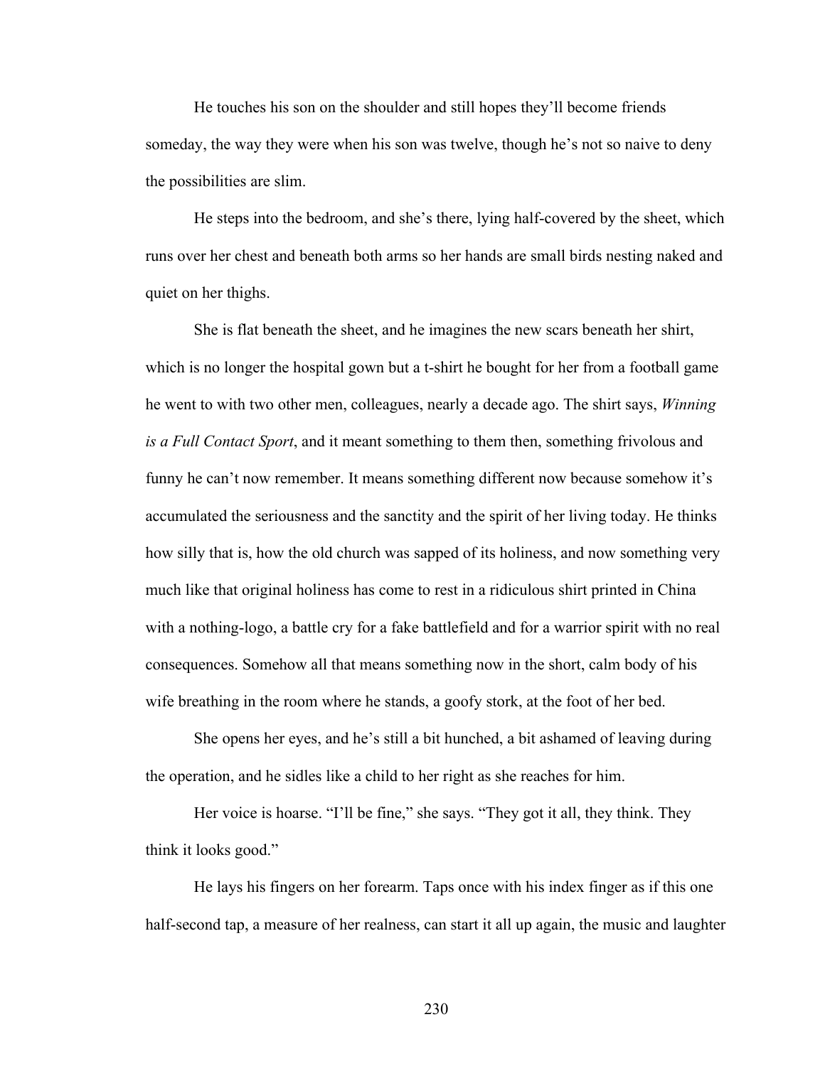He touches his son on the shoulder and still hopes they'll become friends someday, the way they were when his son was twelve, though he's not so naive to deny the possibilities are slim.

He steps into the bedroom, and she's there, lying half-covered by the sheet, which runs over her chest and beneath both arms so her hands are small birds nesting naked and quiet on her thighs.

She is flat beneath the sheet, and he imagines the new scars beneath her shirt, which is no longer the hospital gown but a t-shirt he bought for her from a football game he went to with two other men, colleagues, nearly a decade ago. The shirt says, *Winning is a Full Contact Sport*, and it meant something to them then, something frivolous and funny he can't now remember. It means something different now because somehow it's accumulated the seriousness and the sanctity and the spirit of her living today. He thinks how silly that is, how the old church was sapped of its holiness, and now something very much like that original holiness has come to rest in a ridiculous shirt printed in China with a nothing-logo, a battle cry for a fake battlefield and for a warrior spirit with no real consequences. Somehow all that means something now in the short, calm body of his wife breathing in the room where he stands, a goofy stork, at the foot of her bed.

She opens her eyes, and he's still a bit hunched, a bit ashamed of leaving during the operation, and he sidles like a child to her right as she reaches for him.

Her voice is hoarse. "I'll be fine," she says. "They got it all, they think. They think it looks good."

He lays his fingers on her forearm. Taps once with his index finger as if this one half-second tap, a measure of her realness, can start it all up again, the music and laughter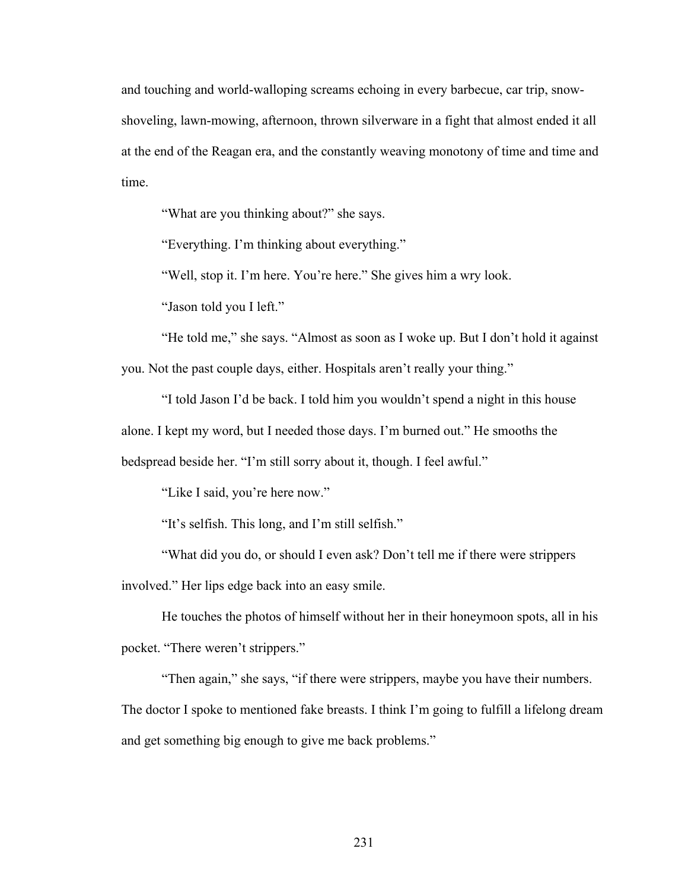and touching and world-walloping screams echoing in every barbecue, car trip, snow-shoveling, lawn-mowing, afternoon, thrown silverware in a fight that almost ended it all at the end of the Reagan era, and the constantly weaving monotony of time and time and time.

"What are you thinking about?" she says.

"Everything. I'm thinking about everything."

"Well, stop it. I'm here. You're here." She gives him a wry look.

"Jason told you I left."

"He told me," she says. "Almost as soon as I woke up. But I don't hold it against you. Not the past couple days, either. Hospitals aren't really your thing."

"I told Jason I'd be back. I told him you wouldn't spend a night in this house alone. I kept my word, but I needed those days. I'm burned out." He smooths the bedspread beside her. "I'm still sorry about it, though. I feel awful."

"Like I said, you're here now."

"It's selfish. This long, and I'm still selfish."

"What did you do, or should I even ask? Don't tell me if there were strippers involved." Her lips edge back into an easy smile.

He touches the photos of himself without her in their honeymoon spots, all in his pocket. "There weren't strippers."

"Then again," she says, "if there were strippers, maybe you have their numbers. The doctor I spoke to mentioned fake breasts. I think I'm going to fulfill a lifelong dream and get something big enough to give me back problems."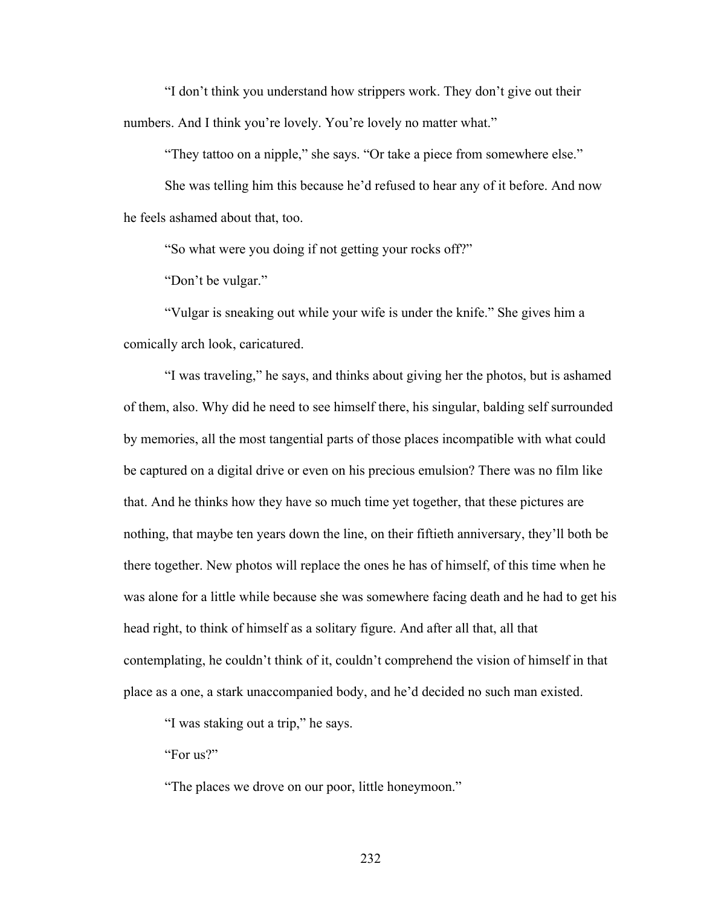"I don't think you understand how strippers work. They don't give out their numbers. And I think you're lovely. You're lovely no matter what."

"They tattoo on a nipple," she says. "Or take a piece from somewhere else."

She was telling him this because he'd refused to hear any of it before. And now he feels ashamed about that, too.

"So what were you doing if not getting your rocks off?"

"Don't be vulgar."

"Vulgar is sneaking out while your wife is under the knife." She gives him a comically arch look, caricatured.

"I was traveling," he says, and thinks about giving her the photos, but is ashamed of them, also. Why did he need to see himself there, his singular, balding self surrounded by memories, all the most tangential parts of those places incompatible with what could be captured on a digital drive or even on his precious emulsion? There was no film like that. And he thinks how they have so much time yet together, that these pictures are nothing, that maybe ten years down the line, on their fiftieth anniversary, they'll both be there together. New photos will replace the ones he has of himself, of this time when he was alone for a little while because she was somewhere facing death and he had to get his head right, to think of himself as a solitary figure. And after all that, all that contemplating, he couldn't think of it, couldn't comprehend the vision of himself in that place as a one, a stark unaccompanied body, and he'd decided no such man existed.

"I was staking out a trip," he says.

"For us?"

"The places we drove on our poor, little honeymoon."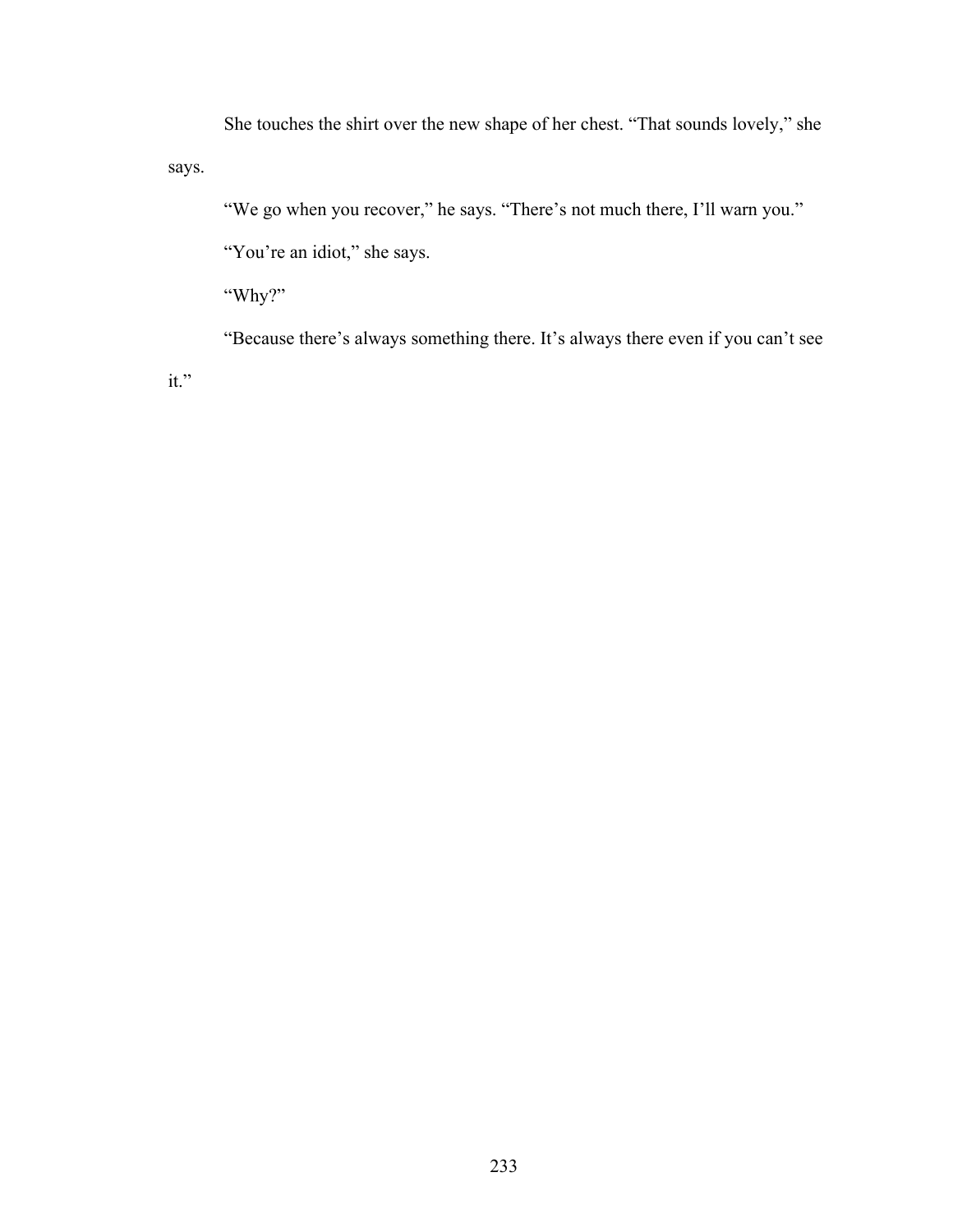She touches the shirt over the new shape of her chest. “That sounds lovely,” she says.

“We go when you recover,” he says. “There’s not much there, I’ll warn you.”

“You’re an idiot,” she says.

“Why?”

“Because there’s always something there. It’s always there even if you can’t see it.”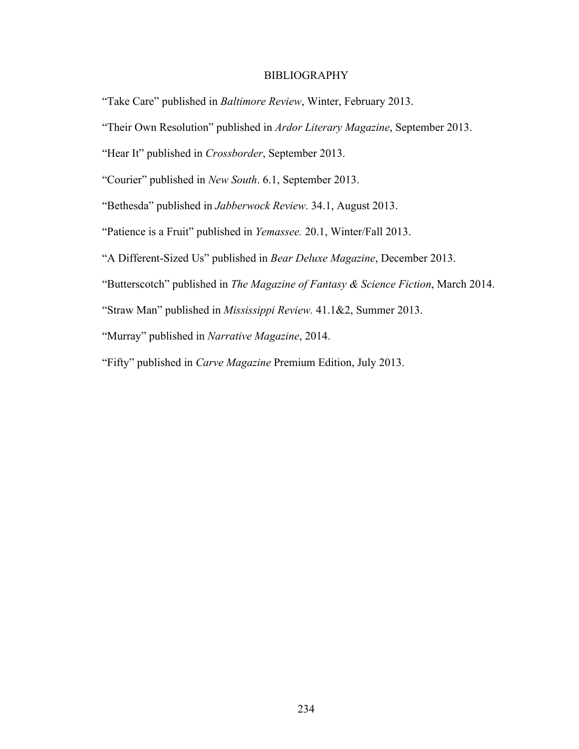# BIBLIOGRAPHY

"Take Care" published in *Baltimore Review*, Winter, February 2013.

"Their Own Resolution" published in *Ardor Literary Magazine*, September 2013.

"Hear It" published in *Crossborder*, September 2013.

"Courier" published in *New South*. 6.1, September 2013.

"Bethesda" published in *Jabberwock Review*. 34.1, August 2013.

"Patience is a Fruit" published in *Yemassee.* 20.1, Winter/Fall 2013.

"A Different-Sized Us" published in *Bear Deluxe Magazine*, December 2013.

"Butterscotch" published in *The Magazine of Fantasy & Science Fiction*, March 2014.

"Straw Man" published in *Mississippi Review.* 41.1&2, Summer 2013.

"Murray" published in *Narrative Magazine*, 2014.

"Fifty" published in *Carve Magazine* Premium Edition, July 2013.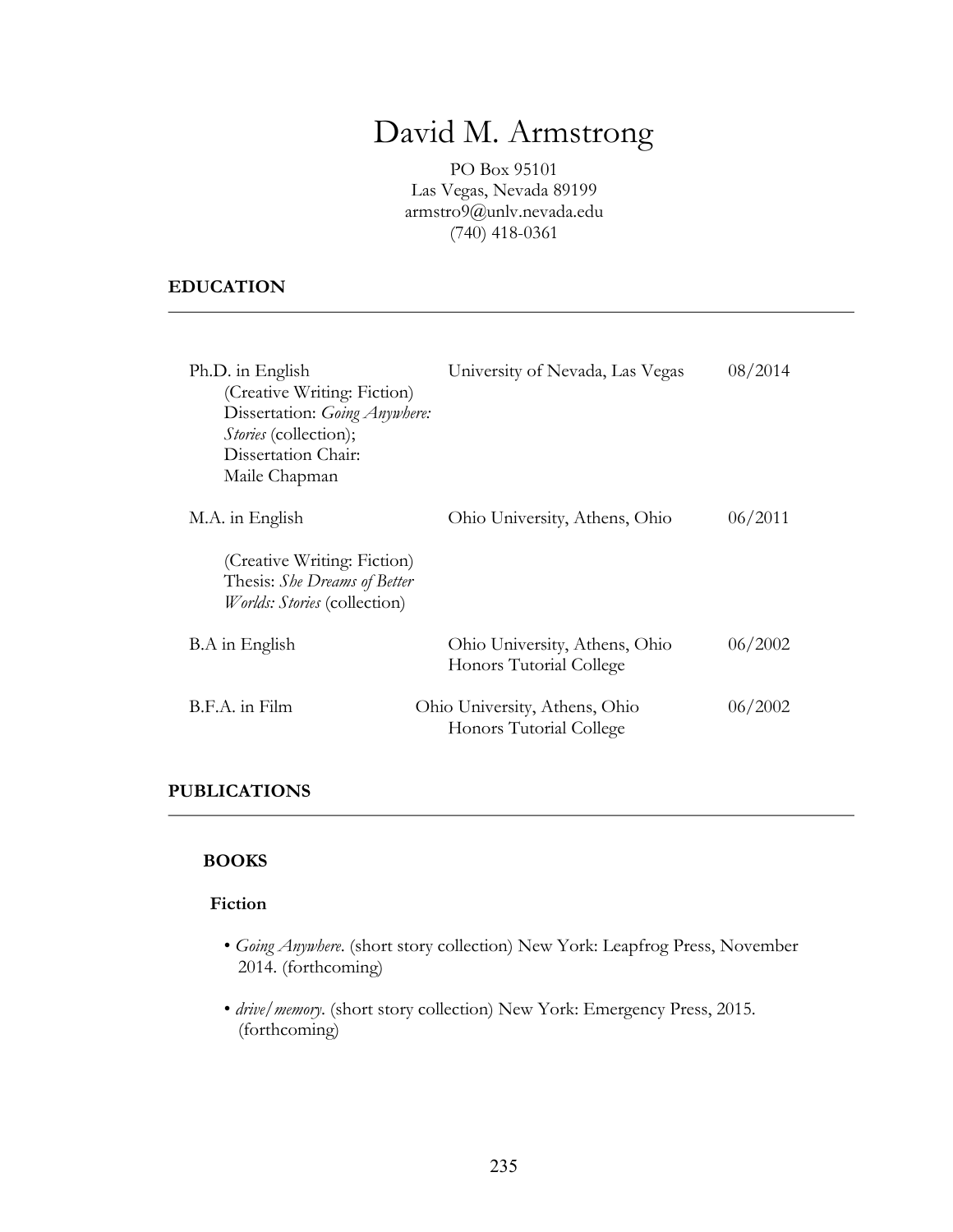# David M. Armstrong

PO Box 95101
Las Vegas, Nevada 89199
armstro9@unlv.nevada.edu
(740) 418-0361

## EDUCATION

| | | |
|---|---|---|
| Ph.D. in English (Creative Writing: Fiction) Dissertation: *Going Anywhere: Stories* (collection); Dissertation Chair: Maile Chapman | University of Nevada, Las Vegas | 08/2014 |
| M.A. in English (Creative Writing: Fiction) Thesis: *She Dreams of Better Worlds: Stories* (collection) | Ohio University, Athens, Ohio | 06/2011 |
| B.A in English | Ohio University, Athens, Ohio Honors Tutorial College | 06/2002 |
| B.F.A. in Film | Ohio University, Athens, Ohio Honors Tutorial College | 06/2002 |

## PUBLICATIONS

### BOOKS

#### Fiction

- *Going Anywhere*. (short story collection) New York: Leapfrog Press, November 2014. (forthcoming)
- *drive/memory*. (short story collection) New York: Emergency Press, 2015. (forthcoming)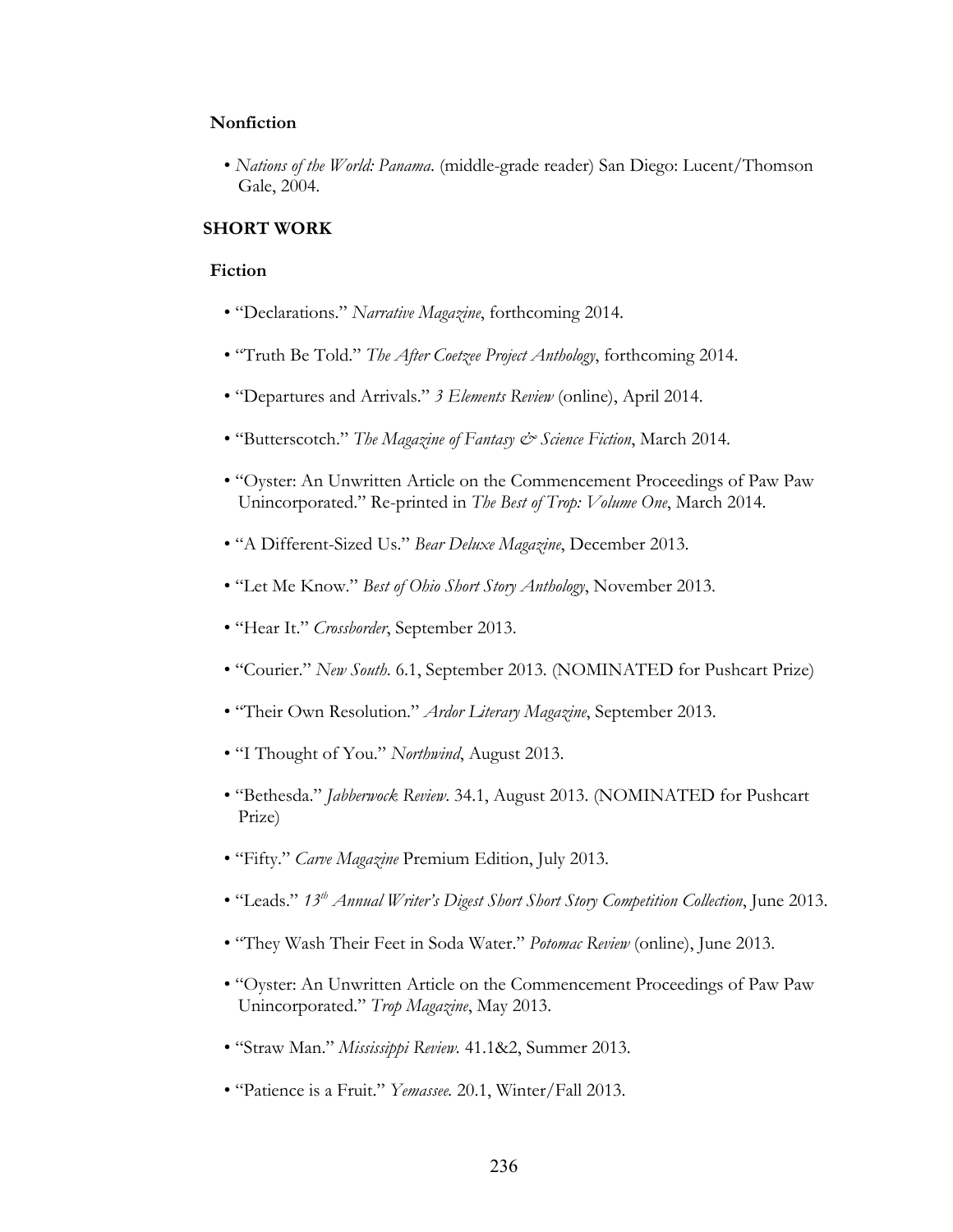### Nonfiction

- *Nations of the World: Panama*. (middle-grade reader) San Diego: Lucent/Thomson Gale, 2004.

## SHORT WORK

### Fiction

- "Declarations." *Narrative Magazine*, forthcoming 2014.
- "Truth Be Told." *The After Coetzee Project Anthology*, forthcoming 2014.
- "Departures and Arrivals." *3 Elements Review* (online), April 2014.
- "Butterscotch." *The Magazine of Fantasy & Science Fiction*, March 2014.
- "Oyster: An Unwritten Article on the Commencement Proceedings of Paw Paw Unincorporated." Re-printed in *The Best of Trop: Volume One*, March 2014.
- "A Different-Sized Us." *Bear Deluxe Magazine*, December 2013.
- "Let Me Know." *Best of Ohio Short Story Anthology*, November 2013.
- "Hear It." *Crossborder*, September 2013.
- "Courier." *New South*. 6.1, September 2013. (NOMINATED for Pushcart Prize)
- "Their Own Resolution." *Ardor Literary Magazine*, September 2013.
- "I Thought of You." *Northwind*, August 2013.
- "Bethesda." *Jabberwock Review*. 34.1, August 2013. (NOMINATED for Pushcart Prize)
- "Fifty." *Carve Magazine* Premium Edition, July 2013.
- "Leads." *13th Annual Writer's Digest Short Short Story Competition Collection*, June 2013.
- "They Wash Their Feet in Soda Water." *Potomac Review* (online), June 2013.
- "Oyster: An Unwritten Article on the Commencement Proceedings of Paw Paw Unincorporated." *Trop Magazine*, May 2013.
- "Straw Man." *Mississippi Review*. 41.1&2, Summer 2013.
- "Patience is a Fruit." *Yemassee*. 20.1, Winter/Fall 2013.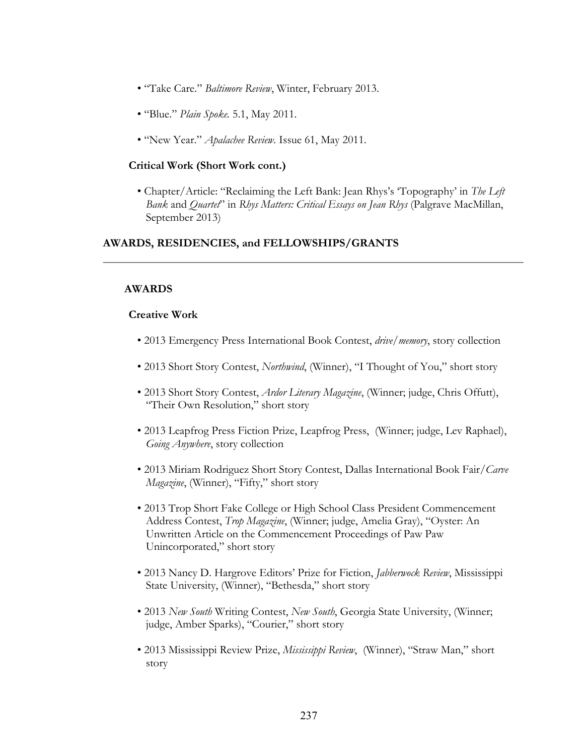- "Take Care." *Baltimore Review*, Winter, February 2013.
- "Blue." *Plain Spoke.* 5.1, May 2011.
- "New Year." *Apalachee Review.* Issue 61, May 2011.

**Critical Work (Short Work cont.)**

- Chapter/Article: "Reclaiming the Left Bank: Jean Rhys's 'Topography' in *The Left Bank* and *Quartet*" in *Rhys Matters: Critical Essays on Jean Rhys* (Palgrave MacMillan, September 2013)

## AWARDS, RESIDENCIES, and FELLOWSHIPS/GRANTS

### AWARDS

**Creative Work**

- 2013 Emergency Press International Book Contest, *drive/memory*, story collection
- 2013 Short Story Contest, *Northwind*, (Winner), "I Thought of You," short story
- 2013 Short Story Contest, *Ardor Literary Magazine*, (Winner; judge, Chris Offutt), "Their Own Resolution," short story
- 2013 Leapfrog Press Fiction Prize, Leapfrog Press, (Winner; judge, Lev Raphael), *Going Anywhere*, story collection
- 2013 Miriam Rodriguez Short Story Contest, Dallas International Book Fair/*Carve Magazine*, (Winner), "Fifty," short story
- 2013 Trop Short Fake College or High School Class President Commencement Address Contest, *Trop Magazine*, (Winner; judge, Amelia Gray), "Oyster: An Unwritten Article on the Commencement Proceedings of Paw Paw Unincorporated," short story
- 2013 Nancy D. Hargrove Editors' Prize for Fiction, *Jabberwock Review*, Mississippi State University, (Winner), "Bethesda," short story
- 2013 *New South* Writing Contest, *New South*, Georgia State University, (Winner; judge, Amber Sparks), "Courier," short story
- 2013 Mississippi Review Prize, *Mississippi Review*, (Winner), "Straw Man," short story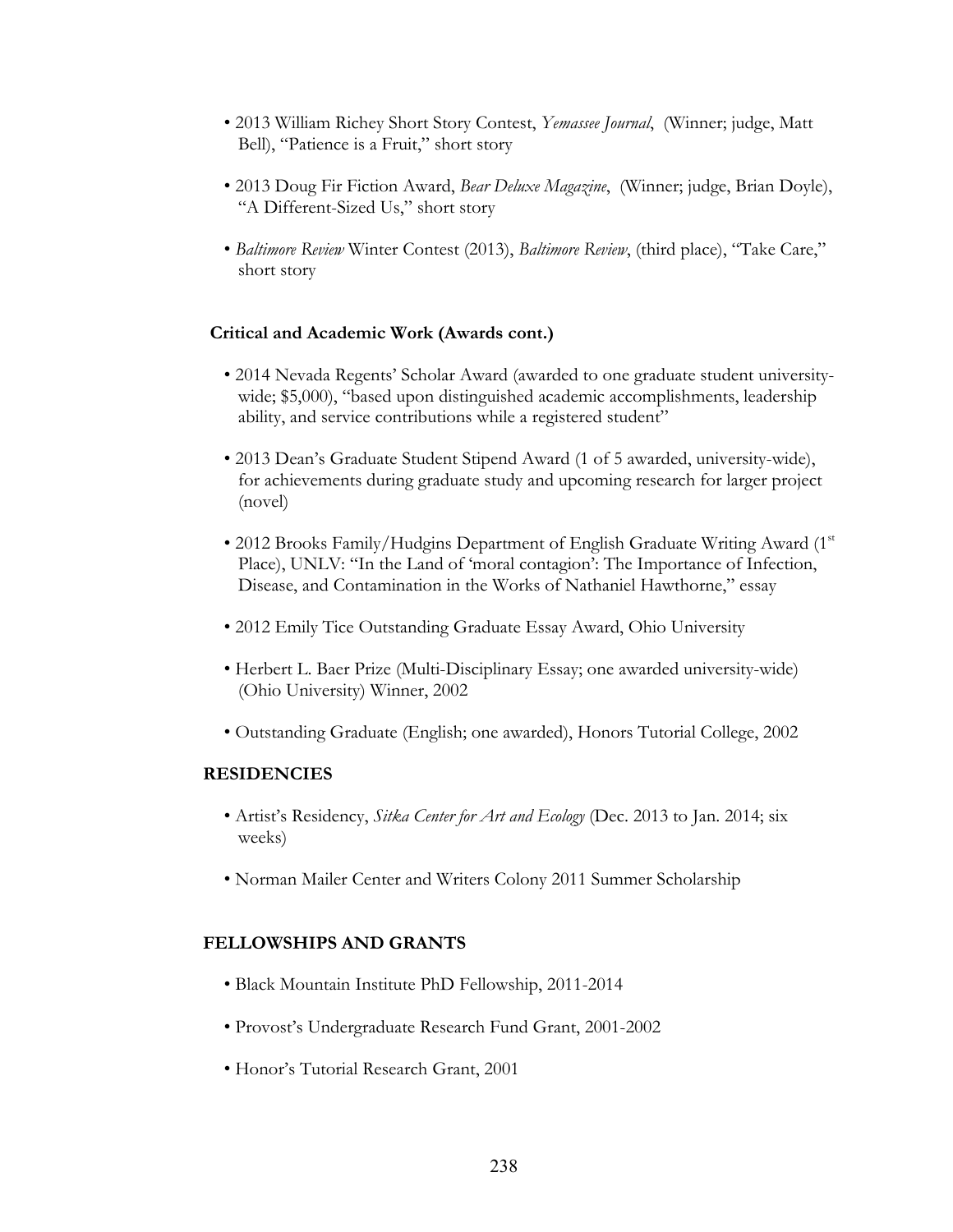- 2013 William Richey Short Story Contest, *Yemassee Journal*, (Winner; judge, Matt Bell), "Patience is a Fruit," short story

- 2013 Doug Fir Fiction Award, *Bear Deluxe Magazine*, (Winner; judge, Brian Doyle), "A Different-Sized Us," short story

- *Baltimore Review* Winter Contest (2013), *Baltimore Review*, (third place), "Take Care," short story

**Critical and Academic Work (Awards cont.)**

- 2014 Nevada Regents' Scholar Award (awarded to one graduate student university-wide; $5,000), "based upon distinguished academic accomplishments, leadership ability, and service contributions while a registered student"

- 2013 Dean's Graduate Student Stipend Award (1 of 5 awarded, university-wide), for achievements during graduate study and upcoming research for larger project (novel)

- 2012 Brooks Family/Hudgins Department of English Graduate Writing Award (1st Place), UNLV: "In the Land of 'moral contagion': The Importance of Infection, Disease, and Contamination in the Works of Nathaniel Hawthorne," essay

- 2012 Emily Tice Outstanding Graduate Essay Award, Ohio University

- Herbert L. Baer Prize (Multi-Disciplinary Essay; one awarded university-wide) (Ohio University) Winner, 2002

- Outstanding Graduate (English; one awarded), Honors Tutorial College, 2002

## RESIDENCIES

- Artist's Residency, *Sitka Center for Art and Ecology* (Dec. 2013 to Jan. 2014; six weeks)

- Norman Mailer Center and Writers Colony 2011 Summer Scholarship

## FELLOWSHIPS AND GRANTS

- Black Mountain Institute PhD Fellowship, 2011-2014

- Provost's Undergraduate Research Fund Grant, 2001-2002

- Honor's Tutorial Research Grant, 2001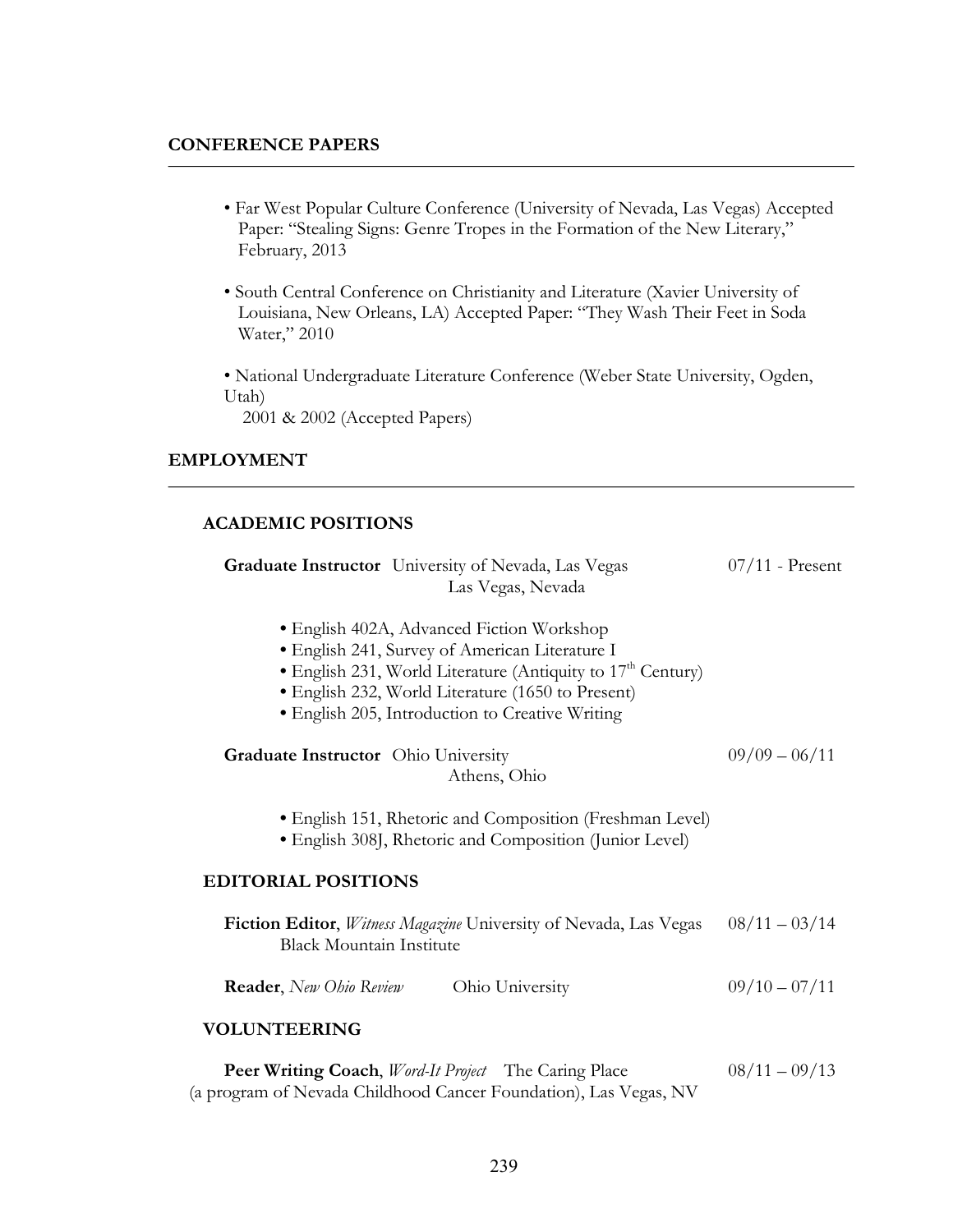## CONFERENCE PAPERS

- Far West Popular Culture Conference (University of Nevada, Las Vegas) Accepted Paper: "Stealing Signs: Genre Tropes in the Formation of the New Literary," February, 2013

- South Central Conference on Christianity and Literature (Xavier University of Louisiana, New Orleans, LA) Accepted Paper: "They Wash Their Feet in Soda Water," 2010

- National Undergraduate Literature Conference (Weber State University, Ogden, Utah) 2001 & 2002 (Accepted Papers)

## EMPLOYMENT

### ACADEMIC POSITIONS

**Graduate Instructor** University of Nevada, Las Vegas, Las Vegas, Nevada — 07/11 - Present

- English 402A, Advanced Fiction Workshop
- English 241, Survey of American Literature I
- English 231, World Literature (Antiquity to 17th Century)
- English 232, World Literature (1650 to Present)
- English 205, Introduction to Creative Writing

**Graduate Instructor** Ohio University, Athens, Ohio — 09/09 – 06/11

- English 151, Rhetoric and Composition (Freshman Level)
- English 308J, Rhetoric and Composition (Junior Level)

### EDITORIAL POSITIONS

**Fiction Editor**, *Witness Magazine* University of Nevada, Las Vegas, Black Mountain Institute — 08/11 – 03/14

**Reader**, *New Ohio Review* Ohio University — 09/10 – 07/11

### VOLUNTEERING

**Peer Writing Coach**, *Word-It Project* The Caring Place (a program of Nevada Childhood Cancer Foundation), Las Vegas, NV — 08/11 – 09/13